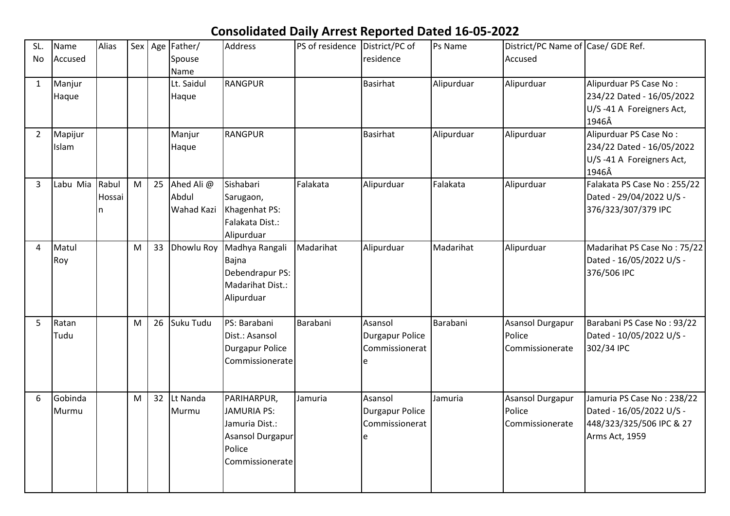# Consolidated Daily Arrest Reported Dated 16-05-2022

| SL. No | Name Accused | Alias | Sex | Age | Father/ Spouse Name | Address | PS of residence | District/PC of residence | Ps Name | District/PC Name of Accused | Case/ GDE Ref. |
|---|---|---|---|---|---|---|---|---|---|---|---|
| 1 | Manjur Haque | | | | Lt. Saidul Haque | RANGPUR | | Basirhat | Alipurduar | Alipurduar | Alipurduar PS Case No : 234/22 Dated - 16/05/2022 U/S -41 A Foreigners Act, 1946Â |
| 2 | Mapijur Islam | | | | Manjur Haque | RANGPUR | | Basirhat | Alipurduar | Alipurduar | Alipurduar PS Case No : 234/22 Dated - 16/05/2022 U/S -41 A Foreigners Act, 1946Â |
| 3 | Labu Mia | Rabul Hossain | M | 25 | Ahed Ali @ Abdul Wahad Kazi | Sishabari Sarugaon, Khagenhat PS: Falakata Dist.: Alipurduar | Falakata | Alipurduar | Falakata | Alipurduar | Falakata PS Case No : 255/22 Dated - 29/04/2022 U/S - 376/323/307/379 IPC |
| 4 | Matul Roy | | M | 33 | Dhowlu Roy | Madhya Rangali Bajna Debendrapur PS: Madarihat Dist.: Alipurduar | Madarihat | Alipurduar | Madarihat | Alipurduar | Madarihat PS Case No : 75/22 Dated - 16/05/2022 U/S - 376/506 IPC |
| 5 | Ratan Tudu | | M | 26 | Suku Tudu | PS: Barabani Dist.: Asansol Durgapur Police Commissionerate | Barabani | Asansol Durgapur Police Commissionerate | Barabani | Asansol Durgapur Police Commissionerate | Barabani PS Case No : 93/22 Dated - 10/05/2022 U/S - 302/34 IPC |
| 6 | Gobinda Murmu | | M | 32 | Lt Nanda Murmu | PARIHARPUR, JAMURIA PS: Jamuria Dist.: Asansol Durgapur Police Commissionerate | Jamuria | Asansol Durgapur Police Commissionerate | Jamuria | Asansol Durgapur Police Commissionerate | Jamuria PS Case No : 238/22 Dated - 16/05/2022 U/S - 448/323/325/506 IPC & 27 Arms Act, 1959 |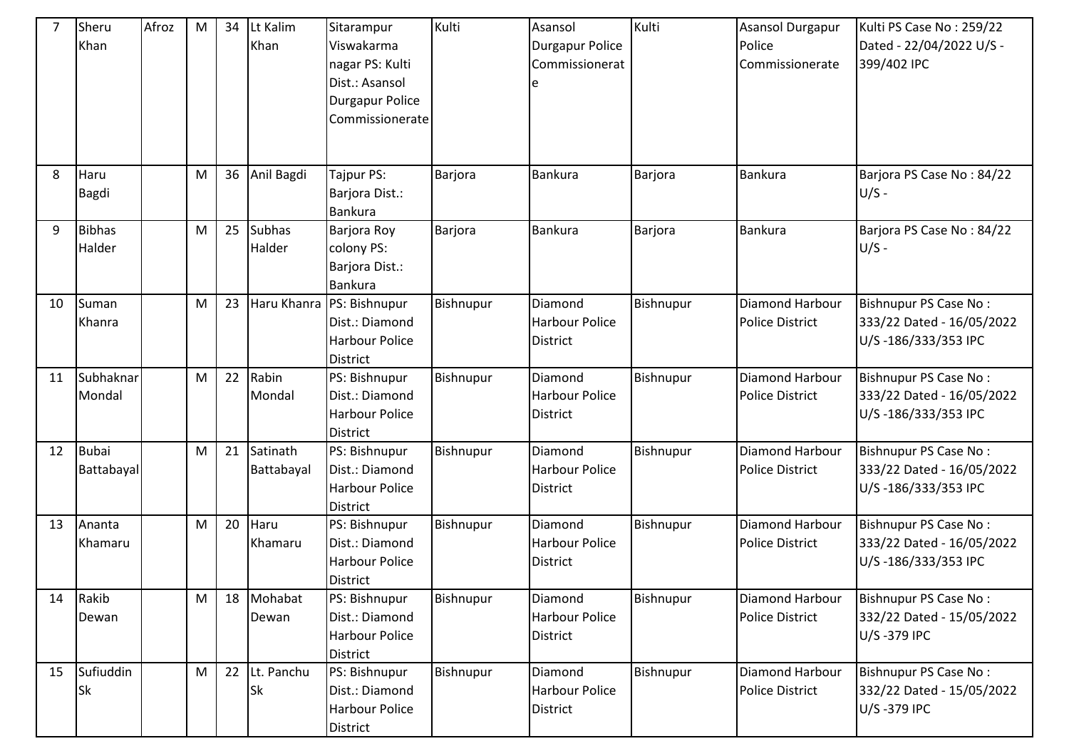| 7 | Sheru Khan | Afroz | M | 34 | Lt Kalim Khan | Sitarampur Viswakarma nagar PS: Kulti Dist.: Asansol Durgapur Police Commissionerate | Kulti | Asansol Durgapur Police Commissionerate | Kulti | Asansol Durgapur Police Commissionerate | Kulti PS Case No : 259/22 Dated - 22/04/2022 U/S - 399/402 IPC |
|---|---|---|---|---|---|---|---|---|---|---|---|
| 8 | Haru Bagdi | | M | 36 | Anil Bagdi | Tajpur PS: Barjora Dist.: Bankura | Barjora | Bankura | Barjora | Bankura | Barjora PS Case No : 84/22 U/S - |
| 9 | Bibhas Halder | | M | 25 | Subhas Halder | Barjora Roy colony PS: Barjora Dist.: Bankura | Barjora | Bankura | Barjora | Bankura | Barjora PS Case No : 84/22 U/S - |
| 10 | Suman Khanra | | M | 23 | Haru Khanra | PS: Bishnupur Dist.: Diamond Harbour Police District | Bishnupur | Diamond Harbour Police District | Bishnupur | Diamond Harbour Police District | Bishnupur PS Case No : 333/22 Dated - 16/05/2022 U/S -186/333/353 IPC |
| 11 | Subhaknar Mondal | | M | 22 | Rabin Mondal | PS: Bishnupur Dist.: Diamond Harbour Police District | Bishnupur | Diamond Harbour Police District | Bishnupur | Diamond Harbour Police District | Bishnupur PS Case No : 333/22 Dated - 16/05/2022 U/S -186/333/353 IPC |
| 12 | Bubai Battabayal | | M | 21 | Satinath Battabayal | PS: Bishnupur Dist.: Diamond Harbour Police District | Bishnupur | Diamond Harbour Police District | Bishnupur | Diamond Harbour Police District | Bishnupur PS Case No : 333/22 Dated - 16/05/2022 U/S -186/333/353 IPC |
| 13 | Ananta Khamaru | | M | 20 | Haru Khamaru | PS: Bishnupur Dist.: Diamond Harbour Police District | Bishnupur | Diamond Harbour Police District | Bishnupur | Diamond Harbour Police District | Bishnupur PS Case No : 333/22 Dated - 16/05/2022 U/S -186/333/353 IPC |
| 14 | Rakib Dewan | | M | 18 | Mohabat Dewan | PS: Bishnupur Dist.: Diamond Harbour Police District | Bishnupur | Diamond Harbour Police District | Bishnupur | Diamond Harbour Police District | Bishnupur PS Case No : 332/22 Dated - 15/05/2022 U/S -379 IPC |
| 15 | Sufiuddin Sk | | M | 22 | Lt. Panchu Sk | PS: Bishnupur Dist.: Diamond Harbour Police District | Bishnupur | Diamond Harbour Police District | Bishnupur | Diamond Harbour Police District | Bishnupur PS Case No : 332/22 Dated - 15/05/2022 U/S -379 IPC |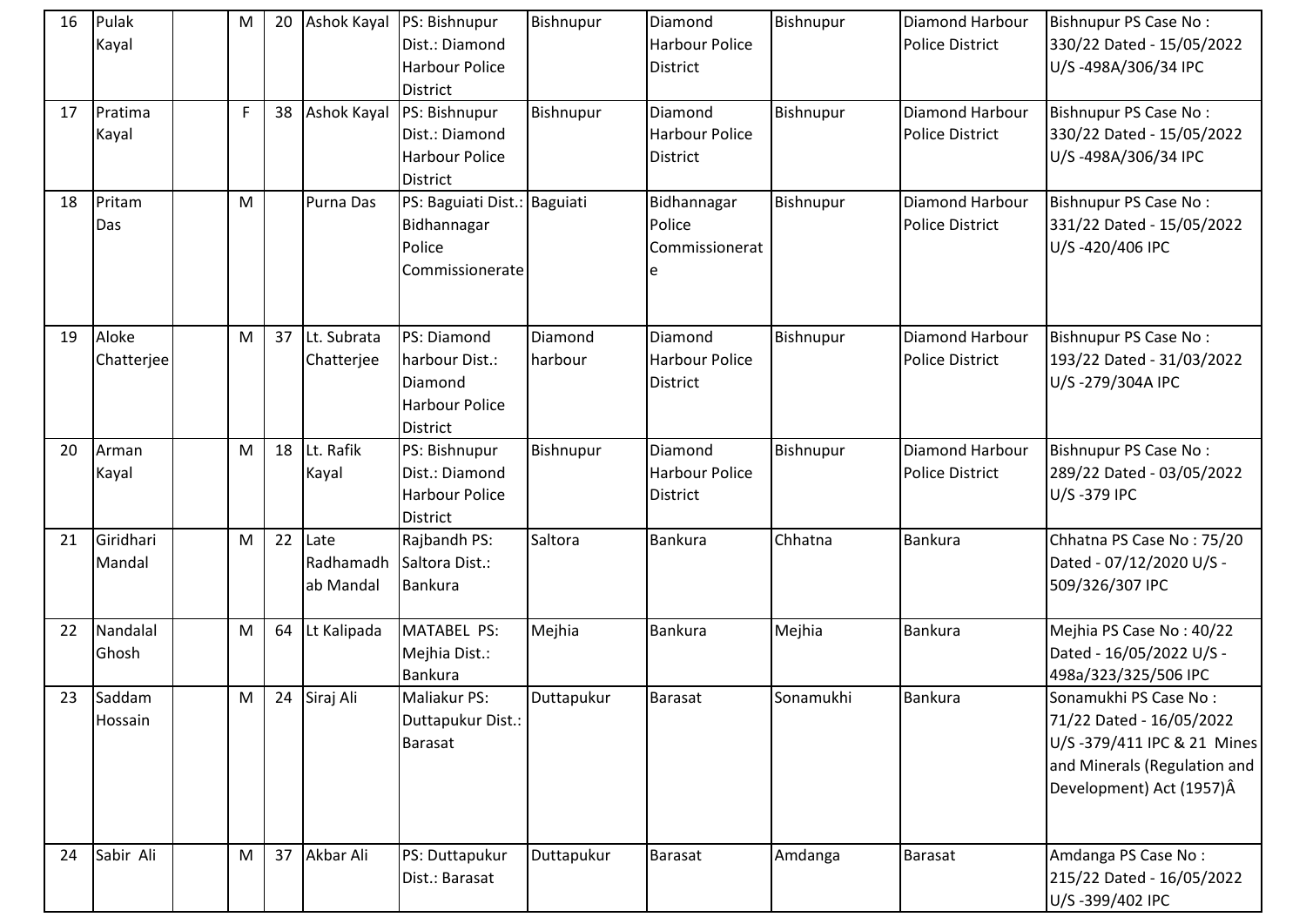| 16 | Pulak Kayal | | M | 20 | Ashok Kayal | PS: Bishnupur Dist.: Diamond Harbour Police District | Bishnupur | Diamond Harbour Police District | Bishnupur | Diamond Harbour Police District | Bishnupur PS Case No : 330/22 Dated - 15/05/2022 U/S -498A/306/34 IPC |
|---|---|---|---|---|---|---|---|---|---|---|---|
| 17 | Pratima Kayal | | F | 38 | Ashok Kayal | PS: Bishnupur Dist.: Diamond Harbour Police District | Bishnupur | Diamond Harbour Police District | Bishnupur | Diamond Harbour Police District | Bishnupur PS Case No : 330/22 Dated - 15/05/2022 U/S -498A/306/34 IPC |
| 18 | Pritam Das | | M | | Purna Das | PS: Baguiati Dist.: Bidhannagar Police Commissionerate | Baguiati | Bidhannagar Police Commissionerate | Bishnupur | Diamond Harbour Police District | Bishnupur PS Case No : 331/22 Dated - 15/05/2022 U/S -420/406 IPC |
| 19 | Aloke Chatterjee | | M | 37 | Lt. Subrata Chatterjee | PS: Diamond harbour Dist.: Diamond Harbour Police District | Diamond harbour | Diamond Harbour Police District | Bishnupur | Diamond Harbour Police District | Bishnupur PS Case No : 193/22 Dated - 31/03/2022 U/S -279/304A IPC |
| 20 | Arman Kayal | | M | 18 | Lt. Rafik Kayal | PS: Bishnupur Dist.: Diamond Harbour Police District | Bishnupur | Diamond Harbour Police District | Bishnupur | Diamond Harbour Police District | Bishnupur PS Case No : 289/22 Dated - 03/05/2022 U/S -379 IPC |
| 21 | Giridhari Mandal | | M | 22 | Late Radhamadhab Mandal | Rajbandh PS: Saltora Dist.: Bankura | Saltora | Bankura | Chhatna | Bankura | Chhatna PS Case No : 75/20 Dated - 07/12/2020 U/S -509/326/307 IPC |
| 22 | Nandalal Ghosh | | M | 64 | Lt Kalipada | MATABEL PS: Mejhia Dist.: Bankura | Mejhia | Bankura | Mejhia | Bankura | Mejhia PS Case No : 40/22 Dated - 16/05/2022 U/S -498a/323/325/506 IPC |
| 23 | Saddam Hossain | | M | 24 | Siraj Ali | Maliakur PS: Duttapukur Dist.: Barasat | Duttapukur | Barasat | Sonamukhi | Bankura | Sonamukhi PS Case No : 71/22 Dated - 16/05/2022 U/S -379/411 IPC & 21 Mines and Minerals (Regulation and Development) Act (1957)Â |
| 24 | Sabir Ali | | M | 37 | Akbar Ali | PS: Duttapukur Dist.: Barasat | Duttapukur | Barasat | Amdanga | Barasat | Amdanga PS Case No : 215/22 Dated - 16/05/2022 U/S -399/402 IPC |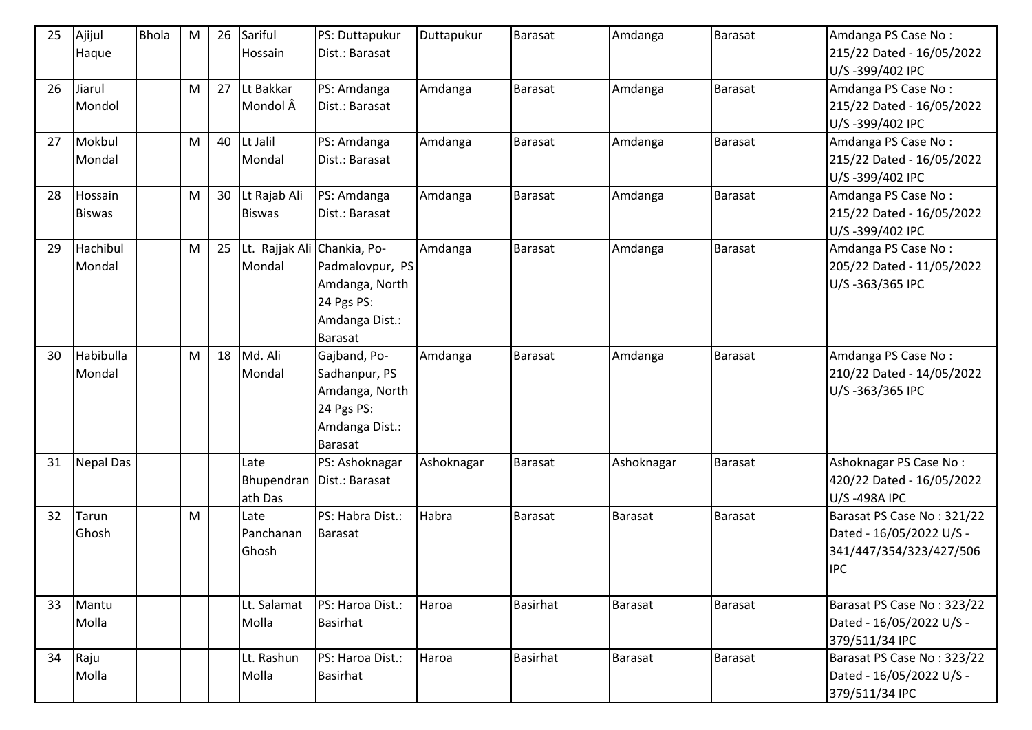| 25 | Ajijul Haque | Bhola | M | 26 | Sariful Hossain | PS: Duttapukur Dist.: Barasat | Duttapukur | Barasat | Amdanga | Barasat | Amdanga PS Case No : 215/22 Dated - 16/05/2022 U/S -399/402 IPC |
|---|---|---|---|---|---|---|---|---|---|---|---|
| 26 | Jiarul Mondol | | M | 27 | Lt Bakkar Mondol Â | PS: Amdanga Dist.: Barasat | Amdanga | Barasat | Amdanga | Barasat | Amdanga PS Case No : 215/22 Dated - 16/05/2022 U/S -399/402 IPC |
| 27 | Mokbul Mondal | | M | 40 | Lt Jalil Mondal | PS: Amdanga Dist.: Barasat | Amdanga | Barasat | Amdanga | Barasat | Amdanga PS Case No : 215/22 Dated - 16/05/2022 U/S -399/402 IPC |
| 28 | Hossain Biswas | | M | 30 | Lt Rajab Ali Biswas | PS: Amdanga Dist.: Barasat | Amdanga | Barasat | Amdanga | Barasat | Amdanga PS Case No : 215/22 Dated - 16/05/2022 U/S -399/402 IPC |
| 29 | Hachibul Mondal | | M | 25 | Lt. Rajjak Ali Mondal | Chankia, Po-Padmalovpur, PS Amdanga, North 24 Pgs PS: Amdanga Dist.: Barasat | Amdanga | Barasat | Amdanga | Barasat | Amdanga PS Case No : 205/22 Dated - 11/05/2022 U/S -363/365 IPC |
| 30 | Habibulla Mondal | | M | 18 | Md. Ali Mondal | Gajband, Po-Sadhanpur, PS Amdanga, North 24 Pgs PS: Amdanga Dist.: Barasat | Amdanga | Barasat | Amdanga | Barasat | Amdanga PS Case No : 210/22 Dated - 14/05/2022 U/S -363/365 IPC |
| 31 | Nepal Das | | | | Late Bhupendranath Das | PS: Ashoknagar Dist.: Barasat | Ashoknagar | Barasat | Ashoknagar | Barasat | Ashoknagar PS Case No : 420/22 Dated - 16/05/2022 U/S -498A IPC |
| 32 | Tarun Ghosh | | M | | Late Panchanan Ghosh | PS: Habra Dist.: Barasat | Habra | Barasat | Barasat | Barasat | Barasat PS Case No : 321/22 Dated - 16/05/2022 U/S -341/447/354/323/427/506 IPC |
| 33 | Mantu Molla | | | | Lt. Salamat Molla | PS: Haroa Dist.: Basirhat | Haroa | Basirhat | Barasat | Barasat | Barasat PS Case No : 323/22 Dated - 16/05/2022 U/S -379/511/34 IPC |
| 34 | Raju Molla | | | | Lt. Rashun Molla | PS: Haroa Dist.: Basirhat | Haroa | Basirhat | Barasat | Barasat | Barasat PS Case No : 323/22 Dated - 16/05/2022 U/S -379/511/34 IPC |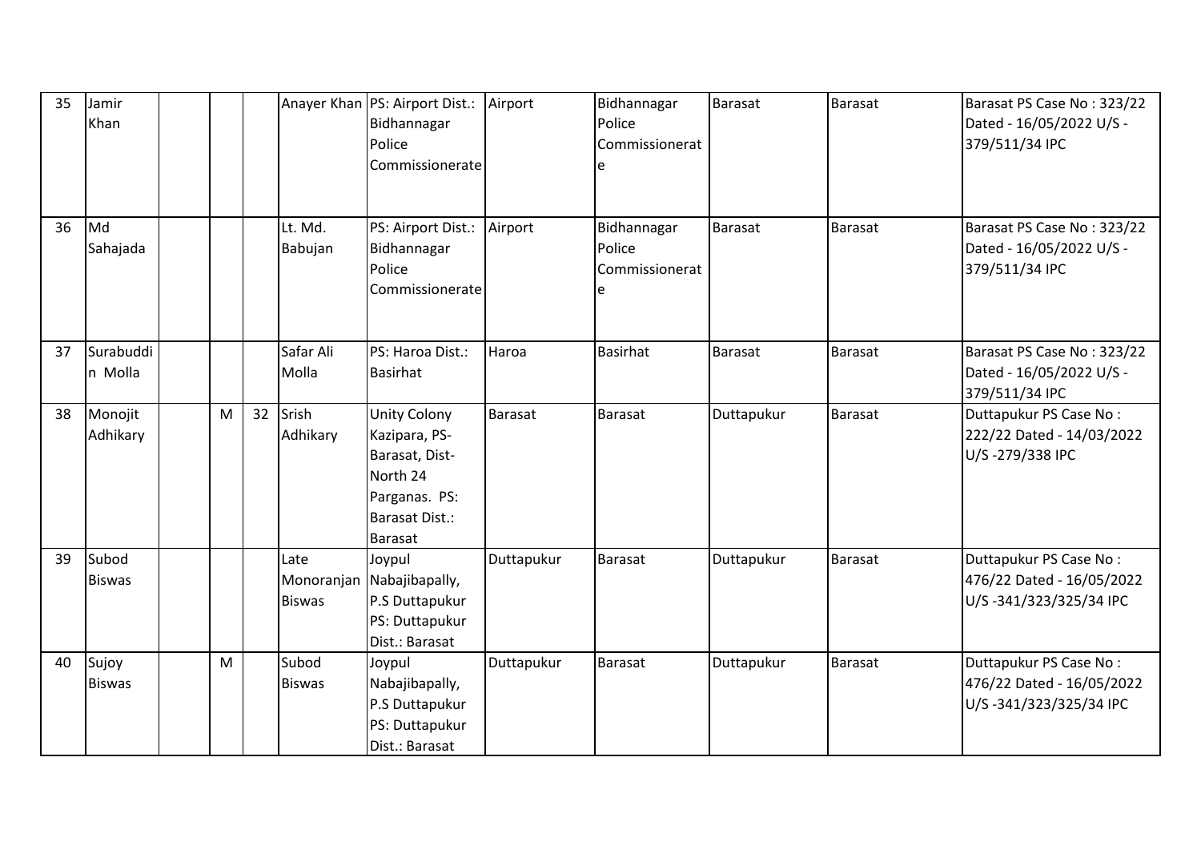| 35 | Jamir Khan | | | | Anayer Khan | PS: Airport Dist.: Bidhannagar Police Commissionerate | Airport | Bidhannagar Police Commissionerate | Barasat | Barasat | Barasat PS Case No : 323/22 Dated - 16/05/2022 U/S - 379/511/34 IPC |
|---|---|---|---|---|---|---|---|---|---|---|---|
| 36 | Md Sahajada | | | | Lt. Md. Babujan | PS: Airport Dist.: Bidhannagar Police Commissionerate | Airport | Bidhannagar Police Commissionerate | Barasat | Barasat | Barasat PS Case No : 323/22 Dated - 16/05/2022 U/S - 379/511/34 IPC |
| 37 | Surabuddin Molla | | | | Safar Ali Molla | PS: Haroa Dist.: Basirhat | Haroa | Basirhat | Barasat | Barasat | Barasat PS Case No : 323/22 Dated - 16/05/2022 U/S - 379/511/34 IPC |
| 38 | Monojit Adhikary | | M | 32 | Srish Adhikary | Unity Colony Kazipara, PS-Barasat, Dist-North 24 Parganas. PS: Barasat Dist.: Barasat | Barasat | Barasat | Duttapukur | Barasat | Duttapukur PS Case No : 222/22 Dated - 14/03/2022 U/S -279/338 IPC |
| 39 | Subod Biswas | | | | Late Monoranjan Biswas | Joypul Nabajibapally, P.S Duttapukur PS: Duttapukur Dist.: Barasat | Duttapukur | Barasat | Duttapukur | Barasat | Duttapukur PS Case No : 476/22 Dated - 16/05/2022 U/S -341/323/325/34 IPC |
| 40 | Sujoy Biswas | | M | | Subod Biswas | Joypul Nabajibapally, P.S Duttapukur PS: Duttapukur Dist.: Barasat | Duttapukur | Barasat | Duttapukur | Barasat | Duttapukur PS Case No : 476/22 Dated - 16/05/2022 U/S -341/323/325/34 IPC |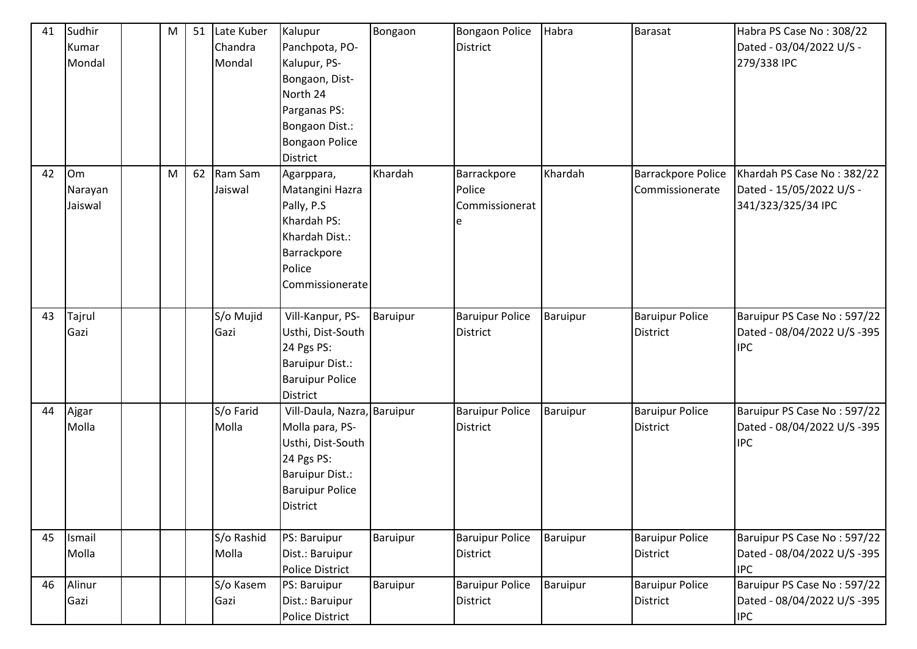| 41 | Sudhir Kumar Mondal | | M | 51 | Late Kuber Chandra Mondal | Kalupur Panchpota, PO-Kalupur, PS-Bongaon, Dist-North 24 Parganas PS: Bongaon Dist.: Bongaon Police District | Bongaon | Bongaon Police District | Habra | Barasat | Habra PS Case No : 308/22 Dated - 03/04/2022 U/S - 279/338 IPC |
|---|---|---|---|---|---|---|---|---|---|---|---|
| 42 | Om Narayan Jaiswal | | M | 62 | Ram Sam Jaiswal | Agarppara, Matangini Hazra Pally, P.S Khardah PS: Khardah Dist.: Barrackpore Police Commissionerate | Khardah | Barrackpore Police Commissionerate | Khardah | Barrackpore Police Commissionerate | Khardah PS Case No : 382/22 Dated - 15/05/2022 U/S - 341/323/325/34 IPC |
| 43 | Tajrul Gazi | | | | S/o Mujid Gazi | Vill-Kanpur, PS-Usthi, Dist-South 24 Pgs PS: Baruipur Dist.: Baruipur Police District | Baruipur | Baruipur Police District | Baruipur | Baruipur Police District | Baruipur PS Case No : 597/22 Dated - 08/04/2022 U/S -395 IPC |
| 44 | Ajgar Molla | | | | S/o Farid Molla | Vill-Daula, Nazra, Molla para, PS-Usthi, Dist-South 24 Pgs PS: Baruipur Dist.: Baruipur Police District | Baruipur | Baruipur Police District | Baruipur | Baruipur Police District | Baruipur PS Case No : 597/22 Dated - 08/04/2022 U/S -395 IPC |
| 45 | Ismail Molla | | | | S/o Rashid Molla | PS: Baruipur Dist.: Baruipur Police District | Baruipur | Baruipur Police District | Baruipur | Baruipur Police District | Baruipur PS Case No : 597/22 Dated - 08/04/2022 U/S -395 IPC |
| 46 | Alinur Gazi | | | | S/o Kasem Gazi | PS: Baruipur Dist.: Baruipur Police District | Baruipur | Baruipur Police District | Baruipur | Baruipur Police District | Baruipur PS Case No : 597/22 Dated - 08/04/2022 U/S -395 IPC |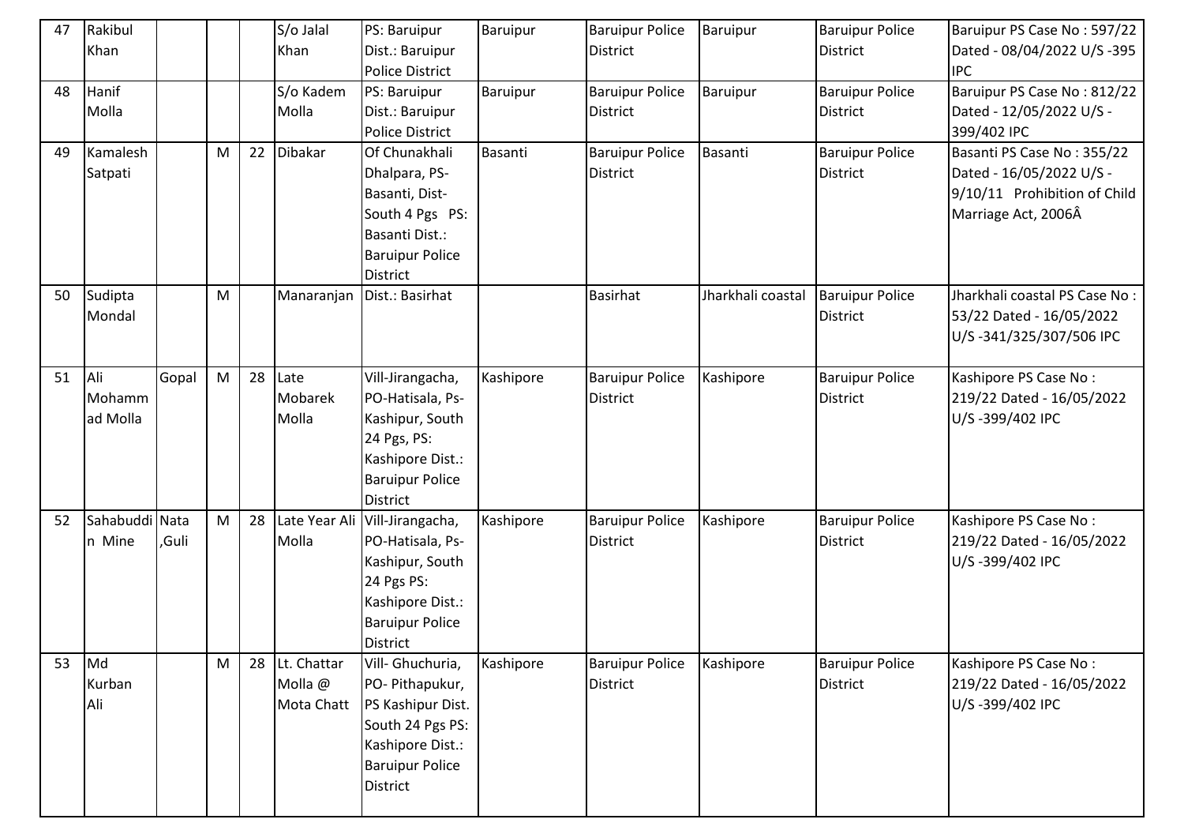| 47 | Rakibul Khan | | | | S/o Jalal Khan | PS: Baruipur Dist.: Baruipur Police District | Baruipur | Baruipur Police District | Baruipur | Baruipur Police District | Baruipur PS Case No : 597/22 Dated - 08/04/2022 U/S -395 IPC |
|---|---|---|---|---|---|---|---|---|---|---|---|
| 48 | Hanif Molla | | | | S/o Kadem Molla | PS: Baruipur Dist.: Baruipur Police District | Baruipur | Baruipur Police District | Baruipur | Baruipur Police District | Baruipur PS Case No : 812/22 Dated - 12/05/2022 U/S -399/402 IPC |
| 49 | Kamalesh Satpati | | M | 22 | Dibakar | Of Chunakhali Dhalpara, PS-Basanti, Dist-South 4 Pgs PS: Basanti Dist.: Baruipur Police District | Basanti | Baruipur Police District | Basanti | Baruipur Police District | Basanti PS Case No : 355/22 Dated - 16/05/2022 U/S -9/10/11 Prohibition of Child Marriage Act, 2006Â |
| 50 | Sudipta Mondal | | M | | Manaranjan | Dist.: Basirhat | | Basirhat | Jharkhali coastal | Baruipur Police District | Jharkhali coastal PS Case No : 53/22 Dated - 16/05/2022 U/S -341/325/307/506 IPC |
| 51 | Ali Mohammad Molla | Gopal | M | 28 | Late Mobarek Molla | Vill-Jirangacha, PO-Hatisala, Ps-Kashipur, South 24 Pgs, PS: Kashipore Dist.: Baruipur Police District | Kashipore | Baruipur Police District | Kashipore | Baruipur Police District | Kashipore PS Case No : 219/22 Dated - 16/05/2022 U/S -399/402 IPC |
| 52 | Sahabuddin Mine | Nata ,Guli | M | 28 | Late Year Ali Molla | Vill-Jirangacha, PO-Hatisala, Ps-Kashipur, South 24 Pgs PS: Kashipore Dist.: Baruipur Police District | Kashipore | Baruipur Police District | Kashipore | Baruipur Police District | Kashipore PS Case No : 219/22 Dated - 16/05/2022 U/S -399/402 IPC |
| 53 | Md Kurban Ali | | M | 28 | Lt. Chattar Molla @ Mota Chatt | Vill- Ghuchuria, PO- Pithapukur, PS Kashipur Dist. South 24 Pgs PS: Kashipore Dist.: Baruipur Police District | Kashipore | Baruipur Police District | Kashipore | Baruipur Police District | Kashipore PS Case No : 219/22 Dated - 16/05/2022 U/S -399/402 IPC |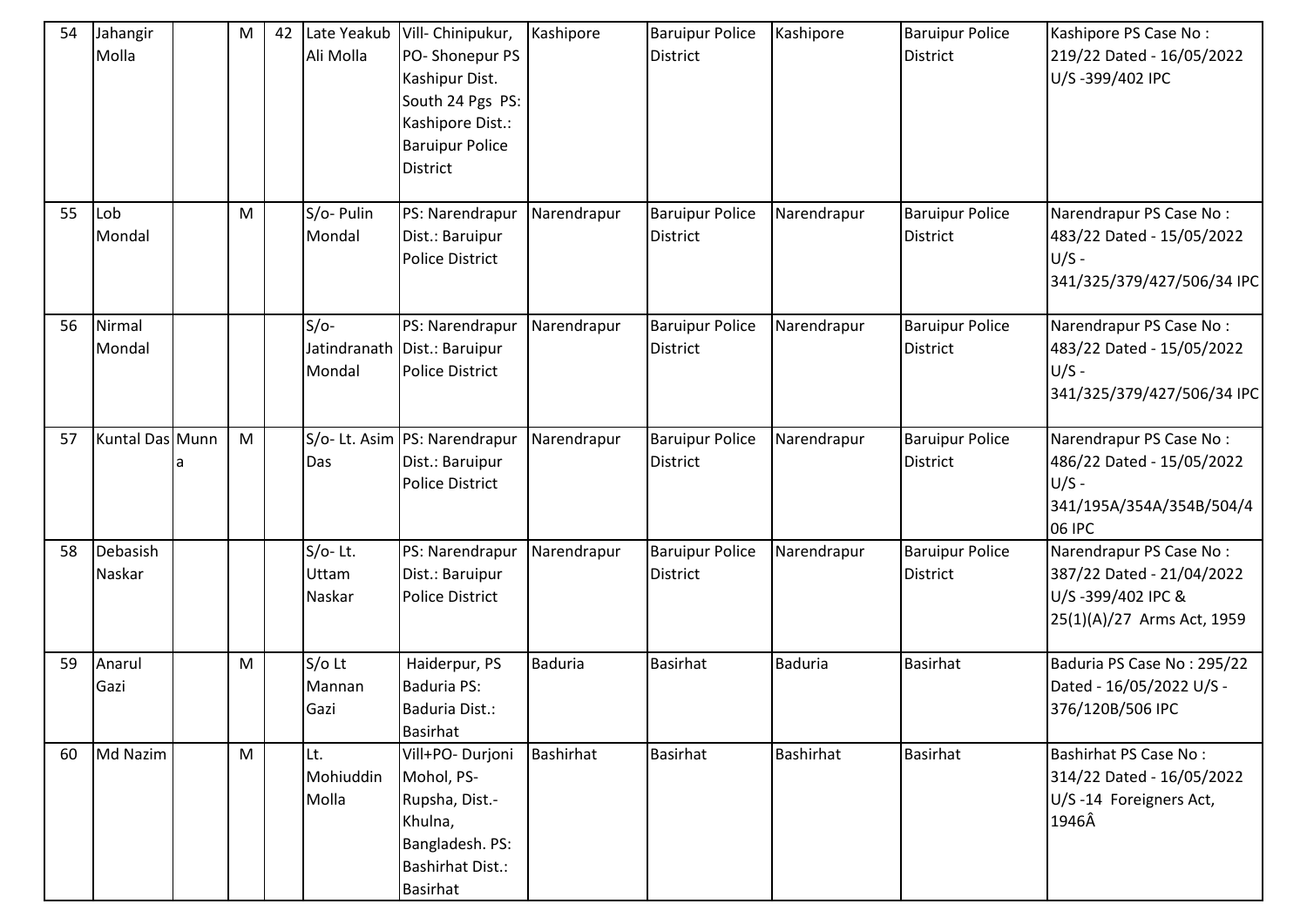| 54 | Jahangir Molla | | M | 42 | Late Yeakub Ali Molla | Vill- Chinipukur, PO- Shonepur PS Kashipur Dist. South 24 Pgs PS: Kashipore Dist.: Baruipur Police District | Kashipore | Baruipur Police District | Kashipore | Baruipur Police District | Kashipore PS Case No : 219/22 Dated - 16/05/2022 U/S -399/402 IPC |
|---|---|---|---|---|---|---|---|---|---|---|---|
| 55 | Lob Mondal | | M | | S/o- Pulin Mondal | PS: Narendrapur Dist.: Baruipur Police District | Narendrapur | Baruipur Police District | Narendrapur | Baruipur Police District | Narendrapur PS Case No : 483/22 Dated - 15/05/2022 U/S - 341/325/379/427/506/34 IPC |
| 56 | Nirmal Mondal | | | | S/o- Jatindranath Mondal | PS: Narendrapur Dist.: Baruipur Police District | Narendrapur | Baruipur Police District | Narendrapur | Baruipur Police District | Narendrapur PS Case No : 483/22 Dated - 15/05/2022 U/S - 341/325/379/427/506/34 IPC |
| 57 | Kuntal Das | Munna | M | | S/o- Lt. Asim Das | PS: Narendrapur Dist.: Baruipur Police District | Narendrapur | Baruipur Police District | Narendrapur | Baruipur Police District | Narendrapur PS Case No : 486/22 Dated - 15/05/2022 U/S - 341/195A/354A/354B/504/406 IPC |
| 58 | Debasish Naskar | | | | S/o- Lt. Uttam Naskar | PS: Narendrapur Dist.: Baruipur Police District | Narendrapur | Baruipur Police District | Narendrapur | Baruipur Police District | Narendrapur PS Case No : 387/22 Dated - 21/04/2022 U/S -399/402 IPC & 25(1)(A)/27 Arms Act, 1959 |
| 59 | Anarul Gazi | | M | | S/o Lt Mannan Gazi | Haiderpur, PS Baduria PS: Baduria Dist.: Basirhat | Baduria | Basirhat | Baduria | Basirhat | Baduria PS Case No : 295/22 Dated - 16/05/2022 U/S - 376/120B/506 IPC |
| 60 | Md Nazim | | M | | Lt. Mohiuddin Molla | Vill+PO- Durjoni Mohol, PS- Rupsha, Dist.- Khulna, Bangladesh. PS: Bashirhat Dist.: Basirhat | Bashirhat | Basirhat | Bashirhat | Basirhat | Bashirhat PS Case No : 314/22 Dated - 16/05/2022 U/S -14 Foreigners Act, 1946Â |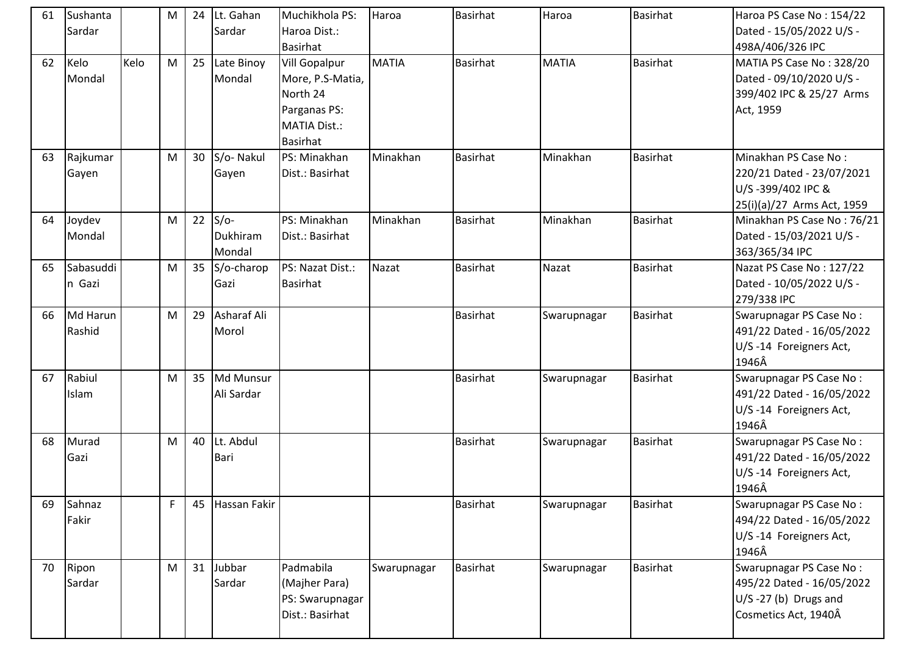| 61 | Sushanta Sardar | | M | 24 | Lt. Gahan Sardar | Muchikhola PS: Haroa Dist.: Basirhat | Haroa | Basirhat | Haroa | Basirhat | Haroa PS Case No : 154/22 Dated - 15/05/2022 U/S - 498A/406/326 IPC |
|---|---|---|---|---|---|---|---|---|---|---|---|
| 62 | Kelo Mondal | Kelo | M | 25 | Late Binoy Mondal | Vill Gopalpur More, P.S-Matia, North 24 Parganas PS: MATIA Dist.: Basirhat | MATIA | Basirhat | MATIA | Basirhat | MATIA PS Case No : 328/20 Dated - 09/10/2020 U/S - 399/402 IPC & 25/27 Arms Act, 1959 |
| 63 | Rajkumar Gayen | | M | 30 | S/o- Nakul Gayen | PS: Minakhan Dist.: Basirhat | Minakhan | Basirhat | Minakhan | Basirhat | Minakhan PS Case No : 220/21 Dated - 23/07/2021 U/S -399/402 IPC & 25(i)(a)/27 Arms Act, 1959 |
| 64 | Joydev Mondal | | M | 22 | S/o- Dukhiram Mondal | PS: Minakhan Dist.: Basirhat | Minakhan | Basirhat | Minakhan | Basirhat | Minakhan PS Case No : 76/21 Dated - 15/03/2021 U/S - 363/365/34 IPC |
| 65 | Sabasuddin Gazi | | M | 35 | S/o-charop Gazi | PS: Nazat Dist.: Basirhat | Nazat | Basirhat | Nazat | Basirhat | Nazat PS Case No : 127/22 Dated - 10/05/2022 U/S - 279/338 IPC |
| 66 | Md Harun Rashid | | M | 29 | Asharaf Ali Morol | | | Basirhat | Swarupnagar | Basirhat | Swarupnagar PS Case No : 491/22 Dated - 16/05/2022 U/S -14 Foreigners Act, 1946Â |
| 67 | Rabiul Islam | | M | 35 | Md Munsur Ali Sardar | | | Basirhat | Swarupnagar | Basirhat | Swarupnagar PS Case No : 491/22 Dated - 16/05/2022 U/S -14 Foreigners Act, 1946Â |
| 68 | Murad Gazi | | M | 40 | Lt. Abdul Bari | | | Basirhat | Swarupnagar | Basirhat | Swarupnagar PS Case No : 491/22 Dated - 16/05/2022 U/S -14 Foreigners Act, 1946Â |
| 69 | Sahnaz Fakir | | F | 45 | Hassan Fakir | | | Basirhat | Swarupnagar | Basirhat | Swarupnagar PS Case No : 494/22 Dated - 16/05/2022 U/S -14 Foreigners Act, 1946Â |
| 70 | Ripon Sardar | | M | 31 | Jubbar Sardar | Padmabila (Majher Para) PS: Swarupnagar Dist.: Basirhat | Swarupnagar | Basirhat | Swarupnagar | Basirhat | Swarupnagar PS Case No : 495/22 Dated - 16/05/2022 U/S -27 (b) Drugs and Cosmetics Act, 1940Â |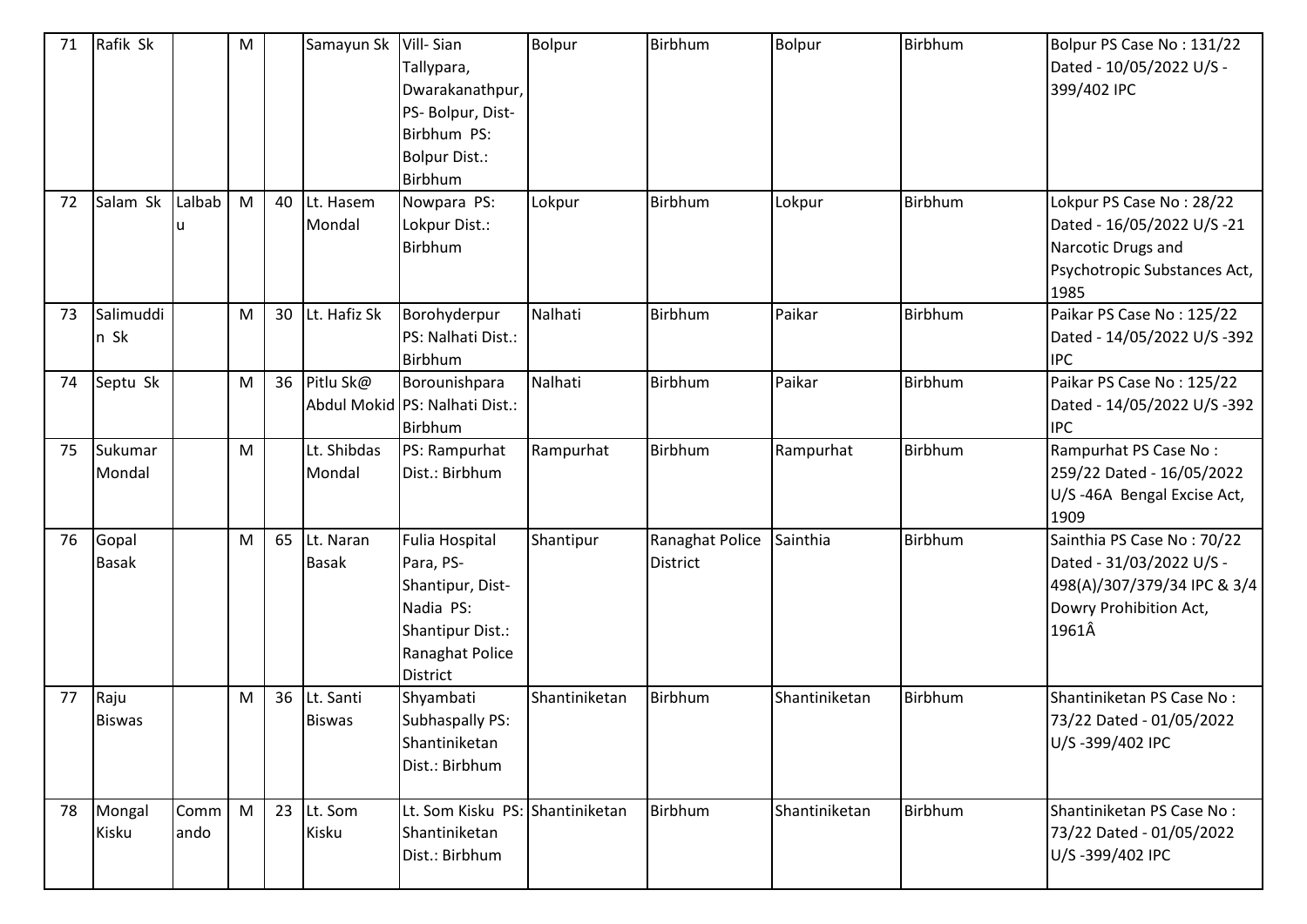| 71 | Rafik Sk | | M | | Samayun Sk | Vill- Sian Tallypara, Dwarakanathpur, PS- Bolpur, Dist- Birbhum PS: Bolpur Dist.: Birbhum | Bolpur | Birbhum | Bolpur | Birbhum | Bolpur PS Case No : 131/22 Dated - 10/05/2022 U/S - 399/402 IPC |
|---|---|---|---|---|---|---|---|---|---|---|---|
| 72 | Salam Sk | Lalbabu | M | 40 | Lt. Hasem Mondal | Nowpara PS: Lokpur Dist.: Birbhum | Lokpur | Birbhum | Lokpur | Birbhum | Lokpur PS Case No : 28/22 Dated - 16/05/2022 U/S -21 Narcotic Drugs and Psychotropic Substances Act, 1985 |
| 73 | Salimuddin Sk | | M | 30 | Lt. Hafiz Sk | Borohyderpur PS: Nalhati Dist.: Birbhum | Nalhati | Birbhum | Paikar | Birbhum | Paikar PS Case No : 125/22 Dated - 14/05/2022 U/S -392 IPC |
| 74 | Septu Sk | | M | 36 | Pitlu Sk@ Abdul Mokid | Borounishpara PS: Nalhati Dist.: Birbhum | Nalhati | Birbhum | Paikar | Birbhum | Paikar PS Case No : 125/22 Dated - 14/05/2022 U/S -392 IPC |
| 75 | Sukumar Mondal | | M | | Lt. Shibdas Mondal | PS: Rampurhat Dist.: Birbhum | Rampurhat | Birbhum | Rampurhat | Birbhum | Rampurhat PS Case No : 259/22 Dated - 16/05/2022 U/S -46A Bengal Excise Act, 1909 |
| 76 | Gopal Basak | | M | 65 | Lt. Naran Basak | Fulia Hospital Para, PS- Shantipur, Dist- Nadia PS: Shantipur Dist.: Ranaghat Police District | Shantipur | Ranaghat Police District | Sainthia | Birbhum | Sainthia PS Case No : 70/22 Dated - 31/03/2022 U/S - 498(A)/307/379/34 IPC & 3/4 Dowry Prohibition Act, 1961Â |
| 77 | Raju Biswas | | M | 36 | Lt. Santi Biswas | Shyambati Subhaspally PS: Shantiniketan Dist.: Birbhum | Shantiniketan | Birbhum | Shantiniketan | Birbhum | Shantiniketan PS Case No : 73/22 Dated - 01/05/2022 U/S -399/402 IPC |
| 78 | Mongal Kisku | Commando | M | 23 | Lt. Som Kisku | Lt. Som Kisku PS: Shantiniketan Dist.: Birbhum | Shantiniketan | Birbhum | Shantiniketan | Birbhum | Shantiniketan PS Case No : 73/22 Dated - 01/05/2022 U/S -399/402 IPC |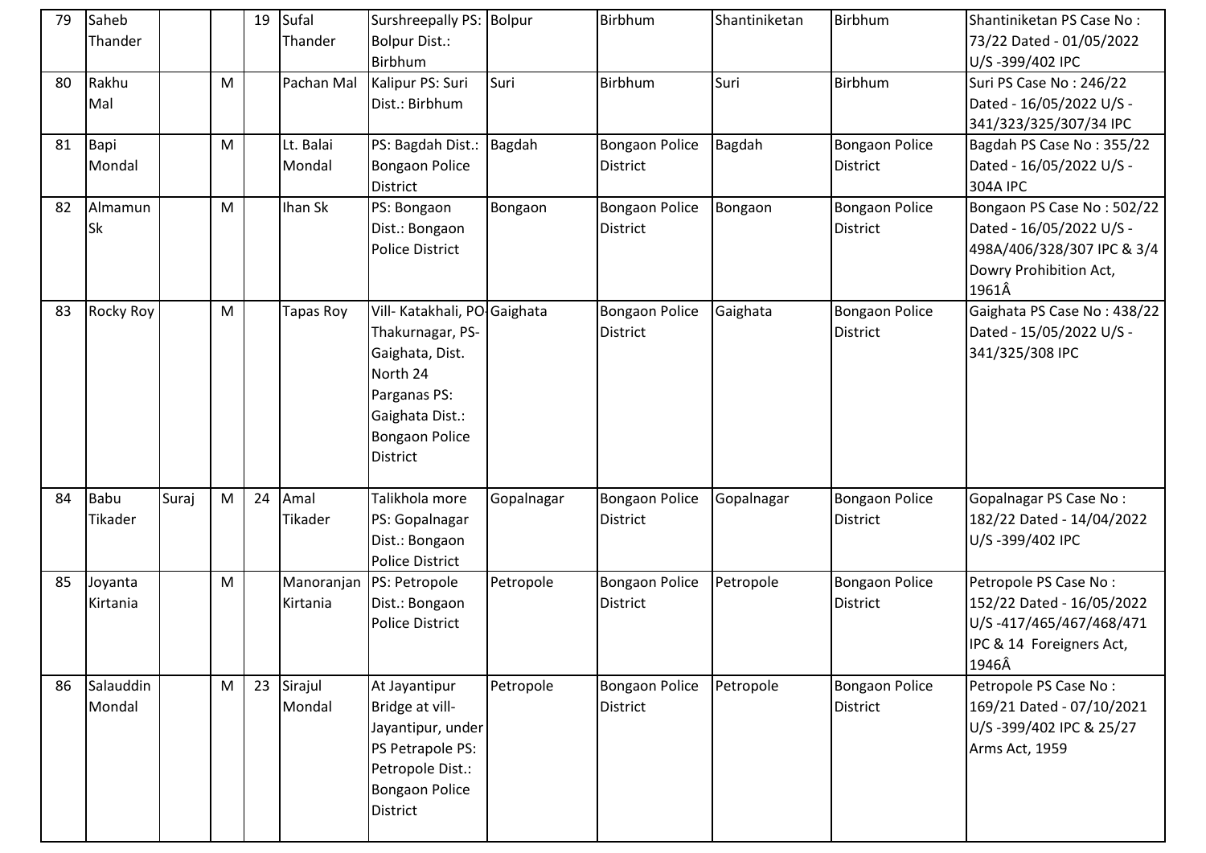| 79 | Saheb Thander | | | 19 | Sufal Thander | Surshreepally PS: Bolpur Dist.: Birbhum | Bolpur | Birbhum | Shantiniketan | Birbhum | Shantiniketan PS Case No : 73/22 Dated - 01/05/2022 U/S -399/402 IPC |
|---|---|---|---|---|---|---|---|---|---|---|---|
| 80 | Rakhu Mal | | M | | Pachan Mal | Kalipur PS: Suri Dist.: Birbhum | Suri | Birbhum | Suri | Birbhum | Suri PS Case No : 246/22 Dated - 16/05/2022 U/S -341/323/325/307/34 IPC |
| 81 | Bapi Mondal | | M | | Lt. Balai Mondal | PS: Bagdah Dist.: Bongaon Police District | Bagdah | Bongaon Police District | Bagdah | Bongaon Police District | Bagdah PS Case No : 355/22 Dated - 16/05/2022 U/S -304A IPC |
| 82 | Almamun Sk | | M | | Ihan Sk | PS: Bongaon Dist.: Bongaon Police District | Bongaon | Bongaon Police District | Bongaon | Bongaon Police District | Bongaon PS Case No : 502/22 Dated - 16/05/2022 U/S -498A/406/328/307 IPC & 3/4 Dowry Prohibition Act, 1961Â |
| 83 | Rocky Roy | | M | | Tapas Roy | Vill- Katakhali, PO-Thakurnagar, PS-Gaighata, Dist. North 24 Parganas PS: Gaighata Dist.: Bongaon Police District | Gaighata | Bongaon Police District | Gaighata | Bongaon Police District | Gaighata PS Case No : 438/22 Dated - 15/05/2022 U/S -341/325/308 IPC |
| 84 | Babu Tikader | Suraj | M | 24 | Amal Tikader | Talikhola more PS: Gopalnagar Dist.: Bongaon Police District | Gopalnagar | Bongaon Police District | Gopalnagar | Bongaon Police District | Gopalnagar PS Case No : 182/22 Dated - 14/04/2022 U/S -399/402 IPC |
| 85 | Joyanta Kirtania | | M | | Manoranjan Kirtania | PS: Petropole Dist.: Bongaon Police District | Petropole | Bongaon Police District | Petropole | Bongaon Police District | Petropole PS Case No : 152/22 Dated - 16/05/2022 U/S -417/465/467/468/471 IPC & 14 Foreigners Act, 1946Â |
| 86 | Salauddin Mondal | | M | 23 | Sirajul Mondal | At Jayantipur Bridge at vill-Jayantipur, under PS Petrapole PS: Petropole Dist.: Bongaon Police District | Petropole | Bongaon Police District | Petropole | Bongaon Police District | Petropole PS Case No : 169/21 Dated - 07/10/2021 U/S -399/402 IPC & 25/27 Arms Act, 1959 |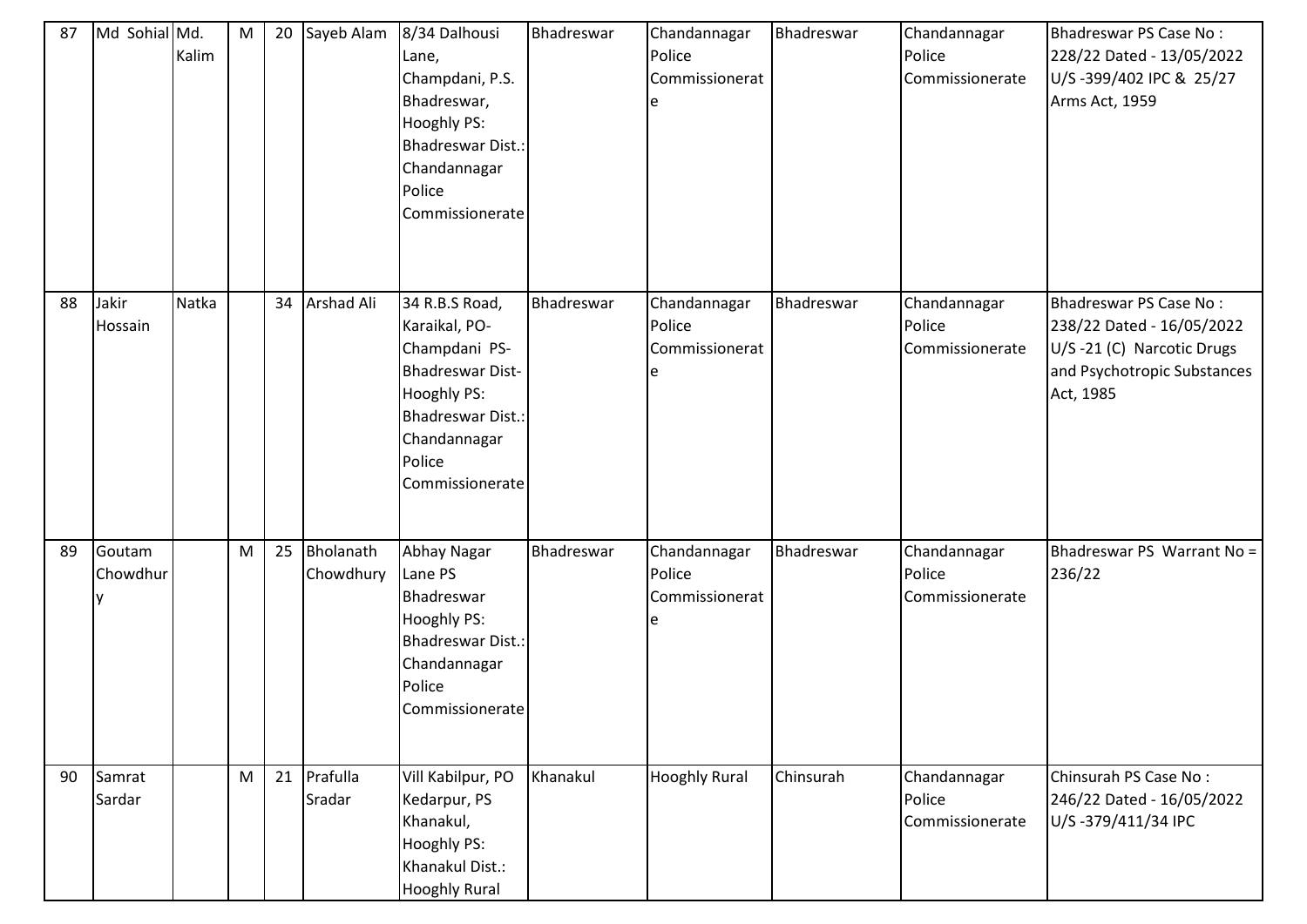| 87 | Md Sohial | Md. Kalim | M | 20 | Sayeb Alam | 8/34 Dalhousi Lane, Champdani, P.S. Bhadreswar, Hooghly PS: Bhadreswar Dist.: Chandannagar Police Commissionerate | Bhadreswar | Chandannagar Police Commissionerate | Bhadreswar | Chandannagar Police Commissionerate | Bhadreswar PS Case No : 228/22 Dated - 13/05/2022 U/S -399/402 IPC & 25/27 Arms Act, 1959 |
|---|---|---|---|---|---|---|---|---|---|---|---|
| 88 | Jakir Hossain | Natka | | 34 | Arshad Ali | 34 R.B.S Road, Karaikal, PO- Champdani PS- Bhadreswar Dist- Hooghly PS: Bhadreswar Dist.: Chandannagar Police Commissionerate | Bhadreswar | Chandannagar Police Commissionerate | Bhadreswar | Chandannagar Police Commissionerate | Bhadreswar PS Case No : 238/22 Dated - 16/05/2022 U/S -21 (C) Narcotic Drugs and Psychotropic Substances Act, 1985 |
| 89 | Goutam Chowdhury | | M | 25 | Bholanath Chowdhury | Abhay Nagar Lane PS Bhadreswar Hooghly PS: Bhadreswar Dist.: Chandannagar Police Commissionerate | Bhadreswar | Chandannagar Police Commissionerate | Bhadreswar | Chandannagar Police Commissionerate | Bhadreswar PS Warrant No = 236/22 |
| 90 | Samrat Sardar | | M | 21 | Prafulla Sradar | Vill Kabilpur, PO Kedarpur, PS Khanakul, Hooghly PS: Khanakul Dist.: Hooghly Rural | Khanakul | Hooghly Rural | Chinsurah | Chandannagar Police Commissionerate | Chinsurah PS Case No : 246/22 Dated - 16/05/2022 U/S -379/411/34 IPC |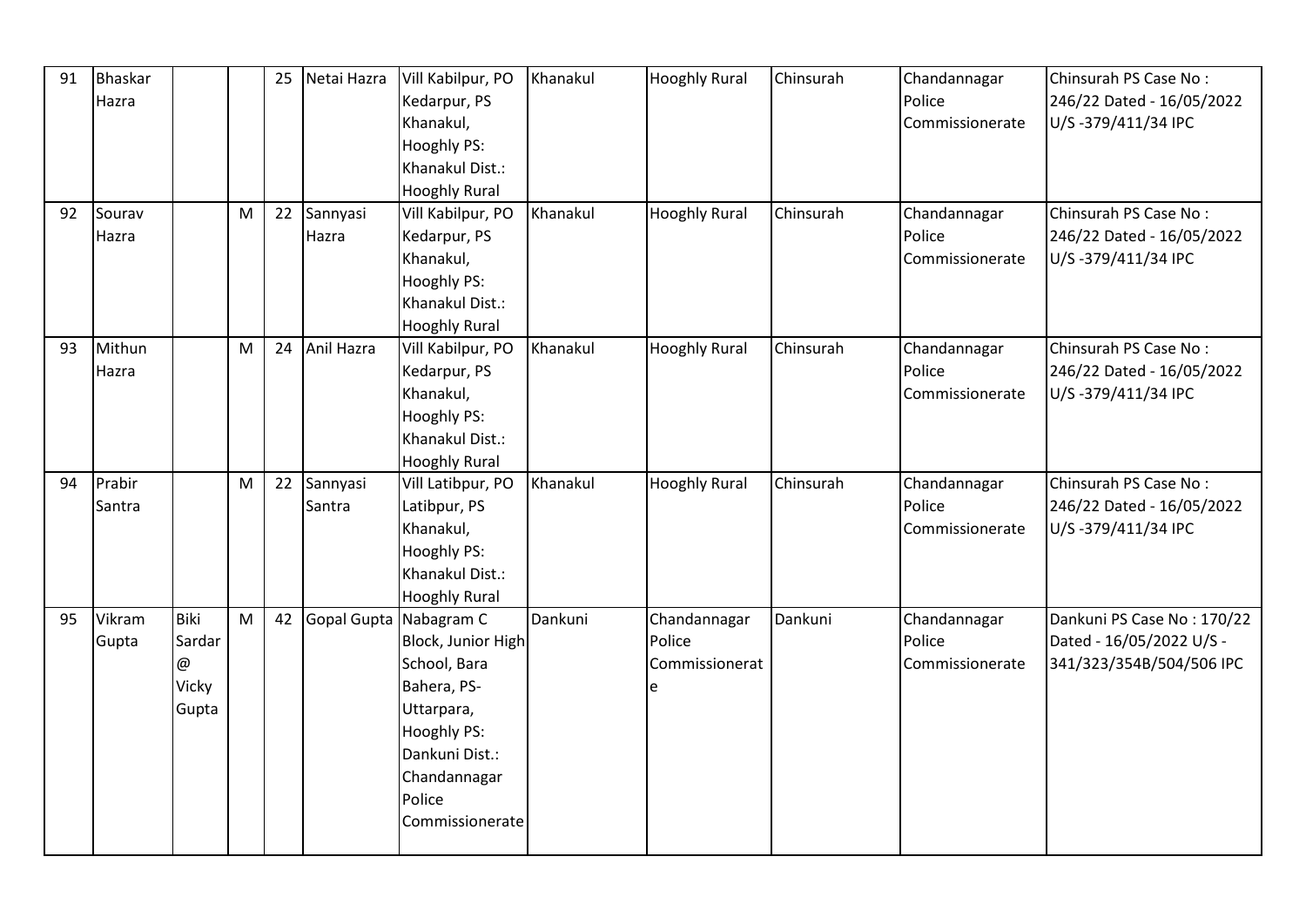| 91 | Bhaskar Hazra | | | 25 | Netai Hazra | Vill Kabilpur, PO Kedarpur, PS Khanakul, Hooghly PS: Khanakul Dist.: Hooghly Rural | Khanakul | Hooghly Rural | Chinsurah | Chandannagar Police Commissionerate | Chinsurah PS Case No : 246/22 Dated - 16/05/2022 U/S -379/411/34 IPC |
|---|---|---|---|---|---|---|---|---|---|---|---|
| 92 | Sourav Hazra | | M | 22 | Sannyasi Hazra | Vill Kabilpur, PO Kedarpur, PS Khanakul, Hooghly PS: Khanakul Dist.: Hooghly Rural | Khanakul | Hooghly Rural | Chinsurah | Chandannagar Police Commissionerate | Chinsurah PS Case No : 246/22 Dated - 16/05/2022 U/S -379/411/34 IPC |
| 93 | Mithun Hazra | | M | 24 | Anil Hazra | Vill Kabilpur, PO Kedarpur, PS Khanakul, Hooghly PS: Khanakul Dist.: Hooghly Rural | Khanakul | Hooghly Rural | Chinsurah | Chandannagar Police Commissionerate | Chinsurah PS Case No : 246/22 Dated - 16/05/2022 U/S -379/411/34 IPC |
| 94 | Prabir Santra | | M | 22 | Sannyasi Santra | Vill Latibpur, PO Latibpur, PS Khanakul, Hooghly PS: Khanakul Dist.: Hooghly Rural | Khanakul | Hooghly Rural | Chinsurah | Chandannagar Police Commissionerate | Chinsurah PS Case No : 246/22 Dated - 16/05/2022 U/S -379/411/34 IPC |
| 95 | Vikram Gupta | Biki Sardar @ Vicky Gupta | M | 42 | Gopal Gupta | Nabagram C Block, Junior High School, Bara Bahera, PS- Uttarpara, Hooghly PS: Dankuni Dist.: Chandannagar Police Commissionerate | Dankuni | Chandannagar Police Commissionerate | Dankuni | Chandannagar Police Commissionerate | Dankuni PS Case No : 170/22 Dated - 16/05/2022 U/S - 341/323/354B/504/506 IPC |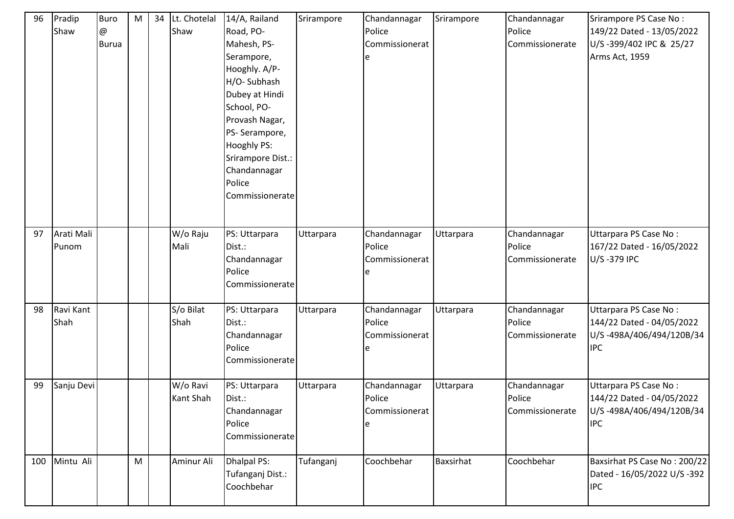| 96 | Pradip Shaw | Buro @ Burua | M | 34 | Lt. Chotelal Shaw | 14/A, Railand Road, PO- Mahesh, PS- Serampore, Hooghly. A/P- H/O- Subhash Dubey at Hindi School, PO- Provash Nagar, PS- Serampore, Hooghly PS: Srirampore Dist.: Chandannagar Police Commissionerate | Srirampore | Chandannagar Police Commissionerate | Srirampore | Chandannagar Police Commissionerate | Srirampore PS Case No : 149/22 Dated - 13/05/2022 U/S -399/402 IPC & 25/27 Arms Act, 1959 |
|---|---|---|---|---|---|---|---|---|---|---|---|
| 97 | Arati Mali Punom | | | | W/o Raju Mali | PS: Uttarpara Dist.: Chandannagar Police Commissionerate | Uttarpara | Chandannagar Police Commissionerate | Uttarpara | Chandannagar Police Commissionerate | Uttarpara PS Case No : 167/22 Dated - 16/05/2022 U/S -379 IPC |
| 98 | Ravi Kant Shah | | | | S/o Bilat Shah | PS: Uttarpara Dist.: Chandannagar Police Commissionerate | Uttarpara | Chandannagar Police Commissionerate | Uttarpara | Chandannagar Police Commissionerate | Uttarpara PS Case No : 144/22 Dated - 04/05/2022 U/S -498A/406/494/120B/34 IPC |
| 99 | Sanju Devi | | | | W/o Ravi Kant Shah | PS: Uttarpara Dist.: Chandannagar Police Commissionerate | Uttarpara | Chandannagar Police Commissionerate | Uttarpara | Chandannagar Police Commissionerate | Uttarpara PS Case No : 144/22 Dated - 04/05/2022 U/S -498A/406/494/120B/34 IPC |
| 100 | Mintu Ali | | M | | Aminur Ali | Dhalpal PS: Tufanganj Dist.: Coochbehar | Tufanganj | Coochbehar | Baxsirhat | Coochbehar | Baxsirhat PS Case No : 200/22 Dated - 16/05/2022 U/S -392 IPC |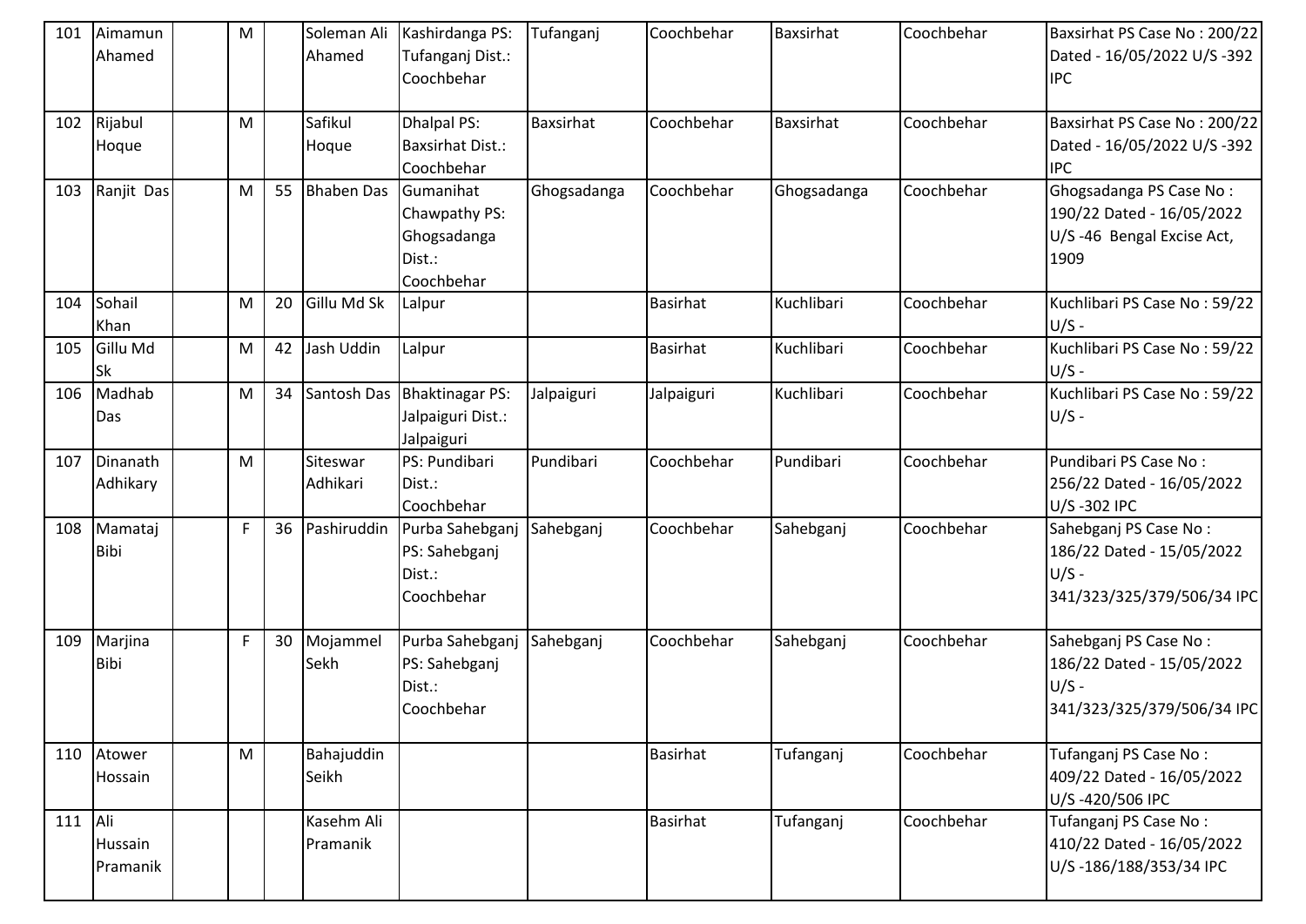| 101 | Aimamun Ahamed | | M | | Soleman Ali Ahamed | Kashirdanga PS: Tufanganj Dist.: Coochbehar | Tufanganj | Coochbehar | Baxsirhat | Coochbehar | Baxsirhat PS Case No : 200/22 Dated - 16/05/2022 U/S -392 IPC |
|---|---|---|---|---|---|---|---|---|---|---|---|
| 102 | Rijabul Hoque | | M | | Safikul Hoque | Dhalpal PS: Baxsirhat Dist.: Coochbehar | Baxsirhat | Coochbehar | Baxsirhat | Coochbehar | Baxsirhat PS Case No : 200/22 Dated - 16/05/2022 U/S -392 IPC |
| 103 | Ranjit Das | | M | 55 | Bhaben Das | Gumanihat Chawpathy PS: Ghogsadanga Dist.: Coochbehar | Ghogsadanga | Coochbehar | Ghogsadanga | Coochbehar | Ghogsadanga PS Case No : 190/22 Dated - 16/05/2022 U/S -46 Bengal Excise Act, 1909 |
| 104 | Sohail Khan | | M | 20 | Gillu Md Sk | Lalpur | | Basirhat | Kuchlibari | Coochbehar | Kuchlibari PS Case No : 59/22 U/S - |
| 105 | Gillu Md Sk | | M | 42 | Jash Uddin | Lalpur | | Basirhat | Kuchlibari | Coochbehar | Kuchlibari PS Case No : 59/22 U/S - |
| 106 | Madhab Das | | M | 34 | Santosh Das | Bhaktinagar PS: Jalpaiguri Dist.: Jalpaiguri | Jalpaiguri | Jalpaiguri | Kuchlibari | Coochbehar | Kuchlibari PS Case No : 59/22 U/S - |
| 107 | Dinanath Adhikary | | M | | Siteswar Adhikari | PS: Pundibari Dist.: Coochbehar | Pundibari | Coochbehar | Pundibari | Coochbehar | Pundibari PS Case No : 256/22 Dated - 16/05/2022 U/S -302 IPC |
| 108 | Mamataj Bibi | | F | 36 | Pashiruddin | Purba Sahebganj PS: Sahebganj Dist.: Coochbehar | Sahebganj | Coochbehar | Sahebganj | Coochbehar | Sahebganj PS Case No : 186/22 Dated - 15/05/2022 U/S - 341/323/325/379/506/34 IPC |
| 109 | Marjina Bibi | | F | 30 | Mojammel Sekh | Purba Sahebganj PS: Sahebganj Dist.: Coochbehar | Sahebganj | Coochbehar | Sahebganj | Coochbehar | Sahebganj PS Case No : 186/22 Dated - 15/05/2022 U/S - 341/323/325/379/506/34 IPC |
| 110 | Atower Hossain | | M | | Bahajuddin Seikh | | | Basirhat | Tufanganj | Coochbehar | Tufanganj PS Case No : 409/22 Dated - 16/05/2022 U/S -420/506 IPC |
| 111 | Ali Hussain Pramanik | | | | Kasehm Ali Pramanik | | | Basirhat | Tufanganj | Coochbehar | Tufanganj PS Case No : 410/22 Dated - 16/05/2022 U/S -186/188/353/34 IPC |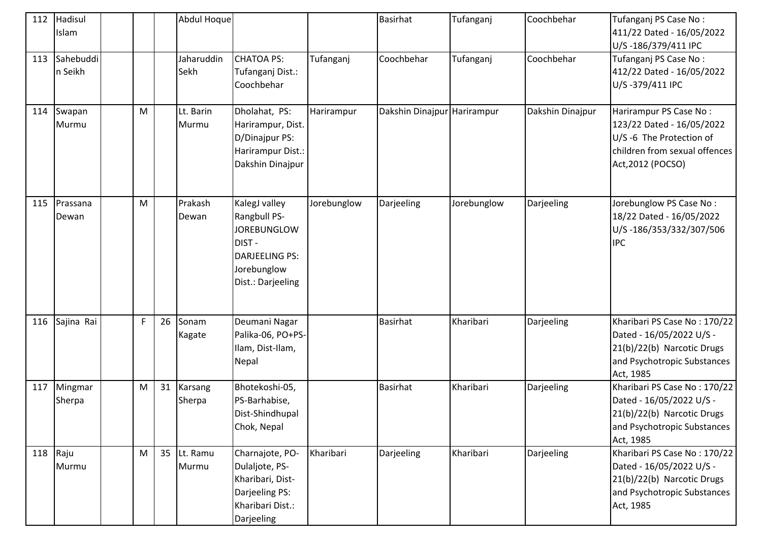| 112 | Hadisul Islam | | | | Abdul Hoque | | | Basirhat | Tufanganj | Coochbehar | Tufanganj PS Case No : 411/22 Dated - 16/05/2022 U/S -186/379/411 IPC |
|---|---|---|---|---|---|---|---|---|---|---|---|
| 113 | Sahebuddin Seikh | | | | Jaharuddin Sekh | CHATOA PS: Tufanganj Dist.: Coochbehar | Tufanganj | Coochbehar | Tufanganj | Coochbehar | Tufanganj PS Case No : 412/22 Dated - 16/05/2022 U/S -379/411 IPC |
| 114 | Swapan Murmu | | M | | Lt. Barin Murmu | Dholahat, PS: Harirampur, Dist. D/Dinajpur PS: Harirampur Dist.: Dakshin Dinajpur | Harirampur | Dakshin Dinajpur | Harirampur | Dakshin Dinajpur | Harirampur PS Case No : 123/22 Dated - 16/05/2022 U/S -6 The Protection of children from sexual offences Act,2012 (POCSO) |
| 115 | Prassana Dewan | | M | | Prakash Dewan | KalegJ valley Rangbull PS-JOREBUNGLOW DIST - DARJEELING PS: Jorebunglow Dist.: Darjeeling | Jorebunglow | Darjeeling | Jorebunglow | Darjeeling | Jorebunglow PS Case No : 18/22 Dated - 16/05/2022 U/S -186/353/332/307/506 IPC |
| 116 | Sajina Rai | | F | 26 | Sonam Kagate | Deumani Nagar Palika-06, PO+PS-Ilam, Dist-Ilam, Nepal | | Basirhat | Kharibari | Darjeeling | Kharibari PS Case No : 170/22 Dated - 16/05/2022 U/S -21(b)/22(b) Narcotic Drugs and Psychotropic Substances Act, 1985 |
| 117 | Mingmar Sherpa | | M | 31 | Karsang Sherpa | Bhotekoshi-05, PS-Barhabise, Dist-Shindhupal Chok, Nepal | | Basirhat | Kharibari | Darjeeling | Kharibari PS Case No : 170/22 Dated - 16/05/2022 U/S -21(b)/22(b) Narcotic Drugs and Psychotropic Substances Act, 1985 |
| 118 | Raju Murmu | | M | 35 | Lt. Ramu Murmu | Charnajote, PO-Dulaljote, PS-Kharibari, Dist-Darjeeling PS: Kharibari Dist.: Darjeeling | Kharibari | Darjeeling | Kharibari | Darjeeling | Kharibari PS Case No : 170/22 Dated - 16/05/2022 U/S -21(b)/22(b) Narcotic Drugs and Psychotropic Substances Act, 1985 |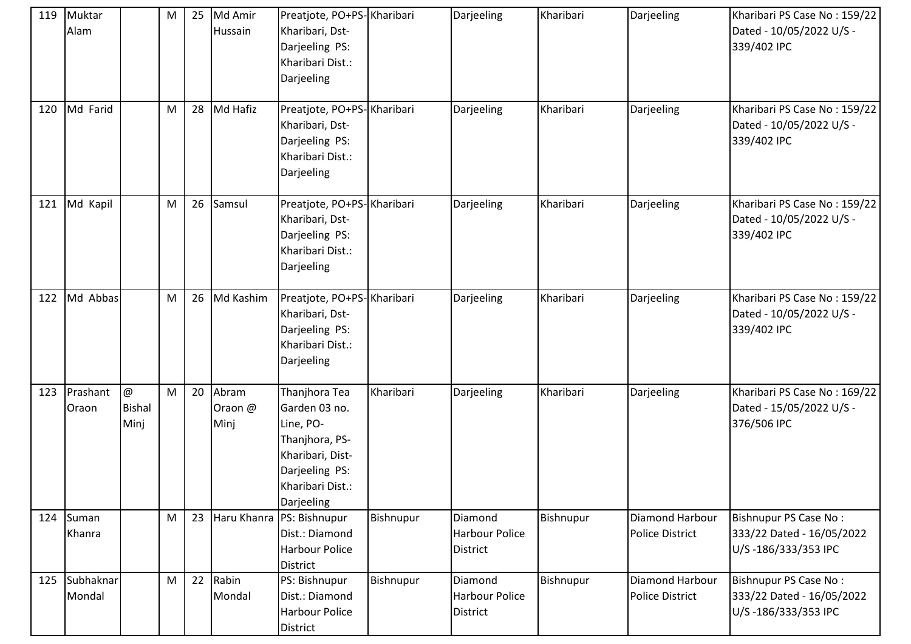| 119 | Muktar Alam | | M | 25 | Md Amir Hussain | Preatjote, PO+PS-Kharibari, Dst-Darjeeling PS: Kharibari Dist.: Darjeeling | Kharibari | Darjeeling | Kharibari | Darjeeling | Kharibari PS Case No : 159/22 Dated - 10/05/2022 U/S - 339/402 IPC |
|---|---|---|---|---|---|---|---|---|---|---|---|
| 120 | Md Farid | | M | 28 | Md Hafiz | Preatjote, PO+PS-Kharibari, Dst-Darjeeling PS: Kharibari Dist.: Darjeeling | Kharibari | Darjeeling | Kharibari | Darjeeling | Kharibari PS Case No : 159/22 Dated - 10/05/2022 U/S - 339/402 IPC |
| 121 | Md Kapil | | M | 26 | Samsul | Preatjote, PO+PS-Kharibari, Dst-Darjeeling PS: Kharibari Dist.: Darjeeling | Kharibari | Darjeeling | Kharibari | Darjeeling | Kharibari PS Case No : 159/22 Dated - 10/05/2022 U/S - 339/402 IPC |
| 122 | Md Abbas | | M | 26 | Md Kashim | Preatjote, PO+PS-Kharibari, Dst-Darjeeling PS: Kharibari Dist.: Darjeeling | Kharibari | Darjeeling | Kharibari | Darjeeling | Kharibari PS Case No : 159/22 Dated - 10/05/2022 U/S - 339/402 IPC |
| 123 | Prashant Oraon | @ Bishal Minj | M | 20 | Abram Oraon @ Minj | Thanjhora Tea Garden 03 no. Line, PO-Thanjhora, PS-Kharibari, Dist-Darjeeling PS: Kharibari Dist.: Darjeeling | Kharibari | Darjeeling | Kharibari | Darjeeling | Kharibari PS Case No : 169/22 Dated - 15/05/2022 U/S - 376/506 IPC |
| 124 | Suman Khanra | | M | 23 | Haru Khanra | PS: Bishnupur Dist.: Diamond Harbour Police District | Bishnupur | Diamond Harbour Police District | Bishnupur | Diamond Harbour Police District | Bishnupur PS Case No : 333/22 Dated - 16/05/2022 U/S -186/333/353 IPC |
| 125 | Subhaknar Mondal | | M | 22 | Rabin Mondal | PS: Bishnupur Dist.: Diamond Harbour Police District | Bishnupur | Diamond Harbour Police District | Bishnupur | Diamond Harbour Police District | Bishnupur PS Case No : 333/22 Dated - 16/05/2022 U/S -186/333/353 IPC |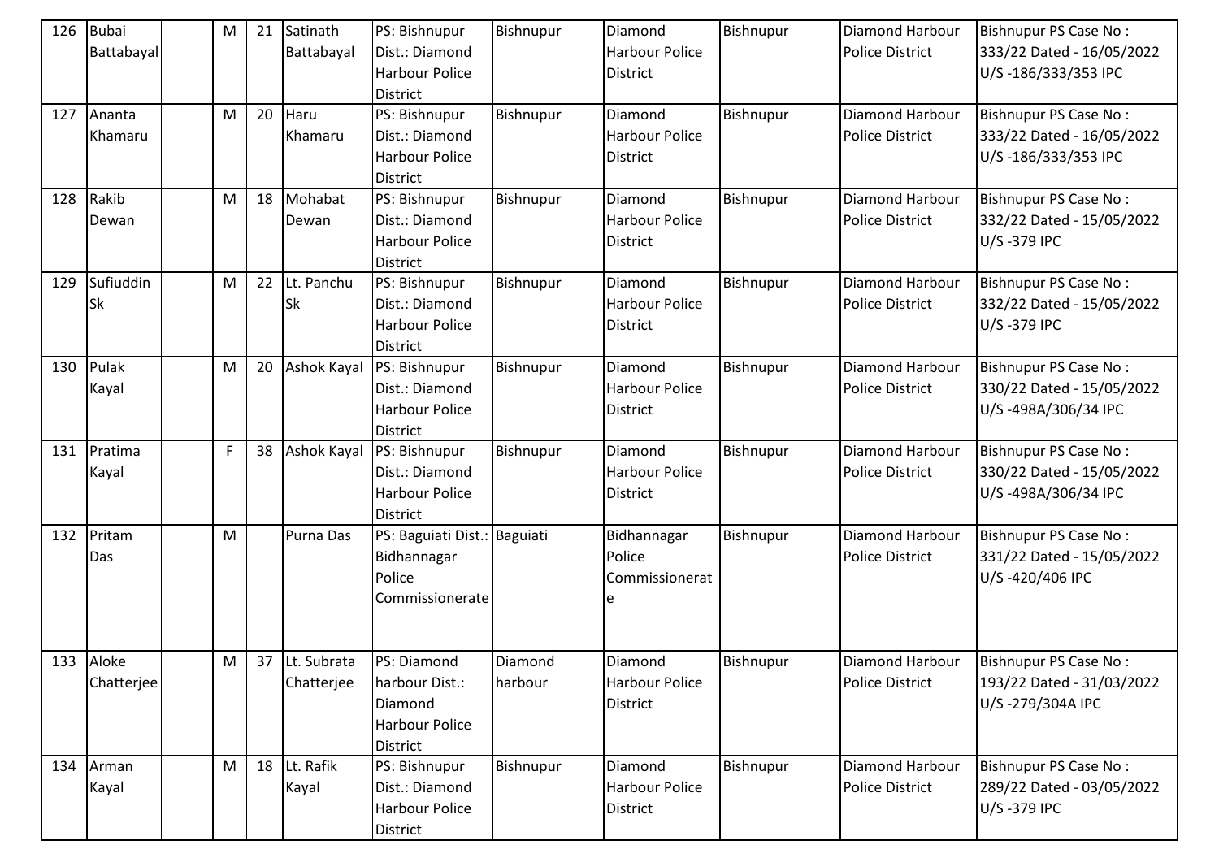| 126 | Bubai Battabayal | | M | 21 | Satinath Battabayal | PS: Bishnupur Dist.: Diamond Harbour Police District | Bishnupur | Diamond Harbour Police District | Bishnupur | Diamond Harbour Police District | Bishnupur PS Case No : 333/22 Dated - 16/05/2022 U/S -186/333/353 IPC |
|---|---|---|---|---|---|---|---|---|---|---|---|
| 127 | Ananta Khamaru | | M | 20 | Haru Khamaru | PS: Bishnupur Dist.: Diamond Harbour Police District | Bishnupur | Diamond Harbour Police District | Bishnupur | Diamond Harbour Police District | Bishnupur PS Case No : 333/22 Dated - 16/05/2022 U/S -186/333/353 IPC |
| 128 | Rakib Dewan | | M | 18 | Mohabat Dewan | PS: Bishnupur Dist.: Diamond Harbour Police District | Bishnupur | Diamond Harbour Police District | Bishnupur | Diamond Harbour Police District | Bishnupur PS Case No : 332/22 Dated - 15/05/2022 U/S -379 IPC |
| 129 | Sufiuddin Sk | | M | 22 | Lt. Panchu Sk | PS: Bishnupur Dist.: Diamond Harbour Police District | Bishnupur | Diamond Harbour Police District | Bishnupur | Diamond Harbour Police District | Bishnupur PS Case No : 332/22 Dated - 15/05/2022 U/S -379 IPC |
| 130 | Pulak Kayal | | M | 20 | Ashok Kayal | PS: Bishnupur Dist.: Diamond Harbour Police District | Bishnupur | Diamond Harbour Police District | Bishnupur | Diamond Harbour Police District | Bishnupur PS Case No : 330/22 Dated - 15/05/2022 U/S -498A/306/34 IPC |
| 131 | Pratima Kayal | | F | 38 | Ashok Kayal | PS: Bishnupur Dist.: Diamond Harbour Police District | Bishnupur | Diamond Harbour Police District | Bishnupur | Diamond Harbour Police District | Bishnupur PS Case No : 330/22 Dated - 15/05/2022 U/S -498A/306/34 IPC |
| 132 | Pritam Das | | M | | Purna Das | PS: Baguiati Dist.: Bidhannagar Police Commissionerate | Baguiati | Bidhannagar Police Commissionerate | Bishnupur | Diamond Harbour Police District | Bishnupur PS Case No : 331/22 Dated - 15/05/2022 U/S -420/406 IPC |
| 133 | Aloke Chatterjee | | M | 37 | Lt. Subrata Chatterjee | PS: Diamond harbour Dist.: Diamond Harbour Police District | Diamond harbour | Diamond Harbour Police District | Bishnupur | Diamond Harbour Police District | Bishnupur PS Case No : 193/22 Dated - 31/03/2022 U/S -279/304A IPC |
| 134 | Arman Kayal | | M | 18 | Lt. Rafik Kayal | PS: Bishnupur Dist.: Diamond Harbour Police District | Bishnupur | Diamond Harbour Police District | Bishnupur | Diamond Harbour Police District | Bishnupur PS Case No : 289/22 Dated - 03/05/2022 U/S -379 IPC |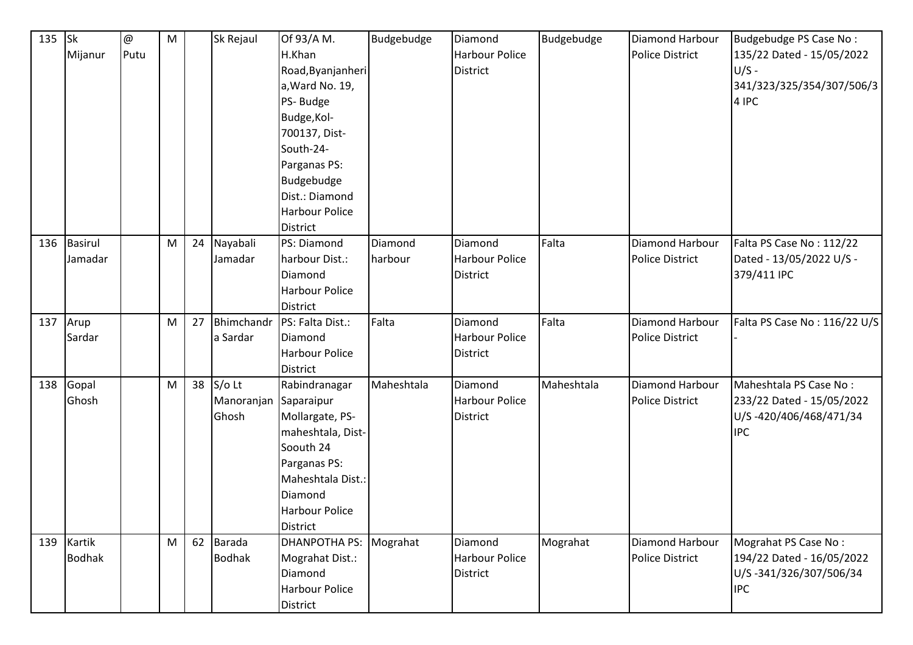| 135 | Sk Mijanur | @ Putu | M | | Sk Rejaul | Of 93/A M. H.Khan Road,Byanjanheria,Ward No. 19, PS- Budge Budge,Kol-700137, Dist-South-24-Parganas PS: Budgebudge Dist.: Diamond Harbour Police District | Budgebudge | Diamond Harbour Police District | Budgebudge | Diamond Harbour Police District | Budgebudge PS Case No : 135/22 Dated - 15/05/2022 U/S -341/323/325/354/307/506/34 IPC |
|---|---|---|---|---|---|---|---|---|---|---|---|
| 136 | Basirul Jamadar | | M | 24 | Nayabali Jamadar | PS: Diamond harbour Dist.: Diamond Harbour Police District | Diamond harbour | Diamond Harbour Police District | Falta | Diamond Harbour Police District | Falta PS Case No : 112/22 Dated - 13/05/2022 U/S - 379/411 IPC |
| 137 | Arup Sardar | | M | 27 | Bhimchandra Sardar | PS: Falta Dist.: Diamond Harbour Police District | Falta | Diamond Harbour Police District | Falta | Diamond Harbour Police District | Falta PS Case No : 116/22 U/S - |
| 138 | Gopal Ghosh | | M | 38 | S/o Lt Manoranjan Ghosh | Rabindranagar Saparaipur Mollargate, PS-maheshtala, Dist-Soouth 24 Parganas PS: Maheshtala Dist.: Diamond Harbour Police District | Maheshtala | Diamond Harbour Police District | Maheshtala | Diamond Harbour Police District | Maheshtala PS Case No : 233/22 Dated - 15/05/2022 U/S -420/406/468/471/34 IPC |
| 139 | Kartik Bodhak | | M | 62 | Barada Bodhak | DHANPOTHA PS: Mograhat Dist.: Diamond Harbour Police District | Mograhat | Diamond Harbour Police District | Mograhat | Diamond Harbour Police District | Mograhat PS Case No : 194/22 Dated - 16/05/2022 U/S -341/326/307/506/34 IPC |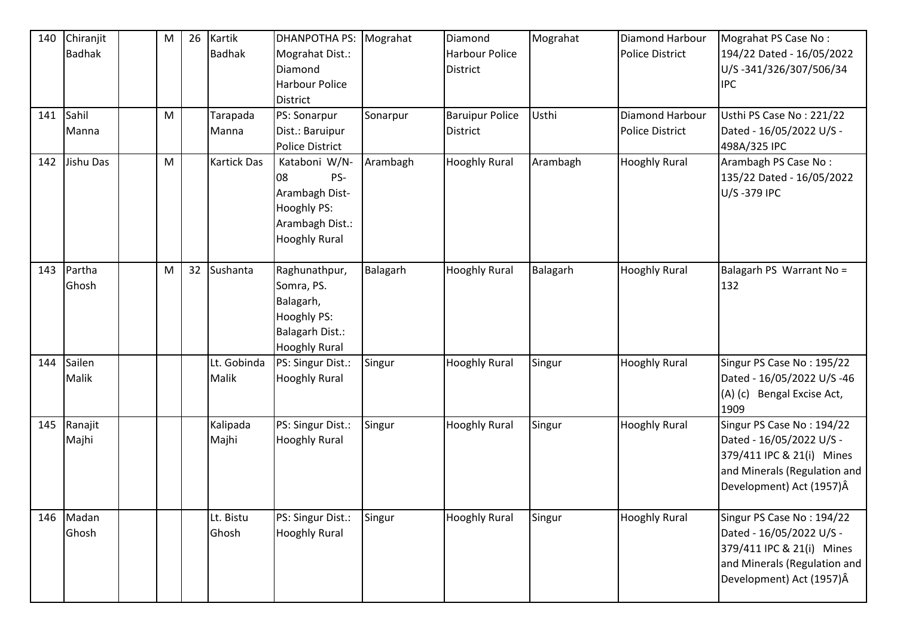| 140 | Chiranjit Badhak | | M | 26 | Kartik Badhak | DHANPOTHA PS: Mograhat Dist.: Diamond Harbour Police District | Mograhat | Diamond Harbour Police District | Mograhat | Diamond Harbour Police District | Mograhat PS Case No : 194/22 Dated - 16/05/2022 U/S -341/326/307/506/34 IPC |
|---|---|---|---|---|---|---|---|---|---|---|---|
| 141 | Sahil Manna | | M | | Tarapada Manna | PS: Sonarpur Dist.: Baruipur Police District | Sonarpur | Baruipur Police District | Usthi | Diamond Harbour Police District | Usthi PS Case No : 221/22 Dated - 16/05/2022 U/S -498A/325 IPC |
| 142 | Jishu Das | | M | | Kartick Das | Kataboni W/N-08 PS-Arambagh Dist-Hooghly PS: Arambagh Dist.: Hooghly Rural | Arambagh | Hooghly Rural | Arambagh | Hooghly Rural | Arambagh PS Case No : 135/22 Dated - 16/05/2022 U/S -379 IPC |
| 143 | Partha Ghosh | | M | 32 | Sushanta | Raghunathpur, Somra, PS. Balagarh, Hooghly PS: Balagarh Dist.: Hooghly Rural | Balagarh | Hooghly Rural | Balagarh | Hooghly Rural | Balagarh PS Warrant No = 132 |
| 144 | Sailen Malik | | | | Lt. Gobinda Malik | PS: Singur Dist.: Hooghly Rural | Singur | Hooghly Rural | Singur | Hooghly Rural | Singur PS Case No : 195/22 Dated - 16/05/2022 U/S -46 (A) (c) Bengal Excise Act, 1909 |
| 145 | Ranajit Majhi | | | | Kalipada Majhi | PS: Singur Dist.: Hooghly Rural | Singur | Hooghly Rural | Singur | Hooghly Rural | Singur PS Case No : 194/22 Dated - 16/05/2022 U/S -379/411 IPC & 21(i) Mines and Minerals (Regulation and Development) Act (1957)Â |
| 146 | Madan Ghosh | | | | Lt. Bistu Ghosh | PS: Singur Dist.: Hooghly Rural | Singur | Hooghly Rural | Singur | Hooghly Rural | Singur PS Case No : 194/22 Dated - 16/05/2022 U/S -379/411 IPC & 21(i) Mines and Minerals (Regulation and Development) Act (1957)Â |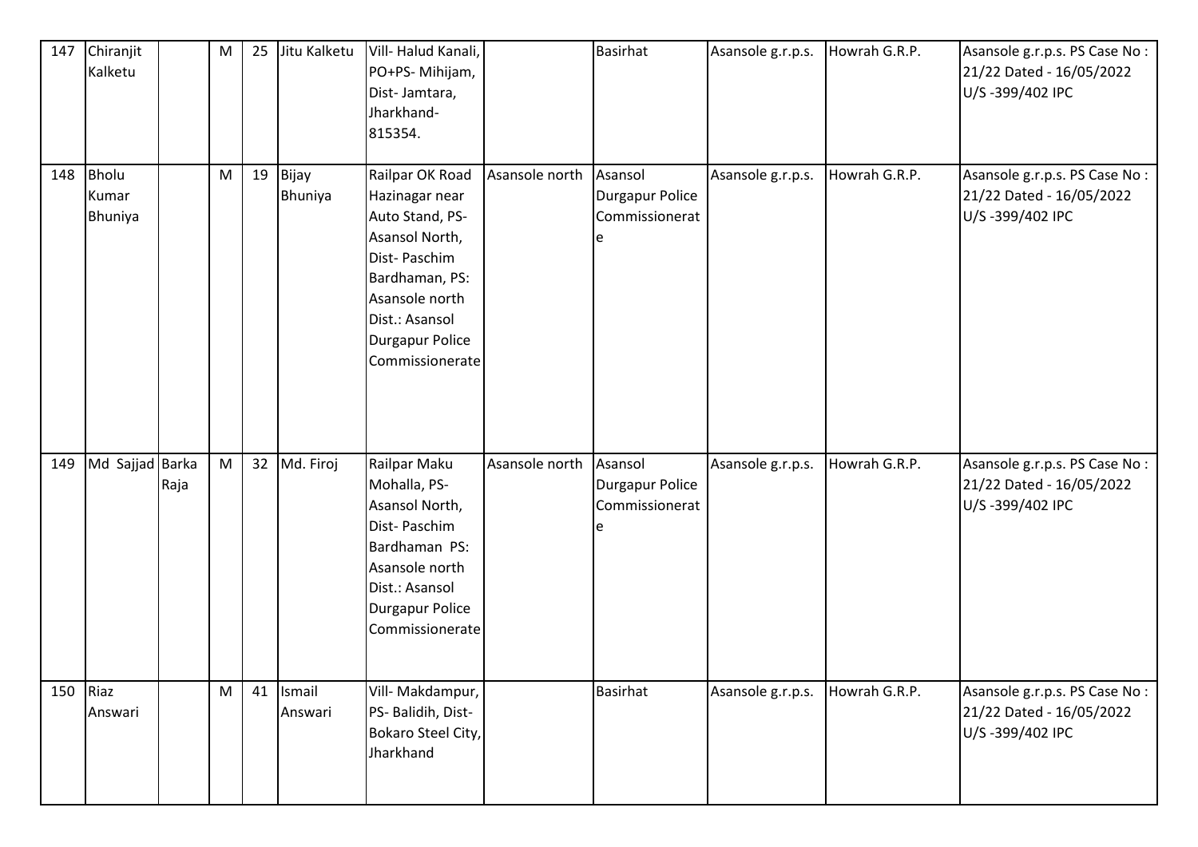| 147 | Chiranjit Kalketu | | M | 25 | Jitu Kalketu | Vill- Halud Kanali, PO+PS- Mihijam, Dist- Jamtara, Jharkhand-815354. | | Basirhat | Asansole g.r.p.s. | Howrah G.R.P. | Asansole g.r.p.s. PS Case No : 21/22 Dated - 16/05/2022 U/S -399/402 IPC |
|---|---|---|---|---|---|---|---|---|---|---|---|
| 148 | Bholu Kumar Bhuniya | | M | 19 | Bijay Bhuniya | Railpar OK Road Hazinagar near Auto Stand, PS- Asansol North, Dist- Paschim Bardhaman, PS: Asansole north Dist.: Asansol Durgapur Police Commissionerate | Asansole north | Asansol Durgapur Police Commissionerate | Asansole g.r.p.s. | Howrah G.R.P. | Asansole g.r.p.s. PS Case No : 21/22 Dated - 16/05/2022 U/S -399/402 IPC |
| 149 | Md Sajjad | Barka Raja | M | 32 | Md. Firoj | Railpar Maku Mohalla, PS- Asansol North, Dist- Paschim Bardhaman PS: Asansole north Dist.: Asansol Durgapur Police Commissionerate | Asansole north | Asansol Durgapur Police Commissionerate | Asansole g.r.p.s. | Howrah G.R.P. | Asansole g.r.p.s. PS Case No : 21/22 Dated - 16/05/2022 U/S -399/402 IPC |
| 150 | Riaz Answari | | M | 41 | Ismail Answari | Vill- Makdampur, PS- Balidih, Dist- Bokaro Steel City, Jharkhand | | Basirhat | Asansole g.r.p.s. | Howrah G.R.P. | Asansole g.r.p.s. PS Case No : 21/22 Dated - 16/05/2022 U/S -399/402 IPC |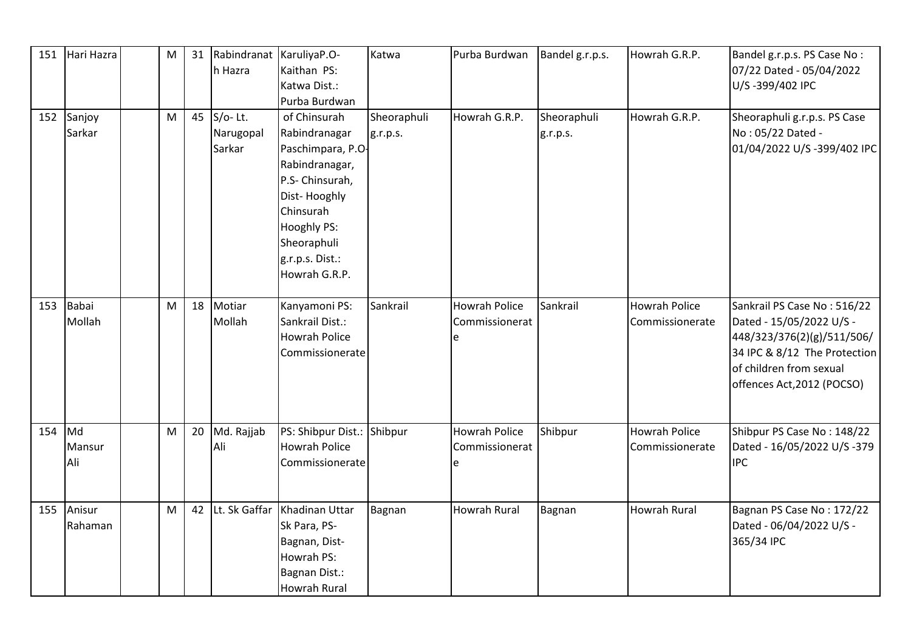| 151 | Hari Hazra | | M | 31 | Rabindranath Hazra | KaruliyaP.O- Kaithan PS: Katwa Dist.: Purba Burdwan | Katwa | Purba Burdwan | Bandel g.r.p.s. | Howrah G.R.P. | Bandel g.r.p.s. PS Case No : 07/22 Dated - 05/04/2022 U/S -399/402 IPC |
|---|---|---|---|---|---|---|---|---|---|---|---|
| 152 | Sanjoy Sarkar | | M | 45 | S/o- Lt. Narugopal Sarkar | of Chinsurah Rabindranagar Paschimpara, P.O-Rabindranagar, P.S- Chinsurah, Dist- Hooghly Chinsurah Hooghly PS: Sheoraphuli g.r.p.s. Dist.: Howrah G.R.P. | Sheoraphuli g.r.p.s. | Howrah G.R.P. | Sheoraphuli g.r.p.s. | Howrah G.R.P. | Sheoraphuli g.r.p.s. PS Case No : 05/22 Dated - 01/04/2022 U/S -399/402 IPC |
| 153 | Babai Mollah | | M | 18 | Motiar Mollah | Kanyamoni PS: Sankrail Dist.: Howrah Police Commissionerate | Sankrail | Howrah Police Commissionerate | Sankrail | Howrah Police Commissionerate | Sankrail PS Case No : 516/22 Dated - 15/05/2022 U/S -448/323/376(2)(g)/511/506/34 IPC & 8/12 The Protection of children from sexual offences Act,2012 (POCSO) |
| 154 | Md Mansur Ali | | M | 20 | Md. Rajjab Ali | PS: Shibpur Dist.: Howrah Police Commissionerate | Shibpur | Howrah Police Commissionerate | Shibpur | Howrah Police Commissionerate | Shibpur PS Case No : 148/22 Dated - 16/05/2022 U/S -379 IPC |
| 155 | Anisur Rahaman | | M | 42 | Lt. Sk Gaffar | Khadinan Uttar Sk Para, PS- Bagnan, Dist- Howrah PS: Bagnan Dist.: Howrah Rural | Bagnan | Howrah Rural | Bagnan | Howrah Rural | Bagnan PS Case No : 172/22 Dated - 06/04/2022 U/S -365/34 IPC |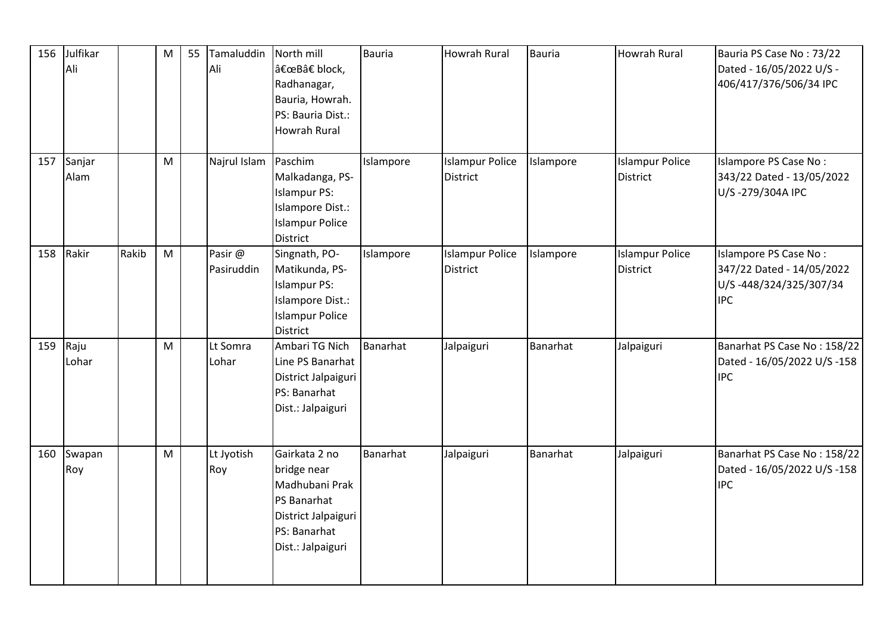| 156 | Julfikar Ali | | M | 55 | Tamaluddin Ali | North mill â€œBâ€ block, Radhanagar, Bauria, Howrah. PS: Bauria Dist.: Howrah Rural | Bauria | Howrah Rural | Bauria | Howrah Rural | Bauria PS Case No : 73/22 Dated - 16/05/2022 U/S - 406/417/376/506/34 IPC |
|---|---|---|---|---|---|---|---|---|---|---|---|
| 157 | Sanjar Alam | | M | | Najrul Islam | Paschim Malkadanga, PS- Islampur PS: Islampore Dist.: Islampur Police District | Islampore | Islampur Police District | Islampore | Islampur Police District | Islampore PS Case No : 343/22 Dated - 13/05/2022 U/S -279/304A IPC |
| 158 | Rakir | Rakib | M | | Pasir @ Pasiruddin | Singnath, PO- Matikunda, PS- Islampur PS: Islampore Dist.: Islampur Police District | Islampore | Islampur Police District | Islampore | Islampur Police District | Islampore PS Case No : 347/22 Dated - 14/05/2022 U/S -448/324/325/307/34 IPC |
| 159 | Raju Lohar | | M | | Lt Somra Lohar | Ambari TG Nich Line PS Banarhat District Jalpaiguri PS: Banarhat Dist.: Jalpaiguri | Banarhat | Jalpaiguri | Banarhat | Jalpaiguri | Banarhat PS Case No : 158/22 Dated - 16/05/2022 U/S -158 IPC |
| 160 | Swapan Roy | | M | | Lt Jyotish Roy | Gairkata 2 no bridge near Madhubani Prak PS Banarhat District Jalpaiguri PS: Banarhat Dist.: Jalpaiguri | Banarhat | Jalpaiguri | Banarhat | Jalpaiguri | Banarhat PS Case No : 158/22 Dated - 16/05/2022 U/S -158 IPC |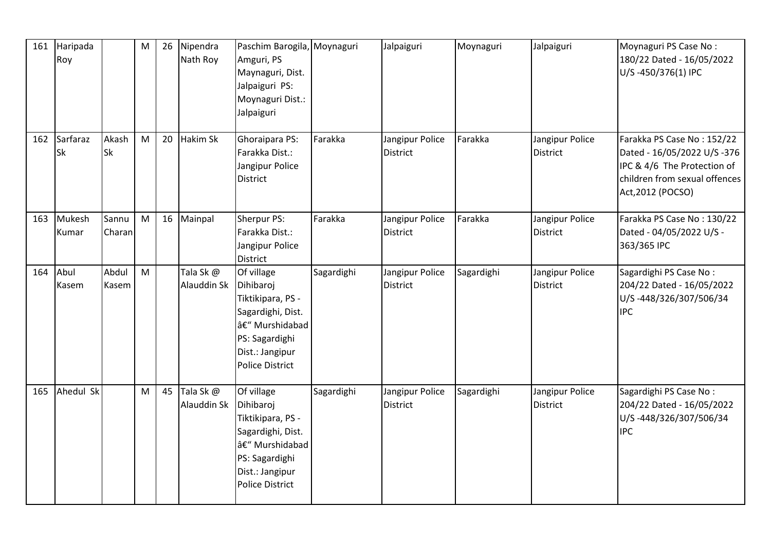| 161 | Haripada Roy | | M | 26 | Nipendra Nath Roy | Paschim Barogila, Amguri, PS Maynaguri, Dist. Jalpaiguri PS: Moynaguri Dist.: Jalpaiguri | Moynaguri | Jalpaiguri | Moynaguri | Jalpaiguri | Moynaguri PS Case No : 180/22 Dated - 16/05/2022 U/S -450/376(1) IPC |
|---|---|---|---|---|---|---|---|---|---|---|---|
| 162 | Sarfaraz Sk | Akash Sk | M | 20 | Hakim Sk | Ghoraipara PS: Farakka Dist.: Jangipur Police District | Farakka | Jangipur Police District | Farakka | Jangipur Police District | Farakka PS Case No : 152/22 Dated - 16/05/2022 U/S -376 IPC & 4/6 The Protection of children from sexual offences Act,2012 (POCSO) |
| 163 | Mukesh Kumar | Sannu Charan | M | 16 | Mainpal | Sherpur PS: Farakka Dist.: Jangipur Police District | Farakka | Jangipur Police District | Farakka | Jangipur Police District | Farakka PS Case No : 130/22 Dated - 04/05/2022 U/S - 363/365 IPC |
| 164 | Abul Kasem | Abdul Kasem | M | | Tala Sk @ Alauddin Sk | Of village Dihibaroj Tiktikipara, PS - Sagardighi, Dist. â€" Murshidabad PS: Sagardighi Dist.: Jangipur Police District | Sagardighi | Jangipur Police District | Sagardighi | Jangipur Police District | Sagardighi PS Case No : 204/22 Dated - 16/05/2022 U/S -448/326/307/506/34 IPC |
| 165 | Ahedul Sk | | M | 45 | Tala Sk @ Alauddin Sk | Of village Dihibaroj Tiktikipara, PS - Sagardighi, Dist. â€" Murshidabad PS: Sagardighi Dist.: Jangipur Police District | Sagardighi | Jangipur Police District | Sagardighi | Jangipur Police District | Sagardighi PS Case No : 204/22 Dated - 16/05/2022 U/S -448/326/307/506/34 IPC |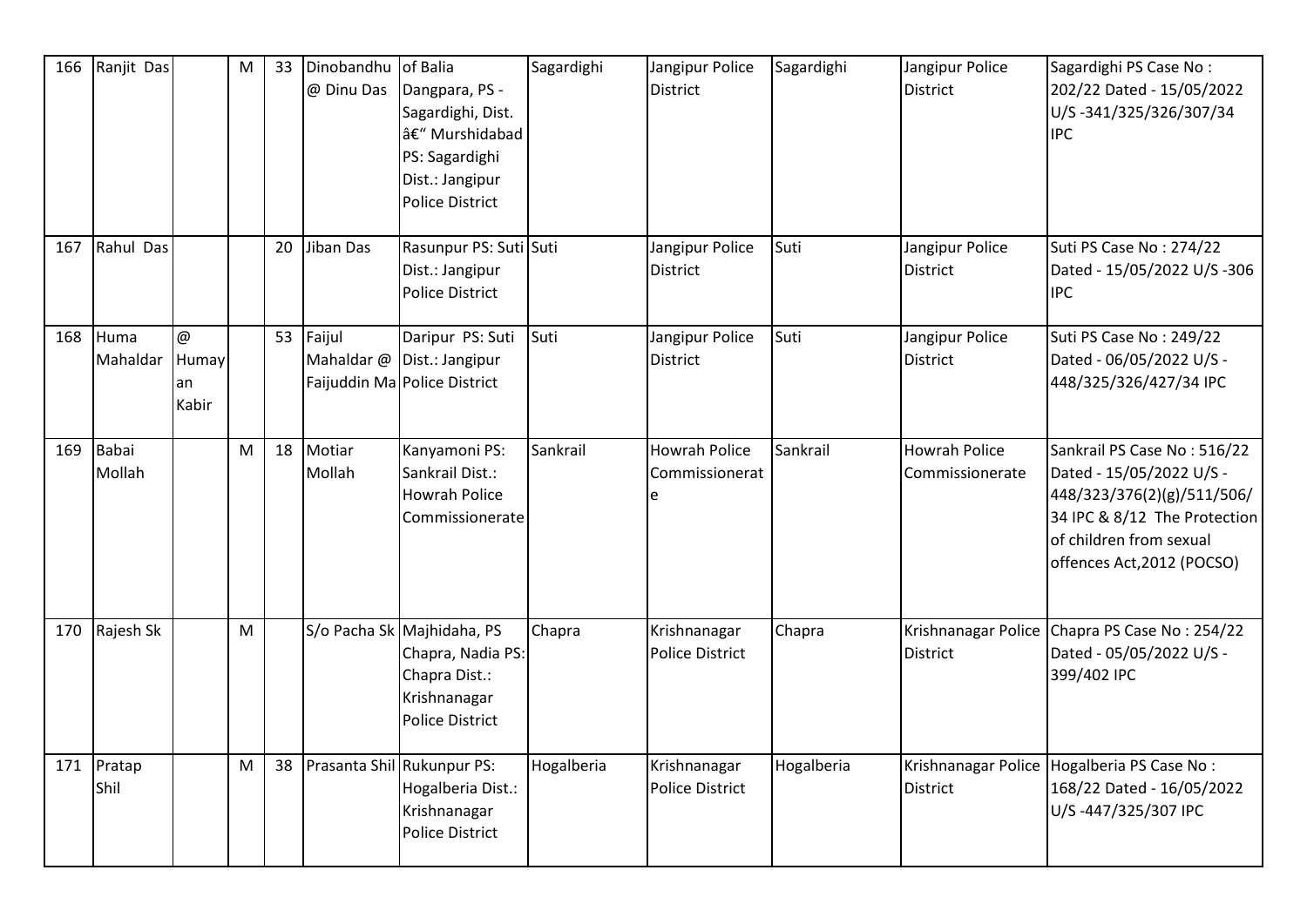| 166 | Ranjit Das | | M | 33 | Dinobandhu @ Dinu Das | of Balia Dangpara, PS - Sagardighi, Dist. â€" Murshidabad PS: Sagardighi Dist.: Jangipur Police District | Sagardighi | Jangipur Police District | Sagardighi | Jangipur Police District | Sagardighi PS Case No : 202/22 Dated - 15/05/2022 U/S -341/325/326/307/34 IPC |
|---|---|---|---|---|---|---|---|---|---|---|---|
| 167 | Rahul Das | | | 20 | Jiban Das | Rasunpur PS: Suti Dist.: Jangipur Police District | Suti | Jangipur Police District | Suti | Jangipur Police District | Suti PS Case No : 274/22 Dated - 15/05/2022 U/S -306 IPC |
| 168 | Huma Mahaldar | @ Humayan Kabir | | 53 | Faijul Mahaldar @ Faijuddin Ma | Daripur PS: Suti Dist.: Jangipur Police District | Suti | Jangipur Police District | Suti | Jangipur Police District | Suti PS Case No : 249/22 Dated - 06/05/2022 U/S - 448/325/326/427/34 IPC |
| 169 | Babai Mollah | | M | 18 | Motiar Mollah | Kanyamoni PS: Sankrail Dist.: Howrah Police Commissionerate | Sankrail | Howrah Police Commissionerate | Sankrail | Howrah Police Commissionerate | Sankrail PS Case No : 516/22 Dated - 15/05/2022 U/S - 448/323/376(2)(g)/511/506/34 IPC & 8/12 The Protection of children from sexual offences Act,2012 (POCSO) |
| 170 | Rajesh Sk | | M | | S/o Pacha Sk | Majhidaha, PS Chapra, Nadia PS: Chapra Dist.: Krishnanagar Police District | Chapra | Krishnanagar Police District | Chapra | Krishnanagar Police District | Chapra PS Case No : 254/22 Dated - 05/05/2022 U/S - 399/402 IPC |
| 171 | Pratap Shil | | M | 38 | Prasanta Shil | Rukunpur PS: Hogalberia Dist.: Krishnanagar Police District | Hogalberia | Krishnanagar Police District | Hogalberia | Krishnanagar Police District | Hogalberia PS Case No : 168/22 Dated - 16/05/2022 U/S -447/325/307 IPC |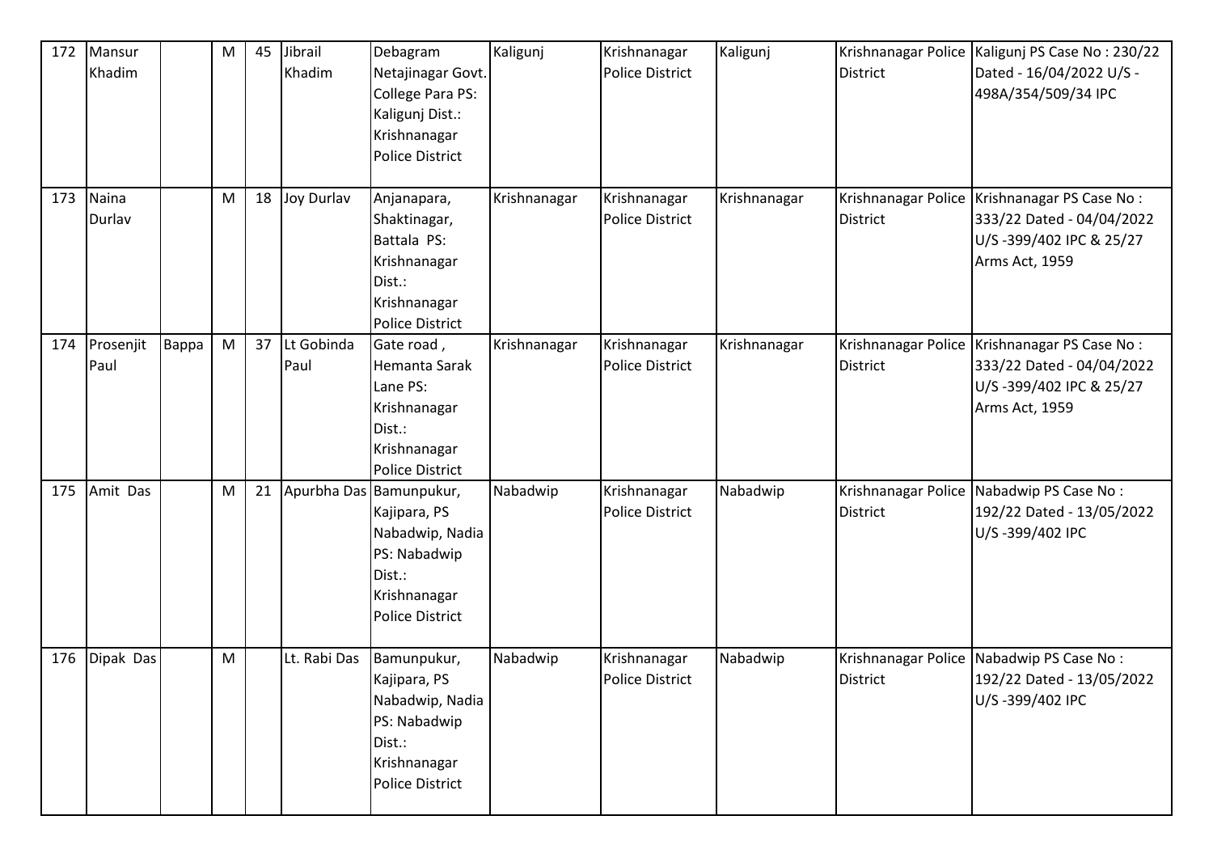| 172 | Mansur Khadim | | M | 45 | Jibrail Khadim | Debagram Netajinagar Govt. College Para PS: Kaligunj Dist.: Krishnanagar Police District | Kaligunj | Krishnanagar Police District | Kaligunj | Krishnanagar Police District | Kaligunj PS Case No : 230/22 Dated - 16/04/2022 U/S - 498A/354/509/34 IPC |
|---|---|---|---|---|---|---|---|---|---|---|---|
| 173 | Naina Durlav | | M | 18 | Joy Durlav | Anjanapara, Shaktinagar, Battala PS: Krishnanagar Dist.: Krishnanagar Police District | Krishnanagar | Krishnanagar Police District | Krishnanagar | Krishnanagar Police District | Krishnanagar PS Case No : 333/22 Dated - 04/04/2022 U/S -399/402 IPC & 25/27 Arms Act, 1959 |
| 174 | Prosenjit Paul | Bappa | M | 37 | Lt Gobinda Paul | Gate road , Hemanta Sarak Lane PS: Krishnanagar Dist.: Krishnanagar Police District | Krishnanagar | Krishnanagar Police District | Krishnanagar | Krishnanagar Police District | Krishnanagar PS Case No : 333/22 Dated - 04/04/2022 U/S -399/402 IPC & 25/27 Arms Act, 1959 |
| 175 | Amit Das | | M | 21 | Apurbha Das | Bamunpukur, Kajipara, PS Nabadwip, Nadia PS: Nabadwip Dist.: Krishnanagar Police District | Nabadwip | Krishnanagar Police District | Nabadwip | Krishnanagar Police District | Nabadwip PS Case No : 192/22 Dated - 13/05/2022 U/S -399/402 IPC |
| 176 | Dipak Das | | M | | Lt. Rabi Das | Bamunpukur, Kajipara, PS Nabadwip, Nadia PS: Nabadwip Dist.: Krishnanagar Police District | Nabadwip | Krishnanagar Police District | Nabadwip | Krishnanagar Police District | Nabadwip PS Case No : 192/22 Dated - 13/05/2022 U/S -399/402 IPC |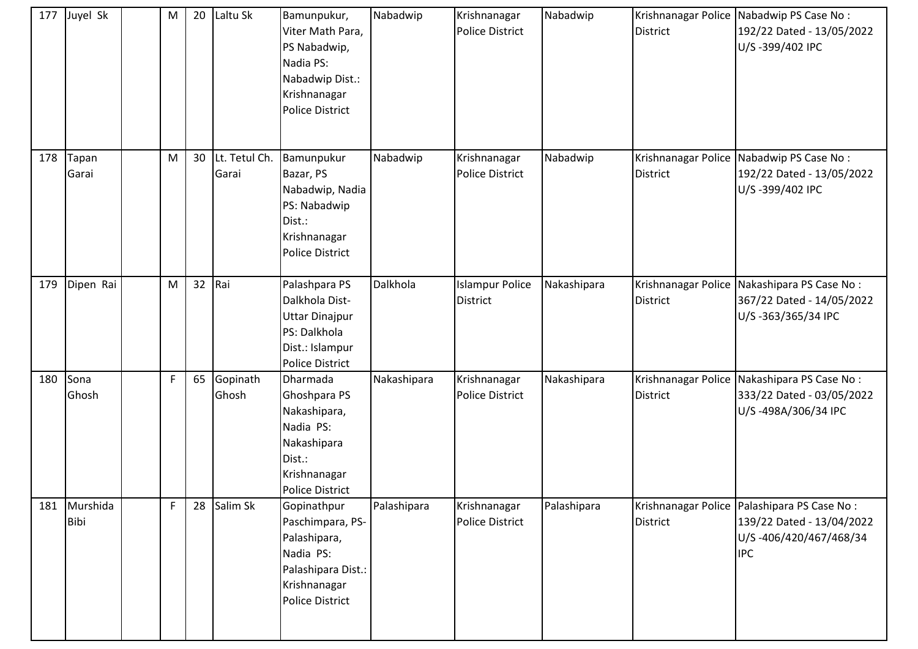| 177 | Juyel Sk | | M | 20 | Laltu Sk | Bamunpukur, Viter Math Para, PS Nabadwip, Nadia PS: Nabadwip Dist.: Krishnanagar Police District | Nabadwip | Krishnanagar Police District | Nabadwip | Krishnanagar Police District | Nabadwip PS Case No : 192/22 Dated - 13/05/2022 U/S -399/402 IPC |
|---|---|---|---|---|---|---|---|---|---|---|---|
| 178 | Tapan Garai | | M | 30 | Lt. Tetul Ch. Garai | Bamunpukur Bazar, PS Nabadwip, Nadia PS: Nabadwip Dist.: Krishnanagar Police District | Nabadwip | Krishnanagar Police District | Nabadwip | Krishnanagar Police District | Nabadwip PS Case No : 192/22 Dated - 13/05/2022 U/S -399/402 IPC |
| 179 | Dipen Rai | | M | 32 | Rai | Palashpara PS Dalkhola Dist- Uttar Dinajpur PS: Dalkhola Dist.: Islampur Police District | Dalkhola | Islampur Police District | Nakashipara | Krishnanagar Police District | Nakashipara PS Case No : 367/22 Dated - 14/05/2022 U/S -363/365/34 IPC |
| 180 | Sona Ghosh | | F | 65 | Gopinath Ghosh | Dharmada Ghoshpara PS Nakashipara, Nadia PS: Nakashipara Dist.: Krishnanagar Police District | Nakashipara | Krishnanagar Police District | Nakashipara | Krishnanagar Police District | Nakashipara PS Case No : 333/22 Dated - 03/05/2022 U/S -498A/306/34 IPC |
| 181 | Murshida Bibi | | F | 28 | Salim Sk | Gopinathpur Paschimpara, PS- Palashipara, Nadia PS: Palashipara Dist.: Krishnanagar Police District | Palashipara | Krishnanagar Police District | Palashipara | Krishnanagar Police District | Palashipara PS Case No : 139/22 Dated - 13/04/2022 U/S -406/420/467/468/34 IPC |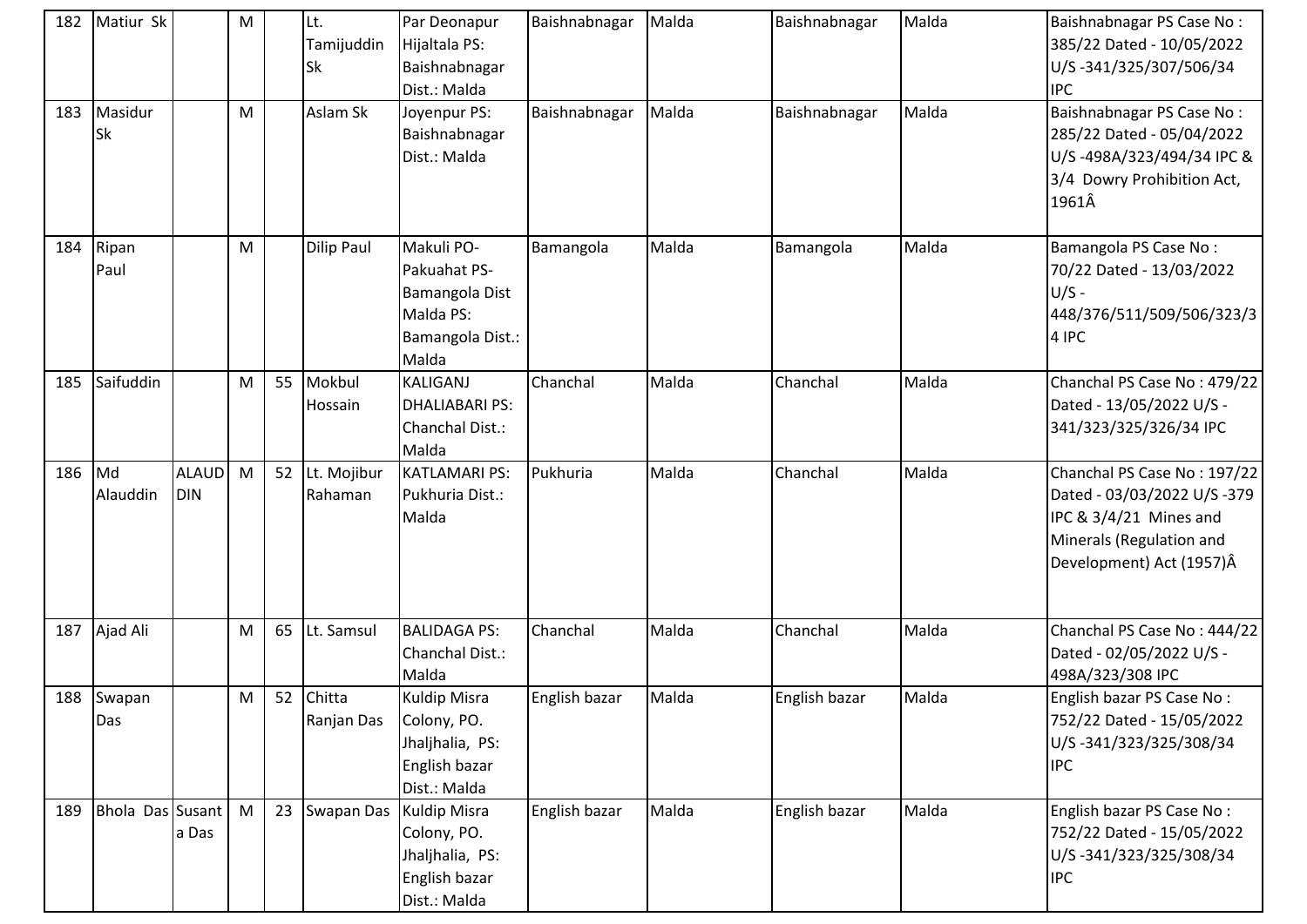| 182 | Matiur Sk | | M | | Lt. Tamijuddin Sk | Par Deonapur Hijaltala PS: Baishnabnagar Dist.: Malda | Baishnabnagar | Malda | Baishnabnagar | Malda | Baishnabnagar PS Case No : 385/22 Dated - 10/05/2022 U/S -341/325/307/506/34 IPC |
|---|---|---|---|---|---|---|---|---|---|---|---|
| 183 | Masidur Sk | | M | | Aslam Sk | Joyenpur PS: Baishnabnagar Dist.: Malda | Baishnabnagar | Malda | Baishnabnagar | Malda | Baishnabnagar PS Case No : 285/22 Dated - 05/04/2022 U/S -498A/323/494/34 IPC & 3/4 Dowry Prohibition Act, 1961Â |
| 184 | Ripan Paul | | M | | Dilip Paul | Makuli PO- Pakuahat PS- Bamangola Dist Malda PS: Bamangola Dist.: Malda | Bamangola | Malda | Bamangola | Malda | Bamangola PS Case No : 70/22 Dated - 13/03/2022 U/S - 448/376/511/509/506/323/34 IPC |
| 185 | Saifuddin | | M | 55 | Mokbul Hossain | KALIGANJ DHALIABARI PS: Chanchal Dist.: Malda | Chanchal | Malda | Chanchal | Malda | Chanchal PS Case No : 479/22 Dated - 13/05/2022 U/S - 341/323/325/326/34 IPC |
| 186 | Md Alauddin | ALAUDDIN | M | 52 | Lt. Mojibur Rahaman | KATLAMARI PS: Pukhuria Dist.: Malda | Pukhuria | Malda | Chanchal | Malda | Chanchal PS Case No : 197/22 Dated - 03/03/2022 U/S -379 IPC & 3/4/21 Mines and Minerals (Regulation and Development) Act (1957)Â |
| 187 | Ajad Ali | | M | 65 | Lt. Samsul | BALIDAGA PS: Chanchal Dist.: Malda | Chanchal | Malda | Chanchal | Malda | Chanchal PS Case No : 444/22 Dated - 02/05/2022 U/S - 498A/323/308 IPC |
| 188 | Swapan Das | | M | 52 | Chitta Ranjan Das | Kuldip Misra Colony, PO. Jhaljhalia, PS: English bazar Dist.: Malda | English bazar | Malda | English bazar | Malda | English bazar PS Case No : 752/22 Dated - 15/05/2022 U/S -341/323/325/308/34 IPC |
| 189 | Bhola Das | Susanta Das | M | 23 | Swapan Das | Kuldip Misra Colony, PO. Jhaljhalia, PS: English bazar Dist.: Malda | English bazar | Malda | English bazar | Malda | English bazar PS Case No : 752/22 Dated - 15/05/2022 U/S -341/323/325/308/34 IPC |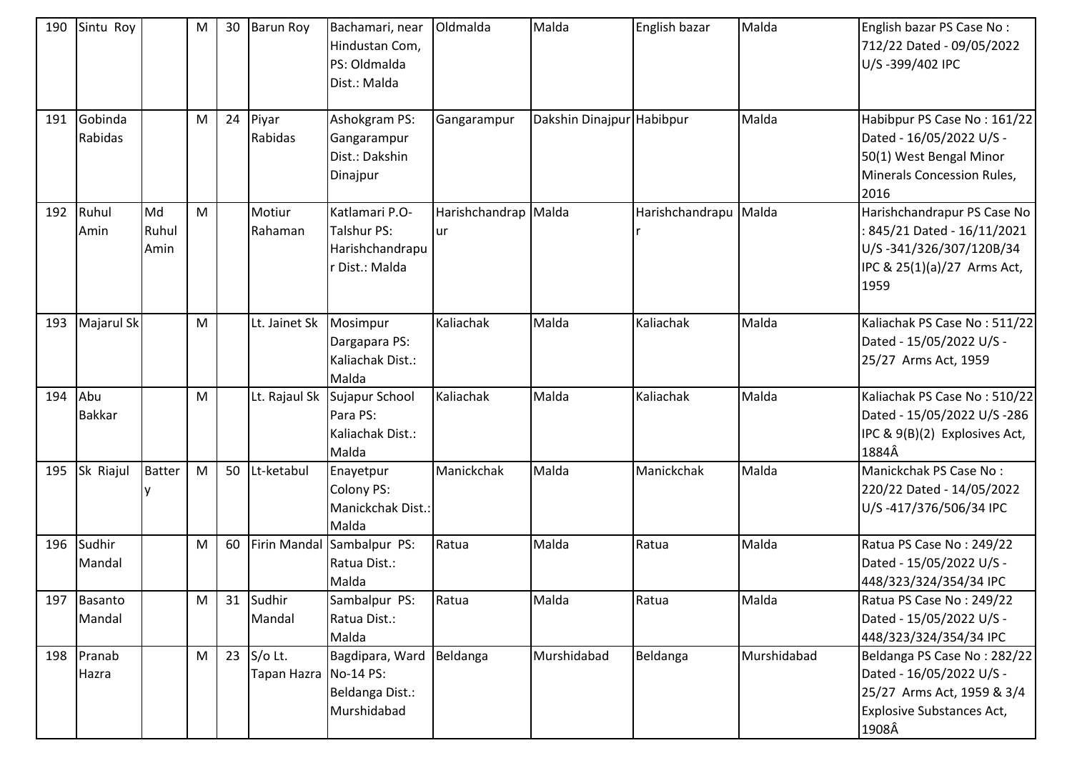| 190 | Sintu Roy | | M | 30 | Barun Roy | Bachamari, near Hindustan Com, PS: Oldmalda Dist.: Malda | Oldmalda | Malda | English bazar | Malda | English bazar PS Case No : 712/22 Dated - 09/05/2022 U/S -399/402 IPC |
|---|---|---|---|---|---|---|---|---|---|---|---|
| 191 | Gobinda Rabidas | | M | 24 | Piyar Rabidas | Ashokgram PS: Gangarampur Dist.: Dakshin Dinajpur | Gangarampur | Dakshin Dinajpur | Habibpur | Malda | Habibpur PS Case No : 161/22 Dated - 16/05/2022 U/S - 50(1) West Bengal Minor Minerals Concession Rules, 2016 |
| 192 | Ruhul Amin | Md Ruhul Amin | M | | Motiur Rahaman | Katlamari P.O- Talshur PS: Harishchandrapur Dist.: Malda | Harishchandrapur | Malda | Harishchandrapur | Malda | Harishchandrapur PS Case No : 845/21 Dated - 16/11/2021 U/S -341/326/307/120B/34 IPC & 25(1)(a)/27 Arms Act, 1959 |
| 193 | Majarul Sk | | M | | Lt. Jainet Sk | Mosimpur Dargapara PS: Kaliachak Dist.: Malda | Kaliachak | Malda | Kaliachak | Malda | Kaliachak PS Case No : 511/22 Dated - 15/05/2022 U/S - 25/27 Arms Act, 1959 |
| 194 | Abu Bakkar | | M | | Lt. Rajaul Sk | Sujapur School Para PS: Kaliachak Dist.: Malda | Kaliachak | Malda | Kaliachak | Malda | Kaliachak PS Case No : 510/22 Dated - 15/05/2022 U/S -286 IPC & 9(B)(2) Explosives Act, 1884Â |
| 195 | Sk Riajul | Battery | M | 50 | Lt-ketabul | Enayetpur Colony PS: Manickchak Dist.: Malda | Manickchak | Malda | Manickchak | Malda | Manickchak PS Case No : 220/22 Dated - 14/05/2022 U/S -417/376/506/34 IPC |
| 196 | Sudhir Mandal | | M | 60 | Firin Mandal | Sambalpur PS: Ratua Dist.: Malda | Ratua | Malda | Ratua | Malda | Ratua PS Case No : 249/22 Dated - 15/05/2022 U/S - 448/323/324/354/34 IPC |
| 197 | Basanto Mandal | | M | 31 | Sudhir Mandal | Sambalpur PS: Ratua Dist.: Malda | Ratua | Malda | Ratua | Malda | Ratua PS Case No : 249/22 Dated - 15/05/2022 U/S - 448/323/324/354/34 IPC |
| 198 | Pranab Hazra | | M | 23 | S/o Lt. Tapan Hazra | Bagdipara, Ward No-14 PS: Beldanga Dist.: Murshidabad | Beldanga | Murshidabad | Beldanga | Murshidabad | Beldanga PS Case No : 282/22 Dated - 16/05/2022 U/S - 25/27 Arms Act, 1959 & 3/4 Explosive Substances Act, 1908Â |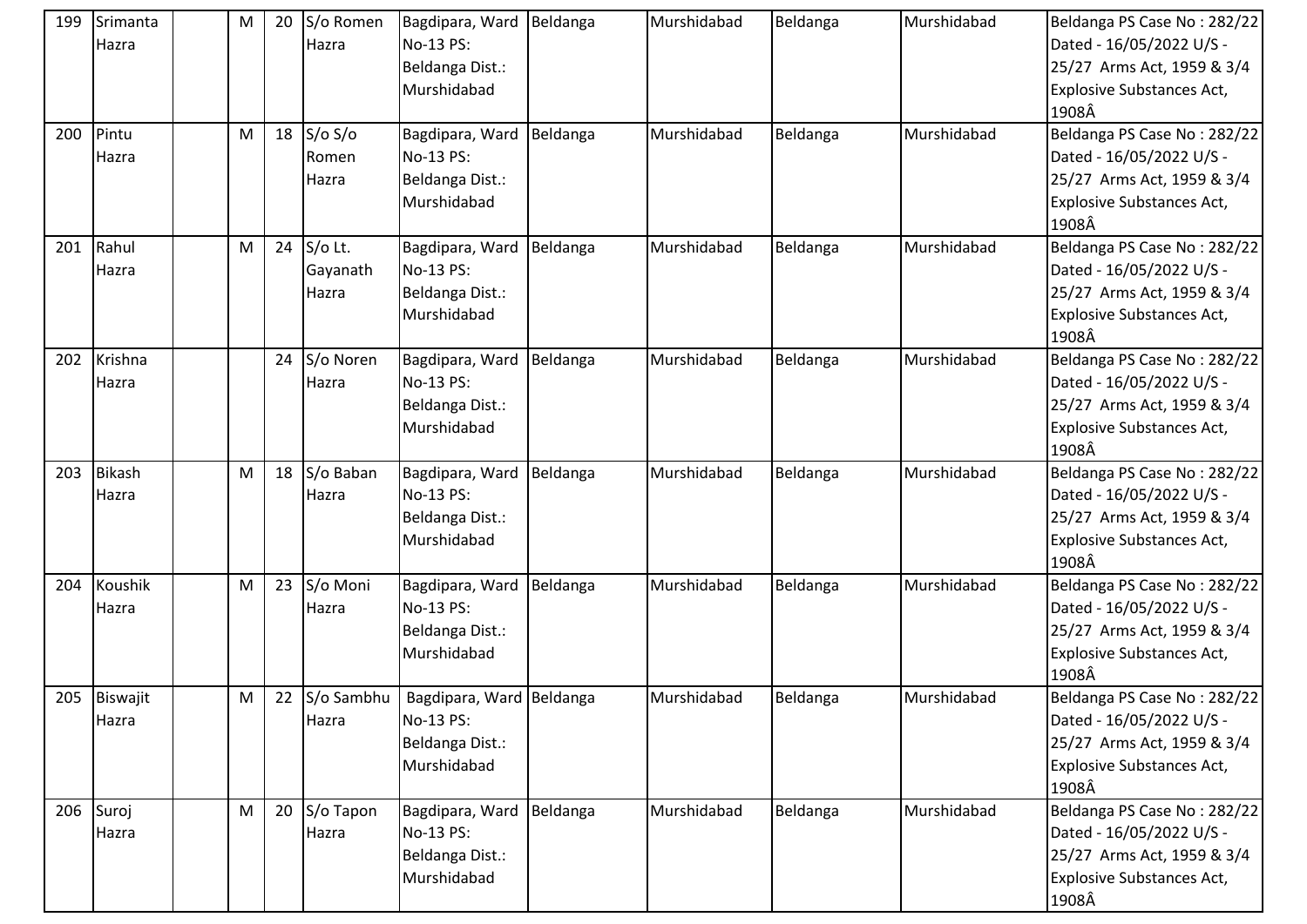| 199 | Srimanta Hazra | | M | 20 | S/o Romen Hazra | Bagdipara, Ward No-13 PS: Beldanga Dist.: Murshidabad | Beldanga | Murshidabad | Beldanga | Murshidabad | Beldanga PS Case No : 282/22 Dated - 16/05/2022 U/S - 25/27 Arms Act, 1959 & 3/4 Explosive Substances Act, 1908Â |
|---|---|---|---|---|---|---|---|---|---|---|---|
| 200 | Pintu Hazra | | M | 18 | S/o S/o Romen Hazra | Bagdipara, Ward No-13 PS: Beldanga Dist.: Murshidabad | Beldanga | Murshidabad | Beldanga | Murshidabad | Beldanga PS Case No : 282/22 Dated - 16/05/2022 U/S - 25/27 Arms Act, 1959 & 3/4 Explosive Substances Act, 1908Â |
| 201 | Rahul Hazra | | M | 24 | S/o Lt. Gayanath Hazra | Bagdipara, Ward No-13 PS: Beldanga Dist.: Murshidabad | Beldanga | Murshidabad | Beldanga | Murshidabad | Beldanga PS Case No : 282/22 Dated - 16/05/2022 U/S - 25/27 Arms Act, 1959 & 3/4 Explosive Substances Act, 1908Â |
| 202 | Krishna Hazra | | | 24 | S/o Noren Hazra | Bagdipara, Ward No-13 PS: Beldanga Dist.: Murshidabad | Beldanga | Murshidabad | Beldanga | Murshidabad | Beldanga PS Case No : 282/22 Dated - 16/05/2022 U/S - 25/27 Arms Act, 1959 & 3/4 Explosive Substances Act, 1908Â |
| 203 | Bikash Hazra | | M | 18 | S/o Baban Hazra | Bagdipara, Ward No-13 PS: Beldanga Dist.: Murshidabad | Beldanga | Murshidabad | Beldanga | Murshidabad | Beldanga PS Case No : 282/22 Dated - 16/05/2022 U/S - 25/27 Arms Act, 1959 & 3/4 Explosive Substances Act, 1908Â |
| 204 | Koushik Hazra | | M | 23 | S/o Moni Hazra | Bagdipara, Ward No-13 PS: Beldanga Dist.: Murshidabad | Beldanga | Murshidabad | Beldanga | Murshidabad | Beldanga PS Case No : 282/22 Dated - 16/05/2022 U/S - 25/27 Arms Act, 1959 & 3/4 Explosive Substances Act, 1908Â |
| 205 | Biswajit Hazra | | M | 22 | S/o Sambhu Hazra | Bagdipara, Ward No-13 PS: Beldanga Dist.: Murshidabad | Beldanga | Murshidabad | Beldanga | Murshidabad | Beldanga PS Case No : 282/22 Dated - 16/05/2022 U/S - 25/27 Arms Act, 1959 & 3/4 Explosive Substances Act, 1908Â |
| 206 | Suroj Hazra | | M | 20 | S/o Tapon Hazra | Bagdipara, Ward No-13 PS: Beldanga Dist.: Murshidabad | Beldanga | Murshidabad | Beldanga | Murshidabad | Beldanga PS Case No : 282/22 Dated - 16/05/2022 U/S - 25/27 Arms Act, 1959 & 3/4 Explosive Substances Act, 1908Â |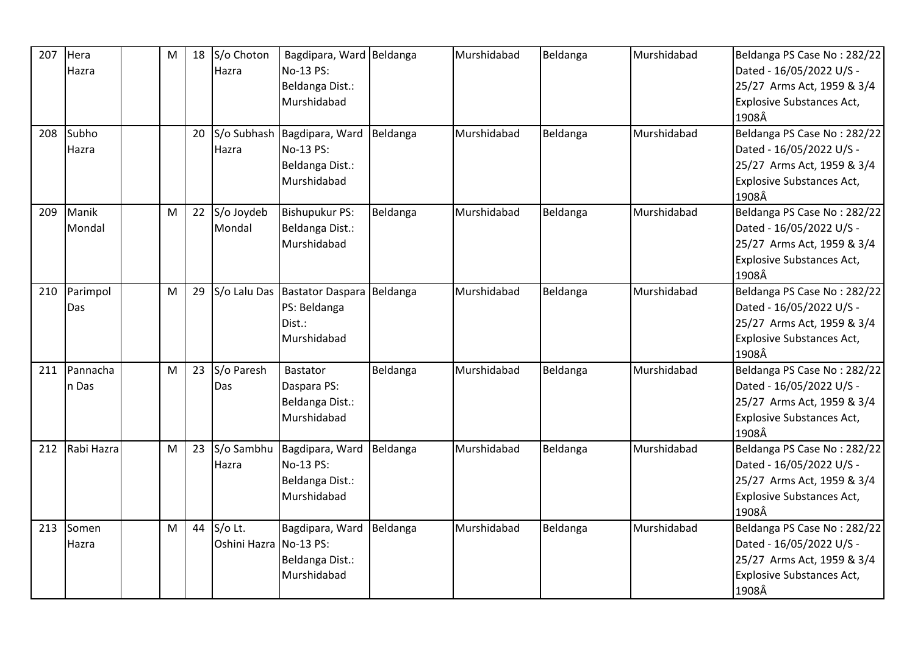| 207 | Hera Hazra | | M | 18 | S/o Choton Hazra | Bagdipara, Ward No-13 PS: Beldanga Dist.: Murshidabad | Beldanga | Murshidabad | Beldanga | Murshidabad | Beldanga PS Case No : 282/22 Dated - 16/05/2022 U/S - 25/27 Arms Act, 1959 & 3/4 Explosive Substances Act, 1908Â |
|---|---|---|---|---|---|---|---|---|---|---|---|
| 208 | Subho Hazra | | | 20 | S/o Subhash Hazra | Bagdipara, Ward No-13 PS: Beldanga Dist.: Murshidabad | Beldanga | Murshidabad | Beldanga | Murshidabad | Beldanga PS Case No : 282/22 Dated - 16/05/2022 U/S - 25/27 Arms Act, 1959 & 3/4 Explosive Substances Act, 1908Â |
| 209 | Manik Mondal | | M | 22 | S/o Joydeb Mondal | Bishupukur PS: Beldanga Dist.: Murshidabad | Beldanga | Murshidabad | Beldanga | Murshidabad | Beldanga PS Case No : 282/22 Dated - 16/05/2022 U/S - 25/27 Arms Act, 1959 & 3/4 Explosive Substances Act, 1908Â |
| 210 | Parimpol Das | | M | 29 | S/o Lalu Das | Bastator Daspara PS: Beldanga Dist.: Murshidabad | Beldanga | Murshidabad | Beldanga | Murshidabad | Beldanga PS Case No : 282/22 Dated - 16/05/2022 U/S - 25/27 Arms Act, 1959 & 3/4 Explosive Substances Act, 1908Â |
| 211 | Pannachan Das | | M | 23 | S/o Paresh Das | Bastator Daspara PS: Beldanga Dist.: Murshidabad | Beldanga | Murshidabad | Beldanga | Murshidabad | Beldanga PS Case No : 282/22 Dated - 16/05/2022 U/S - 25/27 Arms Act, 1959 & 3/4 Explosive Substances Act, 1908Â |
| 212 | Rabi Hazra | | M | 23 | S/o Sambhu Hazra | Bagdipara, Ward No-13 PS: Beldanga Dist.: Murshidabad | Beldanga | Murshidabad | Beldanga | Murshidabad | Beldanga PS Case No : 282/22 Dated - 16/05/2022 U/S - 25/27 Arms Act, 1959 & 3/4 Explosive Substances Act, 1908Â |
| 213 | Somen Hazra | | M | 44 | S/o Lt. Oshini Hazra | Bagdipara, Ward No-13 PS: Beldanga Dist.: Murshidabad | Beldanga | Murshidabad | Beldanga | Murshidabad | Beldanga PS Case No : 282/22 Dated - 16/05/2022 U/S - 25/27 Arms Act, 1959 & 3/4 Explosive Substances Act, 1908Â |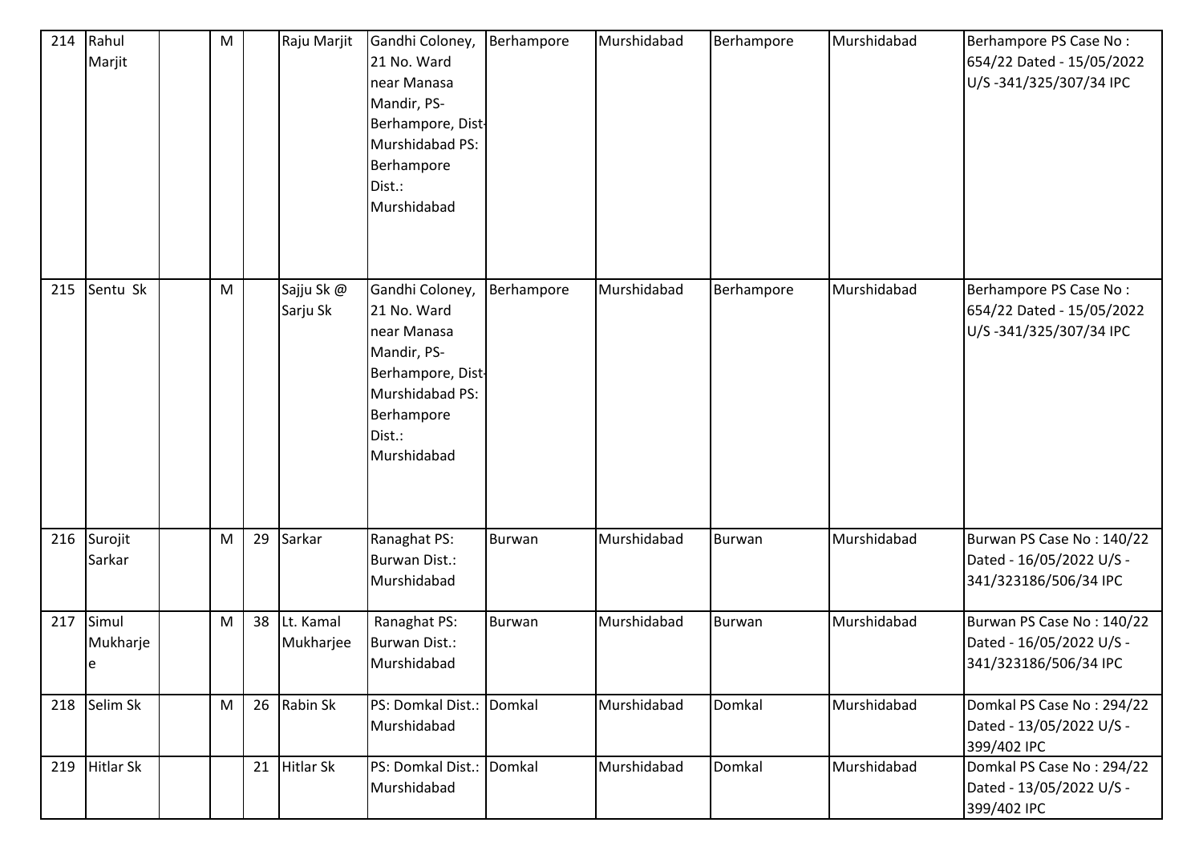| 214 | Rahul Marjit | | M | | Raju Marjit | Gandhi Coloney, 21 No. Ward near Manasa Mandir, PS- Berhampore, Dist- Murshidabad PS: Berhampore Dist.: Murshidabad | Berhampore | Murshidabad | Berhampore | Murshidabad | Berhampore PS Case No : 654/22 Dated - 15/05/2022 U/S -341/325/307/34 IPC |
|---|---|---|---|---|---|---|---|---|---|---|---|
| 215 | Sentu Sk | | M | | Sajju Sk @ Sarju Sk | Gandhi Coloney, 21 No. Ward near Manasa Mandir, PS- Berhampore, Dist- Murshidabad PS: Berhampore Dist.: Murshidabad | Berhampore | Murshidabad | Berhampore | Murshidabad | Berhampore PS Case No : 654/22 Dated - 15/05/2022 U/S -341/325/307/34 IPC |
| 216 | Surojit Sarkar | | M | 29 | Sarkar | Ranaghat PS: Burwan Dist.: Murshidabad | Burwan | Murshidabad | Burwan | Murshidabad | Burwan PS Case No : 140/22 Dated - 16/05/2022 U/S - 341/323186/506/34 IPC |
| 217 | Simul Mukharjee | | M | 38 | Lt. Kamal Mukharjee | Ranaghat PS: Burwan Dist.: Murshidabad | Burwan | Murshidabad | Burwan | Murshidabad | Burwan PS Case No : 140/22 Dated - 16/05/2022 U/S - 341/323186/506/34 IPC |
| 218 | Selim Sk | | M | 26 | Rabin Sk | PS: Domkal Dist.: Murshidabad | Domkal | Murshidabad | Domkal | Murshidabad | Domkal PS Case No : 294/22 Dated - 13/05/2022 U/S - 399/402 IPC |
| 219 | Hitlar Sk | | | 21 | Hitlar Sk | PS: Domkal Dist.: Murshidabad | Domkal | Murshidabad | Domkal | Murshidabad | Domkal PS Case No : 294/22 Dated - 13/05/2022 U/S - 399/402 IPC |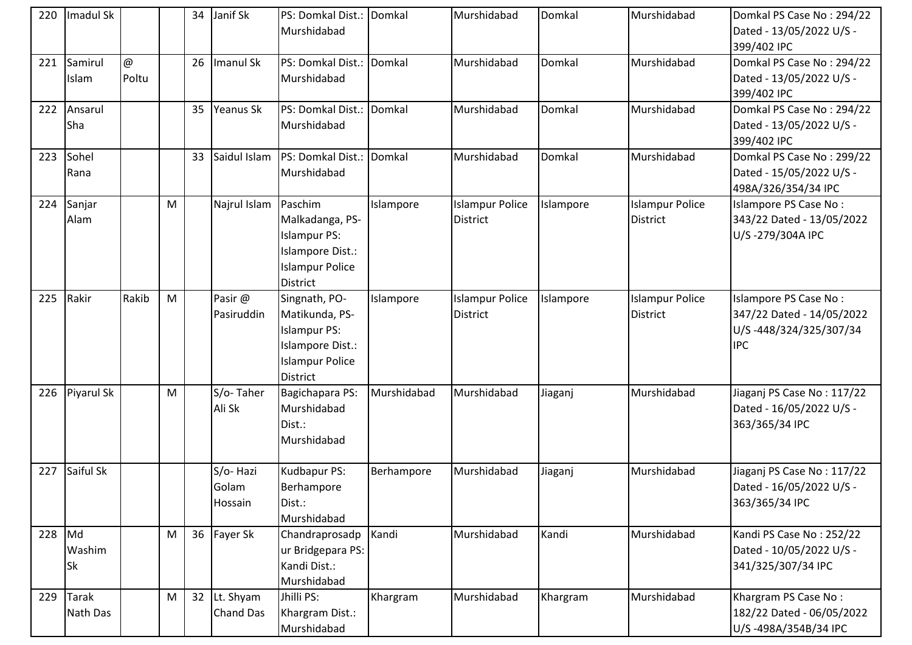| | | | | | | | | | | | |
|---|---|---|---|---|---|---|---|---|---|---|---|
| 220 | Imadul Sk | | | 34 | Janif Sk | PS: Domkal Dist.: Murshidabad | Domkal | Murshidabad | Domkal | Murshidabad | Domkal PS Case No : 294/22 Dated - 13/05/2022 U/S - 399/402 IPC |
| 221 | Samirul Islam | @ Poltu | | 26 | Imanul Sk | PS: Domkal Dist.: Murshidabad | Domkal | Murshidabad | Domkal | Murshidabad | Domkal PS Case No : 294/22 Dated - 13/05/2022 U/S - 399/402 IPC |
| 222 | Ansarul Sha | | | 35 | Yeanus Sk | PS: Domkal Dist.: Murshidabad | Domkal | Murshidabad | Domkal | Murshidabad | Domkal PS Case No : 294/22 Dated - 13/05/2022 U/S - 399/402 IPC |
| 223 | Sohel Rana | | | 33 | Saidul Islam | PS: Domkal Dist.: Murshidabad | Domkal | Murshidabad | Domkal | Murshidabad | Domkal PS Case No : 299/22 Dated - 15/05/2022 U/S - 498A/326/354/34 IPC |
| 224 | Sanjar Alam | | M | | Najrul Islam | Paschim Malkadanga, PS-Islampur PS: Islampore Dist.: Islampur Police District | Islampore | Islampur Police District | Islampore | Islampur Police District | Islampore PS Case No : 343/22 Dated - 13/05/2022 U/S -279/304A IPC |
| 225 | Rakir | Rakib | M | | Pasir @ Pasiruddin | Singnath, PO-Matikunda, PS-Islampur PS: Islampore Dist.: Islampur Police District | Islampore | Islampur Police District | Islampore | Islampur Police District | Islampore PS Case No : 347/22 Dated - 14/05/2022 U/S -448/324/325/307/34 IPC |
| 226 | Piyarul Sk | | M | | S/o- Taher Ali Sk | Bagichapara PS: Murshidabad Dist.: Murshidabad | Murshidabad | Murshidabad | Jiaganj | Murshidabad | Jiaganj PS Case No : 117/22 Dated - 16/05/2022 U/S - 363/365/34 IPC |
| 227 | Saiful Sk | | | | S/o- Hazi Golam Hossain | Kudbapur PS: Berhampore Dist.: Murshidabad | Berhampore | Murshidabad | Jiaganj | Murshidabad | Jiaganj PS Case No : 117/22 Dated - 16/05/2022 U/S - 363/365/34 IPC |
| 228 | Md Washim Sk | | M | 36 | Fayer Sk | Chandraprosadpur Bridgepara PS: Kandi Dist.: Murshidabad | Kandi | Murshidabad | Kandi | Murshidabad | Kandi PS Case No : 252/22 Dated - 10/05/2022 U/S - 341/325/307/34 IPC |
| 229 | Tarak Nath Das | | M | 32 | Lt. Shyam Chand Das | Jhilli PS: Khargram Dist.: Murshidabad | Khargram | Murshidabad | Khargram | Murshidabad | Khargram PS Case No : 182/22 Dated - 06/05/2022 U/S -498A/354B/34 IPC |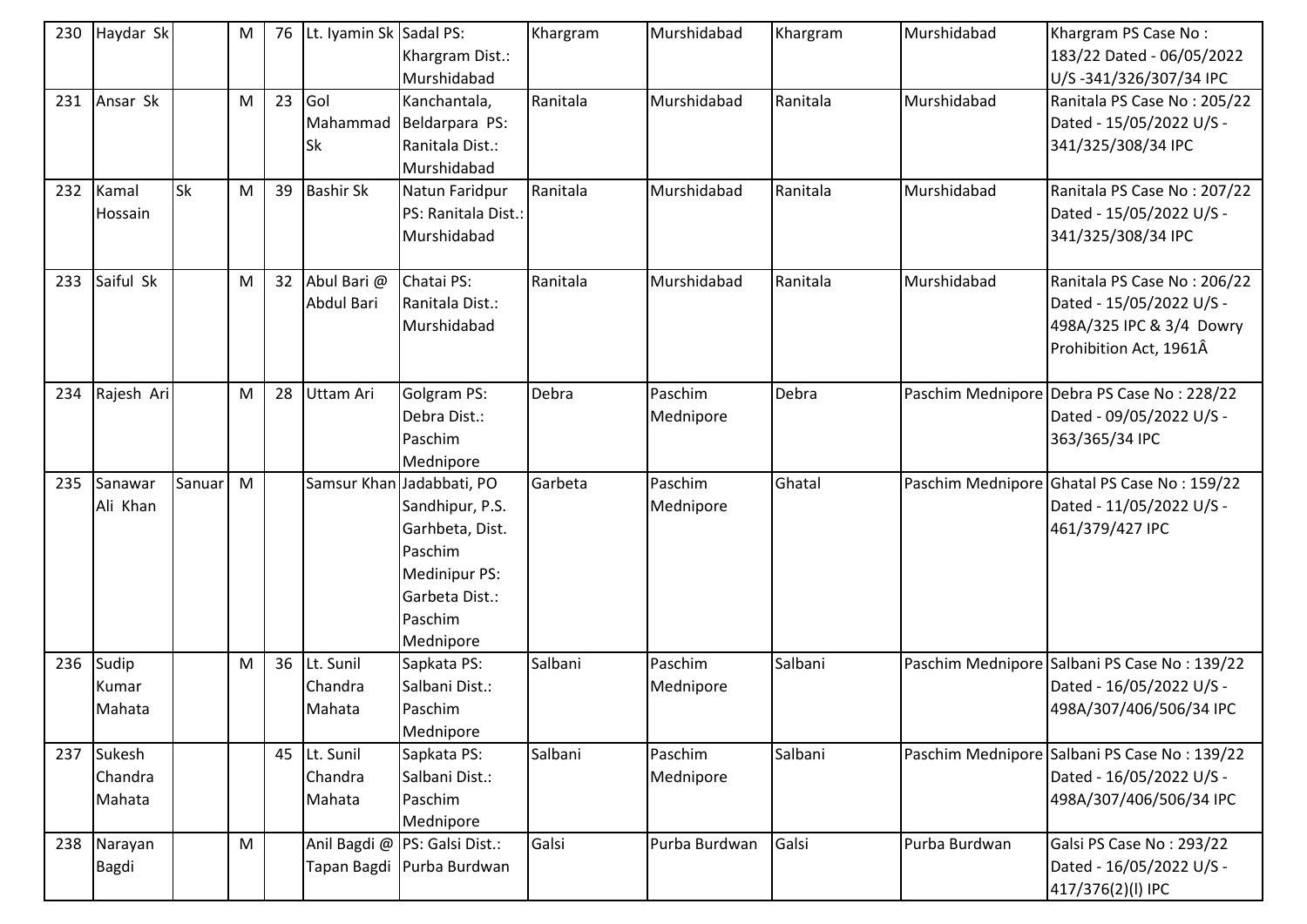| 230 | Haydar Sk | | M | 76 | Lt. Iyamin Sk | Sadal PS: Khargram Dist.: Murshidabad | Khargram | Murshidabad | Khargram | Murshidabad | Khargram PS Case No : 183/22 Dated - 06/05/2022 U/S -341/326/307/34 IPC |
|---|---|---|---|---|---|---|---|---|---|---|---|
| 231 | Ansar Sk | | M | 23 | Gol Mahammad Sk | Kanchantala, Beldarpara PS: Ranitala Dist.: Murshidabad | Ranitala | Murshidabad | Ranitala | Murshidabad | Ranitala PS Case No : 205/22 Dated - 15/05/2022 U/S - 341/325/308/34 IPC |
| 232 | Kamal Hossain | Sk | M | 39 | Bashir Sk | Natun Faridpur PS: Ranitala Dist.: Murshidabad | Ranitala | Murshidabad | Ranitala | Murshidabad | Ranitala PS Case No : 207/22 Dated - 15/05/2022 U/S - 341/325/308/34 IPC |
| 233 | Saiful Sk | | M | 32 | Abul Bari @ Abdul Bari | Chatai PS: Ranitala Dist.: Murshidabad | Ranitala | Murshidabad | Ranitala | Murshidabad | Ranitala PS Case No : 206/22 Dated - 15/05/2022 U/S - 498A/325 IPC & 3/4 Dowry Prohibition Act, 1961Â |
| 234 | Rajesh Ari | | M | 28 | Uttam Ari | Golgram PS: Debra Dist.: Paschim Mednipore | Debra | Paschim Mednipore | Debra | Paschim Mednipore | Debra PS Case No : 228/22 Dated - 09/05/2022 U/S - 363/365/34 IPC |
| 235 | Sanawar Ali Khan | Sanuar | M | | Samsur Khan | Jadabbati, PO Sandhipur, P.S. Garhbeta, Dist. Paschim Medinipur PS: Garbeta Dist.: Paschim Mednipore | Garbeta | Paschim Mednipore | Ghatal | Paschim Mednipore | Ghatal PS Case No : 159/22 Dated - 11/05/2022 U/S - 461/379/427 IPC |
| 236 | Sudip Kumar Mahata | | M | 36 | Lt. Sunil Chandra Mahata | Sapkata PS: Salbani Dist.: Paschim Mednipore | Salbani | Paschim Mednipore | Salbani | Paschim Mednipore | Salbani PS Case No : 139/22 Dated - 16/05/2022 U/S - 498A/307/406/506/34 IPC |
| 237 | Sukesh Chandra Mahata | | | 45 | Lt. Sunil Chandra Mahata | Sapkata PS: Salbani Dist.: Paschim Mednipore | Salbani | Paschim Mednipore | Salbani | Paschim Mednipore | Salbani PS Case No : 139/22 Dated - 16/05/2022 U/S - 498A/307/406/506/34 IPC |
| 238 | Narayan Bagdi | | M | | Anil Bagdi @ Tapan Bagdi | PS: Galsi Dist.: Purba Burdwan | Galsi | Purba Burdwan | Galsi | Purba Burdwan | Galsi PS Case No : 293/22 Dated - 16/05/2022 U/S - 417/376(2)(l) IPC |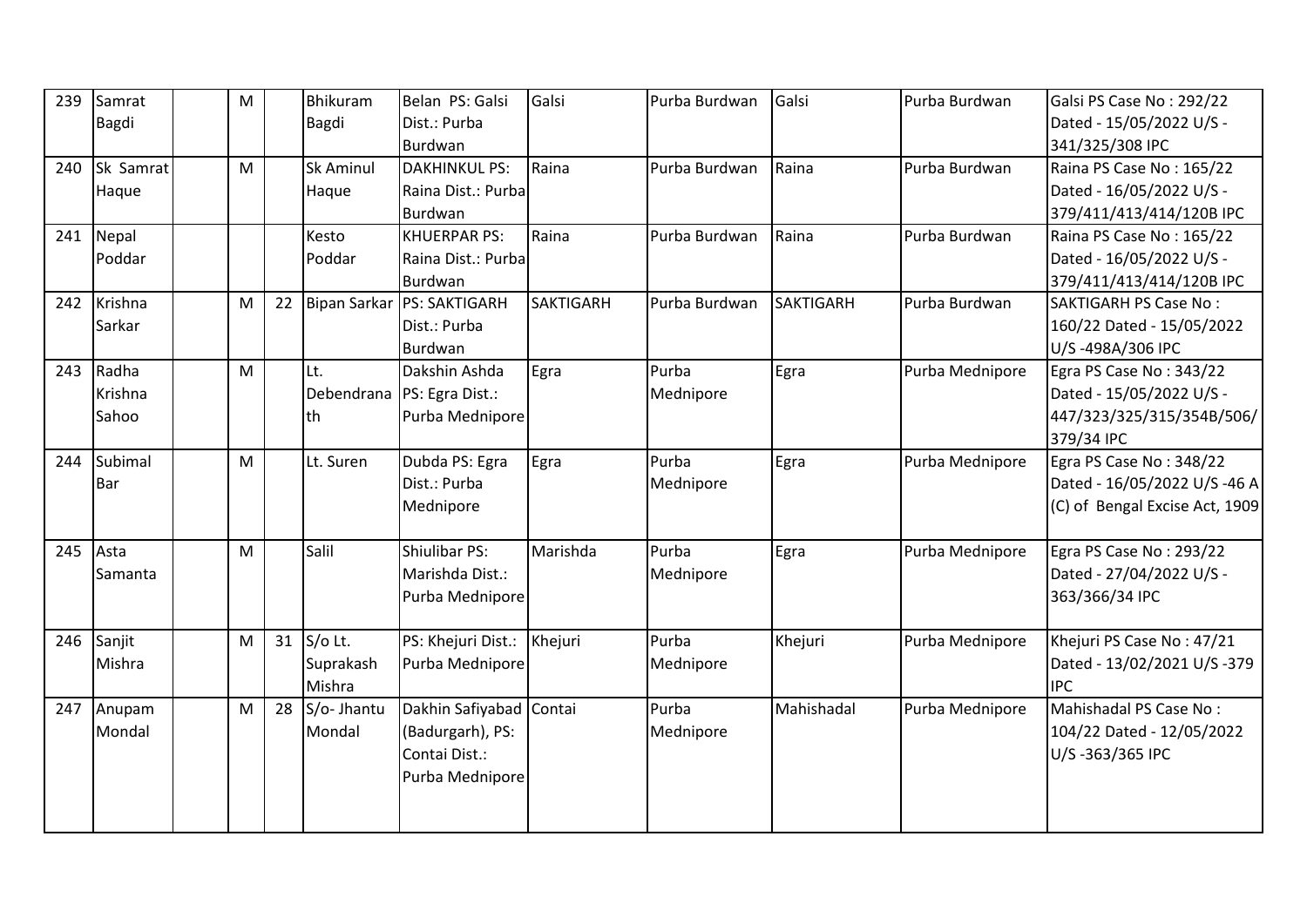| 239 | Samrat Bagdi | | M | | Bhikuram Bagdi | Belan PS: Galsi Dist.: Purba Burdwan | Galsi | Purba Burdwan | Galsi | Purba Burdwan | Galsi PS Case No : 292/22 Dated - 15/05/2022 U/S - 341/325/308 IPC |
|---|---|---|---|---|---|---|---|---|---|---|---|
| 240 | Sk Samrat Haque | | M | | Sk Aminul Haque | DAKHINKUL PS: Raina Dist.: Purba Burdwan | Raina | Purba Burdwan | Raina | Purba Burdwan | Raina PS Case No : 165/22 Dated - 16/05/2022 U/S - 379/411/413/414/120B IPC |
| 241 | Nepal Poddar | | | | Kesto Poddar | KHUERPAR PS: Raina Dist.: Purba Burdwan | Raina | Purba Burdwan | Raina | Purba Burdwan | Raina PS Case No : 165/22 Dated - 16/05/2022 U/S - 379/411/413/414/120B IPC |
| 242 | Krishna Sarkar | | M | 22 | Bipan Sarkar | PS: SAKTIGARH Dist.: Purba Burdwan | SAKTIGARH | Purba Burdwan | SAKTIGARH | Purba Burdwan | SAKTIGARH PS Case No : 160/22 Dated - 15/05/2022 U/S -498A/306 IPC |
| 243 | Radha Krishna Sahoo | | M | | Lt. Debendranath | Dakshin Ashda PS: Egra Dist.: Purba Mednipore | Egra | Purba Mednipore | Egra | Purba Mednipore | Egra PS Case No : 343/22 Dated - 15/05/2022 U/S - 447/323/325/315/354B/506/379/34 IPC |
| 244 | Subimal Bar | | M | | Lt. Suren | Dubda PS: Egra Dist.: Purba Mednipore | Egra | Purba Mednipore | Egra | Purba Mednipore | Egra PS Case No : 348/22 Dated - 16/05/2022 U/S -46 A (C) of Bengal Excise Act, 1909 |
| 245 | Asta Samanta | | M | | Salil | Shiulibar PS: Marishda Dist.: Purba Mednipore | Marishda | Purba Mednipore | Egra | Purba Mednipore | Egra PS Case No : 293/22 Dated - 27/04/2022 U/S - 363/366/34 IPC |
| 246 | Sanjit Mishra | | M | 31 | S/o Lt. Suprakash Mishra | PS: Khejuri Dist.: Purba Mednipore | Khejuri | Purba Mednipore | Khejuri | Purba Mednipore | Khejuri PS Case No : 47/21 Dated - 13/02/2021 U/S -379 IPC |
| 247 | Anupam Mondal | | M | 28 | S/o- Jhantu Mondal | Dakhin Safiyabad (Badurgarh), PS: Contai Dist.: Purba Mednipore | Contai | Purba Mednipore | Mahishadal | Purba Mednipore | Mahishadal PS Case No : 104/22 Dated - 12/05/2022 U/S -363/365 IPC |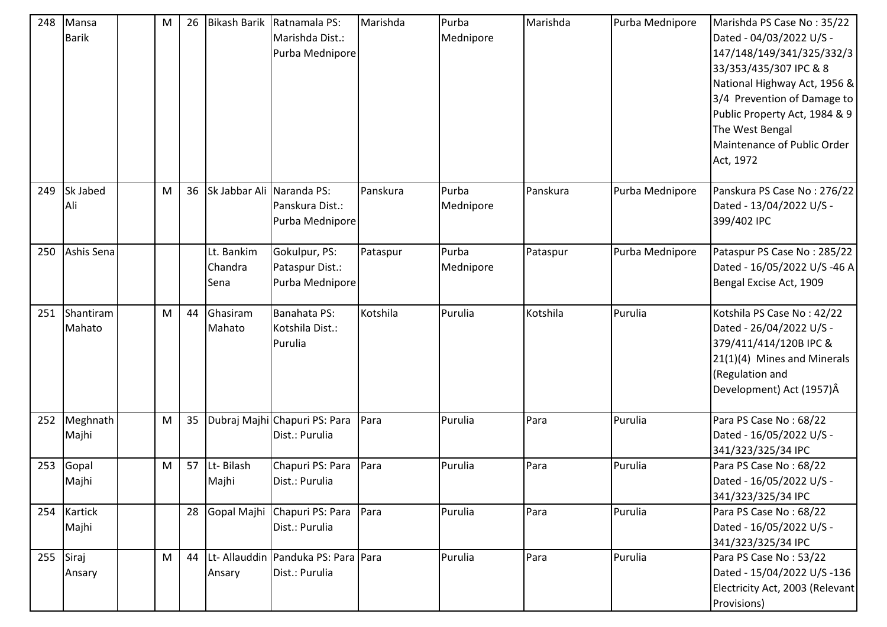| 248 | Mansa Barik | | M | 26 | Bikash Barik | Ratnamala PS: Marishda Dist.: Purba Mednipore | Marishda | Purba Mednipore | Marishda | Purba Mednipore | Marishda PS Case No : 35/22 Dated - 04/03/2022 U/S - 147/148/149/341/325/332/333/353/435/307 IPC & 8 National Highway Act, 1956 & 3/4 Prevention of Damage to Public Property Act, 1984 & 9 The West Bengal Maintenance of Public Order Act, 1972 |
|---|---|---|---|---|---|---|---|---|---|---|---|
| 249 | Sk Jabed Ali | | M | 36 | Sk Jabbar Ali | Naranda PS: Panskura Dist.: Purba Mednipore | Panskura | Purba Mednipore | Panskura | Purba Mednipore | Panskura PS Case No : 276/22 Dated - 13/04/2022 U/S - 399/402 IPC |
| 250 | Ashis Sena | | | | Lt. Bankim Chandra Sena | Gokulpur, PS: Pataspur Dist.: Purba Mednipore | Pataspur | Purba Mednipore | Pataspur | Purba Mednipore | Pataspur PS Case No : 285/22 Dated - 16/05/2022 U/S -46 A Bengal Excise Act, 1909 |
| 251 | Shantiram Mahato | | M | 44 | Ghasiram Mahato | Banahata PS: Kotshila Dist.: Purulia | Kotshila | Purulia | Kotshila | Purulia | Kotshila PS Case No : 42/22 Dated - 26/04/2022 U/S - 379/411/414/120B IPC & 21(1)(4) Mines and Minerals (Regulation and Development) Act (1957)Â |
| 252 | Meghnath Majhi | | M | 35 | Dubraj Majhi | Chapuri PS: Para Dist.: Purulia | Para | Purulia | Para | Purulia | Para PS Case No : 68/22 Dated - 16/05/2022 U/S - 341/323/325/34 IPC |
| 253 | Gopal Majhi | | M | 57 | Lt- Bilash Majhi | Chapuri PS: Para Dist.: Purulia | Para | Purulia | Para | Purulia | Para PS Case No : 68/22 Dated - 16/05/2022 U/S - 341/323/325/34 IPC |
| 254 | Kartick Majhi | | | 28 | Gopal Majhi | Chapuri PS: Para Dist.: Purulia | Para | Purulia | Para | Purulia | Para PS Case No : 68/22 Dated - 16/05/2022 U/S - 341/323/325/34 IPC |
| 255 | Siraj Ansary | | M | 44 | Lt- Allauddin Ansary | Panduka PS: Para Dist.: Purulia | Para | Purulia | Para | Purulia | Para PS Case No : 53/22 Dated - 15/04/2022 U/S -136 Electricity Act, 2003 (Relevant Provisions) |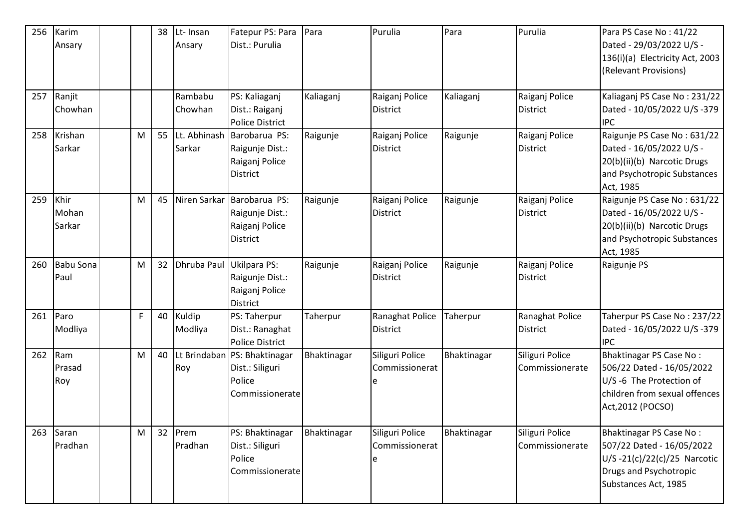| 256 | Karim Ansary | | | 38 | Lt- Insan Ansary | Fatepur PS: Para Dist.: Purulia | Para | Purulia | Para | Purulia | Para PS Case No : 41/22 Dated - 29/03/2022 U/S - 136(i)(a) Electricity Act, 2003 (Relevant Provisions) |
|---|---|---|---|---|---|---|---|---|---|---|---|
| 257 | Ranjit Chowhan | | | | Rambabu Chowhan | PS: Kaliaganj Dist.: Raiganj Police District | Kaliaganj | Raiganj Police District | Kaliaganj | Raiganj Police District | Kaliaganj PS Case No : 231/22 Dated - 10/05/2022 U/S -379 IPC |
| 258 | Krishan Sarkar | | M | 55 | Lt. Abhinash Sarkar | Barobarua PS: Raigunje Dist.: Raiganj Police District | Raigunje | Raiganj Police District | Raigunje | Raiganj Police District | Raigunje PS Case No : 631/22 Dated - 16/05/2022 U/S - 20(b)(ii)(b) Narcotic Drugs and Psychotropic Substances Act, 1985 |
| 259 | Khir Mohan Sarkar | | M | 45 | Niren Sarkar | Barobarua PS: Raigunje Dist.: Raiganj Police District | Raigunje | Raiganj Police District | Raigunje | Raiganj Police District | Raigunje PS Case No : 631/22 Dated - 16/05/2022 U/S - 20(b)(ii)(b) Narcotic Drugs and Psychotropic Substances Act, 1985 |
| 260 | Babu Sona Paul | | M | 32 | Dhruba Paul | Ukilpara PS: Raigunje Dist.: Raiganj Police District | Raigunje | Raiganj Police District | Raigunje | Raiganj Police District | Raigunje PS |
| 261 | Paro Modliya | | F | 40 | Kuldip Modliya | PS: Taherpur Dist.: Ranaghat Police District | Taherpur | Ranaghat Police District | Taherpur | Ranaghat Police District | Taherpur PS Case No : 237/22 Dated - 16/05/2022 U/S -379 IPC |
| 262 | Ram Prasad Roy | | M | 40 | Lt Brindaban Roy | PS: Bhaktinagar Dist.: Siliguri Police Commissionerate | Bhaktinagar | Siliguri Police Commissionerate | Bhaktinagar | Siliguri Police Commissionerate | Bhaktinagar PS Case No : 506/22 Dated - 16/05/2022 U/S -6 The Protection of children from sexual offences Act,2012 (POCSO) |
| 263 | Saran Pradhan | | M | 32 | Prem Pradhan | PS: Bhaktinagar Dist.: Siliguri Police Commissionerate | Bhaktinagar | Siliguri Police Commissionerate | Bhaktinagar | Siliguri Police Commissionerate | Bhaktinagar PS Case No : 507/22 Dated - 16/05/2022 U/S -21(c)/22(c)/25 Narcotic Drugs and Psychotropic Substances Act, 1985 |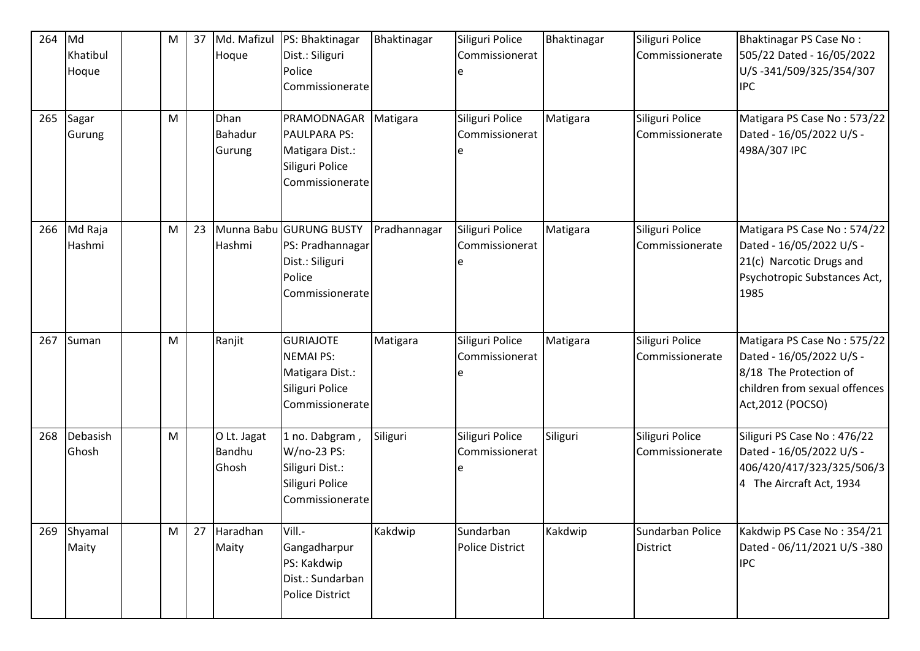| 264 | Md Khatibul Hoque | | M | 37 | Md. Mafizul Hoque | PS: Bhaktinagar Dist.: Siliguri Police Commissionerate | Bhaktinagar | Siliguri Police Commissionerate | Bhaktinagar | Siliguri Police Commissionerate | Bhaktinagar PS Case No : 505/22 Dated - 16/05/2022 U/S -341/509/325/354/307 IPC |
|---|---|---|---|---|---|---|---|---|---|---|---|
| 265 | Sagar Gurung | | M | | Dhan Bahadur Gurung | PRAMODNAGAR PAULPARA PS: Matigara Dist.: Siliguri Police Commissionerate | Matigara | Siliguri Police Commissionerate | Matigara | Siliguri Police Commissionerate | Matigara PS Case No : 573/22 Dated - 16/05/2022 U/S - 498A/307 IPC |
| 266 | Md Raja Hashmi | | M | 23 | Munna Babu Hashmi | GURUNG BUSTY PS: Pradhannagar Dist.: Siliguri Police Commissionerate | Pradhannagar | Siliguri Police Commissionerate | Matigara | Siliguri Police Commissionerate | Matigara PS Case No : 574/22 Dated - 16/05/2022 U/S - 21(c) Narcotic Drugs and Psychotropic Substances Act, 1985 |
| 267 | Suman | | M | | Ranjit | GURIAJOTE NEMAI PS: Matigara Dist.: Siliguri Police Commissionerate | Matigara | Siliguri Police Commissionerate | Matigara | Siliguri Police Commissionerate | Matigara PS Case No : 575/22 Dated - 16/05/2022 U/S - 8/18 The Protection of children from sexual offences Act,2012 (POCSO) |
| 268 | Debasish Ghosh | | M | | O Lt. Jagat Bandhu Ghosh | 1 no. Dabgram , W/no-23 PS: Siliguri Dist.: Siliguri Police Commissionerate | Siliguri | Siliguri Police Commissionerate | Siliguri | Siliguri Police Commissionerate | Siliguri PS Case No : 476/22 Dated - 16/05/2022 U/S - 406/420/417/323/325/506/34 The Aircraft Act, 1934 |
| 269 | Shyamal Maity | | M | 27 | Haradhan Maity | Vill.- Gangadharpur PS: Kakdwip Dist.: Sundarban Police District | Kakdwip | Sundarban Police District | Kakdwip | Sundarban Police District | Kakdwip PS Case No : 354/21 Dated - 06/11/2021 U/S -380 IPC |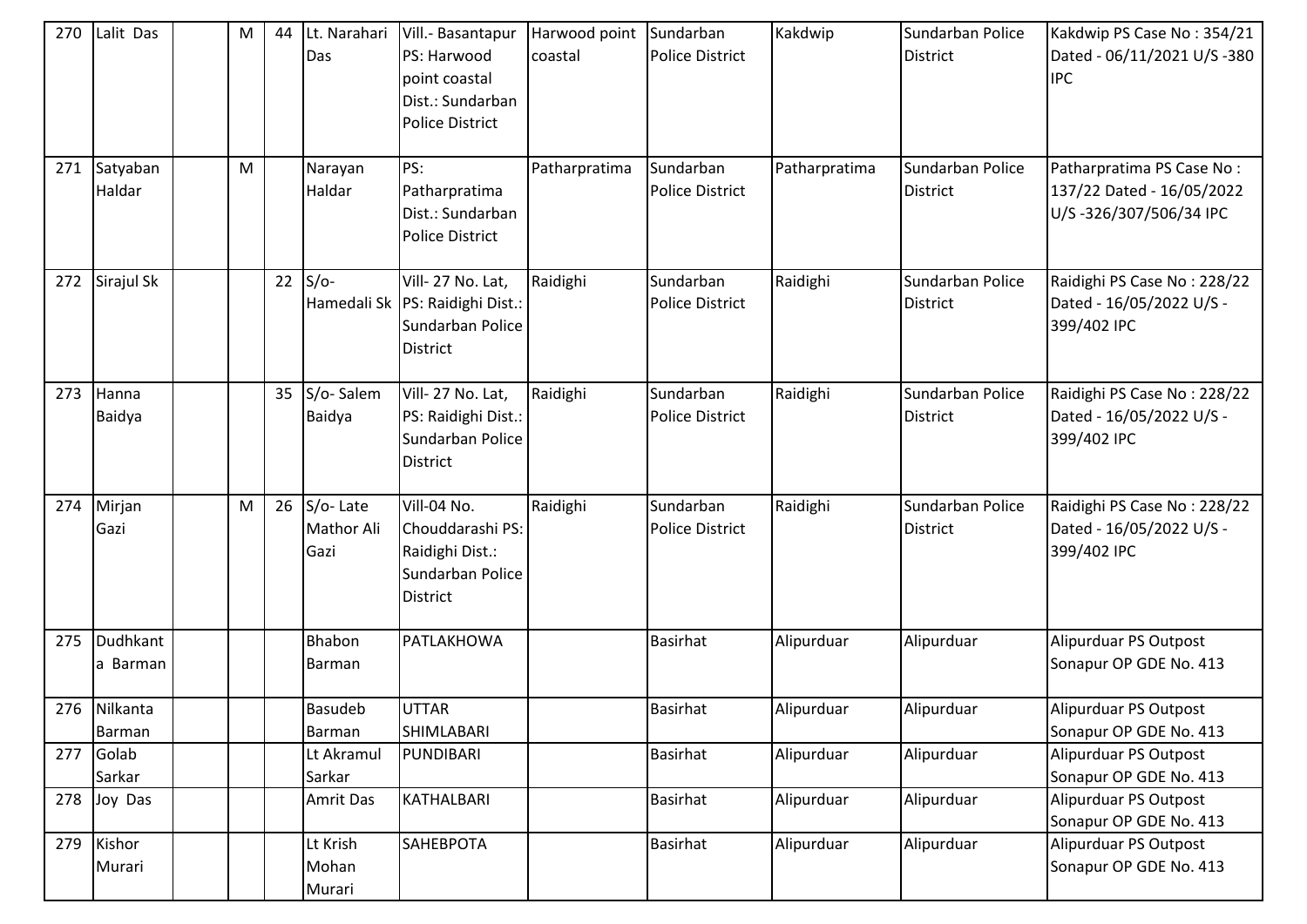| 270 | Lalit Das | | M | 44 | Lt. Narahari Das | Vill.- Basantapur PS: Harwood point coastal Dist.: Sundarban Police District | Harwood point coastal | Sundarban Police District | Kakdwip | Sundarban Police District | Kakdwip PS Case No : 354/21 Dated - 06/11/2021 U/S -380 IPC |
|---|---|---|---|---|---|---|---|---|---|---|---|
| 271 | Satyaban Haldar | | M | | Narayan Haldar | PS: Patharpratima Dist.: Sundarban Police District | Patharpratima | Sundarban Police District | Patharpratima | Sundarban Police District | Patharpratima PS Case No : 137/22 Dated - 16/05/2022 U/S -326/307/506/34 IPC |
| 272 | Sirajul Sk | | | 22 | S/o- Hamedali Sk | Vill- 27 No. Lat, PS: Raidighi Dist.: Sundarban Police District | Raidighi | Sundarban Police District | Raidighi | Sundarban Police District | Raidighi PS Case No : 228/22 Dated - 16/05/2022 U/S - 399/402 IPC |
| 273 | Hanna Baidya | | | 35 | S/o- Salem Baidya | Vill- 27 No. Lat, PS: Raidighi Dist.: Sundarban Police District | Raidighi | Sundarban Police District | Raidighi | Sundarban Police District | Raidighi PS Case No : 228/22 Dated - 16/05/2022 U/S - 399/402 IPC |
| 274 | Mirjan Gazi | | M | 26 | S/o- Late Mathor Ali Gazi | Vill-04 No. Chouddarashi PS: Raidighi Dist.: Sundarban Police District | Raidighi | Sundarban Police District | Raidighi | Sundarban Police District | Raidighi PS Case No : 228/22 Dated - 16/05/2022 U/S - 399/402 IPC |
| 275 | Dudhkanta Barman | | | | Bhabon Barman | PATLAKHOWA | | Basirhat | Alipurduar | Alipurduar | Alipurduar PS Outpost Sonapur OP GDE No. 413 |
| 276 | Nilkanta Barman | | | | Basudeb Barman | UTTAR SHIMLABARI | | Basirhat | Alipurduar | Alipurduar | Alipurduar PS Outpost Sonapur OP GDE No. 413 |
| 277 | Golab Sarkar | | | | Lt Akramul Sarkar | PUNDIBARI | | Basirhat | Alipurduar | Alipurduar | Alipurduar PS Outpost Sonapur OP GDE No. 413 |
| 278 | Joy Das | | | | Amrit Das | KATHALBARI | | Basirhat | Alipurduar | Alipurduar | Alipurduar PS Outpost Sonapur OP GDE No. 413 |
| 279 | Kishor Murari | | | | Lt Krish Mohan Murari | SAHEBPOTA | | Basirhat | Alipurduar | Alipurduar | Alipurduar PS Outpost Sonapur OP GDE No. 413 |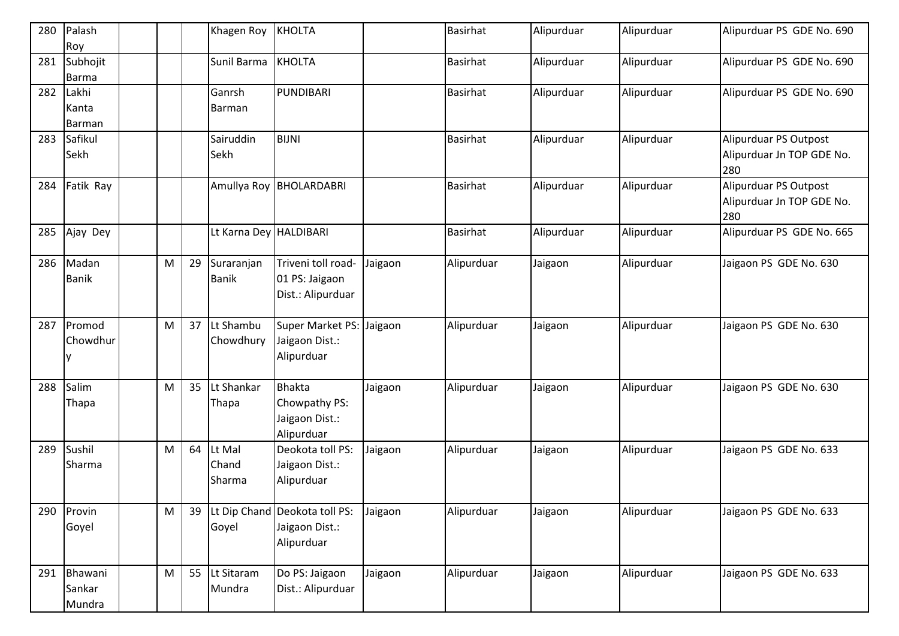| 280 | Palash Roy | | | | Khagen Roy | KHOLTA | | Basirhat | Alipurduar | Alipurduar | Alipurduar PS GDE No. 690 |
|---|---|---|---|---|---|---|---|---|---|---|---|
| 281 | Subhojit Barma | | | | Sunil Barma | KHOLTA | | Basirhat | Alipurduar | Alipurduar | Alipurduar PS GDE No. 690 |
| 282 | Lakhi Kanta Barman | | | | Ganrsh Barman | PUNDIBARI | | Basirhat | Alipurduar | Alipurduar | Alipurduar PS GDE No. 690 |
| 283 | Safikul Sekh | | | | Sairuddin Sekh | BIJNI | | Basirhat | Alipurduar | Alipurduar | Alipurduar PS Outpost Alipurduar Jn TOP GDE No. 280 |
| 284 | Fatik Ray | | | | Amullya Roy | BHOLARDABRI | | Basirhat | Alipurduar | Alipurduar | Alipurduar PS Outpost Alipurduar Jn TOP GDE No. 280 |
| 285 | Ajay Dey | | | | Lt Karna Dey | HALDIBARI | | Basirhat | Alipurduar | Alipurduar | Alipurduar PS GDE No. 665 |
| 286 | Madan Banik | | M | 29 | Suraranjan Banik | Triveni toll road-01 PS: Jaigaon Dist.: Alipurduar | Jaigaon | Alipurduar | Jaigaon | Alipurduar | Jaigaon PS GDE No. 630 |
| 287 | Promod Chowdhury | | M | 37 | Lt Shambu Chowdhury | Super Market PS: Jaigaon Dist.: Alipurduar | Jaigaon | Alipurduar | Jaigaon | Alipurduar | Jaigaon PS GDE No. 630 |
| 288 | Salim Thapa | | M | 35 | Lt Shankar Thapa | Bhakta Chowpathy PS: Jaigaon Dist.: Alipurduar | Jaigaon | Alipurduar | Jaigaon | Alipurduar | Jaigaon PS GDE No. 630 |
| 289 | Sushil Sharma | | M | 64 | Lt Mal Chand Sharma | Deokota toll PS: Jaigaon Dist.: Alipurduar | Jaigaon | Alipurduar | Jaigaon | Alipurduar | Jaigaon PS GDE No. 633 |
| 290 | Provin Goyel | | M | 39 | Lt Dip Chand Goyel | Deokota toll PS: Jaigaon Dist.: Alipurduar | Jaigaon | Alipurduar | Jaigaon | Alipurduar | Jaigaon PS GDE No. 633 |
| 291 | Bhawani Sankar Mundra | | M | 55 | Lt Sitaram Mundra | Do PS: Jaigaon Dist.: Alipurduar | Jaigaon | Alipurduar | Jaigaon | Alipurduar | Jaigaon PS GDE No. 633 |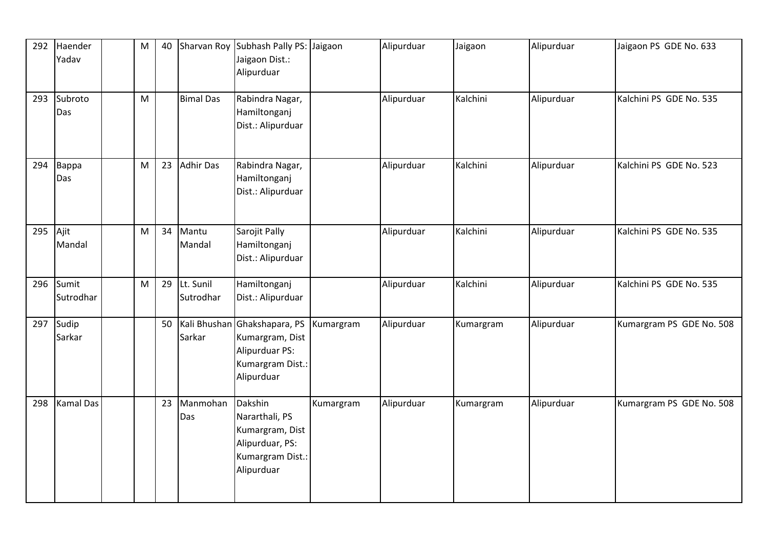| | | | | | | | | | | | |
|---|---|---|---|---|---|---|---|---|---|---|---|
| 292 | Haender Yadav | | M | 40 | Sharvan Roy | Subhash Pally PS: Jaigaon Dist.: Alipurduar | Jaigaon | Alipurduar | Jaigaon | Alipurduar | Jaigaon PS GDE No. 633 |
| 293 | Subroto Das | | M | | Bimal Das | Rabindra Nagar, Hamiltonganj Dist.: Alipurduar | | Alipurduar | Kalchini | Alipurduar | Kalchini PS GDE No. 535 |
| 294 | Bappa Das | | M | 23 | Adhir Das | Rabindra Nagar, Hamiltonganj Dist.: Alipurduar | | Alipurduar | Kalchini | Alipurduar | Kalchini PS GDE No. 523 |
| 295 | Ajit Mandal | | M | 34 | Mantu Mandal | Sarojit Pally Hamiltonganj Dist.: Alipurduar | | Alipurduar | Kalchini | Alipurduar | Kalchini PS GDE No. 535 |
| 296 | Sumit Sutrodhar | | M | 29 | Lt. Sunil Sutrodhar | Hamiltonganj Dist.: Alipurduar | | Alipurduar | Kalchini | Alipurduar | Kalchini PS GDE No. 535 |
| 297 | Sudip Sarkar | | | 50 | Kali Bhushan Sarkar | Ghakshapara, PS Kumargram, Dist Alipurduar PS: Kumargram Dist.: Alipurduar | Kumargram | Alipurduar | Kumargram | Alipurduar | Kumargram PS GDE No. 508 |
| 298 | Kamal Das | | | 23 | Manmohan Das | Dakshin Nararthali, PS Kumargram, Dist Alipurduar, PS: Kumargram Dist.: Alipurduar | Kumargram | Alipurduar | Kumargram | Alipurduar | Kumargram PS GDE No. 508 |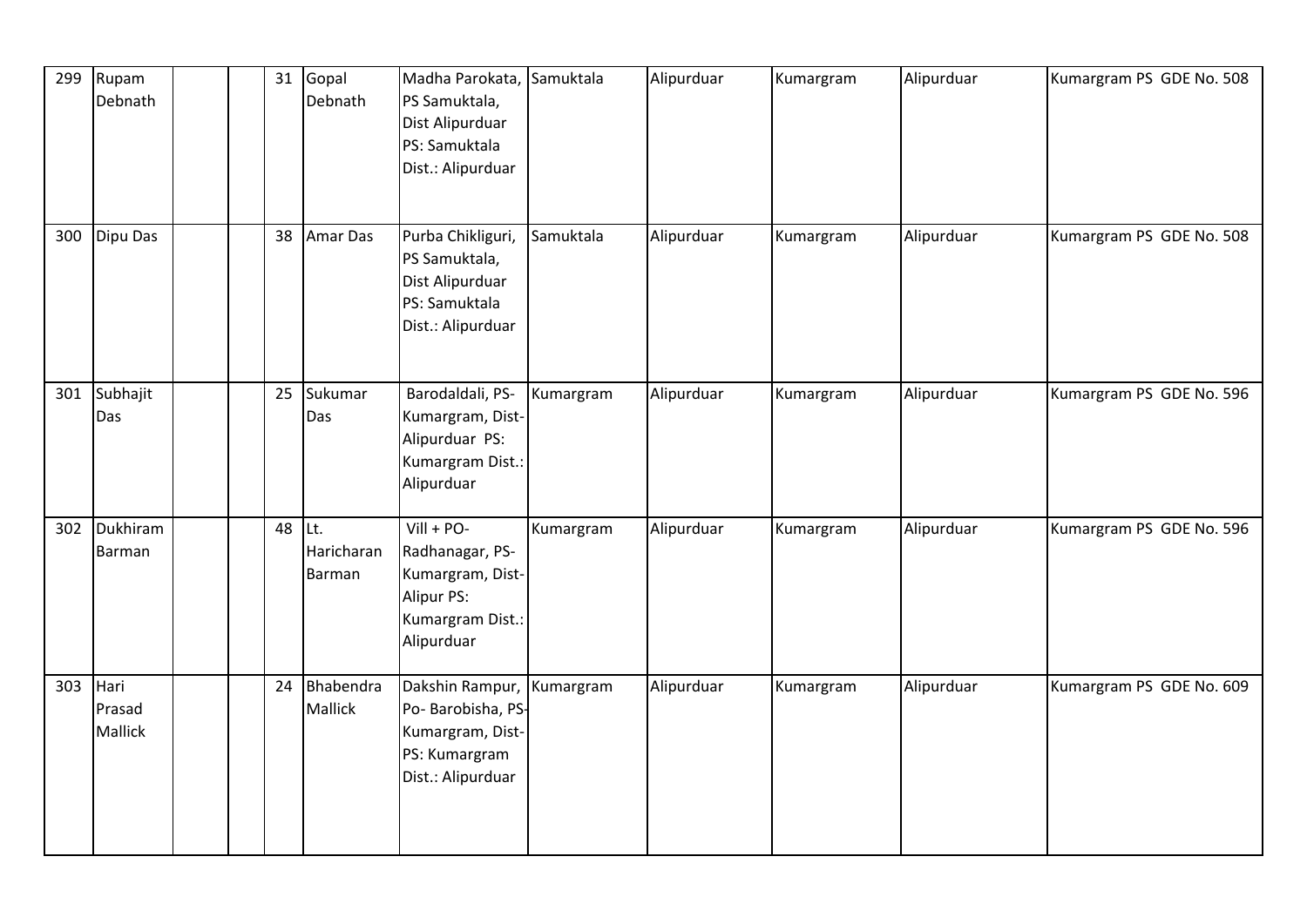| 299 | Rupam Debnath | | | 31 | Gopal Debnath | Madha Parokata, PS Samuktala, Dist Alipurduar PS: Samuktala Dist.: Alipurduar | Samuktala | Alipurduar | Kumargram | Alipurduar | Kumargram PS GDE No. 508 |
|---|---|---|---|---|---|---|---|---|---|---|---|
| 300 | Dipu Das | | | 38 | Amar Das | Purba Chikliguri, PS Samuktala, Dist Alipurduar PS: Samuktala Dist.: Alipurduar | Samuktala | Alipurduar | Kumargram | Alipurduar | Kumargram PS GDE No. 508 |
| 301 | Subhajit Das | | | 25 | Sukumar Das | Barodaldali, PS-Kumargram, Dist-Alipurduar PS: Kumargram Dist.: Alipurduar | Kumargram | Alipurduar | Kumargram | Alipurduar | Kumargram PS GDE No. 596 |
| 302 | Dukhiram Barman | | | 48 | Lt. Haricharan Barman | Vill + PO-Radhanagar, PS-Kumargram, Dist-Alipur PS: Kumargram Dist.: Alipurduar | Kumargram | Alipurduar | Kumargram | Alipurduar | Kumargram PS GDE No. 596 |
| 303 | Hari Prasad Mallick | | | 24 | Bhabendra Mallick | Dakshin Rampur, Po- Barobisha, PS-Kumargram, Dist-PS: Kumargram Dist.: Alipurduar | Kumargram | Alipurduar | Kumargram | Alipurduar | Kumargram PS GDE No. 609 |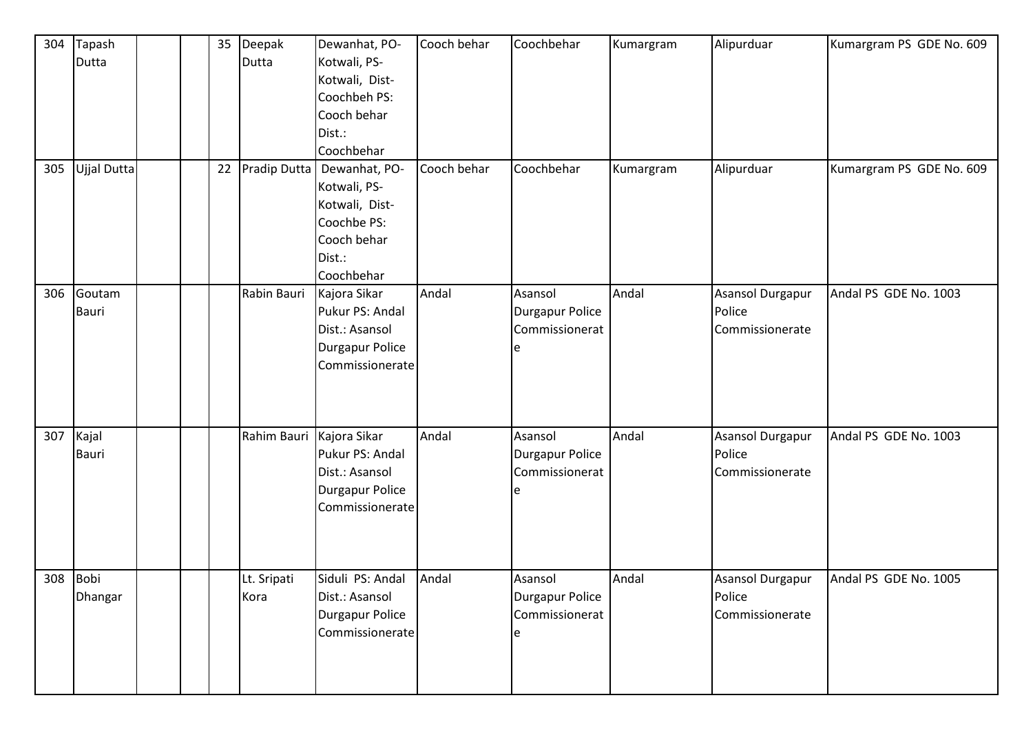| 304 | Tapash Dutta | | | 35 | Deepak Dutta | Dewanhat, PO-Kotwali, PS-Kotwali, Dist-Coochbeh PS: Cooch behar Dist.: Coochbehar | Cooch behar | Coochbehar | Kumargram | Alipurduar | Kumargram PS GDE No. 609 |
|---|---|---|---|---|---|---|---|---|---|---|---|
| 305 | Ujjal Dutta | | | 22 | Pradip Dutta | Dewanhat, PO-Kotwali, PS-Kotwali, Dist-Coochbe PS: Cooch behar Dist.: Coochbehar | Cooch behar | Coochbehar | Kumargram | Alipurduar | Kumargram PS GDE No. 609 |
| 306 | Goutam Bauri | | | | Rabin Bauri | Kajora Sikar Pukur PS: Andal Dist.: Asansol Durgapur Police Commissionerate | Andal | Asansol Durgapur Police Commissionerate | Andal | Asansol Durgapur Police Commissionerate | Andal PS GDE No. 1003 |
| 307 | Kajal Bauri | | | | Rahim Bauri | Kajora Sikar Pukur PS: Andal Dist.: Asansol Durgapur Police Commissionerate | Andal | Asansol Durgapur Police Commissionerate | Andal | Asansol Durgapur Police Commissionerate | Andal PS GDE No. 1003 |
| 308 | Bobi Dhangar | | | | Lt. Sripati Kora | Siduli PS: Andal Dist.: Asansol Durgapur Police Commissionerate | Andal | Asansol Durgapur Police Commissionerate | Andal | Asansol Durgapur Police Commissionerate | Andal PS GDE No. 1005 |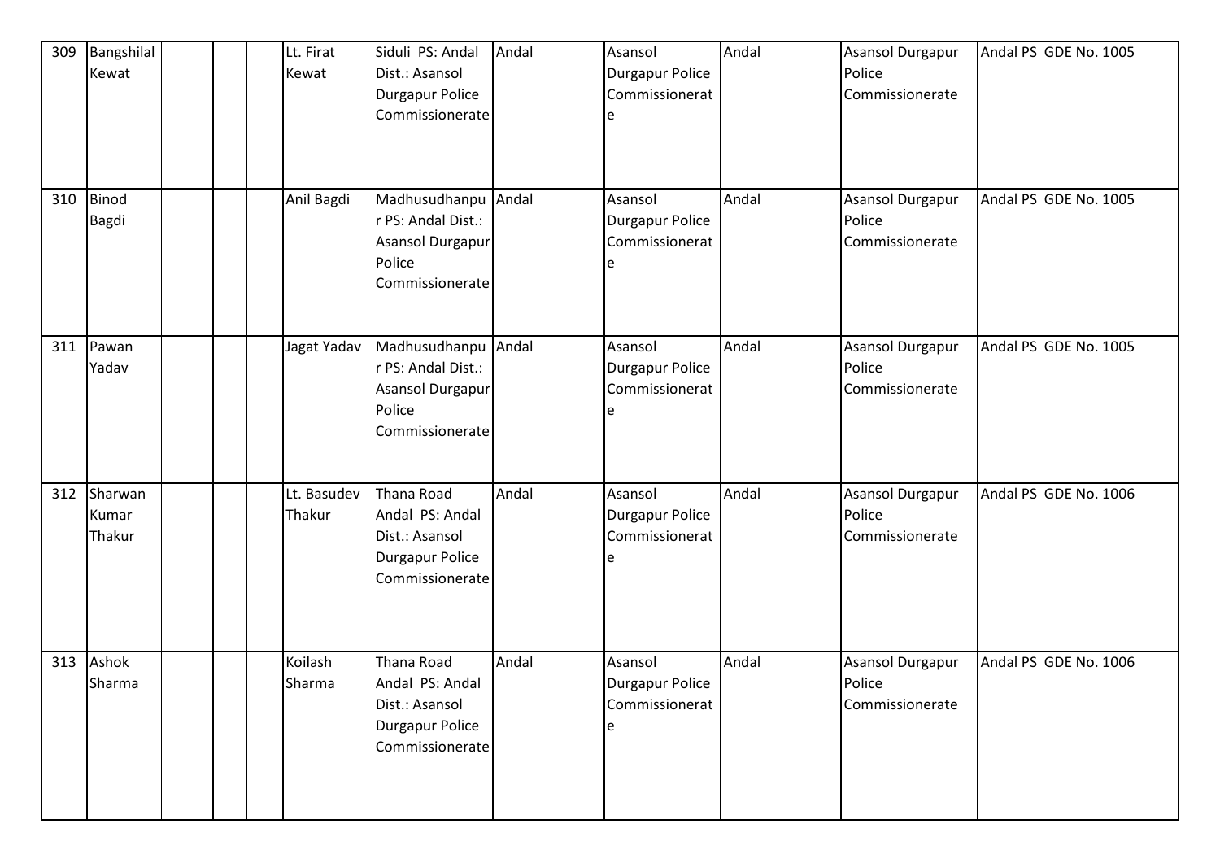| 309 | Bangshilal Kewat | | | | Lt. Firat Kewat | Siduli PS: Andal Dist.: Asansol Durgapur Police Commissionerate | Andal | Asansol Durgapur Police Commissionerate | Andal | Asansol Durgapur Police Commissionerate | Andal PS GDE No. 1005 |
|---|---|---|---|---|---|---|---|---|---|---|---|
| 310 | Binod Bagdi | | | | Anil Bagdi | Madhusudhanpur PS: Andal Dist.: Asansol Durgapur Police Commissionerate | Andal | Asansol Durgapur Police Commissionerate | Andal | Asansol Durgapur Police Commissionerate | Andal PS GDE No. 1005 |
| 311 | Pawan Yadav | | | | Jagat Yadav | Madhusudhanpur PS: Andal Dist.: Asansol Durgapur Police Commissionerate | Andal | Asansol Durgapur Police Commissionerate | Andal | Asansol Durgapur Police Commissionerate | Andal PS GDE No. 1005 |
| 312 | Sharwan Kumar Thakur | | | | Lt. Basudev Thakur | Thana Road Andal PS: Andal Dist.: Asansol Durgapur Police Commissionerate | Andal | Asansol Durgapur Police Commissionerate | Andal | Asansol Durgapur Police Commissionerate | Andal PS GDE No. 1006 |
| 313 | Ashok Sharma | | | | Koilash Sharma | Thana Road Andal PS: Andal Dist.: Asansol Durgapur Police Commissionerate | Andal | Asansol Durgapur Police Commissionerate | Andal | Asansol Durgapur Police Commissionerate | Andal PS GDE No. 1006 |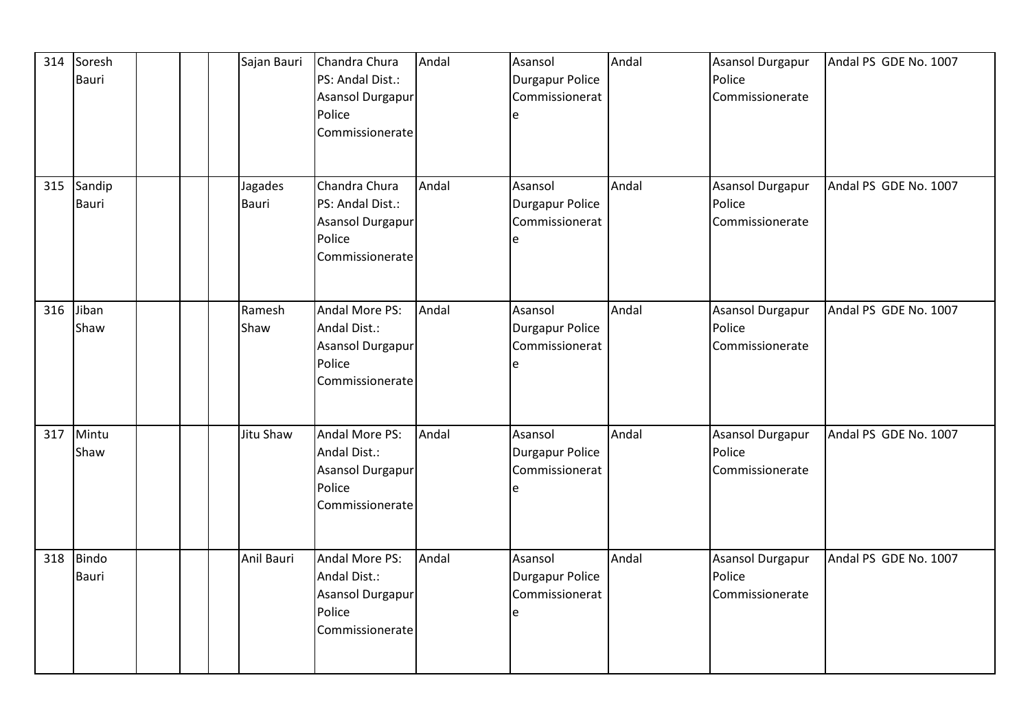| 314 | Soresh Bauri | | | | Sajan Bauri | Chandra Chura PS: Andal Dist.: Asansol Durgapur Police Commissionerate | Andal | Asansol Durgapur Police Commissionerate | Andal | Asansol Durgapur Police Commissionerate | Andal PS GDE No. 1007 |
|---|---|---|---|---|---|---|---|---|---|---|---|
| 315 | Sandip Bauri | | | | Jagades Bauri | Chandra Chura PS: Andal Dist.: Asansol Durgapur Police Commissionerate | Andal | Asansol Durgapur Police Commissionerate | Andal | Asansol Durgapur Police Commissionerate | Andal PS GDE No. 1007 |
| 316 | Jiban Shaw | | | | Ramesh Shaw | Andal More PS: Andal Dist.: Asansol Durgapur Police Commissionerate | Andal | Asansol Durgapur Police Commissionerate | Andal | Asansol Durgapur Police Commissionerate | Andal PS GDE No. 1007 |
| 317 | Mintu Shaw | | | | Jitu Shaw | Andal More PS: Andal Dist.: Asansol Durgapur Police Commissionerate | Andal | Asansol Durgapur Police Commissionerate | Andal | Asansol Durgapur Police Commissionerate | Andal PS GDE No. 1007 |
| 318 | Bindo Bauri | | | | Anil Bauri | Andal More PS: Andal Dist.: Asansol Durgapur Police Commissionerate | Andal | Asansol Durgapur Police Commissionerate | Andal | Asansol Durgapur Police Commissionerate | Andal PS GDE No. 1007 |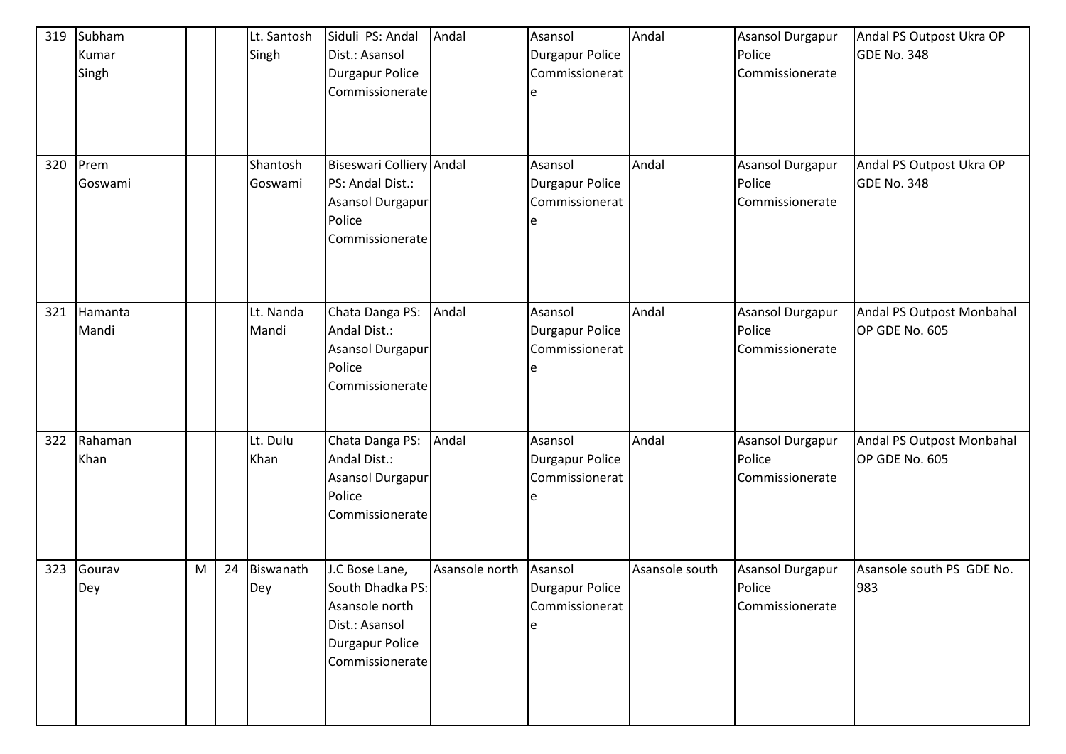| 319 | Subham Kumar Singh | | | | Lt. Santosh Singh | Siduli PS: Andal Dist.: Asansol Durgapur Police Commissionerate | Andal | Asansol Durgapur Police Commissionerate | Andal | Asansol Durgapur Police Commissionerate | Andal PS Outpost Ukra OP GDE No. 348 |
|---|---|---|---|---|---|---|---|---|---|---|---|
| 320 | Prem Goswami | | | | Shantosh Goswami | Biseswari Colliery PS: Andal Dist.: Asansol Durgapur Police Commissionerate | Andal | Asansol Durgapur Police Commissionerate | Andal | Asansol Durgapur Police Commissionerate | Andal PS Outpost Ukra OP GDE No. 348 |
| 321 | Hamanta Mandi | | | | Lt. Nanda Mandi | Chata Danga PS: Andal Dist.: Asansol Durgapur Police Commissionerate | Andal | Asansol Durgapur Police Commissionerate | Andal | Asansol Durgapur Police Commissionerate | Andal PS Outpost Monbahal OP GDE No. 605 |
| 322 | Rahaman Khan | | | | Lt. Dulu Khan | Chata Danga PS: Andal Dist.: Asansol Durgapur Police Commissionerate | Andal | Asansol Durgapur Police Commissionerate | Andal | Asansol Durgapur Police Commissionerate | Andal PS Outpost Monbahal OP GDE No. 605 |
| 323 | Gourav Dey | | M | 24 | Biswanath Dey | J.C Bose Lane, South Dhadka PS: Asansole north Dist.: Asansol Durgapur Police Commissionerate | Asansole north | Asansol Durgapur Police Commissionerate | Asansole south | Asansol Durgapur Police Commissionerate | Asansole south PS GDE No. 983 |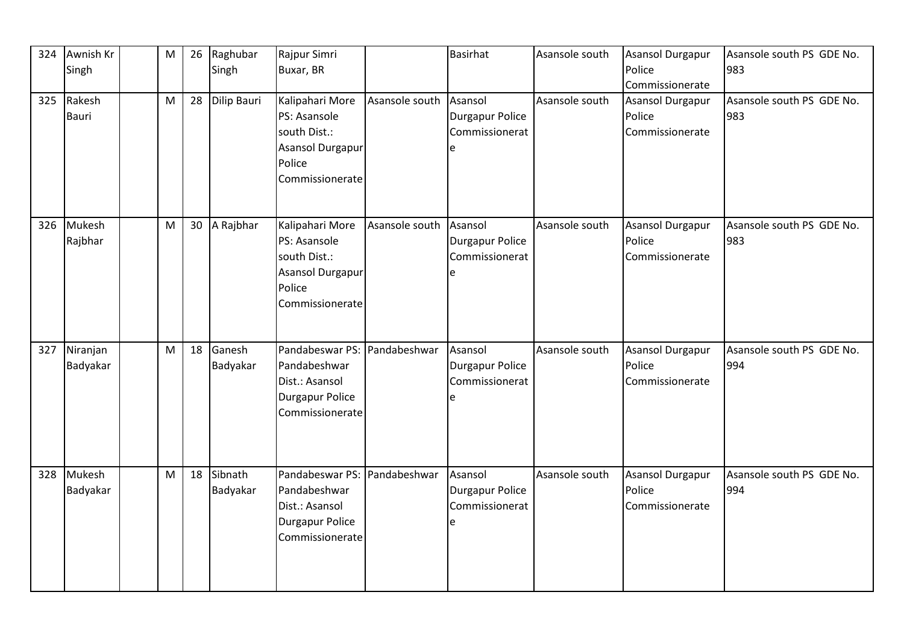| 324 | Awnish Kr Singh | | M | 26 | Raghubar Singh | Rajpur Simri Buxar, BR | | Basirhat | Asansole south | Asansol Durgapur Police Commissionerate | Asansole south PS GDE No. 983 |
|---|---|---|---|---|---|---|---|---|---|---|---|
| 325 | Rakesh Bauri | | M | 28 | Dilip Bauri | Kalipahari More PS: Asansole south Dist.: Asansol Durgapur Police Commissionerate | Asansole south | Asansol Durgapur Police Commissionerate | Asansole south | Asansol Durgapur Police Commissionerate | Asansole south PS GDE No. 983 |
| 326 | Mukesh Rajbhar | | M | 30 | A Rajbhar | Kalipahari More PS: Asansole south Dist.: Asansol Durgapur Police Commissionerate | Asansole south | Asansol Durgapur Police Commissionerate | Asansole south | Asansol Durgapur Police Commissionerate | Asansole south PS GDE No. 983 |
| 327 | Niranjan Badyakar | | M | 18 | Ganesh Badyakar | Pandabeswar PS: Pandabeshwar Dist.: Asansol Durgapur Police Commissionerate | Pandabeshwar | Asansol Durgapur Police Commissionerate | Asansole south | Asansol Durgapur Police Commissionerate | Asansole south PS GDE No. 994 |
| 328 | Mukesh Badyakar | | M | 18 | Sibnath Badyakar | Pandabeswar PS: Pandabeshwar Dist.: Asansol Durgapur Police Commissionerate | Pandabeshwar | Asansol Durgapur Police Commissionerate | Asansole south | Asansol Durgapur Police Commissionerate | Asansole south PS GDE No. 994 |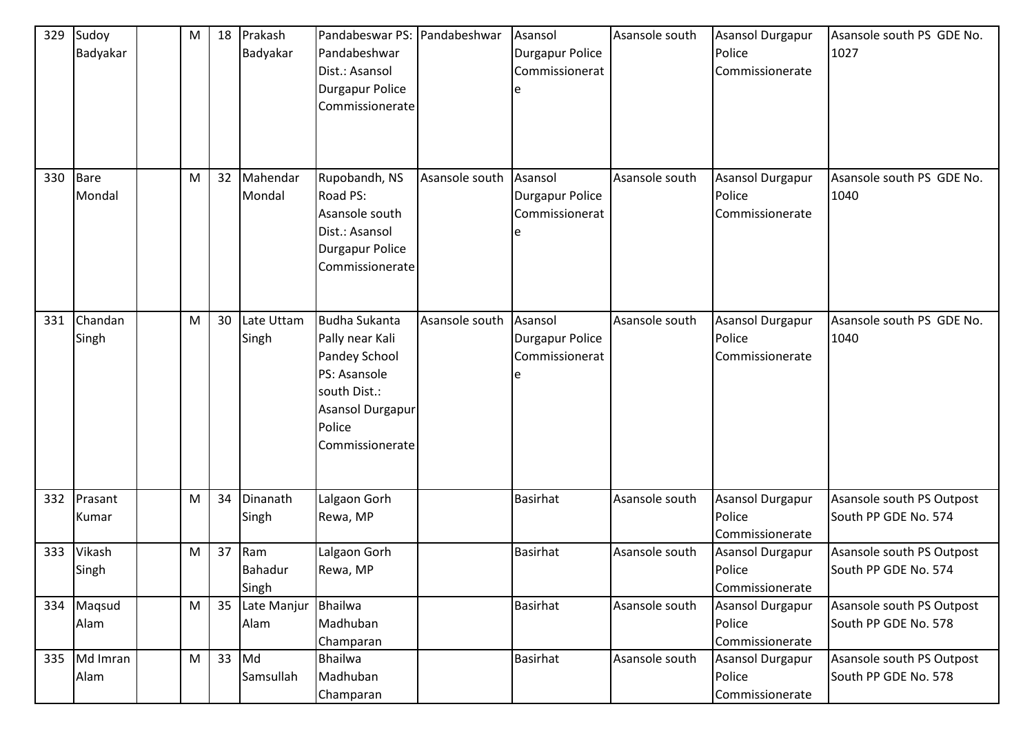| | | | | | | | | | | | |
|---|---|---|---|---|---|---|---|---|---|---|---|
| 329 | Sudoy Badyakar | | M | 18 | Prakash Badyakar | Pandabeswar PS: Pandabeshwar Dist.: Asansol Durgapur Police Commissionerate | Pandabeshwar | Asansol Durgapur Police Commissionerate | Asansole south | Asansol Durgapur Police Commissionerate | Asansole south PS GDE No. 1027 |
| 330 | Bare Mondal | | M | 32 | Mahendar Mondal | Rupobandh, NS Road PS: Asansole south Dist.: Asansol Durgapur Police Commissionerate | Asansole south | Asansol Durgapur Police Commissionerate | Asansole south | Asansol Durgapur Police Commissionerate | Asansole south PS GDE No. 1040 |
| 331 | Chandan Singh | | M | 30 | Late Uttam Singh | Budha Sukanta Pally near Kali Pandey School PS: Asansole south Dist.: Asansol Durgapur Police Commissionerate | Asansole south | Asansol Durgapur Police Commissionerate | Asansole south | Asansol Durgapur Police Commissionerate | Asansole south PS GDE No. 1040 |
| 332 | Prasant Kumar | | M | 34 | Dinanath Singh | Lalgaon Gorh Rewa, MP | | Basirhat | Asansole south | Asansol Durgapur Police Commissionerate | Asansole south PS Outpost South PP GDE No. 574 |
| 333 | Vikash Singh | | M | 37 | Ram Bahadur Singh | Lalgaon Gorh Rewa, MP | | Basirhat | Asansole south | Asansol Durgapur Police Commissionerate | Asansole south PS Outpost South PP GDE No. 574 |
| 334 | Maqsud Alam | | M | 35 | Late Manjur Alam | Bhailwa Madhuban Champaran | | Basirhat | Asansole south | Asansol Durgapur Police Commissionerate | Asansole south PS Outpost South PP GDE No. 578 |
| 335 | Md Imran Alam | | M | 33 | Md Samsullah | Bhailwa Madhuban Champaran | | Basirhat | Asansole south | Asansol Durgapur Police Commissionerate | Asansole south PS Outpost South PP GDE No. 578 |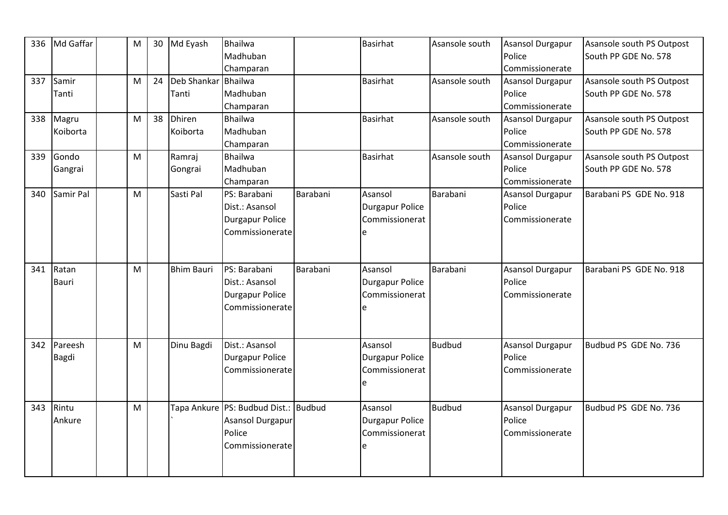| 336 | Md Gaffar | | M | 30 | Md Eyash | Bhailwa Madhuban Champaran | | Basirhat | Asansole south | Asansol Durgapur Police Commissionerate | Asansole south PS Outpost South PP GDE No. 578 |
|---|---|---|---|---|---|---|---|---|---|---|---|
| 337 | Samir Tanti | | M | 24 | Deb Shankar Tanti | Bhailwa Madhuban Champaran | | Basirhat | Asansole south | Asansol Durgapur Police Commissionerate | Asansole south PS Outpost South PP GDE No. 578 |
| 338 | Magru Koiborta | | M | 38 | Dhiren Koiborta | Bhailwa Madhuban Champaran | | Basirhat | Asansole south | Asansol Durgapur Police Commissionerate | Asansole south PS Outpost South PP GDE No. 578 |
| 339 | Gondo Gangrai | | M | | Ramraj Gongrai | Bhailwa Madhuban Champaran | | Basirhat | Asansole south | Asansol Durgapur Police Commissionerate | Asansole south PS Outpost South PP GDE No. 578 |
| 340 | Samir Pal | | M | | Sasti Pal | PS: Barabani Dist.: Asansol Durgapur Police Commissionerate | Barabani | Asansol Durgapur Police Commissionerate | Barabani | Asansol Durgapur Police Commissionerate | Barabani PS GDE No. 918 |
| 341 | Ratan Bauri | | M | | Bhim Bauri | PS: Barabani Dist.: Asansol Durgapur Police Commissionerate | Barabani | Asansol Durgapur Police Commissionerate | Barabani | Asansol Durgapur Police Commissionerate | Barabani PS GDE No. 918 |
| 342 | Pareesh Bagdi | | M | | Dinu Bagdi | Dist.: Asansol Durgapur Police Commissionerate | | Asansol Durgapur Police Commissionerate | Budbud | Asansol Durgapur Police Commissionerate | Budbud PS GDE No. 736 |
| 343 | Rintu Ankure | | M | | Tapa Ankure ` | PS: Budbud Dist.: Asansol Durgapur Police Commissionerate | Budbud | Asansol Durgapur Police Commissionerate | Budbud | Asansol Durgapur Police Commissionerate | Budbud PS GDE No. 736 |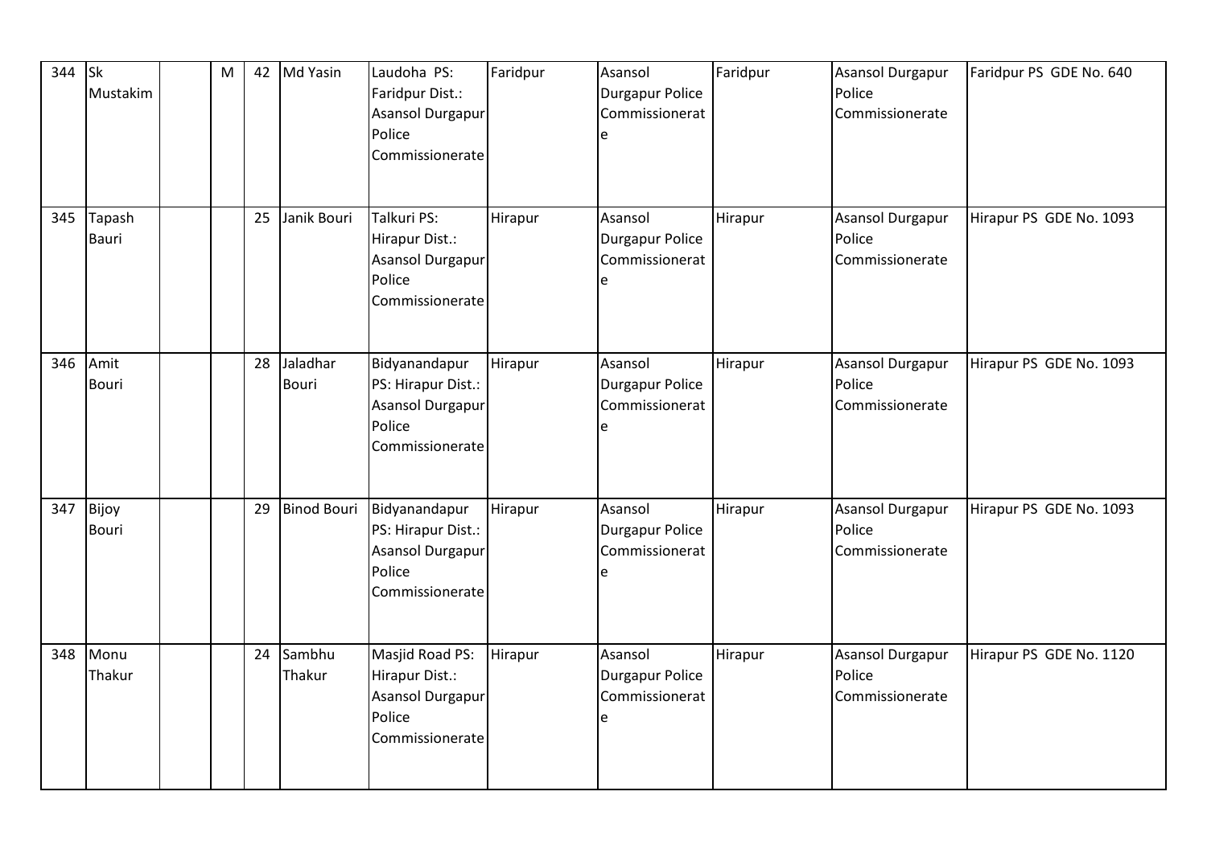| 344 | Sk Mustakim | | M | 42 | Md Yasin | Laudoha PS: Faridpur Dist.: Asansol Durgapur Police Commissionerate | Faridpur | Asansol Durgapur Police Commissionerate | Faridpur | Asansol Durgapur Police Commissionerate | Faridpur PS GDE No. 640 |
|---|---|---|---|---|---|---|---|---|---|---|---|
| 345 | Tapash Bauri | | | 25 | Janik Bouri | Talkuri PS: Hirapur Dist.: Asansol Durgapur Police Commissionerate | Hirapur | Asansol Durgapur Police Commissionerate | Hirapur | Asansol Durgapur Police Commissionerate | Hirapur PS GDE No. 1093 |
| 346 | Amit Bouri | | | 28 | Jaladhar Bouri | Bidyanandapur PS: Hirapur Dist.: Asansol Durgapur Police Commissionerate | Hirapur | Asansol Durgapur Police Commissionerate | Hirapur | Asansol Durgapur Police Commissionerate | Hirapur PS GDE No. 1093 |
| 347 | Bijoy Bouri | | | 29 | Binod Bouri | Bidyanandapur PS: Hirapur Dist.: Asansol Durgapur Police Commissionerate | Hirapur | Asansol Durgapur Police Commissionerate | Hirapur | Asansol Durgapur Police Commissionerate | Hirapur PS GDE No. 1093 |
| 348 | Monu Thakur | | | 24 | Sambhu Thakur | Masjid Road PS: Hirapur Dist.: Asansol Durgapur Police Commissionerate | Hirapur | Asansol Durgapur Police Commissionerate | Hirapur | Asansol Durgapur Police Commissionerate | Hirapur PS GDE No. 1120 |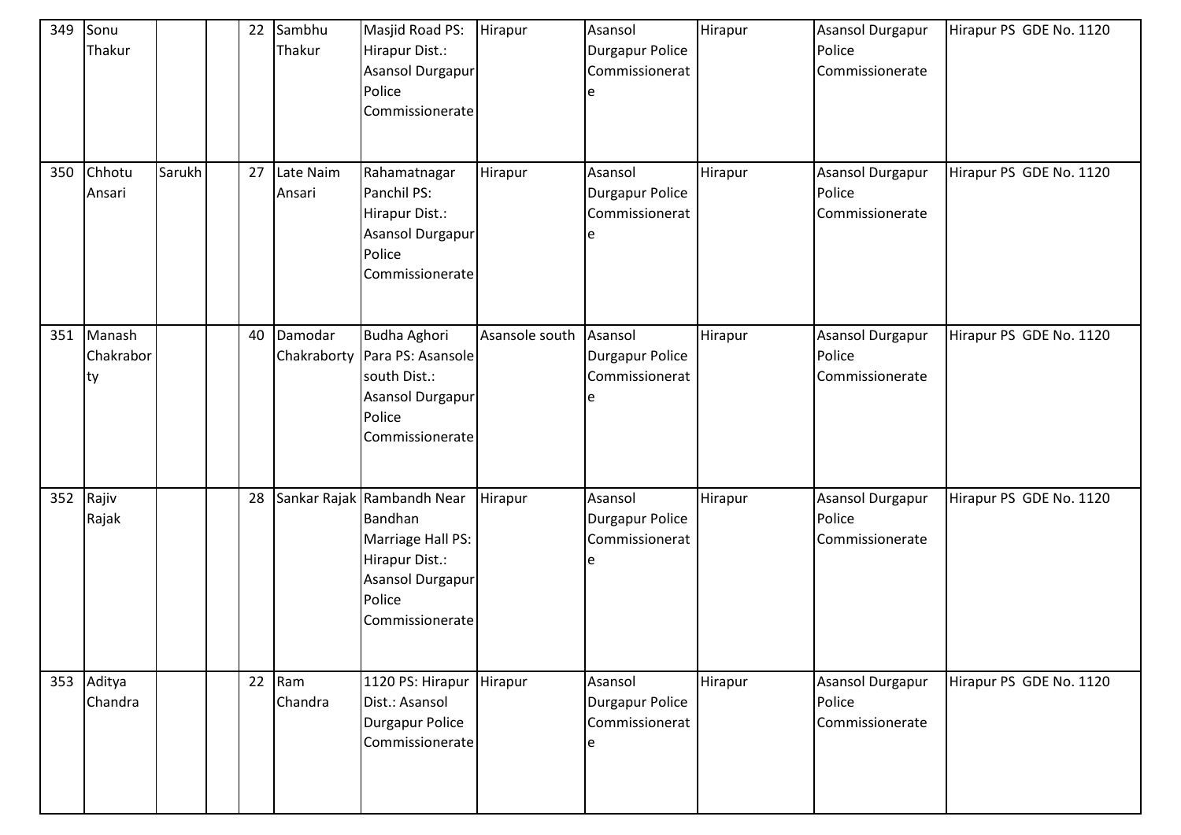| | | | | | | | | | | | |
|---|---|---|---|---|---|---|---|---|---|---|---|
| 349 | Sonu Thakur | | | 22 | Sambhu Thakur | Masjid Road PS: Hirapur Dist.: Asansol Durgapur Police Commissionerate | Hirapur | Asansol Durgapur Police Commissionerate | Hirapur | Asansol Durgapur Police Commissionerate | Hirapur PS GDE No. 1120 |
| 350 | Chhotu Ansari | Sarukh | | 27 | Late Naim Ansari | Rahamatnagar Panchil PS: Hirapur Dist.: Asansol Durgapur Police Commissionerate | Hirapur | Asansol Durgapur Police Commissionerate | Hirapur | Asansol Durgapur Police Commissionerate | Hirapur PS GDE No. 1120 |
| 351 | Manash Chakraborty | | | 40 | Damodar Chakraborty | Budha Aghori Para PS: Asansole south Dist.: Asansol Durgapur Police Commissionerate | Asansole south | Asansol Durgapur Police Commissionerate | Hirapur | Asansol Durgapur Police Commissionerate | Hirapur PS GDE No. 1120 |
| 352 | Rajiv Rajak | | | 28 | Sankar Rajak | Rambandh Near Bandhan Marriage Hall PS: Hirapur Dist.: Asansol Durgapur Police Commissionerate | Hirapur | Asansol Durgapur Police Commissionerate | Hirapur | Asansol Durgapur Police Commissionerate | Hirapur PS GDE No. 1120 |
| 353 | Aditya Chandra | | | 22 | Ram Chandra | 1120 PS: Hirapur Dist.: Asansol Durgapur Police Commissionerate | Hirapur | Asansol Durgapur Police Commissionerate | Hirapur | Asansol Durgapur Police Commissionerate | Hirapur PS GDE No. 1120 |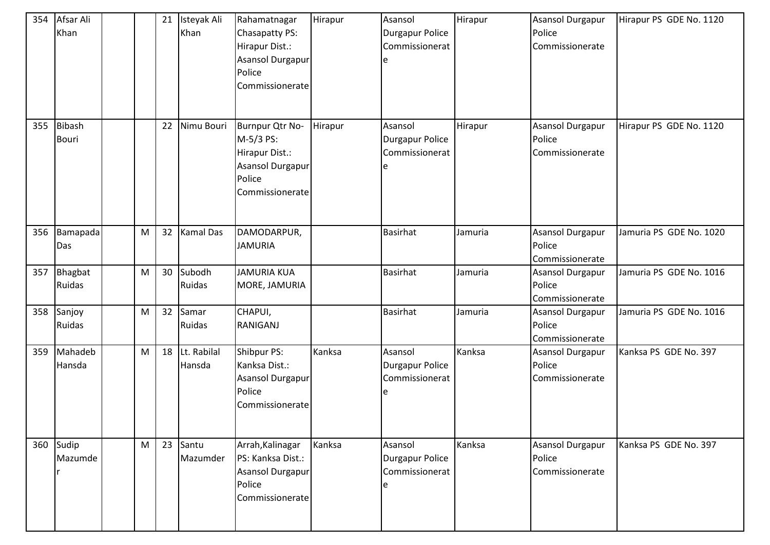| 354 | Afsar Ali Khan | | | 21 | Isteyak Ali Khan | Rahamatnagar Chasapatty PS: Hirapur Dist.: Asansol Durgapur Police Commissionerate | Hirapur | Asansol Durgapur Police Commissionerate | Hirapur | Asansol Durgapur Police Commissionerate | Hirapur PS GDE No. 1120 |
|---|---|---|---|---|---|---|---|---|---|---|---|
| 355 | Bibash Bouri | | | 22 | Nimu Bouri | Burnpur Qtr No- M-5/3 PS: Hirapur Dist.: Asansol Durgapur Police Commissionerate | Hirapur | Asansol Durgapur Police Commissionerate | Hirapur | Asansol Durgapur Police Commissionerate | Hirapur PS GDE No. 1120 |
| 356 | Bamapada Das | | M | 32 | Kamal Das | DAMODARPUR, JAMURIA | | Basirhat | Jamuria | Asansol Durgapur Police Commissionerate | Jamuria PS GDE No. 1020 |
| 357 | Bhagbat Ruidas | | M | 30 | Subodh Ruidas | JAMURIA KUA MORE, JAMURIA | | Basirhat | Jamuria | Asansol Durgapur Police Commissionerate | Jamuria PS GDE No. 1016 |
| 358 | Sanjoy Ruidas | | M | 32 | Samar Ruidas | CHAPUI, RANIGANJ | | Basirhat | Jamuria | Asansol Durgapur Police Commissionerate | Jamuria PS GDE No. 1016 |
| 359 | Mahadeb Hansda | | M | 18 | Lt. Rabilal Hansda | Shibpur PS: Kanksa Dist.: Asansol Durgapur Police Commissionerate | Kanksa | Asansol Durgapur Police Commissionerate | Kanksa | Asansol Durgapur Police Commissionerate | Kanksa PS GDE No. 397 |
| 360 | Sudip Mazumder | | M | 23 | Santu Mazumder | Arrah,Kalinagar PS: Kanksa Dist.: Asansol Durgapur Police Commissionerate | Kanksa | Asansol Durgapur Police Commissionerate | Kanksa | Asansol Durgapur Police Commissionerate | Kanksa PS GDE No. 397 |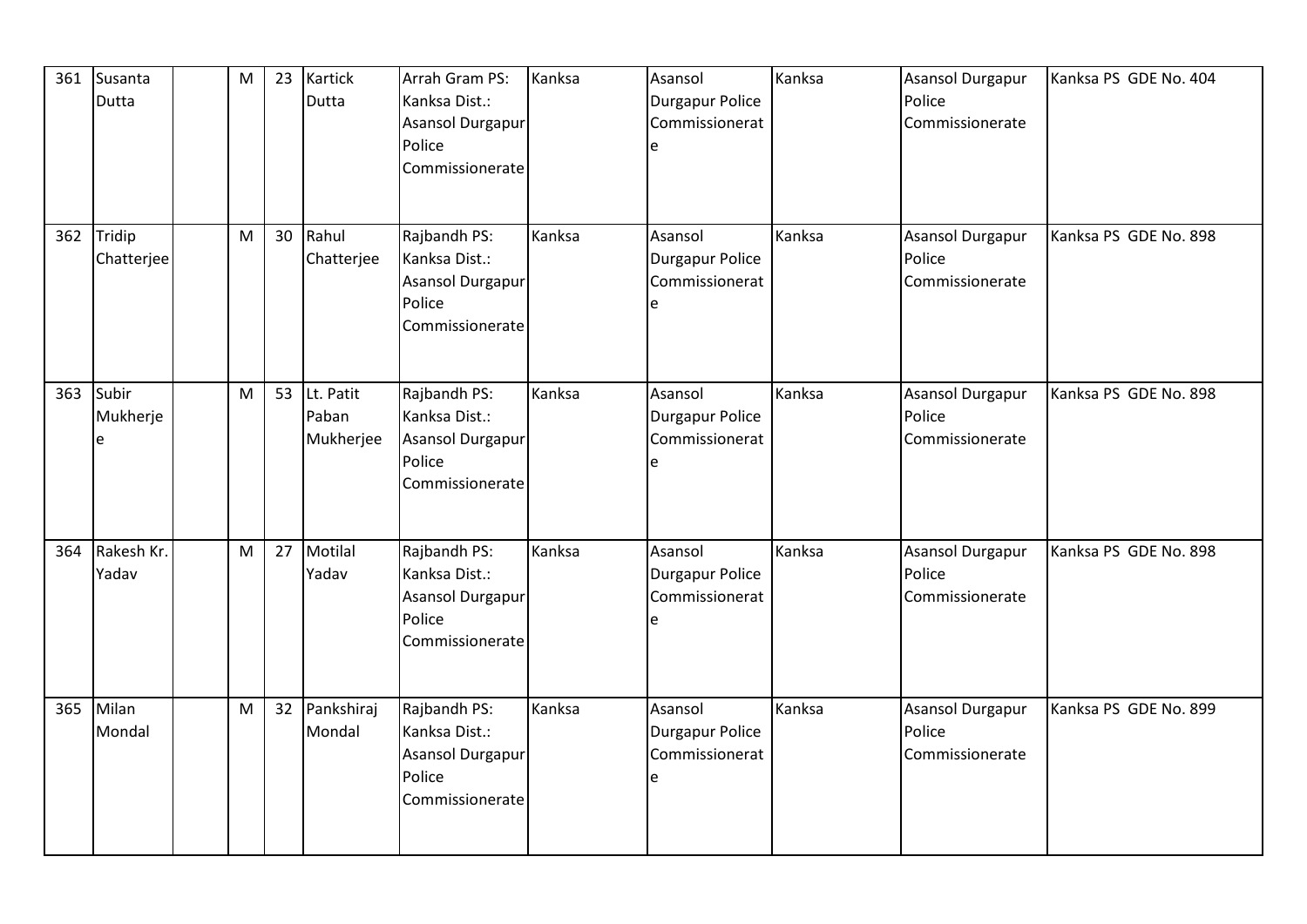| 361 | Susanta Dutta | | M | 23 | Kartick Dutta | Arrah Gram PS: Kanksa Dist.: Asansol Durgapur Police Commissionerate | Kanksa | Asansol Durgapur Police Commissionerate | Kanksa | Asansol Durgapur Police Commissionerate | Kanksa PS GDE No. 404 |
|---|---|---|---|---|---|---|---|---|---|---|---|
| 362 | Tridip Chatterjee | | M | 30 | Rahul Chatterjee | Rajbandh PS: Kanksa Dist.: Asansol Durgapur Police Commissionerate | Kanksa | Asansol Durgapur Police Commissionerate | Kanksa | Asansol Durgapur Police Commissionerate | Kanksa PS GDE No. 898 |
| 363 | Subir Mukherjee | | M | 53 | Lt. Patit Paban Mukherjee | Rajbandh PS: Kanksa Dist.: Asansol Durgapur Police Commissionerate | Kanksa | Asansol Durgapur Police Commissionerate | Kanksa | Asansol Durgapur Police Commissionerate | Kanksa PS GDE No. 898 |
| 364 | Rakesh Kr. Yadav | | M | 27 | Motilal Yadav | Rajbandh PS: Kanksa Dist.: Asansol Durgapur Police Commissionerate | Kanksa | Asansol Durgapur Police Commissionerate | Kanksa | Asansol Durgapur Police Commissionerate | Kanksa PS GDE No. 898 |
| 365 | Milan Mondal | | M | 32 | Pankshiraj Mondal | Rajbandh PS: Kanksa Dist.: Asansol Durgapur Police Commissionerate | Kanksa | Asansol Durgapur Police Commissionerate | Kanksa | Asansol Durgapur Police Commissionerate | Kanksa PS GDE No. 899 |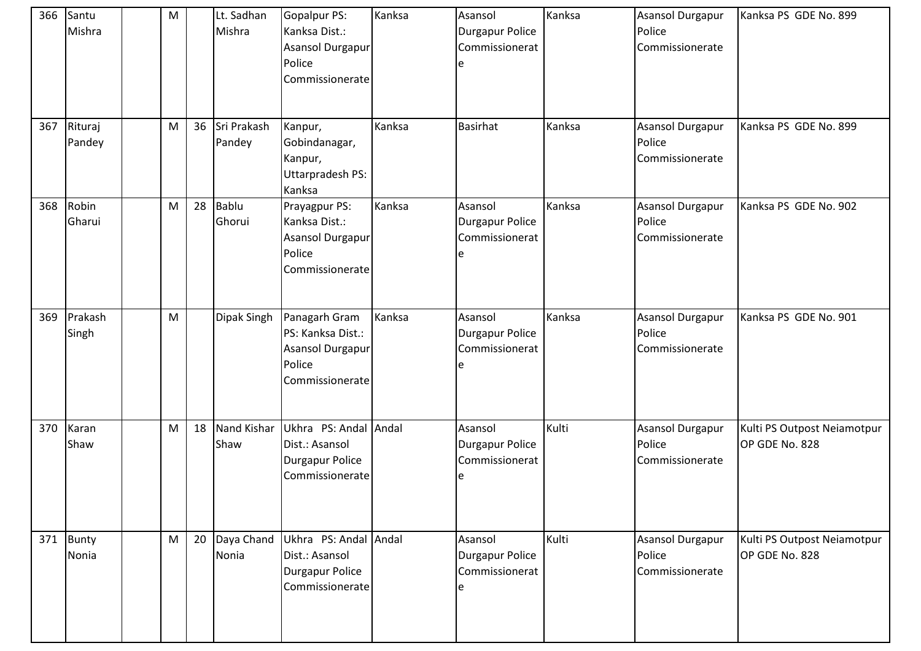| 366 | Santu Mishra | | M | | Lt. Sadhan Mishra | Gopalpur PS: Kanksa Dist.: Asansol Durgapur Police Commissionerate | Kanksa | Asansol Durgapur Police Commissionerate | Kanksa | Asansol Durgapur Police Commissionerate | Kanksa PS GDE No. 899 |
|---|---|---|---|---|---|---|---|---|---|---|---|
| 367 | Rituraj Pandey | | M | 36 | Sri Prakash Pandey | Kanpur, Gobindanagar, Kanpur, Uttarpradesh PS: Kanksa | Kanksa | Basirhat | Kanksa | Asansol Durgapur Police Commissionerate | Kanksa PS GDE No. 899 |
| 368 | Robin Gharui | | M | 28 | Bablu Ghorui | Prayagpur PS: Kanksa Dist.: Asansol Durgapur Police Commissionerate | Kanksa | Asansol Durgapur Police Commissionerate | Kanksa | Asansol Durgapur Police Commissionerate | Kanksa PS GDE No. 902 |
| 369 | Prakash Singh | | M | | Dipak Singh | Panagarh Gram PS: Kanksa Dist.: Asansol Durgapur Police Commissionerate | Kanksa | Asansol Durgapur Police Commissionerate | Kanksa | Asansol Durgapur Police Commissionerate | Kanksa PS GDE No. 901 |
| 370 | Karan Shaw | | M | 18 | Nand Kishar Shaw | Ukhra PS: Andal Dist.: Asansol Durgapur Police Commissionerate | Andal | Asansol Durgapur Police Commissionerate | Kulti | Asansol Durgapur Police Commissionerate | Kulti PS Outpost Neiamotpur OP GDE No. 828 |
| 371 | Bunty Nonia | | M | 20 | Daya Chand Nonia | Ukhra PS: Andal Dist.: Asansol Durgapur Police Commissionerate | Andal | Asansol Durgapur Police Commissionerate | Kulti | Asansol Durgapur Police Commissionerate | Kulti PS Outpost Neiamotpur OP GDE No. 828 |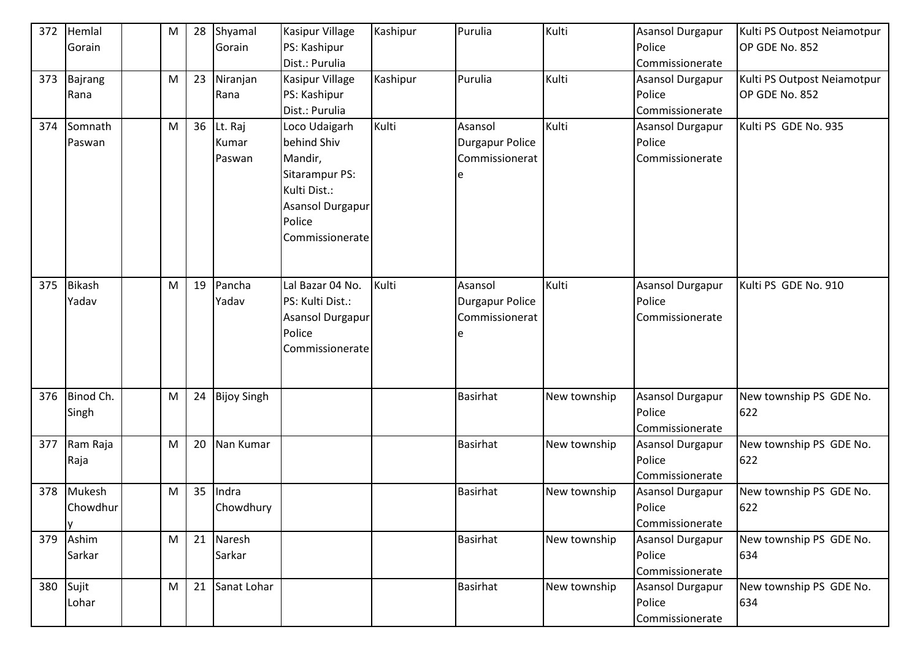| 372 | Hemlal Gorain | | M | 28 | Shyamal Gorain | Kasipur Village PS: Kashipur Dist.: Purulia | Kashipur | Purulia | Kulti | Asansol Durgapur Police Commissionerate | Kulti PS Outpost Neiamotpur OP GDE No. 852 |
|---|---|---|---|---|---|---|---|---|---|---|---|
| 373 | Bajrang Rana | | M | 23 | Niranjan Rana | Kasipur Village PS: Kashipur Dist.: Purulia | Kashipur | Purulia | Kulti | Asansol Durgapur Police Commissionerate | Kulti PS Outpost Neiamotpur OP GDE No. 852 |
| 374 | Somnath Paswan | | M | 36 | Lt. Raj Kumar Paswan | Loco Udaigarh behind Shiv Mandir, Sitarampur PS: Kulti Dist.: Asansol Durgapur Police Commissionerate | Kulti | Asansol Durgapur Police Commissionerate | Kulti | Asansol Durgapur Police Commissionerate | Kulti PS GDE No. 935 |
| 375 | Bikash Yadav | | M | 19 | Pancha Yadav | Lal Bazar 04 No. PS: Kulti Dist.: Asansol Durgapur Police Commissionerate | Kulti | Asansol Durgapur Police Commissionerate | Kulti | Asansol Durgapur Police Commissionerate | Kulti PS GDE No. 910 |
| 376 | Binod Ch. Singh | | M | 24 | Bijoy Singh | | | Basirhat | New township | Asansol Durgapur Police Commissionerate | New township PS GDE No. 622 |
| 377 | Ram Raja Raja | | M | 20 | Nan Kumar | | | Basirhat | New township | Asansol Durgapur Police Commissionerate | New township PS GDE No. 622 |
| 378 | Mukesh Chowdhury | | M | 35 | Indra Chowdhury | | | Basirhat | New township | Asansol Durgapur Police Commissionerate | New township PS GDE No. 622 |
| 379 | Ashim Sarkar | | M | 21 | Naresh Sarkar | | | Basirhat | New township | Asansol Durgapur Police Commissionerate | New township PS GDE No. 634 |
| 380 | Sujit Lohar | | M | 21 | Sanat Lohar | | | Basirhat | New township | Asansol Durgapur Police Commissionerate | New township PS GDE No. 634 |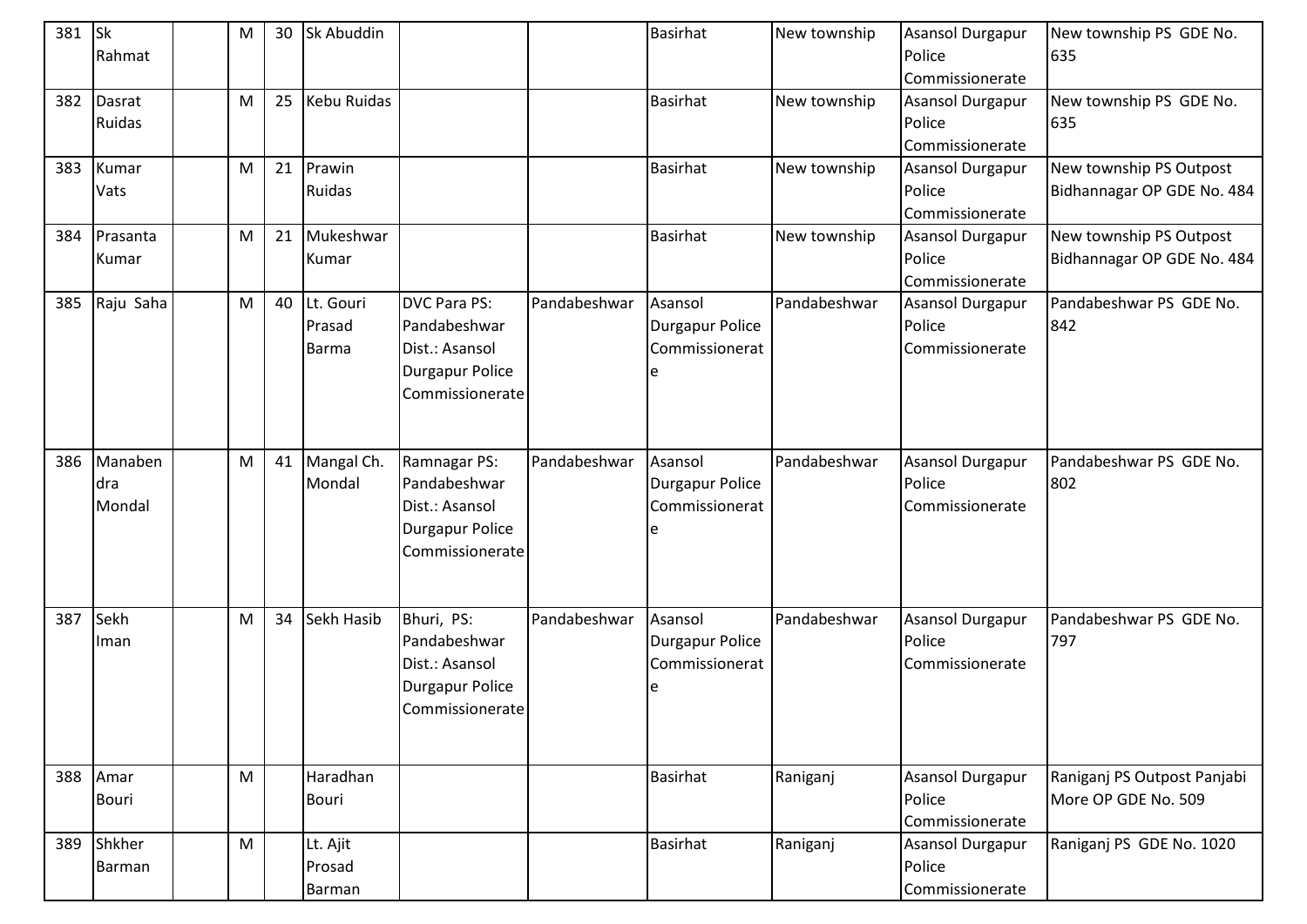| 381 | Sk Rahmat | | M | 30 | Sk Abuddin | | | Basirhat | New township | Asansol Durgapur Police Commissionerate | New township PS GDE No. 635 |
|---|---|---|---|---|---|---|---|---|---|---|---|
| 382 | Dasrat Ruidas | | M | 25 | Kebu Ruidas | | | Basirhat | New township | Asansol Durgapur Police Commissionerate | New township PS GDE No. 635 |
| 383 | Kumar Vats | | M | 21 | Prawin Ruidas | | | Basirhat | New township | Asansol Durgapur Police Commissionerate | New township PS Outpost Bidhannagar OP GDE No. 484 |
| 384 | Prasanta Kumar | | M | 21 | Mukeshwar Kumar | | | Basirhat | New township | Asansol Durgapur Police Commissionerate | New township PS Outpost Bidhannagar OP GDE No. 484 |
| 385 | Raju Saha | | M | 40 | Lt. Gouri Prasad Barma | DVC Para PS: Pandabeshwar Dist.: Asansol Durgapur Police Commissionerate | Pandabeshwar | Asansol Durgapur Police Commissionerate | Pandabeshwar | Asansol Durgapur Police Commissionerate | Pandabeshwar PS GDE No. 842 |
| 386 | Manabendra Mondal | | M | 41 | Mangal Ch. Mondal | Ramnagar PS: Pandabeshwar Dist.: Asansol Durgapur Police Commissionerate | Pandabeshwar | Asansol Durgapur Police Commissionerate | Pandabeshwar | Asansol Durgapur Police Commissionerate | Pandabeshwar PS GDE No. 802 |
| 387 | Sekh Iman | | M | 34 | Sekh Hasib | Bhuri, PS: Pandabeshwar Dist.: Asansol Durgapur Police Commissionerate | Pandabeshwar | Asansol Durgapur Police Commissionerate | Pandabeshwar | Asansol Durgapur Police Commissionerate | Pandabeshwar PS GDE No. 797 |
| 388 | Amar Bouri | | M | | Haradhan Bouri | | | Basirhat | Raniganj | Asansol Durgapur Police Commissionerate | Raniganj PS Outpost Panjabi More OP GDE No. 509 |
| 389 | Shkher Barman | | M | | Lt. Ajit Prosad Barman | | | Basirhat | Raniganj | Asansol Durgapur Police Commissionerate | Raniganj PS GDE No. 1020 |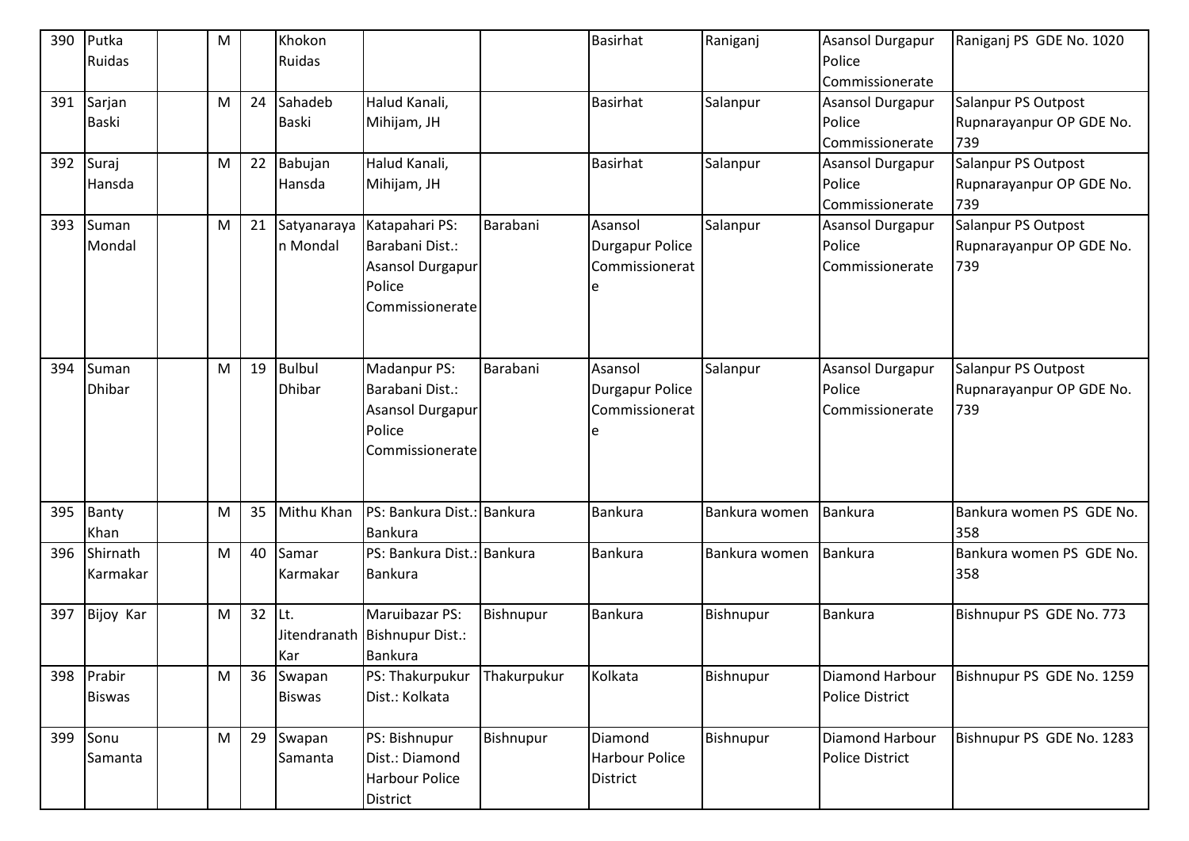| 390 | Putka Ruidas | | M | | Khokon Ruidas | | | Basirhat | Raniganj | Asansol Durgapur Police Commissionerate | Raniganj PS GDE No. 1020 |
|---|---|---|---|---|---|---|---|---|---|---|---|
| 391 | Sarjan Baski | | M | 24 | Sahadeb Baski | Halud Kanali, Mihijam, JH | | Basirhat | Salanpur | Asansol Durgapur Police Commissionerate | Salanpur PS Outpost Rupnarayanpur OP GDE No. 739 |
| 392 | Suraj Hansda | | M | 22 | Babujan Hansda | Halud Kanali, Mihijam, JH | | Basirhat | Salanpur | Asansol Durgapur Police Commissionerate | Salanpur PS Outpost Rupnarayanpur OP GDE No. 739 |
| 393 | Suman Mondal | | M | 21 | Satyanarayan Mondal | Katapahari PS: Barabani Dist.: Asansol Durgapur Police Commissionerate | Barabani | Asansol Durgapur Police Commissionerate | Salanpur | Asansol Durgapur Police Commissionerate | Salanpur PS Outpost Rupnarayanpur OP GDE No. 739 |
| 394 | Suman Dhibar | | M | 19 | Bulbul Dhibar | Madanpur PS: Barabani Dist.: Asansol Durgapur Police Commissionerate | Barabani | Asansol Durgapur Police Commissionerate | Salanpur | Asansol Durgapur Police Commissionerate | Salanpur PS Outpost Rupnarayanpur OP GDE No. 739 |
| 395 | Banty Khan | | M | 35 | Mithu Khan | PS: Bankura Dist.: Bankura | Bankura | Bankura | Bankura women | Bankura | Bankura women PS GDE No. 358 |
| 396 | Shirnath Karmakar | | M | 40 | Samar Karmakar | PS: Bankura Dist.: Bankura | Bankura | Bankura | Bankura women | Bankura | Bankura women PS GDE No. 358 |
| 397 | Bijoy Kar | | M | 32 | Lt. Jitendranath Kar | Maruibazar PS: Bishnupur Dist.: Bankura | Bishnupur | Bankura | Bishnupur | Bankura | Bishnupur PS GDE No. 773 |
| 398 | Prabir Biswas | | M | 36 | Swapan Biswas | PS: Thakurpukur Dist.: Kolkata | Thakurpukur | Kolkata | Bishnupur | Diamond Harbour Police District | Bishnupur PS GDE No. 1259 |
| 399 | Sonu Samanta | | M | 29 | Swapan Samanta | PS: Bishnupur Dist.: Diamond Harbour Police District | Bishnupur | Diamond Harbour Police District | Bishnupur | Diamond Harbour Police District | Bishnupur PS GDE No. 1283 |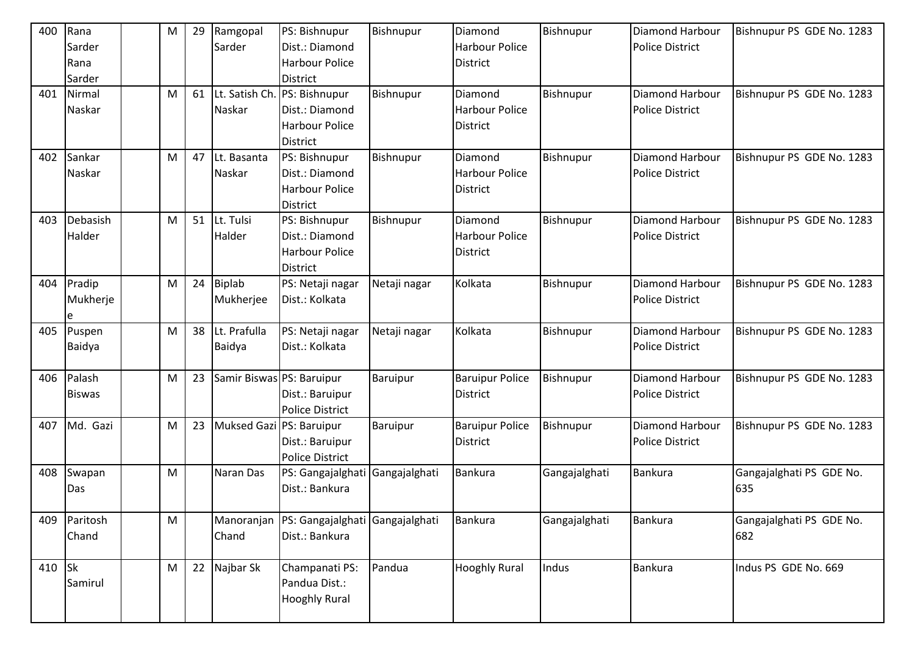| 400 | Rana Sarder Rana Sarder | | M | 29 | Ramgopal Sarder | PS: Bishnupur Dist.: Diamond Harbour Police District | Bishnupur | Diamond Harbour Police District | Bishnupur | Diamond Harbour Police District | Bishnupur PS GDE No. 1283 |
|---|---|---|---|---|---|---|---|---|---|---|---|
| 401 | Nirmal Naskar | | M | 61 | Lt. Satish Ch. Naskar | PS: Bishnupur Dist.: Diamond Harbour Police District | Bishnupur | Diamond Harbour Police District | Bishnupur | Diamond Harbour Police District | Bishnupur PS GDE No. 1283 |
| 402 | Sankar Naskar | | M | 47 | Lt. Basanta Naskar | PS: Bishnupur Dist.: Diamond Harbour Police District | Bishnupur | Diamond Harbour Police District | Bishnupur | Diamond Harbour Police District | Bishnupur PS GDE No. 1283 |
| 403 | Debasish Halder | | M | 51 | Lt. Tulsi Halder | PS: Bishnupur Dist.: Diamond Harbour Police District | Bishnupur | Diamond Harbour Police District | Bishnupur | Diamond Harbour Police District | Bishnupur PS GDE No. 1283 |
| 404 | Pradip Mukherjee | | M | 24 | Biplab Mukherjee | PS: Netaji nagar Dist.: Kolkata | Netaji nagar | Kolkata | Bishnupur | Diamond Harbour Police District | Bishnupur PS GDE No. 1283 |
| 405 | Puspen Baidya | | M | 38 | Lt. Prafulla Baidya | PS: Netaji nagar Dist.: Kolkata | Netaji nagar | Kolkata | Bishnupur | Diamond Harbour Police District | Bishnupur PS GDE No. 1283 |
| 406 | Palash Biswas | | M | 23 | Samir Biswas | PS: Baruipur Dist.: Baruipur Police District | Baruipur | Baruipur Police District | Bishnupur | Diamond Harbour Police District | Bishnupur PS GDE No. 1283 |
| 407 | Md. Gazi | | M | 23 | Muksed Gazi | PS: Baruipur Dist.: Baruipur Police District | Baruipur | Baruipur Police District | Bishnupur | Diamond Harbour Police District | Bishnupur PS GDE No. 1283 |
| 408 | Swapan Das | | M | | Naran Das | PS: Gangajalghati Dist.: Bankura | Gangajalghati | Bankura | Gangajalghati | Bankura | Gangajalghati PS GDE No. 635 |
| 409 | Paritosh Chand | | M | | Manoranjan Chand | PS: Gangajalghati Dist.: Bankura | Gangajalghati | Bankura | Gangajalghati | Bankura | Gangajalghati PS GDE No. 682 |
| 410 | Sk Samirul | | M | 22 | Najbar Sk | Champanati PS: Pandua Dist.: Hooghly Rural | Pandua | Hooghly Rural | Indus | Bankura | Indus PS GDE No. 669 |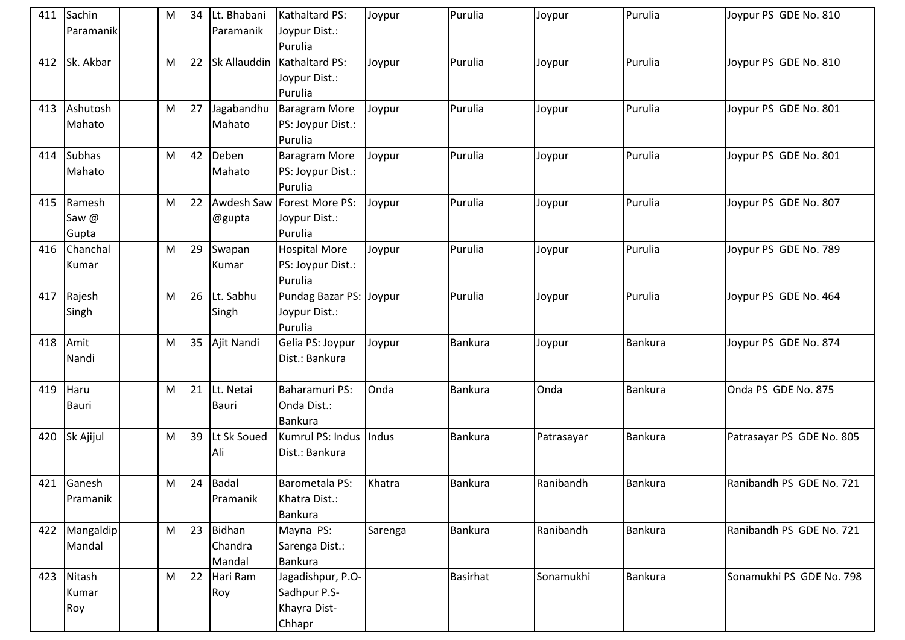| | | | | | | | | | | | |
|---|---|---|---|---|---|---|---|---|---|---|---|
| 411 | Sachin Paramanik | | M | 34 | Lt. Bhabani Paramanik | Kathaltard PS: Joypur Dist.: Purulia | Joypur | Purulia | Joypur | Purulia | Joypur PS GDE No. 810 |
| 412 | Sk. Akbar | | M | 22 | Sk Allauddin | Kathaltard PS: Joypur Dist.: Purulia | Joypur | Purulia | Joypur | Purulia | Joypur PS GDE No. 810 |
| 413 | Ashutosh Mahato | | M | 27 | Jagabandhu Mahato | Baragram More PS: Joypur Dist.: Purulia | Joypur | Purulia | Joypur | Purulia | Joypur PS GDE No. 801 |
| 414 | Subhas Mahato | | M | 42 | Deben Mahato | Baragram More PS: Joypur Dist.: Purulia | Joypur | Purulia | Joypur | Purulia | Joypur PS GDE No. 801 |
| 415 | Ramesh Saw @ Gupta | | M | 22 | Awdesh Saw @gupta | Forest More PS: Joypur Dist.: Purulia | Joypur | Purulia | Joypur | Purulia | Joypur PS GDE No. 807 |
| 416 | Chanchal Kumar | | M | 29 | Swapan Kumar | Hospital More PS: Joypur Dist.: Purulia | Joypur | Purulia | Joypur | Purulia | Joypur PS GDE No. 789 |
| 417 | Rajesh Singh | | M | 26 | Lt. Sabhu Singh | Pundag Bazar PS: Joypur Dist.: Purulia | Joypur | Purulia | Joypur | Purulia | Joypur PS GDE No. 464 |
| 418 | Amit Nandi | | M | 35 | Ajit Nandi | Gelia PS: Joypur Dist.: Bankura | Joypur | Bankura | Joypur | Bankura | Joypur PS GDE No. 874 |
| 419 | Haru Bauri | | M | 21 | Lt. Netai Bauri | Baharamuri PS: Onda Dist.: Bankura | Onda | Bankura | Onda | Bankura | Onda PS GDE No. 875 |
| 420 | Sk Ajijul | | M | 39 | Lt Sk Soued Ali | Kumrul PS: Indus Dist.: Bankura | Indus | Bankura | Patrasayar | Bankura | Patrasayar PS GDE No. 805 |
| 421 | Ganesh Pramanik | | M | 24 | Badal Pramanik | Barometala PS: Khatra Dist.: Bankura | Khatra | Bankura | Ranibandh | Bankura | Ranibandh PS GDE No. 721 |
| 422 | Mangaldip Mandal | | M | 23 | Bidhan Chandra Mandal | Mayna PS: Sarenga Dist.: Bankura | Sarenga | Bankura | Ranibandh | Bankura | Ranibandh PS GDE No. 721 |
| 423 | Nitash Kumar Roy | | M | 22 | Hari Ram Roy | Jagadishpur, P.O- Sadhpur P.S- Khayra Dist- Chhapr | | Basirhat | Sonamukhi | Bankura | Sonamukhi PS GDE No. 798 |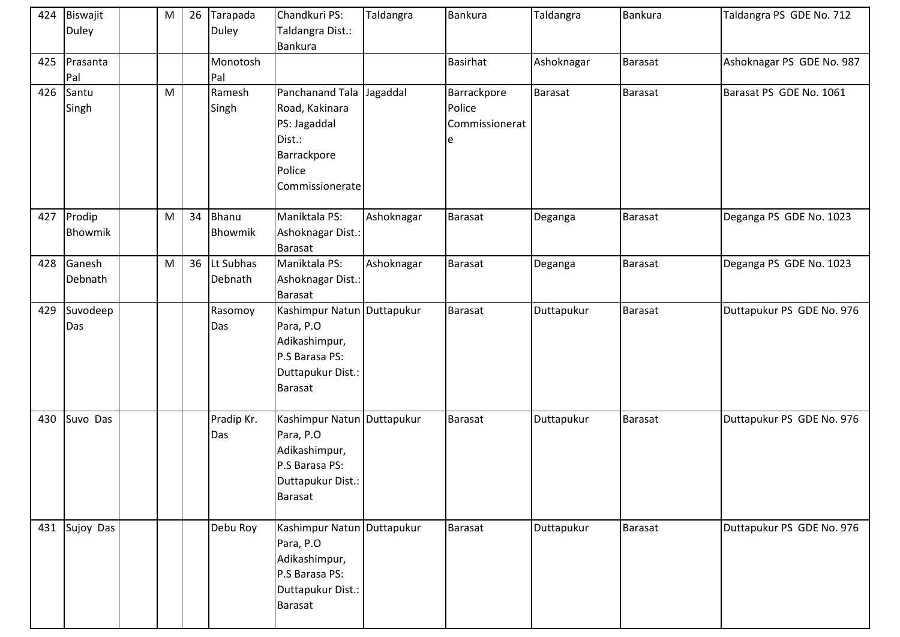| 424 | Biswajit Duley | | M | 26 | Tarapada Duley | Chandkuri PS: Taldangra Dist.: Bankura | Taldangra | Bankura | Taldangra | Bankura | Taldangra PS GDE No. 712 |
|---|---|---|---|---|---|---|---|---|---|---|---|
| 425 | Prasanta Pal | | | | Monotosh Pal | | | Basirhat | Ashoknagar | Barasat | Ashoknagar PS GDE No. 987 |
| 426 | Santu Singh | | M | | Ramesh Singh | Panchanand Tala Road, Kakinara PS: Jagaddal Dist.: Barrackpore Police Commissionerate | Jagaddal | Barrackpore Police Commissionerate | Barasat | Barasat | Barasat PS GDE No. 1061 |
| 427 | Prodip Bhowmik | | M | 34 | Bhanu Bhowmik | Maniktala PS: Ashoknagar Dist.: Barasat | Ashoknagar | Barasat | Deganga | Barasat | Deganga PS GDE No. 1023 |
| 428 | Ganesh Debnath | | M | 36 | Lt Subhas Debnath | Maniktala PS: Ashoknagar Dist.: Barasat | Ashoknagar | Barasat | Deganga | Barasat | Deganga PS GDE No. 1023 |
| 429 | Suvodeep Das | | | | Rasomoy Das | Kashimpur Natun Para, P.O Adikashimpur, P.S Barasa PS: Duttapukur Dist.: Barasat | Duttapukur | Barasat | Duttapukur | Barasat | Duttapukur PS GDE No. 976 |
| 430 | Suvo Das | | | | Pradip Kr. Das | Kashimpur Natun Para, P.O Adikashimpur, P.S Barasa PS: Duttapukur Dist.: Barasat | Duttapukur | Barasat | Duttapukur | Barasat | Duttapukur PS GDE No. 976 |
| 431 | Sujoy Das | | | | Debu Roy | Kashimpur Natun Para, P.O Adikashimpur, P.S Barasa PS: Duttapukur Dist.: Barasat | Duttapukur | Barasat | Duttapukur | Barasat | Duttapukur PS GDE No. 976 |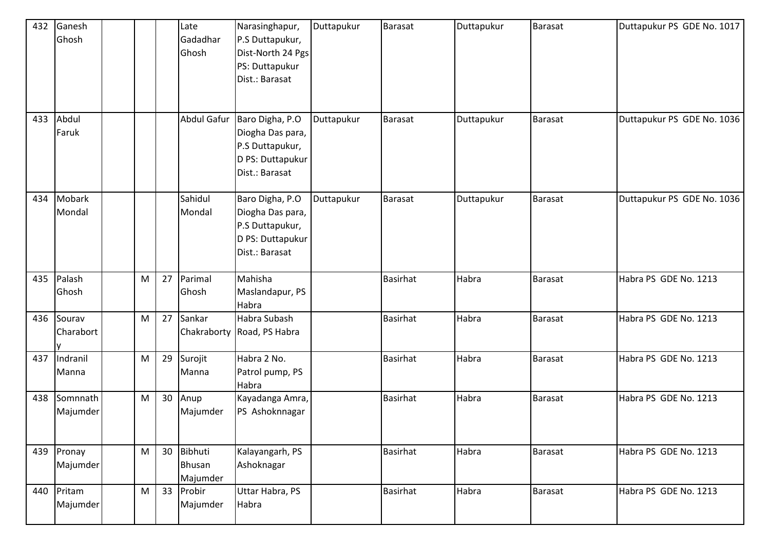| 432 | Ganesh Ghosh | | | | Late Gadadhar Ghosh | Narasinghapur, P.S Duttapukur, Dist-North 24 Pgs PS: Duttapukur Dist.: Barasat | Duttapukur | Barasat | Duttapukur | Barasat | Duttapukur PS GDE No. 1017 |
|---|---|---|---|---|---|---|---|---|---|---|---|
| 433 | Abdul Faruk | | | | Abdul Gafur | Baro Digha, P.O Diogha Das para, P.S Duttapukur, D PS: Duttapukur Dist.: Barasat | Duttapukur | Barasat | Duttapukur | Barasat | Duttapukur PS GDE No. 1036 |
| 434 | Mobark Mondal | | | | Sahidul Mondal | Baro Digha, P.O Diogha Das para, P.S Duttapukur, D PS: Duttapukur Dist.: Barasat | Duttapukur | Barasat | Duttapukur | Barasat | Duttapukur PS GDE No. 1036 |
| 435 | Palash Ghosh | | M | 27 | Parimal Ghosh | Mahisha Maslandapur, PS Habra | | Basirhat | Habra | Barasat | Habra PS GDE No. 1213 |
| 436 | Sourav Charaborty | | M | 27 | Sankar Chakraborty | Habra Subash Road, PS Habra | | Basirhat | Habra | Barasat | Habra PS GDE No. 1213 |
| 437 | Indranil Manna | | M | 29 | Surojit Manna | Habra 2 No. Patrol pump, PS Habra | | Basirhat | Habra | Barasat | Habra PS GDE No. 1213 |
| 438 | Somnnath Majumder | | M | 30 | Anup Majumder | Kayadanga Amra, PS Ashoknnagar | | Basirhat | Habra | Barasat | Habra PS GDE No. 1213 |
| 439 | Pronay Majumder | | M | 30 | Bibhuti Bhusan Majumder | Kalayangarh, PS Ashoknagar | | Basirhat | Habra | Barasat | Habra PS GDE No. 1213 |
| 440 | Pritam Majumder | | M | 33 | Probir Majumder | Uttar Habra, PS Habra | | Basirhat | Habra | Barasat | Habra PS GDE No. 1213 |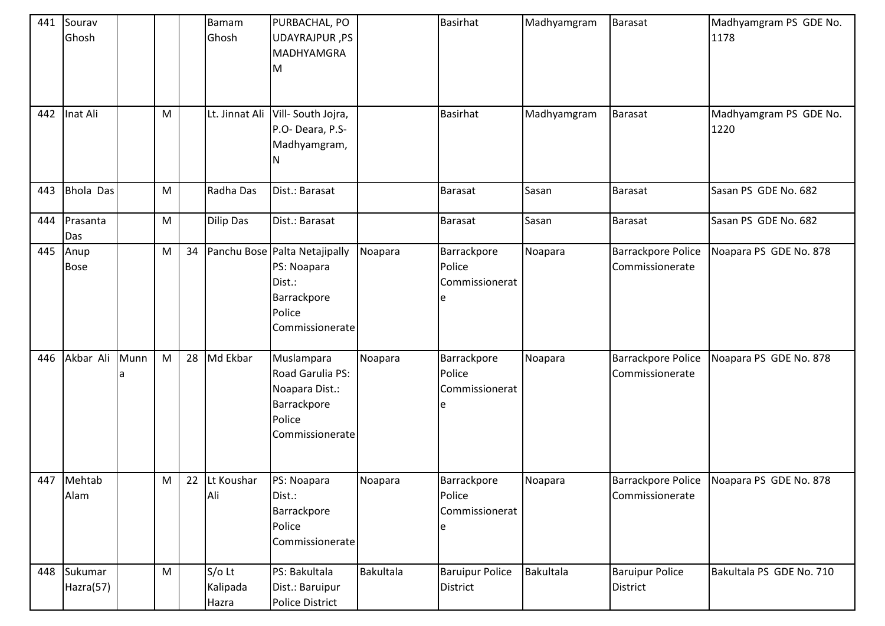| 441 | Sourav Ghosh | | | | Bamam Ghosh | PURBACHAL, PO UDAYRAJPUR ,PS MADHYAMGRAM | | Basirhat | Madhyamgram | Barasat | Madhyamgram PS GDE No. 1178 |
|---|---|---|---|---|---|---|---|---|---|---|---|
| 442 | Inat Ali | | M | | Lt. Jinnat Ali | Vill- South Jojra, P.O- Deara, P.S-Madhyamgram, N | | Basirhat | Madhyamgram | Barasat | Madhyamgram PS GDE No. 1220 |
| 443 | Bhola Das | | M | | Radha Das | Dist.: Barasat | | Barasat | Sasan | Barasat | Sasan PS GDE No. 682 |
| 444 | Prasanta Das | | M | | Dilip Das | Dist.: Barasat | | Barasat | Sasan | Barasat | Sasan PS GDE No. 682 |
| 445 | Anup Bose | | M | 34 | Panchu Bose | Palta Netajipally PS: Noapara Dist.: Barrackpore Police Commissionerate | Noapara | Barrackpore Police Commissionerate | Noapara | Barrackpore Police Commissionerate | Noapara PS GDE No. 878 |
| 446 | Akbar Ali | Munna | M | 28 | Md Ekbar | Muslampara Road Garulia PS: Noapara Dist.: Barrackpore Police Commissionerate | Noapara | Barrackpore Police Commissionerate | Noapara | Barrackpore Police Commissionerate | Noapara PS GDE No. 878 |
| 447 | Mehtab Alam | | M | 22 | Lt Koushar Ali | PS: Noapara Dist.: Barrackpore Police Commissionerate | Noapara | Barrackpore Police Commissionerate | Noapara | Barrackpore Police Commissionerate | Noapara PS GDE No. 878 |
| 448 | Sukumar Hazra(57) | | M | | S/o Lt Kalipada Hazra | PS: Bakultala Dist.: Baruipur Police District | Bakultala | Baruipur Police District | Bakultala | Baruipur Police District | Bakultala PS GDE No. 710 |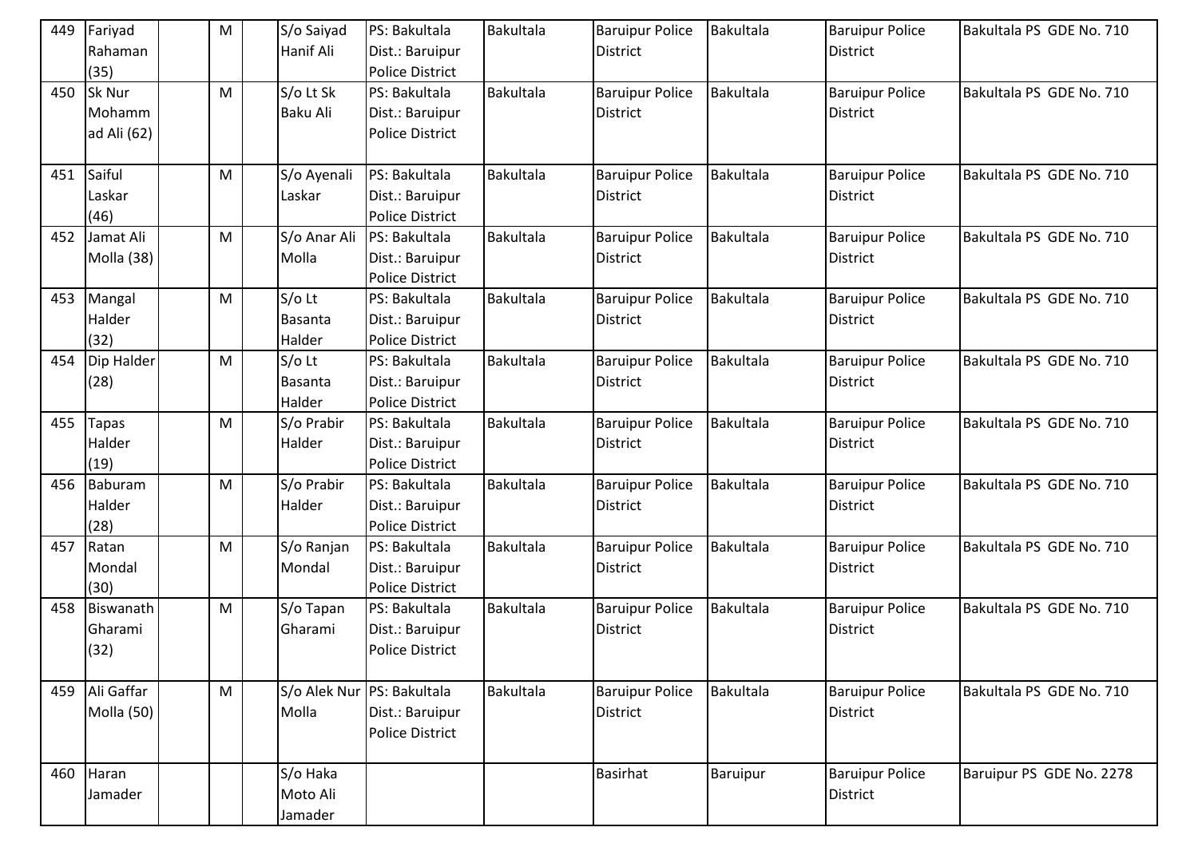| 449 | Fariyad Rahaman (35) | | M | | S/o Saiyad Hanif Ali | PS: Bakultala Dist.: Baruipur Police District | Bakultala | Baruipur Police District | Bakultala | Baruipur Police District | Bakultala PS GDE No. 710 |
|---|---|---|---|---|---|---|---|---|---|---|---|
| 450 | Sk Nur Mohammad Ali (62) | | M | | S/o Lt Sk Baku Ali | PS: Bakultala Dist.: Baruipur Police District | Bakultala | Baruipur Police District | Bakultala | Baruipur Police District | Bakultala PS GDE No. 710 |
| 451 | Saiful Laskar (46) | | M | | S/o Ayenali Laskar | PS: Bakultala Dist.: Baruipur Police District | Bakultala | Baruipur Police District | Bakultala | Baruipur Police District | Bakultala PS GDE No. 710 |
| 452 | Jamat Ali Molla (38) | | M | | S/o Anar Ali Molla | PS: Bakultala Dist.: Baruipur Police District | Bakultala | Baruipur Police District | Bakultala | Baruipur Police District | Bakultala PS GDE No. 710 |
| 453 | Mangal Halder (32) | | M | | S/o Lt Basanta Halder | PS: Bakultala Dist.: Baruipur Police District | Bakultala | Baruipur Police District | Bakultala | Baruipur Police District | Bakultala PS GDE No. 710 |
| 454 | Dip Halder (28) | | M | | S/o Lt Basanta Halder | PS: Bakultala Dist.: Baruipur Police District | Bakultala | Baruipur Police District | Bakultala | Baruipur Police District | Bakultala PS GDE No. 710 |
| 455 | Tapas Halder (19) | | M | | S/o Prabir Halder | PS: Bakultala Dist.: Baruipur Police District | Bakultala | Baruipur Police District | Bakultala | Baruipur Police District | Bakultala PS GDE No. 710 |
| 456 | Baburam Halder (28) | | M | | S/o Prabir Halder | PS: Bakultala Dist.: Baruipur Police District | Bakultala | Baruipur Police District | Bakultala | Baruipur Police District | Bakultala PS GDE No. 710 |
| 457 | Ratan Mondal (30) | | M | | S/o Ranjan Mondal | PS: Bakultala Dist.: Baruipur Police District | Bakultala | Baruipur Police District | Bakultala | Baruipur Police District | Bakultala PS GDE No. 710 |
| 458 | Biswanath Gharami (32) | | M | | S/o Tapan Gharami | PS: Bakultala Dist.: Baruipur Police District | Bakultala | Baruipur Police District | Bakultala | Baruipur Police District | Bakultala PS GDE No. 710 |
| 459 | Ali Gaffar Molla (50) | | M | | S/o Alek Nur Molla | PS: Bakultala Dist.: Baruipur Police District | Bakultala | Baruipur Police District | Bakultala | Baruipur Police District | Bakultala PS GDE No. 710 |
| 460 | Haran Jamader | | | | S/o Haka Moto Ali Jamader | | | Basirhat | Baruipur | Baruipur Police District | Baruipur PS GDE No. 2278 |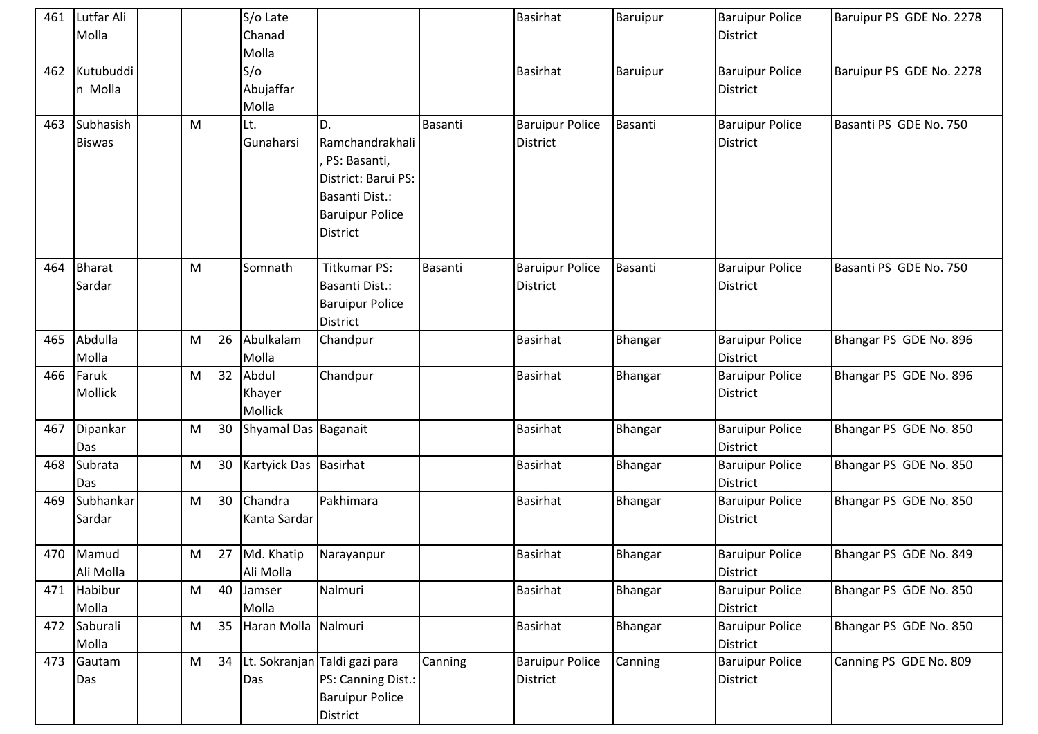| 461 | Lutfar Ali Molla | | | | S/o Late Chanad Molla | | | Basirhat | Baruipur | Baruipur Police District | Baruipur PS GDE No. 2278 |
|---|---|---|---|---|---|---|---|---|---|---|---|
| 462 | Kutubuddin Molla | | | | S/o Abujaffar Molla | | | Basirhat | Baruipur | Baruipur Police District | Baruipur PS GDE No. 2278 |
| 463 | Subhasish Biswas | | M | | Lt. Gunaharsi | D. Ramchandrakhali, PS: Basanti, District: Barui PS: Basanti Dist.: Baruipur Police District | Basanti | Baruipur Police District | Basanti | Baruipur Police District | Basanti PS GDE No. 750 |
| 464 | Bharat Sardar | | M | | Somnath | Titkumar PS: Basanti Dist.: Baruipur Police District | Basanti | Baruipur Police District | Basanti | Baruipur Police District | Basanti PS GDE No. 750 |
| 465 | Abdulla Molla | | M | 26 | Abulkalam Molla | Chandpur | | Basirhat | Bhangar | Baruipur Police District | Bhangar PS GDE No. 896 |
| 466 | Faruk Mollick | | M | 32 | Abdul Khayer Mollick | Chandpur | | Basirhat | Bhangar | Baruipur Police District | Bhangar PS GDE No. 896 |
| 467 | Dipankar Das | | M | 30 | Shyamal Das | Baganait | | Basirhat | Bhangar | Baruipur Police District | Bhangar PS GDE No. 850 |
| 468 | Subrata Das | | M | 30 | Kartyick Das | Basirhat | | Basirhat | Bhangar | Baruipur Police District | Bhangar PS GDE No. 850 |
| 469 | Subhankar Sardar | | M | 30 | Chandra Kanta Sardar | Pakhimara | | Basirhat | Bhangar | Baruipur Police District | Bhangar PS GDE No. 850 |
| 470 | Mamud Ali Molla | | M | 27 | Md. Khatip Ali Molla | Narayanpur | | Basirhat | Bhangar | Baruipur Police District | Bhangar PS GDE No. 849 |
| 471 | Habibur Molla | | M | 40 | Jamser Molla | Nalmuri | | Basirhat | Bhangar | Baruipur Police District | Bhangar PS GDE No. 850 |
| 472 | Saburali Molla | | M | 35 | Haran Molla | Nalmuri | | Basirhat | Bhangar | Baruipur Police District | Bhangar PS GDE No. 850 |
| 473 | Gautam Das | | M | 34 | Lt. Sokranjan Das | Taldi gazi para PS: Canning Dist.: Baruipur Police District | Canning | Baruipur Police District | Canning | Baruipur Police District | Canning PS GDE No. 809 |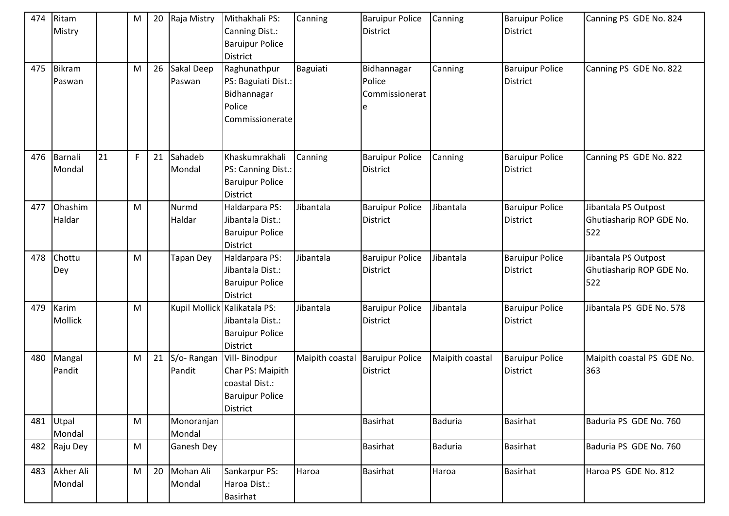| 474 | Ritam Mistry | | M | 20 | Raja Mistry | Mithakhali PS: Canning Dist.: Baruipur Police District | Canning | Baruipur Police District | Canning | Baruipur Police District | Canning PS GDE No. 824 |
|---|---|---|---|---|---|---|---|---|---|---|---|
| 475 | Bikram Paswan | | M | 26 | Sakal Deep Paswan | Raghunathpur PS: Baguiati Dist.: Bidhannagar Police Commissionerate | Baguiati | Bidhannagar Police Commissionerate | Canning | Baruipur Police District | Canning PS GDE No. 822 |
| 476 | Barnali Mondal | 21 | F | 21 | Sahadeb Mondal | Khaskumrakhali PS: Canning Dist.: Baruipur Police District | Canning | Baruipur Police District | Canning | Baruipur Police District | Canning PS GDE No. 822 |
| 477 | Ohashim Haldar | | M | | Nurmd Haldar | Haldarpara PS: Jibantala Dist.: Baruipur Police District | Jibantala | Baruipur Police District | Jibantala | Baruipur Police District | Jibantala PS Outpost Ghutiasharip ROP GDE No. 522 |
| 478 | Chottu Dey | | M | | Tapan Dey | Haldarpara PS: Jibantala Dist.: Baruipur Police District | Jibantala | Baruipur Police District | Jibantala | Baruipur Police District | Jibantala PS Outpost Ghutiasharip ROP GDE No. 522 |
| 479 | Karim Mollick | | M | | Kupil Mollick | Kalikatala PS: Jibantala Dist.: Baruipur Police District | Jibantala | Baruipur Police District | Jibantala | Baruipur Police District | Jibantala PS GDE No. 578 |
| 480 | Mangal Pandit | | M | 21 | S/o- Rangan Pandit | Vill- Binodpur Char PS: Maipith coastal Dist.: Baruipur Police District | Maipith coastal | Baruipur Police District | Maipith coastal | Baruipur Police District | Maipith coastal PS GDE No. 363 |
| 481 | Utpal Mondal | | M | | Monoranjan Mondal | | | Basirhat | Baduria | Basirhat | Baduria PS GDE No. 760 |
| 482 | Raju Dey | | M | | Ganesh Dey | | | Basirhat | Baduria | Basirhat | Baduria PS GDE No. 760 |
| 483 | Akher Ali Mondal | | M | 20 | Mohan Ali Mondal | Sankarpur PS: Haroa Dist.: Basirhat | Haroa | Basirhat | Haroa | Basirhat | Haroa PS GDE No. 812 |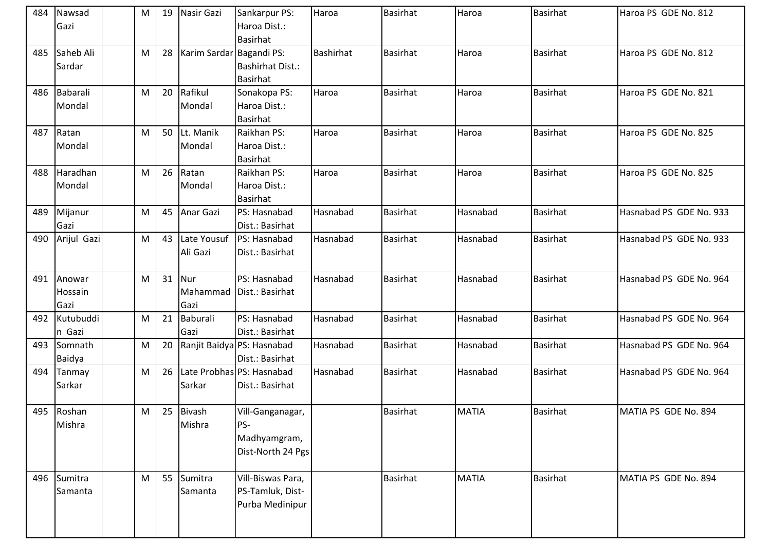| 484 | Nawsad Gazi | | M | 19 | Nasir Gazi | Sankarpur PS: Haroa Dist.: Basirhat | Haroa | Basirhat | Haroa | Basirhat | Haroa PS GDE No. 812 |
|---|---|---|---|---|---|---|---|---|---|---|---|
| 485 | Saheb Ali Sardar | | M | 28 | Karim Sardar | Bagandi PS: Bashirhat Dist.: Basirhat | Bashirhat | Basirhat | Haroa | Basirhat | Haroa PS GDE No. 812 |
| 486 | Babarali Mondal | | M | 20 | Rafikul Mondal | Sonakopa PS: Haroa Dist.: Basirhat | Haroa | Basirhat | Haroa | Basirhat | Haroa PS GDE No. 821 |
| 487 | Ratan Mondal | | M | 50 | Lt. Manik Mondal | Raikhan PS: Haroa Dist.: Basirhat | Haroa | Basirhat | Haroa | Basirhat | Haroa PS GDE No. 825 |
| 488 | Haradhan Mondal | | M | 26 | Ratan Mondal | Raikhan PS: Haroa Dist.: Basirhat | Haroa | Basirhat | Haroa | Basirhat | Haroa PS GDE No. 825 |
| 489 | Mijanur Gazi | | M | 45 | Anar Gazi | PS: Hasnabad Dist.: Basirhat | Hasnabad | Basirhat | Hasnabad | Basirhat | Hasnabad PS GDE No. 933 |
| 490 | Arijul Gazi | | M | 43 | Late Yousuf Ali Gazi | PS: Hasnabad Dist.: Basirhat | Hasnabad | Basirhat | Hasnabad | Basirhat | Hasnabad PS GDE No. 933 |
| 491 | Anowar Hossain Gazi | | M | 31 | Nur Mahammad Gazi | PS: Hasnabad Dist.: Basirhat | Hasnabad | Basirhat | Hasnabad | Basirhat | Hasnabad PS GDE No. 964 |
| 492 | Kutubuddin Gazi | | M | 21 | Baburali Gazi | PS: Hasnabad Dist.: Basirhat | Hasnabad | Basirhat | Hasnabad | Basirhat | Hasnabad PS GDE No. 964 |
| 493 | Somnath Baidya | | M | 20 | Ranjit Baidya | PS: Hasnabad Dist.: Basirhat | Hasnabad | Basirhat | Hasnabad | Basirhat | Hasnabad PS GDE No. 964 |
| 494 | Tanmay Sarkar | | M | 26 | Late Probhas Sarkar | PS: Hasnabad Dist.: Basirhat | Hasnabad | Basirhat | Hasnabad | Basirhat | Hasnabad PS GDE No. 964 |
| 495 | Roshan Mishra | | M | 25 | Bivash Mishra | Vill-Ganganagar, PS-Madhyamgram, Dist-North 24 Pgs | | Basirhat | MATIA | Basirhat | MATIA PS GDE No. 894 |
| 496 | Sumitra Samanta | | M | 55 | Sumitra Samanta | Vill-Biswas Para, PS-Tamluk, Dist-Purba Medinipur | | Basirhat | MATIA | Basirhat | MATIA PS GDE No. 894 |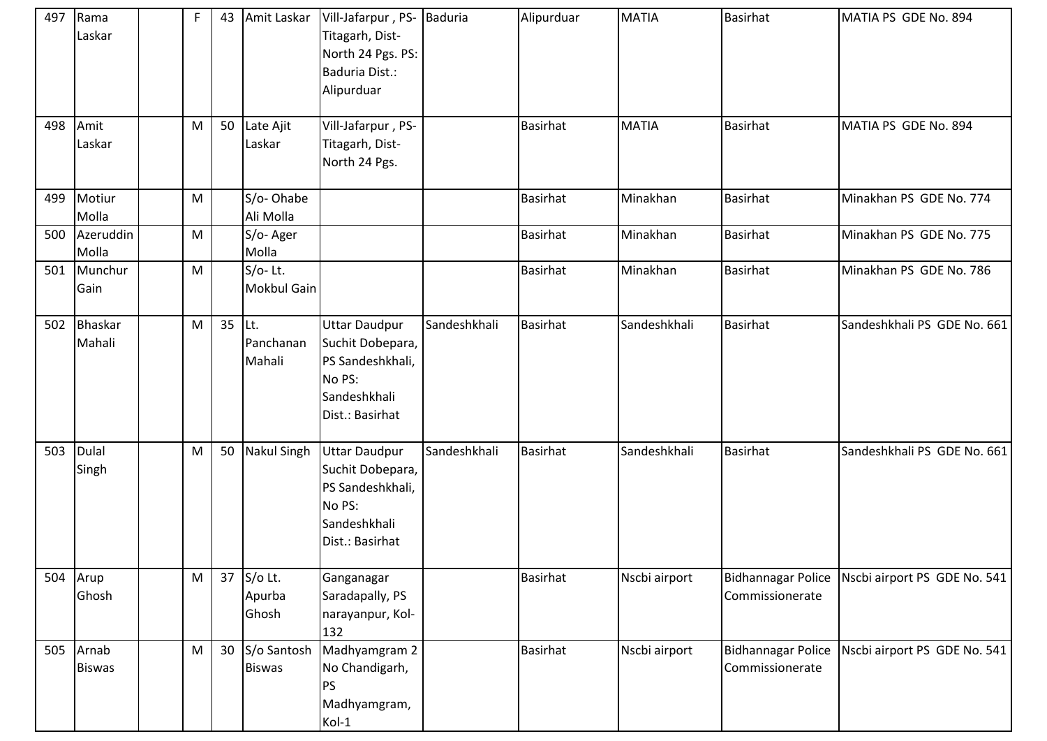| 497 | Rama Laskar | | F | 43 | Amit Laskar | Vill-Jafarpur , PS-Titagarh, Dist-North 24 Pgs. PS: Baduria Dist.: Alipurduar | Baduria | Alipurduar | MATIA | Basirhat | MATIA PS GDE No. 894 |
|---|---|---|---|---|---|---|---|---|---|---|---|
| 498 | Amit Laskar | | M | 50 | Late Ajit Laskar | Vill-Jafarpur , PS-Titagarh, Dist-North 24 Pgs. | | Basirhat | MATIA | Basirhat | MATIA PS GDE No. 894 |
| 499 | Motiur Molla | | M | | S/o- Ohabe Ali Molla | | | Basirhat | Minakhan | Basirhat | Minakhan PS GDE No. 774 |
| 500 | Azeruddin Molla | | M | | S/o- Ager Molla | | | Basirhat | Minakhan | Basirhat | Minakhan PS GDE No. 775 |
| 501 | Munchur Gain | | M | | S/o- Lt. Mokbul Gain | | | Basirhat | Minakhan | Basirhat | Minakhan PS GDE No. 786 |
| 502 | Bhaskar Mahali | | M | 35 | Lt. Panchanan Mahali | Uttar Daudpur Suchit Dobepara, PS Sandeshkhali, No PS: Sandeshkhali Dist.: Basirhat | Sandeshkhali | Basirhat | Sandeshkhali | Basirhat | Sandeshkhali PS GDE No. 661 |
| 503 | Dulal Singh | | M | 50 | Nakul Singh | Uttar Daudpur Suchit Dobepara, PS Sandeshkhali, No PS: Sandeshkhali Dist.: Basirhat | Sandeshkhali | Basirhat | Sandeshkhali | Basirhat | Sandeshkhali PS GDE No. 661 |
| 504 | Arup Ghosh | | M | 37 | S/o Lt. Apurba Ghosh | Ganganagar Saradapally, PS narayanpur, Kol-132 | | Basirhat | Nscbi airport | Bidhannagar Police Commissionerate | Nscbi airport PS GDE No. 541 |
| 505 | Arnab Biswas | | M | 30 | S/o Santosh Biswas | Madhyamgram 2 No Chandigarh, PS Madhyamgram, Kol-1 | | Basirhat | Nscbi airport | Bidhannagar Police Commissionerate | Nscbi airport PS GDE No. 541 |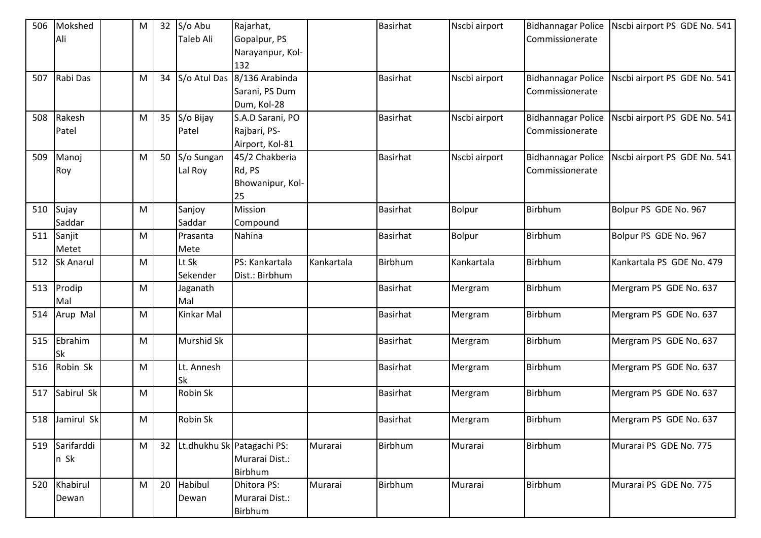| 506 | Mokshed Ali | | M | 32 | S/o Abu Taleb Ali | Rajarhat, Gopalpur, PS Narayanpur, Kol-132 | | Basirhat | Nscbi airport | Bidhannagar Police Commissionerate | Nscbi airport PS GDE No. 541 |
|---|---|---|---|---|---|---|---|---|---|---|---|
| 507 | Rabi Das | | M | 34 | S/o Atul Das | 8/136 Arabinda Sarani, PS Dum Dum, Kol-28 | | Basirhat | Nscbi airport | Bidhannagar Police Commissionerate | Nscbi airport PS GDE No. 541 |
| 508 | Rakesh Patel | | M | 35 | S/o Bijay Patel | S.A.D Sarani, PO Rajbari, PS-Airport, Kol-81 | | Basirhat | Nscbi airport | Bidhannagar Police Commissionerate | Nscbi airport PS GDE No. 541 |
| 509 | Manoj Roy | | M | 50 | S/o Sungan Lal Roy | 45/2 Chakberia Rd, PS Bhowanipur, Kol-25 | | Basirhat | Nscbi airport | Bidhannagar Police Commissionerate | Nscbi airport PS GDE No. 541 |
| 510 | Sujay Saddar | | M | | Sanjoy Saddar | Mission Compound | | Basirhat | Bolpur | Birbhum | Bolpur PS GDE No. 967 |
| 511 | Sanjit Metet | | M | | Prasanta Mete | Nahina | | Basirhat | Bolpur | Birbhum | Bolpur PS GDE No. 967 |
| 512 | Sk Anarul | | M | | Lt Sk Sekender | PS: Kankartala Dist.: Birbhum | Kankartala | Birbhum | Kankartala | Birbhum | Kankartala PS GDE No. 479 |
| 513 | Prodip Mal | | M | | Jaganath Mal | | | Basirhat | Mergram | Birbhum | Mergram PS GDE No. 637 |
| 514 | Arup Mal | | M | | Kinkar Mal | | | Basirhat | Mergram | Birbhum | Mergram PS GDE No. 637 |
| 515 | Ebrahim Sk | | M | | Murshid Sk | | | Basirhat | Mergram | Birbhum | Mergram PS GDE No. 637 |
| 516 | Robin Sk | | M | | Lt. Annesh Sk | | | Basirhat | Mergram | Birbhum | Mergram PS GDE No. 637 |
| 517 | Sabirul Sk | | M | | Robin Sk | | | Basirhat | Mergram | Birbhum | Mergram PS GDE No. 637 |
| 518 | Jamirul Sk | | M | | Robin Sk | | | Basirhat | Mergram | Birbhum | Mergram PS GDE No. 637 |
| 519 | Sarifarddin Sk | | M | 32 | Lt.dhukhu Sk | Patagachi PS: Murarai Dist.: Birbhum | Murarai | Birbhum | Murarai | Birbhum | Murarai PS GDE No. 775 |
| 520 | Khabirul Dewan | | M | 20 | Habibul Dewan | Dhitora PS: Murarai Dist.: Birbhum | Murarai | Birbhum | Murarai | Birbhum | Murarai PS GDE No. 775 |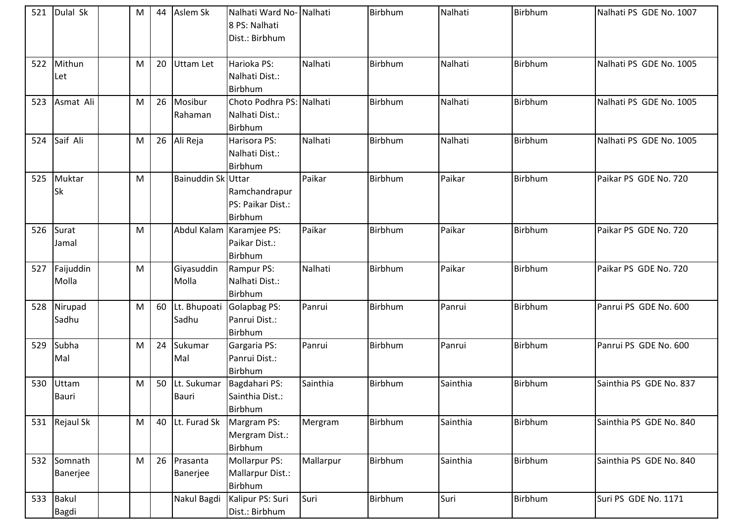| 521 | Dulal Sk | | M | 44 | Aslem Sk | Nalhati Ward No-8 PS: Nalhati Dist.: Birbhum | Nalhati | Birbhum | Nalhati | Birbhum | Nalhati PS GDE No. 1007 |
|---|---|---|---|---|---|---|---|---|---|---|---|
| 522 | Mithun Let | | M | 20 | Uttam Let | Harioka PS: Nalhati Dist.: Birbhum | Nalhati | Birbhum | Nalhati | Birbhum | Nalhati PS GDE No. 1005 |
| 523 | Asmat Ali | | M | 26 | Mosibur Rahaman | Choto Podhra PS: Nalhati Dist.: Birbhum | Nalhati | Birbhum | Nalhati | Birbhum | Nalhati PS GDE No. 1005 |
| 524 | Saif Ali | | M | 26 | Ali Reja | Harisora PS: Nalhati Dist.: Birbhum | Nalhati | Birbhum | Nalhati | Birbhum | Nalhati PS GDE No. 1005 |
| 525 | Muktar Sk | | M | | Bainuddin Sk | Uttar Ramchandrapur PS: Paikar Dist.: Birbhum | Paikar | Birbhum | Paikar | Birbhum | Paikar PS GDE No. 720 |
| 526 | Surat Jamal | | M | | Abdul Kalam | Karamjee PS: Paikar Dist.: Birbhum | Paikar | Birbhum | Paikar | Birbhum | Paikar PS GDE No. 720 |
| 527 | Faijuddin Molla | | M | | Giyasuddin Molla | Rampur PS: Nalhati Dist.: Birbhum | Nalhati | Birbhum | Paikar | Birbhum | Paikar PS GDE No. 720 |
| 528 | Nirupad Sadhu | | M | 60 | Lt. Bhupoati Sadhu | Golapbag PS: Panrui Dist.: Birbhum | Panrui | Birbhum | Panrui | Birbhum | Panrui PS GDE No. 600 |
| 529 | Subha Mal | | M | 24 | Sukumar Mal | Gargaria PS: Panrui Dist.: Birbhum | Panrui | Birbhum | Panrui | Birbhum | Panrui PS GDE No. 600 |
| 530 | Uttam Bauri | | M | 50 | Lt. Sukumar Bauri | Bagdahari PS: Sainthia Dist.: Birbhum | Sainthia | Birbhum | Sainthia | Birbhum | Sainthia PS GDE No. 837 |
| 531 | Rejaul Sk | | M | 40 | Lt. Furad Sk | Margram PS: Mergram Dist.: Birbhum | Mergram | Birbhum | Sainthia | Birbhum | Sainthia PS GDE No. 840 |
| 532 | Somnath Banerjee | | M | 26 | Prasanta Banerjee | Mollarpur PS: Mallarpur Dist.: Birbhum | Mallarpur | Birbhum | Sainthia | Birbhum | Sainthia PS GDE No. 840 |
| 533 | Bakul Bagdi | | | | Nakul Bagdi | Kalipur PS: Suri Dist.: Birbhum | Suri | Birbhum | Suri | Birbhum | Suri PS GDE No. 1171 |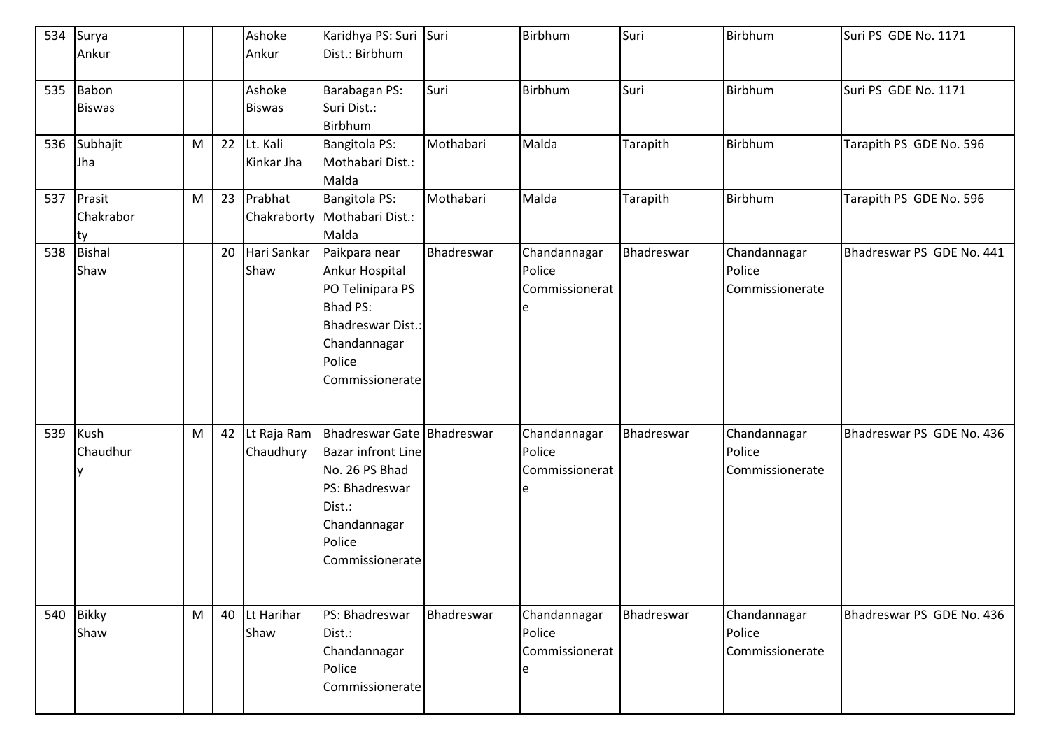| 534 | Surya Ankur | | | | Ashoke Ankur | Karidhya PS: Suri Dist.: Birbhum | Suri | Birbhum | Suri | Birbhum | Suri PS GDE No. 1171 |
|---|---|---|---|---|---|---|---|---|---|---|---|
| 535 | Babon Biswas | | | | Ashoke Biswas | Barabagan PS: Suri Dist.: Birbhum | Suri | Birbhum | Suri | Birbhum | Suri PS GDE No. 1171 |
| 536 | Subhajit Jha | | M | 22 | Lt. Kali Kinkar Jha | Bangitola PS: Mothabari Dist.: Malda | Mothabari | Malda | Tarapith | Birbhum | Tarapith PS GDE No. 596 |
| 537 | Prasit Chakraborty | | M | 23 | Prabhat Chakraborty | Bangitola PS: Mothabari Dist.: Malda | Mothabari | Malda | Tarapith | Birbhum | Tarapith PS GDE No. 596 |
| 538 | Bishal Shaw | | | 20 | Hari Sankar Shaw | Paikpara near Ankur Hospital PO Telinipara PS Bhad PS: Bhadreswar Dist.: Chandannagar Police Commissionerate | Bhadreswar | Chandannagar Police Commissionerate | Bhadreswar | Chandannagar Police Commissionerate | Bhadreswar PS GDE No. 441 |
| 539 | Kush Chaudhury | | M | 42 | Lt Raja Ram Chaudhury | Bhadreswar Gate Bazar infront Line No. 26 PS Bhad PS: Bhadreswar Dist.: Chandannagar Police Commissionerate | Bhadreswar | Chandannagar Police Commissionerate | Bhadreswar | Chandannagar Police Commissionerate | Bhadreswar PS GDE No. 436 |
| 540 | Bikky Shaw | | M | 40 | Lt Harihar Shaw | PS: Bhadreswar Dist.: Chandannagar Police Commissionerate | Bhadreswar | Chandannagar Police Commissionerate | Bhadreswar | Chandannagar Police Commissionerate | Bhadreswar PS GDE No. 436 |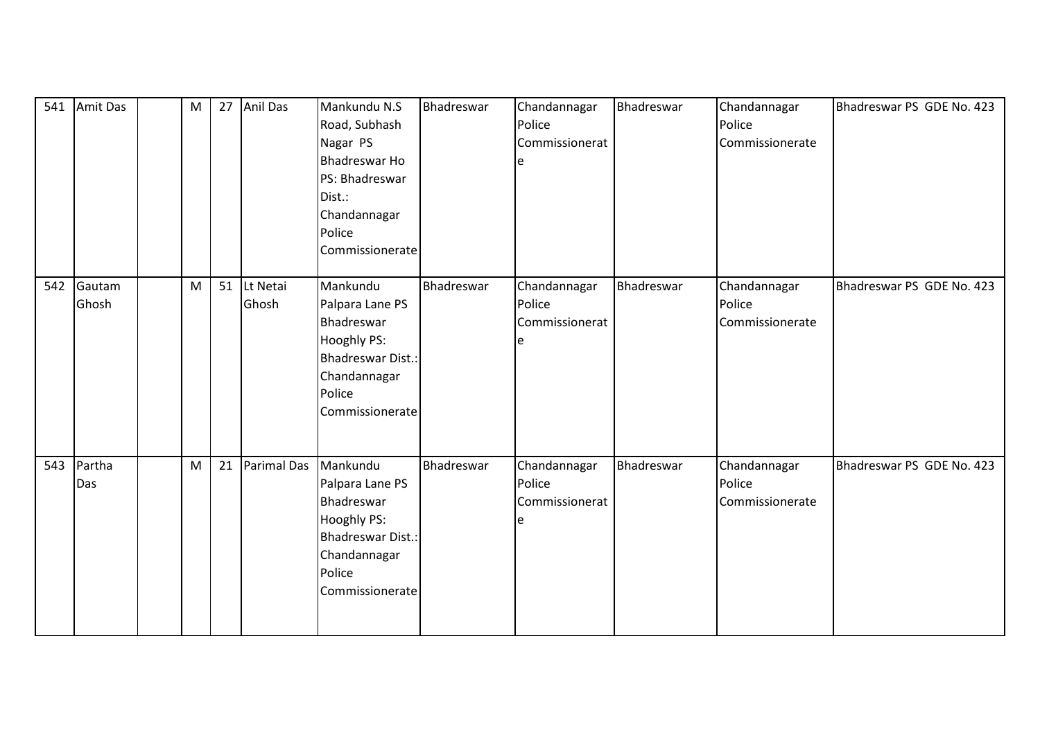| 541 | Amit Das | | M | 27 | Anil Das | Mankundu N.S Road, Subhash Nagar PS Bhadreswar Ho PS: Bhadreswar Dist.: Chandannagar Police Commissionerate | Bhadreswar | Chandannagar Police Commissionerate | Bhadreswar | Chandannagar Police Commissionerate | Bhadreswar PS GDE No. 423 |
|---|---|---|---|---|---|---|---|---|---|---|---|
| 542 | Gautam Ghosh | | M | 51 | Lt Netai Ghosh | Mankundu Palpara Lane PS Bhadreswar Hooghly PS: Bhadreswar Dist.: Chandannagar Police Commissionerate | Bhadreswar | Chandannagar Police Commissionerate | Bhadreswar | Chandannagar Police Commissionerate | Bhadreswar PS GDE No. 423 |
| 543 | Partha Das | | M | 21 | Parimal Das | Mankundu Palpara Lane PS Bhadreswar Hooghly PS: Bhadreswar Dist.: Chandannagar Police Commissionerate | Bhadreswar | Chandannagar Police Commissionerate | Bhadreswar | Chandannagar Police Commissionerate | Bhadreswar PS GDE No. 423 |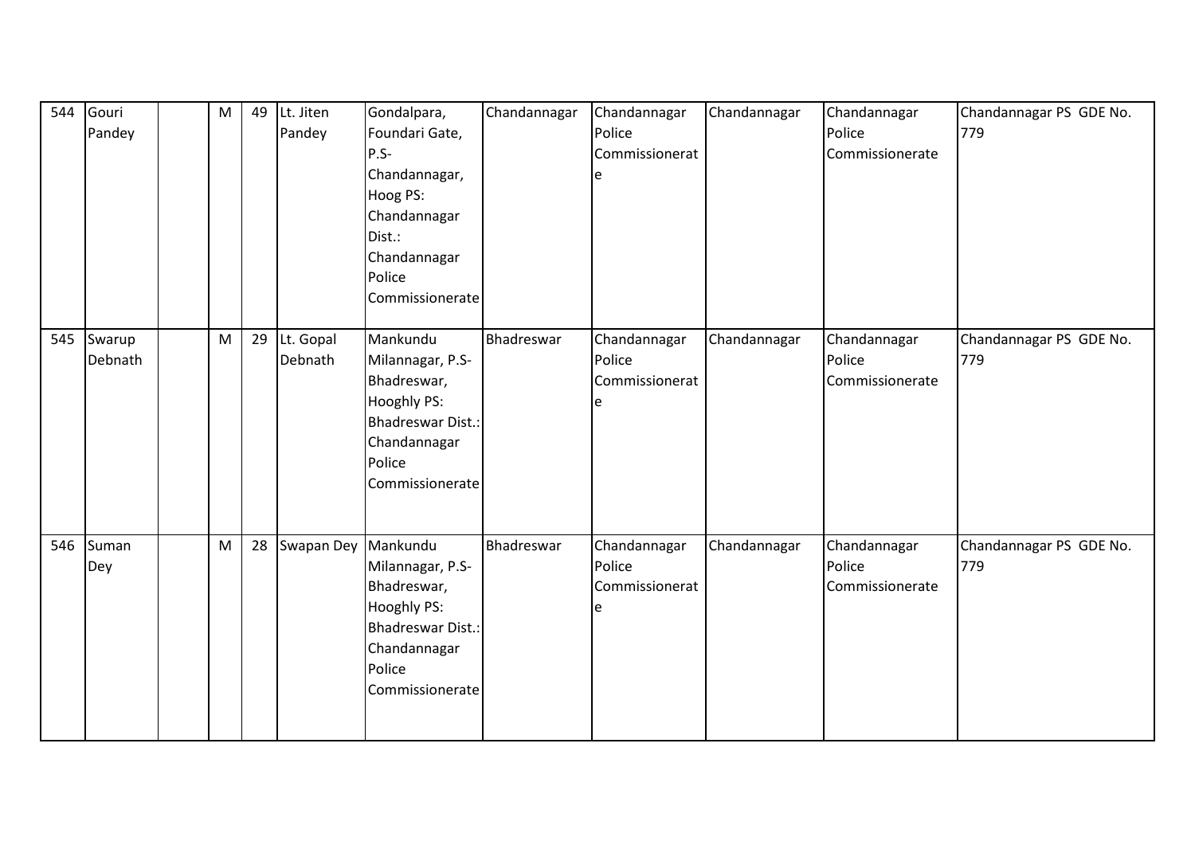| 544 | Gouri Pandey | | M | 49 | Lt. Jiten Pandey | Gondalpara, Foundari Gate, P.S-Chandannagar, Hoog PS: Chandannagar Dist.: Chandannagar Police Commissionerate | Chandannagar | Chandannagar Police Commissionerate | Chandannagar | Chandannagar Police Commissionerate | Chandannagar PS GDE No. 779 |
|---|---|---|---|---|---|---|---|---|---|---|---|
| 545 | Swarup Debnath | | M | 29 | Lt. Gopal Debnath | Mankundu Milannagar, P.S-Bhadreswar, Hooghly PS: Bhadreswar Dist.: Chandannagar Police Commissionerate | Bhadreswar | Chandannagar Police Commissionerate | Chandannagar | Chandannagar Police Commissionerate | Chandannagar PS GDE No. 779 |
| 546 | Suman Dey | | M | 28 | Swapan Dey | Mankundu Milannagar, P.S-Bhadreswar, Hooghly PS: Bhadreswar Dist.: Chandannagar Police Commissionerate | Bhadreswar | Chandannagar Police Commissionerate | Chandannagar | Chandannagar Police Commissionerate | Chandannagar PS GDE No. 779 |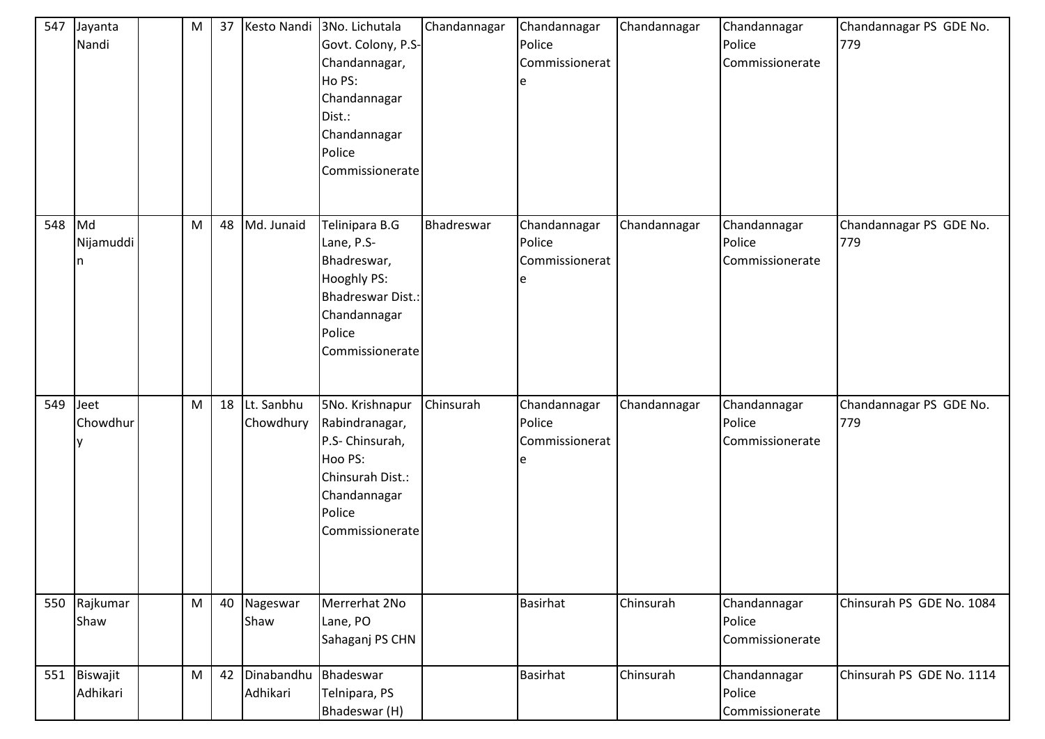| 547 | Jayanta Nandi | | M | 37 | Kesto Nandi | 3No. Lichutala Govt. Colony, P.S-Chandannagar, Ho PS: Chandannagar Dist.: Chandannagar Police Commissionerate | Chandannagar | Chandannagar Police Commissionerate | Chandannagar | Chandannagar Police Commissionerate | Chandannagar PS GDE No. 779 |
|---|---|---|---|---|---|---|---|---|---|---|---|
| 548 | Md Nijamuddin | | M | 48 | Md. Junaid | Telinipara B.G Lane, P.S-Bhadreswar, Hooghly PS: Bhadreswar Dist.: Chandannagar Police Commissionerate | Bhadreswar | Chandannagar Police Commissionerate | Chandannagar | Chandannagar Police Commissionerate | Chandannagar PS GDE No. 779 |
| 549 | Jeet Chowdhury | | M | 18 | Lt. Sanbhu Chowdhury | 5No. Krishnapur Rabindranagar, P.S- Chinsurah, Hoo PS: Chinsurah Dist.: Chandannagar Police Commissionerate | Chinsurah | Chandannagar Police Commissionerate | Chandannagar | Chandannagar Police Commissionerate | Chandannagar PS GDE No. 779 |
| 550 | Rajkumar Shaw | | M | 40 | Nageswar Shaw | Merrerhat 2No Lane, PO Sahaganj PS CHN | | Basirhat | Chinsurah | Chandannagar Police Commissionerate | Chinsurah PS GDE No. 1084 |
| 551 | Biswajit Adhikari | | M | 42 | Dinabandhu Adhikari | Bhadeswar Telnipara, PS Bhadeswar (H) | | Basirhat | Chinsurah | Chandannagar Police Commissionerate | Chinsurah PS GDE No. 1114 |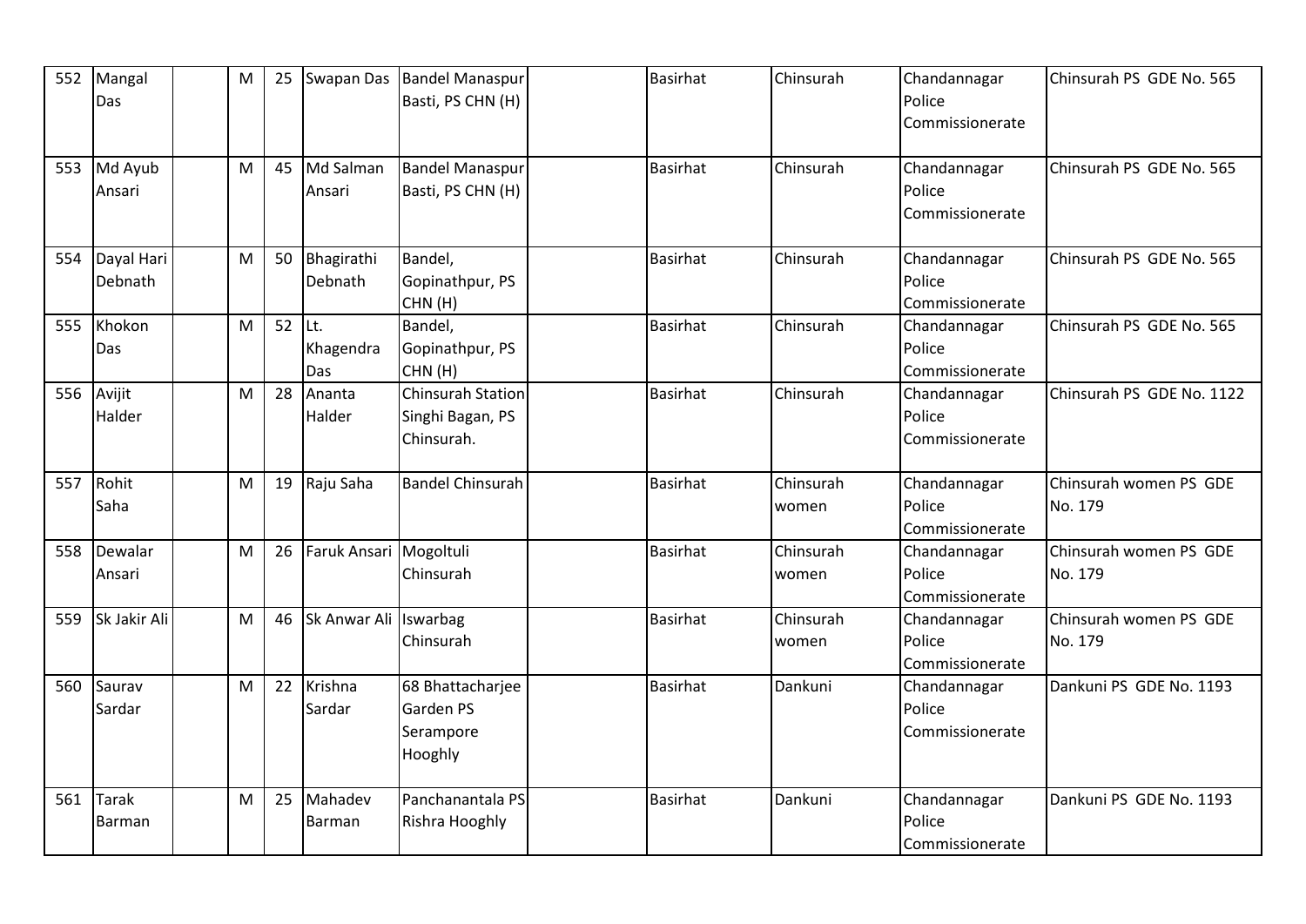| 552 | Mangal Das | | M | 25 | Swapan Das | Bandel Manaspur Basti, PS CHN (H) | | Basirhat | Chinsurah | Chandannagar Police Commissionerate | Chinsurah PS GDE No. 565 |
|---|---|---|---|---|---|---|---|---|---|---|---|
| 553 | Md Ayub Ansari | | M | 45 | Md Salman Ansari | Bandel Manaspur Basti, PS CHN (H) | | Basirhat | Chinsurah | Chandannagar Police Commissionerate | Chinsurah PS GDE No. 565 |
| 554 | Dayal Hari Debnath | | M | 50 | Bhagirathi Debnath | Bandel, Gopinathpur, PS CHN (H) | | Basirhat | Chinsurah | Chandannagar Police Commissionerate | Chinsurah PS GDE No. 565 |
| 555 | Khokon Das | | M | 52 | Lt. Khagendra Das | Bandel, Gopinathpur, PS CHN (H) | | Basirhat | Chinsurah | Chandannagar Police Commissionerate | Chinsurah PS GDE No. 565 |
| 556 | Avijit Halder | | M | 28 | Ananta Halder | Chinsurah Station Singhi Bagan, PS Chinsurah. | | Basirhat | Chinsurah | Chandannagar Police Commissionerate | Chinsurah PS GDE No. 1122 |
| 557 | Rohit Saha | | M | 19 | Raju Saha | Bandel Chinsurah | | Basirhat | Chinsurah women | Chandannagar Police Commissionerate | Chinsurah women PS GDE No. 179 |
| 558 | Dewalar Ansari | | M | 26 | Faruk Ansari | Mogoltuli Chinsurah | | Basirhat | Chinsurah women | Chandannagar Police Commissionerate | Chinsurah women PS GDE No. 179 |
| 559 | Sk Jakir Ali | | M | 46 | Sk Anwar Ali | Iswarbag Chinsurah | | Basirhat | Chinsurah women | Chandannagar Police Commissionerate | Chinsurah women PS GDE No. 179 |
| 560 | Saurav Sardar | | M | 22 | Krishna Sardar | 68 Bhattacharjee Garden PS Serampore Hooghly | | Basirhat | Dankuni | Chandannagar Police Commissionerate | Dankuni PS GDE No. 1193 |
| 561 | Tarak Barman | | M | 25 | Mahadev Barman | Panchanantala PS Rishra Hooghly | | Basirhat | Dankuni | Chandannagar Police Commissionerate | Dankuni PS GDE No. 1193 |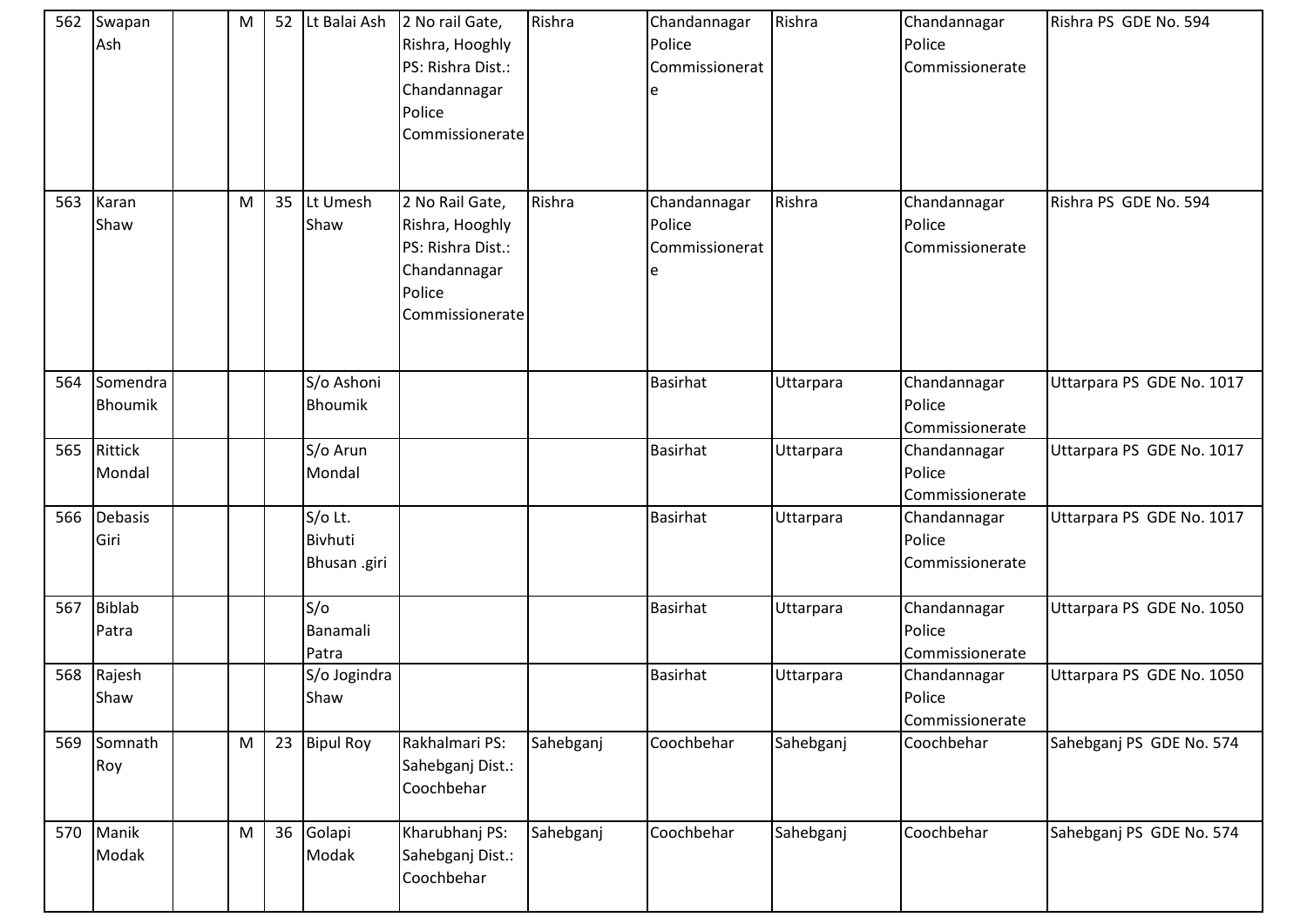| 562 | Swapan Ash | | M | 52 | Lt Balai Ash | 2 No rail Gate, Rishra, Hooghly PS: Rishra Dist.: Chandannagar Police Commissionerate | Rishra | Chandannagar Police Commissionerate | Rishra | Chandannagar Police Commissionerate | Rishra PS GDE No. 594 |
|---|---|---|---|---|---|---|---|---|---|---|---|
| 563 | Karan Shaw | | M | 35 | Lt Umesh Shaw | 2 No Rail Gate, Rishra, Hooghly PS: Rishra Dist.: Chandannagar Police Commissionerate | Rishra | Chandannagar Police Commissionerate | Rishra | Chandannagar Police Commissionerate | Rishra PS GDE No. 594 |
| 564 | Somendra Bhoumik | | | | S/o Ashoni Bhoumik | | | Basirhat | Uttarpara | Chandannagar Police Commissionerate | Uttarpara PS GDE No. 1017 |
| 565 | Rittick Mondal | | | | S/o Arun Mondal | | | Basirhat | Uttarpara | Chandannagar Police Commissionerate | Uttarpara PS GDE No. 1017 |
| 566 | Debasis Giri | | | | S/o Lt. Bivhuti Bhusan .giri | | | Basirhat | Uttarpara | Chandannagar Police Commissionerate | Uttarpara PS GDE No. 1017 |
| 567 | Biblab Patra | | | | S/o Banamali Patra | | | Basirhat | Uttarpara | Chandannagar Police Commissionerate | Uttarpara PS GDE No. 1050 |
| 568 | Rajesh Shaw | | | | S/o Jogindra Shaw | | | Basirhat | Uttarpara | Chandannagar Police Commissionerate | Uttarpara PS GDE No. 1050 |
| 569 | Somnath Roy | | M | 23 | Bipul Roy | Rakhalmari PS: Sahebganj Dist.: Coochbehar | Sahebganj | Coochbehar | Sahebganj | Coochbehar | Sahebganj PS GDE No. 574 |
| 570 | Manik Modak | | M | 36 | Golapi Modak | Kharubhanj PS: Sahebganj Dist.: Coochbehar | Sahebganj | Coochbehar | Sahebganj | Coochbehar | Sahebganj PS GDE No. 574 |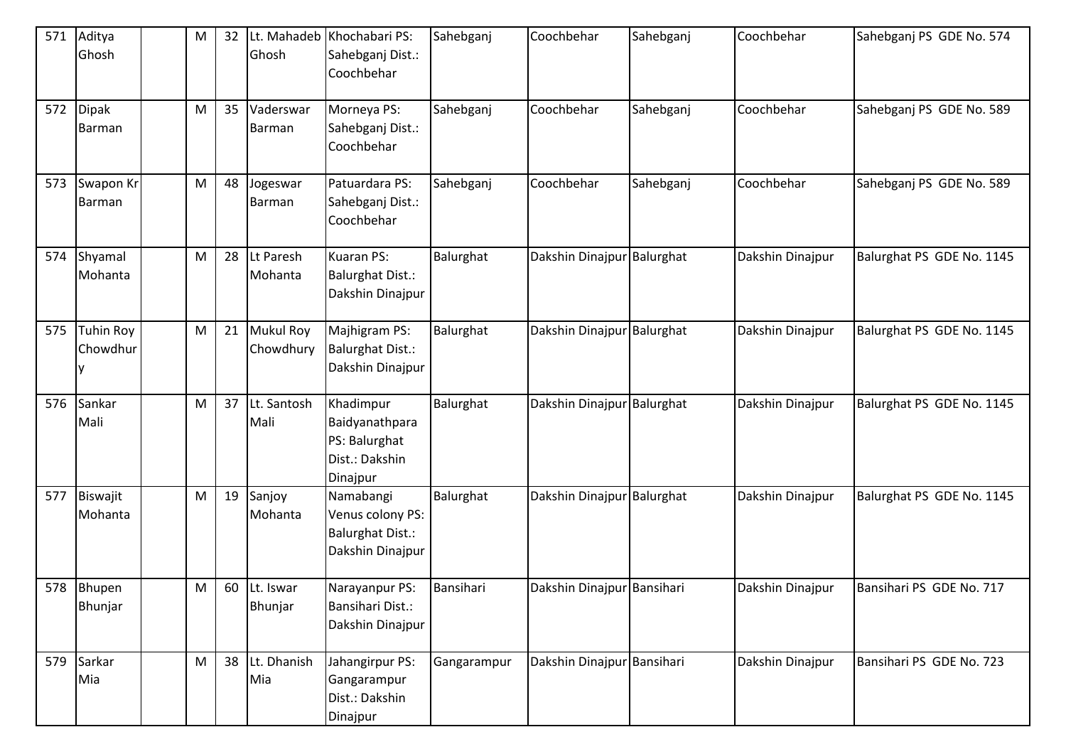| 571 | Aditya Ghosh | | M | 32 | Lt. Mahadeb Ghosh | Khochabari PS: Sahebganj Dist.: Coochbehar | Sahebganj | Coochbehar | Sahebganj | Coochbehar | Sahebganj PS GDE No. 574 |
|---|---|---|---|---|---|---|---|---|---|---|---|
| 572 | Dipak Barman | | M | 35 | Vaderswar Barman | Morneya PS: Sahebganj Dist.: Coochbehar | Sahebganj | Coochbehar | Sahebganj | Coochbehar | Sahebganj PS GDE No. 589 |
| 573 | Swapon Kr Barman | | M | 48 | Jogeswar Barman | Patuardara PS: Sahebganj Dist.: Coochbehar | Sahebganj | Coochbehar | Sahebganj | Coochbehar | Sahebganj PS GDE No. 589 |
| 574 | Shyamal Mohanta | | M | 28 | Lt Paresh Mohanta | Kuaran PS: Balurghat Dist.: Dakshin Dinajpur | Balurghat | Dakshin Dinajpur | Balurghat | Dakshin Dinajpur | Balurghat PS GDE No. 1145 |
| 575 | Tuhin Roy Chowdhury | | M | 21 | Mukul Roy Chowdhury | Majhigram PS: Balurghat Dist.: Dakshin Dinajpur | Balurghat | Dakshin Dinajpur | Balurghat | Dakshin Dinajpur | Balurghat PS GDE No. 1145 |
| 576 | Sankar Mali | | M | 37 | Lt. Santosh Mali | Khadimpur Baidyanathpara PS: Balurghat Dist.: Dakshin Dinajpur | Balurghat | Dakshin Dinajpur | Balurghat | Dakshin Dinajpur | Balurghat PS GDE No. 1145 |
| 577 | Biswajit Mohanta | | M | 19 | Sanjoy Mohanta | Namabangi Venus colony PS: Balurghat Dist.: Dakshin Dinajpur | Balurghat | Dakshin Dinajpur | Balurghat | Dakshin Dinajpur | Balurghat PS GDE No. 1145 |
| 578 | Bhupen Bhunjar | | M | 60 | Lt. Iswar Bhunjar | Narayanpur PS: Bansihari Dist.: Dakshin Dinajpur | Bansihari | Dakshin Dinajpur | Bansihari | Dakshin Dinajpur | Bansihari PS GDE No. 717 |
| 579 | Sarkar Mia | | M | 38 | Lt. Dhanish Mia | Jahangirpur PS: Gangarampur Dist.: Dakshin Dinajpur | Gangarampur | Dakshin Dinajpur | Bansihari | Dakshin Dinajpur | Bansihari PS GDE No. 723 |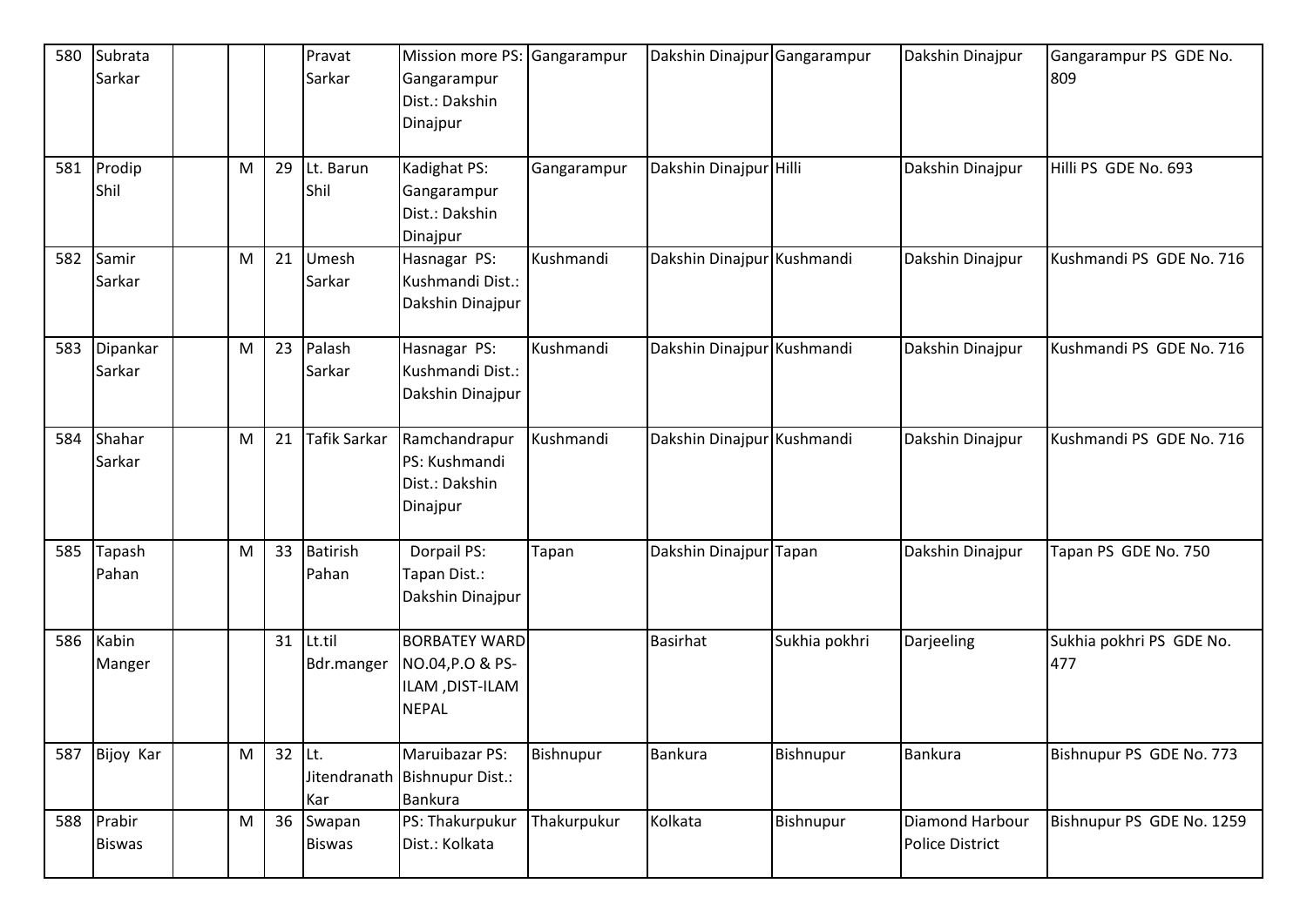| 580 | Subrata Sarkar | | | | Pravat Sarkar | Mission more PS: Gangarampur Dist.: Dakshin Dinajpur | Gangarampur | Dakshin Dinajpur | Gangarampur | Dakshin Dinajpur | Gangarampur PS GDE No. 809 |
|---|---|---|---|---|---|---|---|---|---|---|---|
| 581 | Prodip Shil | | M | 29 | Lt. Barun Shil | Kadighat PS: Gangarampur Dist.: Dakshin Dinajpur | Gangarampur | Dakshin Dinajpur | Hilli | Dakshin Dinajpur | Hilli PS GDE No. 693 |
| 582 | Samir Sarkar | | M | 21 | Umesh Sarkar | Hasnagar PS: Kushmandi Dist.: Dakshin Dinajpur | Kushmandi | Dakshin Dinajpur | Kushmandi | Dakshin Dinajpur | Kushmandi PS GDE No. 716 |
| 583 | Dipankar Sarkar | | M | 23 | Palash Sarkar | Hasnagar PS: Kushmandi Dist.: Dakshin Dinajpur | Kushmandi | Dakshin Dinajpur | Kushmandi | Dakshin Dinajpur | Kushmandi PS GDE No. 716 |
| 584 | Shahar Sarkar | | M | 21 | Tafik Sarkar | Ramchandrapur PS: Kushmandi Dist.: Dakshin Dinajpur | Kushmandi | Dakshin Dinajpur | Kushmandi | Dakshin Dinajpur | Kushmandi PS GDE No. 716 |
| 585 | Tapash Pahan | | M | 33 | Batirish Pahan | Dorpail PS: Tapan Dist.: Dakshin Dinajpur | Tapan | Dakshin Dinajpur | Tapan | Dakshin Dinajpur | Tapan PS GDE No. 750 |
| 586 | Kabin Manger | | | 31 | Lt.til Bdr.manger | BORBATEY WARD NO.04,P.O & PS-ILAM ,DIST-ILAM NEPAL | | Basirhat | Sukhia pokhri | Darjeeling | Sukhia pokhri PS GDE No. 477 |
| 587 | Bijoy Kar | | M | 32 | Lt. Jitendranath Kar | Maruibazar PS: Bishnupur Dist.: Bankura | Bishnupur | Bankura | Bishnupur | Bankura | Bishnupur PS GDE No. 773 |
| 588 | Prabir Biswas | | M | 36 | Swapan Biswas | PS: Thakurpukur Dist.: Kolkata | Thakurpukur | Kolkata | Bishnupur | Diamond Harbour Police District | Bishnupur PS GDE No. 1259 |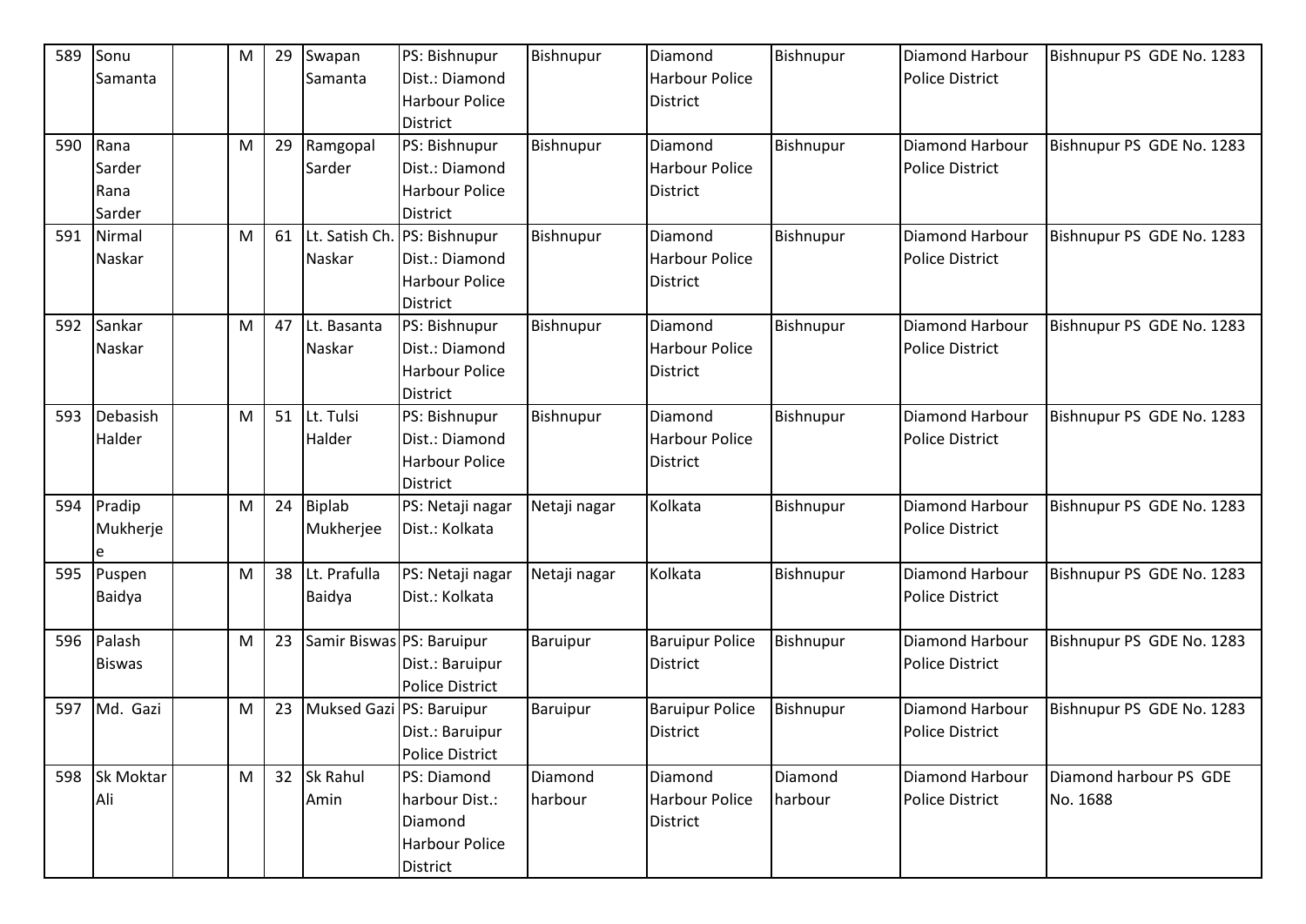| 589 | Sonu Samanta | | M | 29 | Swapan Samanta | PS: Bishnupur Dist.: Diamond Harbour Police District | Bishnupur | Diamond Harbour Police District | Bishnupur | Diamond Harbour Police District | Bishnupur PS GDE No. 1283 |
|---|---|---|---|---|---|---|---|---|---|---|---|
| 590 | Rana Sarder Rana Sarder | | M | 29 | Ramgopal Sarder | PS: Bishnupur Dist.: Diamond Harbour Police District | Bishnupur | Diamond Harbour Police District | Bishnupur | Diamond Harbour Police District | Bishnupur PS GDE No. 1283 |
| 591 | Nirmal Naskar | | M | 61 | Lt. Satish Ch. Naskar | PS: Bishnupur Dist.: Diamond Harbour Police District | Bishnupur | Diamond Harbour Police District | Bishnupur | Diamond Harbour Police District | Bishnupur PS GDE No. 1283 |
| 592 | Sankar Naskar | | M | 47 | Lt. Basanta Naskar | PS: Bishnupur Dist.: Diamond Harbour Police District | Bishnupur | Diamond Harbour Police District | Bishnupur | Diamond Harbour Police District | Bishnupur PS GDE No. 1283 |
| 593 | Debasish Halder | | M | 51 | Lt. Tulsi Halder | PS: Bishnupur Dist.: Diamond Harbour Police District | Bishnupur | Diamond Harbour Police District | Bishnupur | Diamond Harbour Police District | Bishnupur PS GDE No. 1283 |
| 594 | Pradip Mukherjee | | M | 24 | Biplab Mukherjee | PS: Netaji nagar Dist.: Kolkata | Netaji nagar | Kolkata | Bishnupur | Diamond Harbour Police District | Bishnupur PS GDE No. 1283 |
| 595 | Puspen Baidya | | M | 38 | Lt. Prafulla Baidya | PS: Netaji nagar Dist.: Kolkata | Netaji nagar | Kolkata | Bishnupur | Diamond Harbour Police District | Bishnupur PS GDE No. 1283 |
| 596 | Palash Biswas | | M | 23 | Samir Biswas | PS: Baruipur Dist.: Baruipur Police District | Baruipur | Baruipur Police District | Bishnupur | Diamond Harbour Police District | Bishnupur PS GDE No. 1283 |
| 597 | Md. Gazi | | M | 23 | Muksed Gazi | PS: Baruipur Dist.: Baruipur Police District | Baruipur | Baruipur Police District | Bishnupur | Diamond Harbour Police District | Bishnupur PS GDE No. 1283 |
| 598 | Sk Moktar Ali | | M | 32 | Sk Rahul Amin | PS: Diamond harbour Dist.: Diamond Harbour Police District | Diamond harbour | Diamond Harbour Police District | Diamond harbour | Diamond Harbour Police District | Diamond harbour PS GDE No. 1688 |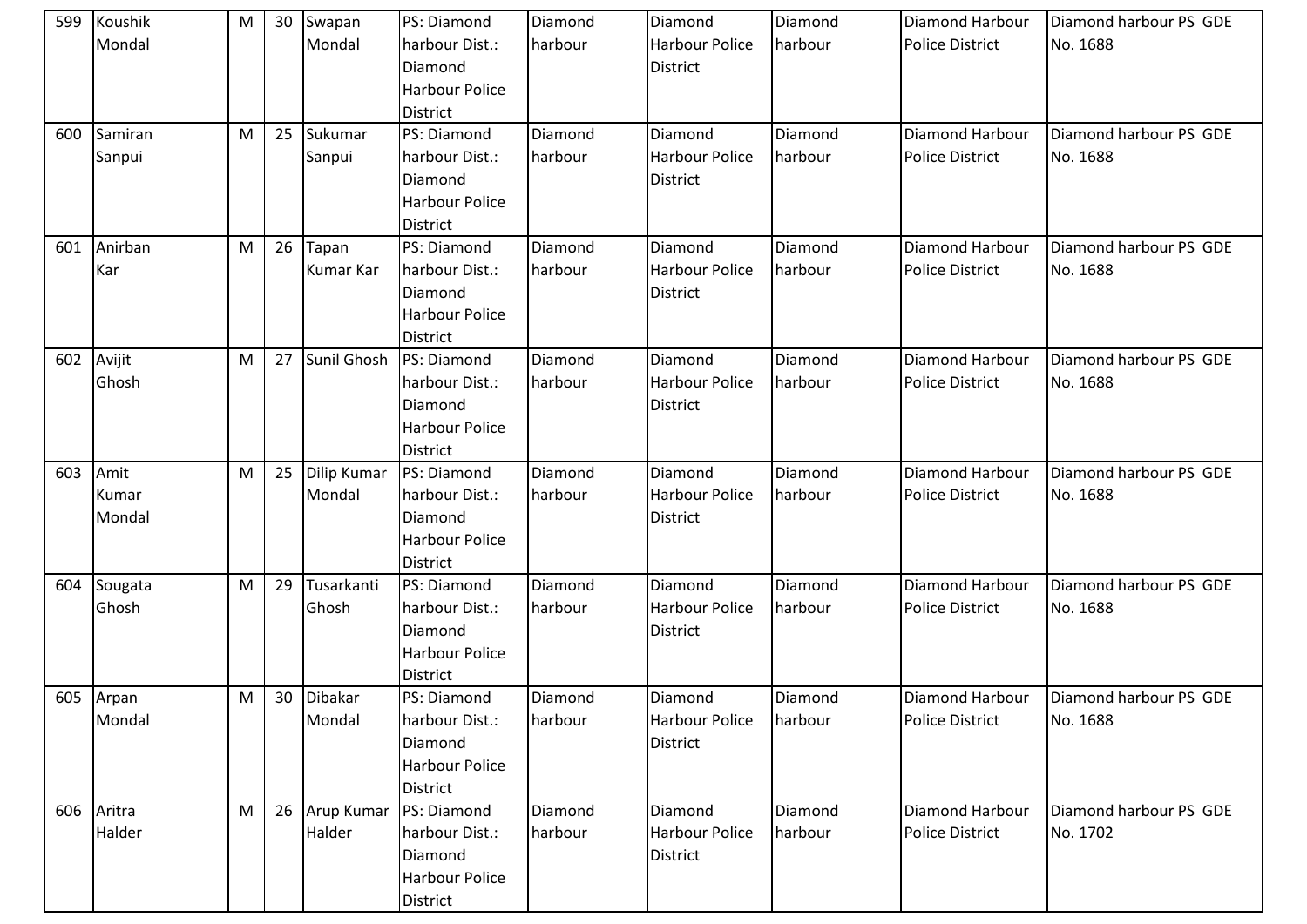| 599 | Koushik Mondal | | M | 30 | Swapan Mondal | PS: Diamond harbour Dist.: Diamond Harbour Police District | Diamond harbour | Diamond Harbour Police District | Diamond harbour | Diamond Harbour Police District | Diamond harbour PS GDE No. 1688 |
|---|---|---|---|---|---|---|---|---|---|---|---|
| 600 | Samiran Sanpui | | M | 25 | Sukumar Sanpui | PS: Diamond harbour Dist.: Diamond Harbour Police District | Diamond harbour | Diamond Harbour Police District | Diamond harbour | Diamond Harbour Police District | Diamond harbour PS GDE No. 1688 |
| 601 | Anirban Kar | | M | 26 | Tapan Kumar Kar | PS: Diamond harbour Dist.: Diamond Harbour Police District | Diamond harbour | Diamond Harbour Police District | Diamond harbour | Diamond Harbour Police District | Diamond harbour PS GDE No. 1688 |
| 602 | Avijit Ghosh | | M | 27 | Sunil Ghosh | PS: Diamond harbour Dist.: Diamond Harbour Police District | Diamond harbour | Diamond Harbour Police District | Diamond harbour | Diamond Harbour Police District | Diamond harbour PS GDE No. 1688 |
| 603 | Amit Kumar Mondal | | M | 25 | Dilip Kumar Mondal | PS: Diamond harbour Dist.: Diamond Harbour Police District | Diamond harbour | Diamond Harbour Police District | Diamond harbour | Diamond Harbour Police District | Diamond harbour PS GDE No. 1688 |
| 604 | Sougata Ghosh | | M | 29 | Tusarkanti Ghosh | PS: Diamond harbour Dist.: Diamond Harbour Police District | Diamond harbour | Diamond Harbour Police District | Diamond harbour | Diamond Harbour Police District | Diamond harbour PS GDE No. 1688 |
| 605 | Arpan Mondal | | M | 30 | Dibakar Mondal | PS: Diamond harbour Dist.: Diamond Harbour Police District | Diamond harbour | Diamond Harbour Police District | Diamond harbour | Diamond Harbour Police District | Diamond harbour PS GDE No. 1688 |
| 606 | Aritra Halder | | M | 26 | Arup Kumar Halder | PS: Diamond harbour Dist.: Diamond Harbour Police District | Diamond harbour | Diamond Harbour Police District | Diamond harbour | Diamond Harbour Police District | Diamond harbour PS GDE No. 1702 |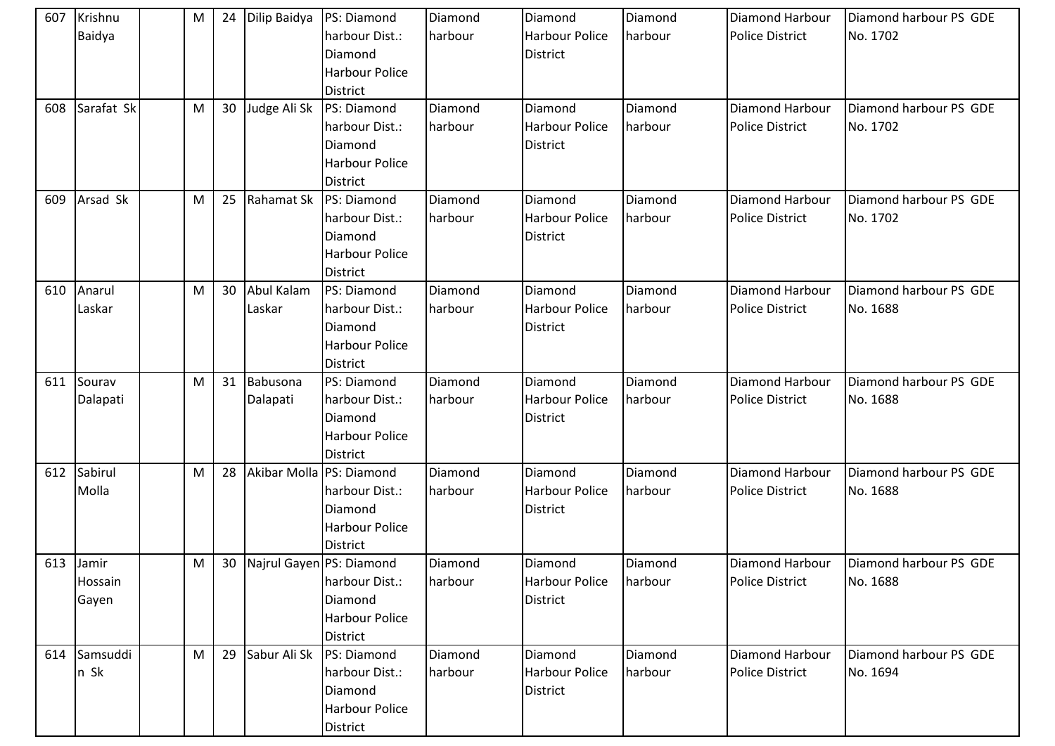| 607 | Krishnu Baidya | | M | 24 | Dilip Baidya | PS: Diamond harbour Dist.: Diamond Harbour Police District | Diamond harbour | Diamond Harbour Police District | Diamond harbour | Diamond Harbour Police District | Diamond harbour PS GDE No. 1702 |
|---|---|---|---|---|---|---|---|---|---|---|---|
| 608 | Sarafat Sk | | M | 30 | Judge Ali Sk | PS: Diamond harbour Dist.: Diamond Harbour Police District | Diamond harbour | Diamond Harbour Police District | Diamond harbour | Diamond Harbour Police District | Diamond harbour PS GDE No. 1702 |
| 609 | Arsad Sk | | M | 25 | Rahamat Sk | PS: Diamond harbour Dist.: Diamond Harbour Police District | Diamond harbour | Diamond Harbour Police District | Diamond harbour | Diamond Harbour Police District | Diamond harbour PS GDE No. 1702 |
| 610 | Anarul Laskar | | M | 30 | Abul Kalam Laskar | PS: Diamond harbour Dist.: Diamond Harbour Police District | Diamond harbour | Diamond Harbour Police District | Diamond harbour | Diamond Harbour Police District | Diamond harbour PS GDE No. 1688 |
| 611 | Sourav Dalapati | | M | 31 | Babusona Dalapati | PS: Diamond harbour Dist.: Diamond Harbour Police District | Diamond harbour | Diamond Harbour Police District | Diamond harbour | Diamond Harbour Police District | Diamond harbour PS GDE No. 1688 |
| 612 | Sabirul Molla | | M | 28 | Akibar Molla | PS: Diamond harbour Dist.: Diamond Harbour Police District | Diamond harbour | Diamond Harbour Police District | Diamond harbour | Diamond Harbour Police District | Diamond harbour PS GDE No. 1688 |
| 613 | Jamir Hossain Gayen | | M | 30 | Najrul Gayen | PS: Diamond harbour Dist.: Diamond Harbour Police District | Diamond harbour | Diamond Harbour Police District | Diamond harbour | Diamond Harbour Police District | Diamond harbour PS GDE No. 1688 |
| 614 | Samsuddin Sk | | M | 29 | Sabur Ali Sk | PS: Diamond harbour Dist.: Diamond Harbour Police District | Diamond harbour | Diamond Harbour Police District | Diamond harbour | Diamond Harbour Police District | Diamond harbour PS GDE No. 1694 |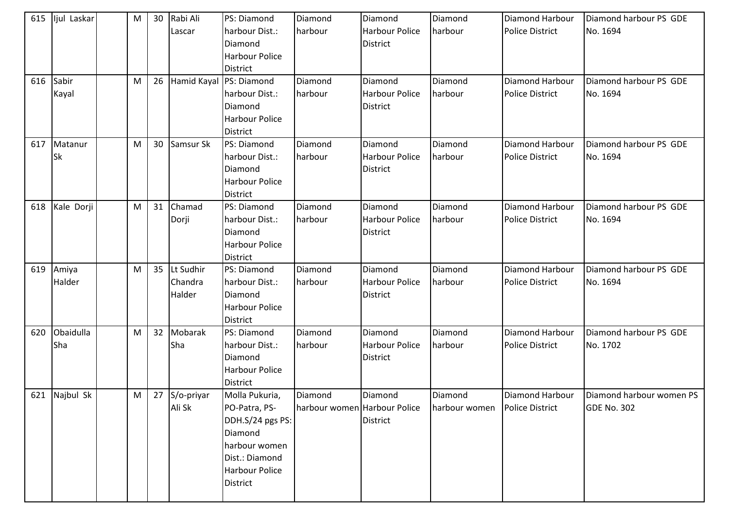| 615 | Ijul Laskar | | M | 30 | Rabi Ali Lascar | PS: Diamond harbour Dist.: Diamond Harbour Police District | Diamond harbour | Diamond Harbour Police District | Diamond harbour | Diamond Harbour Police District | Diamond harbour PS GDE No. 1694 |
|---|---|---|---|---|---|---|---|---|---|---|---|
| 616 | Sabir Kayal | | M | 26 | Hamid Kayal | PS: Diamond harbour Dist.: Diamond Harbour Police District | Diamond harbour | Diamond Harbour Police District | Diamond harbour | Diamond Harbour Police District | Diamond harbour PS GDE No. 1694 |
| 617 | Matanur Sk | | M | 30 | Samsur Sk | PS: Diamond harbour Dist.: Diamond Harbour Police District | Diamond harbour | Diamond Harbour Police District | Diamond harbour | Diamond Harbour Police District | Diamond harbour PS GDE No. 1694 |
| 618 | Kale Dorji | | M | 31 | Chamad Dorji | PS: Diamond harbour Dist.: Diamond Harbour Police District | Diamond harbour | Diamond Harbour Police District | Diamond harbour | Diamond Harbour Police District | Diamond harbour PS GDE No. 1694 |
| 619 | Amiya Halder | | M | 35 | Lt Sudhir Chandra Halder | PS: Diamond harbour Dist.: Diamond Harbour Police District | Diamond harbour | Diamond Harbour Police District | Diamond harbour | Diamond Harbour Police District | Diamond harbour PS GDE No. 1694 |
| 620 | Obaidulla Sha | | M | 32 | Mobarak Sha | PS: Diamond harbour Dist.: Diamond Harbour Police District | Diamond harbour | Diamond Harbour Police District | Diamond harbour | Diamond Harbour Police District | Diamond harbour PS GDE No. 1702 |
| 621 | Najbul Sk | | M | 27 | S/o-priyar Ali Sk | Molla Pukuria, PO-Patra, PS-DDH.S/24 pgs PS: Diamond harbour women Dist.: Diamond Harbour Police District | Diamond harbour women | Diamond Harbour Police District | Diamond harbour women | Diamond Harbour Police District | Diamond harbour women PS GDE No. 302 |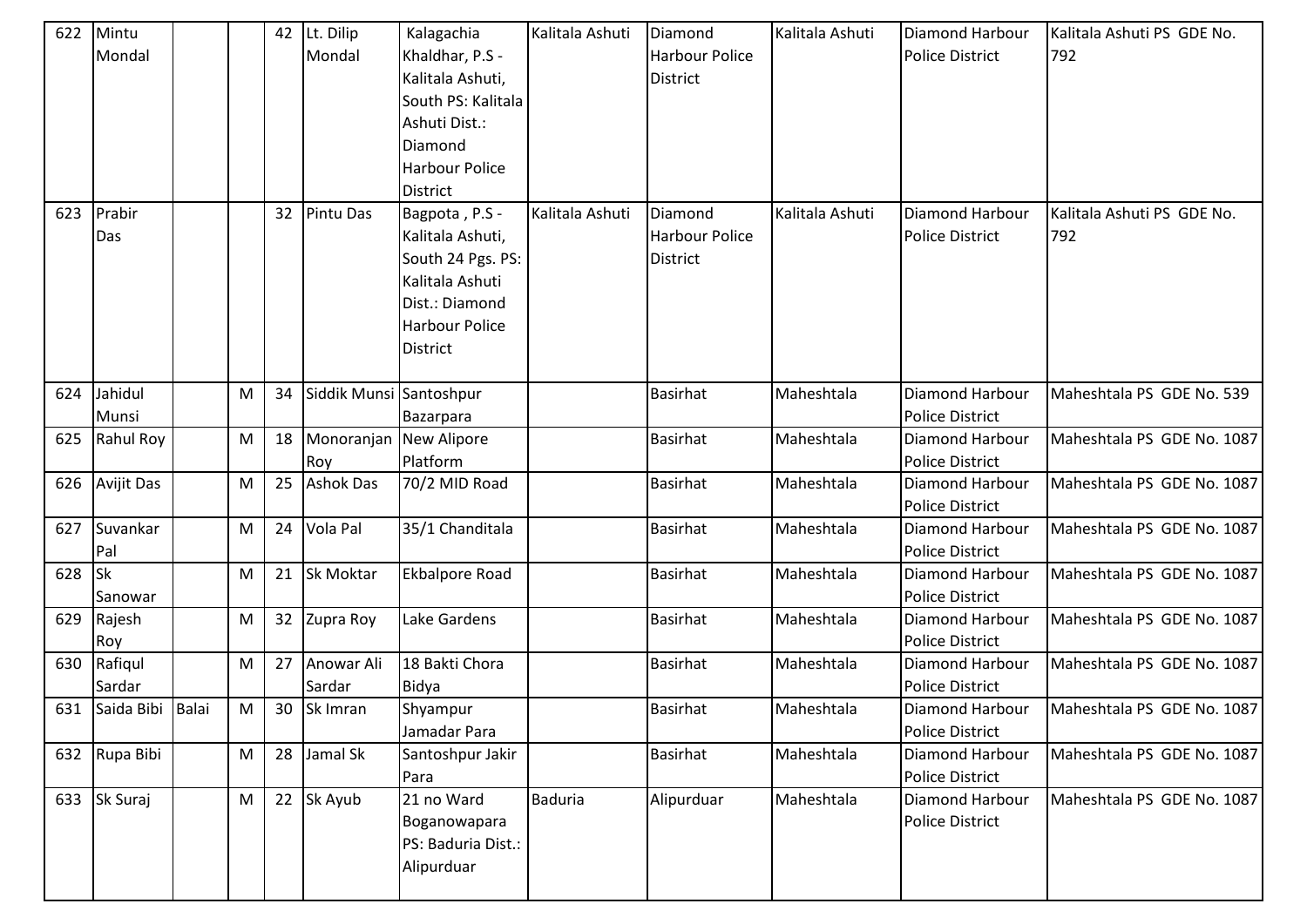| 622 | Mintu Mondal | | | 42 | Lt. Dilip Mondal | Kalagachia Khaldhar, P.S - Kalitala Ashuti, South PS: Kalitala Ashuti Dist.: Diamond Harbour Police District | Kalitala Ashuti | Diamond Harbour Police District | Kalitala Ashuti | Diamond Harbour Police District | Kalitala Ashuti PS GDE No. 792 |
|---|---|---|---|---|---|---|---|---|---|---|---|
| 623 | Prabir Das | | | 32 | Pintu Das | Bagpota , P.S - Kalitala Ashuti, South 24 Pgs. PS: Kalitala Ashuti Dist.: Diamond Harbour Police District | Kalitala Ashuti | Diamond Harbour Police District | Kalitala Ashuti | Diamond Harbour Police District | Kalitala Ashuti PS GDE No. 792 |
| 624 | Jahidul Munsi | | M | 34 | Siddik Munsi | Santoshpur Bazarpara | | Basirhat | Maheshtala | Diamond Harbour Police District | Maheshtala PS GDE No. 539 |
| 625 | Rahul Roy | | M | 18 | Monoranjan Roy | New Alipore Platform | | Basirhat | Maheshtala | Diamond Harbour Police District | Maheshtala PS GDE No. 1087 |
| 626 | Avijit Das | | M | 25 | Ashok Das | 70/2 MID Road | | Basirhat | Maheshtala | Diamond Harbour Police District | Maheshtala PS GDE No. 1087 |
| 627 | Suvankar Pal | | M | 24 | Vola Pal | 35/1 Chanditala | | Basirhat | Maheshtala | Diamond Harbour Police District | Maheshtala PS GDE No. 1087 |
| 628 | Sk Sanowar | | M | 21 | Sk Moktar | Ekbalpore Road | | Basirhat | Maheshtala | Diamond Harbour Police District | Maheshtala PS GDE No. 1087 |
| 629 | Rajesh Roy | | M | 32 | Zupra Roy | Lake Gardens | | Basirhat | Maheshtala | Diamond Harbour Police District | Maheshtala PS GDE No. 1087 |
| 630 | Rafiqul Sardar | | M | 27 | Anowar Ali Sardar | 18 Bakti Chora Bidya | | Basirhat | Maheshtala | Diamond Harbour Police District | Maheshtala PS GDE No. 1087 |
| 631 | Saida Bibi | Balai | M | 30 | Sk Imran | Shyampur Jamadar Para | | Basirhat | Maheshtala | Diamond Harbour Police District | Maheshtala PS GDE No. 1087 |
| 632 | Rupa Bibi | | M | 28 | Jamal Sk | Santoshpur Jakir Para | | Basirhat | Maheshtala | Diamond Harbour Police District | Maheshtala PS GDE No. 1087 |
| 633 | Sk Suraj | | M | 22 | Sk Ayub | 21 no Ward Boganowapara PS: Baduria Dist.: Alipurduar | Baduria | Alipurduar | Maheshtala | Diamond Harbour Police District | Maheshtala PS GDE No. 1087 |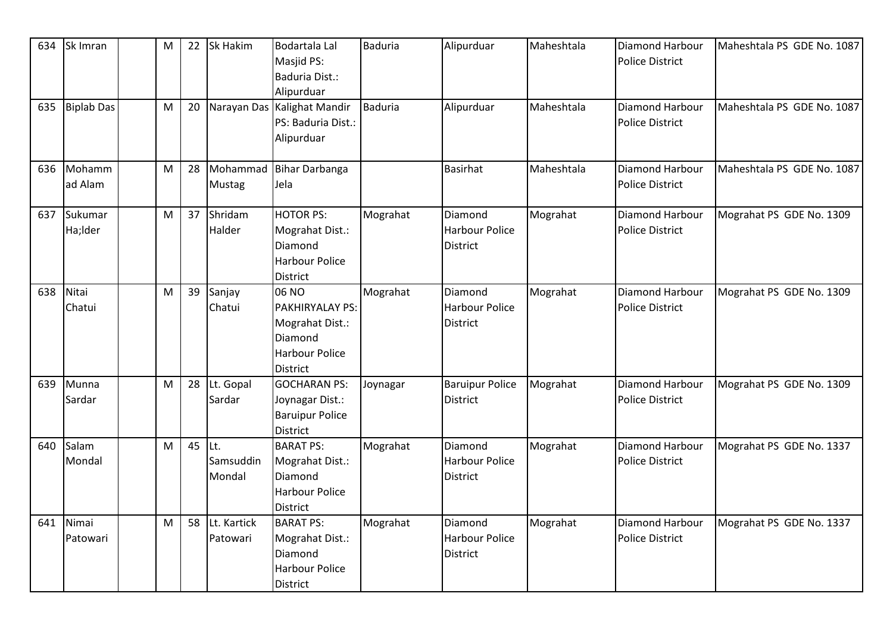| 634 | Sk Imran | | M | 22 | Sk Hakim | Bodartala Lal Masjid PS: Baduria Dist.: Alipurduar | Baduria | Alipurduar | Maheshtala | Diamond Harbour Police District | Maheshtala PS GDE No. 1087 |
|---|---|---|---|---|---|---|---|---|---|---|---|
| 635 | Biplab Das | | M | 20 | Narayan Das | Kalighat Mandir PS: Baduria Dist.: Alipurduar | Baduria | Alipurduar | Maheshtala | Diamond Harbour Police District | Maheshtala PS GDE No. 1087 |
| 636 | Mohammad Alam | | M | 28 | Mohammad Mustag | Bihar Darbanga Jela | | Basirhat | Maheshtala | Diamond Harbour Police District | Maheshtala PS GDE No. 1087 |
| 637 | Sukumar Ha;lder | | M | 37 | Shridam Halder | HOTOR PS: Mograhat Dist.: Diamond Harbour Police District | Mograhat | Diamond Harbour Police District | Mograhat | Diamond Harbour Police District | Mograhat PS GDE No. 1309 |
| 638 | Nitai Chatui | | M | 39 | Sanjay Chatui | 06 NO PAKHIRYALAY PS: Mograhat Dist.: Diamond Harbour Police District | Mograhat | Diamond Harbour Police District | Mograhat | Diamond Harbour Police District | Mograhat PS GDE No. 1309 |
| 639 | Munna Sardar | | M | 28 | Lt. Gopal Sardar | GOCHARAN PS: Joynagar Dist.: Baruipur Police District | Joynagar | Baruipur Police District | Mograhat | Diamond Harbour Police District | Mograhat PS GDE No. 1309 |
| 640 | Salam Mondal | | M | 45 | Lt. Samsuddin Mondal | BARAT PS: Mograhat Dist.: Diamond Harbour Police District | Mograhat | Diamond Harbour Police District | Mograhat | Diamond Harbour Police District | Mograhat PS GDE No. 1337 |
| 641 | Nimai Patowari | | M | 58 | Lt. Kartick Patowari | BARAT PS: Mograhat Dist.: Diamond Harbour Police District | Mograhat | Diamond Harbour Police District | Mograhat | Diamond Harbour Police District | Mograhat PS GDE No. 1337 |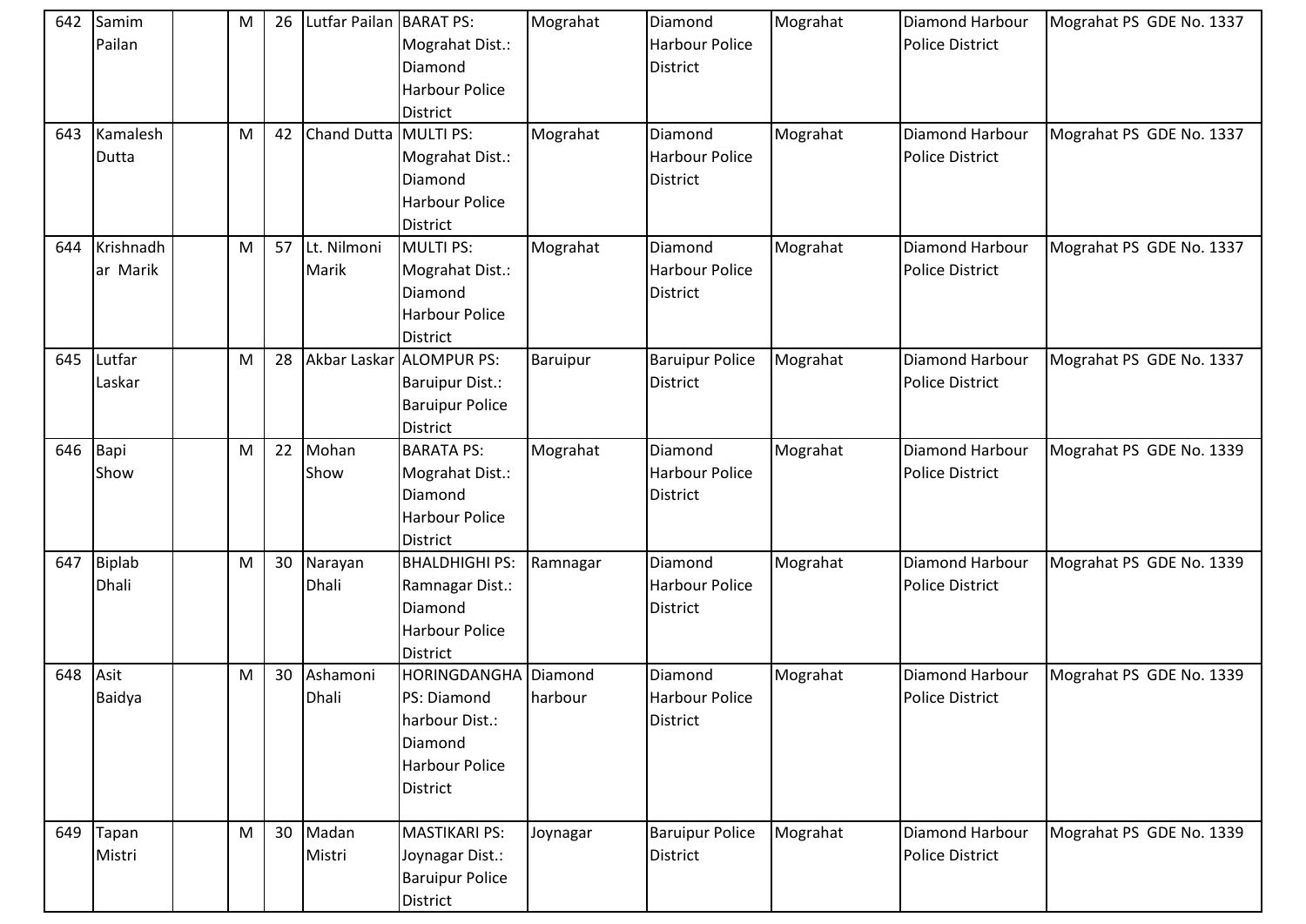| 642 | Samim Pailan | | M | 26 | Lutfar Pailan | BARAT PS: Mograhat Dist.: Diamond Harbour Police District | Mograhat | Diamond Harbour Police District | Mograhat | Diamond Harbour Police District | Mograhat PS GDE No. 1337 |
|---|---|---|---|---|---|---|---|---|---|---|---|
| 643 | Kamalesh Dutta | | M | 42 | Chand Dutta | MULTI PS: Mograhat Dist.: Diamond Harbour Police District | Mograhat | Diamond Harbour Police District | Mograhat | Diamond Harbour Police District | Mograhat PS GDE No. 1337 |
| 644 | Krishnadhar Marik | | M | 57 | Lt. Nilmoni Marik | MULTI PS: Mograhat Dist.: Diamond Harbour Police District | Mograhat | Diamond Harbour Police District | Mograhat | Diamond Harbour Police District | Mograhat PS GDE No. 1337 |
| 645 | Lutfar Laskar | | M | 28 | Akbar Laskar | ALOMPUR PS: Baruipur Dist.: Baruipur Police District | Baruipur | Baruipur Police District | Mograhat | Diamond Harbour Police District | Mograhat PS GDE No. 1337 |
| 646 | Bapi Show | | M | 22 | Mohan Show | BARATA PS: Mograhat Dist.: Diamond Harbour Police District | Mograhat | Diamond Harbour Police District | Mograhat | Diamond Harbour Police District | Mograhat PS GDE No. 1339 |
| 647 | Biplab Dhali | | M | 30 | Narayan Dhali | BHALDHIGHI PS: Ramnagar Dist.: Diamond Harbour Police District | Ramnagar | Diamond Harbour Police District | Mograhat | Diamond Harbour Police District | Mograhat PS GDE No. 1339 |
| 648 | Asit Baidya | | M | 30 | Ashamoni Dhali | HORINGDANGHA PS: Diamond harbour Dist.: Diamond Harbour Police District | Diamond harbour | Diamond Harbour Police District | Mograhat | Diamond Harbour Police District | Mograhat PS GDE No. 1339 |
| 649 | Tapan Mistri | | M | 30 | Madan Mistri | MASTIKARI PS: Joynagar Dist.: Baruipur Police District | Joynagar | Baruipur Police District | Mograhat | Diamond Harbour Police District | Mograhat PS GDE No. 1339 |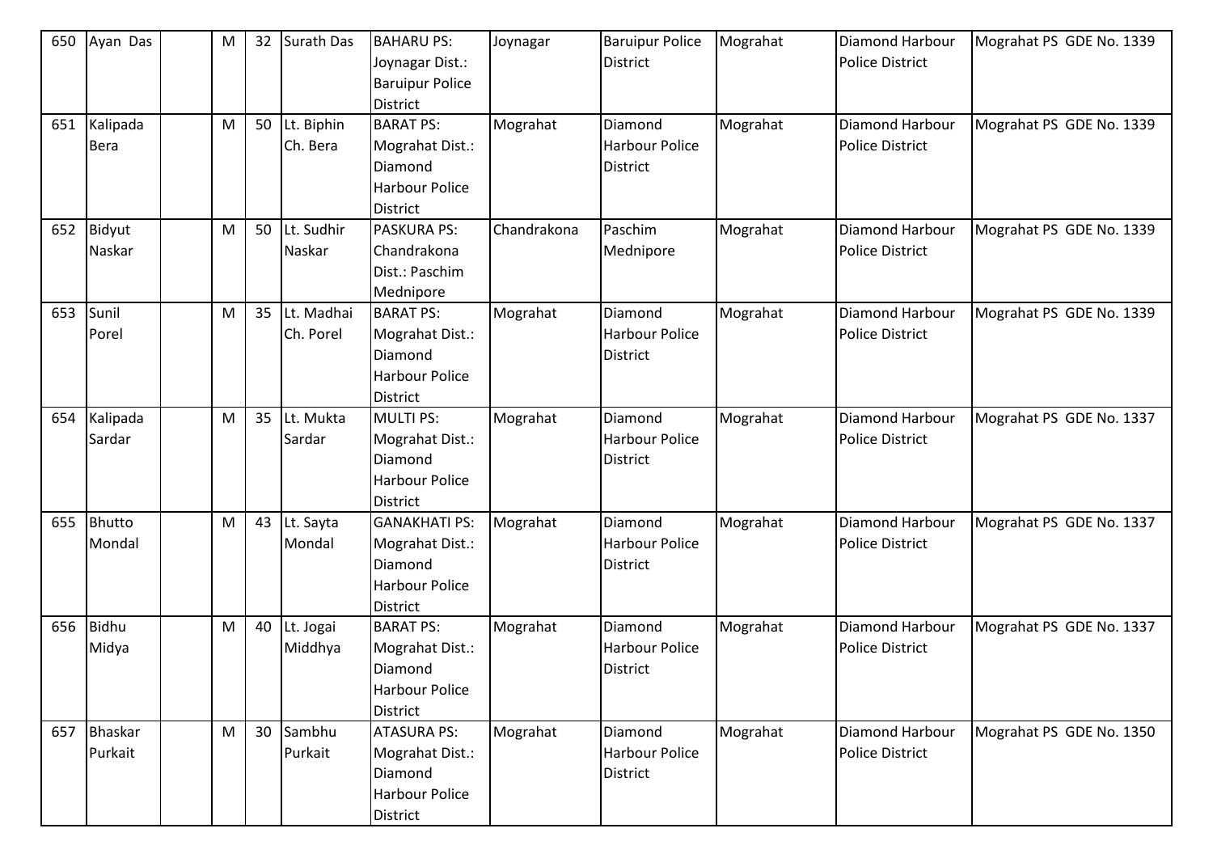| 650 | Ayan Das | | M | 32 | Surath Das | BAHARU PS: Joynagar Dist.: Baruipur Police District | Joynagar | Baruipur Police District | Mograhat | Diamond Harbour Police District | Mograhat PS GDE No. 1339 |
|---|---|---|---|---|---|---|---|---|---|---|---|
| 651 | Kalipada Bera | | M | 50 | Lt. Biphin Ch. Bera | BARAT PS: Mograhat Dist.: Diamond Harbour Police District | Mograhat | Diamond Harbour Police District | Mograhat | Diamond Harbour Police District | Mograhat PS GDE No. 1339 |
| 652 | Bidyut Naskar | | M | 50 | Lt. Sudhir Naskar | PASKURA PS: Chandrakona Dist.: Paschim Mednipore | Chandrakona | Paschim Mednipore | Mograhat | Diamond Harbour Police District | Mograhat PS GDE No. 1339 |
| 653 | Sunil Porel | | M | 35 | Lt. Madhai Ch. Porel | BARAT PS: Mograhat Dist.: Diamond Harbour Police District | Mograhat | Diamond Harbour Police District | Mograhat | Diamond Harbour Police District | Mograhat PS GDE No. 1339 |
| 654 | Kalipada Sardar | | M | 35 | Lt. Mukta Sardar | MULTI PS: Mograhat Dist.: Diamond Harbour Police District | Mograhat | Diamond Harbour Police District | Mograhat | Diamond Harbour Police District | Mograhat PS GDE No. 1337 |
| 655 | Bhutto Mondal | | M | 43 | Lt. Sayta Mondal | GANAKHATI PS: Mograhat Dist.: Diamond Harbour Police District | Mograhat | Diamond Harbour Police District | Mograhat | Diamond Harbour Police District | Mograhat PS GDE No. 1337 |
| 656 | Bidhu Midya | | M | 40 | Lt. Jogai Middhya | BARAT PS: Mograhat Dist.: Diamond Harbour Police District | Mograhat | Diamond Harbour Police District | Mograhat | Diamond Harbour Police District | Mograhat PS GDE No. 1337 |
| 657 | Bhaskar Purkait | | M | 30 | Sambhu Purkait | ATASURA PS: Mograhat Dist.: Diamond Harbour Police District | Mograhat | Diamond Harbour Police District | Mograhat | Diamond Harbour Police District | Mograhat PS GDE No. 1350 |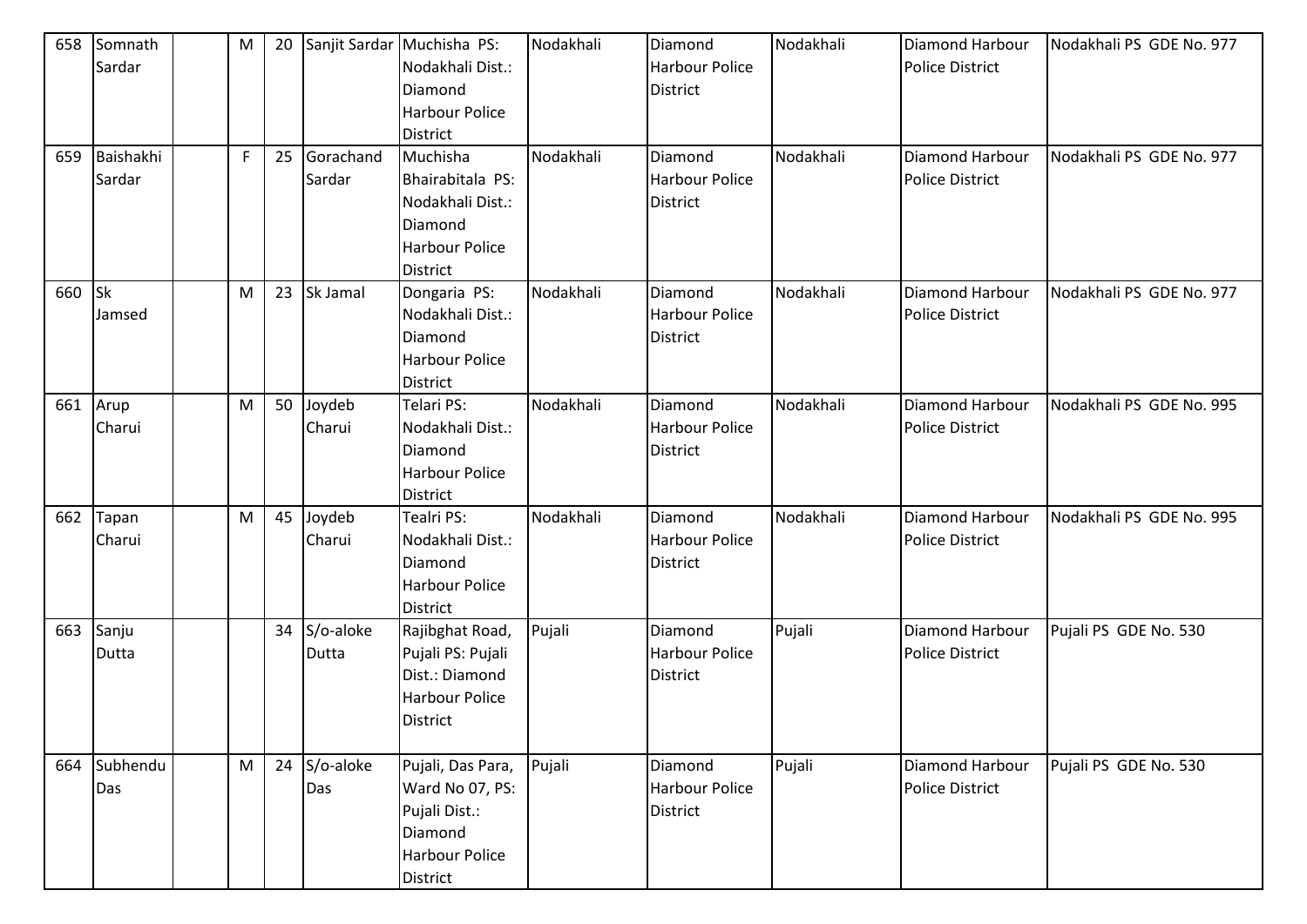| 658 | Somnath Sardar | | M | 20 | Sanjit Sardar | Muchisha PS: Nodakhali Dist.: Diamond Harbour Police District | Nodakhali | Diamond Harbour Police District | Nodakhali | Diamond Harbour Police District | Nodakhali PS GDE No. 977 |
|---|---|---|---|---|---|---|---|---|---|---|---|
| 659 | Baishakhi Sardar | | F | 25 | Gorachand Sardar | Muchisha Bhairabitala PS: Nodakhali Dist.: Diamond Harbour Police District | Nodakhali | Diamond Harbour Police District | Nodakhali | Diamond Harbour Police District | Nodakhali PS GDE No. 977 |
| 660 | Sk Jamsed | | M | 23 | Sk Jamal | Dongaria PS: Nodakhali Dist.: Diamond Harbour Police District | Nodakhali | Diamond Harbour Police District | Nodakhali | Diamond Harbour Police District | Nodakhali PS GDE No. 977 |
| 661 | Arup Charui | | M | 50 | Joydeb Charui | Telari PS: Nodakhali Dist.: Diamond Harbour Police District | Nodakhali | Diamond Harbour Police District | Nodakhali | Diamond Harbour Police District | Nodakhali PS GDE No. 995 |
| 662 | Tapan Charui | | M | 45 | Joydeb Charui | Tealri PS: Nodakhali Dist.: Diamond Harbour Police District | Nodakhali | Diamond Harbour Police District | Nodakhali | Diamond Harbour Police District | Nodakhali PS GDE No. 995 |
| 663 | Sanju Dutta | | | 34 | S/o-aloke Dutta | Rajibghat Road, Pujali PS: Pujali Dist.: Diamond Harbour Police District | Pujali | Diamond Harbour Police District | Pujali | Diamond Harbour Police District | Pujali PS GDE No. 530 |
| 664 | Subhendu Das | | M | 24 | S/o-aloke Das | Pujali, Das Para, Ward No 07, PS: Pujali Dist.: Diamond Harbour Police District | Pujali | Diamond Harbour Police District | Pujali | Diamond Harbour Police District | Pujali PS GDE No. 530 |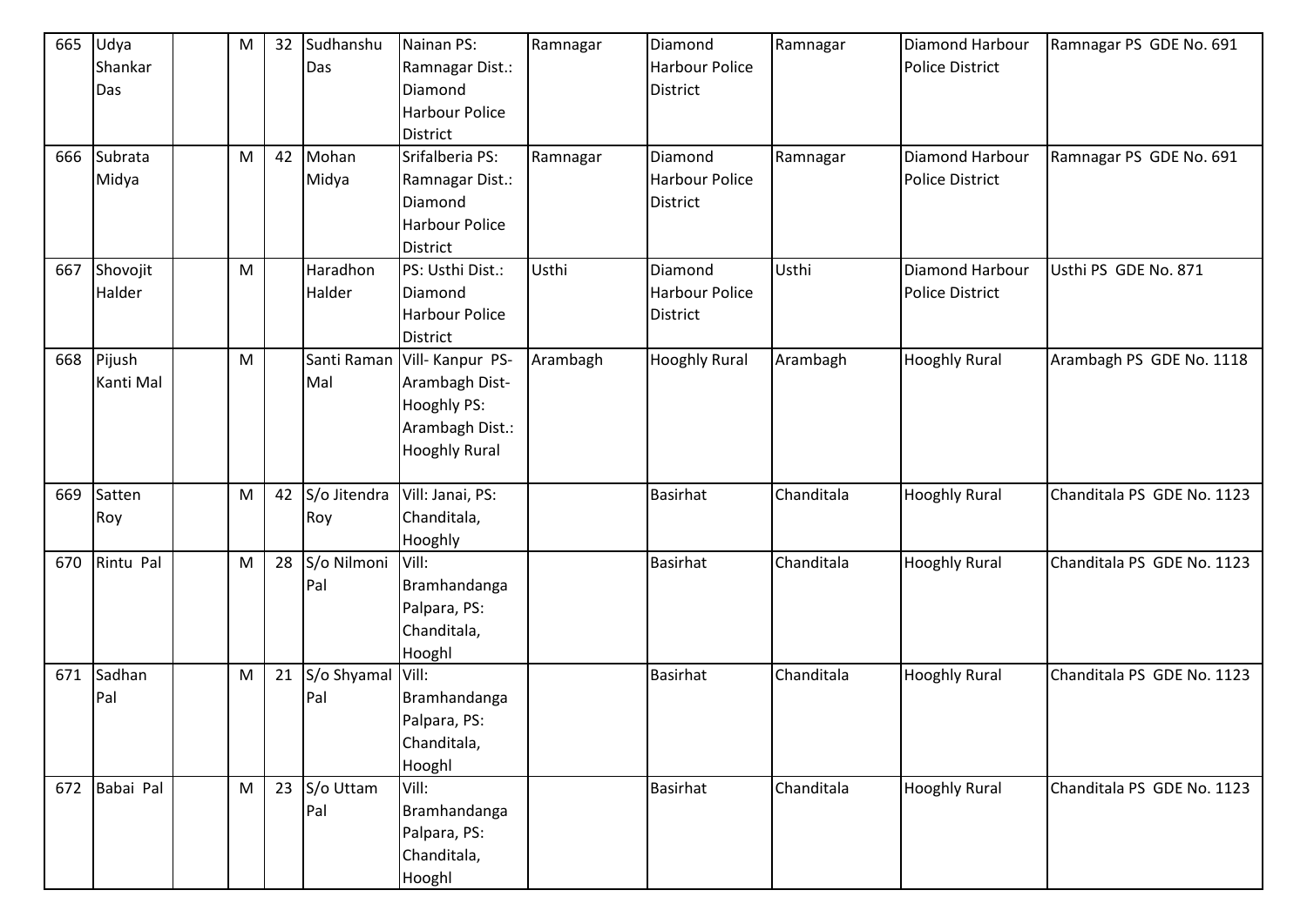| 665 | Udya Shankar Das | | M | 32 | Sudhanshu Das | Nainan PS: Ramnagar Dist.: Diamond Harbour Police District | Ramnagar | Diamond Harbour Police District | Ramnagar | Diamond Harbour Police District | Ramnagar PS GDE No. 691 |
|---|---|---|---|---|---|---|---|---|---|---|---|
| 666 | Subrata Midya | | M | 42 | Mohan Midya | Srifalberia PS: Ramnagar Dist.: Diamond Harbour Police District | Ramnagar | Diamond Harbour Police District | Ramnagar | Diamond Harbour Police District | Ramnagar PS GDE No. 691 |
| 667 | Shovojit Halder | | M | | Haradhon Halder | PS: Usthi Dist.: Diamond Harbour Police District | Usthi | Diamond Harbour Police District | Usthi | Diamond Harbour Police District | Usthi PS GDE No. 871 |
| 668 | Pijush Kanti Mal | | M | | Santi Raman Mal | Vill- Kanpur PS- Arambagh Dist- Hooghly PS: Arambagh Dist.: Hooghly Rural | Arambagh | Hooghly Rural | Arambagh | Hooghly Rural | Arambagh PS GDE No. 1118 |
| 669 | Satten Roy | | M | 42 | S/o Jitendra Roy | Vill: Janai, PS: Chanditala, Hooghly | | Basirhat | Chanditala | Hooghly Rural | Chanditala PS GDE No. 1123 |
| 670 | Rintu Pal | | M | 28 | S/o Nilmoni Pal | Vill: Bramhandanga Palpara, PS: Chanditala, Hooghl | | Basirhat | Chanditala | Hooghly Rural | Chanditala PS GDE No. 1123 |
| 671 | Sadhan Pal | | M | 21 | S/o Shyamal Pal | Vill: Bramhandanga Palpara, PS: Chanditala, Hooghl | | Basirhat | Chanditala | Hooghly Rural | Chanditala PS GDE No. 1123 |
| 672 | Babai Pal | | M | 23 | S/o Uttam Pal | Vill: Bramhandanga Palpara, PS: Chanditala, Hooghl | | Basirhat | Chanditala | Hooghly Rural | Chanditala PS GDE No. 1123 |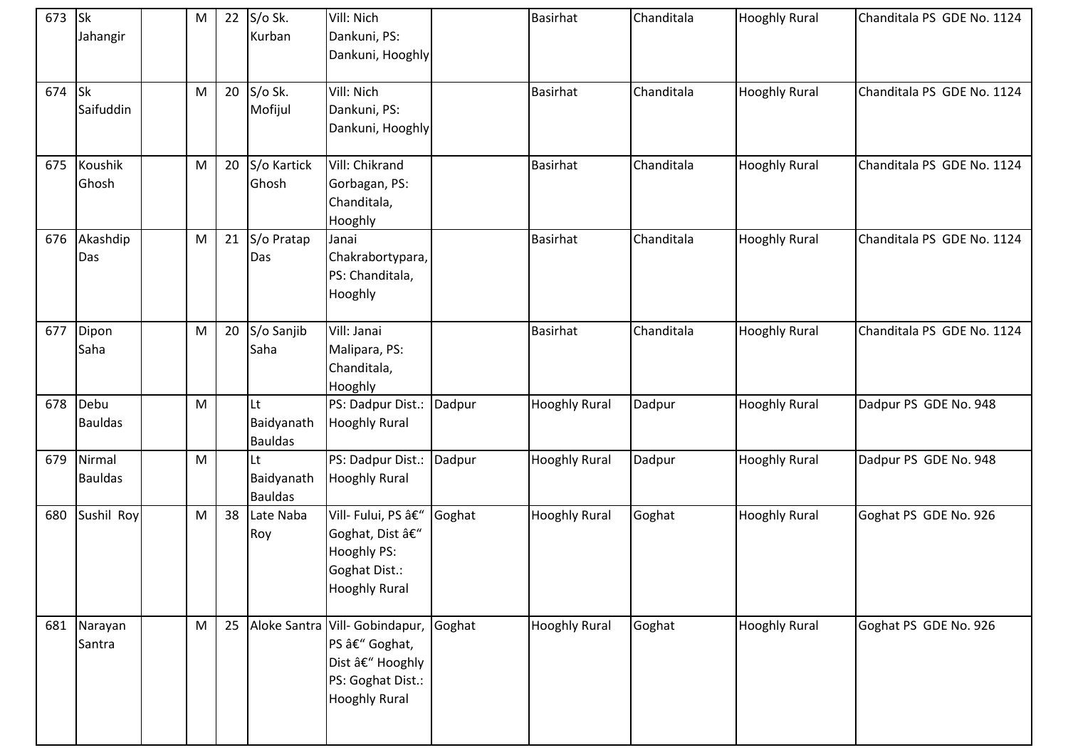| 673 | Sk Jahangir | | M | 22 | S/o Sk. Kurban | Vill: Nich Dankuni, PS: Dankuni, Hooghly | | Basirhat | Chanditala | Hooghly Rural | Chanditala PS GDE No. 1124 |
|---|---|---|---|---|---|---|---|---|---|---|---|
| 674 | Sk Saifuddin | | M | 20 | S/o Sk. Mofijul | Vill: Nich Dankuni, PS: Dankuni, Hooghly | | Basirhat | Chanditala | Hooghly Rural | Chanditala PS GDE No. 1124 |
| 675 | Koushik Ghosh | | M | 20 | S/o Kartick Ghosh | Vill: Chikrand Gorbagan, PS: Chanditala, Hooghly | | Basirhat | Chanditala | Hooghly Rural | Chanditala PS GDE No. 1124 |
| 676 | Akashdip Das | | M | 21 | S/o Pratap Das | Janai Chakrabortypara, PS: Chanditala, Hooghly | | Basirhat | Chanditala | Hooghly Rural | Chanditala PS GDE No. 1124 |
| 677 | Dipon Saha | | M | 20 | S/o Sanjib Saha | Vill: Janai Malipara, PS: Chanditala, Hooghly | | Basirhat | Chanditala | Hooghly Rural | Chanditala PS GDE No. 1124 |
| 678 | Debu Bauldas | | M | | Lt Baidyanath Bauldas | PS: Dadpur Dist.: Hooghly Rural | Dadpur | Hooghly Rural | Dadpur | Hooghly Rural | Dadpur PS GDE No. 948 |
| 679 | Nirmal Bauldas | | M | | Lt Baidyanath Bauldas | PS: Dadpur Dist.: Hooghly Rural | Dadpur | Hooghly Rural | Dadpur | Hooghly Rural | Dadpur PS GDE No. 948 |
| 680 | Sushil Roy | | M | 38 | Late Naba Roy | Vill- Fului, PS â€“ Goghat, Dist â€“ Hooghly PS: Goghat Dist.: Hooghly Rural | Goghat | Hooghly Rural | Goghat | Hooghly Rural | Goghat PS GDE No. 926 |
| 681 | Narayan Santra | | M | 25 | Aloke Santra | Vill- Gobindapur, PS â€“ Goghat, Dist â€“ Hooghly PS: Goghat Dist.: Hooghly Rural | Goghat | Hooghly Rural | Goghat | Hooghly Rural | Goghat PS GDE No. 926 |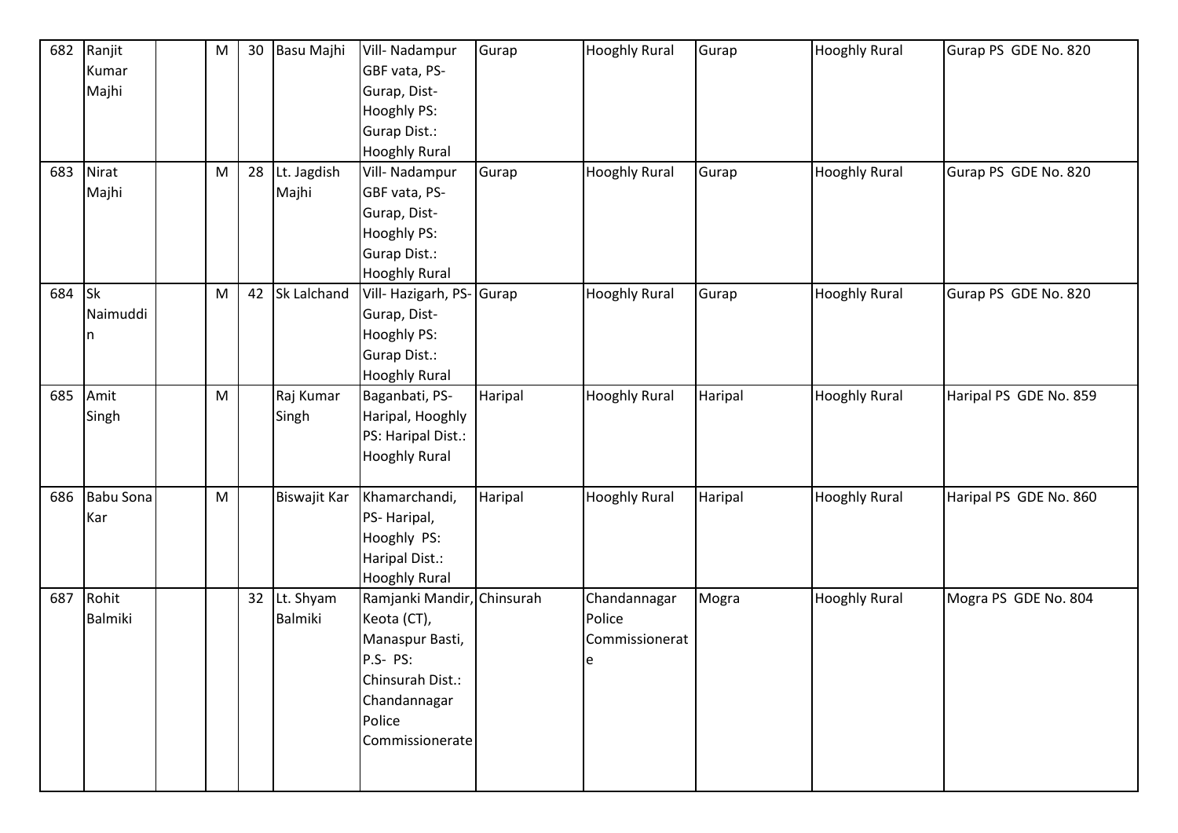| 682 | Ranjit Kumar Majhi | | M | 30 | Basu Majhi | Vill- Nadampur GBF vata, PS- Gurap, Dist- Hooghly PS: Gurap Dist.: Hooghly Rural | Gurap | Hooghly Rural | Gurap | Hooghly Rural | Gurap PS GDE No. 820 |
|---|---|---|---|---|---|---|---|---|---|---|---|
| 683 | Nirat Majhi | | M | 28 | Lt. Jagdish Majhi | Vill- Nadampur GBF vata, PS- Gurap, Dist- Hooghly PS: Gurap Dist.: Hooghly Rural | Gurap | Hooghly Rural | Gurap | Hooghly Rural | Gurap PS GDE No. 820 |
| 684 | Sk Naimuddin | | M | 42 | Sk Lalchand | Vill- Hazigarh, PS- Gurap, Dist- Hooghly PS: Gurap Dist.: Hooghly Rural | Gurap | Hooghly Rural | Gurap | Hooghly Rural | Gurap PS GDE No. 820 |
| 685 | Amit Singh | | M | | Raj Kumar Singh | Baganbati, PS- Haripal, Hooghly PS: Haripal Dist.: Hooghly Rural | Haripal | Hooghly Rural | Haripal | Hooghly Rural | Haripal PS GDE No. 859 |
| 686 | Babu Sona Kar | | M | | Biswajit Kar | Khamarchandi, PS- Haripal, Hooghly PS: Haripal Dist.: Hooghly Rural | Haripal | Hooghly Rural | Haripal | Hooghly Rural | Haripal PS GDE No. 860 |
| 687 | Rohit Balmiki | | | 32 | Lt. Shyam Balmiki | Ramjanki Mandir, Keota (CT), Manaspur Basti, P.S- PS: Chinsurah Dist.: Chandannagar Police Commissionerate | Chinsurah | Chandannagar Police Commissionerate | Mogra | Hooghly Rural | Mogra PS GDE No. 804 |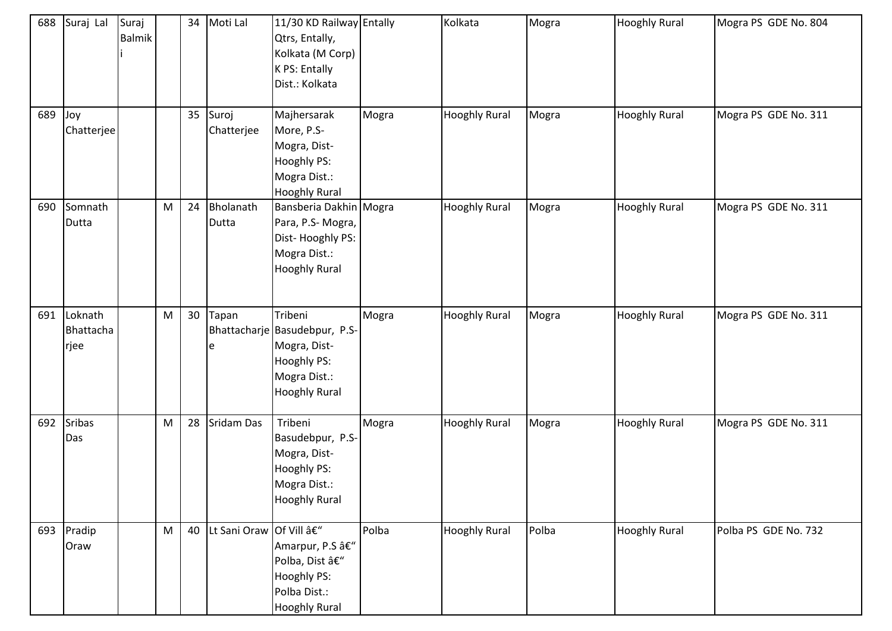| 688 | Suraj Lal | Suraj Balmiki | | 34 | Moti Lal | 11/30 KD Railway Qtrs, Entally, Kolkata (M Corp) K PS: Entally Dist.: Kolkata | Entally | Kolkata | Mogra | Hooghly Rural | Mogra PS GDE No. 804 |
|---|---|---|---|---|---|---|---|---|---|---|---|
| 689 | Joy Chatterjee | | | 35 | Suroj Chatterjee | Majhersarak More, P.S- Mogra, Dist- Hooghly PS: Mogra Dist.: Hooghly Rural | Mogra | Hooghly Rural | Mogra | Hooghly Rural | Mogra PS GDE No. 311 |
| 690 | Somnath Dutta | | M | 24 | Bholanath Dutta | Bansberia Dakhin Para, P.S- Mogra, Dist- Hooghly PS: Mogra Dist.: Hooghly Rural | Mogra | Hooghly Rural | Mogra | Hooghly Rural | Mogra PS GDE No. 311 |
| 691 | Loknath Bhattacharjee | | M | 30 | Tapan Bhattacharjee | Tribeni Basudebpur, P.S- Mogra, Dist- Hooghly PS: Mogra Dist.: Hooghly Rural | Mogra | Hooghly Rural | Mogra | Hooghly Rural | Mogra PS GDE No. 311 |
| 692 | Sribas Das | | M | 28 | Sridam Das | Tribeni Basudebpur, P.S- Mogra, Dist- Hooghly PS: Mogra Dist.: Hooghly Rural | Mogra | Hooghly Rural | Mogra | Hooghly Rural | Mogra PS GDE No. 311 |
| 693 | Pradip Oraw | | M | 40 | Lt Sani Oraw | Of Vill â€“ Amarpur, P.S â€“ Polba, Dist â€“ Hooghly PS: Polba Dist.: Hooghly Rural | Polba | Hooghly Rural | Polba | Hooghly Rural | Polba PS GDE No. 732 |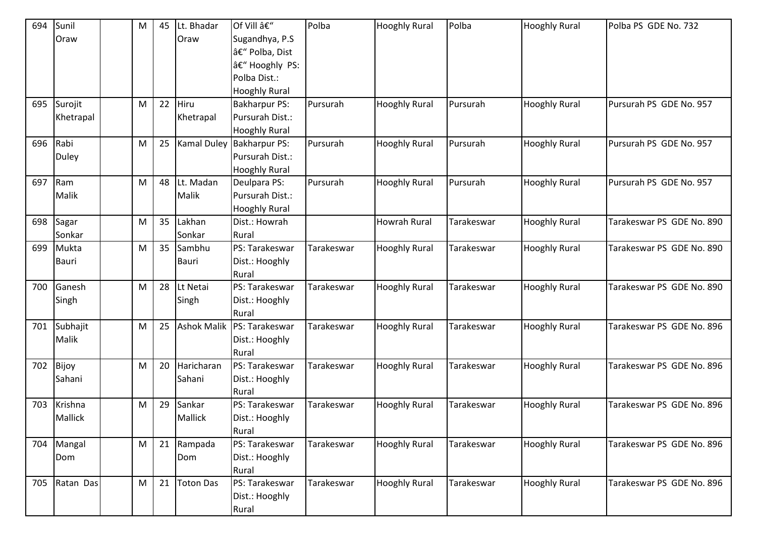| 694 | Sunil Oraw | | M | 45 | Lt. Bhadar Oraw | Of Vill â€“ Sugandhya, P.S â€“ Polba, Dist â€“ Hooghly PS: Polba Dist.: Hooghly Rural | Polba | Hooghly Rural | Polba | Hooghly Rural | Polba PS GDE No. 732 |
|---|---|---|---|---|---|---|---|---|---|---|---|
| 695 | Surojit Khetrapal | | M | 22 | Hiru Khetrapal | Bakharpur PS: Pursurah Dist.: Hooghly Rural | Pursurah | Hooghly Rural | Pursurah | Hooghly Rural | Pursurah PS GDE No. 957 |
| 696 | Rabi Duley | | M | 25 | Kamal Duley | Bakharpur PS: Pursurah Dist.: Hooghly Rural | Pursurah | Hooghly Rural | Pursurah | Hooghly Rural | Pursurah PS GDE No. 957 |
| 697 | Ram Malik | | M | 48 | Lt. Madan Malik | Deulpara PS: Pursurah Dist.: Hooghly Rural | Pursurah | Hooghly Rural | Pursurah | Hooghly Rural | Pursurah PS GDE No. 957 |
| 698 | Sagar Sonkar | | M | 35 | Lakhan Sonkar | Dist.: Howrah Rural | | Howrah Rural | Tarakeswar | Hooghly Rural | Tarakeswar PS GDE No. 890 |
| 699 | Mukta Bauri | | M | 35 | Sambhu Bauri | PS: Tarakeswar Dist.: Hooghly Rural | Tarakeswar | Hooghly Rural | Tarakeswar | Hooghly Rural | Tarakeswar PS GDE No. 890 |
| 700 | Ganesh Singh | | M | 28 | Lt Netai Singh | PS: Tarakeswar Dist.: Hooghly Rural | Tarakeswar | Hooghly Rural | Tarakeswar | Hooghly Rural | Tarakeswar PS GDE No. 890 |
| 701 | Subhajit Malik | | M | 25 | Ashok Malik | PS: Tarakeswar Dist.: Hooghly Rural | Tarakeswar | Hooghly Rural | Tarakeswar | Hooghly Rural | Tarakeswar PS GDE No. 896 |
| 702 | Bijoy Sahani | | M | 20 | Haricharan Sahani | PS: Tarakeswar Dist.: Hooghly Rural | Tarakeswar | Hooghly Rural | Tarakeswar | Hooghly Rural | Tarakeswar PS GDE No. 896 |
| 703 | Krishna Mallick | | M | 29 | Sankar Mallick | PS: Tarakeswar Dist.: Hooghly Rural | Tarakeswar | Hooghly Rural | Tarakeswar | Hooghly Rural | Tarakeswar PS GDE No. 896 |
| 704 | Mangal Dom | | M | 21 | Rampada Dom | PS: Tarakeswar Dist.: Hooghly Rural | Tarakeswar | Hooghly Rural | Tarakeswar | Hooghly Rural | Tarakeswar PS GDE No. 896 |
| 705 | Ratan Das | | M | 21 | Toton Das | PS: Tarakeswar Dist.: Hooghly Rural | Tarakeswar | Hooghly Rural | Tarakeswar | Hooghly Rural | Tarakeswar PS GDE No. 896 |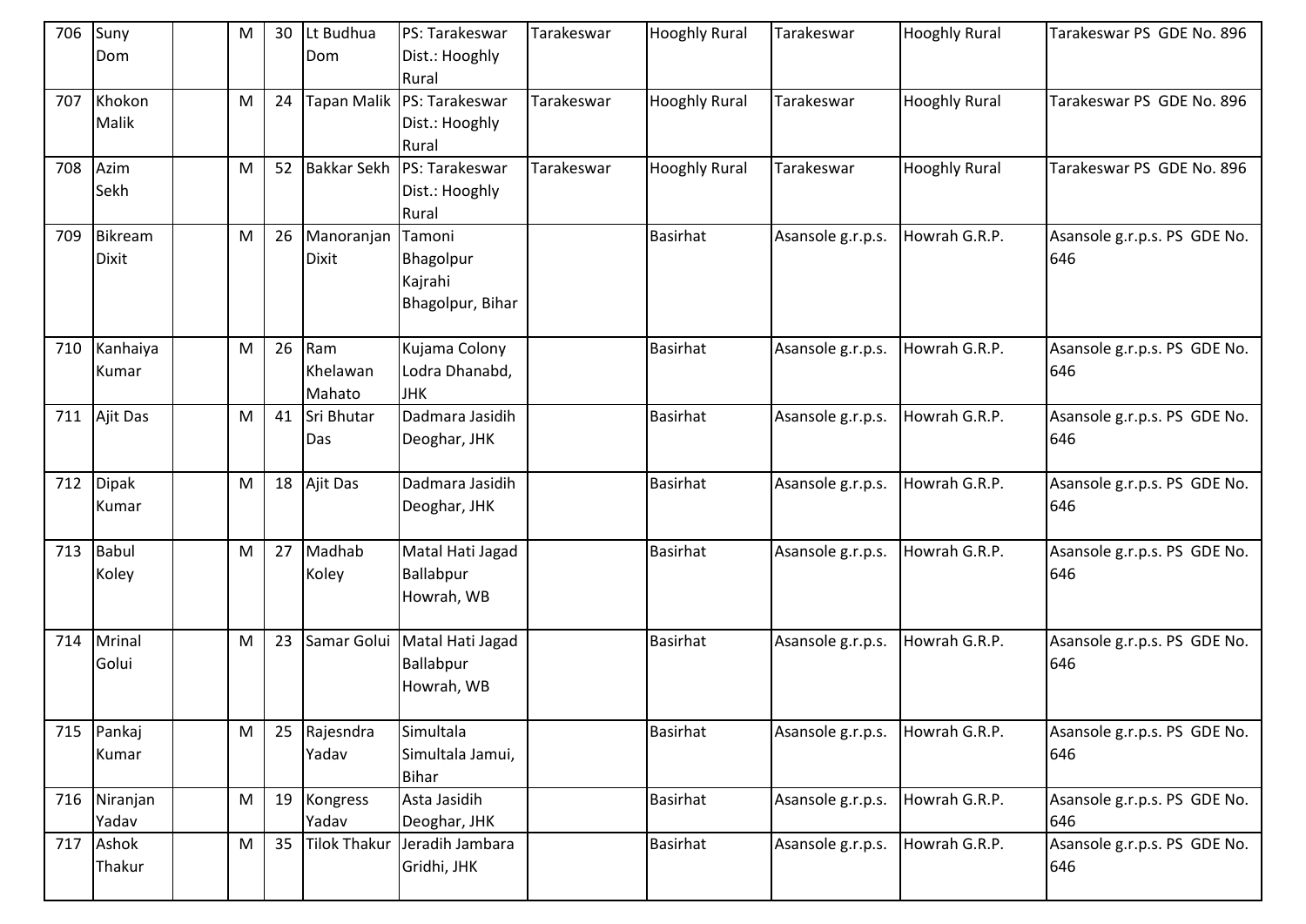| 706 | Suny Dom | | M | 30 | Lt Budhua Dom | PS: Tarakeswar Dist.: Hooghly Rural | Tarakeswar | Hooghly Rural | Tarakeswar | Hooghly Rural | Tarakeswar PS GDE No. 896 |
|---|---|---|---|---|---|---|---|---|---|---|---|
| 707 | Khokon Malik | | M | 24 | Tapan Malik | PS: Tarakeswar Dist.: Hooghly Rural | Tarakeswar | Hooghly Rural | Tarakeswar | Hooghly Rural | Tarakeswar PS GDE No. 896 |
| 708 | Azim Sekh | | M | 52 | Bakkar Sekh | PS: Tarakeswar Dist.: Hooghly Rural | Tarakeswar | Hooghly Rural | Tarakeswar | Hooghly Rural | Tarakeswar PS GDE No. 896 |
| 709 | Bikream Dixit | | M | 26 | Manoranjan Dixit | Tamoni Bhagolpur Kajrahi Bhagolpur, Bihar | | Basirhat | Asansole g.r.p.s. | Howrah G.R.P. | Asansole g.r.p.s. PS GDE No. 646 |
| 710 | Kanhaiya Kumar | | M | 26 | Ram Khelawan Mahato | Kujama Colony Lodra Dhanabd, JHK | | Basirhat | Asansole g.r.p.s. | Howrah G.R.P. | Asansole g.r.p.s. PS GDE No. 646 |
| 711 | Ajit Das | | M | 41 | Sri Bhutar Das | Dadmara Jasidih Deoghar, JHK | | Basirhat | Asansole g.r.p.s. | Howrah G.R.P. | Asansole g.r.p.s. PS GDE No. 646 |
| 712 | Dipak Kumar | | M | 18 | Ajit Das | Dadmara Jasidih Deoghar, JHK | | Basirhat | Asansole g.r.p.s. | Howrah G.R.P. | Asansole g.r.p.s. PS GDE No. 646 |
| 713 | Babul Koley | | M | 27 | Madhab Koley | Matal Hati Jagad Ballabpur Howrah, WB | | Basirhat | Asansole g.r.p.s. | Howrah G.R.P. | Asansole g.r.p.s. PS GDE No. 646 |
| 714 | Mrinal Golui | | M | 23 | Samar Golui | Matal Hati Jagad Ballabpur Howrah, WB | | Basirhat | Asansole g.r.p.s. | Howrah G.R.P. | Asansole g.r.p.s. PS GDE No. 646 |
| 715 | Pankaj Kumar | | M | 25 | Rajesndra Yadav | Simultala Simultala Jamui, Bihar | | Basirhat | Asansole g.r.p.s. | Howrah G.R.P. | Asansole g.r.p.s. PS GDE No. 646 |
| 716 | Niranjan Yadav | | M | 19 | Kongress Yadav | Asta Jasidih Deoghar, JHK | | Basirhat | Asansole g.r.p.s. | Howrah G.R.P. | Asansole g.r.p.s. PS GDE No. 646 |
| 717 | Ashok Thakur | | M | 35 | Tilok Thakur | Jeradih Jambara Gridhi, JHK | | Basirhat | Asansole g.r.p.s. | Howrah G.R.P. | Asansole g.r.p.s. PS GDE No. 646 |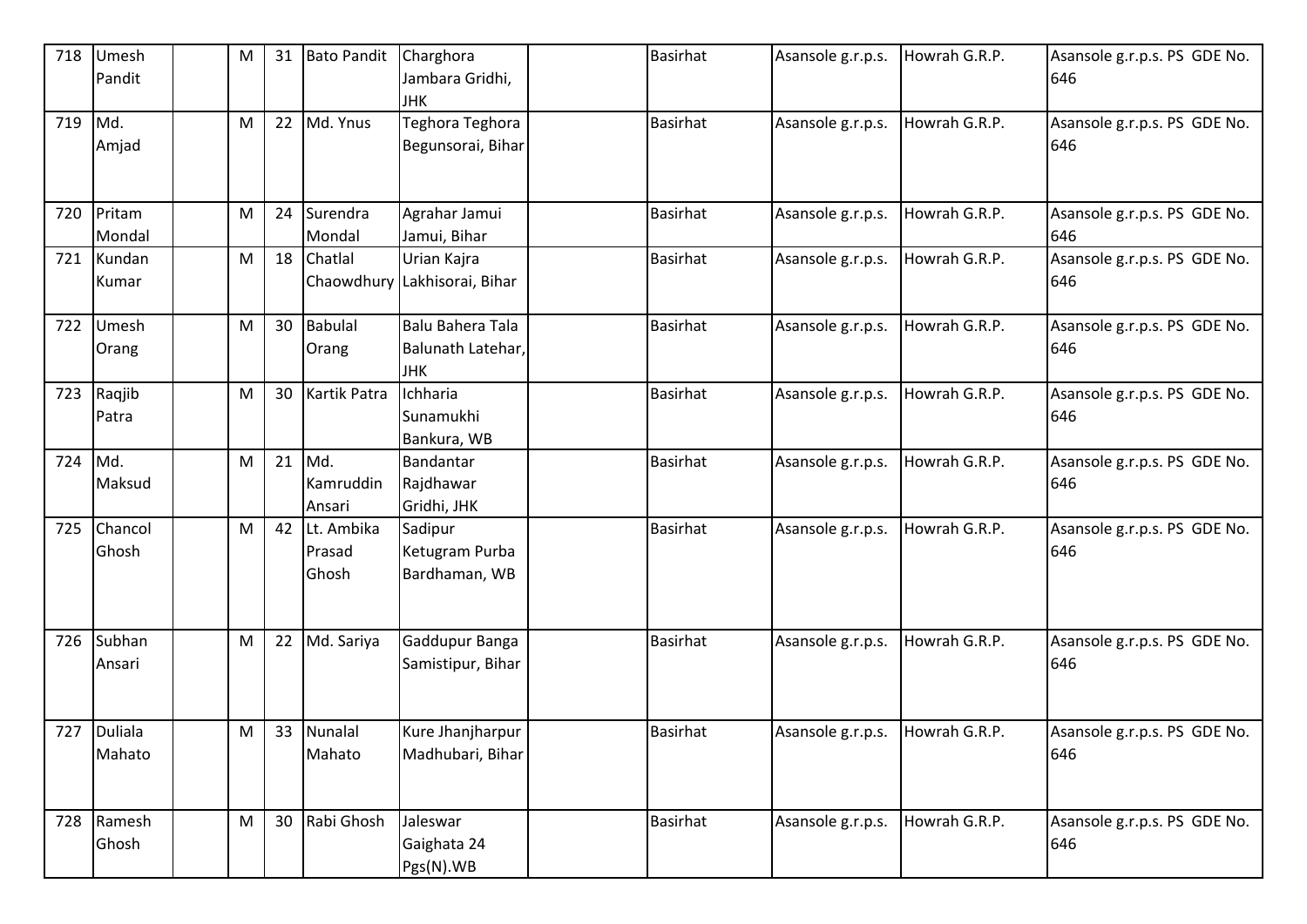| 718 | Umesh Pandit | | M | 31 | Bato Pandit | Charghora Jambara Gridhi, JHK | | Basirhat | Asansole g.r.p.s. | Howrah G.R.P. | Asansole g.r.p.s. PS GDE No. 646 |
|---|---|---|---|---|---|---|---|---|---|---|---|
| 719 | Md. Amjad | | M | 22 | Md. Ynus | Teghora Teghora Begunsorai, Bihar | | Basirhat | Asansole g.r.p.s. | Howrah G.R.P. | Asansole g.r.p.s. PS GDE No. 646 |
| 720 | Pritam Mondal | | M | 24 | Surendra Mondal | Agrahar Jamui Jamui, Bihar | | Basirhat | Asansole g.r.p.s. | Howrah G.R.P. | Asansole g.r.p.s. PS GDE No. 646 |
| 721 | Kundan Kumar | | M | 18 | Chatlal Chaowdhury | Urian Kajra Lakhisorai, Bihar | | Basirhat | Asansole g.r.p.s. | Howrah G.R.P. | Asansole g.r.p.s. PS GDE No. 646 |
| 722 | Umesh Orang | | M | 30 | Babulal Orang | Balu Bahera Tala Balunath Latehar, JHK | | Basirhat | Asansole g.r.p.s. | Howrah G.R.P. | Asansole g.r.p.s. PS GDE No. 646 |
| 723 | Raqjib Patra | | M | 30 | Kartik Patra | Ichharia Sunamukhi Bankura, WB | | Basirhat | Asansole g.r.p.s. | Howrah G.R.P. | Asansole g.r.p.s. PS GDE No. 646 |
| 724 | Md. Maksud | | M | 21 | Md. Kamruddin Ansari | Bandantar Rajdhawar Gridhi, JHK | | Basirhat | Asansole g.r.p.s. | Howrah G.R.P. | Asansole g.r.p.s. PS GDE No. 646 |
| 725 | Chancol Ghosh | | M | 42 | Lt. Ambika Prasad Ghosh | Sadipur Ketugram Purba Bardhaman, WB | | Basirhat | Asansole g.r.p.s. | Howrah G.R.P. | Asansole g.r.p.s. PS GDE No. 646 |
| 726 | Subhan Ansari | | M | 22 | Md. Sariya | Gaddupur Banga Samistipur, Bihar | | Basirhat | Asansole g.r.p.s. | Howrah G.R.P. | Asansole g.r.p.s. PS GDE No. 646 |
| 727 | Duliala Mahato | | M | 33 | Nunalal Mahato | Kure Jhanjharpur Madhubari, Bihar | | Basirhat | Asansole g.r.p.s. | Howrah G.R.P. | Asansole g.r.p.s. PS GDE No. 646 |
| 728 | Ramesh Ghosh | | M | 30 | Rabi Ghosh | Jaleswar Gaighata 24 Pgs(N).WB | | Basirhat | Asansole g.r.p.s. | Howrah G.R.P. | Asansole g.r.p.s. PS GDE No. 646 |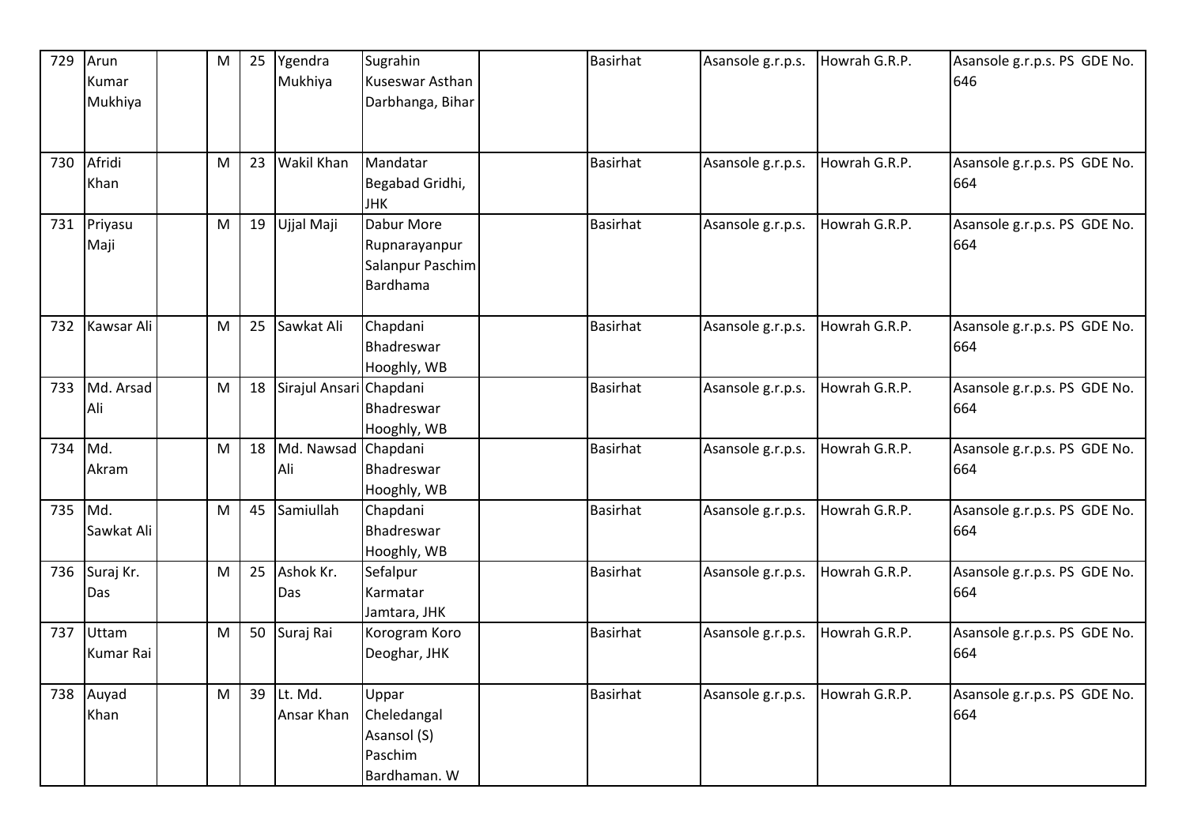| 729 | Arun Kumar Mukhiya | | M | 25 | Ygendra Mukhiya | Sugrahin Kuseswar Asthan Darbhanga, Bihar | | Basirhat | Asansole g.r.p.s. | Howrah G.R.P. | Asansole g.r.p.s. PS GDE No. 646 |
|---|---|---|---|---|---|---|---|---|---|---|---|
| 730 | Afridi Khan | | M | 23 | Wakil Khan | Mandatar Begabad Gridhi, JHK | | Basirhat | Asansole g.r.p.s. | Howrah G.R.P. | Asansole g.r.p.s. PS GDE No. 664 |
| 731 | Priyasu Maji | | M | 19 | Ujjal Maji | Dabur More Rupnarayanpur Salanpur Paschim Bardhama | | Basirhat | Asansole g.r.p.s. | Howrah G.R.P. | Asansole g.r.p.s. PS GDE No. 664 |
| 732 | Kawsar Ali | | M | 25 | Sawkat Ali | Chapdani Bhadreswar Hooghly, WB | | Basirhat | Asansole g.r.p.s. | Howrah G.R.P. | Asansole g.r.p.s. PS GDE No. 664 |
| 733 | Md. Arsad Ali | | M | 18 | Sirajul Ansari | Chapdani Bhadreswar Hooghly, WB | | Basirhat | Asansole g.r.p.s. | Howrah G.R.P. | Asansole g.r.p.s. PS GDE No. 664 |
| 734 | Md. Akram | | M | 18 | Md. Nawsad Ali | Chapdani Bhadreswar Hooghly, WB | | Basirhat | Asansole g.r.p.s. | Howrah G.R.P. | Asansole g.r.p.s. PS GDE No. 664 |
| 735 | Md. Sawkat Ali | | M | 45 | Samiullah | Chapdani Bhadreswar Hooghly, WB | | Basirhat | Asansole g.r.p.s. | Howrah G.R.P. | Asansole g.r.p.s. PS GDE No. 664 |
| 736 | Suraj Kr. Das | | M | 25 | Ashok Kr. Das | Sefalpur Karmatar Jamtara, JHK | | Basirhat | Asansole g.r.p.s. | Howrah G.R.P. | Asansole g.r.p.s. PS GDE No. 664 |
| 737 | Uttam Kumar Rai | | M | 50 | Suraj Rai | Korogram Koro Deoghar, JHK | | Basirhat | Asansole g.r.p.s. | Howrah G.R.P. | Asansole g.r.p.s. PS GDE No. 664 |
| 738 | Auyad Khan | | M | 39 | Lt. Md. Ansar Khan | Uppar Cheledangal Asansol (S) Paschim Bardhaman. W | | Basirhat | Asansole g.r.p.s. | Howrah G.R.P. | Asansole g.r.p.s. PS GDE No. 664 |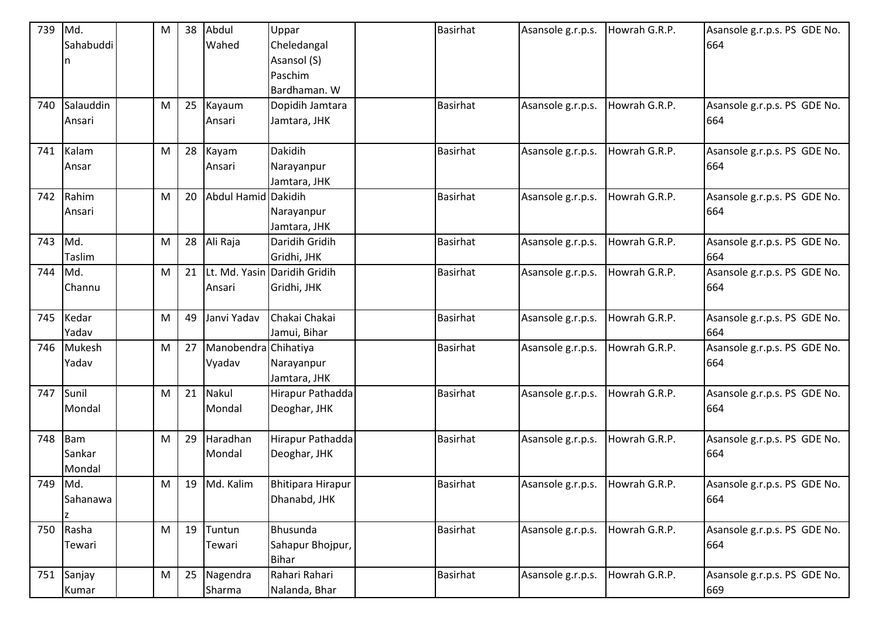| 739 | Md. Sahabuddin | | M | 38 | Abdul Wahed | Uppar Cheledangal Asansol (S) Paschim Bardhaman. W | | Basirhat | Asansole g.r.p.s. | Howrah G.R.P. | Asansole g.r.p.s. PS GDE No. 664 |
|---|---|---|---|---|---|---|---|---|---|---|---|
| 740 | Salauddin Ansari | | M | 25 | Kayaum Ansari | Dopidih Jamtara Jamtara, JHK | | Basirhat | Asansole g.r.p.s. | Howrah G.R.P. | Asansole g.r.p.s. PS GDE No. 664 |
| 741 | Kalam Ansar | | M | 28 | Kayam Ansari | Dakidih Narayanpur Jamtara, JHK | | Basirhat | Asansole g.r.p.s. | Howrah G.R.P. | Asansole g.r.p.s. PS GDE No. 664 |
| 742 | Rahim Ansari | | M | 20 | Abdul Hamid | Dakidih Narayanpur Jamtara, JHK | | Basirhat | Asansole g.r.p.s. | Howrah G.R.P. | Asansole g.r.p.s. PS GDE No. 664 |
| 743 | Md. Taslim | | M | 28 | Ali Raja | Daridih Gridih Gridhi, JHK | | Basirhat | Asansole g.r.p.s. | Howrah G.R.P. | Asansole g.r.p.s. PS GDE No. 664 |
| 744 | Md. Channu | | M | 21 | Lt. Md. Yasin Ansari | Daridih Gridih Gridhi, JHK | | Basirhat | Asansole g.r.p.s. | Howrah G.R.P. | Asansole g.r.p.s. PS GDE No. 664 |
| 745 | Kedar Yadav | | M | 49 | Janvi Yadav | Chakai Chakai Jamui, Bihar | | Basirhat | Asansole g.r.p.s. | Howrah G.R.P. | Asansole g.r.p.s. PS GDE No. 664 |
| 746 | Mukesh Yadav | | M | 27 | Manobendra Vyadav | Chihatiya Narayanpur Jamtara, JHK | | Basirhat | Asansole g.r.p.s. | Howrah G.R.P. | Asansole g.r.p.s. PS GDE No. 664 |
| 747 | Sunil Mondal | | M | 21 | Nakul Mondal | Hirapur Pathadda Deoghar, JHK | | Basirhat | Asansole g.r.p.s. | Howrah G.R.P. | Asansole g.r.p.s. PS GDE No. 664 |
| 748 | Bam Sankar Mondal | | M | 29 | Haradhan Mondal | Hirapur Pathadda Deoghar, JHK | | Basirhat | Asansole g.r.p.s. | Howrah G.R.P. | Asansole g.r.p.s. PS GDE No. 664 |
| 749 | Md. Sahanawaz | | M | 19 | Md. Kalim | Bhitipara Hirapur Dhanabd, JHK | | Basirhat | Asansole g.r.p.s. | Howrah G.R.P. | Asansole g.r.p.s. PS GDE No. 664 |
| 750 | Rasha Tewari | | M | 19 | Tuntun Tewari | Bhusunda Sahapur Bhojpur, Bihar | | Basirhat | Asansole g.r.p.s. | Howrah G.R.P. | Asansole g.r.p.s. PS GDE No. 664 |
| 751 | Sanjay Kumar | | M | 25 | Nagendra Sharma | Rahari Rahari Nalanda, Bhar | | Basirhat | Asansole g.r.p.s. | Howrah G.R.P. | Asansole g.r.p.s. PS GDE No. 669 |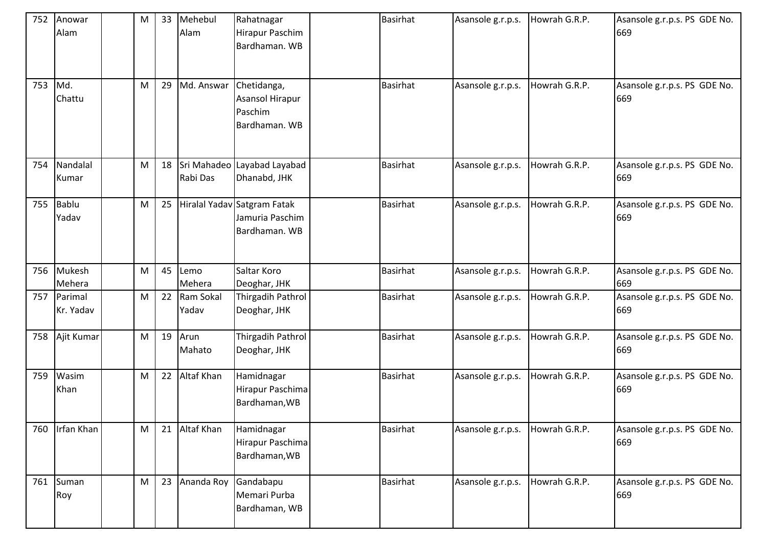| | | | | | | | | | | | |
|---|---|---|---|---|---|---|---|---|---|---|---|
| 752 | Anowar Alam | | M | 33 | Mehebul Alam | Rahatnagar Hirapur Paschim Bardhaman. WB | | Basirhat | Asansole g.r.p.s. | Howrah G.R.P. | Asansole g.r.p.s. PS GDE No. 669 |
| 753 | Md. Chattu | | M | 29 | Md. Answar | Chetidanga, Asansol Hirapur Paschim Bardhaman. WB | | Basirhat | Asansole g.r.p.s. | Howrah G.R.P. | Asansole g.r.p.s. PS GDE No. 669 |
| 754 | Nandalal Kumar | | M | 18 | Sri Mahadeo Rabi Das | Layabad Layabad Dhanabd, JHK | | Basirhat | Asansole g.r.p.s. | Howrah G.R.P. | Asansole g.r.p.s. PS GDE No. 669 |
| 755 | Bablu Yadav | | M | 25 | Hiralal Yadav | Satgram Fatak Jamuria Paschim Bardhaman. WB | | Basirhat | Asansole g.r.p.s. | Howrah G.R.P. | Asansole g.r.p.s. PS GDE No. 669 |
| 756 | Mukesh Mehera | | M | 45 | Lemo Mehera | Saltar Koro Deoghar, JHK | | Basirhat | Asansole g.r.p.s. | Howrah G.R.P. | Asansole g.r.p.s. PS GDE No. 669 |
| 757 | Parimal Kr. Yadav | | M | 22 | Ram Sokal Yadav | Thirgadih Pathrol Deoghar, JHK | | Basirhat | Asansole g.r.p.s. | Howrah G.R.P. | Asansole g.r.p.s. PS GDE No. 669 |
| 758 | Ajit Kumar | | M | 19 | Arun Mahato | Thirgadih Pathrol Deoghar, JHK | | Basirhat | Asansole g.r.p.s. | Howrah G.R.P. | Asansole g.r.p.s. PS GDE No. 669 |
| 759 | Wasim Khan | | M | 22 | Altaf Khan | Hamidnagar Hirapur Paschima Bardhaman,WB | | Basirhat | Asansole g.r.p.s. | Howrah G.R.P. | Asansole g.r.p.s. PS GDE No. 669 |
| 760 | Irfan Khan | | M | 21 | Altaf Khan | Hamidnagar Hirapur Paschima Bardhaman,WB | | Basirhat | Asansole g.r.p.s. | Howrah G.R.P. | Asansole g.r.p.s. PS GDE No. 669 |
| 761 | Suman Roy | | M | 23 | Ananda Roy | Gandabapu Memari Purba Bardhaman, WB | | Basirhat | Asansole g.r.p.s. | Howrah G.R.P. | Asansole g.r.p.s. PS GDE No. 669 |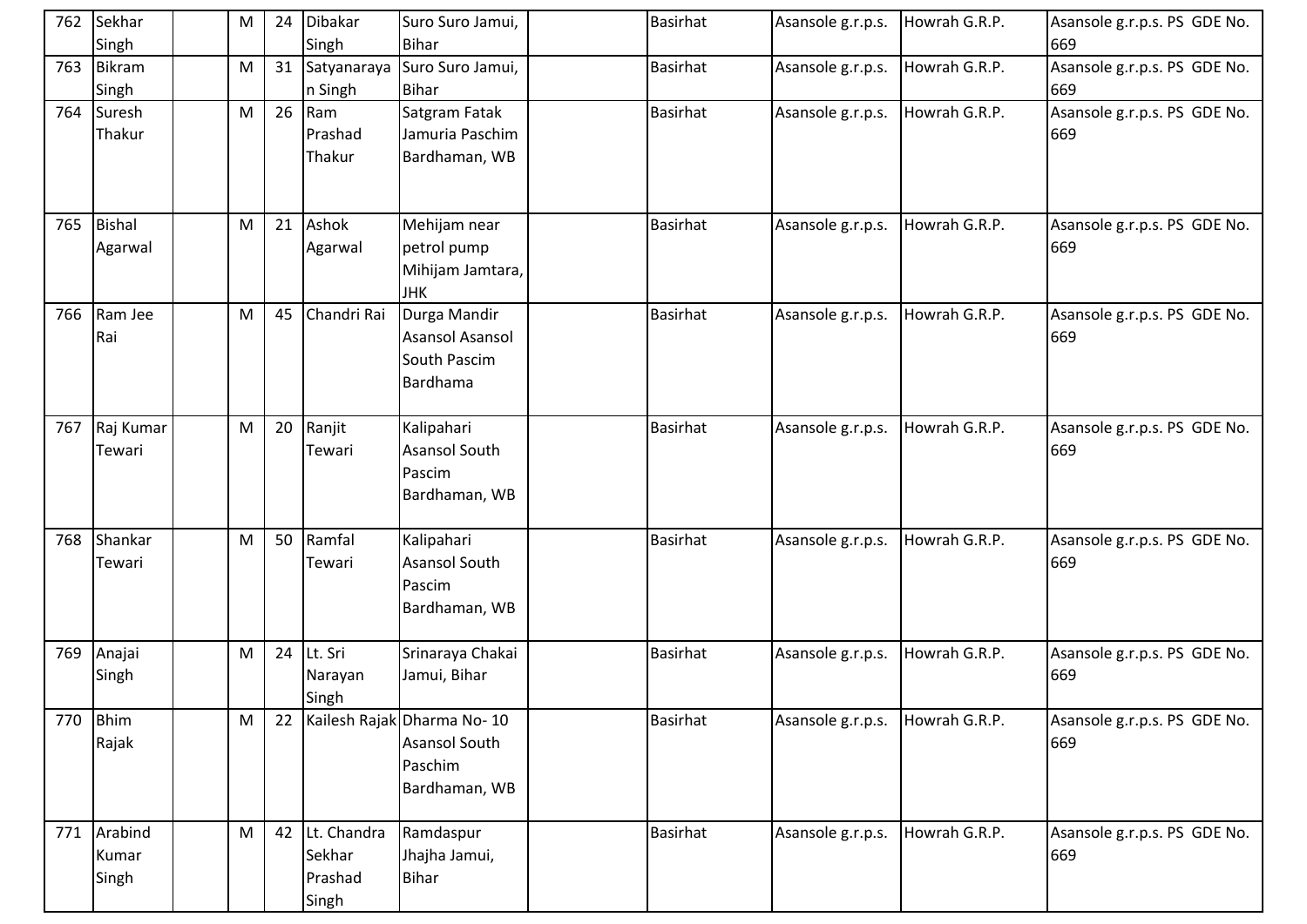| | | | | | | | | | | |
|---|---|---|---|---|---|---|---|---|---|---|
| 762 | Sekhar Singh | | M | 24 | Dibakar Singh | Suro Suro Jamui, Bihar | | Basirhat | Asansole g.r.p.s. | Howrah G.R.P. | Asansole g.r.p.s. PS GDE No. 669 |
| 763 | Bikram Singh | | M | 31 | Satyanarayan Singh | Suro Suro Jamui, Bihar | | Basirhat | Asansole g.r.p.s. | Howrah G.R.P. | Asansole g.r.p.s. PS GDE No. 669 |
| 764 | Suresh Thakur | | M | 26 | Ram Prashad Thakur | Satgram Fatak Jamuria Paschim Bardhaman, WB | | Basirhat | Asansole g.r.p.s. | Howrah G.R.P. | Asansole g.r.p.s. PS GDE No. 669 |
| 765 | Bishal Agarwal | | M | 21 | Ashok Agarwal | Mehijam near petrol pump Mihijam Jamtara, JHK | | Basirhat | Asansole g.r.p.s. | Howrah G.R.P. | Asansole g.r.p.s. PS GDE No. 669 |
| 766 | Ram Jee Rai | | M | 45 | Chandri Rai | Durga Mandir Asansol Asansol South Pascim Bardhama | | Basirhat | Asansole g.r.p.s. | Howrah G.R.P. | Asansole g.r.p.s. PS GDE No. 669 |
| 767 | Raj Kumar Tewari | | M | 20 | Ranjit Tewari | Kalipahari Asansol South Pascim Bardhaman, WB | | Basirhat | Asansole g.r.p.s. | Howrah G.R.P. | Asansole g.r.p.s. PS GDE No. 669 |
| 768 | Shankar Tewari | | M | 50 | Ramfal Tewari | Kalipahari Asansol South Pascim Bardhaman, WB | | Basirhat | Asansole g.r.p.s. | Howrah G.R.P. | Asansole g.r.p.s. PS GDE No. 669 |
| 769 | Anajai Singh | | M | 24 | Lt. Sri Narayan Singh | Srinaraya Chakai Jamui, Bihar | | Basirhat | Asansole g.r.p.s. | Howrah G.R.P. | Asansole g.r.p.s. PS GDE No. 669 |
| 770 | Bhim Rajak | | M | 22 | Kailesh Rajak | Dharma No- 10 Asansol South Paschim Bardhaman, WB | | Basirhat | Asansole g.r.p.s. | Howrah G.R.P. | Asansole g.r.p.s. PS GDE No. 669 |
| 771 | Arabind Kumar Singh | | M | 42 | Lt. Chandra Sekhar Prashad Singh | Ramdaspur Jhajha Jamui, Bihar | | Basirhat | Asansole g.r.p.s. | Howrah G.R.P. | Asansole g.r.p.s. PS GDE No. 669 |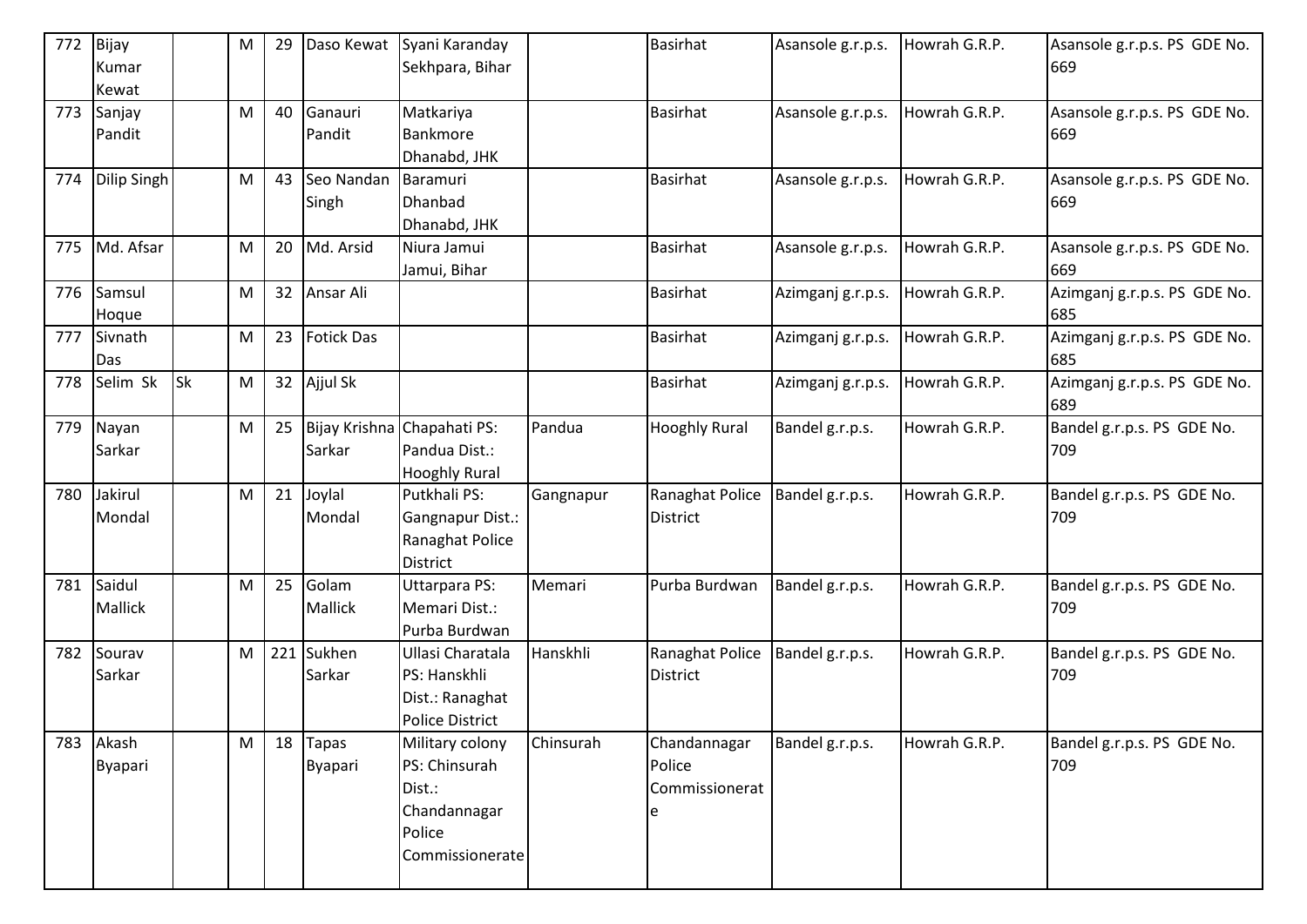| 772 | Bijay Kumar Kewat | | M | 29 | Daso Kewat | Syani Karanday Sekhpara, Bihar | | Basirhat | Asansole g.r.p.s. | Howrah G.R.P. | Asansole g.r.p.s. PS GDE No. 669 |
|---|---|---|---|---|---|---|---|---|---|---|---|
| 773 | Sanjay Pandit | | M | 40 | Ganauri Pandit | Matkariya Bankmore Dhanabd, JHK | | Basirhat | Asansole g.r.p.s. | Howrah G.R.P. | Asansole g.r.p.s. PS GDE No. 669 |
| 774 | Dilip Singh | | M | 43 | Seo Nandan Singh | Baramuri Dhanbad Dhanabd, JHK | | Basirhat | Asansole g.r.p.s. | Howrah G.R.P. | Asansole g.r.p.s. PS GDE No. 669 |
| 775 | Md. Afsar | | M | 20 | Md. Arsid | Niura Jamui Jamui, Bihar | | Basirhat | Asansole g.r.p.s. | Howrah G.R.P. | Asansole g.r.p.s. PS GDE No. 669 |
| 776 | Samsul Hoque | | M | 32 | Ansar Ali | | | Basirhat | Azimganj g.r.p.s. | Howrah G.R.P. | Azimganj g.r.p.s. PS GDE No. 685 |
| 777 | Sivnath Das | | M | 23 | Fotick Das | | | Basirhat | Azimganj g.r.p.s. | Howrah G.R.P. | Azimganj g.r.p.s. PS GDE No. 685 |
| 778 | Selim Sk | Sk | M | 32 | Ajjul Sk | | | Basirhat | Azimganj g.r.p.s. | Howrah G.R.P. | Azimganj g.r.p.s. PS GDE No. 689 |
| 779 | Nayan Sarkar | | M | 25 | Bijay Krishna Sarkar | Chapahati PS: Pandua Dist.: Hooghly Rural | Pandua | Hooghly Rural | Bandel g.r.p.s. | Howrah G.R.P. | Bandel g.r.p.s. PS GDE No. 709 |
| 780 | Jakirul Mondal | | M | 21 | Joylal Mondal | Putkhali PS: Gangnapur Dist.: Ranaghat Police District | Gangnapur | Ranaghat Police District | Bandel g.r.p.s. | Howrah G.R.P. | Bandel g.r.p.s. PS GDE No. 709 |
| 781 | Saidul Mallick | | M | 25 | Golam Mallick | Uttarpara PS: Memari Dist.: Purba Burdwan | Memari | Purba Burdwan | Bandel g.r.p.s. | Howrah G.R.P. | Bandel g.r.p.s. PS GDE No. 709 |
| 782 | Sourav Sarkar | | M | 221 | Sukhen Sarkar | Ullasi Charatala PS: Hanskhli Dist.: Ranaghat Police District | Hanskhli | Ranaghat Police District | Bandel g.r.p.s. | Howrah G.R.P. | Bandel g.r.p.s. PS GDE No. 709 |
| 783 | Akash Byapari | | M | 18 | Tapas Byapari | Military colony PS: Chinsurah Dist.: Chandannagar Police Commissionerate | Chinsurah | Chandannagar Police Commissionerate | Bandel g.r.p.s. | Howrah G.R.P. | Bandel g.r.p.s. PS GDE No. 709 |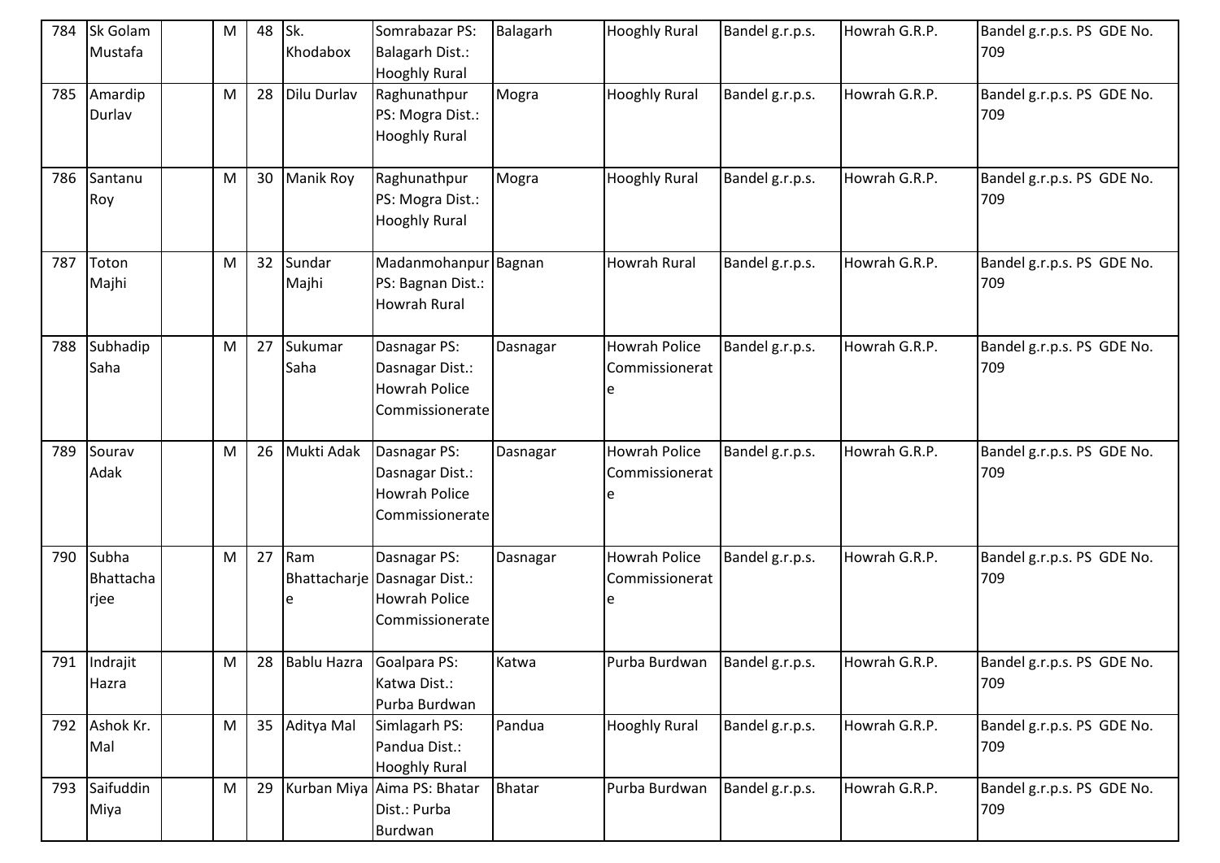| 784 | Sk Golam Mustafa | | M | 48 | Sk. Khodabox | Somrabazar PS: Balagarh Dist.: Hooghly Rural | Balagarh | Hooghly Rural | Bandel g.r.p.s. | Howrah G.R.P. | Bandel g.r.p.s. PS GDE No. 709 |
|---|---|---|---|---|---|---|---|---|---|---|---|
| 785 | Amardip Durlav | | M | 28 | Dilu Durlav | Raghunathpur PS: Mogra Dist.: Hooghly Rural | Mogra | Hooghly Rural | Bandel g.r.p.s. | Howrah G.R.P. | Bandel g.r.p.s. PS GDE No. 709 |
| 786 | Santanu Roy | | M | 30 | Manik Roy | Raghunathpur PS: Mogra Dist.: Hooghly Rural | Mogra | Hooghly Rural | Bandel g.r.p.s. | Howrah G.R.P. | Bandel g.r.p.s. PS GDE No. 709 |
| 787 | Toton Majhi | | M | 32 | Sundar Majhi | Madanmohanpur PS: Bagnan Dist.: Howrah Rural | Bagnan | Howrah Rural | Bandel g.r.p.s. | Howrah G.R.P. | Bandel g.r.p.s. PS GDE No. 709 |
| 788 | Subhadip Saha | | M | 27 | Sukumar Saha | Dasnagar PS: Dasnagar Dist.: Howrah Police Commissionerate | Dasnagar | Howrah Police Commissionerate | Bandel g.r.p.s. | Howrah G.R.P. | Bandel g.r.p.s. PS GDE No. 709 |
| 789 | Sourav Adak | | M | 26 | Mukti Adak | Dasnagar PS: Dasnagar Dist.: Howrah Police Commissionerate | Dasnagar | Howrah Police Commissionerate | Bandel g.r.p.s. | Howrah G.R.P. | Bandel g.r.p.s. PS GDE No. 709 |
| 790 | Subha Bhattacharjee | | M | 27 | Ram Bhattacharjee | Dasnagar PS: Dasnagar Dist.: Howrah Police Commissionerate | Dasnagar | Howrah Police Commissionerate | Bandel g.r.p.s. | Howrah G.R.P. | Bandel g.r.p.s. PS GDE No. 709 |
| 791 | Indrajit Hazra | | M | 28 | Bablu Hazra | Goalpara PS: Katwa Dist.: Purba Burdwan | Katwa | Purba Burdwan | Bandel g.r.p.s. | Howrah G.R.P. | Bandel g.r.p.s. PS GDE No. 709 |
| 792 | Ashok Kr. Mal | | M | 35 | Aditya Mal | Simlagarh PS: Pandua Dist.: Hooghly Rural | Pandua | Hooghly Rural | Bandel g.r.p.s. | Howrah G.R.P. | Bandel g.r.p.s. PS GDE No. 709 |
| 793 | Saifuddin Miya | | M | 29 | Kurban Miya | Aima PS: Bhatar Dist.: Purba Burdwan | Bhatar | Purba Burdwan | Bandel g.r.p.s. | Howrah G.R.P. | Bandel g.r.p.s. PS GDE No. 709 |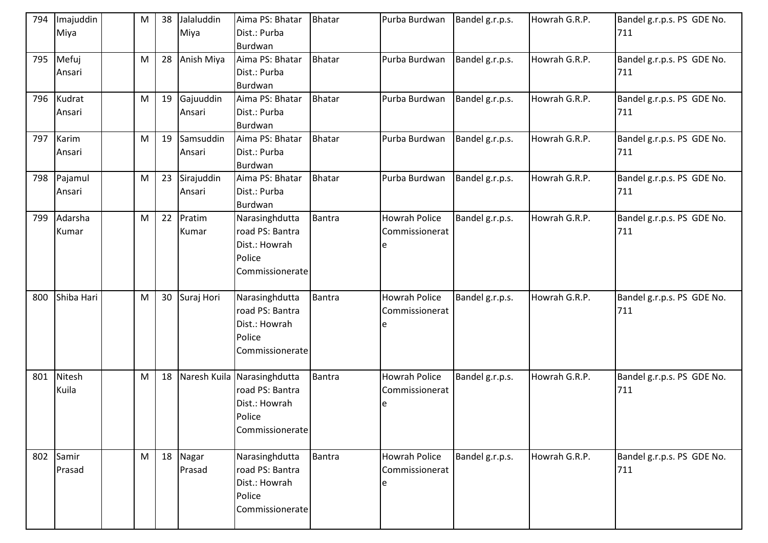| 794 | Imajuddin Miya | | M | 38 | Jalaluddin Miya | Aima PS: Bhatar Dist.: Purba Burdwan | Bhatar | Purba Burdwan | Bandel g.r.p.s. | Howrah G.R.P. | Bandel g.r.p.s. PS GDE No. 711 |
|---|---|---|---|---|---|---|---|---|---|---|---|
| 795 | Mefuj Ansari | | M | 28 | Anish Miya | Aima PS: Bhatar Dist.: Purba Burdwan | Bhatar | Purba Burdwan | Bandel g.r.p.s. | Howrah G.R.P. | Bandel g.r.p.s. PS GDE No. 711 |
| 796 | Kudrat Ansari | | M | 19 | Gajuuddin Ansari | Aima PS: Bhatar Dist.: Purba Burdwan | Bhatar | Purba Burdwan | Bandel g.r.p.s. | Howrah G.R.P. | Bandel g.r.p.s. PS GDE No. 711 |
| 797 | Karim Ansari | | M | 19 | Samsuddin Ansari | Aima PS: Bhatar Dist.: Purba Burdwan | Bhatar | Purba Burdwan | Bandel g.r.p.s. | Howrah G.R.P. | Bandel g.r.p.s. PS GDE No. 711 |
| 798 | Pajamul Ansari | | M | 23 | Sirajuddin Ansari | Aima PS: Bhatar Dist.: Purba Burdwan | Bhatar | Purba Burdwan | Bandel g.r.p.s. | Howrah G.R.P. | Bandel g.r.p.s. PS GDE No. 711 |
| 799 | Adarsha Kumar | | M | 22 | Pratim Kumar | Narasinghdutta road PS: Bantra Dist.: Howrah Police Commissionerate | Bantra | Howrah Police Commissionerate | Bandel g.r.p.s. | Howrah G.R.P. | Bandel g.r.p.s. PS GDE No. 711 |
| 800 | Shiba Hari | | M | 30 | Suraj Hori | Narasinghdutta road PS: Bantra Dist.: Howrah Police Commissionerate | Bantra | Howrah Police Commissionerate | Bandel g.r.p.s. | Howrah G.R.P. | Bandel g.r.p.s. PS GDE No. 711 |
| 801 | Nitesh Kuila | | M | 18 | Naresh Kuila | Narasinghdutta road PS: Bantra Dist.: Howrah Police Commissionerate | Bantra | Howrah Police Commissionerate | Bandel g.r.p.s. | Howrah G.R.P. | Bandel g.r.p.s. PS GDE No. 711 |
| 802 | Samir Prasad | | M | 18 | Nagar Prasad | Narasinghdutta road PS: Bantra Dist.: Howrah Police Commissionerate | Bantra | Howrah Police Commissionerate | Bandel g.r.p.s. | Howrah G.R.P. | Bandel g.r.p.s. PS GDE No. 711 |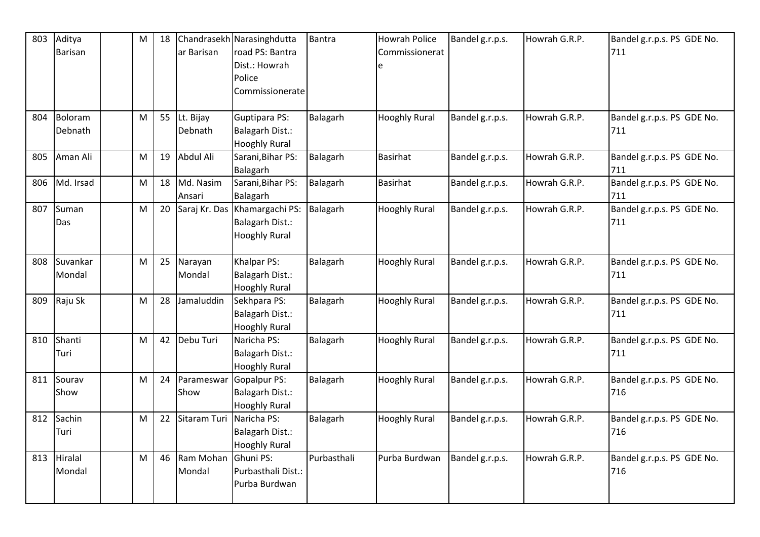| 803 | Aditya Barisan | | M | 18 | Chandrasekhar Barisan | Narasinghdutta road PS: Bantra Dist.: Howrah Police Commissionerate | Bantra | Howrah Police Commissionerate | Bandel g.r.p.s. | Howrah G.R.P. | Bandel g.r.p.s. PS GDE No. 711 |
|---|---|---|---|---|---|---|---|---|---|---|---|
| 804 | Boloram Debnath | | M | 55 | Lt. Bijay Debnath | Guptipara PS: Balagarh Dist.: Hooghly Rural | Balagarh | Hooghly Rural | Bandel g.r.p.s. | Howrah G.R.P. | Bandel g.r.p.s. PS GDE No. 711 |
| 805 | Aman Ali | | M | 19 | Abdul Ali | Sarani,Bihar PS: Balagarh | Balagarh | Basirhat | Bandel g.r.p.s. | Howrah G.R.P. | Bandel g.r.p.s. PS GDE No. 711 |
| 806 | Md. Irsad | | M | 18 | Md. Nasim Ansari | Sarani,Bihar PS: Balagarh | Balagarh | Basirhat | Bandel g.r.p.s. | Howrah G.R.P. | Bandel g.r.p.s. PS GDE No. 711 |
| 807 | Suman Das | | M | 20 | Saraj Kr. Das | Khamargachi PS: Balagarh Dist.: Hooghly Rural | Balagarh | Hooghly Rural | Bandel g.r.p.s. | Howrah G.R.P. | Bandel g.r.p.s. PS GDE No. 711 |
| 808 | Suvankar Mondal | | M | 25 | Narayan Mondal | Khalpar PS: Balagarh Dist.: Hooghly Rural | Balagarh | Hooghly Rural | Bandel g.r.p.s. | Howrah G.R.P. | Bandel g.r.p.s. PS GDE No. 711 |
| 809 | Raju Sk | | M | 28 | Jamaluddin | Sekhpara PS: Balagarh Dist.: Hooghly Rural | Balagarh | Hooghly Rural | Bandel g.r.p.s. | Howrah G.R.P. | Bandel g.r.p.s. PS GDE No. 711 |
| 810 | Shanti Turi | | M | 42 | Debu Turi | Naricha PS: Balagarh Dist.: Hooghly Rural | Balagarh | Hooghly Rural | Bandel g.r.p.s. | Howrah G.R.P. | Bandel g.r.p.s. PS GDE No. 711 |
| 811 | Sourav Show | | M | 24 | Parameswar Show | Gopalpur PS: Balagarh Dist.: Hooghly Rural | Balagarh | Hooghly Rural | Bandel g.r.p.s. | Howrah G.R.P. | Bandel g.r.p.s. PS GDE No. 716 |
| 812 | Sachin Turi | | M | 22 | Sitaram Turi | Naricha PS: Balagarh Dist.: Hooghly Rural | Balagarh | Hooghly Rural | Bandel g.r.p.s. | Howrah G.R.P. | Bandel g.r.p.s. PS GDE No. 716 |
| 813 | Hiralal Mondal | | M | 46 | Ram Mohan Mondal | Ghuni PS: Purbasthali Dist.: Purba Burdwan | Purbasthali | Purba Burdwan | Bandel g.r.p.s. | Howrah G.R.P. | Bandel g.r.p.s. PS GDE No. 716 |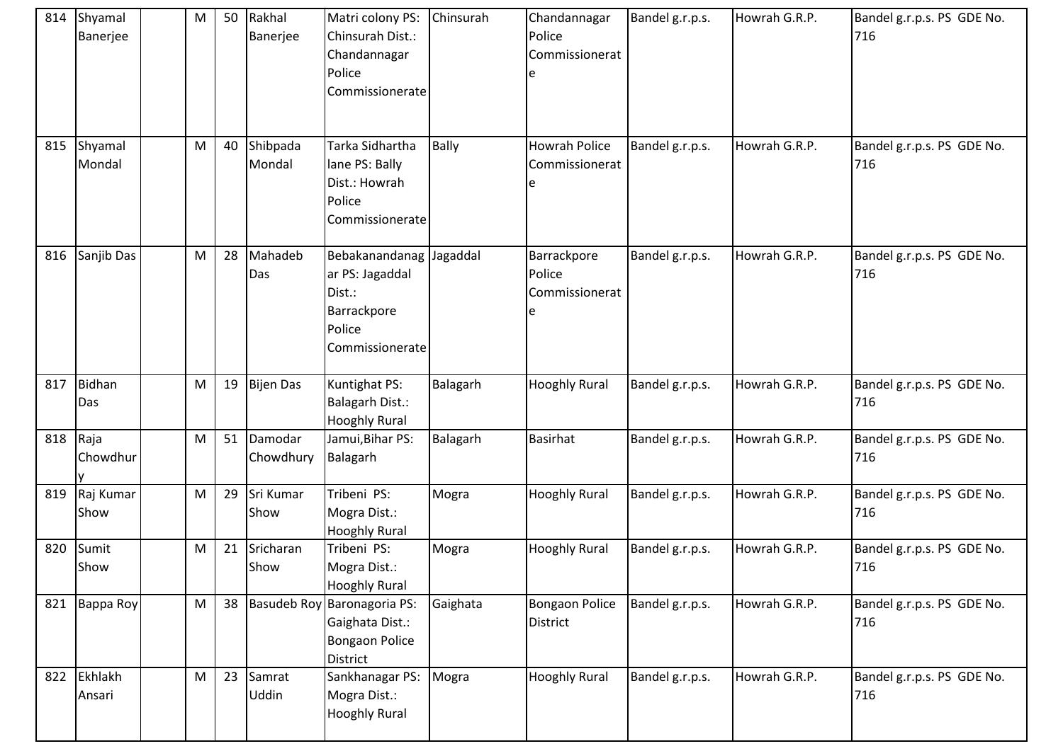| 814 | Shyamal Banerjee | | M | 50 | Rakhal Banerjee | Matri colony PS: Chinsurah Dist.: Chandannagar Police Commissionerate | Chinsurah | Chandannagar Police Commissionerate | Bandel g.r.p.s. | Howrah G.R.P. | Bandel g.r.p.s. PS GDE No. 716 |
|---|---|---|---|---|---|---|---|---|---|---|---|
| 815 | Shyamal Mondal | | M | 40 | Shibpada Mondal | Tarka Sidhartha lane PS: Bally Dist.: Howrah Police Commissionerate | Bally | Howrah Police Commissionerate | Bandel g.r.p.s. | Howrah G.R.P. | Bandel g.r.p.s. PS GDE No. 716 |
| 816 | Sanjib Das | | M | 28 | Mahadeb Das | Bebakanandanagar PS: Jagaddal Dist.: Barrackpore Police Commissionerate | Jagaddal | Barrackpore Police Commissionerate | Bandel g.r.p.s. | Howrah G.R.P. | Bandel g.r.p.s. PS GDE No. 716 |
| 817 | Bidhan Das | | M | 19 | Bijen Das | Kuntighat PS: Balagarh Dist.: Hooghly Rural | Balagarh | Hooghly Rural | Bandel g.r.p.s. | Howrah G.R.P. | Bandel g.r.p.s. PS GDE No. 716 |
| 818 | Raja Chowdhury | | M | 51 | Damodar Chowdhury | Jamui,Bihar PS: Balagarh | Balagarh | Basirhat | Bandel g.r.p.s. | Howrah G.R.P. | Bandel g.r.p.s. PS GDE No. 716 |
| 819 | Raj Kumar Show | | M | 29 | Sri Kumar Show | Tribeni PS: Mogra Dist.: Hooghly Rural | Mogra | Hooghly Rural | Bandel g.r.p.s. | Howrah G.R.P. | Bandel g.r.p.s. PS GDE No. 716 |
| 820 | Sumit Show | | M | 21 | Sricharan Show | Tribeni PS: Mogra Dist.: Hooghly Rural | Mogra | Hooghly Rural | Bandel g.r.p.s. | Howrah G.R.P. | Bandel g.r.p.s. PS GDE No. 716 |
| 821 | Bappa Roy | | M | 38 | Basudeb Roy | Baronagoria PS: Gaighata Dist.: Bongaon Police District | Gaighata | Bongaon Police District | Bandel g.r.p.s. | Howrah G.R.P. | Bandel g.r.p.s. PS GDE No. 716 |
| 822 | Ekhlakh Ansari | | M | 23 | Samrat Uddin | Sankhanagar PS: Mogra Dist.: Hooghly Rural | Mogra | Hooghly Rural | Bandel g.r.p.s. | Howrah G.R.P. | Bandel g.r.p.s. PS GDE No. 716 |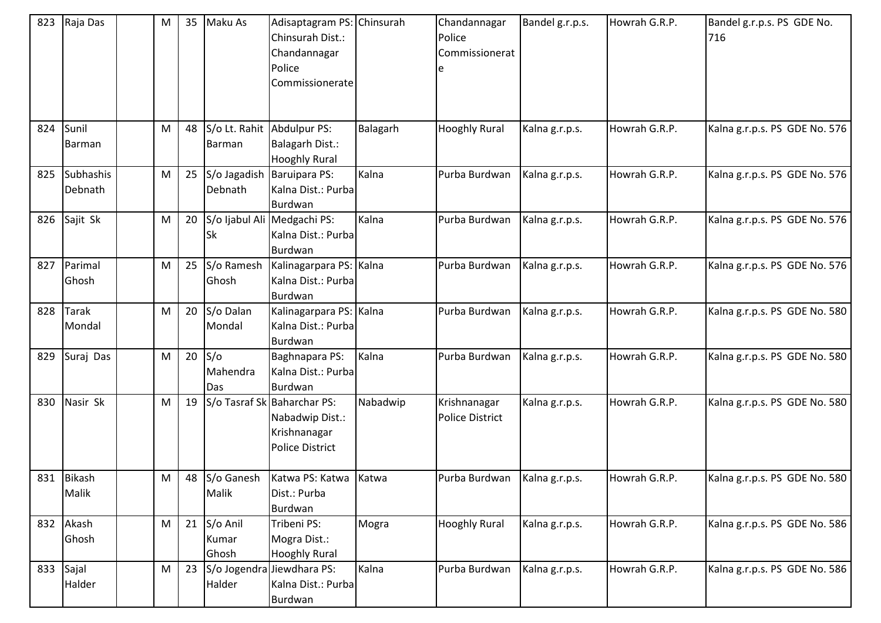| 823 | Raja Das | | M | 35 | Maku As | Adisaptagram PS: Chinsurah Dist.: Chandannagar Police Commissionerate | Chinsurah | Chandannagar Police Commissionerate | Bandel g.r.p.s. | Howrah G.R.P. | Bandel g.r.p.s. PS GDE No. 716 |
|---|---|---|---|---|---|---|---|---|---|---|---|
| 824 | Sunil Barman | | M | 48 | S/o Lt. Rahit Barman | Abdulpur PS: Balagarh Dist.: Hooghly Rural | Balagarh | Hooghly Rural | Kalna g.r.p.s. | Howrah G.R.P. | Kalna g.r.p.s. PS GDE No. 576 |
| 825 | Subhashis Debnath | | M | 25 | S/o Jagadish Debnath | Baruipara PS: Kalna Dist.: Purba Burdwan | Kalna | Purba Burdwan | Kalna g.r.p.s. | Howrah G.R.P. | Kalna g.r.p.s. PS GDE No. 576 |
| 826 | Sajit Sk | | M | 20 | S/o Ijabul Ali Sk | Medgachi PS: Kalna Dist.: Purba Burdwan | Kalna | Purba Burdwan | Kalna g.r.p.s. | Howrah G.R.P. | Kalna g.r.p.s. PS GDE No. 576 |
| 827 | Parimal Ghosh | | M | 25 | S/o Ramesh Ghosh | Kalinagarpara PS: Kalna Dist.: Purba Burdwan | Kalna | Purba Burdwan | Kalna g.r.p.s. | Howrah G.R.P. | Kalna g.r.p.s. PS GDE No. 576 |
| 828 | Tarak Mondal | | M | 20 | S/o Dalan Mondal | Kalinagarpara PS: Kalna Dist.: Purba Burdwan | Kalna | Purba Burdwan | Kalna g.r.p.s. | Howrah G.R.P. | Kalna g.r.p.s. PS GDE No. 580 |
| 829 | Suraj Das | | M | 20 | S/o Mahendra Das | Baghnapara PS: Kalna Dist.: Purba Burdwan | Kalna | Purba Burdwan | Kalna g.r.p.s. | Howrah G.R.P. | Kalna g.r.p.s. PS GDE No. 580 |
| 830 | Nasir Sk | | M | 19 | S/o Tasraf Sk | Baharchar PS: Nabadwip Dist.: Krishnanagar Police District | Nabadwip | Krishnanagar Police District | Kalna g.r.p.s. | Howrah G.R.P. | Kalna g.r.p.s. PS GDE No. 580 |
| 831 | Bikash Malik | | M | 48 | S/o Ganesh Malik | Katwa PS: Katwa Dist.: Purba Burdwan | Katwa | Purba Burdwan | Kalna g.r.p.s. | Howrah G.R.P. | Kalna g.r.p.s. PS GDE No. 580 |
| 832 | Akash Ghosh | | M | 21 | S/o Anil Kumar Ghosh | Tribeni PS: Mogra Dist.: Hooghly Rural | Mogra | Hooghly Rural | Kalna g.r.p.s. | Howrah G.R.P. | Kalna g.r.p.s. PS GDE No. 586 |
| 833 | Sajal Halder | | M | 23 | S/o Jogendra Halder | Jiewdhara PS: Kalna Dist.: Purba Burdwan | Kalna | Purba Burdwan | Kalna g.r.p.s. | Howrah G.R.P. | Kalna g.r.p.s. PS GDE No. 586 |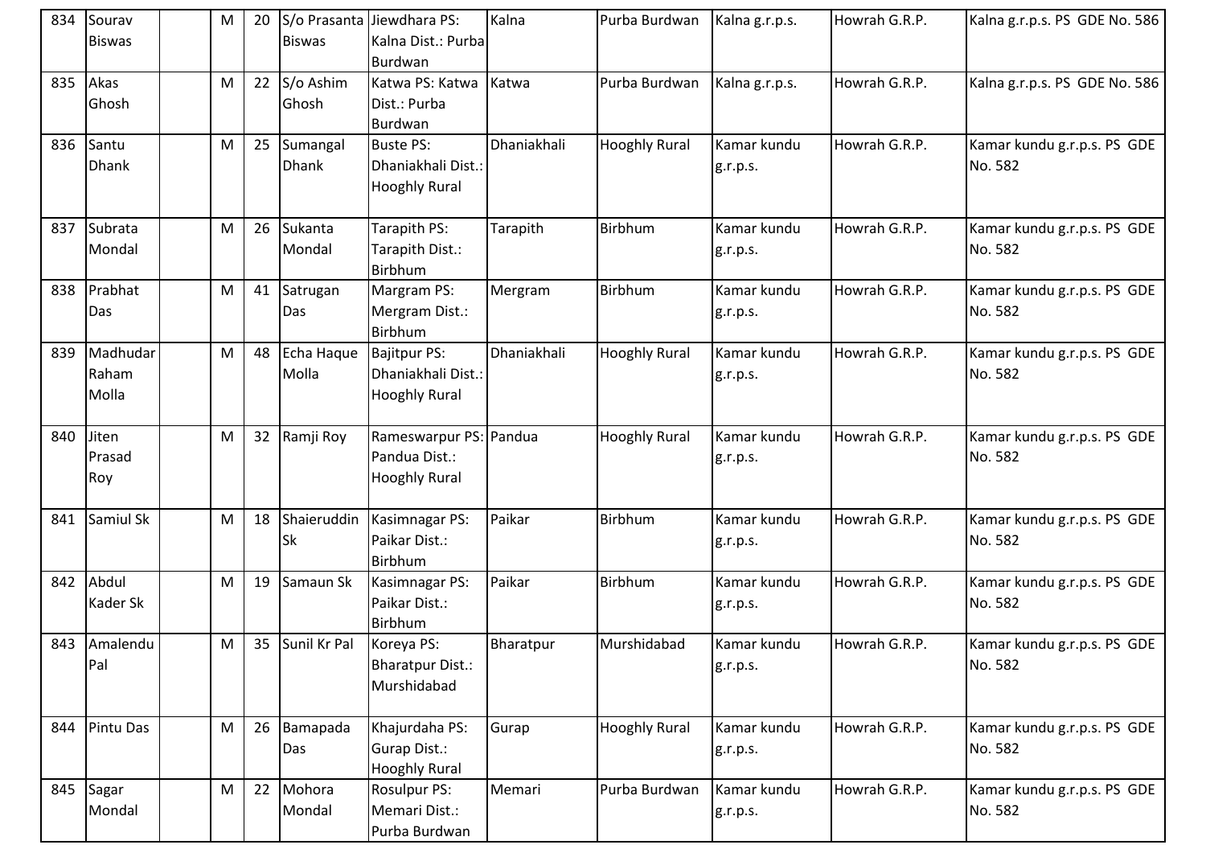| | | | | | | | | | | |
|---|---|---|---|---|---|---|---|---|---|---|
| 834 | Sourav Biswas | | M | 20 | S/o Prasanta Biswas | Jiewdhara PS: Kalna Dist.: Purba Burdwan | Kalna | Purba Burdwan | Kalna g.r.p.s. | Howrah G.R.P. | Kalna g.r.p.s. PS GDE No. 586 |
| 835 | Akas Ghosh | | M | 22 | S/o Ashim Ghosh | Katwa PS: Katwa Dist.: Purba Burdwan | Katwa | Purba Burdwan | Kalna g.r.p.s. | Howrah G.R.P. | Kalna g.r.p.s. PS GDE No. 586 |
| 836 | Santu Dhank | | M | 25 | Sumangal Dhank | Buste PS: Dhaniakhali Dist.: Hooghly Rural | Dhaniakhali | Hooghly Rural | Kamar kundu g.r.p.s. | Howrah G.R.P. | Kamar kundu g.r.p.s. PS GDE No. 582 |
| 837 | Subrata Mondal | | M | 26 | Sukanta Mondal | Tarapith PS: Tarapith Dist.: Birbhum | Tarapith | Birbhum | Kamar kundu g.r.p.s. | Howrah G.R.P. | Kamar kundu g.r.p.s. PS GDE No. 582 |
| 838 | Prabhat Das | | M | 41 | Satrugan Das | Margram PS: Mergram Dist.: Birbhum | Mergram | Birbhum | Kamar kundu g.r.p.s. | Howrah G.R.P. | Kamar kundu g.r.p.s. PS GDE No. 582 |
| 839 | Madhudar Raham Molla | | M | 48 | Echa Haque Molla | Bajitpur PS: Dhaniakhali Dist.: Hooghly Rural | Dhaniakhali | Hooghly Rural | Kamar kundu g.r.p.s. | Howrah G.R.P. | Kamar kundu g.r.p.s. PS GDE No. 582 |
| 840 | Jiten Prasad Roy | | M | 32 | Ramji Roy | Rameswarpur PS: Pandua Dist.: Hooghly Rural | Pandua | Hooghly Rural | Kamar kundu g.r.p.s. | Howrah G.R.P. | Kamar kundu g.r.p.s. PS GDE No. 582 |
| 841 | Samiul Sk | | M | 18 | Shaieruddin Sk | Kasimnagar PS: Paikar Dist.: Birbhum | Paikar | Birbhum | Kamar kundu g.r.p.s. | Howrah G.R.P. | Kamar kundu g.r.p.s. PS GDE No. 582 |
| 842 | Abdul Kader Sk | | M | 19 | Samaun Sk | Kasimnagar PS: Paikar Dist.: Birbhum | Paikar | Birbhum | Kamar kundu g.r.p.s. | Howrah G.R.P. | Kamar kundu g.r.p.s. PS GDE No. 582 |
| 843 | Amalendu Pal | | M | 35 | Sunil Kr Pal | Koreya PS: Bharatpur Dist.: Murshidabad | Bharatpur | Murshidabad | Kamar kundu g.r.p.s. | Howrah G.R.P. | Kamar kundu g.r.p.s. PS GDE No. 582 |
| 844 | Pintu Das | | M | 26 | Bamapada Das | Khajurdaha PS: Gurap Dist.: Hooghly Rural | Gurap | Hooghly Rural | Kamar kundu g.r.p.s. | Howrah G.R.P. | Kamar kundu g.r.p.s. PS GDE No. 582 |
| 845 | Sagar Mondal | | M | 22 | Mohora Mondal | Rosulpur PS: Memari Dist.: Purba Burdwan | Memari | Purba Burdwan | Kamar kundu g.r.p.s. | Howrah G.R.P. | Kamar kundu g.r.p.s. PS GDE No. 582 |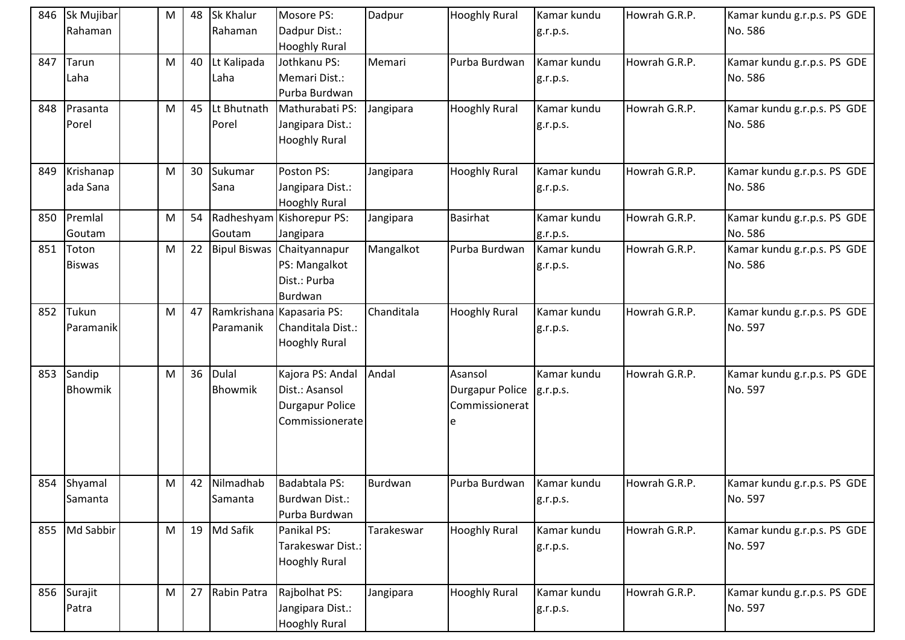| | | | | | | | | | | |
|---|---|---|---|---|---|---|---|---|---|---|
| 846 | Sk Mujibar Rahaman | | M | 48 | Sk Khalur Rahaman | Mosore PS: Dadpur Dist.: Hooghly Rural | Dadpur | Hooghly Rural | Kamar kundu g.r.p.s. | Howrah G.R.P. | Kamar kundu g.r.p.s. PS GDE No. 586 |
| 847 | Tarun Laha | | M | 40 | Lt Kalipada Laha | Jothkanu PS: Memari Dist.: Purba Burdwan | Memari | Purba Burdwan | Kamar kundu g.r.p.s. | Howrah G.R.P. | Kamar kundu g.r.p.s. PS GDE No. 586 |
| 848 | Prasanta Porel | | M | 45 | Lt Bhutnath Porel | Mathurabati PS: Jangipara Dist.: Hooghly Rural | Jangipara | Hooghly Rural | Kamar kundu g.r.p.s. | Howrah G.R.P. | Kamar kundu g.r.p.s. PS GDE No. 586 |
| 849 | Krishanapada Sana | | M | 30 | Sukumar Sana | Poston PS: Jangipara Dist.: Hooghly Rural | Jangipara | Hooghly Rural | Kamar kundu g.r.p.s. | Howrah G.R.P. | Kamar kundu g.r.p.s. PS GDE No. 586 |
| 850 | Premlal Goutam | | M | 54 | Radheshyam Goutam | Kishorepur PS: Jangipara | Jangipara | Basirhat | Kamar kundu g.r.p.s. | Howrah G.R.P. | Kamar kundu g.r.p.s. PS GDE No. 586 |
| 851 | Toton Biswas | | M | 22 | Bipul Biswas | Chaityannapur PS: Mangalkot Dist.: Purba Burdwan | Mangalkot | Purba Burdwan | Kamar kundu g.r.p.s. | Howrah G.R.P. | Kamar kundu g.r.p.s. PS GDE No. 586 |
| 852 | Tukun Paramanik | | M | 47 | Ramkrishana Paramanik | Kapasaria PS: Chanditala Dist.: Hooghly Rural | Chanditala | Hooghly Rural | Kamar kundu g.r.p.s. | Howrah G.R.P. | Kamar kundu g.r.p.s. PS GDE No. 597 |
| 853 | Sandip Bhowmik | | M | 36 | Dulal Bhowmik | Kajora PS: Andal Dist.: Asansol Durgapur Police Commissionerate | Andal | Asansol Durgapur Police Commissionerate | Kamar kundu g.r.p.s. | Howrah G.R.P. | Kamar kundu g.r.p.s. PS GDE No. 597 |
| 854 | Shyamal Samanta | | M | 42 | Nilmadhab Samanta | Badabtala PS: Burdwan Dist.: Purba Burdwan | Burdwan | Purba Burdwan | Kamar kundu g.r.p.s. | Howrah G.R.P. | Kamar kundu g.r.p.s. PS GDE No. 597 |
| 855 | Md Sabbir | | M | 19 | Md Safik | Panikal PS: Tarakeswar Dist.: Hooghly Rural | Tarakeswar | Hooghly Rural | Kamar kundu g.r.p.s. | Howrah G.R.P. | Kamar kundu g.r.p.s. PS GDE No. 597 |
| 856 | Surajit Patra | | M | 27 | Rabin Patra | Rajbolhat PS: Jangipara Dist.: Hooghly Rural | Jangipara | Hooghly Rural | Kamar kundu g.r.p.s. | Howrah G.R.P. | Kamar kundu g.r.p.s. PS GDE No. 597 |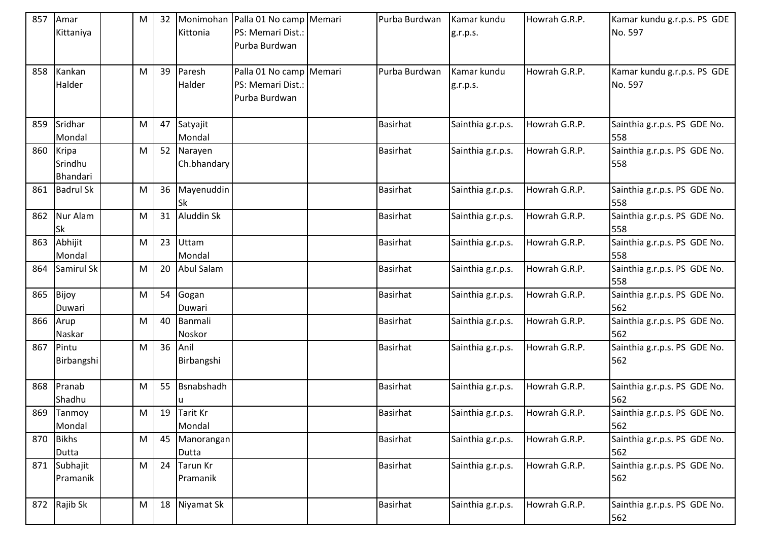| 857 | Amar Kittaniya | | M | 32 | Monimohan Kittonia | Palla 01 No camp PS: Memari Dist.: Purba Burdwan | Memari | Purba Burdwan | Kamar kundu g.r.p.s. | Howrah G.R.P. | Kamar kundu g.r.p.s. PS GDE No. 597 |
|---|---|---|---|---|---|---|---|---|---|---|---|
| 858 | Kankan Halder | | M | 39 | Paresh Halder | Palla 01 No camp PS: Memari Dist.: Purba Burdwan | Memari | Purba Burdwan | Kamar kundu g.r.p.s. | Howrah G.R.P. | Kamar kundu g.r.p.s. PS GDE No. 597 |
| 859 | Sridhar Mondal | | M | 47 | Satyajit Mondal | | | Basirhat | Sainthia g.r.p.s. | Howrah G.R.P. | Sainthia g.r.p.s. PS GDE No. 558 |
| 860 | Kripa Srindhu Bhandari | | M | 52 | Narayen Ch.bhandary | | | Basirhat | Sainthia g.r.p.s. | Howrah G.R.P. | Sainthia g.r.p.s. PS GDE No. 558 |
| 861 | Badrul Sk | | M | 36 | Mayenuddin Sk | | | Basirhat | Sainthia g.r.p.s. | Howrah G.R.P. | Sainthia g.r.p.s. PS GDE No. 558 |
| 862 | Nur Alam Sk | | M | 31 | Aluddin Sk | | | Basirhat | Sainthia g.r.p.s. | Howrah G.R.P. | Sainthia g.r.p.s. PS GDE No. 558 |
| 863 | Abhijit Mondal | | M | 23 | Uttam Mondal | | | Basirhat | Sainthia g.r.p.s. | Howrah G.R.P. | Sainthia g.r.p.s. PS GDE No. 558 |
| 864 | Samirul Sk | | M | 20 | Abul Salam | | | Basirhat | Sainthia g.r.p.s. | Howrah G.R.P. | Sainthia g.r.p.s. PS GDE No. 558 |
| 865 | Bijoy Duwari | | M | 54 | Gogan Duwari | | | Basirhat | Sainthia g.r.p.s. | Howrah G.R.P. | Sainthia g.r.p.s. PS GDE No. 562 |
| 866 | Arup Naskar | | M | 40 | Banmali Noskor | | | Basirhat | Sainthia g.r.p.s. | Howrah G.R.P. | Sainthia g.r.p.s. PS GDE No. 562 |
| 867 | Pintu Birbangshi | | M | 36 | Anil Birbangshi | | | Basirhat | Sainthia g.r.p.s. | Howrah G.R.P. | Sainthia g.r.p.s. PS GDE No. 562 |
| 868 | Pranab Shadhu | | M | 55 | Bsnabshadhu | | | Basirhat | Sainthia g.r.p.s. | Howrah G.R.P. | Sainthia g.r.p.s. PS GDE No. 562 |
| 869 | Tanmoy Mondal | | M | 19 | Tarit Kr Mondal | | | Basirhat | Sainthia g.r.p.s. | Howrah G.R.P. | Sainthia g.r.p.s. PS GDE No. 562 |
| 870 | Bikhs Dutta | | M | 45 | Manorangan Dutta | | | Basirhat | Sainthia g.r.p.s. | Howrah G.R.P. | Sainthia g.r.p.s. PS GDE No. 562 |
| 871 | Subhajit Pramanik | | M | 24 | Tarun Kr Pramanik | | | Basirhat | Sainthia g.r.p.s. | Howrah G.R.P. | Sainthia g.r.p.s. PS GDE No. 562 |
| 872 | Rajib Sk | | M | 18 | Niyamat Sk | | | Basirhat | Sainthia g.r.p.s. | Howrah G.R.P. | Sainthia g.r.p.s. PS GDE No. 562 |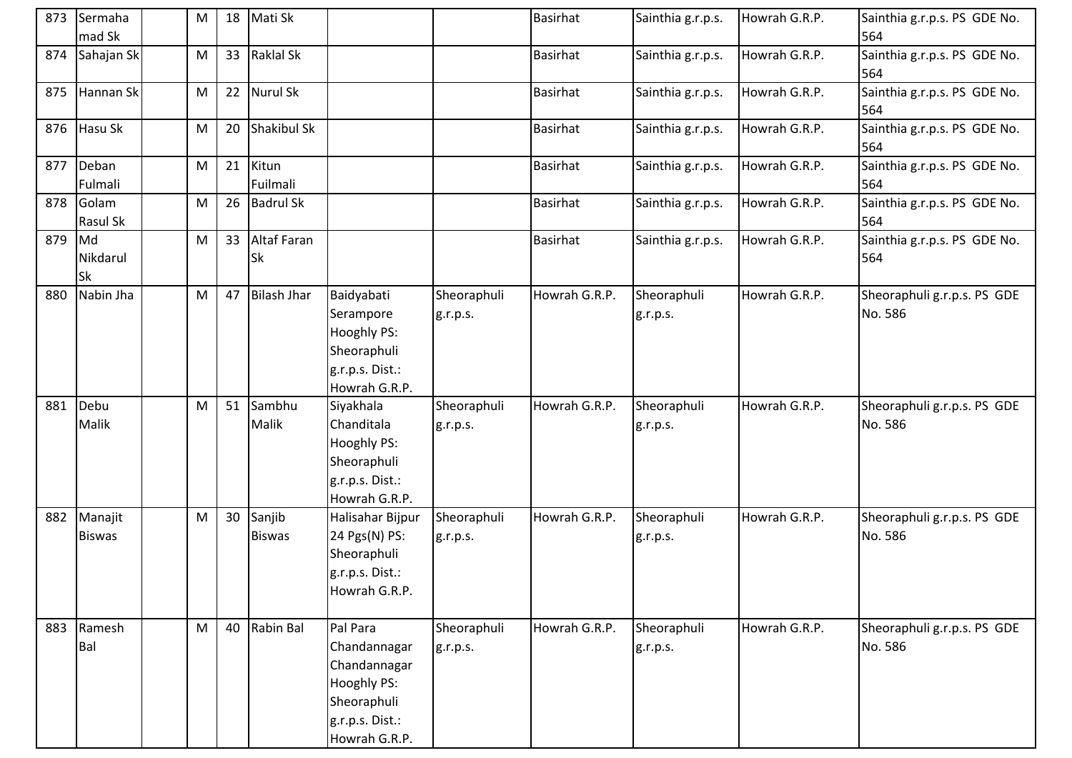| 873 | Sermahamad Sk | | M | 18 | Mati Sk | | | Basirhat | Sainthia g.r.p.s. | Howrah G.R.P. | Sainthia g.r.p.s. PS GDE No. 564 |
|---|---|---|---|---|---|---|---|---|---|---|---|
| 874 | Sahajan Sk | | M | 33 | Raklal Sk | | | Basirhat | Sainthia g.r.p.s. | Howrah G.R.P. | Sainthia g.r.p.s. PS GDE No. 564 |
| 875 | Hannan Sk | | M | 22 | Nurul Sk | | | Basirhat | Sainthia g.r.p.s. | Howrah G.R.P. | Sainthia g.r.p.s. PS GDE No. 564 |
| 876 | Hasu Sk | | M | 20 | Shakibul Sk | | | Basirhat | Sainthia g.r.p.s. | Howrah G.R.P. | Sainthia g.r.p.s. PS GDE No. 564 |
| 877 | Deban Fulmali | | M | 21 | Kitun Fuilmali | | | Basirhat | Sainthia g.r.p.s. | Howrah G.R.P. | Sainthia g.r.p.s. PS GDE No. 564 |
| 878 | Golam Rasul Sk | | M | 26 | Badrul Sk | | | Basirhat | Sainthia g.r.p.s. | Howrah G.R.P. | Sainthia g.r.p.s. PS GDE No. 564 |
| 879 | Md Nikdarul Sk | | M | 33 | Altaf Faran Sk | | | Basirhat | Sainthia g.r.p.s. | Howrah G.R.P. | Sainthia g.r.p.s. PS GDE No. 564 |
| 880 | Nabin Jha | | M | 47 | Bilash Jhar | Baidyabati Serampore Hooghly PS: Sheoraphuli g.r.p.s. Dist.: Howrah G.R.P. | Sheoraphuli g.r.p.s. | Howrah G.R.P. | Sheoraphuli g.r.p.s. | Howrah G.R.P. | Sheoraphuli g.r.p.s. PS GDE No. 586 |
| 881 | Debu Malik | | M | 51 | Sambhu Malik | Siyakhala Chanditala Hooghly PS: Sheoraphuli g.r.p.s. Dist.: Howrah G.R.P. | Sheoraphuli g.r.p.s. | Howrah G.R.P. | Sheoraphuli g.r.p.s. | Howrah G.R.P. | Sheoraphuli g.r.p.s. PS GDE No. 586 |
| 882 | Manajit Biswas | | M | 30 | Sanjib Biswas | Halisahar Bijpur 24 Pgs(N) PS: Sheoraphuli g.r.p.s. Dist.: Howrah G.R.P. | Sheoraphuli g.r.p.s. | Howrah G.R.P. | Sheoraphuli g.r.p.s. | Howrah G.R.P. | Sheoraphuli g.r.p.s. PS GDE No. 586 |
| 883 | Ramesh Bal | | M | 40 | Rabin Bal | Pal Para Chandannagar Chandannagar Hooghly PS: Sheoraphuli g.r.p.s. Dist.: Howrah G.R.P. | Sheoraphuli g.r.p.s. | Howrah G.R.P. | Sheoraphuli g.r.p.s. | Howrah G.R.P. | Sheoraphuli g.r.p.s. PS GDE No. 586 |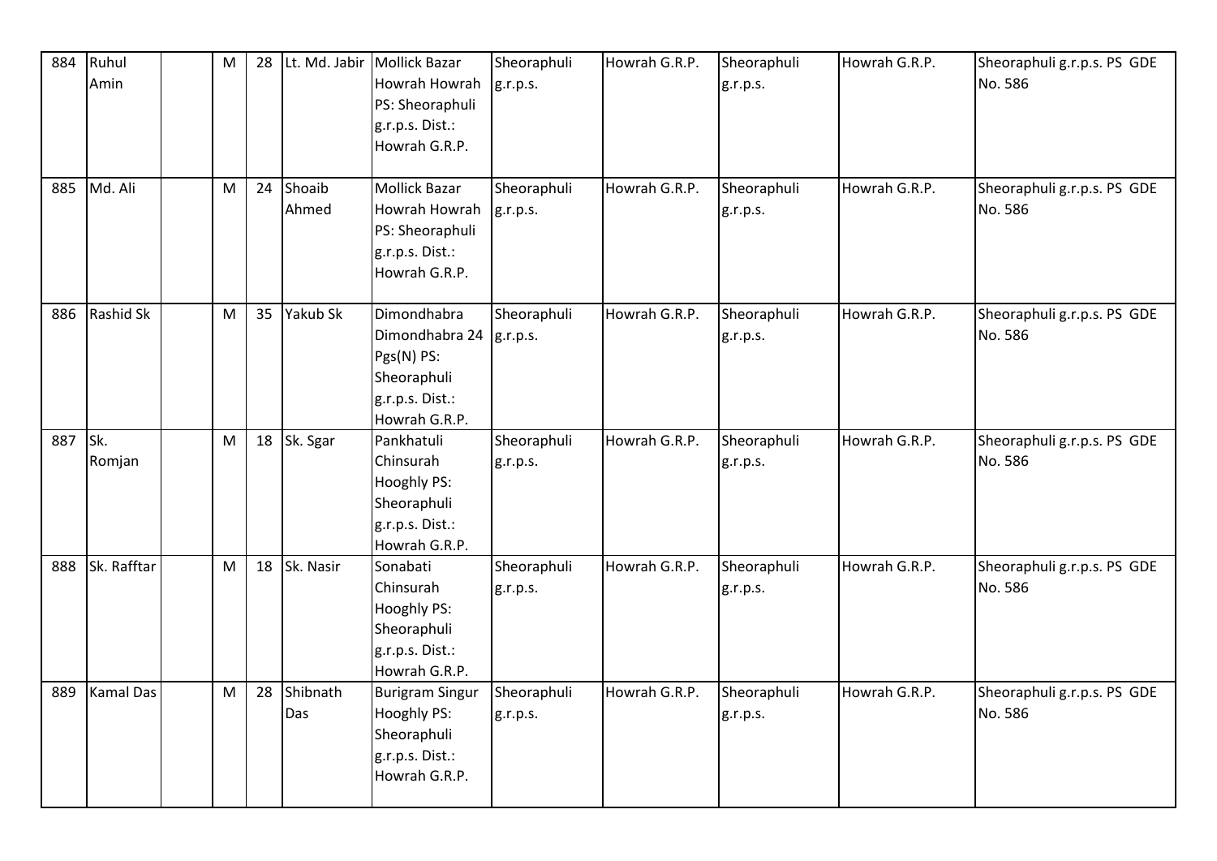| 884 | Ruhul Amin | | M | 28 | Lt. Md. Jabir | Mollick Bazar Howrah Howrah PS: Sheoraphuli g.r.p.s. Dist.: Howrah G.R.P. | Sheoraphuli g.r.p.s. | Howrah G.R.P. | Sheoraphuli g.r.p.s. | Howrah G.R.P. | Sheoraphuli g.r.p.s. PS GDE No. 586 |
|---|---|---|---|---|---|---|---|---|---|---|---|
| 885 | Md. Ali | | M | 24 | Shoaib Ahmed | Mollick Bazar Howrah Howrah PS: Sheoraphuli g.r.p.s. Dist.: Howrah G.R.P. | Sheoraphuli g.r.p.s. | Howrah G.R.P. | Sheoraphuli g.r.p.s. | Howrah G.R.P. | Sheoraphuli g.r.p.s. PS GDE No. 586 |
| 886 | Rashid Sk | | M | 35 | Yakub Sk | Dimondhabra Dimondhabra 24 Pgs(N) PS: Sheoraphuli g.r.p.s. Dist.: Howrah G.R.P. | Sheoraphuli g.r.p.s. | Howrah G.R.P. | Sheoraphuli g.r.p.s. | Howrah G.R.P. | Sheoraphuli g.r.p.s. PS GDE No. 586 |
| 887 | Sk. Romjan | | M | 18 | Sk. Sgar | Pankhatuli Chinsurah Hooghly PS: Sheoraphuli g.r.p.s. Dist.: Howrah G.R.P. | Sheoraphuli g.r.p.s. | Howrah G.R.P. | Sheoraphuli g.r.p.s. | Howrah G.R.P. | Sheoraphuli g.r.p.s. PS GDE No. 586 |
| 888 | Sk. Rafftar | | M | 18 | Sk. Nasir | Sonabati Chinsurah Hooghly PS: Sheoraphuli g.r.p.s. Dist.: Howrah G.R.P. | Sheoraphuli g.r.p.s. | Howrah G.R.P. | Sheoraphuli g.r.p.s. | Howrah G.R.P. | Sheoraphuli g.r.p.s. PS GDE No. 586 |
| 889 | Kamal Das | | M | 28 | Shibnath Das | Burigram Singur Hooghly PS: Sheoraphuli g.r.p.s. Dist.: Howrah G.R.P. | Sheoraphuli g.r.p.s. | Howrah G.R.P. | Sheoraphuli g.r.p.s. | Howrah G.R.P. | Sheoraphuli g.r.p.s. PS GDE No. 586 |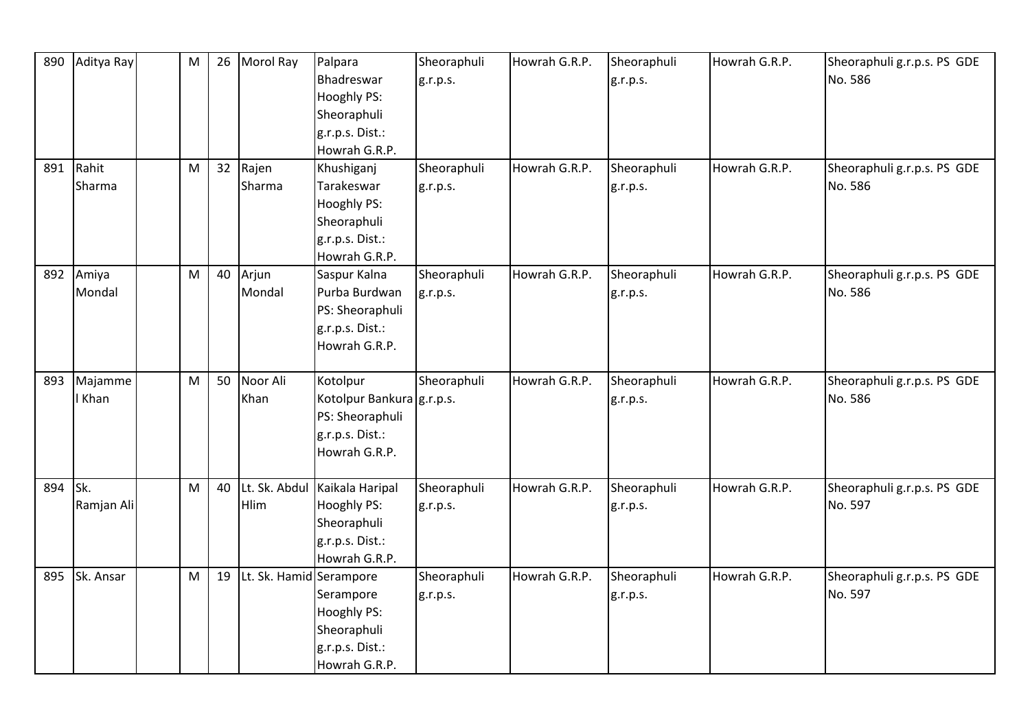| 890 | Aditya Ray | | M | 26 | Morol Ray | Palpara Bhadreswar Hooghly PS: Sheoraphuli g.r.p.s. Dist.: Howrah G.R.P. | Sheoraphuli g.r.p.s. | Howrah G.R.P. | Sheoraphuli g.r.p.s. | Howrah G.R.P. | Sheoraphuli g.r.p.s. PS GDE No. 586 |
|---|---|---|---|---|---|---|---|---|---|---|---|
| 891 | Rahit Sharma | | M | 32 | Rajen Sharma | Khushiganj Tarakeswar Hooghly PS: Sheoraphuli g.r.p.s. Dist.: Howrah G.R.P. | Sheoraphuli g.r.p.s. | Howrah G.R.P. | Sheoraphuli g.r.p.s. | Howrah G.R.P. | Sheoraphuli g.r.p.s. PS GDE No. 586 |
| 892 | Amiya Mondal | | M | 40 | Arjun Mondal | Saspur Kalna Purba Burdwan PS: Sheoraphuli g.r.p.s. Dist.: Howrah G.R.P. | Sheoraphuli g.r.p.s. | Howrah G.R.P. | Sheoraphuli g.r.p.s. | Howrah G.R.P. | Sheoraphuli g.r.p.s. PS GDE No. 586 |
| 893 | Majammel Khan | | M | 50 | Noor Ali Khan | Kotolpur Kotolpur Bankura PS: Sheoraphuli g.r.p.s. Dist.: Howrah G.R.P. | Sheoraphuli g.r.p.s. | Howrah G.R.P. | Sheoraphuli g.r.p.s. | Howrah G.R.P. | Sheoraphuli g.r.p.s. PS GDE No. 586 |
| 894 | Sk. Ramjan Ali | | M | 40 | Lt. Sk. Abdul Hlim | Kaikala Haripal Hooghly PS: Sheoraphuli g.r.p.s. Dist.: Howrah G.R.P. | Sheoraphuli g.r.p.s. | Howrah G.R.P. | Sheoraphuli g.r.p.s. | Howrah G.R.P. | Sheoraphuli g.r.p.s. PS GDE No. 597 |
| 895 | Sk. Ansar | | M | 19 | Lt. Sk. Hamid | Serampore Serampore Hooghly PS: Sheoraphuli g.r.p.s. Dist.: Howrah G.R.P. | Sheoraphuli g.r.p.s. | Howrah G.R.P. | Sheoraphuli g.r.p.s. | Howrah G.R.P. | Sheoraphuli g.r.p.s. PS GDE No. 597 |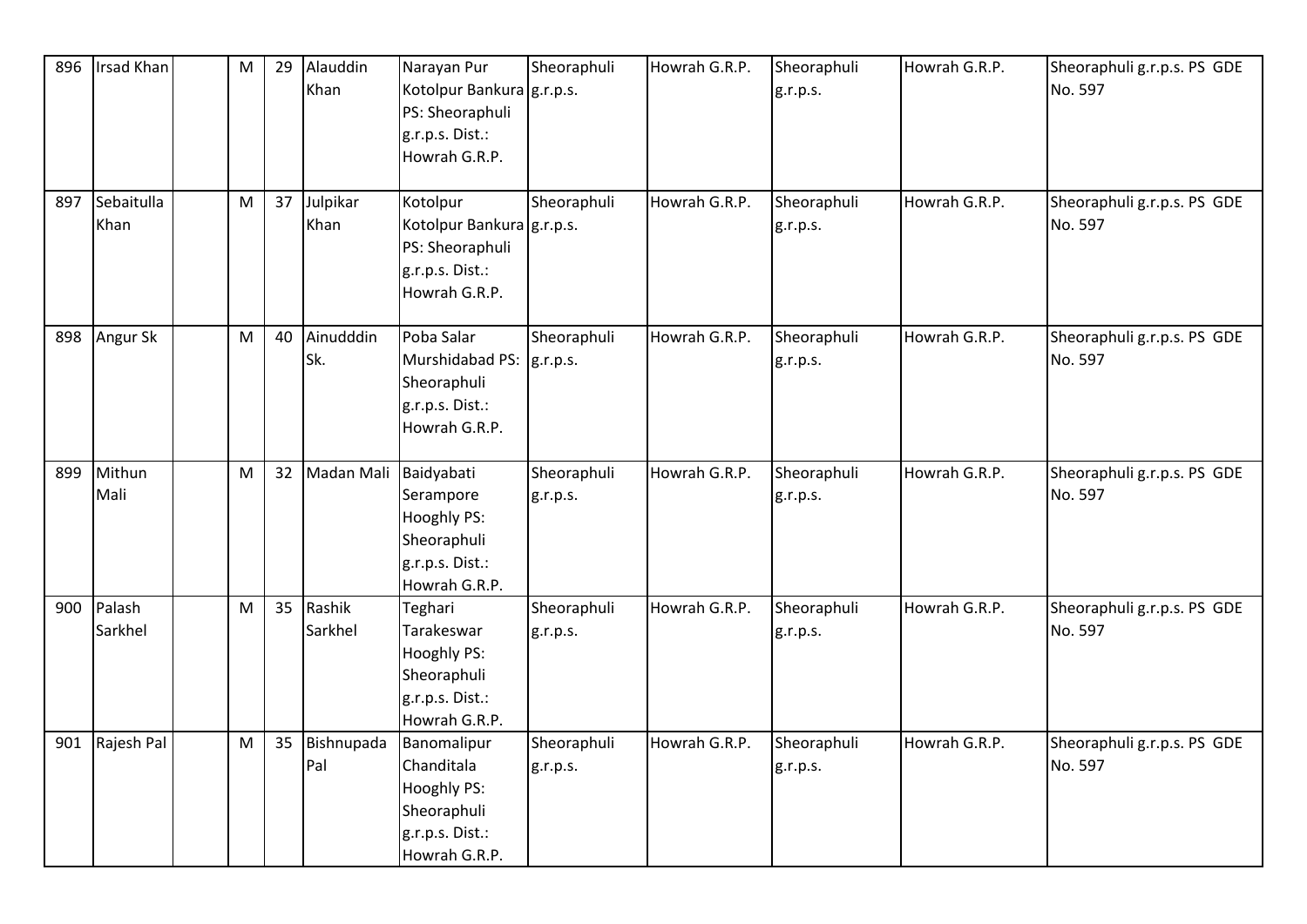| 896 | Irsad Khan | | M | 29 | Alauddin Khan | Narayan Pur Kotolpur Bankura PS: Sheoraphuli g.r.p.s. Dist.: Howrah G.R.P. | Sheoraphuli g.r.p.s. | Howrah G.R.P. | Sheoraphuli g.r.p.s. | Howrah G.R.P. | Sheoraphuli g.r.p.s. PS GDE No. 597 |
|---|---|---|---|---|---|---|---|---|---|---|---|
| 897 | Sebaitulla Khan | | M | 37 | Julpikar Khan | Kotolpur Kotolpur Bankura PS: Sheoraphuli g.r.p.s. Dist.: Howrah G.R.P. | Sheoraphuli g.r.p.s. | Howrah G.R.P. | Sheoraphuli g.r.p.s. | Howrah G.R.P. | Sheoraphuli g.r.p.s. PS GDE No. 597 |
| 898 | Angur Sk | | M | 40 | Ainudddin Sk. | Poba Salar Murshidabad PS: Sheoraphuli g.r.p.s. Dist.: Howrah G.R.P. | Sheoraphuli g.r.p.s. | Howrah G.R.P. | Sheoraphuli g.r.p.s. | Howrah G.R.P. | Sheoraphuli g.r.p.s. PS GDE No. 597 |
| 899 | Mithun Mali | | M | 32 | Madan Mali | Baidyabati Serampore Hooghly PS: Sheoraphuli g.r.p.s. Dist.: Howrah G.R.P. | Sheoraphuli g.r.p.s. | Howrah G.R.P. | Sheoraphuli g.r.p.s. | Howrah G.R.P. | Sheoraphuli g.r.p.s. PS GDE No. 597 |
| 900 | Palash Sarkhel | | M | 35 | Rashik Sarkhel | Teghari Tarakeswar Hooghly PS: Sheoraphuli g.r.p.s. Dist.: Howrah G.R.P. | Sheoraphuli g.r.p.s. | Howrah G.R.P. | Sheoraphuli g.r.p.s. | Howrah G.R.P. | Sheoraphuli g.r.p.s. PS GDE No. 597 |
| 901 | Rajesh Pal | | M | 35 | Bishnupada Pal | Banomalipur Chanditala Hooghly PS: Sheoraphuli g.r.p.s. Dist.: Howrah G.R.P. | Sheoraphuli g.r.p.s. | Howrah G.R.P. | Sheoraphuli g.r.p.s. | Howrah G.R.P. | Sheoraphuli g.r.p.s. PS GDE No. 597 |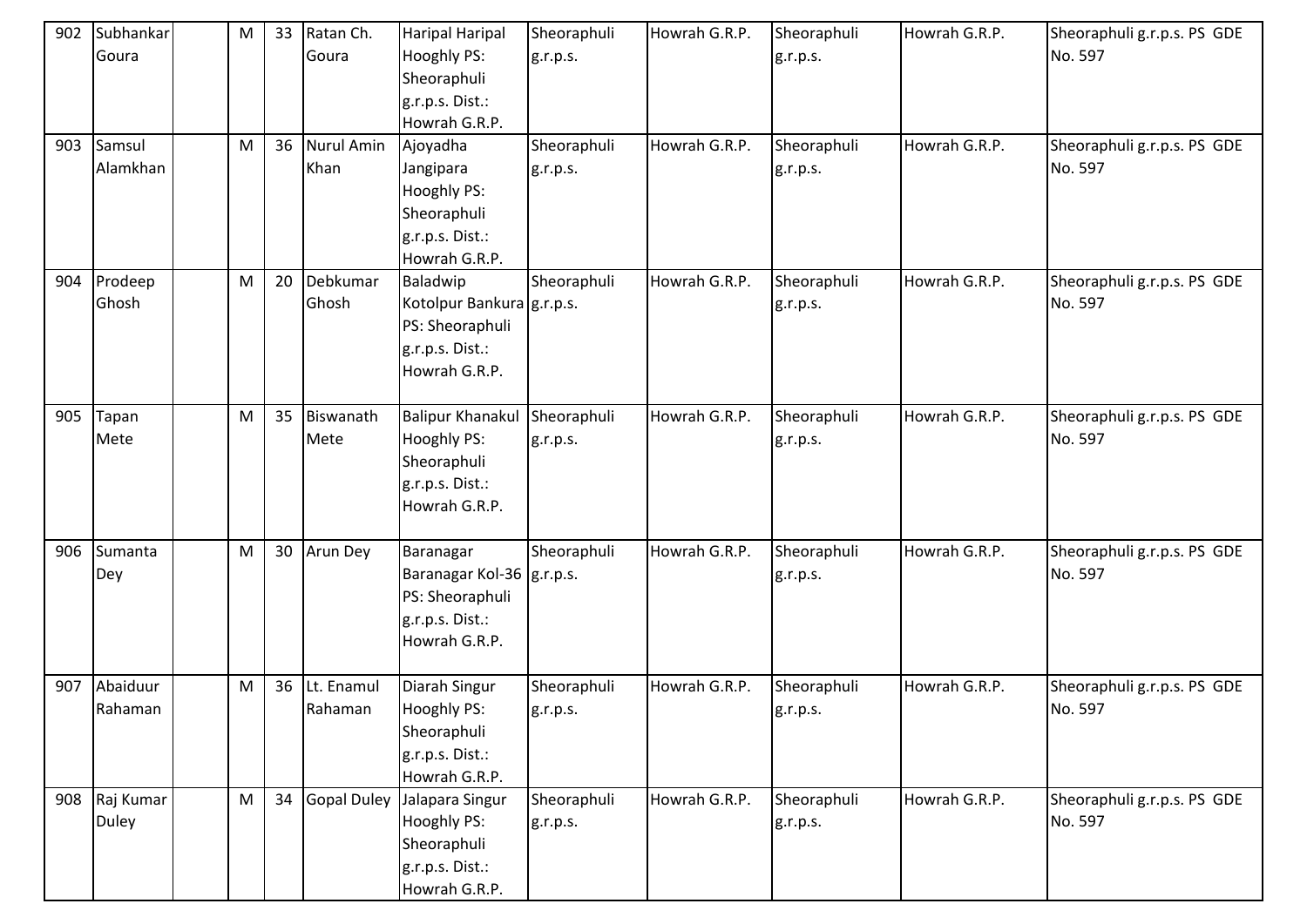| 902 | Subhankar Goura | | M | 33 | Ratan Ch. Goura | Haripal Haripal Hooghly PS: Sheoraphuli g.r.p.s. Dist.: Howrah G.R.P. | Sheoraphuli g.r.p.s. | Howrah G.R.P. | Sheoraphuli g.r.p.s. | Howrah G.R.P. | Sheoraphuli g.r.p.s. PS GDE No. 597 |
|---|---|---|---|---|---|---|---|---|---|---|---|
| 903 | Samsul Alamkhan | | M | 36 | Nurul Amin Khan | Ajoyadha Jangipara Hooghly PS: Sheoraphuli g.r.p.s. Dist.: Howrah G.R.P. | Sheoraphuli g.r.p.s. | Howrah G.R.P. | Sheoraphuli g.r.p.s. | Howrah G.R.P. | Sheoraphuli g.r.p.s. PS GDE No. 597 |
| 904 | Prodeep Ghosh | | M | 20 | Debkumar Ghosh | Baladwip Kotolpur Bankura PS: Sheoraphuli g.r.p.s. Dist.: Howrah G.R.P. | Sheoraphuli g.r.p.s. | Howrah G.R.P. | Sheoraphuli g.r.p.s. | Howrah G.R.P. | Sheoraphuli g.r.p.s. PS GDE No. 597 |
| 905 | Tapan Mete | | M | 35 | Biswanath Mete | Balipur Khanakul Hooghly PS: Sheoraphuli g.r.p.s. Dist.: Howrah G.R.P. | Sheoraphuli g.r.p.s. | Howrah G.R.P. | Sheoraphuli g.r.p.s. | Howrah G.R.P. | Sheoraphuli g.r.p.s. PS GDE No. 597 |
| 906 | Sumanta Dey | | M | 30 | Arun Dey | Baranagar Baranagar Kol-36 PS: Sheoraphuli g.r.p.s. Dist.: Howrah G.R.P. | Sheoraphuli g.r.p.s. | Howrah G.R.P. | Sheoraphuli g.r.p.s. | Howrah G.R.P. | Sheoraphuli g.r.p.s. PS GDE No. 597 |
| 907 | Abaiduur Rahaman | | M | 36 | Lt. Enamul Rahaman | Diarah Singur Hooghly PS: Sheoraphuli g.r.p.s. Dist.: Howrah G.R.P. | Sheoraphuli g.r.p.s. | Howrah G.R.P. | Sheoraphuli g.r.p.s. | Howrah G.R.P. | Sheoraphuli g.r.p.s. PS GDE No. 597 |
| 908 | Raj Kumar Duley | | M | 34 | Gopal Duley | Jalapara Singur Hooghly PS: Sheoraphuli g.r.p.s. Dist.: Howrah G.R.P. | Sheoraphuli g.r.p.s. | Howrah G.R.P. | Sheoraphuli g.r.p.s. | Howrah G.R.P. | Sheoraphuli g.r.p.s. PS GDE No. 597 |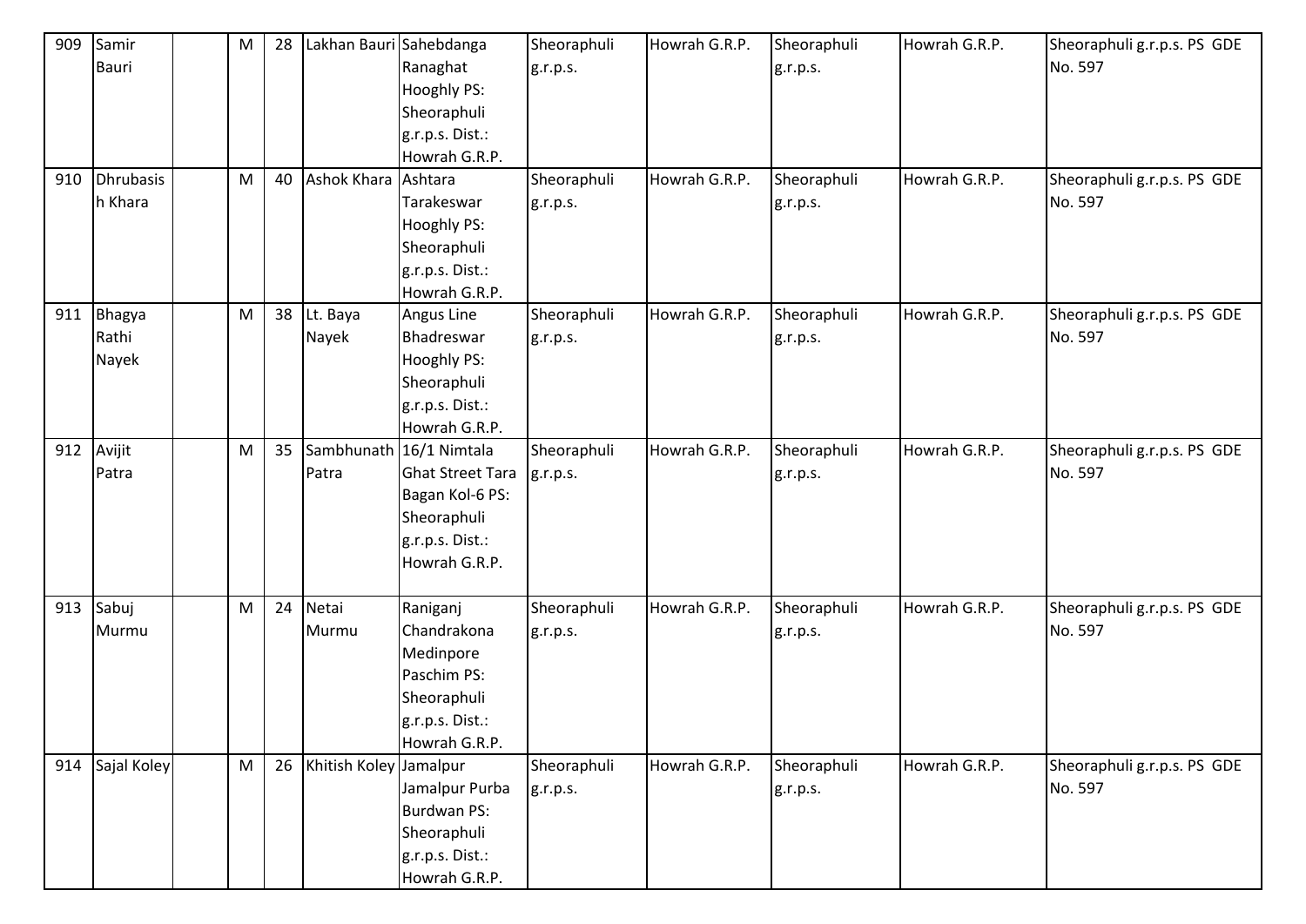| 909 | Samir Bauri | | M | 28 | Lakhan Bauri | Sahebdanga Ranaghat Hooghly PS: Sheoraphuli g.r.p.s. Dist.: Howrah G.R.P. | Sheoraphuli g.r.p.s. | Howrah G.R.P. | Sheoraphuli g.r.p.s. | Howrah G.R.P. | Sheoraphuli g.r.p.s. PS GDE No. 597 |
|---|---|---|---|---|---|---|---|---|---|---|---|
| 910 | Dhrubasish Khara | | M | 40 | Ashok Khara | Ashtara Tarakeswar Hooghly PS: Sheoraphuli g.r.p.s. Dist.: Howrah G.R.P. | Sheoraphuli g.r.p.s. | Howrah G.R.P. | Sheoraphuli g.r.p.s. | Howrah G.R.P. | Sheoraphuli g.r.p.s. PS GDE No. 597 |
| 911 | Bhagya Rathi Nayek | | M | 38 | Lt. Baya Nayek | Angus Line Bhadreswar Hooghly PS: Sheoraphuli g.r.p.s. Dist.: Howrah G.R.P. | Sheoraphuli g.r.p.s. | Howrah G.R.P. | Sheoraphuli g.r.p.s. | Howrah G.R.P. | Sheoraphuli g.r.p.s. PS GDE No. 597 |
| 912 | Avijit Patra | | M | 35 | Sambhunath Patra | 16/1 Nimtala Ghat Street Tara Bagan Kol-6 PS: Sheoraphuli g.r.p.s. Dist.: Howrah G.R.P. | Sheoraphuli g.r.p.s. | Howrah G.R.P. | Sheoraphuli g.r.p.s. | Howrah G.R.P. | Sheoraphuli g.r.p.s. PS GDE No. 597 |
| 913 | Sabuj Murmu | | M | 24 | Netai Murmu | Raniganj Chandrakona Medinpore Paschim PS: Sheoraphuli g.r.p.s. Dist.: Howrah G.R.P. | Sheoraphuli g.r.p.s. | Howrah G.R.P. | Sheoraphuli g.r.p.s. | Howrah G.R.P. | Sheoraphuli g.r.p.s. PS GDE No. 597 |
| 914 | Sajal Koley | | M | 26 | Khitish Koley | Jamalpur Jamalpur Purba Burdwan PS: Sheoraphuli g.r.p.s. Dist.: Howrah G.R.P. | Sheoraphuli g.r.p.s. | Howrah G.R.P. | Sheoraphuli g.r.p.s. | Howrah G.R.P. | Sheoraphuli g.r.p.s. PS GDE No. 597 |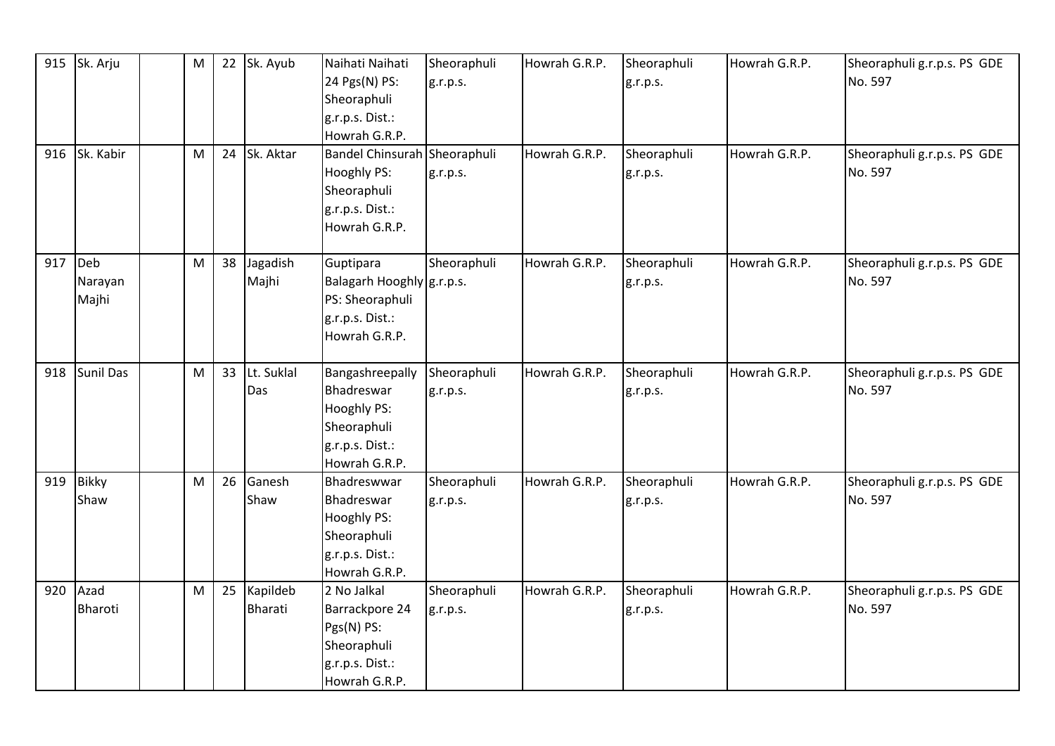| 915 | Sk. Arju | | M | 22 | Sk. Ayub | Naihati Naihati 24 Pgs(N) PS: Sheoraphuli g.r.p.s. Dist.: Howrah G.R.P. | Sheoraphuli g.r.p.s. | Howrah G.R.P. | Sheoraphuli g.r.p.s. | Howrah G.R.P. | Sheoraphuli g.r.p.s. PS GDE No. 597 |
|---|---|---|---|---|---|---|---|---|---|---|---|
| 916 | Sk. Kabir | | M | 24 | Sk. Aktar | Bandel Chinsurah Hooghly PS: Sheoraphuli g.r.p.s. Dist.: Howrah G.R.P. | Sheoraphuli g.r.p.s. | Howrah G.R.P. | Sheoraphuli g.r.p.s. | Howrah G.R.P. | Sheoraphuli g.r.p.s. PS GDE No. 597 |
| 917 | Deb Narayan Majhi | | M | 38 | Jagadish Majhi | Guptipara Balagarh Hooghly PS: Sheoraphuli g.r.p.s. Dist.: Howrah G.R.P. | Sheoraphuli g.r.p.s. | Howrah G.R.P. | Sheoraphuli g.r.p.s. | Howrah G.R.P. | Sheoraphuli g.r.p.s. PS GDE No. 597 |
| 918 | Sunil Das | | M | 33 | Lt. Suklal Das | Bangashreepally Bhadreswar Hooghly PS: Sheoraphuli g.r.p.s. Dist.: Howrah G.R.P. | Sheoraphuli g.r.p.s. | Howrah G.R.P. | Sheoraphuli g.r.p.s. | Howrah G.R.P. | Sheoraphuli g.r.p.s. PS GDE No. 597 |
| 919 | Bikky Shaw | | M | 26 | Ganesh Shaw | Bhadreswwar Bhadreswar Hooghly PS: Sheoraphuli g.r.p.s. Dist.: Howrah G.R.P. | Sheoraphuli g.r.p.s. | Howrah G.R.P. | Sheoraphuli g.r.p.s. | Howrah G.R.P. | Sheoraphuli g.r.p.s. PS GDE No. 597 |
| 920 | Azad Bharoti | | M | 25 | Kapildeb Bharati | 2 No Jalkal Barrackpore 24 Pgs(N) PS: Sheoraphuli g.r.p.s. Dist.: Howrah G.R.P. | Sheoraphuli g.r.p.s. | Howrah G.R.P. | Sheoraphuli g.r.p.s. | Howrah G.R.P. | Sheoraphuli g.r.p.s. PS GDE No. 597 |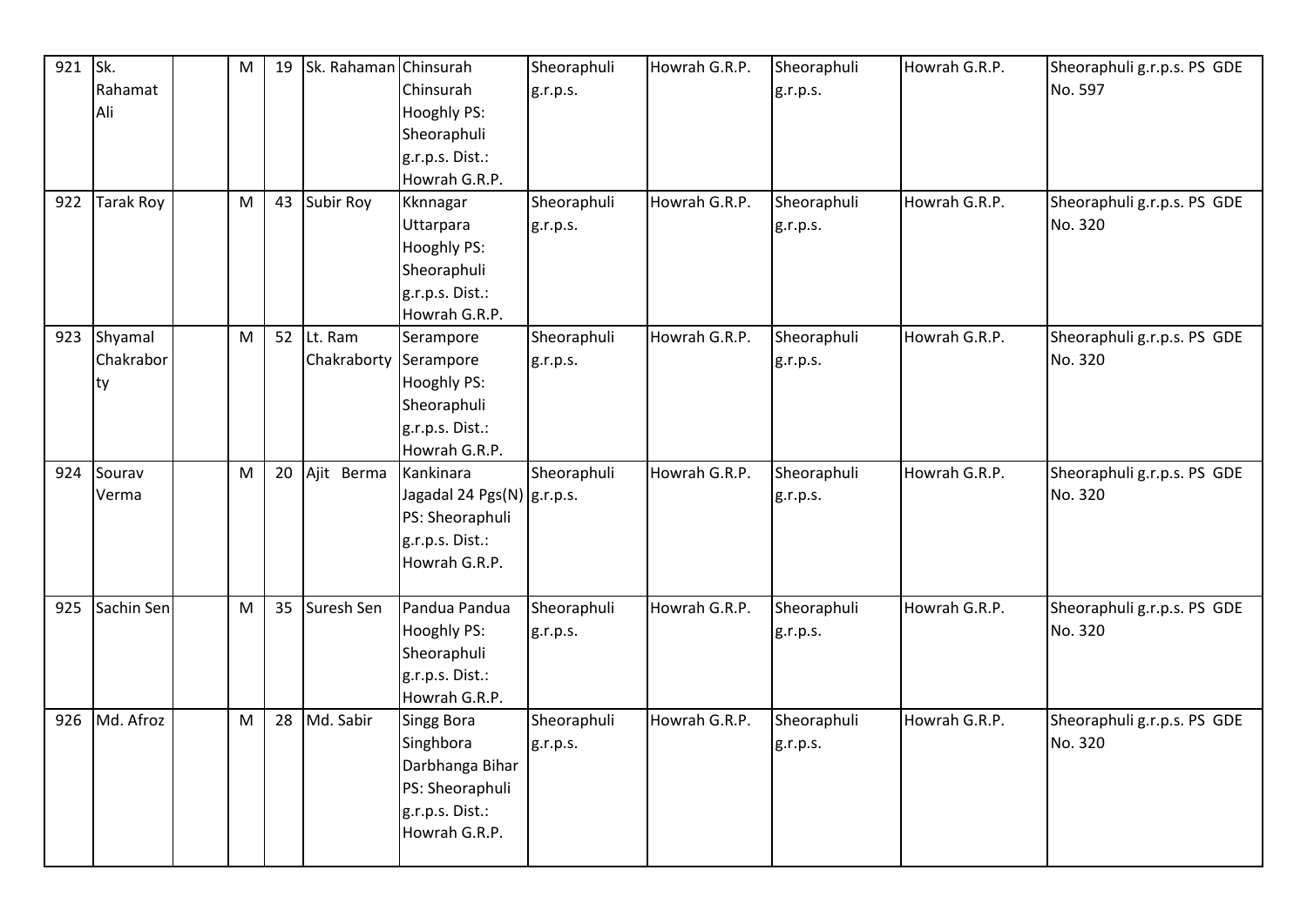| 921 | Sk. Rahamat Ali | | M | 19 | Sk. Rahaman | Chinsurah Chinsurah Hooghly PS: Sheoraphuli g.r.p.s. Dist.: Howrah G.R.P. | Sheoraphuli g.r.p.s. | Howrah G.R.P. | Sheoraphuli g.r.p.s. | Howrah G.R.P. | Sheoraphuli g.r.p.s. PS GDE No. 597 |
|---|---|---|---|---|---|---|---|---|---|---|---|
| 922 | Tarak Roy | | M | 43 | Subir Roy | Kknnagar Uttarpara Hooghly PS: Sheoraphuli g.r.p.s. Dist.: Howrah G.R.P. | Sheoraphuli g.r.p.s. | Howrah G.R.P. | Sheoraphuli g.r.p.s. | Howrah G.R.P. | Sheoraphuli g.r.p.s. PS GDE No. 320 |
| 923 | Shyamal Chakraborty | | M | 52 | Lt. Ram Chakraborty | Serampore Serampore Hooghly PS: Sheoraphuli g.r.p.s. Dist.: Howrah G.R.P. | Sheoraphuli g.r.p.s. | Howrah G.R.P. | Sheoraphuli g.r.p.s. | Howrah G.R.P. | Sheoraphuli g.r.p.s. PS GDE No. 320 |
| 924 | Sourav Verma | | M | 20 | Ajit Berma | Kankinara Jagadal 24 Pgs(N) PS: Sheoraphuli g.r.p.s. Dist.: Howrah G.R.P. | Sheoraphuli g.r.p.s. | Howrah G.R.P. | Sheoraphuli g.r.p.s. | Howrah G.R.P. | Sheoraphuli g.r.p.s. PS GDE No. 320 |
| 925 | Sachin Sen | | M | 35 | Suresh Sen | Pandua Pandua Hooghly PS: Sheoraphuli g.r.p.s. Dist.: Howrah G.R.P. | Sheoraphuli g.r.p.s. | Howrah G.R.P. | Sheoraphuli g.r.p.s. | Howrah G.R.P. | Sheoraphuli g.r.p.s. PS GDE No. 320 |
| 926 | Md. Afroz | | M | 28 | Md. Sabir | Singg Bora Singhbora Darbhanga Bihar PS: Sheoraphuli g.r.p.s. Dist.: Howrah G.R.P. | Sheoraphuli g.r.p.s. | Howrah G.R.P. | Sheoraphuli g.r.p.s. | Howrah G.R.P. | Sheoraphuli g.r.p.s. PS GDE No. 320 |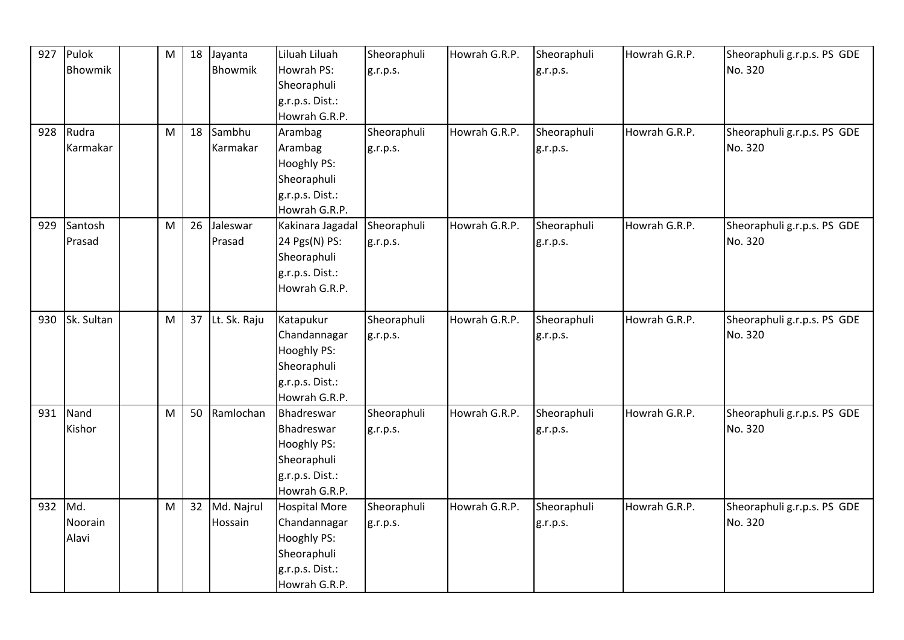| 927 | Pulok Bhowmik | | M | 18 | Jayanta Bhowmik | Liluah Liluah Howrah PS: Sheoraphuli g.r.p.s. Dist.: Howrah G.R.P. | Sheoraphuli g.r.p.s. | Howrah G.R.P. | Sheoraphuli g.r.p.s. | Howrah G.R.P. | Sheoraphuli g.r.p.s. PS GDE No. 320 |
|---|---|---|---|---|---|---|---|---|---|---|---|
| 928 | Rudra Karmakar | | M | 18 | Sambhu Karmakar | Arambag Arambag Hooghly PS: Sheoraphuli g.r.p.s. Dist.: Howrah G.R.P. | Sheoraphuli g.r.p.s. | Howrah G.R.P. | Sheoraphuli g.r.p.s. | Howrah G.R.P. | Sheoraphuli g.r.p.s. PS GDE No. 320 |
| 929 | Santosh Prasad | | M | 26 | Jaleswar Prasad | Kakinara Jagadal 24 Pgs(N) PS: Sheoraphuli g.r.p.s. Dist.: Howrah G.R.P. | Sheoraphuli g.r.p.s. | Howrah G.R.P. | Sheoraphuli g.r.p.s. | Howrah G.R.P. | Sheoraphuli g.r.p.s. PS GDE No. 320 |
| 930 | Sk. Sultan | | M | 37 | Lt. Sk. Raju | Katapukur Chandannagar Hooghly PS: Sheoraphuli g.r.p.s. Dist.: Howrah G.R.P. | Sheoraphuli g.r.p.s. | Howrah G.R.P. | Sheoraphuli g.r.p.s. | Howrah G.R.P. | Sheoraphuli g.r.p.s. PS GDE No. 320 |
| 931 | Nand Kishor | | M | 50 | Ramlochan | Bhadreswar Bhadreswar Hooghly PS: Sheoraphuli g.r.p.s. Dist.: Howrah G.R.P. | Sheoraphuli g.r.p.s. | Howrah G.R.P. | Sheoraphuli g.r.p.s. | Howrah G.R.P. | Sheoraphuli g.r.p.s. PS GDE No. 320 |
| 932 | Md. Noorain Alavi | | M | 32 | Md. Najrul Hossain | Hospital More Chandannagar Hooghly PS: Sheoraphuli g.r.p.s. Dist.: Howrah G.R.P. | Sheoraphuli g.r.p.s. | Howrah G.R.P. | Sheoraphuli g.r.p.s. | Howrah G.R.P. | Sheoraphuli g.r.p.s. PS GDE No. 320 |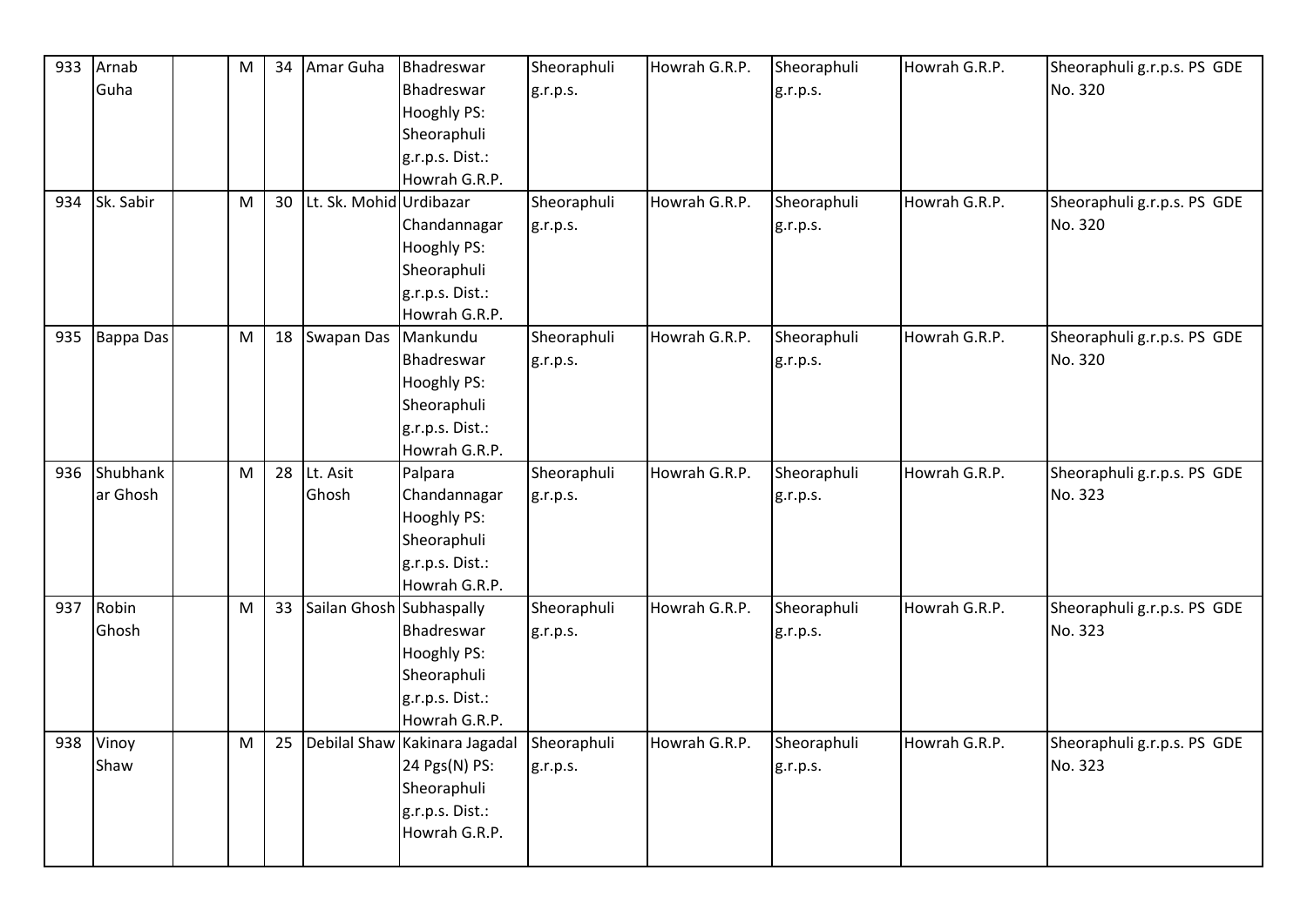| 933 | Arnab Guha | | M | 34 | Amar Guha | Bhadreswar Bhadreswar Hooghly PS: Sheoraphuli g.r.p.s. Dist.: Howrah G.R.P. | Sheoraphuli g.r.p.s. | Howrah G.R.P. | Sheoraphuli g.r.p.s. | Howrah G.R.P. | Sheoraphuli g.r.p.s. PS GDE No. 320 |
|---|---|---|---|---|---|---|---|---|---|---|---|
| 934 | Sk. Sabir | | M | 30 | Lt. Sk. Mohid | Urdibazar Chandannagar Hooghly PS: Sheoraphuli g.r.p.s. Dist.: Howrah G.R.P. | Sheoraphuli g.r.p.s. | Howrah G.R.P. | Sheoraphuli g.r.p.s. | Howrah G.R.P. | Sheoraphuli g.r.p.s. PS GDE No. 320 |
| 935 | Bappa Das | | M | 18 | Swapan Das | Mankundu Bhadreswar Hooghly PS: Sheoraphuli g.r.p.s. Dist.: Howrah G.R.P. | Sheoraphuli g.r.p.s. | Howrah G.R.P. | Sheoraphuli g.r.p.s. | Howrah G.R.P. | Sheoraphuli g.r.p.s. PS GDE No. 320 |
| 936 | Shubhankar Ghosh | | M | 28 | Lt. Asit Ghosh | Palpara Chandannagar Hooghly PS: Sheoraphuli g.r.p.s. Dist.: Howrah G.R.P. | Sheoraphuli g.r.p.s. | Howrah G.R.P. | Sheoraphuli g.r.p.s. | Howrah G.R.P. | Sheoraphuli g.r.p.s. PS GDE No. 323 |
| 937 | Robin Ghosh | | M | 33 | Sailan Ghosh | Subhaspally Bhadreswar Hooghly PS: Sheoraphuli g.r.p.s. Dist.: Howrah G.R.P. | Sheoraphuli g.r.p.s. | Howrah G.R.P. | Sheoraphuli g.r.p.s. | Howrah G.R.P. | Sheoraphuli g.r.p.s. PS GDE No. 323 |
| 938 | Vinoy Shaw | | M | 25 | Debilal Shaw | Kakinara Jagadal 24 Pgs(N) PS: Sheoraphuli g.r.p.s. Dist.: Howrah G.R.P. | Sheoraphuli g.r.p.s. | Howrah G.R.P. | Sheoraphuli g.r.p.s. | Howrah G.R.P. | Sheoraphuli g.r.p.s. PS GDE No. 323 |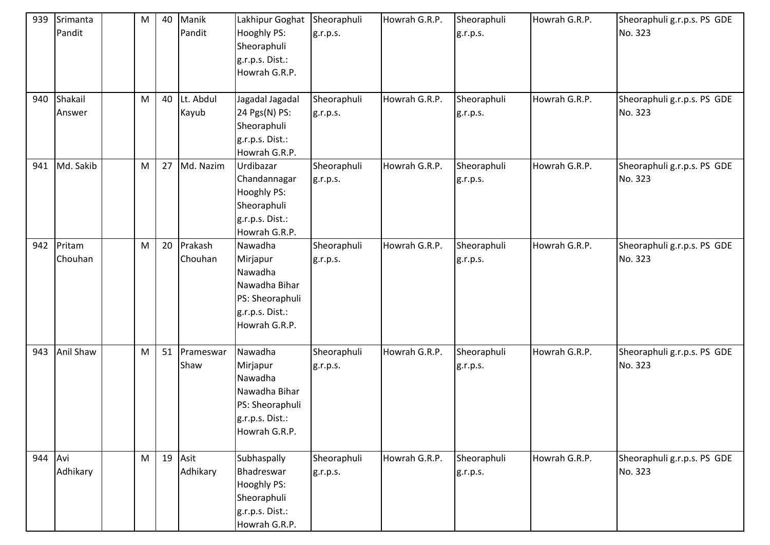| 939 | Srimanta Pandit | | M | 40 | Manik Pandit | Lakhipur Goghat Hooghly PS: Sheoraphuli g.r.p.s. Dist.: Howrah G.R.P. | Sheoraphuli g.r.p.s. | Howrah G.R.P. | Sheoraphuli g.r.p.s. | Howrah G.R.P. | Sheoraphuli g.r.p.s. PS GDE No. 323 |
|---|---|---|---|---|---|---|---|---|---|---|---|
| 940 | Shakail Answer | | M | 40 | Lt. Abdul Kayub | Jagadal Jagadal 24 Pgs(N) PS: Sheoraphuli g.r.p.s. Dist.: Howrah G.R.P. | Sheoraphuli g.r.p.s. | Howrah G.R.P. | Sheoraphuli g.r.p.s. | Howrah G.R.P. | Sheoraphuli g.r.p.s. PS GDE No. 323 |
| 941 | Md. Sakib | | M | 27 | Md. Nazim | Urdibazar Chandannagar Hooghly PS: Sheoraphuli g.r.p.s. Dist.: Howrah G.R.P. | Sheoraphuli g.r.p.s. | Howrah G.R.P. | Sheoraphuli g.r.p.s. | Howrah G.R.P. | Sheoraphuli g.r.p.s. PS GDE No. 323 |
| 942 | Pritam Chouhan | | M | 20 | Prakash Chouhan | Nawadha Mirjapur Nawadha Nawadha Bihar PS: Sheoraphuli g.r.p.s. Dist.: Howrah G.R.P. | Sheoraphuli g.r.p.s. | Howrah G.R.P. | Sheoraphuli g.r.p.s. | Howrah G.R.P. | Sheoraphuli g.r.p.s. PS GDE No. 323 |
| 943 | Anil Shaw | | M | 51 | Prameswar Shaw | Nawadha Mirjapur Nawadha Nawadha Bihar PS: Sheoraphuli g.r.p.s. Dist.: Howrah G.R.P. | Sheoraphuli g.r.p.s. | Howrah G.R.P. | Sheoraphuli g.r.p.s. | Howrah G.R.P. | Sheoraphuli g.r.p.s. PS GDE No. 323 |
| 944 | Avi Adhikary | | M | 19 | Asit Adhikary | Subhaspally Bhadreswar Hooghly PS: Sheoraphuli g.r.p.s. Dist.: Howrah G.R.P. | Sheoraphuli g.r.p.s. | Howrah G.R.P. | Sheoraphuli g.r.p.s. | Howrah G.R.P. | Sheoraphuli g.r.p.s. PS GDE No. 323 |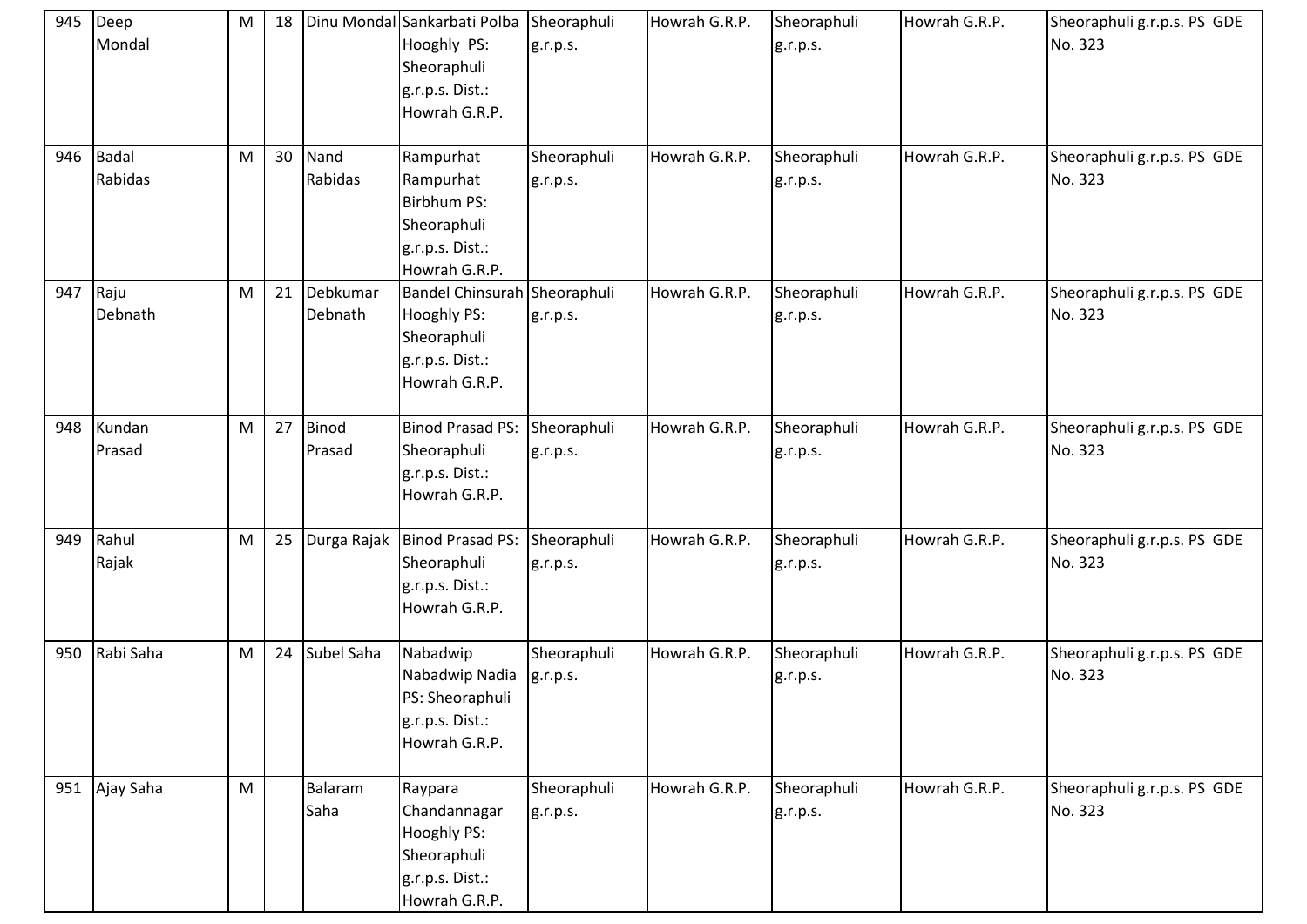| 945 | Deep Mondal | | M | 18 | Dinu Mondal | Sankarbati Polba Hooghly PS: Sheoraphuli g.r.p.s. Dist.: Howrah G.R.P. | Sheoraphuli g.r.p.s. | Howrah G.R.P. | Sheoraphuli g.r.p.s. | Howrah G.R.P. | Sheoraphuli g.r.p.s. PS GDE No. 323 |
|---|---|---|---|---|---|---|---|---|---|---|---|
| 946 | Badal Rabidas | | M | 30 | Nand Rabidas | Rampurhat Rampurhat Birbhum PS: Sheoraphuli g.r.p.s. Dist.: Howrah G.R.P. | Sheoraphuli g.r.p.s. | Howrah G.R.P. | Sheoraphuli g.r.p.s. | Howrah G.R.P. | Sheoraphuli g.r.p.s. PS GDE No. 323 |
| 947 | Raju Debnath | | M | 21 | Debkumar Debnath | Bandel Chinsurah Hooghly PS: Sheoraphuli g.r.p.s. Dist.: Howrah G.R.P. | Sheoraphuli g.r.p.s. | Howrah G.R.P. | Sheoraphuli g.r.p.s. | Howrah G.R.P. | Sheoraphuli g.r.p.s. PS GDE No. 323 |
| 948 | Kundan Prasad | | M | 27 | Binod Prasad | Binod Prasad PS: Sheoraphuli g.r.p.s. Dist.: Howrah G.R.P. | Sheoraphuli g.r.p.s. | Howrah G.R.P. | Sheoraphuli g.r.p.s. | Howrah G.R.P. | Sheoraphuli g.r.p.s. PS GDE No. 323 |
| 949 | Rahul Rajak | | M | 25 | Durga Rajak | Binod Prasad PS: Sheoraphuli g.r.p.s. Dist.: Howrah G.R.P. | Sheoraphuli g.r.p.s. | Howrah G.R.P. | Sheoraphuli g.r.p.s. | Howrah G.R.P. | Sheoraphuli g.r.p.s. PS GDE No. 323 |
| 950 | Rabi Saha | | M | 24 | Subel Saha | Nabadwip Nabadwip Nadia PS: Sheoraphuli g.r.p.s. Dist.: Howrah G.R.P. | Sheoraphuli g.r.p.s. | Howrah G.R.P. | Sheoraphuli g.r.p.s. | Howrah G.R.P. | Sheoraphuli g.r.p.s. PS GDE No. 323 |
| 951 | Ajay Saha | | M | | Balaram Saha | Raypara Chandannagar Hooghly PS: Sheoraphuli g.r.p.s. Dist.: Howrah G.R.P. | Sheoraphuli g.r.p.s. | Howrah G.R.P. | Sheoraphuli g.r.p.s. | Howrah G.R.P. | Sheoraphuli g.r.p.s. PS GDE No. 323 |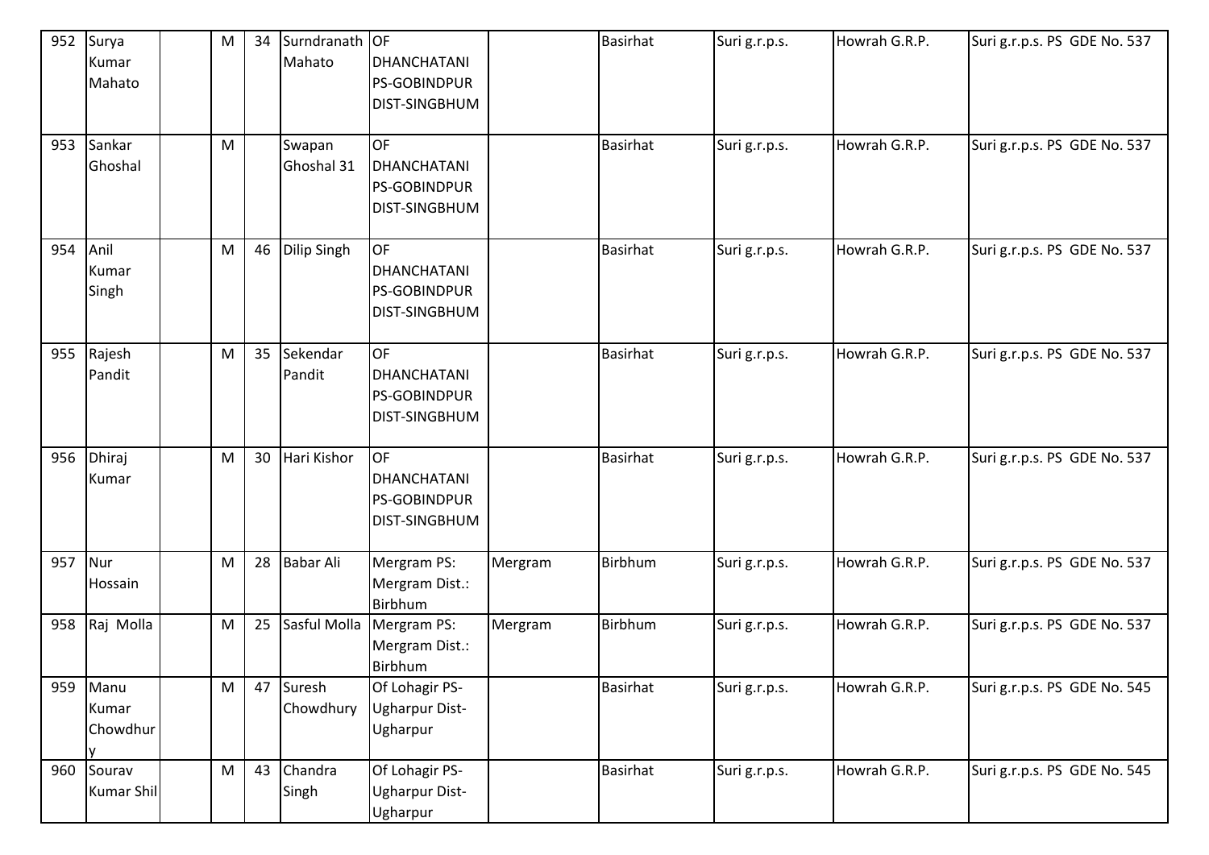| 952 | Surya Kumar Mahato | | M | 34 | Surndranath Mahato | OF DHANCHATANI PS-GOBINDPUR DIST-SINGBHUM | | Basirhat | Suri g.r.p.s. | Howrah G.R.P. | Suri g.r.p.s. PS GDE No. 537 |
|---|---|---|---|---|---|---|---|---|---|---|---|
| 953 | Sankar Ghoshal | | M | | Swapan Ghoshal 31 | OF DHANCHATANI PS-GOBINDPUR DIST-SINGBHUM | | Basirhat | Suri g.r.p.s. | Howrah G.R.P. | Suri g.r.p.s. PS GDE No. 537 |
| 954 | Anil Kumar Singh | | M | 46 | Dilip Singh | OF DHANCHATANI PS-GOBINDPUR DIST-SINGBHUM | | Basirhat | Suri g.r.p.s. | Howrah G.R.P. | Suri g.r.p.s. PS GDE No. 537 |
| 955 | Rajesh Pandit | | M | 35 | Sekendar Pandit | OF DHANCHATANI PS-GOBINDPUR DIST-SINGBHUM | | Basirhat | Suri g.r.p.s. | Howrah G.R.P. | Suri g.r.p.s. PS GDE No. 537 |
| 956 | Dhiraj Kumar | | M | 30 | Hari Kishor | OF DHANCHATANI PS-GOBINDPUR DIST-SINGBHUM | | Basirhat | Suri g.r.p.s. | Howrah G.R.P. | Suri g.r.p.s. PS GDE No. 537 |
| 957 | Nur Hossain | | M | 28 | Babar Ali | Mergram PS: Mergram Dist.: Birbhum | Mergram | Birbhum | Suri g.r.p.s. | Howrah G.R.P. | Suri g.r.p.s. PS GDE No. 537 |
| 958 | Raj Molla | | M | 25 | Sasful Molla | Mergram PS: Mergram Dist.: Birbhum | Mergram | Birbhum | Suri g.r.p.s. | Howrah G.R.P. | Suri g.r.p.s. PS GDE No. 537 |
| 959 | Manu Kumar Chowdhury | | M | 47 | Suresh Chowdhury | Of Lohagir PS-Ugharpur Dist-Ugharpur | | Basirhat | Suri g.r.p.s. | Howrah G.R.P. | Suri g.r.p.s. PS GDE No. 545 |
| 960 | Sourav Kumar Shil | | M | 43 | Chandra Singh | Of Lohagir PS-Ugharpur Dist-Ugharpur | | Basirhat | Suri g.r.p.s. | Howrah G.R.P. | Suri g.r.p.s. PS GDE No. 545 |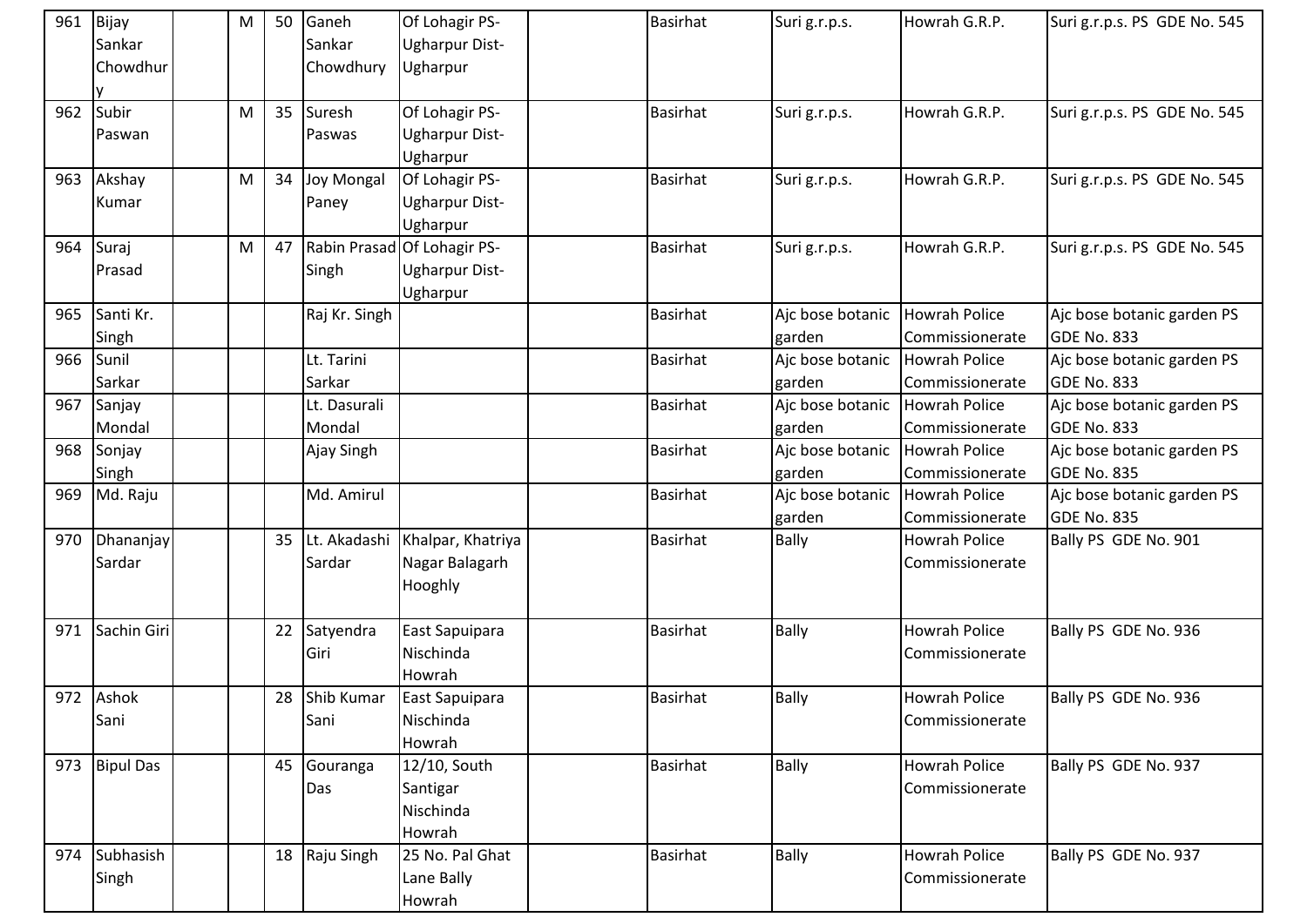| | | | | | | | | | | |
|---|---|---|---|---|---|---|---|---|---|---|
| 961 | Bijay Sankar Chowdhury | | M | 50 | Ganeh Sankar Chowdhury | Of Lohagir PS-Ugharpur Dist-Ugharpur | | Basirhat | Suri g.r.p.s. | Howrah G.R.P. | Suri g.r.p.s. PS GDE No. 545 |
| 962 | Subir Paswan | | M | 35 | Suresh Paswas | Of Lohagir PS-Ugharpur Dist-Ugharpur | | Basirhat | Suri g.r.p.s. | Howrah G.R.P. | Suri g.r.p.s. PS GDE No. 545 |
| 963 | Akshay Kumar | | M | 34 | Joy Mongal Paney | Of Lohagir PS-Ugharpur Dist-Ugharpur | | Basirhat | Suri g.r.p.s. | Howrah G.R.P. | Suri g.r.p.s. PS GDE No. 545 |
| 964 | Suraj Prasad | | M | 47 | Rabin Prasad Singh | Of Lohagir PS-Ugharpur Dist-Ugharpur | | Basirhat | Suri g.r.p.s. | Howrah G.R.P. | Suri g.r.p.s. PS GDE No. 545 |
| 965 | Santi Kr. Singh | | | | Raj Kr. Singh | | | Basirhat | Ajc bose botanic garden | Howrah Police Commissionerate | Ajc bose botanic garden PS GDE No. 833 |
| 966 | Sunil Sarkar | | | | Lt. Tarini Sarkar | | | Basirhat | Ajc bose botanic garden | Howrah Police Commissionerate | Ajc bose botanic garden PS GDE No. 833 |
| 967 | Sanjay Mondal | | | | Lt. Dasurali Mondal | | | Basirhat | Ajc bose botanic garden | Howrah Police Commissionerate | Ajc bose botanic garden PS GDE No. 833 |
| 968 | Sonjay Singh | | | | Ajay Singh | | | Basirhat | Ajc bose botanic garden | Howrah Police Commissionerate | Ajc bose botanic garden PS GDE No. 835 |
| 969 | Md. Raju | | | | Md. Amirul | | | Basirhat | Ajc bose botanic garden | Howrah Police Commissionerate | Ajc bose botanic garden PS GDE No. 835 |
| 970 | Dhananjay Sardar | | | 35 | Lt. Akadashi Sardar | Khalpar, Khatriya Nagar Balagarh Hooghly | | Basirhat | Bally | Howrah Police Commissionerate | Bally PS GDE No. 901 |
| 971 | Sachin Giri | | | 22 | Satyendra Giri | East Sapuipara Nischinda Howrah | | Basirhat | Bally | Howrah Police Commissionerate | Bally PS GDE No. 936 |
| 972 | Ashok Sani | | | 28 | Shib Kumar Sani | East Sapuipara Nischinda Howrah | | Basirhat | Bally | Howrah Police Commissionerate | Bally PS GDE No. 936 |
| 973 | Bipul Das | | | 45 | Gouranga Das | 12/10, South Santigar Nischinda Howrah | | Basirhat | Bally | Howrah Police Commissionerate | Bally PS GDE No. 937 |
| 974 | Subhasish Singh | | | 18 | Raju Singh | 25 No. Pal Ghat Lane Bally Howrah | | Basirhat | Bally | Howrah Police Commissionerate | Bally PS GDE No. 937 |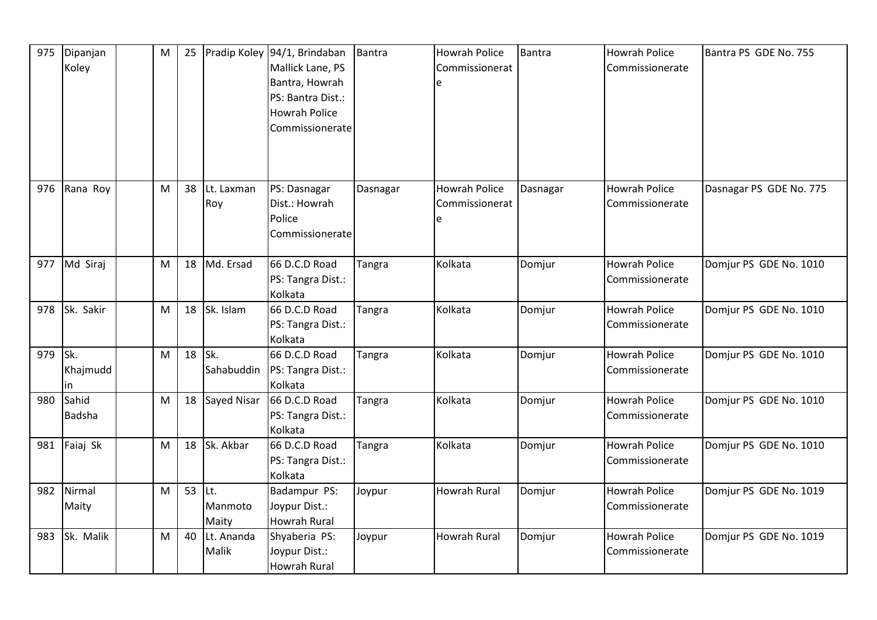| 975 | Dipanjan Koley | | M | 25 | Pradip Koley | 94/1, Brindaban Mallick Lane, PS Bantra, Howrah PS: Bantra Dist.: Howrah Police Commissionerate | Bantra | Howrah Police Commissionerate | Bantra | Howrah Police Commissionerate | Bantra PS GDE No. 755 |
|---|---|---|---|---|---|---|---|---|---|---|---|
| 976 | Rana Roy | | M | 38 | Lt. Laxman Roy | PS: Dasnagar Dist.: Howrah Police Commissionerate | Dasnagar | Howrah Police Commissionerate | Dasnagar | Howrah Police Commissionerate | Dasnagar PS GDE No. 775 |
| 977 | Md Siraj | | M | 18 | Md. Ersad | 66 D.C.D Road PS: Tangra Dist.: Kolkata | Tangra | Kolkata | Domjur | Howrah Police Commissionerate | Domjur PS GDE No. 1010 |
| 978 | Sk. Sakir | | M | 18 | Sk. Islam | 66 D.C.D Road PS: Tangra Dist.: Kolkata | Tangra | Kolkata | Domjur | Howrah Police Commissionerate | Domjur PS GDE No. 1010 |
| 979 | Sk. Khajmuddin | | M | 18 | Sk. Sahabuddin | 66 D.C.D Road PS: Tangra Dist.: Kolkata | Tangra | Kolkata | Domjur | Howrah Police Commissionerate | Domjur PS GDE No. 1010 |
| 980 | Sahid Badsha | | M | 18 | Sayed Nisar | 66 D.C.D Road PS: Tangra Dist.: Kolkata | Tangra | Kolkata | Domjur | Howrah Police Commissionerate | Domjur PS GDE No. 1010 |
| 981 | Faiaj Sk | | M | 18 | Sk. Akbar | 66 D.C.D Road PS: Tangra Dist.: Kolkata | Tangra | Kolkata | Domjur | Howrah Police Commissionerate | Domjur PS GDE No. 1010 |
| 982 | Nirmal Maity | | M | 53 | Lt. Manmoto Maity | Badampur PS: Joypur Dist.: Howrah Rural | Joypur | Howrah Rural | Domjur | Howrah Police Commissionerate | Domjur PS GDE No. 1019 |
| 983 | Sk. Malik | | M | 40 | Lt. Ananda Malik | Shyaberia PS: Joypur Dist.: Howrah Rural | Joypur | Howrah Rural | Domjur | Howrah Police Commissionerate | Domjur PS GDE No. 1019 |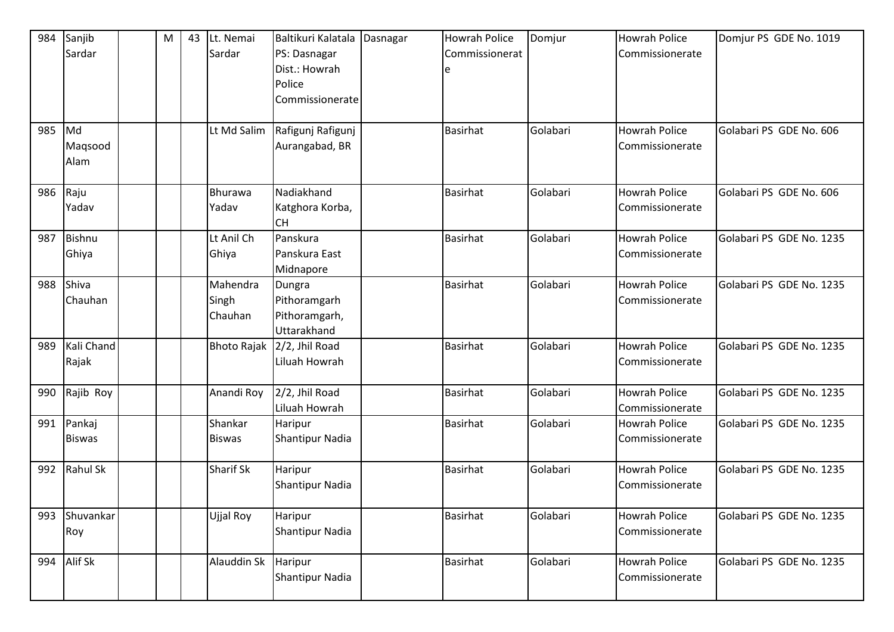| 984 | Sanjib Sardar | | M | 43 | Lt. Nemai Sardar | Baltikuri Kalatala PS: Dasnagar Dist.: Howrah Police Commissionerate | Dasnagar | Howrah Police Commissionerate | Domjur | Howrah Police Commissionerate | Domjur PS GDE No. 1019 |
|---|---|---|---|---|---|---|---|---|---|---|---|
| 985 | Md Maqsood Alam | | | | Lt Md Salim | Rafigunj Rafigunj Aurangabad, BR | | Basirhat | Golabari | Howrah Police Commissionerate | Golabari PS GDE No. 606 |
| 986 | Raju Yadav | | | | Bhurawa Yadav | Nadiakhand Katghora Korba, CH | | Basirhat | Golabari | Howrah Police Commissionerate | Golabari PS GDE No. 606 |
| 987 | Bishnu Ghiya | | | | Lt Anil Ch Ghiya | Panskura Panskura East Midnapore | | Basirhat | Golabari | Howrah Police Commissionerate | Golabari PS GDE No. 1235 |
| 988 | Shiva Chauhan | | | | Mahendra Singh Chauhan | Dungra Pithoramgarh Pithoramgarh, Uttarakhand | | Basirhat | Golabari | Howrah Police Commissionerate | Golabari PS GDE No. 1235 |
| 989 | Kali Chand Rajak | | | | Bhoto Rajak | 2/2, Jhil Road Liluah Howrah | | Basirhat | Golabari | Howrah Police Commissionerate | Golabari PS GDE No. 1235 |
| 990 | Rajib Roy | | | | Anandi Roy | 2/2, Jhil Road Liluah Howrah | | Basirhat | Golabari | Howrah Police Commissionerate | Golabari PS GDE No. 1235 |
| 991 | Pankaj Biswas | | | | Shankar Biswas | Haripur Shantipur Nadia | | Basirhat | Golabari | Howrah Police Commissionerate | Golabari PS GDE No. 1235 |
| 992 | Rahul Sk | | | | Sharif Sk | Haripur Shantipur Nadia | | Basirhat | Golabari | Howrah Police Commissionerate | Golabari PS GDE No. 1235 |
| 993 | Shuvankar Roy | | | | Ujjal Roy | Haripur Shantipur Nadia | | Basirhat | Golabari | Howrah Police Commissionerate | Golabari PS GDE No. 1235 |
| 994 | Alif Sk | | | | Alauddin Sk | Haripur Shantipur Nadia | | Basirhat | Golabari | Howrah Police Commissionerate | Golabari PS GDE No. 1235 |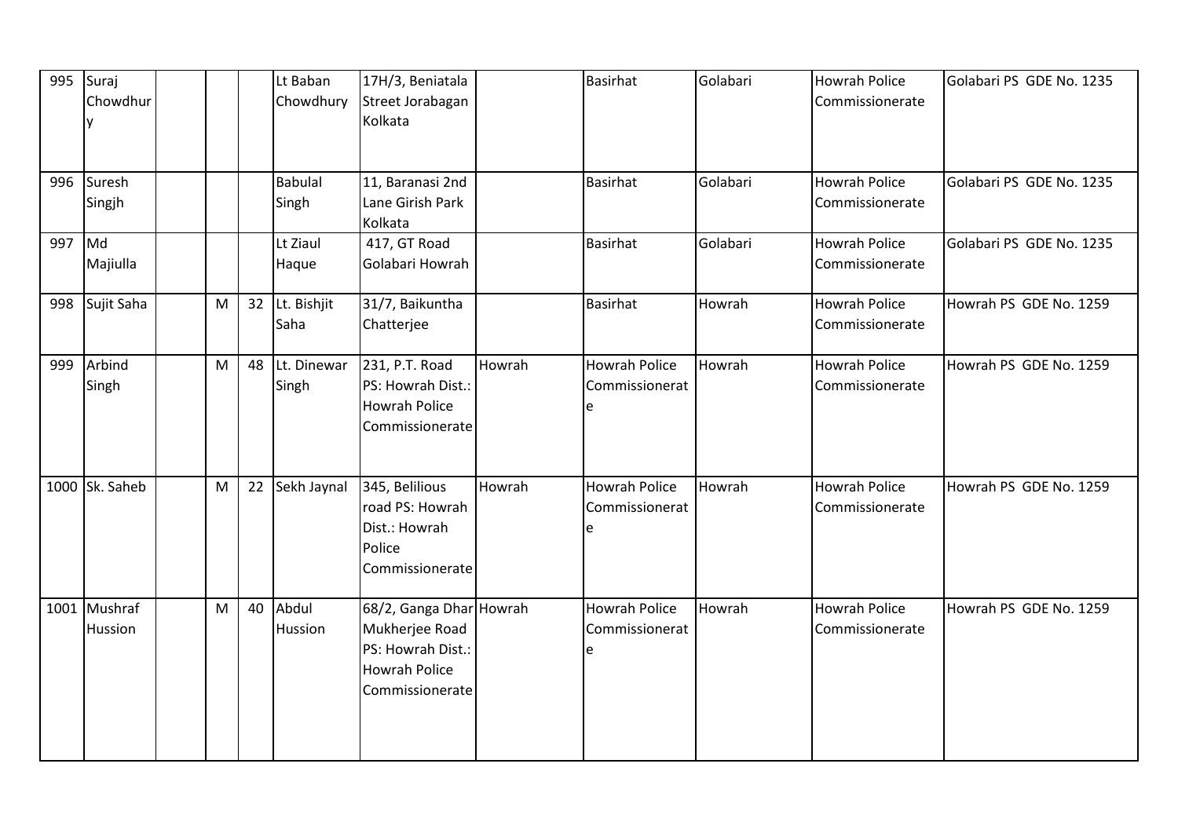| 995 | Suraj Chowdhury | | | | Lt Baban Chowdhury | 17H/3, Beniatala Street Jorabagan Kolkata | | Basirhat | Golabari | Howrah Police Commissionerate | Golabari PS GDE No. 1235 |
|---|---|---|---|---|---|---|---|---|---|---|---|
| 996 | Suresh Singjh | | | | Babulal Singh | 11, Baranasi 2nd Lane Girish Park Kolkata | | Basirhat | Golabari | Howrah Police Commissionerate | Golabari PS GDE No. 1235 |
| 997 | Md Majiulla | | | | Lt Ziaul Haque | 417, GT Road Golabari Howrah | | Basirhat | Golabari | Howrah Police Commissionerate | Golabari PS GDE No. 1235 |
| 998 | Sujit Saha | | M | 32 | Lt. Bishjit Saha | 31/7, Baikuntha Chatterjee | | Basirhat | Howrah | Howrah Police Commissionerate | Howrah PS GDE No. 1259 |
| 999 | Arbind Singh | | M | 48 | Lt. Dinewar Singh | 231, P.T. Road PS: Howrah Dist.: Howrah Police Commissionerate | Howrah | Howrah Police Commissionerate | Howrah | Howrah Police Commissionerate | Howrah PS GDE No. 1259 |
| 1000 | Sk. Saheb | | M | 22 | Sekh Jaynal | 345, Belilious road PS: Howrah Dist.: Howrah Police Commissionerate | Howrah | Howrah Police Commissionerate | Howrah | Howrah Police Commissionerate | Howrah PS GDE No. 1259 |
| 1001 | Mushraf Hussion | | M | 40 | Abdul Hussion | 68/2, Ganga Dhar Mukherjee Road PS: Howrah Dist.: Howrah Police Commissionerate | Howrah | Howrah Police Commissionerate | Howrah | Howrah Police Commissionerate | Howrah PS GDE No. 1259 |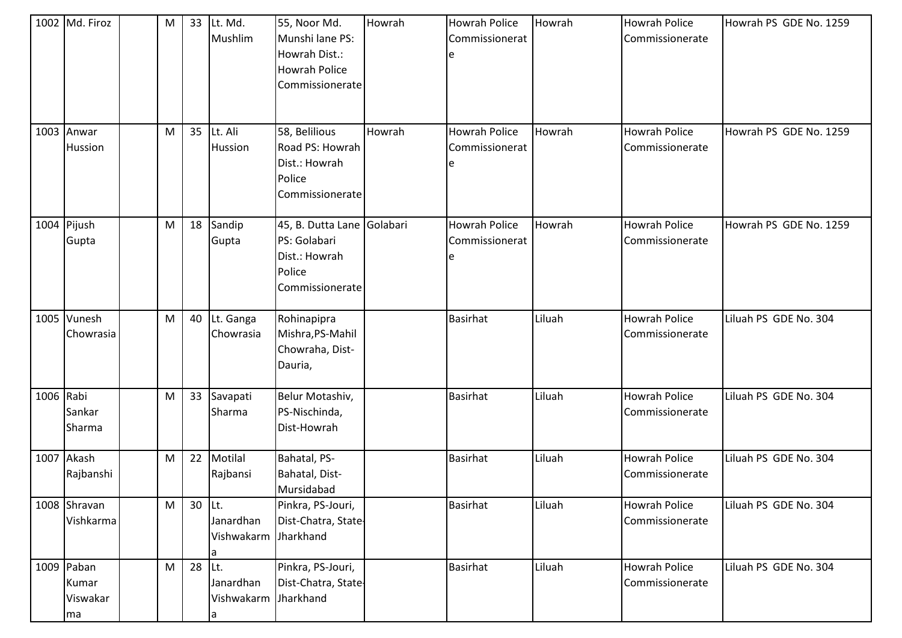| 1002 | Md. Firoz | | M | 33 | Lt. Md. Mushlim | 55, Noor Md. Munshi lane PS: Howrah Dist.: Howrah Police Commissionerate | Howrah | Howrah Police Commissionerate | Howrah | Howrah Police Commissionerate | Howrah PS GDE No. 1259 |
|---|---|---|---|---|---|---|---|---|---|---|---|
| 1003 | Anwar Hussion | | M | 35 | Lt. Ali Hussion | 58, Belilious Road PS: Howrah Dist.: Howrah Police Commissionerate | Howrah | Howrah Police Commissionerate | Howrah | Howrah Police Commissionerate | Howrah PS GDE No. 1259 |
| 1004 | Pijush Gupta | | M | 18 | Sandip Gupta | 45, B. Dutta Lane PS: Golabari Dist.: Howrah Police Commissionerate | Golabari | Howrah Police Commissionerate | Howrah | Howrah Police Commissionerate | Howrah PS GDE No. 1259 |
| 1005 | Vunesh Chowrasia | | M | 40 | Lt. Ganga Chowrasia | Rohinapipra Mishra,PS-Mahil Chowraha, Dist-Dauria, | | Basirhat | Liluah | Howrah Police Commissionerate | Liluah PS GDE No. 304 |
| 1006 | Rabi Sankar Sharma | | M | 33 | Savapati Sharma | Belur Motashiv, PS-Nischinda, Dist-Howrah | | Basirhat | Liluah | Howrah Police Commissionerate | Liluah PS GDE No. 304 |
| 1007 | Akash Rajbanshi | | M | 22 | Motilal Rajbansi | Bahatal, PS-Bahatal, Dist-Mursidabad | | Basirhat | Liluah | Howrah Police Commissionerate | Liluah PS GDE No. 304 |
| 1008 | Shravan Vishkarma | | M | 30 | Lt. Janardhan Vishwakarma | Pinkra, PS-Jouri, Dist-Chatra, State-Jharkhand | | Basirhat | Liluah | Howrah Police Commissionerate | Liluah PS GDE No. 304 |
| 1009 | Paban Kumar Viswakarma | | M | 28 | Lt. Janardhan Vishwakarma | Pinkra, PS-Jouri, Dist-Chatra, State-Jharkhand | | Basirhat | Liluah | Howrah Police Commissionerate | Liluah PS GDE No. 304 |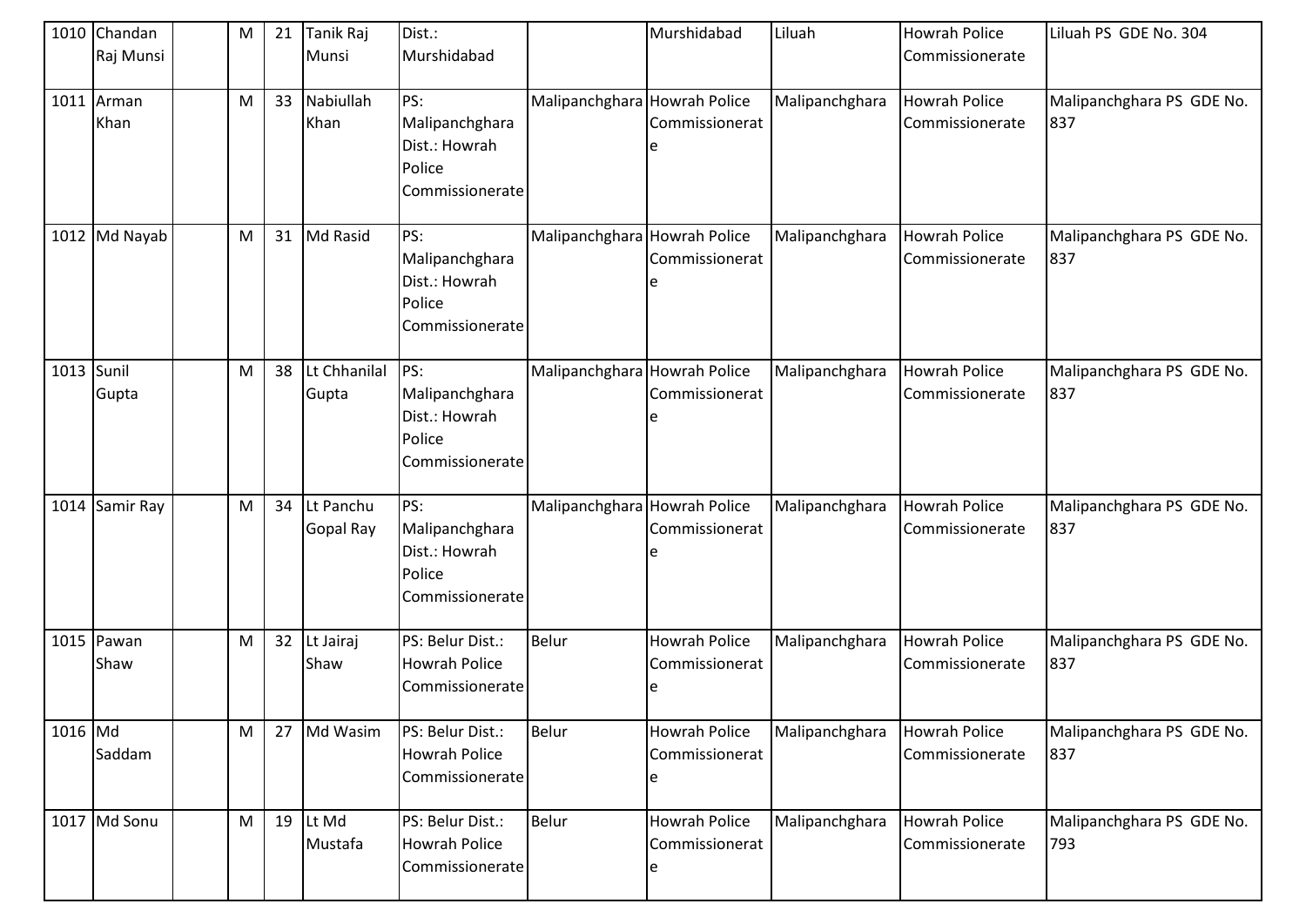| 1010 | Chandan Raj Munsi | | M | 21 | Tanik Raj Munsi | Dist.: Murshidabad | | Murshidabad | Liluah | Howrah Police Commissionerate | Liluah PS GDE No. 304 |
|---|---|---|---|---|---|---|---|---|---|---|---|
| 1011 | Arman Khan | | M | 33 | Nabiullah Khan | PS: Malipanchghara Dist.: Howrah Police Commissionerate | Malipanchghara | Howrah Police Commissionerate | Malipanchghara | Howrah Police Commissionerate | Malipanchghara PS GDE No. 837 |
| 1012 | Md Nayab | | M | 31 | Md Rasid | PS: Malipanchghara Dist.: Howrah Police Commissionerate | Malipanchghara | Howrah Police Commissionerate | Malipanchghara | Howrah Police Commissionerate | Malipanchghara PS GDE No. 837 |
| 1013 | Sunil Gupta | | M | 38 | Lt Chhanilal Gupta | PS: Malipanchghara Dist.: Howrah Police Commissionerate | Malipanchghara | Howrah Police Commissionerate | Malipanchghara | Howrah Police Commissionerate | Malipanchghara PS GDE No. 837 |
| 1014 | Samir Ray | | M | 34 | Lt Panchu Gopal Ray | PS: Malipanchghara Dist.: Howrah Police Commissionerate | Malipanchghara | Howrah Police Commissionerate | Malipanchghara | Howrah Police Commissionerate | Malipanchghara PS GDE No. 837 |
| 1015 | Pawan Shaw | | M | 32 | Lt Jairaj Shaw | PS: Belur Dist.: Howrah Police Commissionerate | Belur | Howrah Police Commissionerate | Malipanchghara | Howrah Police Commissionerate | Malipanchghara PS GDE No. 837 |
| 1016 | Md Saddam | | M | 27 | Md Wasim | PS: Belur Dist.: Howrah Police Commissionerate | Belur | Howrah Police Commissionerate | Malipanchghara | Howrah Police Commissionerate | Malipanchghara PS GDE No. 837 |
| 1017 | Md Sonu | | M | 19 | Lt Md Mustafa | PS: Belur Dist.: Howrah Police Commissionerate | Belur | Howrah Police Commissionerate | Malipanchghara | Howrah Police Commissionerate | Malipanchghara PS GDE No. 793 |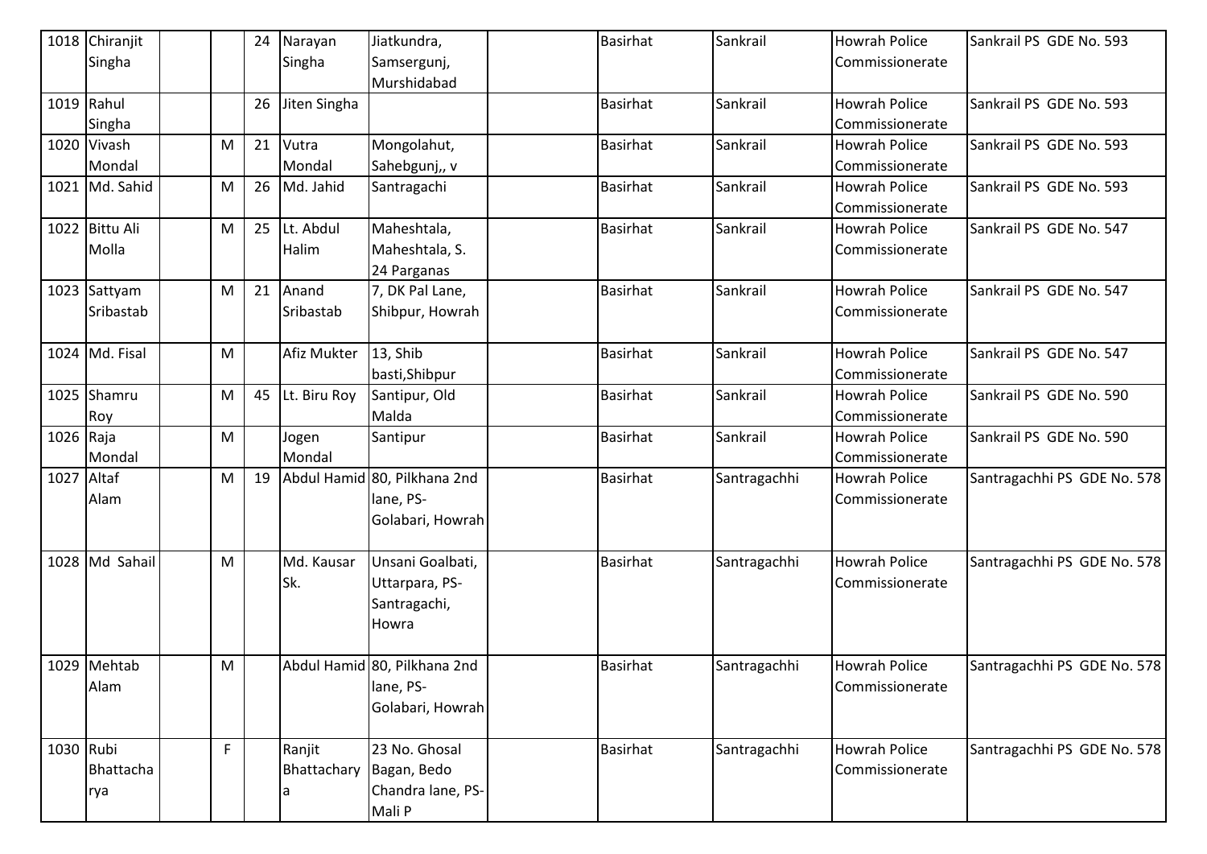| 1018 | Chiranjit Singha | | | 24 | Narayan Singha | Jiatkundra, Samsergunj, Murshidabad | | Basirhat | Sankrail | Howrah Police Commissionerate | Sankrail PS GDE No. 593 |
|---|---|---|---|---|---|---|---|---|---|---|---|
| 1019 | Rahul Singha | | | 26 | Jiten Singha | | | Basirhat | Sankrail | Howrah Police Commissionerate | Sankrail PS GDE No. 593 |
| 1020 | Vivash Mondal | | M | 21 | Vutra Mondal | Mongolahut, Sahebgunj,, v | | Basirhat | Sankrail | Howrah Police Commissionerate | Sankrail PS GDE No. 593 |
| 1021 | Md. Sahid | | M | 26 | Md. Jahid | Santragachi | | Basirhat | Sankrail | Howrah Police Commissionerate | Sankrail PS GDE No. 593 |
| 1022 | Bittu Ali Molla | | M | 25 | Lt. Abdul Halim | Maheshtala, Maheshtala, S. 24 Parganas | | Basirhat | Sankrail | Howrah Police Commissionerate | Sankrail PS GDE No. 547 |
| 1023 | Sattyam Sribastab | | M | 21 | Anand Sribastab | 7, DK Pal Lane, Shibpur, Howrah | | Basirhat | Sankrail | Howrah Police Commissionerate | Sankrail PS GDE No. 547 |
| 1024 | Md. Fisal | | M | | Afiz Mukter | 13, Shib basti,Shibpur | | Basirhat | Sankrail | Howrah Police Commissionerate | Sankrail PS GDE No. 547 |
| 1025 | Shamru Roy | | M | 45 | Lt. Biru Roy | Santipur, Old Malda | | Basirhat | Sankrail | Howrah Police Commissionerate | Sankrail PS GDE No. 590 |
| 1026 | Raja Mondal | | M | | Jogen Mondal | Santipur | | Basirhat | Sankrail | Howrah Police Commissionerate | Sankrail PS GDE No. 590 |
| 1027 | Altaf Alam | | M | 19 | Abdul Hamid | 80, Pilkhana 2nd lane, PS- Golabari, Howrah | | Basirhat | Santragachhi | Howrah Police Commissionerate | Santragachhi PS GDE No. 578 |
| 1028 | Md Sahail | | M | | Md. Kausar Sk. | Unsani Goalbati, Uttarpara, PS- Santragachi, Howra | | Basirhat | Santragachhi | Howrah Police Commissionerate | Santragachhi PS GDE No. 578 |
| 1029 | Mehtab Alam | | M | | Abdul Hamid | 80, Pilkhana 2nd lane, PS- Golabari, Howrah | | Basirhat | Santragachhi | Howrah Police Commissionerate | Santragachhi PS GDE No. 578 |
| 1030 | Rubi Bhattacharya | | F | | Ranjit Bhattacharya | 23 No. Ghosal Bagan, Bedo Chandra lane, PS- Mali P | | Basirhat | Santragachhi | Howrah Police Commissionerate | Santragachhi PS GDE No. 578 |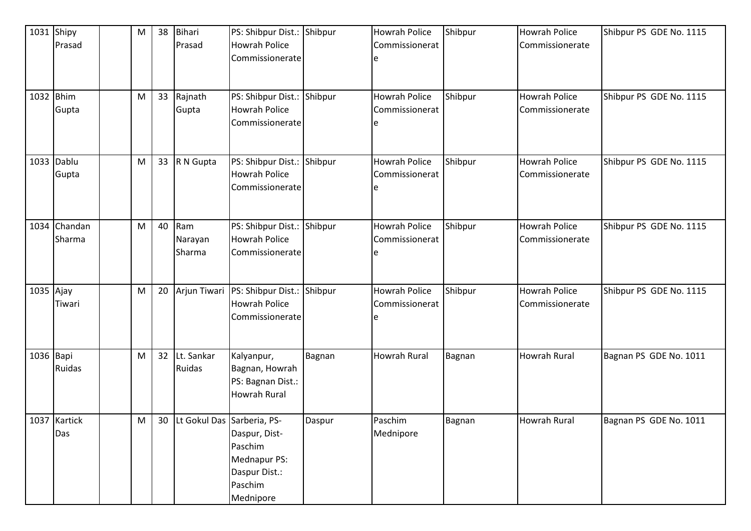| | | | | | | | | | | | |
|---|---|---|---|---|---|---|---|---|---|---|---|
| 1031 | Shipy Prasad | | M | 38 | Bihari Prasad | PS: Shibpur Dist.: Howrah Police Commissionerate | Shibpur | Howrah Police Commissionerate | Shibpur | Howrah Police Commissionerate | Shibpur PS GDE No. 1115 |
| 1032 | Bhim Gupta | | M | 33 | Rajnath Gupta | PS: Shibpur Dist.: Howrah Police Commissionerate | Shibpur | Howrah Police Commissionerate | Shibpur | Howrah Police Commissionerate | Shibpur PS GDE No. 1115 |
| 1033 | Dablu Gupta | | M | 33 | R N Gupta | PS: Shibpur Dist.: Howrah Police Commissionerate | Shibpur | Howrah Police Commissionerate | Shibpur | Howrah Police Commissionerate | Shibpur PS GDE No. 1115 |
| 1034 | Chandan Sharma | | M | 40 | Ram Narayan Sharma | PS: Shibpur Dist.: Howrah Police Commissionerate | Shibpur | Howrah Police Commissionerate | Shibpur | Howrah Police Commissionerate | Shibpur PS GDE No. 1115 |
| 1035 | Ajay Tiwari | | M | 20 | Arjun Tiwari | PS: Shibpur Dist.: Howrah Police Commissionerate | Shibpur | Howrah Police Commissionerate | Shibpur | Howrah Police Commissionerate | Shibpur PS GDE No. 1115 |
| 1036 | Bapi Ruidas | | M | 32 | Lt. Sankar Ruidas | Kalyanpur, Bagnan, Howrah PS: Bagnan Dist.: Howrah Rural | Bagnan | Howrah Rural | Bagnan | Howrah Rural | Bagnan PS GDE No. 1011 |
| 1037 | Kartick Das | | M | 30 | Lt Gokul Das | Sarberia, PS-Daspur, Dist-Paschim Mednapur PS: Daspur Dist.: Paschim Mednipore | Daspur | Paschim Mednipore | Bagnan | Howrah Rural | Bagnan PS GDE No. 1011 |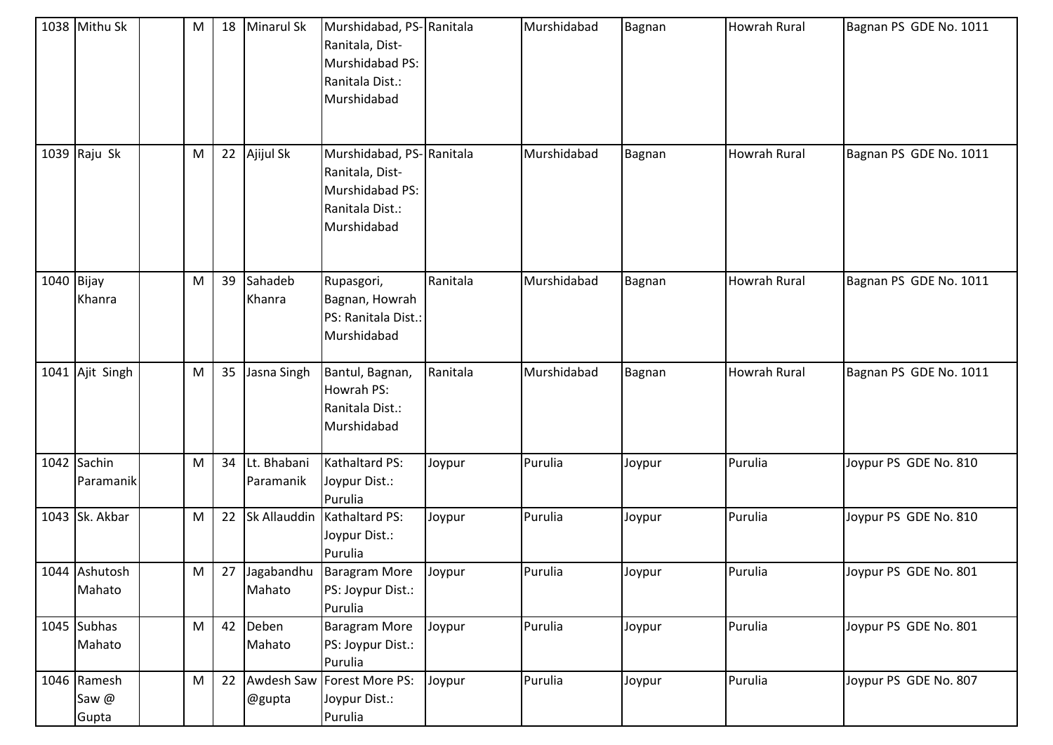| 1038 | Mithu Sk | | M | 18 | Minarul Sk | Murshidabad, PS-Ranitala, Dist-Murshidabad PS: Ranitala Dist.: Murshidabad | Ranitala | Murshidabad | Bagnan | Howrah Rural | Bagnan PS GDE No. 1011 |
|---|---|---|---|---|---|---|---|---|---|---|---|
| 1039 | Raju Sk | | M | 22 | Ajijul Sk | Murshidabad, PS-Ranitala, Dist-Murshidabad PS: Ranitala Dist.: Murshidabad | Ranitala | Murshidabad | Bagnan | Howrah Rural | Bagnan PS GDE No. 1011 |
| 1040 | Bijay Khanra | | M | 39 | Sahadeb Khanra | Rupasgori, Bagnan, Howrah PS: Ranitala Dist.: Murshidabad | Ranitala | Murshidabad | Bagnan | Howrah Rural | Bagnan PS GDE No. 1011 |
| 1041 | Ajit Singh | | M | 35 | Jasna Singh | Bantul, Bagnan, Howrah PS: Ranitala Dist.: Murshidabad | Ranitala | Murshidabad | Bagnan | Howrah Rural | Bagnan PS GDE No. 1011 |
| 1042 | Sachin Paramanik | | M | 34 | Lt. Bhabani Paramanik | Kathaltard PS: Joypur Dist.: Purulia | Joypur | Purulia | Joypur | Purulia | Joypur PS GDE No. 810 |
| 1043 | Sk. Akbar | | M | 22 | Sk Allauddin | Kathaltard PS: Joypur Dist.: Purulia | Joypur | Purulia | Joypur | Purulia | Joypur PS GDE No. 810 |
| 1044 | Ashutosh Mahato | | M | 27 | Jagabandhu Mahato | Baragram More PS: Joypur Dist.: Purulia | Joypur | Purulia | Joypur | Purulia | Joypur PS GDE No. 801 |
| 1045 | Subhas Mahato | | M | 42 | Deben Mahato | Baragram More PS: Joypur Dist.: Purulia | Joypur | Purulia | Joypur | Purulia | Joypur PS GDE No. 801 |
| 1046 | Ramesh Saw @ Gupta | | M | 22 | Awdesh Saw @gupta | Forest More PS: Joypur Dist.: Purulia | Joypur | Purulia | Joypur | Purulia | Joypur PS GDE No. 807 |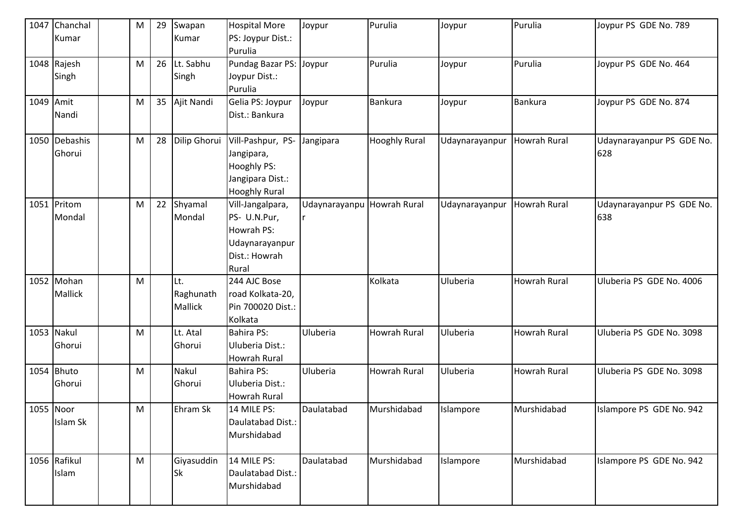| 1047 | Chanchal Kumar | | M | 29 | Swapan Kumar | Hospital More PS: Joypur Dist.: Purulia | Joypur | Purulia | Joypur | Purulia | Joypur PS GDE No. 789 |
|---|---|---|---|---|---|---|---|---|---|---|---|
| 1048 | Rajesh Singh | | M | 26 | Lt. Sabhu Singh | Pundag Bazar PS: Joypur Dist.: Purulia | Joypur | Purulia | Joypur | Purulia | Joypur PS GDE No. 464 |
| 1049 | Amit Nandi | | M | 35 | Ajit Nandi | Gelia PS: Joypur Dist.: Bankura | Joypur | Bankura | Joypur | Bankura | Joypur PS GDE No. 874 |
| 1050 | Debashis Ghorui | | M | 28 | Dilip Ghorui | Vill-Pashpur, PS-Jangipara, Hooghly PS: Jangipara Dist.: Hooghly Rural | Jangipara | Hooghly Rural | Udaynarayanpur | Howrah Rural | Udaynarayanpur PS GDE No. 628 |
| 1051 | Pritom Mondal | | M | 22 | Shyamal Mondal | Vill-Jangalpara, PS- U.N.Pur, Howrah PS: Udaynarayanpur Dist.: Howrah Rural | Udaynarayanpur | Howrah Rural | Udaynarayanpur | Howrah Rural | Udaynarayanpur PS GDE No. 638 |
| 1052 | Mohan Mallick | | M | | Lt. Raghunath Mallick | 244 AJC Bose road Kolkata-20, Pin 700020 Dist.: Kolkata | | Kolkata | Uluberia | Howrah Rural | Uluberia PS GDE No. 4006 |
| 1053 | Nakul Ghorui | | M | | Lt. Atal Ghorui | Bahira PS: Uluberia Dist.: Howrah Rural | Uluberia | Howrah Rural | Uluberia | Howrah Rural | Uluberia PS GDE No. 3098 |
| 1054 | Bhuto Ghorui | | M | | Nakul Ghorui | Bahira PS: Uluberia Dist.: Howrah Rural | Uluberia | Howrah Rural | Uluberia | Howrah Rural | Uluberia PS GDE No. 3098 |
| 1055 | Noor Islam Sk | | M | | Ehram Sk | 14 MILE PS: Daulatabad Dist.: Murshidabad | Daulatabad | Murshidabad | Islampore | Murshidabad | Islampore PS GDE No. 942 |
| 1056 | Rafikul Islam | | M | | Giyasuddin Sk | 14 MILE PS: Daulatabad Dist.: Murshidabad | Daulatabad | Murshidabad | Islampore | Murshidabad | Islampore PS GDE No. 942 |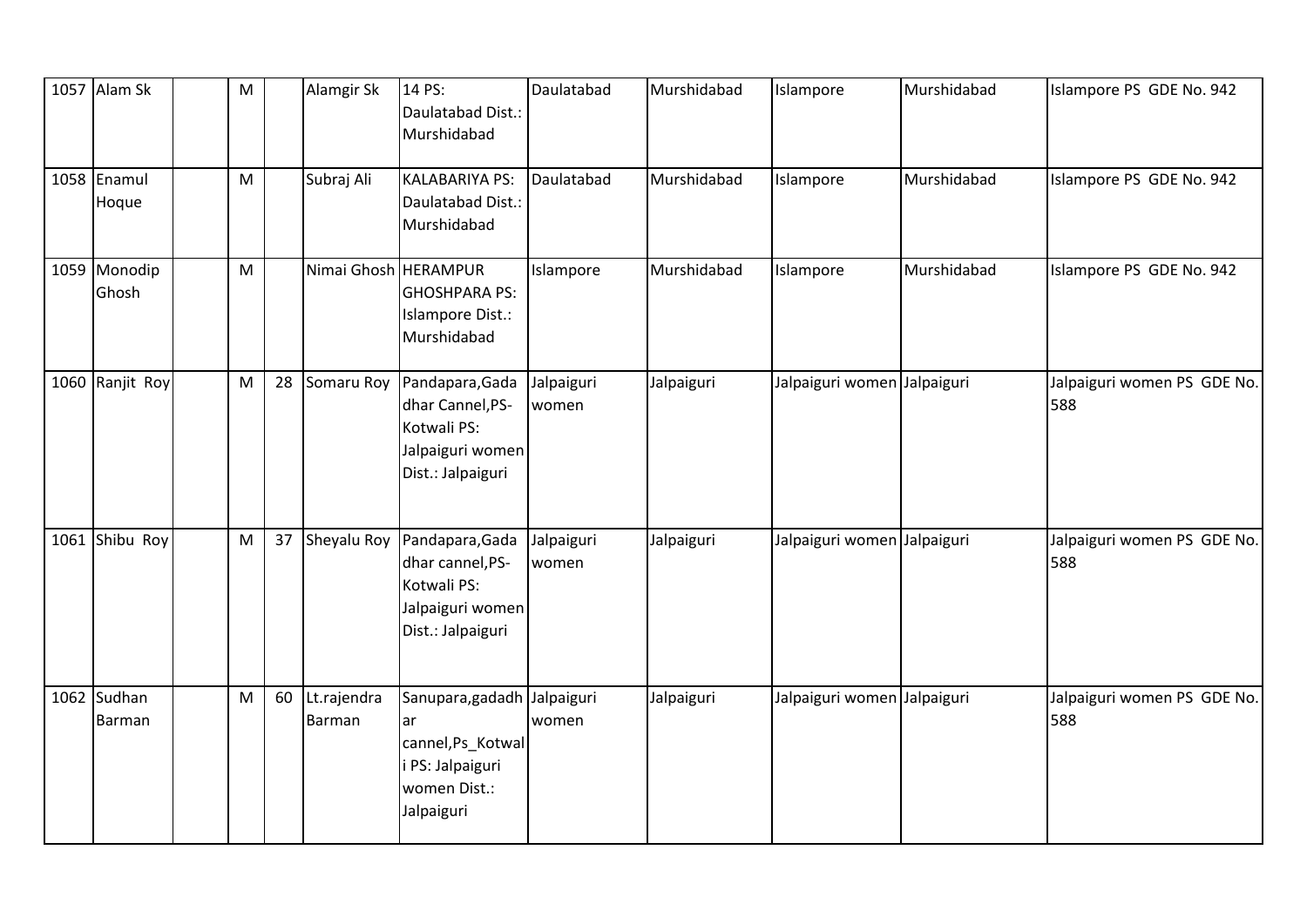| 1057 | Alam Sk | | M | | Alamgir Sk | 14 PS: Daulatabad Dist.: Murshidabad | Daulatabad | Murshidabad | Islampore | Murshidabad | Islampore PS GDE No. 942 |
|---|---|---|---|---|---|---|---|---|---|---|---|
| 1058 | Enamul Hoque | | M | | Subraj Ali | KALABARIYA PS: Daulatabad Dist.: Murshidabad | Daulatabad | Murshidabad | Islampore | Murshidabad | Islampore PS GDE No. 942 |
| 1059 | Monodip Ghosh | | M | | Nimai Ghosh | HERAMPUR GHOSHPARA PS: Islampore Dist.: Murshidabad | Islampore | Murshidabad | Islampore | Murshidabad | Islampore PS GDE No. 942 |
| 1060 | Ranjit Roy | | M | 28 | Somaru Roy | Pandapara,Gadadhar Cannel,PS-Kotwali PS: Jalpaiguri women Dist.: Jalpaiguri | Jalpaiguri women | Jalpaiguri | Jalpaiguri women | Jalpaiguri | Jalpaiguri women PS GDE No. 588 |
| 1061 | Shibu Roy | | M | 37 | Sheyalu Roy | Pandapara,Gadadhar cannel,PS-Kotwali PS: Jalpaiguri women Dist.: Jalpaiguri | Jalpaiguri women | Jalpaiguri | Jalpaiguri women | Jalpaiguri | Jalpaiguri women PS GDE No. 588 |
| 1062 | Sudhan Barman | | M | 60 | Lt.rajendra Barman | Sanupara,gadadhar cannel,Ps_Kotwali PS: Jalpaiguri women Dist.: Jalpaiguri | Jalpaiguri women | Jalpaiguri | Jalpaiguri women | Jalpaiguri | Jalpaiguri women PS GDE No. 588 |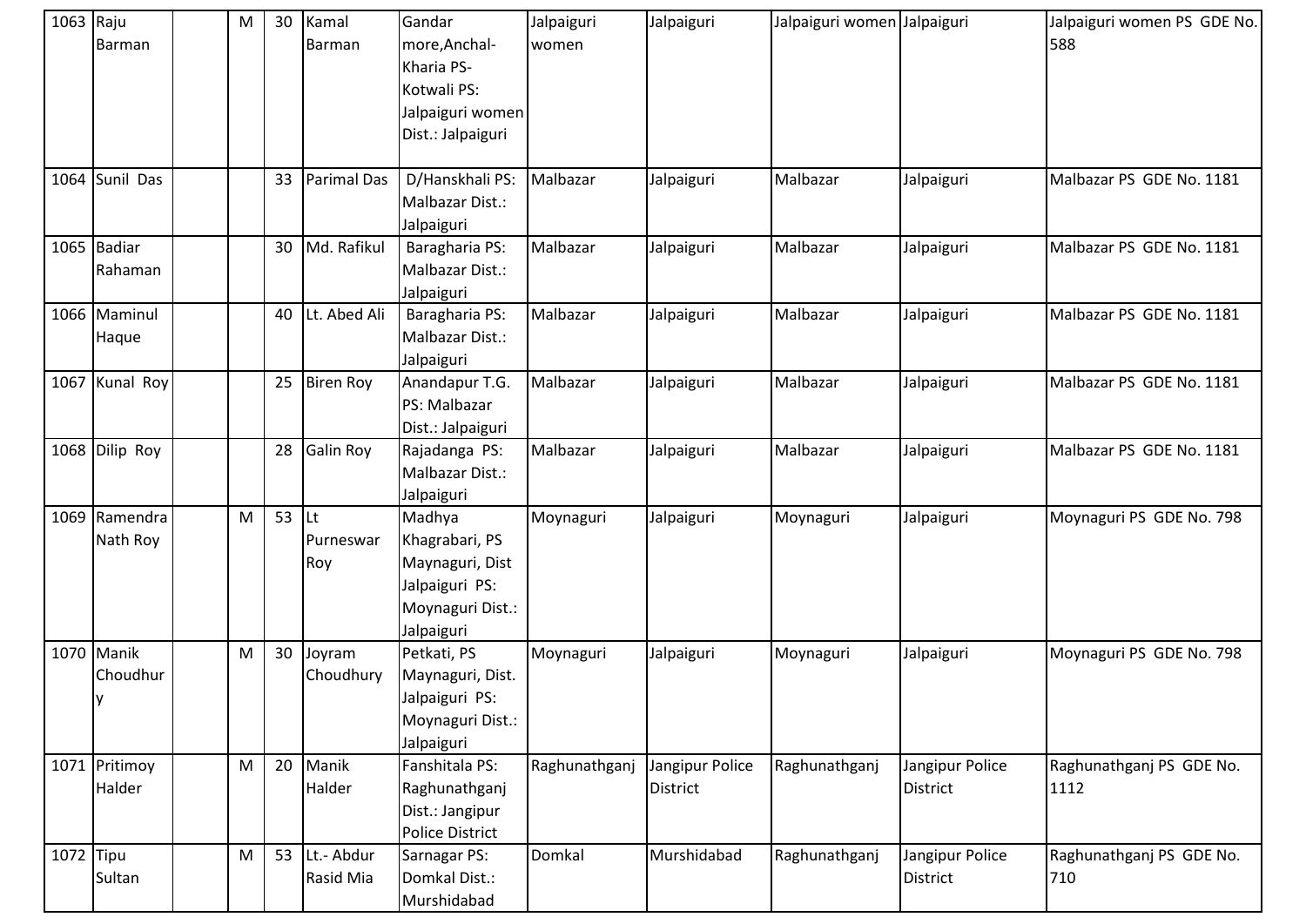| 1063 | Raju Barman | | M | 30 | Kamal Barman | Gandar more,Anchal-Kharia PS-Kotwali PS: Jalpaiguri women Dist.: Jalpaiguri | Jalpaiguri women | Jalpaiguri | Jalpaiguri women | Jalpaiguri | Jalpaiguri women PS GDE No. 588 |
|---|---|---|---|---|---|---|---|---|---|---|---|
| 1064 | Sunil Das | | | 33 | Parimal Das | D/Hanskhali PS: Malbazar Dist.: Jalpaiguri | Malbazar | Jalpaiguri | Malbazar | Jalpaiguri | Malbazar PS GDE No. 1181 |
| 1065 | Badiar Rahaman | | | 30 | Md. Rafikul | Baragharia PS: Malbazar Dist.: Jalpaiguri | Malbazar | Jalpaiguri | Malbazar | Jalpaiguri | Malbazar PS GDE No. 1181 |
| 1066 | Maminul Haque | | | 40 | Lt. Abed Ali | Baragharia PS: Malbazar Dist.: Jalpaiguri | Malbazar | Jalpaiguri | Malbazar | Jalpaiguri | Malbazar PS GDE No. 1181 |
| 1067 | Kunal Roy | | | 25 | Biren Roy | Anandapur T.G. PS: Malbazar Dist.: Jalpaiguri | Malbazar | Jalpaiguri | Malbazar | Jalpaiguri | Malbazar PS GDE No. 1181 |
| 1068 | Dilip Roy | | | 28 | Galin Roy | Rajadanga PS: Malbazar Dist.: Jalpaiguri | Malbazar | Jalpaiguri | Malbazar | Jalpaiguri | Malbazar PS GDE No. 1181 |
| 1069 | Ramendra Nath Roy | | M | 53 | Lt Purneswar Roy | Madhya Khagrabari, PS Maynaguri, Dist Jalpaiguri PS: Moynaguri Dist.: Jalpaiguri | Moynaguri | Jalpaiguri | Moynaguri | Jalpaiguri | Moynaguri PS GDE No. 798 |
| 1070 | Manik Choudhury | | M | 30 | Joyram Choudhury | Petkati, PS Maynaguri, Dist. Jalpaiguri PS: Moynaguri Dist.: Jalpaiguri | Moynaguri | Jalpaiguri | Moynaguri | Jalpaiguri | Moynaguri PS GDE No. 798 |
| 1071 | Pritimoy Halder | | M | 20 | Manik Halder | Fanshitala PS: Raghunathganj Dist.: Jangipur Police District | Raghunathganj | Jangipur Police District | Raghunathganj | Jangipur Police District | Raghunathganj PS GDE No. 1112 |
| 1072 | Tipu Sultan | | M | 53 | Lt.- Abdur Rasid Mia | Sarnagar PS: Domkal Dist.: Murshidabad | Domkal | Murshidabad | Raghunathganj | Jangipur Police District | Raghunathganj PS GDE No. 710 |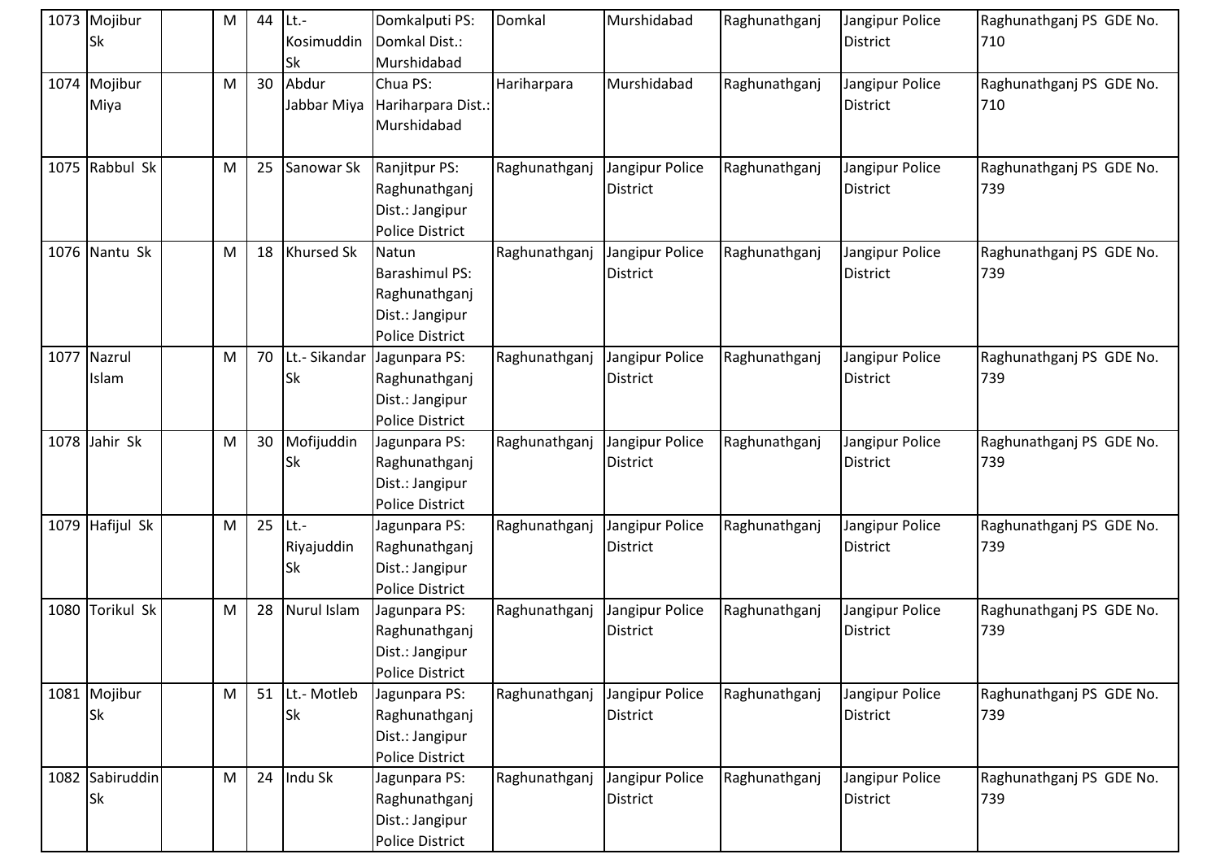| 1073 | Mojibur Sk | | M | 44 | Lt.- Kosimuddin Sk | Domkalputi PS: Domkal Dist.: Murshidabad | Domkal | Murshidabad | Raghunathganj | Jangipur Police District | Raghunathganj PS GDE No. 710 |
|---|---|---|---|---|---|---|---|---|---|---|---|
| 1074 | Mojibur Miya | | M | 30 | Abdur Jabbar Miya | Chua PS: Hariharpara Dist.: Murshidabad | Hariharpara | Murshidabad | Raghunathganj | Jangipur Police District | Raghunathganj PS GDE No. 710 |
| 1075 | Rabbul Sk | | M | 25 | Sanowar Sk | Ranjitpur PS: Raghunathganj Dist.: Jangipur Police District | Raghunathganj | Jangipur Police District | Raghunathganj | Jangipur Police District | Raghunathganj PS GDE No. 739 |
| 1076 | Nantu Sk | | M | 18 | Khursed Sk | Natun Barashimul PS: Raghunathganj Dist.: Jangipur Police District | Raghunathganj | Jangipur Police District | Raghunathganj | Jangipur Police District | Raghunathganj PS GDE No. 739 |
| 1077 | Nazrul Islam | | M | 70 | Lt.- Sikandar Sk | Jagunpara PS: Raghunathganj Dist.: Jangipur Police District | Raghunathganj | Jangipur Police District | Raghunathganj | Jangipur Police District | Raghunathganj PS GDE No. 739 |
| 1078 | Jahir Sk | | M | 30 | Mofijuddin Sk | Jagunpara PS: Raghunathganj Dist.: Jangipur Police District | Raghunathganj | Jangipur Police District | Raghunathganj | Jangipur Police District | Raghunathganj PS GDE No. 739 |
| 1079 | Hafijul Sk | | M | 25 | Lt.- Riyajuddin Sk | Jagunpara PS: Raghunathganj Dist.: Jangipur Police District | Raghunathganj | Jangipur Police District | Raghunathganj | Jangipur Police District | Raghunathganj PS GDE No. 739 |
| 1080 | Torikul Sk | | M | 28 | Nurul Islam | Jagunpara PS: Raghunathganj Dist.: Jangipur Police District | Raghunathganj | Jangipur Police District | Raghunathganj | Jangipur Police District | Raghunathganj PS GDE No. 739 |
| 1081 | Mojibur Sk | | M | 51 | Lt.- Motleb Sk | Jagunpara PS: Raghunathganj Dist.: Jangipur Police District | Raghunathganj | Jangipur Police District | Raghunathganj | Jangipur Police District | Raghunathganj PS GDE No. 739 |
| 1082 | Sabiruddin Sk | | M | 24 | Indu Sk | Jagunpara PS: Raghunathganj Dist.: Jangipur Police District | Raghunathganj | Jangipur Police District | Raghunathganj | Jangipur Police District | Raghunathganj PS GDE No. 739 |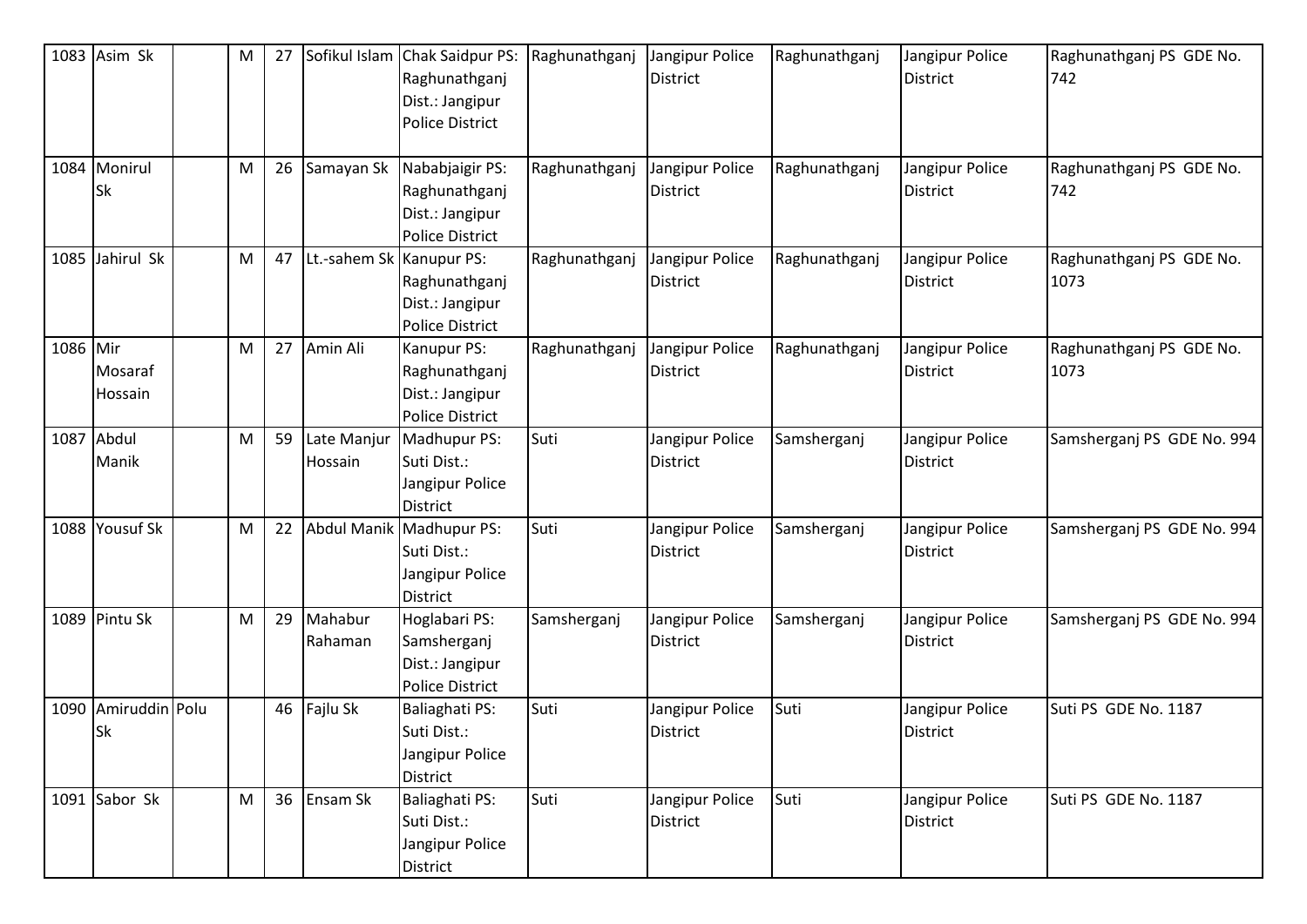| 1083 | Asim Sk | | M | 27 | Sofikul Islam | Chak Saidpur PS: Raghunathganj Dist.: Jangipur Police District | Raghunathganj | Jangipur Police District | Raghunathganj | Jangipur Police District | Raghunathganj PS GDE No. 742 |
|---|---|---|---|---|---|---|---|---|---|---|---|
| 1084 | Monirul Sk | | M | 26 | Samayan Sk | Nababjaigir PS: Raghunathganj Dist.: Jangipur Police District | Raghunathganj | Jangipur Police District | Raghunathganj | Jangipur Police District | Raghunathganj PS GDE No. 742 |
| 1085 | Jahirul Sk | | M | 47 | Lt.-sahem Sk | Kanupur PS: Raghunathganj Dist.: Jangipur Police District | Raghunathganj | Jangipur Police District | Raghunathganj | Jangipur Police District | Raghunathganj PS GDE No. 1073 |
| 1086 | Mir Mosaraf Hossain | | M | 27 | Amin Ali | Kanupur PS: Raghunathganj Dist.: Jangipur Police District | Raghunathganj | Jangipur Police District | Raghunathganj | Jangipur Police District | Raghunathganj PS GDE No. 1073 |
| 1087 | Abdul Manik | | M | 59 | Late Manjur Hossain | Madhupur PS: Suti Dist.: Jangipur Police District | Suti | Jangipur Police District | Samsherganj | Jangipur Police District | Samsherganj PS GDE No. 994 |
| 1088 | Yousuf Sk | | M | 22 | Abdul Manik | Madhupur PS: Suti Dist.: Jangipur Police District | Suti | Jangipur Police District | Samsherganj | Jangipur Police District | Samsherganj PS GDE No. 994 |
| 1089 | Pintu Sk | | M | 29 | Mahabur Rahaman | Hoglabari PS: Samsherganj Dist.: Jangipur Police District | Samsherganj | Jangipur Police District | Samsherganj | Jangipur Police District | Samsherganj PS GDE No. 994 |
| 1090 | Amiruddin Sk | Polu | | 46 | Fajlu Sk | Baliaghati PS: Suti Dist.: Jangipur Police District | Suti | Jangipur Police District | Suti | Jangipur Police District | Suti PS GDE No. 1187 |
| 1091 | Sabor Sk | | M | 36 | Ensam Sk | Baliaghati PS: Suti Dist.: Jangipur Police District | Suti | Jangipur Police District | Suti | Jangipur Police District | Suti PS GDE No. 1187 |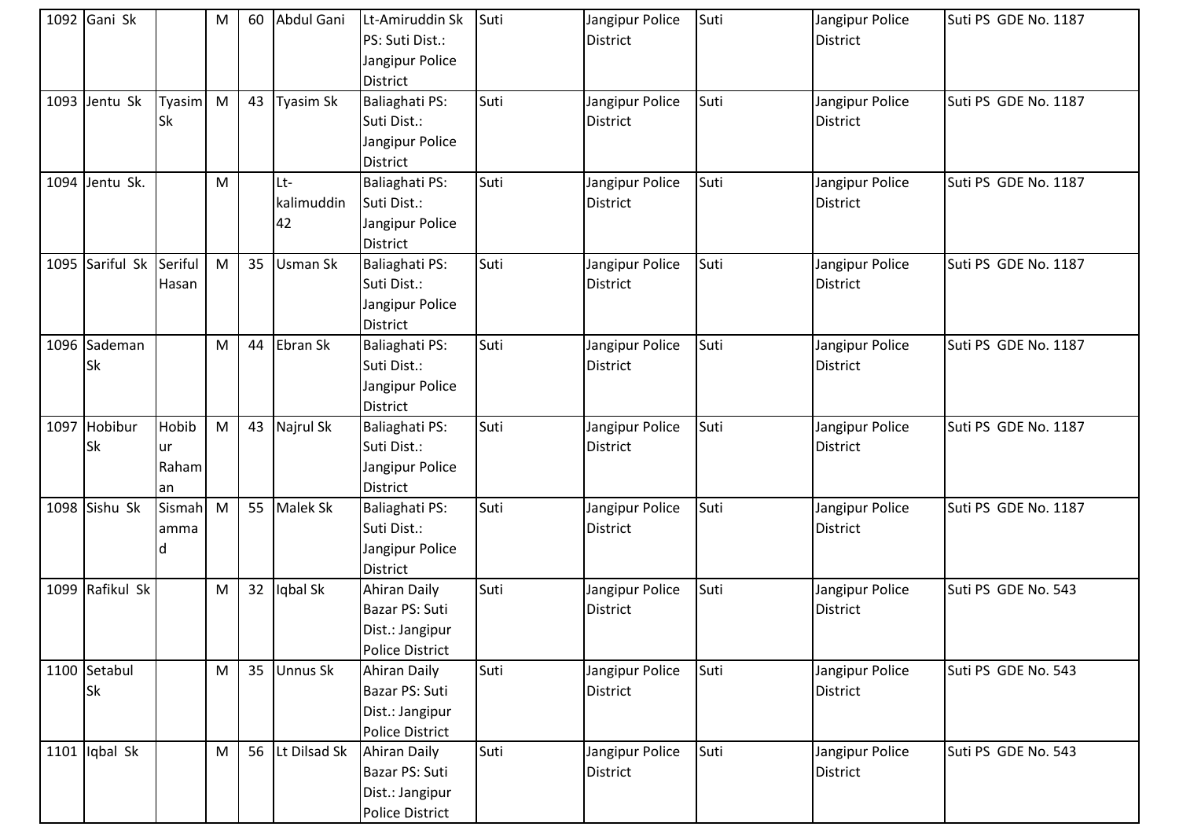| | | | | | | | | | | | |
|---|---|---|---|---|---|---|---|---|---|---|---|
| 1092 | Gani Sk | | M | 60 | Abdul Gani | Lt-Amiruddin Sk PS: Suti Dist.: Jangipur Police District | Suti | Jangipur Police District | Suti | Jangipur Police District | Suti PS GDE No. 1187 |
| 1093 | Jentu Sk | Tyasim Sk | M | 43 | Tyasim Sk | Baliaghati PS: Suti Dist.: Jangipur Police District | Suti | Jangipur Police District | Suti | Jangipur Police District | Suti PS GDE No. 1187 |
| 1094 | Jentu Sk. | | M | | Lt-kalimuddin 42 | Baliaghati PS: Suti Dist.: Jangipur Police District | Suti | Jangipur Police District | Suti | Jangipur Police District | Suti PS GDE No. 1187 |
| 1095 | Sariful Sk | Seriful Hasan | M | 35 | Usman Sk | Baliaghati PS: Suti Dist.: Jangipur Police District | Suti | Jangipur Police District | Suti | Jangipur Police District | Suti PS GDE No. 1187 |
| 1096 | Sademan Sk | | M | 44 | Ebran Sk | Baliaghati PS: Suti Dist.: Jangipur Police District | Suti | Jangipur Police District | Suti | Jangipur Police District | Suti PS GDE No. 1187 |
| 1097 | Hobibur Sk | Hobibur Rahaman | M | 43 | Najrul Sk | Baliaghati PS: Suti Dist.: Jangipur Police District | Suti | Jangipur Police District | Suti | Jangipur Police District | Suti PS GDE No. 1187 |
| 1098 | Sishu Sk | Sismahammad | M | 55 | Malek Sk | Baliaghati PS: Suti Dist.: Jangipur Police District | Suti | Jangipur Police District | Suti | Jangipur Police District | Suti PS GDE No. 1187 |
| 1099 | Rafikul Sk | | M | 32 | Iqbal Sk | Ahiran Daily Bazar PS: Suti Dist.: Jangipur Police District | Suti | Jangipur Police District | Suti | Jangipur Police District | Suti PS GDE No. 543 |
| 1100 | Setabul Sk | | M | 35 | Unnus Sk | Ahiran Daily Bazar PS: Suti Dist.: Jangipur Police District | Suti | Jangipur Police District | Suti | Jangipur Police District | Suti PS GDE No. 543 |
| 1101 | Iqbal Sk | | M | 56 | Lt Dilsad Sk | Ahiran Daily Bazar PS: Suti Dist.: Jangipur Police District | Suti | Jangipur Police District | Suti | Jangipur Police District | Suti PS GDE No. 543 |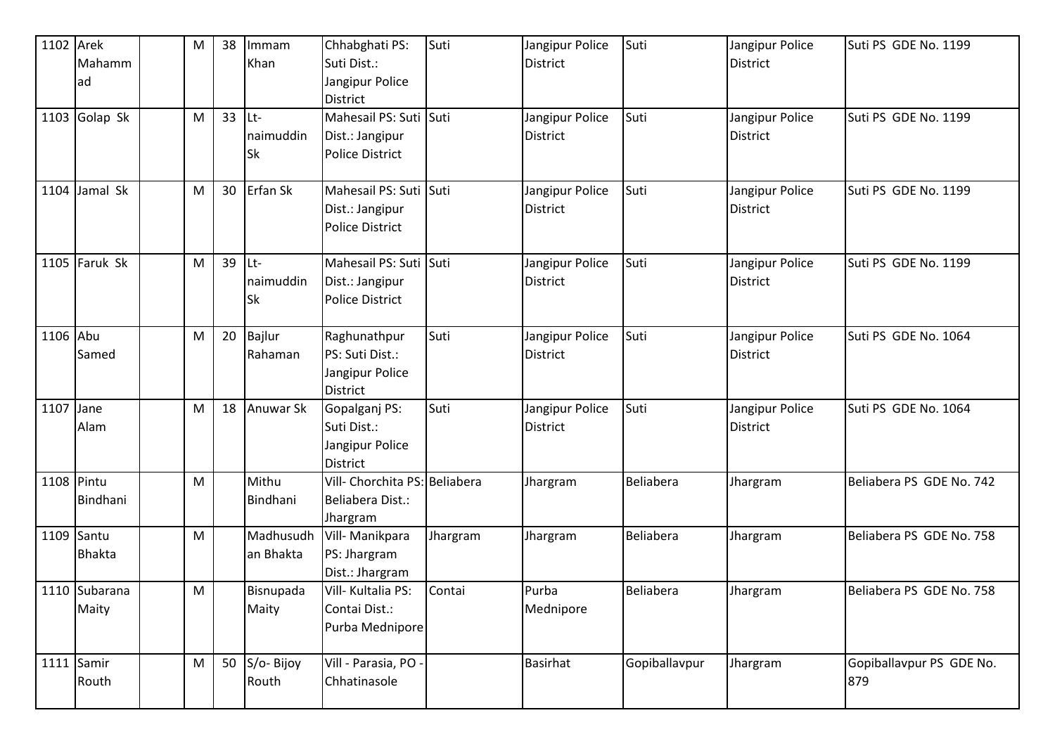| 1102 | Arek Mahammad | | M | 38 | Immam Khan | Chhabghati PS: Suti Dist.: Jangipur Police District | Suti | Jangipur Police District | Suti | Jangipur Police District | Suti PS GDE No. 1199 |
|---|---|---|---|---|---|---|---|---|---|---|---|
| 1103 | Golap Sk | | M | 33 | Lt-naimuddin Sk | Mahesail PS: Suti Dist.: Jangipur Police District | Suti | Jangipur Police District | Suti | Jangipur Police District | Suti PS GDE No. 1199 |
| 1104 | Jamal Sk | | M | 30 | Erfan Sk | Mahesail PS: Suti Dist.: Jangipur Police District | Suti | Jangipur Police District | Suti | Jangipur Police District | Suti PS GDE No. 1199 |
| 1105 | Faruk Sk | | M | 39 | Lt-naimuddin Sk | Mahesail PS: Suti Dist.: Jangipur Police District | Suti | Jangipur Police District | Suti | Jangipur Police District | Suti PS GDE No. 1199 |
| 1106 | Abu Samed | | M | 20 | Bajlur Rahaman | Raghunathpur PS: Suti Dist.: Jangipur Police District | Suti | Jangipur Police District | Suti | Jangipur Police District | Suti PS GDE No. 1064 |
| 1107 | Jane Alam | | M | 18 | Anuwar Sk | Gopalganj PS: Suti Dist.: Jangipur Police District | Suti | Jangipur Police District | Suti | Jangipur Police District | Suti PS GDE No. 1064 |
| 1108 | Pintu Bindhani | | M | | Mithu Bindhani | Vill- Chorchita PS: Beliabera Dist.: Jhargram | Beliabera | Jhargram | Beliabera | Jhargram | Beliabera PS GDE No. 742 |
| 1109 | Santu Bhakta | | M | | Madhusudhan Bhakta | Vill- Manikpara PS: Jhargram Dist.: Jhargram | Jhargram | Jhargram | Beliabera | Jhargram | Beliabera PS GDE No. 758 |
| 1110 | Subarana Maity | | M | | Bisnupada Maity | Vill- Kultalia PS: Contai Dist.: Purba Mednipore | Contai | Purba Mednipore | Beliabera | Jhargram | Beliabera PS GDE No. 758 |
| 1111 | Samir Routh | | M | 50 | S/o- Bijoy Routh | Vill - Parasia, PO - Chhatinasole | | Basirhat | Gopiballavpur | Jhargram | Gopiballavpur PS GDE No. 879 |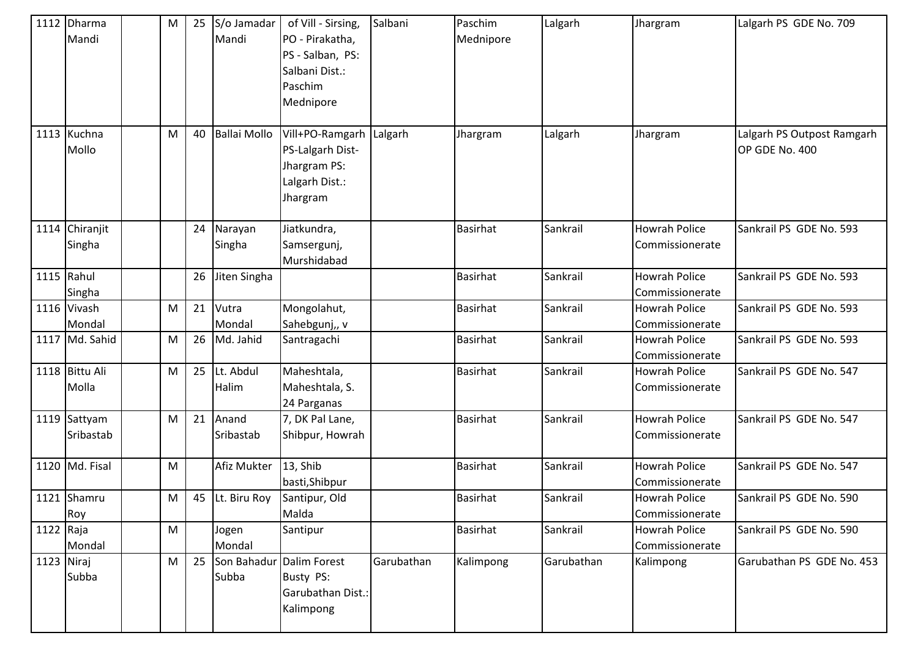| | | | | | | | | | | | |
|---|---|---|---|---|---|---|---|---|---|---|---|
| 1112 | Dharma Mandi | | M | 25 | S/o Jamadar Mandi | of Vill - Sirsing, PO - Pirakatha, PS - Salban, PS: Salbani Dist.: Paschim Mednipore | Salbani | Paschim Mednipore | Lalgarh | Jhargram | Lalgarh PS GDE No. 709 |
| 1113 | Kuchna Mollo | | M | 40 | Ballai Mollo | Vill+PO-Ramgarh PS-Lalgarh Dist-Jhargram PS: Lalgarh Dist.: Jhargram | Lalgarh | Jhargram | Lalgarh | Jhargram | Lalgarh PS Outpost Ramgarh OP GDE No. 400 |
| 1114 | Chiranjit Singha | | | 24 | Narayan Singha | Jiatkundra, Samsergunj, Murshidabad | | Basirhat | Sankrail | Howrah Police Commissionerate | Sankrail PS GDE No. 593 |
| 1115 | Rahul Singha | | | 26 | Jiten Singha | | | Basirhat | Sankrail | Howrah Police Commissionerate | Sankrail PS GDE No. 593 |
| 1116 | Vivash Mondal | | M | 21 | Vutra Mondal | Mongolahut, Sahebgunj,, v | | Basirhat | Sankrail | Howrah Police Commissionerate | Sankrail PS GDE No. 593 |
| 1117 | Md. Sahid | | M | 26 | Md. Jahid | Santragachi | | Basirhat | Sankrail | Howrah Police Commissionerate | Sankrail PS GDE No. 593 |
| 1118 | Bittu Ali Molla | | M | 25 | Lt. Abdul Halim | Maheshtala, Maheshtala, S. 24 Parganas | | Basirhat | Sankrail | Howrah Police Commissionerate | Sankrail PS GDE No. 547 |
| 1119 | Sattyam Sribastab | | M | 21 | Anand Sribastab | 7, DK Pal Lane, Shibpur, Howrah | | Basirhat | Sankrail | Howrah Police Commissionerate | Sankrail PS GDE No. 547 |
| 1120 | Md. Fisal | | M | | Afiz Mukter | 13, Shib basti,Shibpur | | Basirhat | Sankrail | Howrah Police Commissionerate | Sankrail PS GDE No. 547 |
| 1121 | Shamru Roy | | M | 45 | Lt. Biru Roy | Santipur, Old Malda | | Basirhat | Sankrail | Howrah Police Commissionerate | Sankrail PS GDE No. 590 |
| 1122 | Raja Mondal | | M | | Jogen Mondal | Santipur | | Basirhat | Sankrail | Howrah Police Commissionerate | Sankrail PS GDE No. 590 |
| 1123 | Niraj Subba | | M | 25 | Son Bahadur Subba | Dalim Forest Busty PS: Garubathan Dist.: Kalimpong | Garubathan | Kalimpong | Garubathan | Kalimpong | Garubathan PS GDE No. 453 |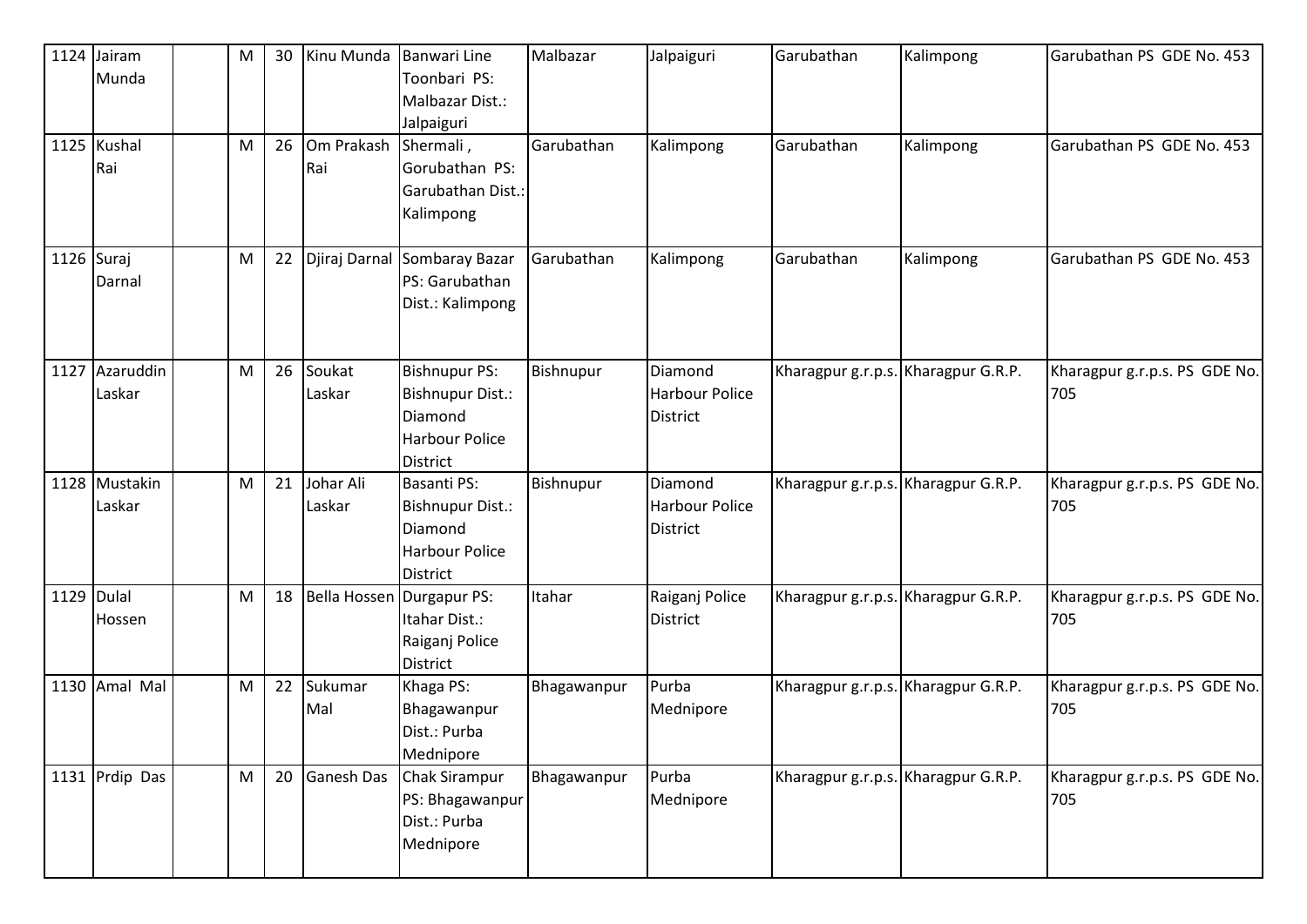| | | | | | | | | | | | |
|---|---|---|---|---|---|---|---|---|---|---|---|
| 1124 | Jairam Munda | | M | 30 | Kinu Munda | Banwari Line Toonbari PS: Malbazar Dist.: Jalpaiguri | Malbazar | Jalpaiguri | Garubathan | Kalimpong | Garubathan PS GDE No. 453 |
| 1125 | Kushal Rai | | M | 26 | Om Prakash Rai | Shermali , Gorubathan PS: Garubathan Dist.: Kalimpong | Garubathan | Kalimpong | Garubathan | Kalimpong | Garubathan PS GDE No. 453 |
| 1126 | Suraj Darnal | | M | 22 | Djiraj Darnal | Sombaray Bazar PS: Garubathan Dist.: Kalimpong | Garubathan | Kalimpong | Garubathan | Kalimpong | Garubathan PS GDE No. 453 |
| 1127 | Azaruddin Laskar | | M | 26 | Soukat Laskar | Bishnupur PS: Bishnupur Dist.: Diamond Harbour Police District | Bishnupur | Diamond Harbour Police District | Kharagpur g.r.p.s. | Kharagpur G.R.P. | Kharagpur g.r.p.s. PS GDE No. 705 |
| 1128 | Mustakin Laskar | | M | 21 | Johar Ali Laskar | Basanti PS: Bishnupur Dist.: Diamond Harbour Police District | Bishnupur | Diamond Harbour Police District | Kharagpur g.r.p.s. | Kharagpur G.R.P. | Kharagpur g.r.p.s. PS GDE No. 705 |
| 1129 | Dulal Hossen | | M | 18 | Bella Hossen | Durgapur PS: Itahar Dist.: Raiganj Police District | Itahar | Raiganj Police District | Kharagpur g.r.p.s. | Kharagpur G.R.P. | Kharagpur g.r.p.s. PS GDE No. 705 |
| 1130 | Amal Mal | | M | 22 | Sukumar Mal | Khaga PS: Bhagawanpur Dist.: Purba Mednipore | Bhagawanpur | Purba Mednipore | Kharagpur g.r.p.s. | Kharagpur G.R.P. | Kharagpur g.r.p.s. PS GDE No. 705 |
| 1131 | Prdip Das | | M | 20 | Ganesh Das | Chak Sirampur PS: Bhagawanpur Dist.: Purba Mednipore | Bhagawanpur | Purba Mednipore | Kharagpur g.r.p.s. | Kharagpur G.R.P. | Kharagpur g.r.p.s. PS GDE No. 705 |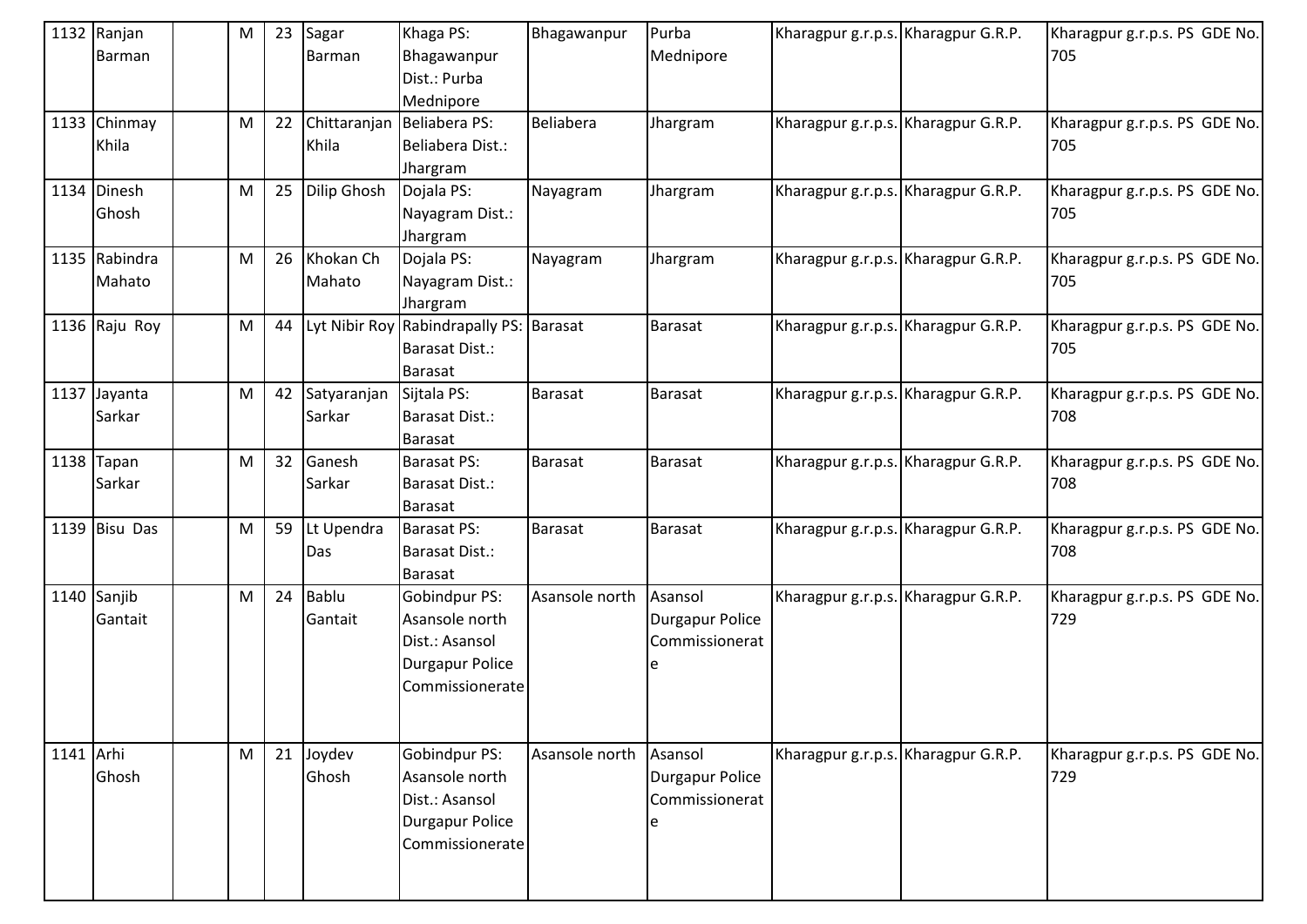| 1132 | Ranjan Barman | | M | 23 | Sagar Barman | Khaga PS: Bhagawanpur Dist.: Purba Mednipore | Bhagawanpur | Purba Mednipore | Kharagpur g.r.p.s. | Kharagpur G.R.P. | Kharagpur g.r.p.s. PS GDE No. 705 |
|---|---|---|---|---|---|---|---|---|---|---|---|
| 1133 | Chinmay Khila | | M | 22 | Chittaranjan Khila | Beliabera PS: Beliabera Dist.: Jhargram | Beliabera | Jhargram | Kharagpur g.r.p.s. | Kharagpur G.R.P. | Kharagpur g.r.p.s. PS GDE No. 705 |
| 1134 | Dinesh Ghosh | | M | 25 | Dilip Ghosh | Dojala PS: Nayagram Dist.: Jhargram | Nayagram | Jhargram | Kharagpur g.r.p.s. | Kharagpur G.R.P. | Kharagpur g.r.p.s. PS GDE No. 705 |
| 1135 | Rabindra Mahato | | M | 26 | Khokan Ch Mahato | Dojala PS: Nayagram Dist.: Jhargram | Nayagram | Jhargram | Kharagpur g.r.p.s. | Kharagpur G.R.P. | Kharagpur g.r.p.s. PS GDE No. 705 |
| 1136 | Raju Roy | | M | 44 | Lyt Nibir Roy | Rabindrapally PS: Barasat Dist.: Barasat | Barasat | Barasat | Kharagpur g.r.p.s. | Kharagpur G.R.P. | Kharagpur g.r.p.s. PS GDE No. 705 |
| 1137 | Jayanta Sarkar | | M | 42 | Satyaranjan Sarkar | Sijtala PS: Barasat Dist.: Barasat | Barasat | Barasat | Kharagpur g.r.p.s. | Kharagpur G.R.P. | Kharagpur g.r.p.s. PS GDE No. 708 |
| 1138 | Tapan Sarkar | | M | 32 | Ganesh Sarkar | Barasat PS: Barasat Dist.: Barasat | Barasat | Barasat | Kharagpur g.r.p.s. | Kharagpur G.R.P. | Kharagpur g.r.p.s. PS GDE No. 708 |
| 1139 | Bisu Das | | M | 59 | Lt Upendra Das | Barasat PS: Barasat Dist.: Barasat | Barasat | Barasat | Kharagpur g.r.p.s. | Kharagpur G.R.P. | Kharagpur g.r.p.s. PS GDE No. 708 |
| 1140 | Sanjib Gantait | | M | 24 | Bablu Gantait | Gobindpur PS: Asansole north Dist.: Asansol Durgapur Police Commissionerate | Asansole north | Asansol Durgapur Police Commissionerate | Kharagpur g.r.p.s. | Kharagpur G.R.P. | Kharagpur g.r.p.s. PS GDE No. 729 |
| 1141 | Arhi Ghosh | | M | 21 | Joydev Ghosh | Gobindpur PS: Asansole north Dist.: Asansol Durgapur Police Commissionerate | Asansole north | Asansol Durgapur Police Commissionerate | Kharagpur g.r.p.s. | Kharagpur G.R.P. | Kharagpur g.r.p.s. PS GDE No. 729 |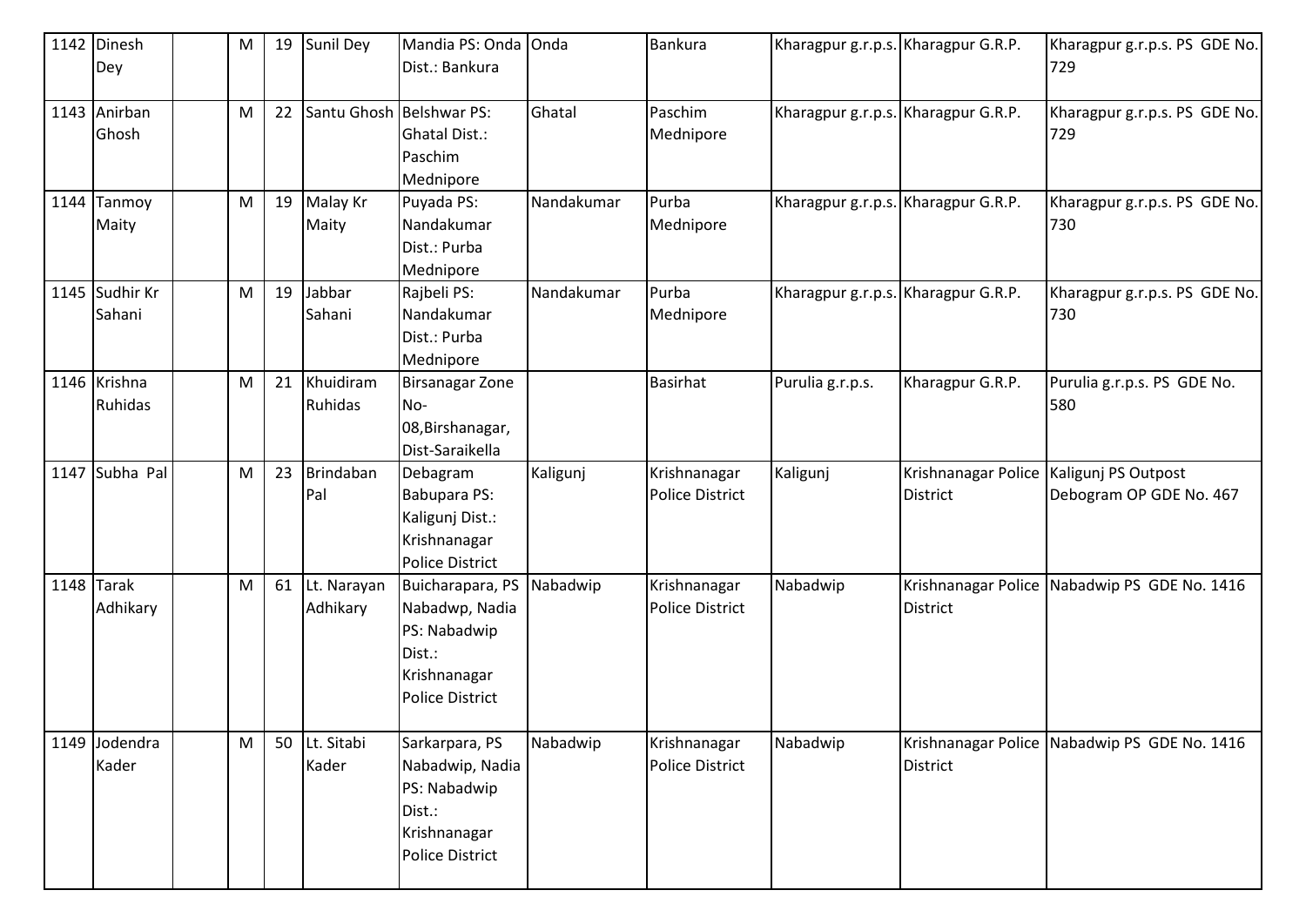| 1142 | Dinesh Dey | | M | 19 | Sunil Dey | Mandia PS: Onda Dist.: Bankura | Onda | Bankura | Kharagpur g.r.p.s. | Kharagpur G.R.P. | Kharagpur g.r.p.s. PS GDE No. 729 |
|---|---|---|---|---|---|---|---|---|---|---|---|
| 1143 | Anirban Ghosh | | M | 22 | Santu Ghosh | Belshwar PS: Ghatal Dist.: Paschim Mednipore | Ghatal | Paschim Mednipore | Kharagpur g.r.p.s. | Kharagpur G.R.P. | Kharagpur g.r.p.s. PS GDE No. 729 |
| 1144 | Tanmoy Maity | | M | 19 | Malay Kr Maity | Puyada PS: Nandakumar Dist.: Purba Mednipore | Nandakumar | Purba Mednipore | Kharagpur g.r.p.s. | Kharagpur G.R.P. | Kharagpur g.r.p.s. PS GDE No. 730 |
| 1145 | Sudhir Kr Sahani | | M | 19 | Jabbar Sahani | Rajbeli PS: Nandakumar Dist.: Purba Mednipore | Nandakumar | Purba Mednipore | Kharagpur g.r.p.s. | Kharagpur G.R.P. | Kharagpur g.r.p.s. PS GDE No. 730 |
| 1146 | Krishna Ruhidas | | M | 21 | Khuidiram Ruhidas | Birsanagar Zone No-08,Birshanagar, Dist-Saraikella | | Basirhat | Purulia g.r.p.s. | Kharagpur G.R.P. | Purulia g.r.p.s. PS GDE No. 580 |
| 1147 | Subha Pal | | M | 23 | Brindaban Pal | Debagram Babupara PS: Kaligunj Dist.: Krishnanagar Police District | Kaligunj | Krishnanagar Police District | Kaligunj | Krishnanagar Police District | Kaligunj PS Outpost Debogram OP GDE No. 467 |
| 1148 | Tarak Adhikary | | M | 61 | Lt. Narayan Adhikary | Buicharapara, PS Nabadwp, Nadia PS: Nabadwip Dist.: Krishnanagar Police District | Nabadwip | Krishnanagar Police District | Nabadwip | Krishnanagar Police District | Nabadwip PS GDE No. 1416 |
| 1149 | Jodendra Kader | | M | 50 | Lt. Sitabi Kader | Sarkarpara, PS Nabadwip, Nadia PS: Nabadwip Dist.: Krishnanagar Police District | Nabadwip | Krishnanagar Police District | Nabadwip | Krishnanagar Police District | Nabadwip PS GDE No. 1416 |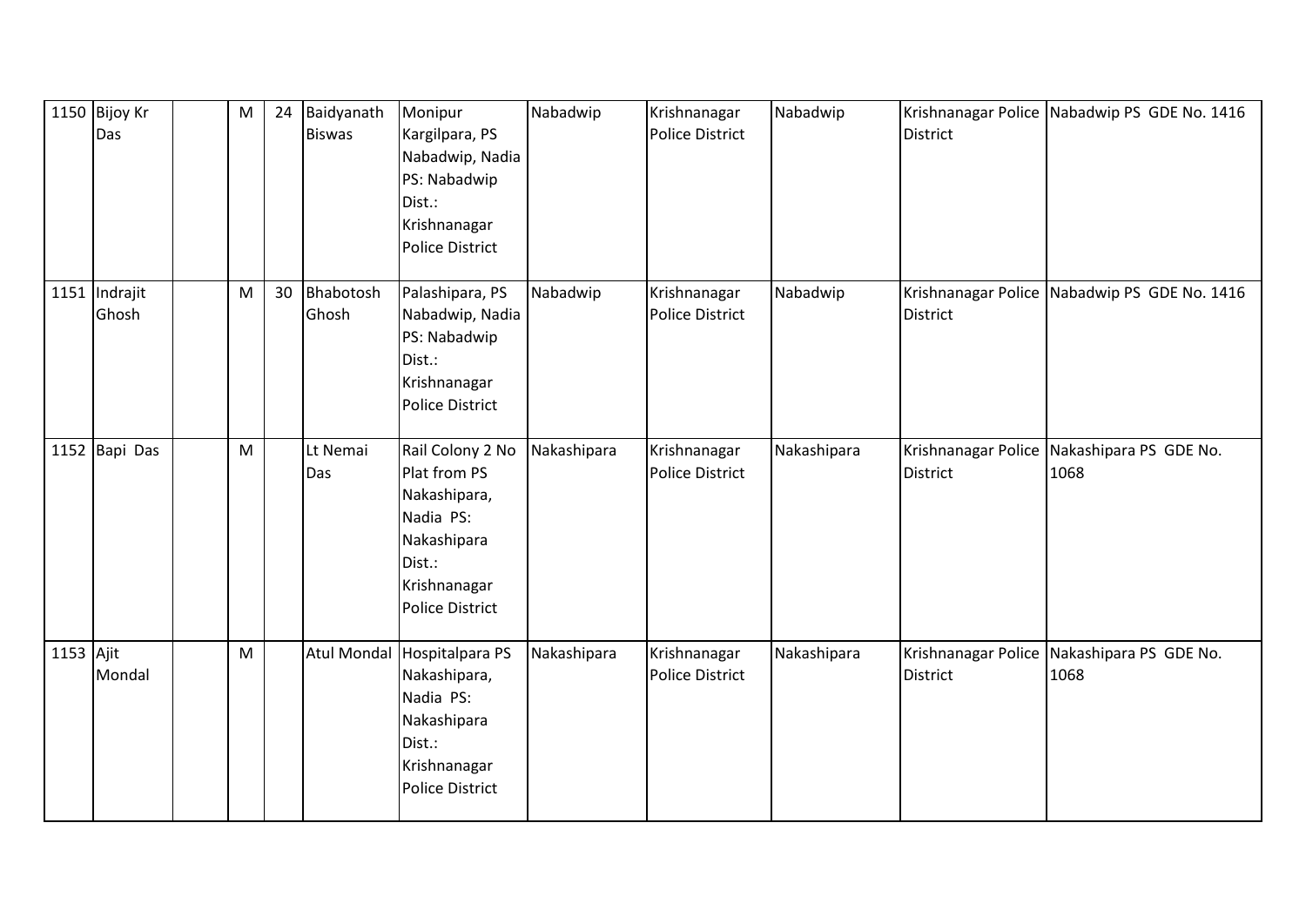| | | | | | | | | | | | |
|---|---|---|---|---|---|---|---|---|---|---|---|
| 1150 | Bijoy Kr Das | | M | 24 | Baidyanath Biswas | Monipur Kargilpara, PS Nabadwip, Nadia PS: Nabadwip Dist.: Krishnanagar Police District | Nabadwip | Krishnanagar Police District | Nabadwip | Krishnanagar Police District | Nabadwip PS GDE No. 1416 |
| 1151 | Indrajit Ghosh | | M | 30 | Bhabotosh Ghosh | Palashipara, PS Nabadwip, Nadia PS: Nabadwip Dist.: Krishnanagar Police District | Nabadwip | Krishnanagar Police District | Nabadwip | Krishnanagar Police District | Nabadwip PS GDE No. 1416 |
| 1152 | Bapi Das | | M | | Lt Nemai Das | Rail Colony 2 No Plat from PS Nakashipara, Nadia PS: Nakashipara Dist.: Krishnanagar Police District | Nakashipara | Krishnanagar Police District | Nakashipara | Krishnanagar Police District | Nakashipara PS GDE No. 1068 |
| 1153 | Ajit Mondal | | M | | Atul Mondal | Hospitalpara PS Nakashipara, Nadia PS: Nakashipara Dist.: Krishnanagar Police District | Nakashipara | Krishnanagar Police District | Nakashipara | Krishnanagar Police District | Nakashipara PS GDE No. 1068 |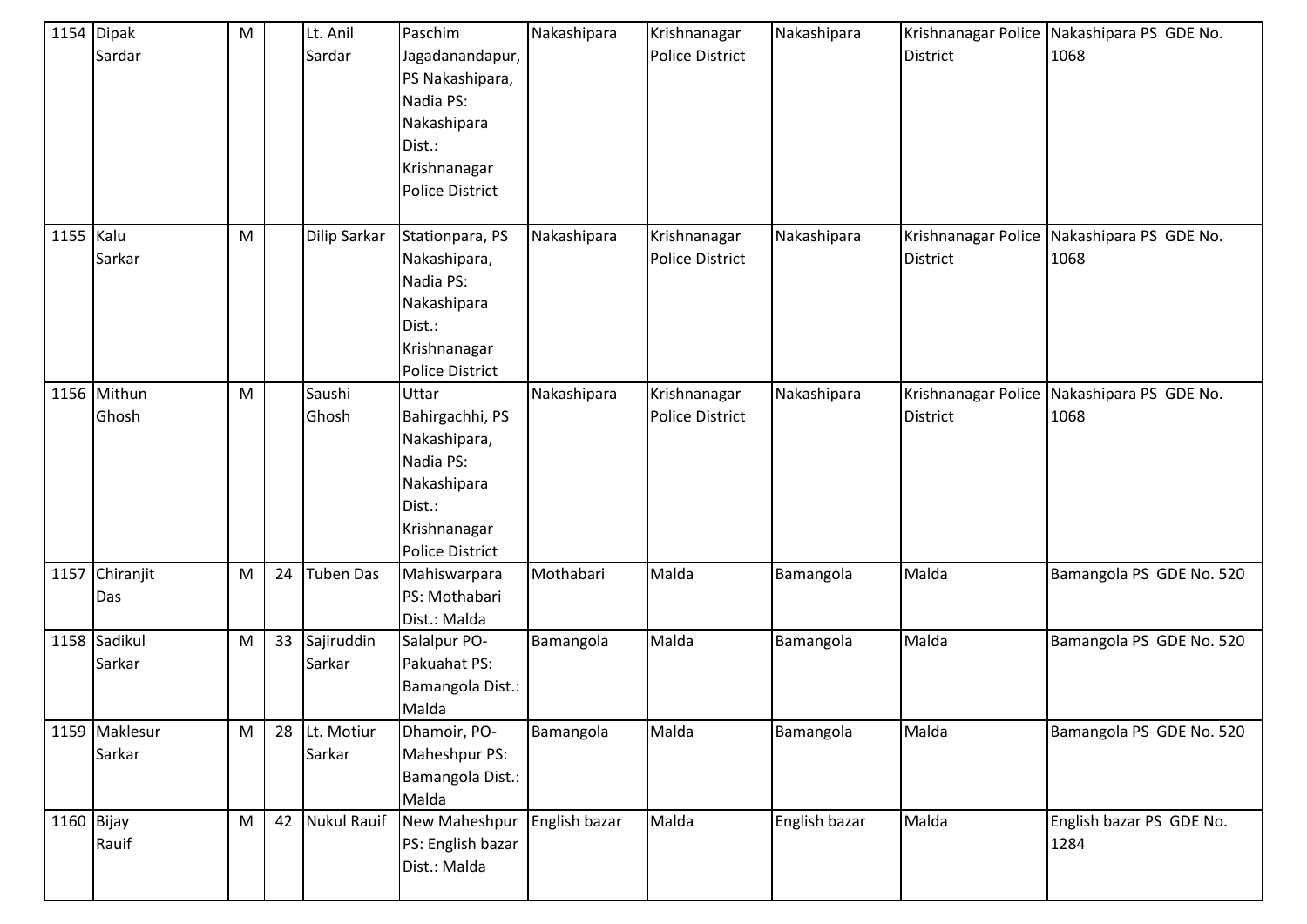| 1154 | Dipak Sardar | | M | | Lt. Anil Sardar | Paschim Jagadanandapur, PS Nakashipara, Nadia PS: Nakashipara Dist.: Krishnanagar Police District | Nakashipara | Krishnanagar Police District | Nakashipara | Krishnanagar Police District | Nakashipara PS GDE No. 1068 |
|---|---|---|---|---|---|---|---|---|---|---|---|
| 1155 | Kalu Sarkar | | M | | Dilip Sarkar | Stationpara, PS Nakashipara, Nadia PS: Nakashipara Dist.: Krishnanagar Police District | Nakashipara | Krishnanagar Police District | Nakashipara | Krishnanagar Police District | Nakashipara PS GDE No. 1068 |
| 1156 | Mithun Ghosh | | M | | Saushi Ghosh | Uttar Bahirgachhi, PS Nakashipara, Nadia PS: Nakashipara Dist.: Krishnanagar Police District | Nakashipara | Krishnanagar Police District | Nakashipara | Krishnanagar Police District | Nakashipara PS GDE No. 1068 |
| 1157 | Chiranjit Das | | M | 24 | Tuben Das | Mahiswarpara PS: Mothabari Dist.: Malda | Mothabari | Malda | Bamangola | Malda | Bamangola PS GDE No. 520 |
| 1158 | Sadikul Sarkar | | M | 33 | Sajiruddin Sarkar | Salalpur PO- Pakuahat PS: Bamangola Dist.: Malda | Bamangola | Malda | Bamangola | Malda | Bamangola PS GDE No. 520 |
| 1159 | Maklesur Sarkar | | M | 28 | Lt. Motiur Sarkar | Dhamoir, PO- Maheshpur PS: Bamangola Dist.: Malda | Bamangola | Malda | Bamangola | Malda | Bamangola PS GDE No. 520 |
| 1160 | Bijay Rauif | | M | 42 | Nukul Rauif | New Maheshpur PS: English bazar Dist.: Malda | English bazar | Malda | English bazar | Malda | English bazar PS GDE No. 1284 |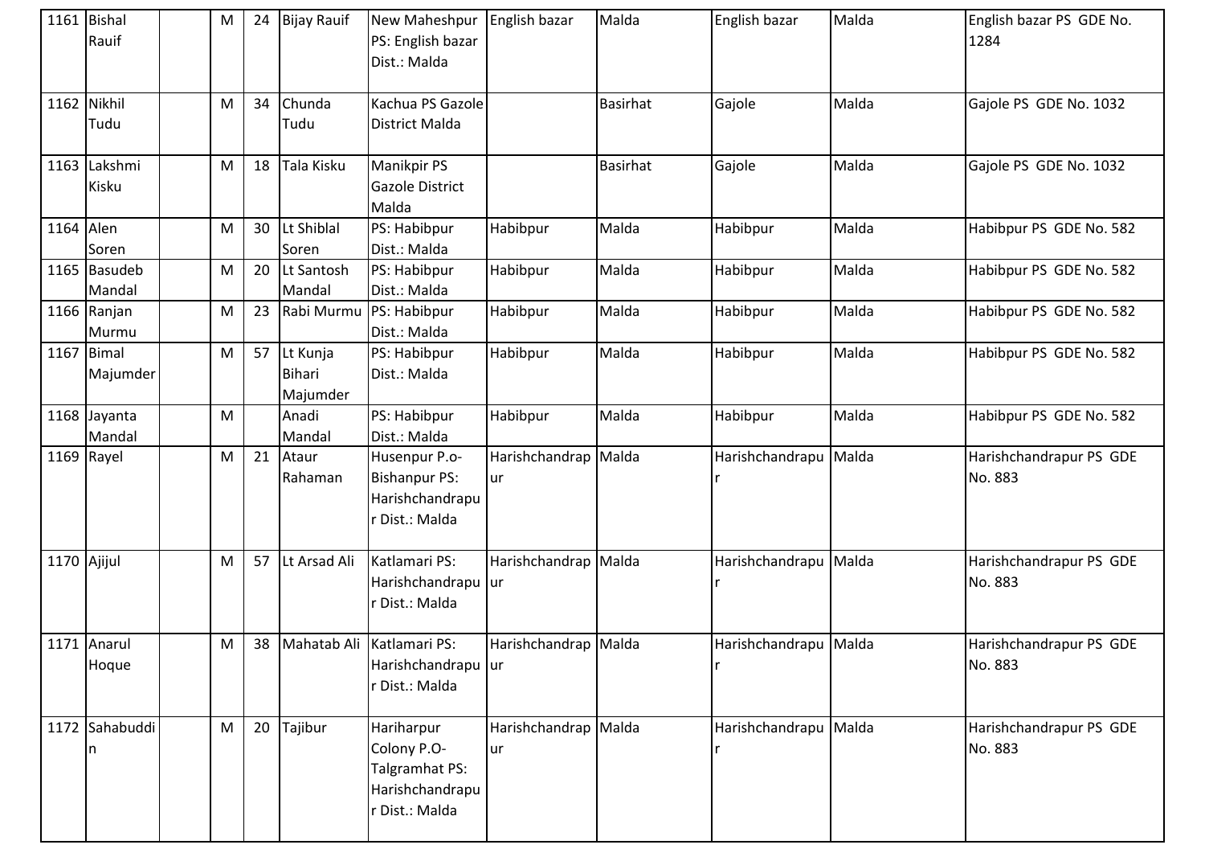| 1161 | Bishal Rauif | | M | 24 | Bijay Rauif | New Maheshpur PS: English bazar Dist.: Malda | English bazar | Malda | English bazar | Malda | English bazar PS GDE No. 1284 |
|---|---|---|---|---|---|---|---|---|---|---|---|
| 1162 | Nikhil Tudu | | M | 34 | Chunda Tudu | Kachua PS Gazole District Malda | | Basirhat | Gajole | Malda | Gajole PS GDE No. 1032 |
| 1163 | Lakshmi Kisku | | M | 18 | Tala Kisku | Manikpir PS Gazole District Malda | | Basirhat | Gajole | Malda | Gajole PS GDE No. 1032 |
| 1164 | Alen Soren | | M | 30 | Lt Shiblal Soren | PS: Habibpur Dist.: Malda | Habibpur | Malda | Habibpur | Malda | Habibpur PS GDE No. 582 |
| 1165 | Basudeb Mandal | | M | 20 | Lt Santosh Mandal | PS: Habibpur Dist.: Malda | Habibpur | Malda | Habibpur | Malda | Habibpur PS GDE No. 582 |
| 1166 | Ranjan Murmu | | M | 23 | Rabi Murmu | PS: Habibpur Dist.: Malda | Habibpur | Malda | Habibpur | Malda | Habibpur PS GDE No. 582 |
| 1167 | Bimal Majumder | | M | 57 | Lt Kunja Bihari Majumder | PS: Habibpur Dist.: Malda | Habibpur | Malda | Habibpur | Malda | Habibpur PS GDE No. 582 |
| 1168 | Jayanta Mandal | | M | | Anadi Mandal | PS: Habibpur Dist.: Malda | Habibpur | Malda | Habibpur | Malda | Habibpur PS GDE No. 582 |
| 1169 | Rayel | | M | 21 | Ataur Rahaman | Husenpur P.o-Bishanpur PS: Harishchandrapur Dist.: Malda | Harishchandrapur | Malda | Harishchandrapur | Malda | Harishchandrapur PS GDE No. 883 |
| 1170 | Ajijul | | M | 57 | Lt Arsad Ali | Katlamari PS: Harishchandrapur Dist.: Malda | Harishchandrapur | Malda | Harishchandrapur | Malda | Harishchandrapur PS GDE No. 883 |
| 1171 | Anarul Hoque | | M | 38 | Mahatab Ali | Katlamari PS: Harishchandrapur Dist.: Malda | Harishchandrapur | Malda | Harishchandrapur | Malda | Harishchandrapur PS GDE No. 883 |
| 1172 | Sahabuddin | | M | 20 | Tajibur | Hariharpur Colony P.O-Talgramhat PS: Harishchandrapur Dist.: Malda | Harishchandrapur | Malda | Harishchandrapur | Malda | Harishchandrapur PS GDE No. 883 |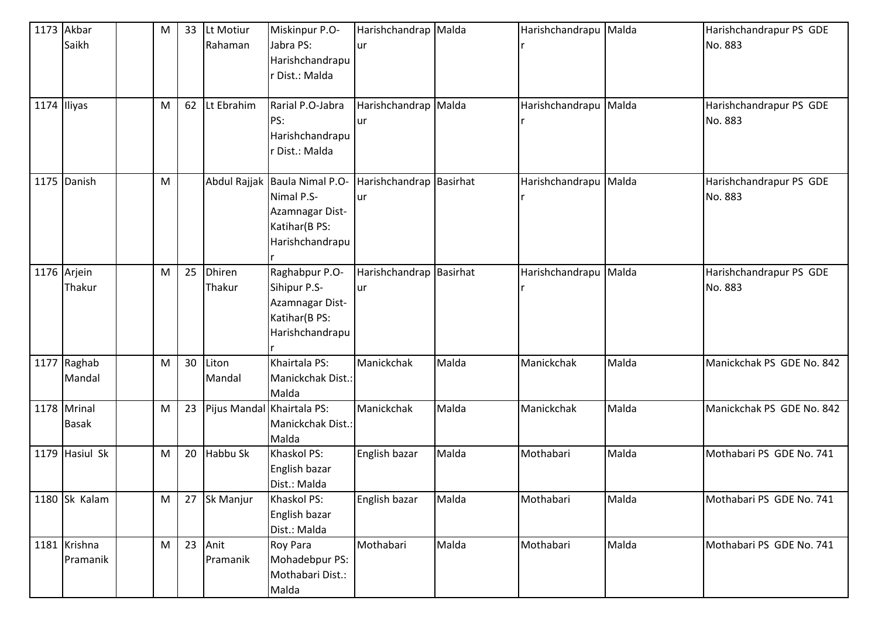| 1173 | Akbar Saikh | | M | 33 | Lt Motiur Rahaman | Miskinpur P.O-Jabra PS: Harishchandrapur Dist.: Malda | Harishchandrapur | Malda | Harishchandrapur | Malda | Harishchandrapur PS GDE No. 883 |
|---|---|---|---|---|---|---|---|---|---|---|---|
| 1174 | Iliyas | | M | 62 | Lt Ebrahim | Rarial P.O-Jabra PS: Harishchandrapur Dist.: Malda | Harishchandrapur | Malda | Harishchandrapur | Malda | Harishchandrapur PS GDE No. 883 |
| 1175 | Danish | | M | | Abdul Rajjak | Baula Nimal P.O-Nimal P.S-Azamnagar Dist-Katihar(B PS: Harishchandrapur | Harishchandrapur | Basirhat | Harishchandrapur | Malda | Harishchandrapur PS GDE No. 883 |
| 1176 | Arjein Thakur | | M | 25 | Dhiren Thakur | Raghabpur P.O-Sihipur P.S-Azamnagar Dist-Katihar(B PS: Harishchandrapur | Harishchandrapur | Basirhat | Harishchandrapur | Malda | Harishchandrapur PS GDE No. 883 |
| 1177 | Raghab Mandal | | M | 30 | Liton Mandal | Khairtala PS: Manickchak Dist.: Malda | Manickchak | Malda | Manickchak | Malda | Manickchak PS GDE No. 842 |
| 1178 | Mrinal Basak | | M | 23 | Pijus Mandal | Khairtala PS: Manickchak Dist.: Malda | Manickchak | Malda | Manickchak | Malda | Manickchak PS GDE No. 842 |
| 1179 | Hasiul Sk | | M | 20 | Habbu Sk | Khaskol PS: English bazar Dist.: Malda | English bazar | Malda | Mothabari | Malda | Mothabari PS GDE No. 741 |
| 1180 | Sk Kalam | | M | 27 | Sk Manjur | Khaskol PS: English bazar Dist.: Malda | English bazar | Malda | Mothabari | Malda | Mothabari PS GDE No. 741 |
| 1181 | Krishna Pramanik | | M | 23 | Anit Pramanik | Roy Para Mohadebpur PS: Mothabari Dist.: Malda | Mothabari | Malda | Mothabari | Malda | Mothabari PS GDE No. 741 |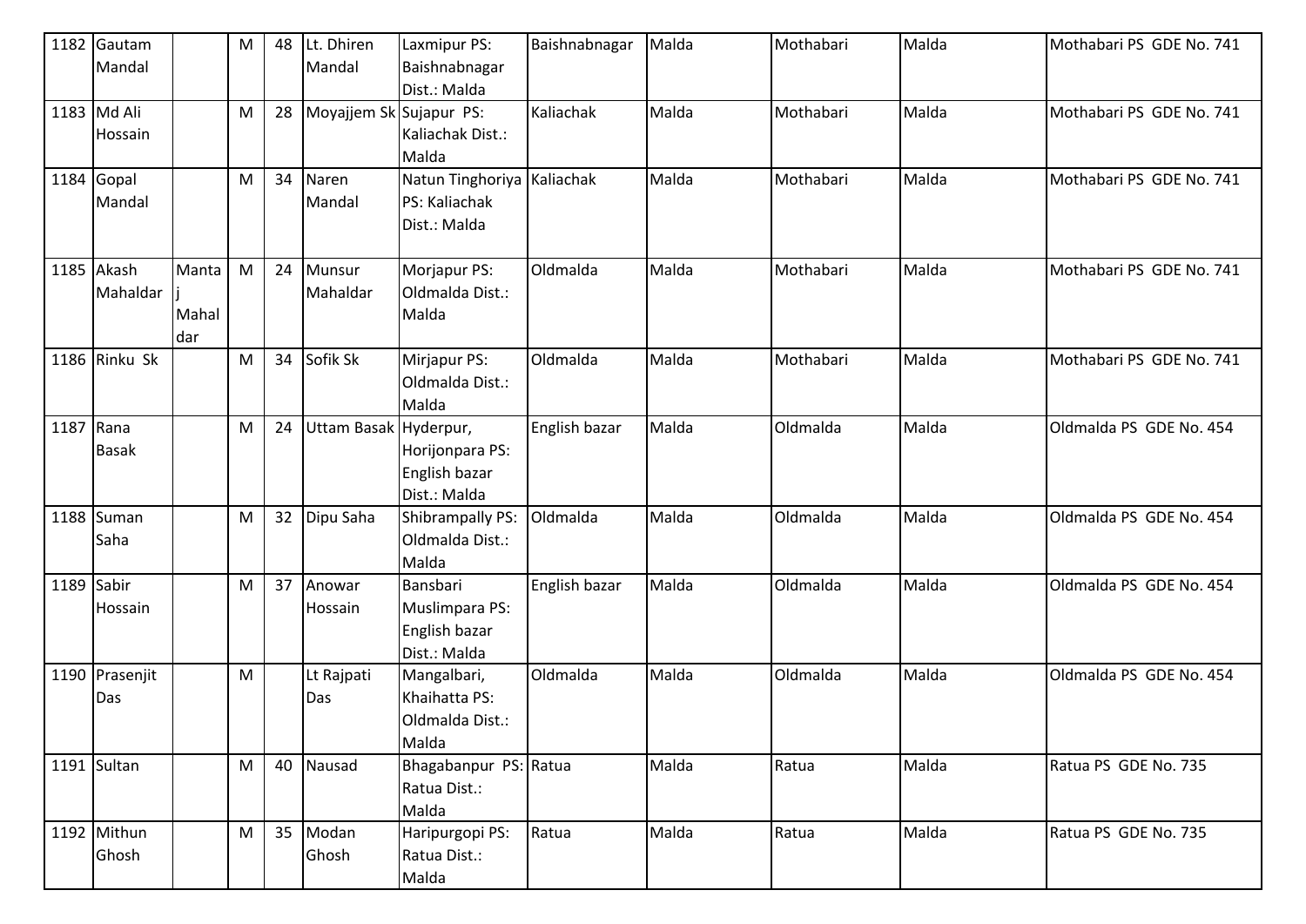| 1182 | Gautam Mandal | | M | 48 | Lt. Dhiren Mandal | Laxmipur PS: Baishnabnagar Dist.: Malda | Baishnabnagar | Malda | Mothabari | Malda | Mothabari PS GDE No. 741 |
|---|---|---|---|---|---|---|---|---|---|---|---|
| 1183 | Md Ali Hossain | | M | 28 | Moyajjem Sk | Sujapur PS: Kaliachak Dist.: Malda | Kaliachak | Malda | Mothabari | Malda | Mothabari PS GDE No. 741 |
| 1184 | Gopal Mandal | | M | 34 | Naren Mandal | Natun Tinghoriya PS: Kaliachak Dist.: Malda | Kaliachak | Malda | Mothabari | Malda | Mothabari PS GDE No. 741 |
| 1185 | Akash Mahaldar | Mantaj Mahaldar | M | 24 | Munsur Mahaldar | Morjapur PS: Oldmalda Dist.: Malda | Oldmalda | Malda | Mothabari | Malda | Mothabari PS GDE No. 741 |
| 1186 | Rinku Sk | | M | 34 | Sofik Sk | Mirjapur PS: Oldmalda Dist.: Malda | Oldmalda | Malda | Mothabari | Malda | Mothabari PS GDE No. 741 |
| 1187 | Rana Basak | | M | 24 | Uttam Basak | Hyderpur, Horijonpara PS: English bazar Dist.: Malda | English bazar | Malda | Oldmalda | Malda | Oldmalda PS GDE No. 454 |
| 1188 | Suman Saha | | M | 32 | Dipu Saha | Shibrampally PS: Oldmalda Dist.: Malda | Oldmalda | Malda | Oldmalda | Malda | Oldmalda PS GDE No. 454 |
| 1189 | Sabir Hossain | | M | 37 | Anowar Hossain | Bansbari Muslimpara PS: English bazar Dist.: Malda | English bazar | Malda | Oldmalda | Malda | Oldmalda PS GDE No. 454 |
| 1190 | Prasenjit Das | | M | | Lt Rajpati Das | Mangalbari, Khaihatta PS: Oldmalda Dist.: Malda | Oldmalda | Malda | Oldmalda | Malda | Oldmalda PS GDE No. 454 |
| 1191 | Sultan | | M | 40 | Nausad | Bhagabanpur PS: Ratua Dist.: Malda | Ratua | Malda | Ratua | Malda | Ratua PS GDE No. 735 |
| 1192 | Mithun Ghosh | | M | 35 | Modan Ghosh | Haripurgopi PS: Ratua Dist.: Malda | Ratua | Malda | Ratua | Malda | Ratua PS GDE No. 735 |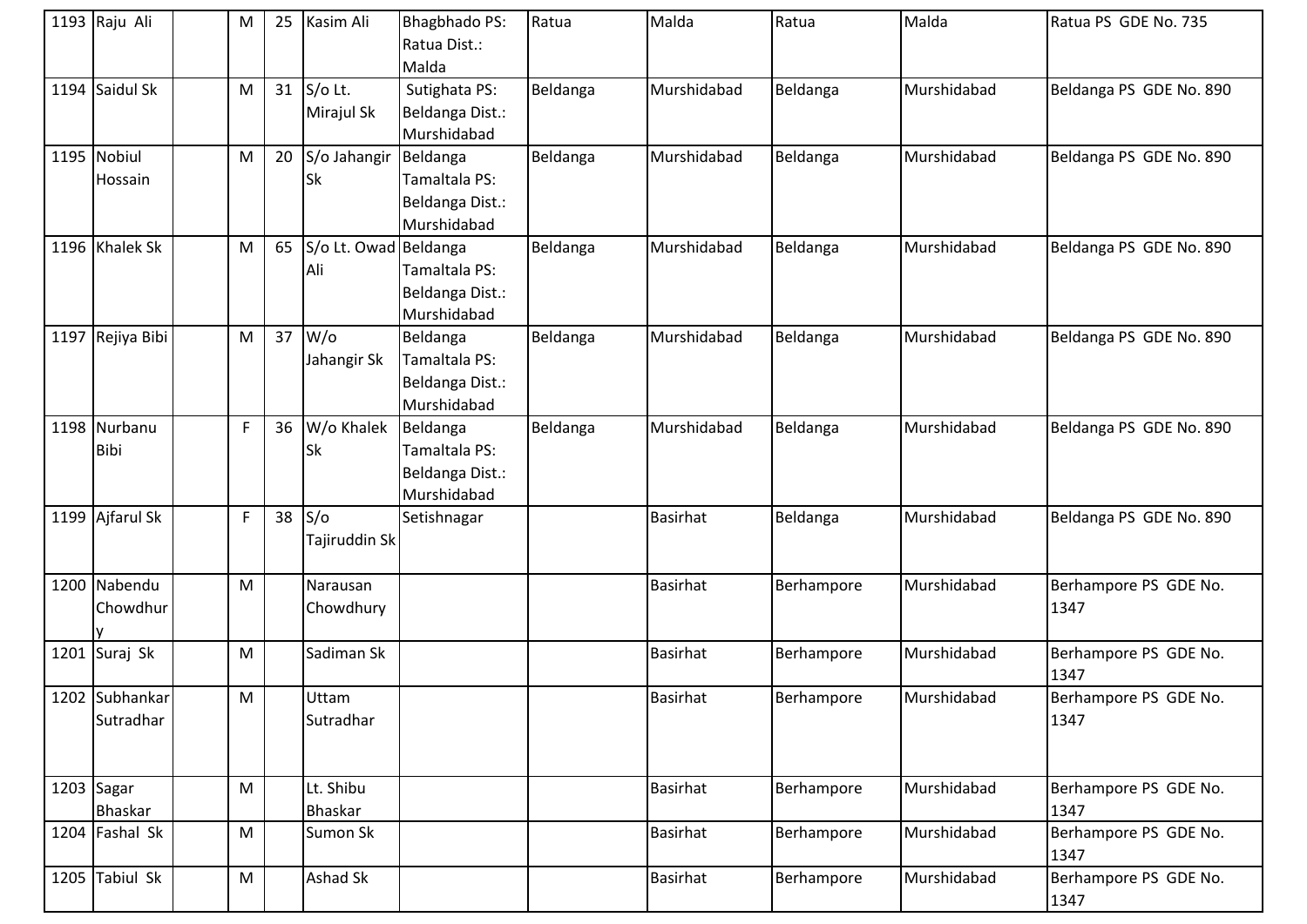| 1193 | Raju Ali | | M | 25 | Kasim Ali | Bhagbhado PS: Ratua Dist.: Malda | Ratua | Malda | Ratua | Malda | Ratua PS GDE No. 735 |
|---|---|---|---|---|---|---|---|---|---|---|---|
| 1194 | Saidul Sk | | M | 31 | S/o Lt. Mirajul Sk | Sutighata PS: Beldanga Dist.: Murshidabad | Beldanga | Murshidabad | Beldanga | Murshidabad | Beldanga PS GDE No. 890 |
| 1195 | Nobiul Hossain | | M | 20 | S/o Jahangir Sk | Beldanga Tamaltala PS: Beldanga Dist.: Murshidabad | Beldanga | Murshidabad | Beldanga | Murshidabad | Beldanga PS GDE No. 890 |
| 1196 | Khalek Sk | | M | 65 | S/o Lt. Owad Ali | Beldanga Tamaltala PS: Beldanga Dist.: Murshidabad | Beldanga | Murshidabad | Beldanga | Murshidabad | Beldanga PS GDE No. 890 |
| 1197 | Rejiya Bibi | | M | 37 | W/o Jahangir Sk | Beldanga Tamaltala PS: Beldanga Dist.: Murshidabad | Beldanga | Murshidabad | Beldanga | Murshidabad | Beldanga PS GDE No. 890 |
| 1198 | Nurbanu Bibi | | F | 36 | W/o Khalek Sk | Beldanga Tamaltala PS: Beldanga Dist.: Murshidabad | Beldanga | Murshidabad | Beldanga | Murshidabad | Beldanga PS GDE No. 890 |
| 1199 | Ajfarul Sk | | F | 38 | S/o Tajiruddin Sk | Setishnagar | | Basirhat | Beldanga | Murshidabad | Beldanga PS GDE No. 890 |
| 1200 | Nabendu Chowdhury | | M | | Narausan Chowdhury | | | Basirhat | Berhampore | Murshidabad | Berhampore PS GDE No. 1347 |
| 1201 | Suraj Sk | | M | | Sadiman Sk | | | Basirhat | Berhampore | Murshidabad | Berhampore PS GDE No. 1347 |
| 1202 | Subhankar Sutradhar | | M | | Uttam Sutradhar | | | Basirhat | Berhampore | Murshidabad | Berhampore PS GDE No. 1347 |
| 1203 | Sagar Bhaskar | | M | | Lt. Shibu Bhaskar | | | Basirhat | Berhampore | Murshidabad | Berhampore PS GDE No. 1347 |
| 1204 | Fashal Sk | | M | | Sumon Sk | | | Basirhat | Berhampore | Murshidabad | Berhampore PS GDE No. 1347 |
| 1205 | Tabiul Sk | | M | | Ashad Sk | | | Basirhat | Berhampore | Murshidabad | Berhampore PS GDE No. 1347 |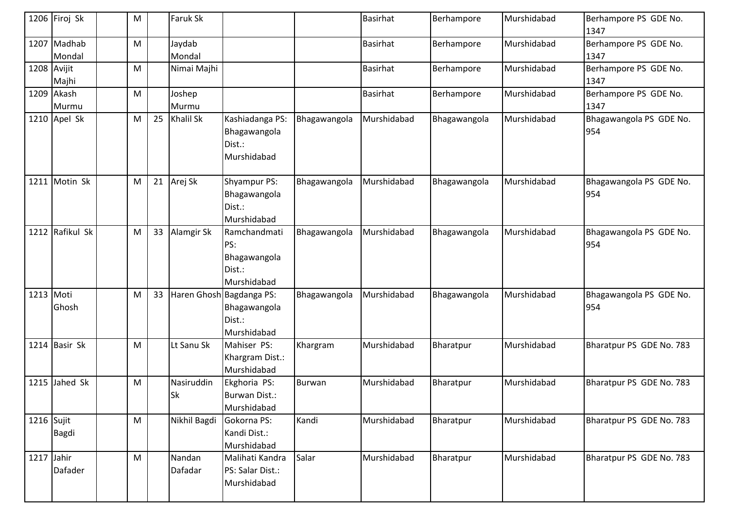| 1206 | Firoj Sk | | M | | Faruk Sk | | | Basirhat | Berhampore | Murshidabad | Berhampore PS GDE No. 1347 |
|---|---|---|---|---|---|---|---|---|---|---|---|
| 1207 | Madhab Mondal | | M | | Jaydab Mondal | | | Basirhat | Berhampore | Murshidabad | Berhampore PS GDE No. 1347 |
| 1208 | Avijit Majhi | | M | | Nimai Majhi | | | Basirhat | Berhampore | Murshidabad | Berhampore PS GDE No. 1347 |
| 1209 | Akash Murmu | | M | | Joshep Murmu | | | Basirhat | Berhampore | Murshidabad | Berhampore PS GDE No. 1347 |
| 1210 | Apel Sk | | M | 25 | Khalil Sk | Kashiadanga PS: Bhagawangola Dist.: Murshidabad | Bhagawangola | Murshidabad | Bhagawangola | Murshidabad | Bhagawangola PS GDE No. 954 |
| 1211 | Motin Sk | | M | 21 | Arej Sk | Shyampur PS: Bhagawangola Dist.: Murshidabad | Bhagawangola | Murshidabad | Bhagawangola | Murshidabad | Bhagawangola PS GDE No. 954 |
| 1212 | Rafikul Sk | | M | 33 | Alamgir Sk | Ramchandmati PS: Bhagawangola Dist.: Murshidabad | Bhagawangola | Murshidabad | Bhagawangola | Murshidabad | Bhagawangola PS GDE No. 954 |
| 1213 | Moti Ghosh | | M | 33 | Haren Ghosh | Bagdanga PS: Bhagawangola Dist.: Murshidabad | Bhagawangola | Murshidabad | Bhagawangola | Murshidabad | Bhagawangola PS GDE No. 954 |
| 1214 | Basir Sk | | M | | Lt Sanu Sk | Mahiser PS: Khargram Dist.: Murshidabad | Khargram | Murshidabad | Bharatpur | Murshidabad | Bharatpur PS GDE No. 783 |
| 1215 | Jahed Sk | | M | | Nasiruddin Sk | Ekghoria PS: Burwan Dist.: Murshidabad | Burwan | Murshidabad | Bharatpur | Murshidabad | Bharatpur PS GDE No. 783 |
| 1216 | Sujit Bagdi | | M | | Nikhil Bagdi | Gokorna PS: Kandi Dist.: Murshidabad | Kandi | Murshidabad | Bharatpur | Murshidabad | Bharatpur PS GDE No. 783 |
| 1217 | Jahir Dafader | | M | | Nandan Dafadar | Malihati Kandra PS: Salar Dist.: Murshidabad | Salar | Murshidabad | Bharatpur | Murshidabad | Bharatpur PS GDE No. 783 |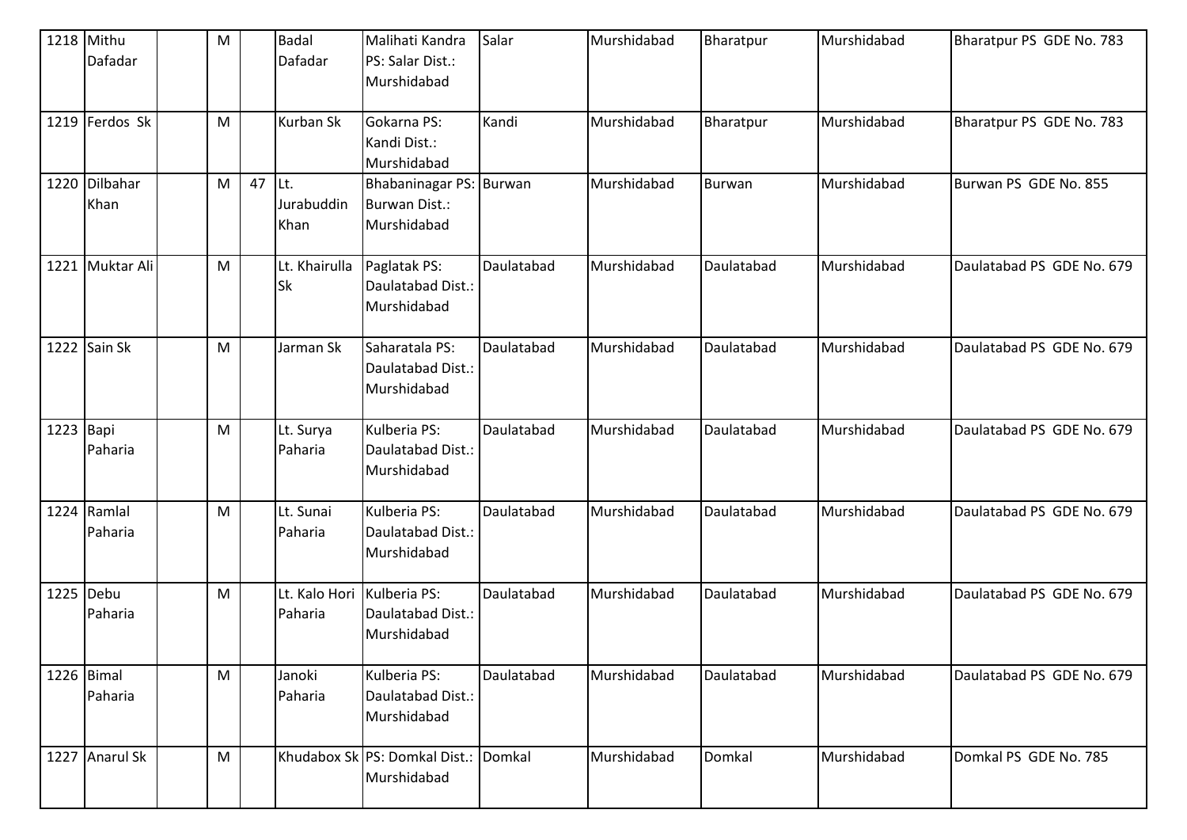| 1218 | Mithu Dafadar | | M | | Badal Dafadar | Malihati Kandra PS: Salar Dist.: Murshidabad | Salar | Murshidabad | Bharatpur | Murshidabad | Bharatpur PS GDE No. 783 |
|---|---|---|---|---|---|---|---|---|---|---|---|
| 1219 | Ferdos Sk | | M | | Kurban Sk | Gokarna PS: Kandi Dist.: Murshidabad | Kandi | Murshidabad | Bharatpur | Murshidabad | Bharatpur PS GDE No. 783 |
| 1220 | Dilbahar Khan | | M | 47 | Lt. Jurabuddin Khan | Bhabaninagar PS: Burwan Dist.: Murshidabad | Burwan | Murshidabad | Burwan | Murshidabad | Burwan PS GDE No. 855 |
| 1221 | Muktar Ali | | M | | Lt. Khairulla Sk | Paglatak PS: Daulatabad Dist.: Murshidabad | Daulatabad | Murshidabad | Daulatabad | Murshidabad | Daulatabad PS GDE No. 679 |
| 1222 | Sain Sk | | M | | Jarman Sk | Saharatala PS: Daulatabad Dist.: Murshidabad | Daulatabad | Murshidabad | Daulatabad | Murshidabad | Daulatabad PS GDE No. 679 |
| 1223 | Bapi Paharia | | M | | Lt. Surya Paharia | Kulberia PS: Daulatabad Dist.: Murshidabad | Daulatabad | Murshidabad | Daulatabad | Murshidabad | Daulatabad PS GDE No. 679 |
| 1224 | Ramlal Paharia | | M | | Lt. Sunai Paharia | Kulberia PS: Daulatabad Dist.: Murshidabad | Daulatabad | Murshidabad | Daulatabad | Murshidabad | Daulatabad PS GDE No. 679 |
| 1225 | Debu Paharia | | M | | Lt. Kalo Hori Paharia | Kulberia PS: Daulatabad Dist.: Murshidabad | Daulatabad | Murshidabad | Daulatabad | Murshidabad | Daulatabad PS GDE No. 679 |
| 1226 | Bimal Paharia | | M | | Janoki Paharia | Kulberia PS: Daulatabad Dist.: Murshidabad | Daulatabad | Murshidabad | Daulatabad | Murshidabad | Daulatabad PS GDE No. 679 |
| 1227 | Anarul Sk | | M | | Khudabox Sk | PS: Domkal Dist.: Murshidabad | Domkal | Murshidabad | Domkal | Murshidabad | Domkal PS GDE No. 785 |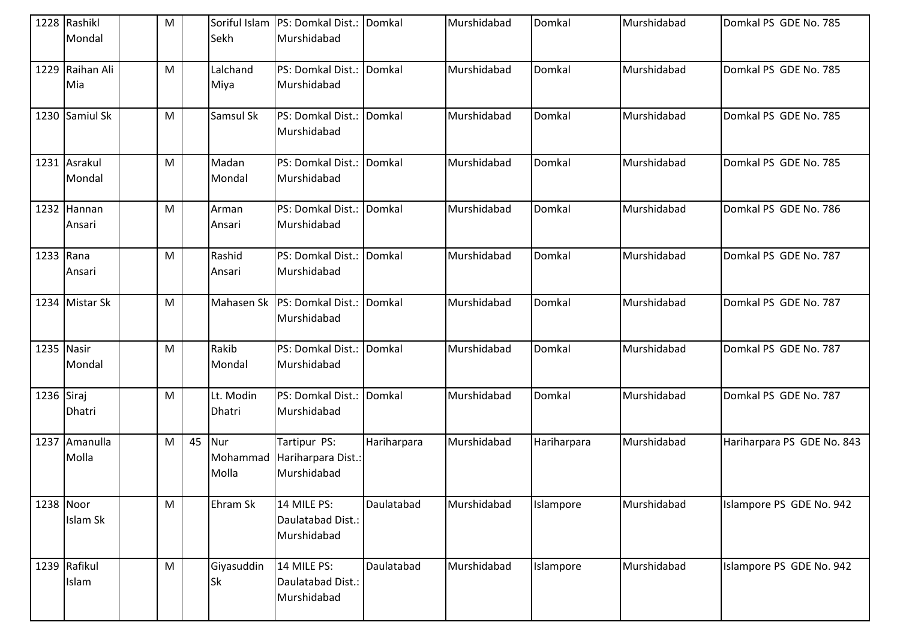| | | | | | | | | | | |
|---|---|---|---|---|---|---|---|---|---|---|
| 1228 | Rashikl Mondal | | M | | Soriful Islam Sekh | PS: Domkal Dist.: Murshidabad | Domkal | Murshidabad | Domkal | Murshidabad | Domkal PS GDE No. 785 |
| 1229 | Raihan Ali Mia | | M | | Lalchand Miya | PS: Domkal Dist.: Murshidabad | Domkal | Murshidabad | Domkal | Murshidabad | Domkal PS GDE No. 785 |
| 1230 | Samiul Sk | | M | | Samsul Sk | PS: Domkal Dist.: Murshidabad | Domkal | Murshidabad | Domkal | Murshidabad | Domkal PS GDE No. 785 |
| 1231 | Asrakul Mondal | | M | | Madan Mondal | PS: Domkal Dist.: Murshidabad | Domkal | Murshidabad | Domkal | Murshidabad | Domkal PS GDE No. 785 |
| 1232 | Hannan Ansari | | M | | Arman Ansari | PS: Domkal Dist.: Murshidabad | Domkal | Murshidabad | Domkal | Murshidabad | Domkal PS GDE No. 786 |
| 1233 | Rana Ansari | | M | | Rashid Ansari | PS: Domkal Dist.: Murshidabad | Domkal | Murshidabad | Domkal | Murshidabad | Domkal PS GDE No. 787 |
| 1234 | Mistar Sk | | M | | Mahasen Sk | PS: Domkal Dist.: Murshidabad | Domkal | Murshidabad | Domkal | Murshidabad | Domkal PS GDE No. 787 |
| 1235 | Nasir Mondal | | M | | Rakib Mondal | PS: Domkal Dist.: Murshidabad | Domkal | Murshidabad | Domkal | Murshidabad | Domkal PS GDE No. 787 |
| 1236 | Siraj Dhatri | | M | | Lt. Modin Dhatri | PS: Domkal Dist.: Murshidabad | Domkal | Murshidabad | Domkal | Murshidabad | Domkal PS GDE No. 787 |
| 1237 | Amanulla Molla | | M | 45 | Nur Mohammad Molla | Tartipur PS: Hariharpara Dist.: Murshidabad | Hariharpara | Murshidabad | Hariharpara | Murshidabad | Hariharpara PS GDE No. 843 |
| 1238 | Noor Islam Sk | | M | | Ehram Sk | 14 MILE PS: Daulatabad Dist.: Murshidabad | Daulatabad | Murshidabad | Islampore | Murshidabad | Islampore PS GDE No. 942 |
| 1239 | Rafikul Islam | | M | | Giyasuddin Sk | 14 MILE PS: Daulatabad Dist.: Murshidabad | Daulatabad | Murshidabad | Islampore | Murshidabad | Islampore PS GDE No. 942 |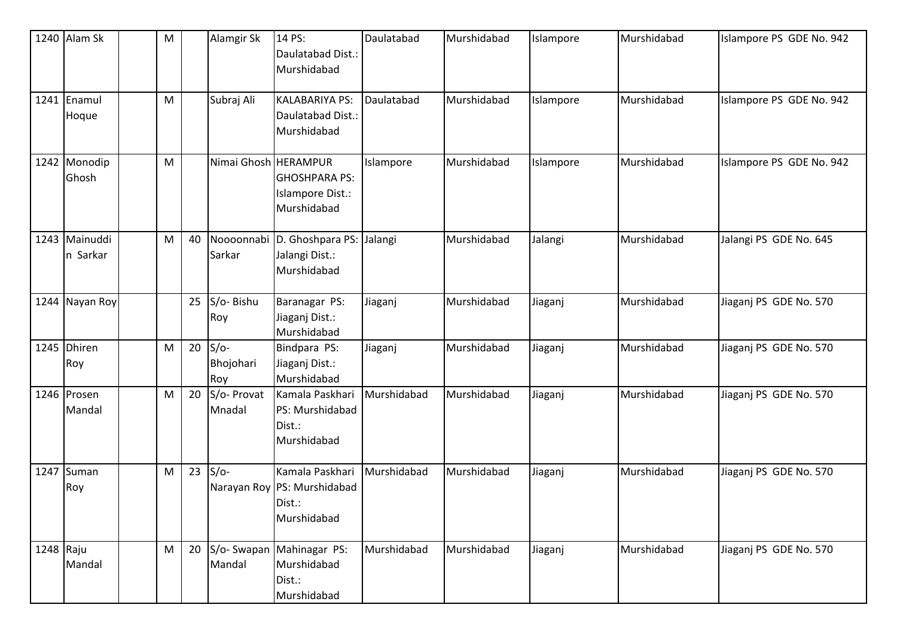| 1240 | Alam Sk | | M | | Alamgir Sk | 14 PS: Daulatabad Dist.: Murshidabad | Daulatabad | Murshidabad | Islampore | Murshidabad | Islampore PS GDE No. 942 |
|---|---|---|---|---|---|---|---|---|---|---|---|
| 1241 | Enamul Hoque | | M | | Subraj Ali | KALABARIYA PS: Daulatabad Dist.: Murshidabad | Daulatabad | Murshidabad | Islampore | Murshidabad | Islampore PS GDE No. 942 |
| 1242 | Monodip Ghosh | | M | | Nimai Ghosh | HERAMPUR GHOSHPARA PS: Islampore Dist.: Murshidabad | Islampore | Murshidabad | Islampore | Murshidabad | Islampore PS GDE No. 942 |
| 1243 | Mainuddin Sarkar | | M | 40 | Noooonnabi Sarkar | D. Ghoshpara PS: Jalangi Dist.: Murshidabad | Jalangi | Murshidabad | Jalangi | Murshidabad | Jalangi PS GDE No. 645 |
| 1244 | Nayan Roy | | | 25 | S/o- Bishu Roy | Baranagar PS: Jiaganj Dist.: Murshidabad | Jiaganj | Murshidabad | Jiaganj | Murshidabad | Jiaganj PS GDE No. 570 |
| 1245 | Dhiren Roy | | M | 20 | S/o- Bhojohari Roy | Bindpara PS: Jiaganj Dist.: Murshidabad | Jiaganj | Murshidabad | Jiaganj | Murshidabad | Jiaganj PS GDE No. 570 |
| 1246 | Prosen Mandal | | M | 20 | S/o- Provat Mnadal | Kamala Paskhari PS: Murshidabad Dist.: Murshidabad | Murshidabad | Murshidabad | Jiaganj | Murshidabad | Jiaganj PS GDE No. 570 |
| 1247 | Suman Roy | | M | 23 | S/o- Narayan Roy | Kamala Paskhari PS: Murshidabad Dist.: Murshidabad | Murshidabad | Murshidabad | Jiaganj | Murshidabad | Jiaganj PS GDE No. 570 |
| 1248 | Raju Mandal | | M | 20 | S/o- Swapan Mandal | Mahinagar PS: Murshidabad Dist.: Murshidabad | Murshidabad | Murshidabad | Jiaganj | Murshidabad | Jiaganj PS GDE No. 570 |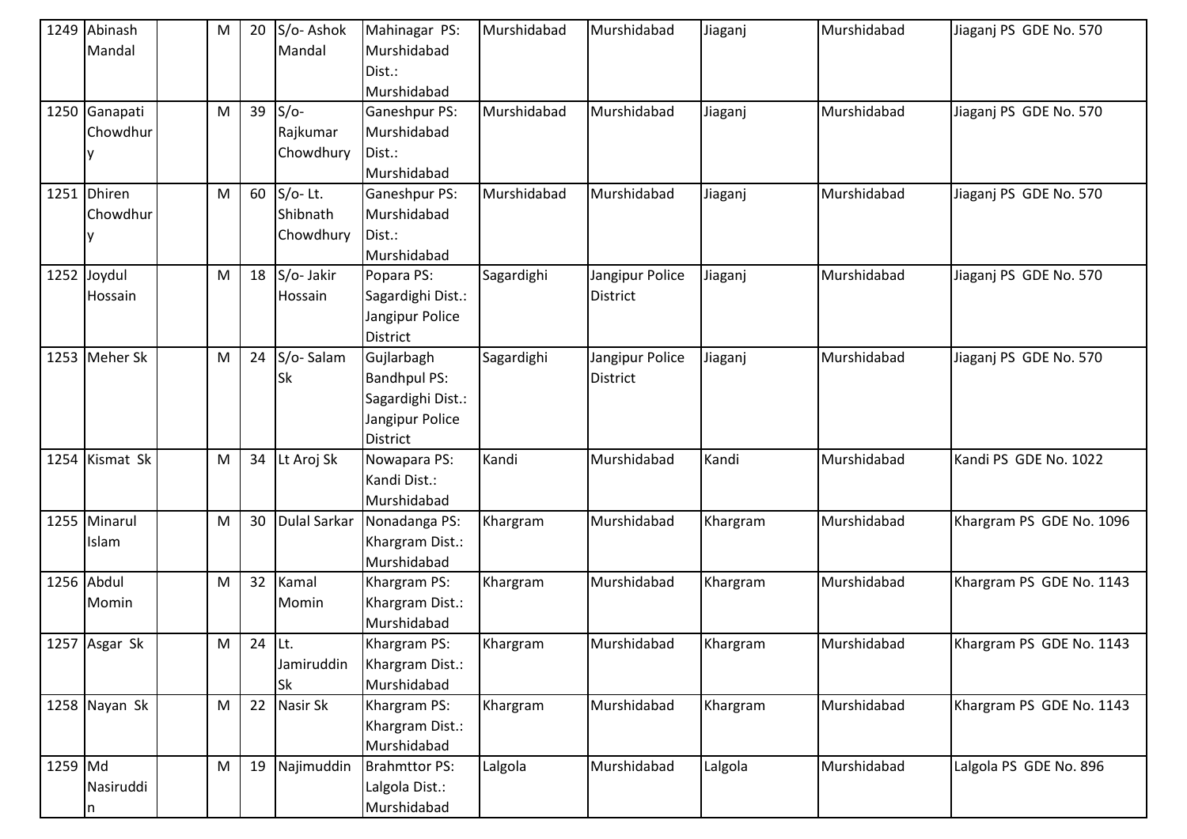| | | | | | | | | | | | |
|---|---|---|---|---|---|---|---|---|---|---|---|
| 1249 | Abinash Mandal | | M | 20 | S/o- Ashok Mandal | Mahinagar PS: Murshidabad Dist.: Murshidabad | Murshidabad | Murshidabad | Jiaganj | Murshidabad | Jiaganj PS GDE No. 570 |
| 1250 | Ganapati Chowdhury | | M | 39 | S/o- Rajkumar Chowdhury | Ganeshpur PS: Murshidabad Dist.: Murshidabad | Murshidabad | Murshidabad | Jiaganj | Murshidabad | Jiaganj PS GDE No. 570 |
| 1251 | Dhiren Chowdhury | | M | 60 | S/o- Lt. Shibnath Chowdhury | Ganeshpur PS: Murshidabad Dist.: Murshidabad | Murshidabad | Murshidabad | Jiaganj | Murshidabad | Jiaganj PS GDE No. 570 |
| 1252 | Joydul Hossain | | M | 18 | S/o- Jakir Hossain | Popara PS: Sagardighi Dist.: Jangipur Police District | Sagardighi | Jangipur Police District | Jiaganj | Murshidabad | Jiaganj PS GDE No. 570 |
| 1253 | Meher Sk | | M | 24 | S/o- Salam Sk | Gujlarbagh Bandhpul PS: Sagardighi Dist.: Jangipur Police District | Sagardighi | Jangipur Police District | Jiaganj | Murshidabad | Jiaganj PS GDE No. 570 |
| 1254 | Kismat Sk | | M | 34 | Lt Aroj Sk | Nowapara PS: Kandi Dist.: Murshidabad | Kandi | Murshidabad | Kandi | Murshidabad | Kandi PS GDE No. 1022 |
| 1255 | Minarul Islam | | M | 30 | Dulal Sarkar | Nonadanga PS: Khargram Dist.: Murshidabad | Khargram | Murshidabad | Khargram | Murshidabad | Khargram PS GDE No. 1096 |
| 1256 | Abdul Momin | | M | 32 | Kamal Momin | Khargram PS: Khargram Dist.: Murshidabad | Khargram | Murshidabad | Khargram | Murshidabad | Khargram PS GDE No. 1143 |
| 1257 | Asgar Sk | | M | 24 | Lt. Jamiruddin Sk | Khargram PS: Khargram Dist.: Murshidabad | Khargram | Murshidabad | Khargram | Murshidabad | Khargram PS GDE No. 1143 |
| 1258 | Nayan Sk | | M | 22 | Nasir Sk | Khargram PS: Khargram Dist.: Murshidabad | Khargram | Murshidabad | Khargram | Murshidabad | Khargram PS GDE No. 1143 |
| 1259 | Md Nasiruddin | | M | 19 | Najimuddin | Brahmttor PS: Lalgola Dist.: Murshidabad | Lalgola | Murshidabad | Lalgola | Murshidabad | Lalgola PS GDE No. 896 |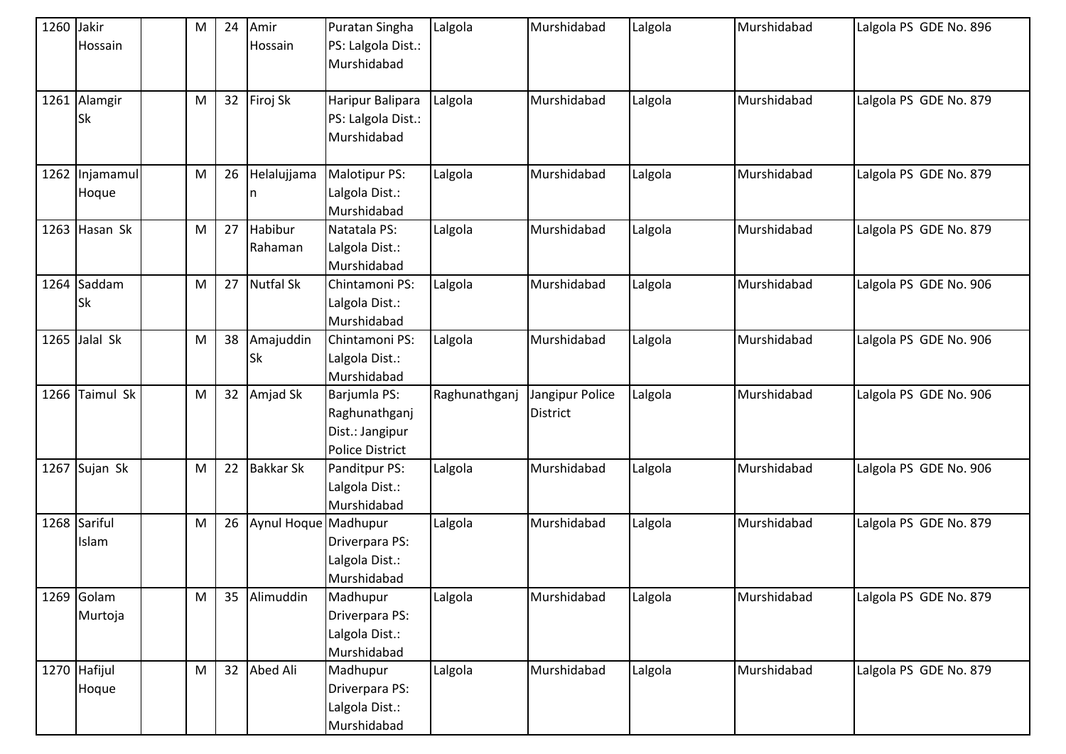| 1260 | Jakir Hossain | | M | 24 | Amir Hossain | Puratan Singha PS: Lalgola Dist.: Murshidabad | Lalgola | Murshidabad | Lalgola | Murshidabad | Lalgola PS GDE No. 896 |
|---|---|---|---|---|---|---|---|---|---|---|---|
| 1261 | Alamgir Sk | | M | 32 | Firoj Sk | Haripur Balipara PS: Lalgola Dist.: Murshidabad | Lalgola | Murshidabad | Lalgola | Murshidabad | Lalgola PS GDE No. 879 |
| 1262 | Injamamul Hoque | | M | 26 | Helalujjaman | Malotipur PS: Lalgola Dist.: Murshidabad | Lalgola | Murshidabad | Lalgola | Murshidabad | Lalgola PS GDE No. 879 |
| 1263 | Hasan Sk | | M | 27 | Habibur Rahaman | Natatala PS: Lalgola Dist.: Murshidabad | Lalgola | Murshidabad | Lalgola | Murshidabad | Lalgola PS GDE No. 879 |
| 1264 | Saddam Sk | | M | 27 | Nutfal Sk | Chintamoni PS: Lalgola Dist.: Murshidabad | Lalgola | Murshidabad | Lalgola | Murshidabad | Lalgola PS GDE No. 906 |
| 1265 | Jalal Sk | | M | 38 | Amajuddin Sk | Chintamoni PS: Lalgola Dist.: Murshidabad | Lalgola | Murshidabad | Lalgola | Murshidabad | Lalgola PS GDE No. 906 |
| 1266 | Taimul Sk | | M | 32 | Amjad Sk | Barjumla PS: Raghunathganj Dist.: Jangipur Police District | Raghunathganj | Jangipur Police District | Lalgola | Murshidabad | Lalgola PS GDE No. 906 |
| 1267 | Sujan Sk | | M | 22 | Bakkar Sk | Panditpur PS: Lalgola Dist.: Murshidabad | Lalgola | Murshidabad | Lalgola | Murshidabad | Lalgola PS GDE No. 906 |
| 1268 | Sariful Islam | | M | 26 | Aynul Hoque | Madhupur Driverpara PS: Lalgola Dist.: Murshidabad | Lalgola | Murshidabad | Lalgola | Murshidabad | Lalgola PS GDE No. 879 |
| 1269 | Golam Murtoja | | M | 35 | Alimuddin | Madhupur Driverpara PS: Lalgola Dist.: Murshidabad | Lalgola | Murshidabad | Lalgola | Murshidabad | Lalgola PS GDE No. 879 |
| 1270 | Hafijul Hoque | | M | 32 | Abed Ali | Madhupur Driverpara PS: Lalgola Dist.: Murshidabad | Lalgola | Murshidabad | Lalgola | Murshidabad | Lalgola PS GDE No. 879 |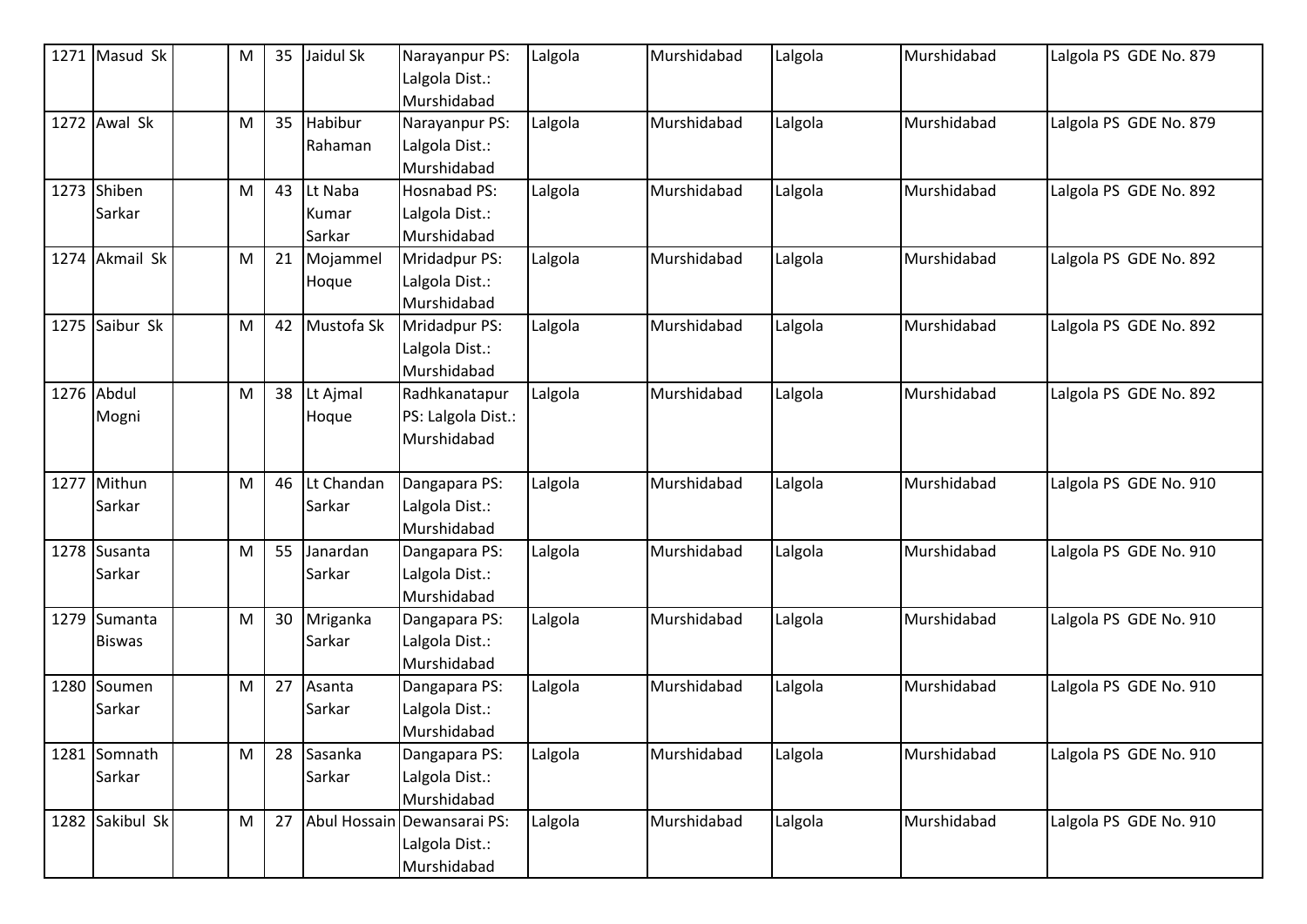| 1271 | Masud Sk | | M | 35 | Jaidul Sk | Narayanpur PS: Lalgola Dist.: Murshidabad | Lalgola | Murshidabad | Lalgola | Murshidabad | Lalgola PS GDE No. 879 |
|---|---|---|---|---|---|---|---|---|---|---|---|
| 1272 | Awal Sk | | M | 35 | Habibur Rahaman | Narayanpur PS: Lalgola Dist.: Murshidabad | Lalgola | Murshidabad | Lalgola | Murshidabad | Lalgola PS GDE No. 879 |
| 1273 | Shiben Sarkar | | M | 43 | Lt Naba Kumar Sarkar | Hosnabad PS: Lalgola Dist.: Murshidabad | Lalgola | Murshidabad | Lalgola | Murshidabad | Lalgola PS GDE No. 892 |
| 1274 | Akmail Sk | | M | 21 | Mojammel Hoque | Mridadpur PS: Lalgola Dist.: Murshidabad | Lalgola | Murshidabad | Lalgola | Murshidabad | Lalgola PS GDE No. 892 |
| 1275 | Saibur Sk | | M | 42 | Mustofa Sk | Mridadpur PS: Lalgola Dist.: Murshidabad | Lalgola | Murshidabad | Lalgola | Murshidabad | Lalgola PS GDE No. 892 |
| 1276 | Abdul Mogni | | M | 38 | Lt Ajmal Hoque | Radhkanatapur PS: Lalgola Dist.: Murshidabad | Lalgola | Murshidabad | Lalgola | Murshidabad | Lalgola PS GDE No. 892 |
| 1277 | Mithun Sarkar | | M | 46 | Lt Chandan Sarkar | Dangapara PS: Lalgola Dist.: Murshidabad | Lalgola | Murshidabad | Lalgola | Murshidabad | Lalgola PS GDE No. 910 |
| 1278 | Susanta Sarkar | | M | 55 | Janardan Sarkar | Dangapara PS: Lalgola Dist.: Murshidabad | Lalgola | Murshidabad | Lalgola | Murshidabad | Lalgola PS GDE No. 910 |
| 1279 | Sumanta Biswas | | M | 30 | Mriganka Sarkar | Dangapara PS: Lalgola Dist.: Murshidabad | Lalgola | Murshidabad | Lalgola | Murshidabad | Lalgola PS GDE No. 910 |
| 1280 | Soumen Sarkar | | M | 27 | Asanta Sarkar | Dangapara PS: Lalgola Dist.: Murshidabad | Lalgola | Murshidabad | Lalgola | Murshidabad | Lalgola PS GDE No. 910 |
| 1281 | Somnath Sarkar | | M | 28 | Sasanka Sarkar | Dangapara PS: Lalgola Dist.: Murshidabad | Lalgola | Murshidabad | Lalgola | Murshidabad | Lalgola PS GDE No. 910 |
| 1282 | Sakibul Sk | | M | 27 | Abul Hossain | Dewansarai PS: Lalgola Dist.: Murshidabad | Lalgola | Murshidabad | Lalgola | Murshidabad | Lalgola PS GDE No. 910 |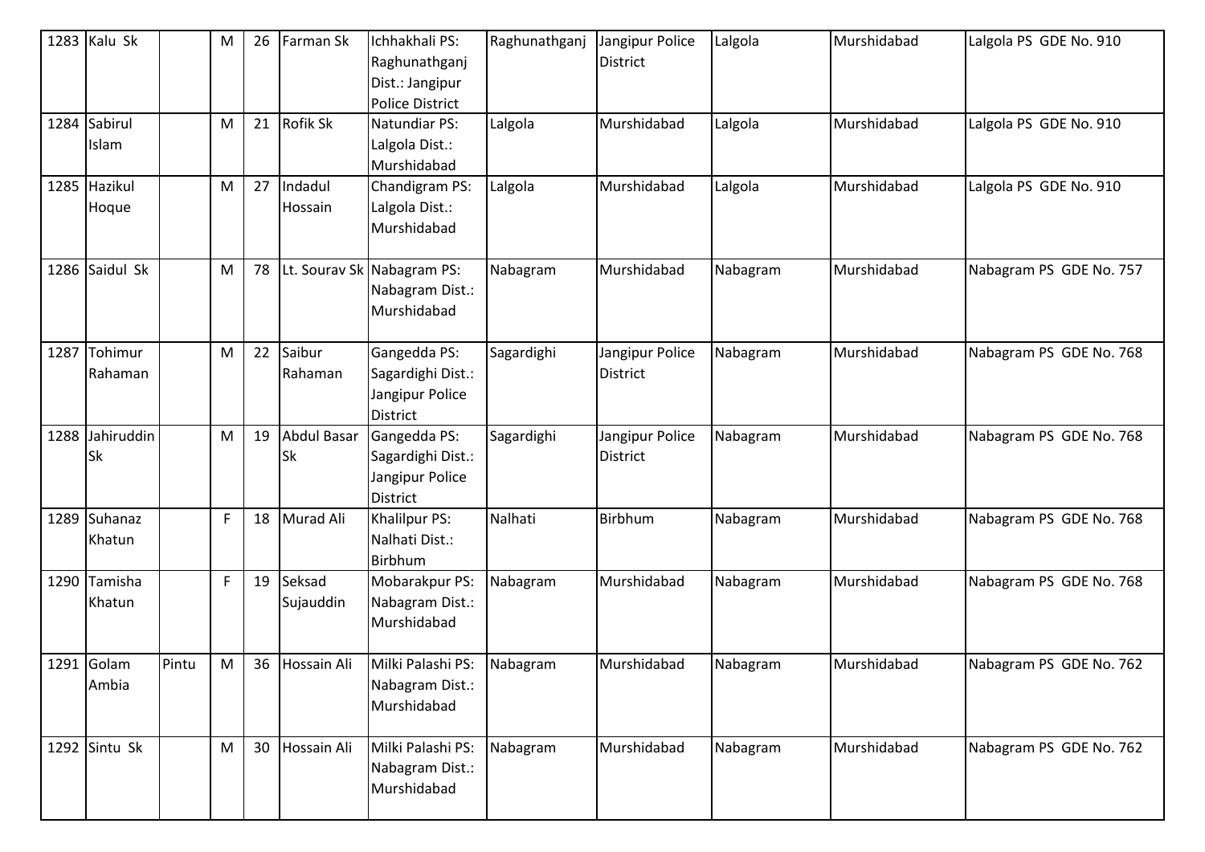| 1283 | Kalu Sk | | M | 26 | Farman Sk | Ichhakhali PS: Raghunathganj Dist.: Jangipur Police District | Raghunathganj | Jangipur Police District | Lalgola | Murshidabad | Lalgola PS GDE No. 910 |
|---|---|---|---|---|---|---|---|---|---|---|---|
| 1284 | Sabirul Islam | | M | 21 | Rofik Sk | Natundiar PS: Lalgola Dist.: Murshidabad | Lalgola | Murshidabad | Lalgola | Murshidabad | Lalgola PS GDE No. 910 |
| 1285 | Hazikul Hoque | | M | 27 | Indadul Hossain | Chandigram PS: Lalgola Dist.: Murshidabad | Lalgola | Murshidabad | Lalgola | Murshidabad | Lalgola PS GDE No. 910 |
| 1286 | Saidul Sk | | M | 78 | Lt. Sourav Sk | Nabagram PS: Nabagram Dist.: Murshidabad | Nabagram | Murshidabad | Nabagram | Murshidabad | Nabagram PS GDE No. 757 |
| 1287 | Tohimur Rahaman | | M | 22 | Saibur Rahaman | Gangedda PS: Sagardighi Dist.: Jangipur Police District | Sagardighi | Jangipur Police District | Nabagram | Murshidabad | Nabagram PS GDE No. 768 |
| 1288 | Jahiruddin Sk | | M | 19 | Abdul Basar Sk | Gangedda PS: Sagardighi Dist.: Jangipur Police District | Sagardighi | Jangipur Police District | Nabagram | Murshidabad | Nabagram PS GDE No. 768 |
| 1289 | Suhanaz Khatun | | F | 18 | Murad Ali | Khalilpur PS: Nalhati Dist.: Birbhum | Nalhati | Birbhum | Nabagram | Murshidabad | Nabagram PS GDE No. 768 |
| 1290 | Tamisha Khatun | | F | 19 | Seksad Sujauddin | Mobarakpur PS: Nabagram Dist.: Murshidabad | Nabagram | Murshidabad | Nabagram | Murshidabad | Nabagram PS GDE No. 768 |
| 1291 | Golam Ambia | Pintu | M | 36 | Hossain Ali | Milki Palashi PS: Nabagram Dist.: Murshidabad | Nabagram | Murshidabad | Nabagram | Murshidabad | Nabagram PS GDE No. 762 |
| 1292 | Sintu Sk | | M | 30 | Hossain Ali | Milki Palashi PS: Nabagram Dist.: Murshidabad | Nabagram | Murshidabad | Nabagram | Murshidabad | Nabagram PS GDE No. 762 |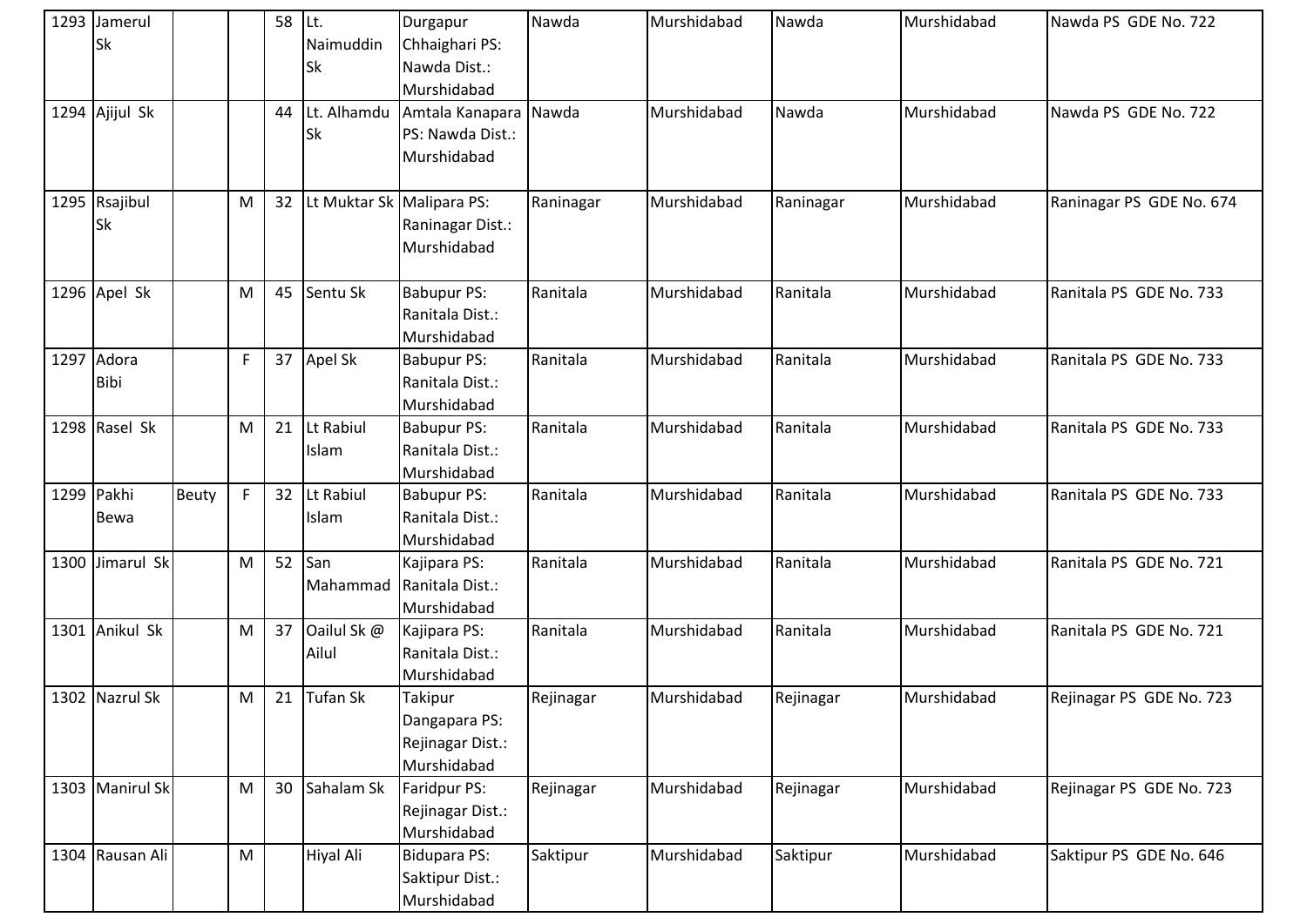| 1293 | Jamerul Sk | | | 58 | Lt. Naimuddin Sk | Durgapur Chhaighari PS: Nawda Dist.: Murshidabad | Nawda | Murshidabad | Nawda | Murshidabad | Nawda PS GDE No. 722 |
|---|---|---|---|---|---|---|---|---|---|---|---|
| 1294 | Ajijul Sk | | | 44 | Lt. Alhamdu Sk | Amtala Kanapara PS: Nawda Dist.: Murshidabad | Nawda | Murshidabad | Nawda | Murshidabad | Nawda PS GDE No. 722 |
| 1295 | Rsajibul Sk | | M | 32 | Lt Muktar Sk | Malipara PS: Raninagar Dist.: Murshidabad | Raninagar | Murshidabad | Raninagar | Murshidabad | Raninagar PS GDE No. 674 |
| 1296 | Apel Sk | | M | 45 | Sentu Sk | Babupur PS: Ranitala Dist.: Murshidabad | Ranitala | Murshidabad | Ranitala | Murshidabad | Ranitala PS GDE No. 733 |
| 1297 | Adora Bibi | | F | 37 | Apel Sk | Babupur PS: Ranitala Dist.: Murshidabad | Ranitala | Murshidabad | Ranitala | Murshidabad | Ranitala PS GDE No. 733 |
| 1298 | Rasel Sk | | M | 21 | Lt Rabiul Islam | Babupur PS: Ranitala Dist.: Murshidabad | Ranitala | Murshidabad | Ranitala | Murshidabad | Ranitala PS GDE No. 733 |
| 1299 | Pakhi Bewa | Beuty | F | 32 | Lt Rabiul Islam | Babupur PS: Ranitala Dist.: Murshidabad | Ranitala | Murshidabad | Ranitala | Murshidabad | Ranitala PS GDE No. 733 |
| 1300 | Jimarul Sk | | M | 52 | San Mahammad | Kajipara PS: Ranitala Dist.: Murshidabad | Ranitala | Murshidabad | Ranitala | Murshidabad | Ranitala PS GDE No. 721 |
| 1301 | Anikul Sk | | M | 37 | Oailul Sk @ Ailul | Kajipara PS: Ranitala Dist.: Murshidabad | Ranitala | Murshidabad | Ranitala | Murshidabad | Ranitala PS GDE No. 721 |
| 1302 | Nazrul Sk | | M | 21 | Tufan Sk | Takipur Dangapara PS: Rejinagar Dist.: Murshidabad | Rejinagar | Murshidabad | Rejinagar | Murshidabad | Rejinagar PS GDE No. 723 |
| 1303 | Manirul Sk | | M | 30 | Sahalam Sk | Faridpur PS: Rejinagar Dist.: Murshidabad | Rejinagar | Murshidabad | Rejinagar | Murshidabad | Rejinagar PS GDE No. 723 |
| 1304 | Rausan Ali | | M | | Hiyal Ali | Bidupara PS: Saktipur Dist.: Murshidabad | Saktipur | Murshidabad | Saktipur | Murshidabad | Saktipur PS GDE No. 646 |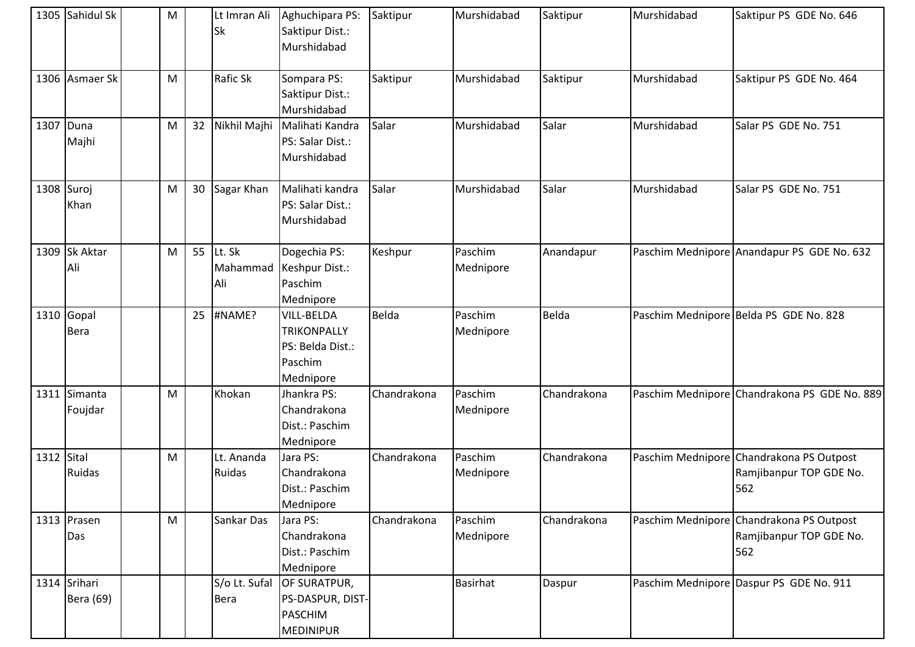| 1305 | Sahidul Sk | | M | | Lt Imran Ali Sk | Aghuchipara PS: Saktipur Dist.: Murshidabad | Saktipur | Murshidabad | Saktipur | Murshidabad | Saktipur PS GDE No. 646 |
|---|---|---|---|---|---|---|---|---|---|---|---|
| 1306 | Asmaer Sk | | M | | Rafic Sk | Sompara PS: Saktipur Dist.: Murshidabad | Saktipur | Murshidabad | Saktipur | Murshidabad | Saktipur PS GDE No. 464 |
| 1307 | Duna Majhi | | M | 32 | Nikhil Majhi | Malihati Kandra PS: Salar Dist.: Murshidabad | Salar | Murshidabad | Salar | Murshidabad | Salar PS GDE No. 751 |
| 1308 | Suroj Khan | | M | 30 | Sagar Khan | Malihati kandra PS: Salar Dist.: Murshidabad | Salar | Murshidabad | Salar | Murshidabad | Salar PS GDE No. 751 |
| 1309 | Sk Aktar Ali | | M | 55 | Lt. Sk Mahammad Ali | Dogechia PS: Keshpur Dist.: Paschim Mednipore | Keshpur | Paschim Mednipore | Anandapur | Paschim Mednipore | Anandapur PS GDE No. 632 |
| 1310 | Gopal Bera | | | 25 | #NAME? | VILL-BELDA TRIKONPALLY PS: Belda Dist.: Paschim Mednipore | Belda | Paschim Mednipore | Belda | Paschim Mednipore | Belda PS GDE No. 828 |
| 1311 | Simanta Foujdar | | M | | Khokan | Jhankra PS: Chandrakona Dist.: Paschim Mednipore | Chandrakona | Paschim Mednipore | Chandrakona | Paschim Mednipore | Chandrakona PS GDE No. 889 |
| 1312 | Sital Ruidas | | M | | Lt. Ananda Ruidas | Jara PS: Chandrakona Dist.: Paschim Mednipore | Chandrakona | Paschim Mednipore | Chandrakona | Paschim Mednipore | Chandrakona PS Outpost Ramjibanpur TOP GDE No. 562 |
| 1313 | Prasen Das | | M | | Sankar Das | Jara PS: Chandrakona Dist.: Paschim Mednipore | Chandrakona | Paschim Mednipore | Chandrakona | Paschim Mednipore | Chandrakona PS Outpost Ramjibanpur TOP GDE No. 562 |
| 1314 | Srihari Bera (69) | | | | S/o Lt. Sufal Bera | OF SURATPUR, PS-DASPUR, DIST-PASCHIM MEDINIPUR | | Basirhat | Daspur | Paschim Mednipore | Daspur PS GDE No. 911 |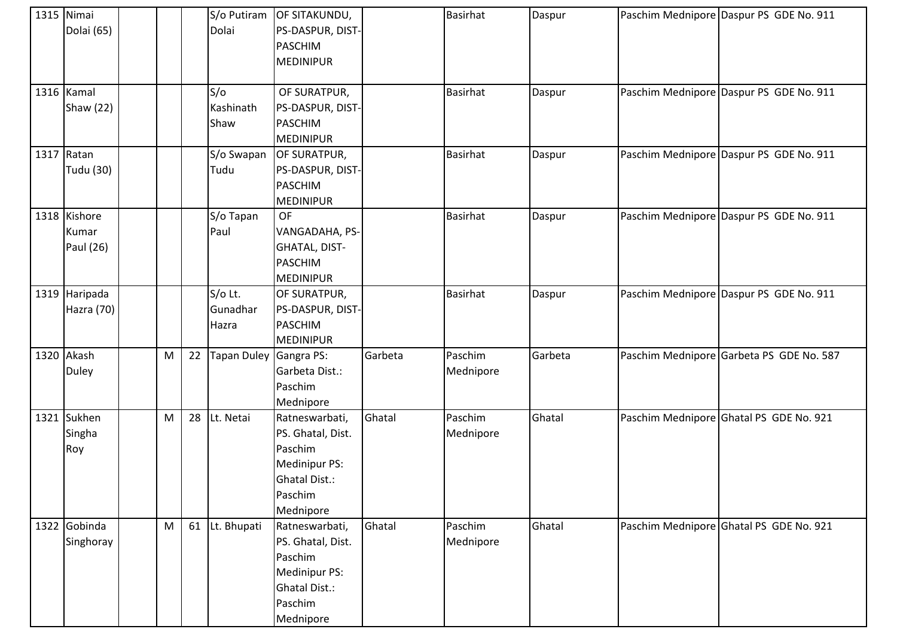| 1315 | Nimai Dolai (65) | | | | S/o Putiram Dolai | OF SITAKUNDU, PS-DASPUR, DIST-PASCHIM MEDINIPUR | | Basirhat | Daspur | Paschim Mednipore | Daspur PS GDE No. 911 |
|---|---|---|---|---|---|---|---|---|---|---|---|
| 1316 | Kamal Shaw (22) | | | | S/o Kashinath Shaw | OF SURATPUR, PS-DASPUR, DIST-PASCHIM MEDINIPUR | | Basirhat | Daspur | Paschim Mednipore | Daspur PS GDE No. 911 |
| 1317 | Ratan Tudu (30) | | | | S/o Swapan Tudu | OF SURATPUR, PS-DASPUR, DIST-PASCHIM MEDINIPUR | | Basirhat | Daspur | Paschim Mednipore | Daspur PS GDE No. 911 |
| 1318 | Kishore Kumar Paul (26) | | | | S/o Tapan Paul | OF VANGADAHA, PS-GHATAL, DIST-PASCHIM MEDINIPUR | | Basirhat | Daspur | Paschim Mednipore | Daspur PS GDE No. 911 |
| 1319 | Haripada Hazra (70) | | | | S/o Lt. Gunadhar Hazra | OF SURATPUR, PS-DASPUR, DIST-PASCHIM MEDINIPUR | | Basirhat | Daspur | Paschim Mednipore | Daspur PS GDE No. 911 |
| 1320 | Akash Duley | | M | 22 | Tapan Duley | Gangra PS: Garbeta Dist.: Paschim Mednipore | Garbeta | Paschim Mednipore | Garbeta | Paschim Mednipore | Garbeta PS GDE No. 587 |
| 1321 | Sukhen Singha Roy | | M | 28 | Lt. Netai | Ratneswarbati, PS. Ghatal, Dist. Paschim Medinipur PS: Ghatal Dist.: Paschim Mednipore | Ghatal | Paschim Mednipore | Ghatal | Paschim Mednipore | Ghatal PS GDE No. 921 |
| 1322 | Gobinda Singhoray | | M | 61 | Lt. Bhupati | Ratneswarbati, PS. Ghatal, Dist. Paschim Medinipur PS: Ghatal Dist.: Paschim Mednipore | Ghatal | Paschim Mednipore | Ghatal | Paschim Mednipore | Ghatal PS GDE No. 921 |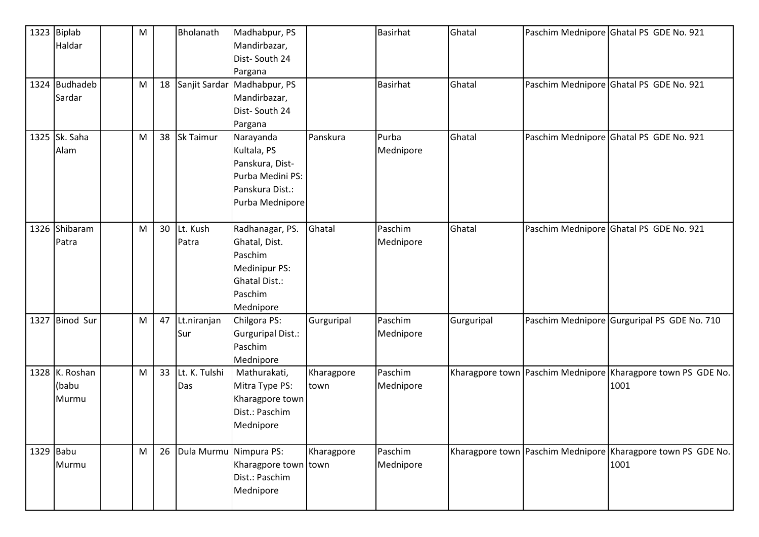| | | | | | | | | | | | |
|---|---|---|---|---|---|---|---|---|---|---|---|
| 1323 | Biplab Haldar | | M | | Bholanath | Madhabpur, PS Mandirbazar, Dist- South 24 Pargana | | Basirhat | Ghatal | Paschim Mednipore | Ghatal PS GDE No. 921 |
| 1324 | Budhadeb Sardar | | M | 18 | Sanjit Sardar | Madhabpur, PS Mandirbazar, Dist- South 24 Pargana | | Basirhat | Ghatal | Paschim Mednipore | Ghatal PS GDE No. 921 |
| 1325 | Sk. Saha Alam | | M | 38 | Sk Taimur | Narayanda Kultala, PS Panskura, Dist- Purba Medini PS: Panskura Dist.: Purba Mednipore | Panskura | Purba Mednipore | Ghatal | Paschim Mednipore | Ghatal PS GDE No. 921 |
| 1326 | Shibaram Patra | | M | 30 | Lt. Kush Patra | Radhanagar, PS. Ghatal, Dist. Paschim Medinipur PS: Ghatal Dist.: Paschim Mednipore | Ghatal | Paschim Mednipore | Ghatal | Paschim Mednipore | Ghatal PS GDE No. 921 |
| 1327 | Binod Sur | | M | 47 | Lt.niranjan Sur | Chilgora PS: Gurguripal Dist.: Paschim Mednipore | Gurguripal | Paschim Mednipore | Gurguripal | Paschim Mednipore | Gurguripal PS GDE No. 710 |
| 1328 | K. Roshan (babu Murmu | | M | 33 | Lt. K. Tulshi Das | Mathurakati, Mitra Type PS: Kharagpore town Dist.: Paschim Mednipore | Kharagpore town | Paschim Mednipore | Kharagpore town | Paschim Mednipore | Kharagpore town PS GDE No. 1001 |
| 1329 | Babu Murmu | | M | 26 | Dula Murmu | Nimpura PS: Kharagpore town Dist.: Paschim Mednipore | Kharagpore town | Paschim Mednipore | Kharagpore town | Paschim Mednipore | Kharagpore town PS GDE No. 1001 |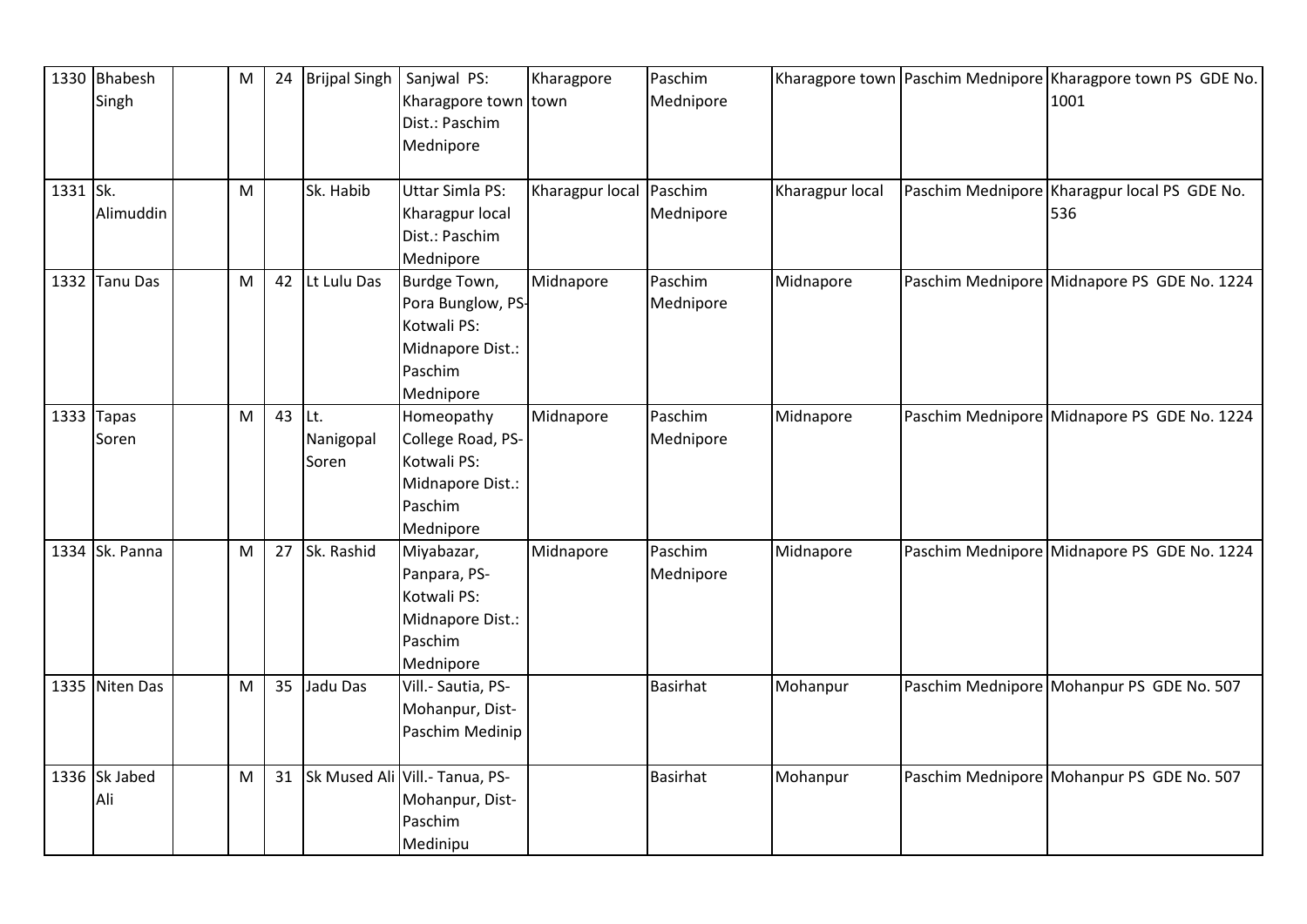| | | | | | | | | | | | |
|---|---|---|---|---|---|---|---|---|---|---|---|
| 1330 | Bhabesh Singh | | M | 24 | Brijpal Singh | Sanjwal PS: Kharagpore town Dist.: Paschim Mednipore | Kharagpore town | Paschim Mednipore | Kharagpore town | Paschim Mednipore | Kharagpore town PS GDE No. 1001 |
| 1331 | Sk. Alimuddin | | M | | Sk. Habib | Uttar Simla PS: Kharagpur local Dist.: Paschim Mednipore | Kharagpur local | Paschim Mednipore | Kharagpur local | Paschim Mednipore | Kharagpur local PS GDE No. 536 |
| 1332 | Tanu Das | | M | 42 | Lt Lulu Das | Burdge Town, Pora Bunglow, PS-Kotwali PS: Midnapore Dist.: Paschim Mednipore | Midnapore | Paschim Mednipore | Midnapore | Paschim Mednipore | Midnapore PS GDE No. 1224 |
| 1333 | Tapas Soren | | M | 43 | Lt. Nanigopal Soren | Homeopathy College Road, PS-Kotwali PS: Midnapore Dist.: Paschim Mednipore | Midnapore | Paschim Mednipore | Midnapore | Paschim Mednipore | Midnapore PS GDE No. 1224 |
| 1334 | Sk. Panna | | M | 27 | Sk. Rashid | Miyabazar, Panpara, PS-Kotwali PS: Midnapore Dist.: Paschim Mednipore | Midnapore | Paschim Mednipore | Midnapore | Paschim Mednipore | Midnapore PS GDE No. 1224 |
| 1335 | Niten Das | | M | 35 | Jadu Das | Vill.- Sautia, PS-Mohanpur, Dist-Paschim Medinip | | Basirhat | Mohanpur | Paschim Mednipore | Mohanpur PS GDE No. 507 |
| 1336 | Sk Jabed Ali | | M | 31 | Sk Mused Ali | Vill.- Tanua, PS-Mohanpur, Dist-Paschim Medinipu | | Basirhat | Mohanpur | Paschim Mednipore | Mohanpur PS GDE No. 507 |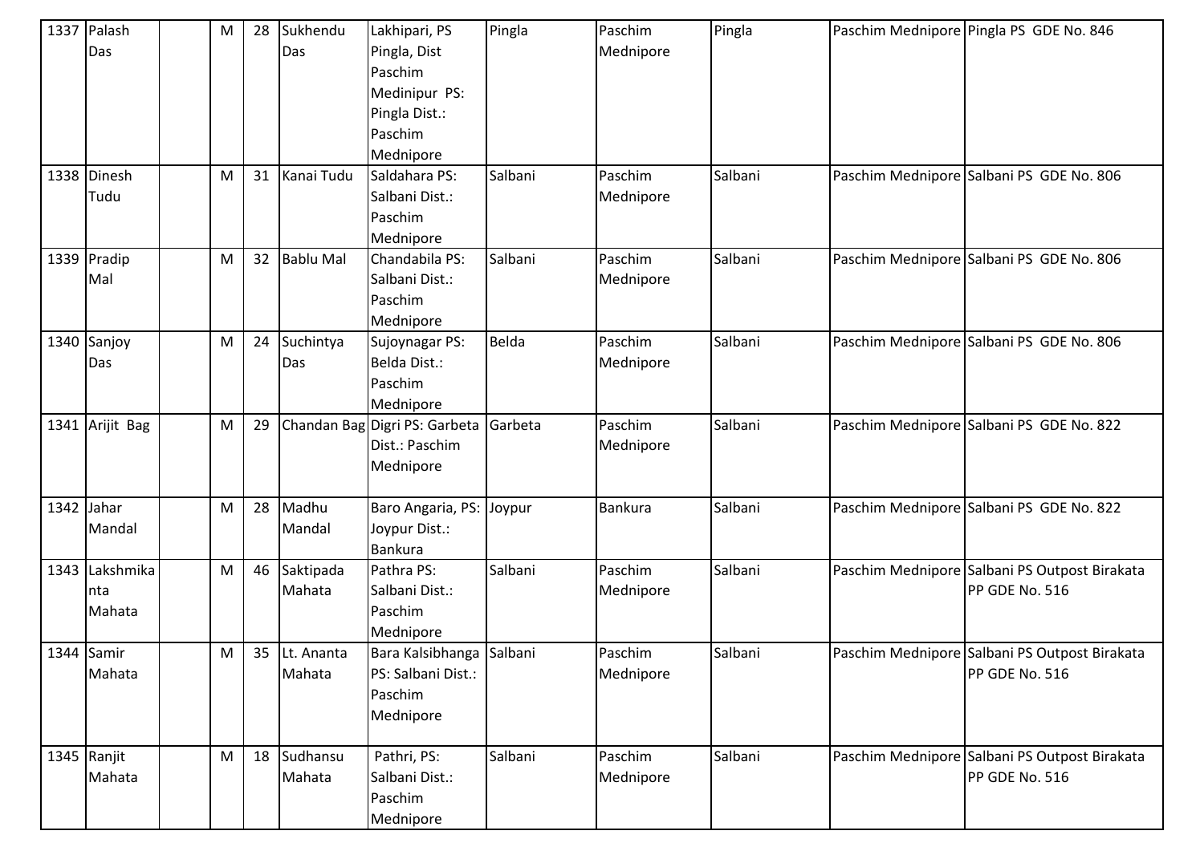| | | | | | | | | | | | |
|---|---|---|---|---|---|---|---|---|---|---|---|
| 1337 | Palash Das | | M | 28 | Sukhendu Das | Lakhipari, PS Pingla, Dist Paschim Medinipur PS: Pingla Dist.: Paschim Mednipore | Pingla | Paschim Mednipore | Pingla | Paschim Mednipore | Pingla PS GDE No. 846 |
| 1338 | Dinesh Tudu | | M | 31 | Kanai Tudu | Saldahara PS: Salbani Dist.: Paschim Mednipore | Salbani | Paschim Mednipore | Salbani | Paschim Mednipore | Salbani PS GDE No. 806 |
| 1339 | Pradip Mal | | M | 32 | Bablu Mal | Chandabila PS: Salbani Dist.: Paschim Mednipore | Salbani | Paschim Mednipore | Salbani | Paschim Mednipore | Salbani PS GDE No. 806 |
| 1340 | Sanjoy Das | | M | 24 | Suchintya Das | Sujoynagar PS: Belda Dist.: Paschim Mednipore | Belda | Paschim Mednipore | Salbani | Paschim Mednipore | Salbani PS GDE No. 806 |
| 1341 | Arijit Bag | | M | 29 | Chandan Bag | Digri PS: Garbeta Dist.: Paschim Mednipore | Garbeta | Paschim Mednipore | Salbani | Paschim Mednipore | Salbani PS GDE No. 822 |
| 1342 | Jahar Mandal | | M | 28 | Madhu Mandal | Baro Angaria, PS: Joypur Dist.: Bankura | Joypur | Bankura | Salbani | Paschim Mednipore | Salbani PS GDE No. 822 |
| 1343 | Lakshmikanta Mahata | | M | 46 | Saktipada Mahata | Pathra PS: Salbani Dist.: Paschim Mednipore | Salbani | Paschim Mednipore | Salbani | Paschim Mednipore | Salbani PS Outpost Birakata PP GDE No. 516 |
| 1344 | Samir Mahata | | M | 35 | Lt. Ananta Mahata | Bara Kalsibhanga PS: Salbani Dist.: Paschim Mednipore | Salbani | Paschim Mednipore | Salbani | Paschim Mednipore | Salbani PS Outpost Birakata PP GDE No. 516 |
| 1345 | Ranjit Mahata | | M | 18 | Sudhansu Mahata | Pathri, PS: Salbani Dist.: Paschim Mednipore | Salbani | Paschim Mednipore | Salbani | Paschim Mednipore | Salbani PS Outpost Birakata PP GDE No. 516 |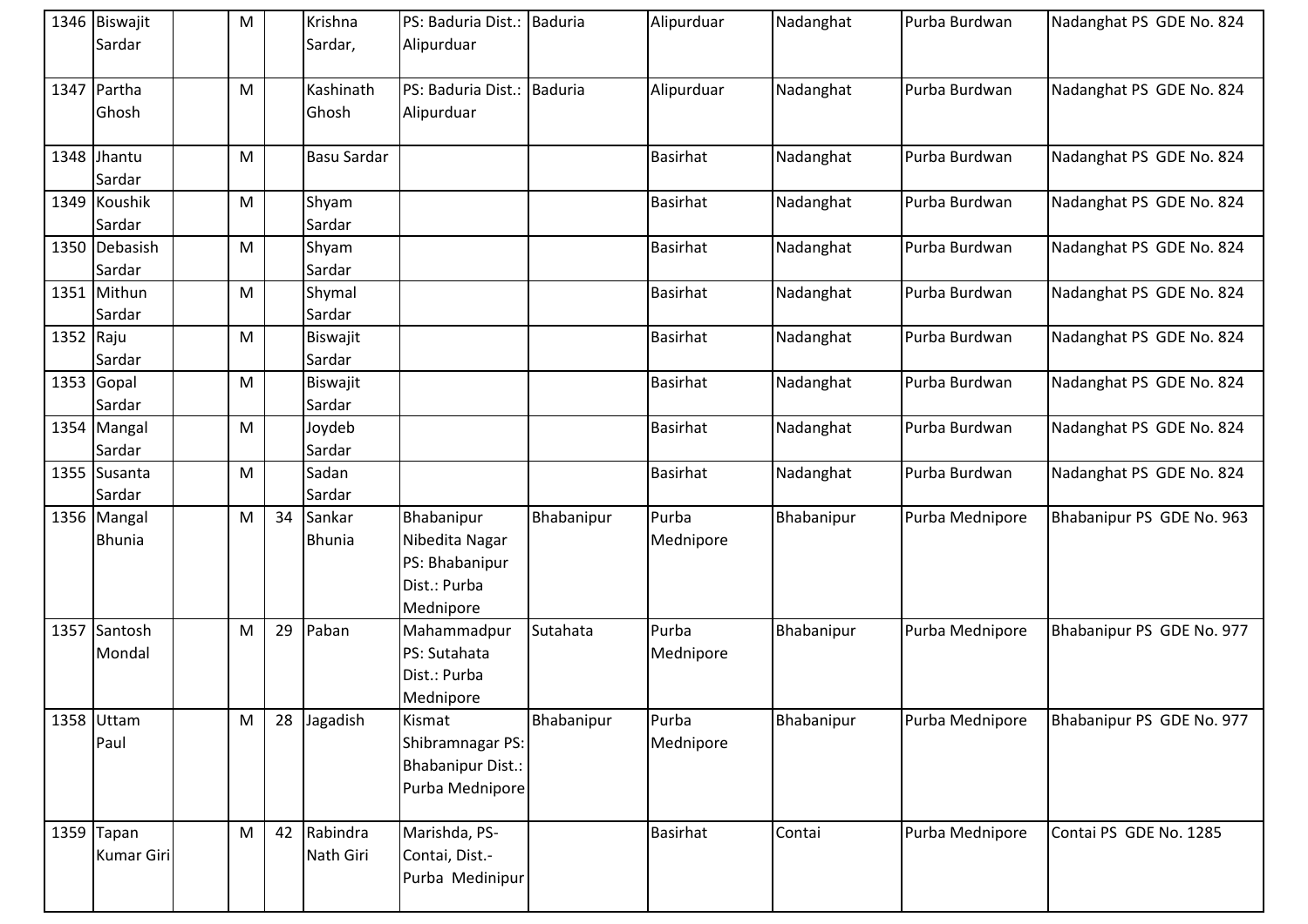| | | | | | | | | | | | |
|---|---|---|---|---|---|---|---|---|---|---|---|
| 1346 | Biswajit Sardar | | M | | Krishna Sardar, | PS: Baduria Dist.: Alipurduar | Baduria | Alipurduar | Nadanghat | Purba Burdwan | Nadanghat PS GDE No. 824 |
| 1347 | Partha Ghosh | | M | | Kashinath Ghosh | PS: Baduria Dist.: Alipurduar | Baduria | Alipurduar | Nadanghat | Purba Burdwan | Nadanghat PS GDE No. 824 |
| 1348 | Jhantu Sardar | | M | | Basu Sardar | | | Basirhat | Nadanghat | Purba Burdwan | Nadanghat PS GDE No. 824 |
| 1349 | Koushik Sardar | | M | | Shyam Sardar | | | Basirhat | Nadanghat | Purba Burdwan | Nadanghat PS GDE No. 824 |
| 1350 | Debasish Sardar | | M | | Shyam Sardar | | | Basirhat | Nadanghat | Purba Burdwan | Nadanghat PS GDE No. 824 |
| 1351 | Mithun Sardar | | M | | Shymal Sardar | | | Basirhat | Nadanghat | Purba Burdwan | Nadanghat PS GDE No. 824 |
| 1352 | Raju Sardar | | M | | Biswajit Sardar | | | Basirhat | Nadanghat | Purba Burdwan | Nadanghat PS GDE No. 824 |
| 1353 | Gopal Sardar | | M | | Biswajit Sardar | | | Basirhat | Nadanghat | Purba Burdwan | Nadanghat PS GDE No. 824 |
| 1354 | Mangal Sardar | | M | | Joydeb Sardar | | | Basirhat | Nadanghat | Purba Burdwan | Nadanghat PS GDE No. 824 |
| 1355 | Susanta Sardar | | M | | Sadan Sardar | | | Basirhat | Nadanghat | Purba Burdwan | Nadanghat PS GDE No. 824 |
| 1356 | Mangal Bhunia | | M | 34 | Sankar Bhunia | Bhabanipur Nibedita Nagar PS: Bhabanipur Dist.: Purba Mednipore | Bhabanipur | Purba Mednipore | Bhabanipur | Purba Mednipore | Bhabanipur PS GDE No. 963 |
| 1357 | Santosh Mondal | | M | 29 | Paban | Mahammadpur PS: Sutahata Dist.: Purba Mednipore | Sutahata | Purba Mednipore | Bhabanipur | Purba Mednipore | Bhabanipur PS GDE No. 977 |
| 1358 | Uttam Paul | | M | 28 | Jagadish | Kismat Shibramnagar PS: Bhabanipur Dist.: Purba Mednipore | Bhabanipur | Purba Mednipore | Bhabanipur | Purba Mednipore | Bhabanipur PS GDE No. 977 |
| 1359 | Tapan Kumar Giri | | M | 42 | Rabindra Nath Giri | Marishda, PS- Contai, Dist.- Purba Medinipur | | Basirhat | Contai | Purba Mednipore | Contai PS GDE No. 1285 |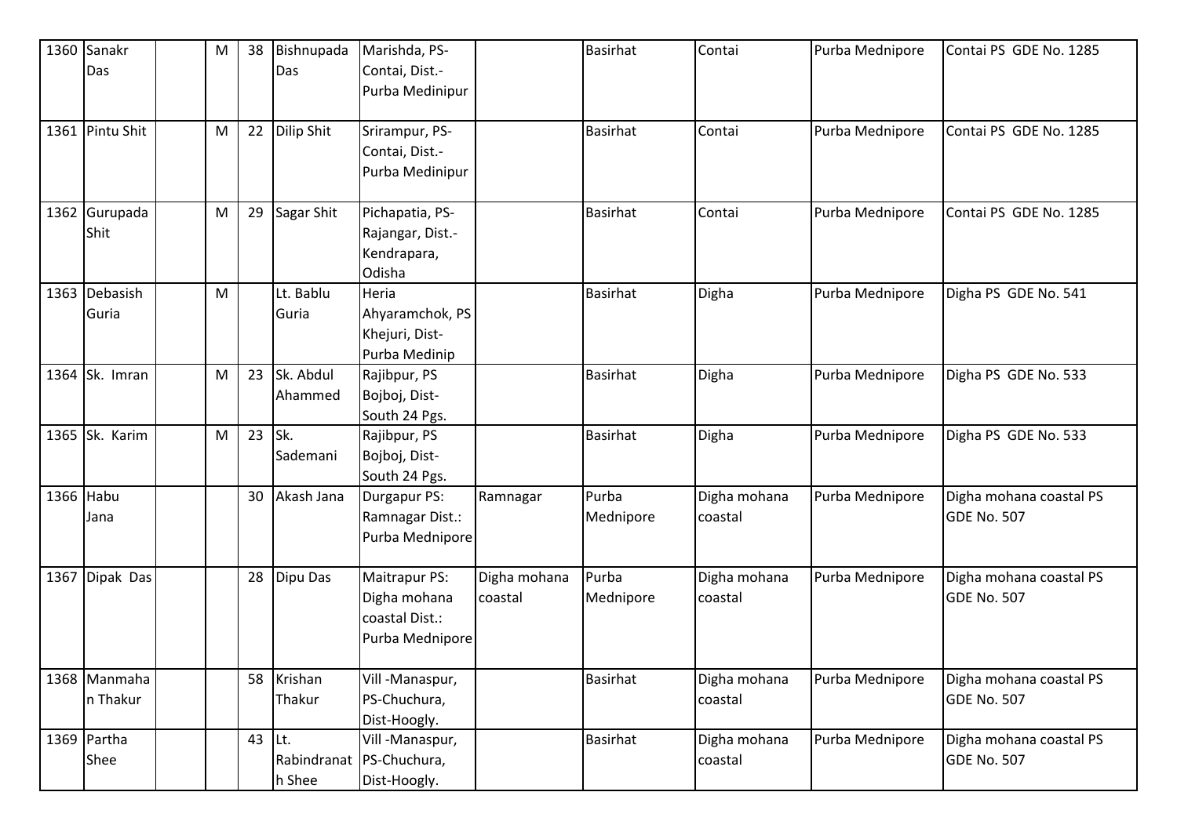| 1360 | Sanakr Das | | M | 38 | Bishnupada Das | Marishda, PS-Contai, Dist.-Purba Medinipur | | Basirhat | Contai | Purba Mednipore | Contai PS GDE No. 1285 |
|---|---|---|---|---|---|---|---|---|---|---|---|
| 1361 | Pintu Shit | | M | 22 | Dilip Shit | Srirampur, PS-Contai, Dist.-Purba Medinipur | | Basirhat | Contai | Purba Mednipore | Contai PS GDE No. 1285 |
| 1362 | Gurupada Shit | | M | 29 | Sagar Shit | Pichapatia, PS-Rajangar, Dist.-Kendrapara, Odisha | | Basirhat | Contai | Purba Mednipore | Contai PS GDE No. 1285 |
| 1363 | Debasish Guria | | M | | Lt. Bablu Guria | Heria Ahyaramchok, PS Khejuri, Dist-Purba Medinip | | Basirhat | Digha | Purba Mednipore | Digha PS GDE No. 541 |
| 1364 | Sk. Imran | | M | 23 | Sk. Abdul Ahammed | Rajibpur, PS Bojboj, Dist-South 24 Pgs. | | Basirhat | Digha | Purba Mednipore | Digha PS GDE No. 533 |
| 1365 | Sk. Karim | | M | 23 | Sk. Sademani | Rajibpur, PS Bojboj, Dist-South 24 Pgs. | | Basirhat | Digha | Purba Mednipore | Digha PS GDE No. 533 |
| 1366 | Habu Jana | | | 30 | Akash Jana | Durgapur PS: Ramnagar Dist.: Purba Mednipore | Ramnagar | Purba Mednipore | Digha mohana coastal | Purba Mednipore | Digha mohana coastal PS GDE No. 507 |
| 1367 | Dipak Das | | | 28 | Dipu Das | Maitrapur PS: Digha mohana coastal Dist.: Purba Mednipore | Digha mohana coastal | Purba Mednipore | Digha mohana coastal | Purba Mednipore | Digha mohana coastal PS GDE No. 507 |
| 1368 | Manmahan Thakur | | | 58 | Krishan Thakur | Vill -Manaspur, PS-Chuchura, Dist-Hoogly. | | Basirhat | Digha mohana coastal | Purba Mednipore | Digha mohana coastal PS GDE No. 507 |
| 1369 | Partha Shee | | | 43 | Lt. Rabindranath Shee | Vill -Manaspur, PS-Chuchura, Dist-Hoogly. | | Basirhat | Digha mohana coastal | Purba Mednipore | Digha mohana coastal PS GDE No. 507 |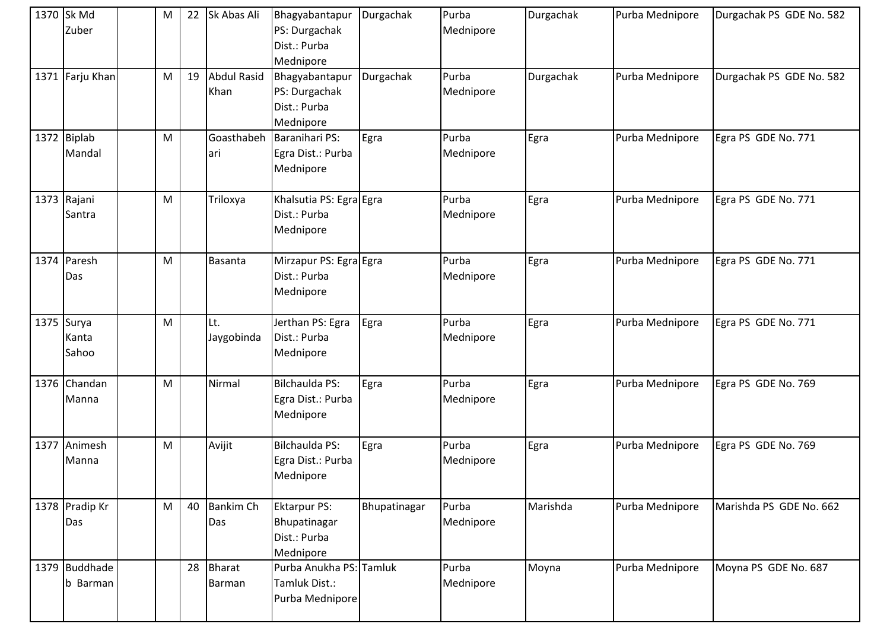| 1370 | Sk Md Zuber | | M | 22 | Sk Abas Ali | Bhagyabantapur PS: Durgachak Dist.: Purba Mednipore | Durgachak | Purba Mednipore | Durgachak | Purba Mednipore | Durgachak PS GDE No. 582 |
|---|---|---|---|---|---|---|---|---|---|---|---|
| 1371 | Farju Khan | | M | 19 | Abdul Rasid Khan | Bhagyabantapur PS: Durgachak Dist.: Purba Mednipore | Durgachak | Purba Mednipore | Durgachak | Purba Mednipore | Durgachak PS GDE No. 582 |
| 1372 | Biplab Mandal | | M | | Goasthabehari | Baranihari PS: Egra Dist.: Purba Mednipore | Egra | Purba Mednipore | Egra | Purba Mednipore | Egra PS GDE No. 771 |
| 1373 | Rajani Santra | | M | | Triloxya | Khalsutia PS: Egra Dist.: Purba Mednipore | Egra | Purba Mednipore | Egra | Purba Mednipore | Egra PS GDE No. 771 |
| 1374 | Paresh Das | | M | | Basanta | Mirzapur PS: Egra Dist.: Purba Mednipore | Egra | Purba Mednipore | Egra | Purba Mednipore | Egra PS GDE No. 771 |
| 1375 | Surya Kanta Sahoo | | M | | Lt. Jaygobinda | Jerthan PS: Egra Dist.: Purba Mednipore | Egra | Purba Mednipore | Egra | Purba Mednipore | Egra PS GDE No. 771 |
| 1376 | Chandan Manna | | M | | Nirmal | Bilchaulda PS: Egra Dist.: Purba Mednipore | Egra | Purba Mednipore | Egra | Purba Mednipore | Egra PS GDE No. 769 |
| 1377 | Animesh Manna | | M | | Avijit | Bilchaulda PS: Egra Dist.: Purba Mednipore | Egra | Purba Mednipore | Egra | Purba Mednipore | Egra PS GDE No. 769 |
| 1378 | Pradip Kr Das | | M | 40 | Bankim Ch Das | Ektarpur PS: Bhupatinagar Dist.: Purba Mednipore | Bhupatinagar | Purba Mednipore | Marishda | Purba Mednipore | Marishda PS GDE No. 662 |
| 1379 | Buddhadeb Barman | | | 28 | Bharat Barman | Purba Anukha PS: Tamluk Dist.: Purba Mednipore | Tamluk | Purba Mednipore | Moyna | Purba Mednipore | Moyna PS GDE No. 687 |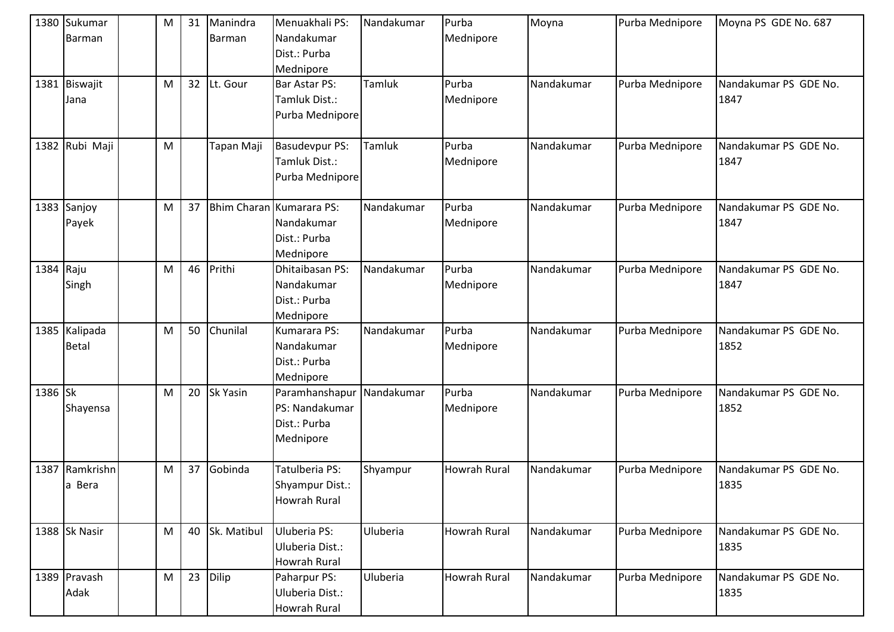| 1380 | Sukumar Barman | | M | 31 | Manindra Barman | Menuakhali PS: Nandakumar Dist.: Purba Mednipore | Nandakumar | Purba Mednipore | Moyna | Purba Mednipore | Moyna PS GDE No. 687 |
|---|---|---|---|---|---|---|---|---|---|---|---|
| 1381 | Biswajit Jana | | M | 32 | Lt. Gour | Bar Astar PS: Tamluk Dist.: Purba Mednipore | Tamluk | Purba Mednipore | Nandakumar | Purba Mednipore | Nandakumar PS GDE No. 1847 |
| 1382 | Rubi Maji | | M | | Tapan Maji | Basudevpur PS: Tamluk Dist.: Purba Mednipore | Tamluk | Purba Mednipore | Nandakumar | Purba Mednipore | Nandakumar PS GDE No. 1847 |
| 1383 | Sanjoy Payek | | M | 37 | Bhim Charan | Kumarara PS: Nandakumar Dist.: Purba Mednipore | Nandakumar | Purba Mednipore | Nandakumar | Purba Mednipore | Nandakumar PS GDE No. 1847 |
| 1384 | Raju Singh | | M | 46 | Prithi | Dhitaibasan PS: Nandakumar Dist.: Purba Mednipore | Nandakumar | Purba Mednipore | Nandakumar | Purba Mednipore | Nandakumar PS GDE No. 1847 |
| 1385 | Kalipada Betal | | M | 50 | Chunilal | Kumarara PS: Nandakumar Dist.: Purba Mednipore | Nandakumar | Purba Mednipore | Nandakumar | Purba Mednipore | Nandakumar PS GDE No. 1852 |
| 1386 | Sk Shayensa | | M | 20 | Sk Yasin | Paramhanshapur PS: Nandakumar Dist.: Purba Mednipore | Nandakumar | Purba Mednipore | Nandakumar | Purba Mednipore | Nandakumar PS GDE No. 1852 |
| 1387 | Ramkrishna Bera | | M | 37 | Gobinda | Tatulberia PS: Shyampur Dist.: Howrah Rural | Shyampur | Howrah Rural | Nandakumar | Purba Mednipore | Nandakumar PS GDE No. 1835 |
| 1388 | Sk Nasir | | M | 40 | Sk. Matibul | Uluberia PS: Uluberia Dist.: Howrah Rural | Uluberia | Howrah Rural | Nandakumar | Purba Mednipore | Nandakumar PS GDE No. 1835 |
| 1389 | Pravash Adak | | M | 23 | Dilip | Paharpur PS: Uluberia Dist.: Howrah Rural | Uluberia | Howrah Rural | Nandakumar | Purba Mednipore | Nandakumar PS GDE No. 1835 |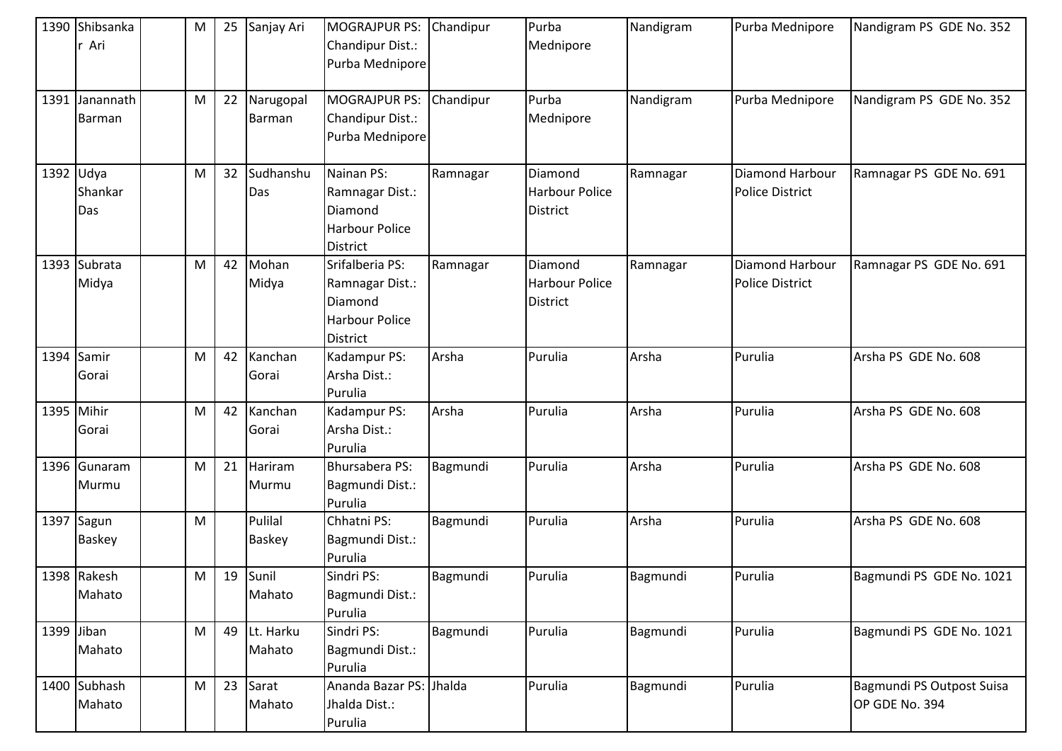| 1390 | Shibsankar Ari | | M | 25 | Sanjay Ari | MOGRAJPUR PS: Chandipur Dist.: Purba Mednipore | Chandipur | Purba Mednipore | Nandigram | Purba Mednipore | Nandigram PS GDE No. 352 |
|---|---|---|---|---|---|---|---|---|---|---|---|
| 1391 | Janannath Barman | | M | 22 | Narugopal Barman | MOGRAJPUR PS: Chandipur Dist.: Purba Mednipore | Chandipur | Purba Mednipore | Nandigram | Purba Mednipore | Nandigram PS GDE No. 352 |
| 1392 | Udya Shankar Das | | M | 32 | Sudhanshu Das | Nainan PS: Ramnagar Dist.: Diamond Harbour Police District | Ramnagar | Diamond Harbour Police District | Ramnagar | Diamond Harbour Police District | Ramnagar PS GDE No. 691 |
| 1393 | Subrata Midya | | M | 42 | Mohan Midya | Srifalberia PS: Ramnagar Dist.: Diamond Harbour Police District | Ramnagar | Diamond Harbour Police District | Ramnagar | Diamond Harbour Police District | Ramnagar PS GDE No. 691 |
| 1394 | Samir Gorai | | M | 42 | Kanchan Gorai | Kadampur PS: Arsha Dist.: Purulia | Arsha | Purulia | Arsha | Purulia | Arsha PS GDE No. 608 |
| 1395 | Mihir Gorai | | M | 42 | Kanchan Gorai | Kadampur PS: Arsha Dist.: Purulia | Arsha | Purulia | Arsha | Purulia | Arsha PS GDE No. 608 |
| 1396 | Gunaram Murmu | | M | 21 | Hariram Murmu | Bhursabera PS: Bagmundi Dist.: Purulia | Bagmundi | Purulia | Arsha | Purulia | Arsha PS GDE No. 608 |
| 1397 | Sagun Baskey | | M | | Pulilal Baskey | Chhatni PS: Bagmundi Dist.: Purulia | Bagmundi | Purulia | Arsha | Purulia | Arsha PS GDE No. 608 |
| 1398 | Rakesh Mahato | | M | 19 | Sunil Mahato | Sindri PS: Bagmundi Dist.: Purulia | Bagmundi | Purulia | Bagmundi | Purulia | Bagmundi PS GDE No. 1021 |
| 1399 | Jiban Mahato | | M | 49 | Lt. Harku Mahato | Sindri PS: Bagmundi Dist.: Purulia | Bagmundi | Purulia | Bagmundi | Purulia | Bagmundi PS GDE No. 1021 |
| 1400 | Subhash Mahato | | M | 23 | Sarat Mahato | Ananda Bazar PS: Jhalda Dist.: Purulia | Jhalda | Purulia | Bagmundi | Purulia | Bagmundi PS Outpost Suisa OP GDE No. 394 |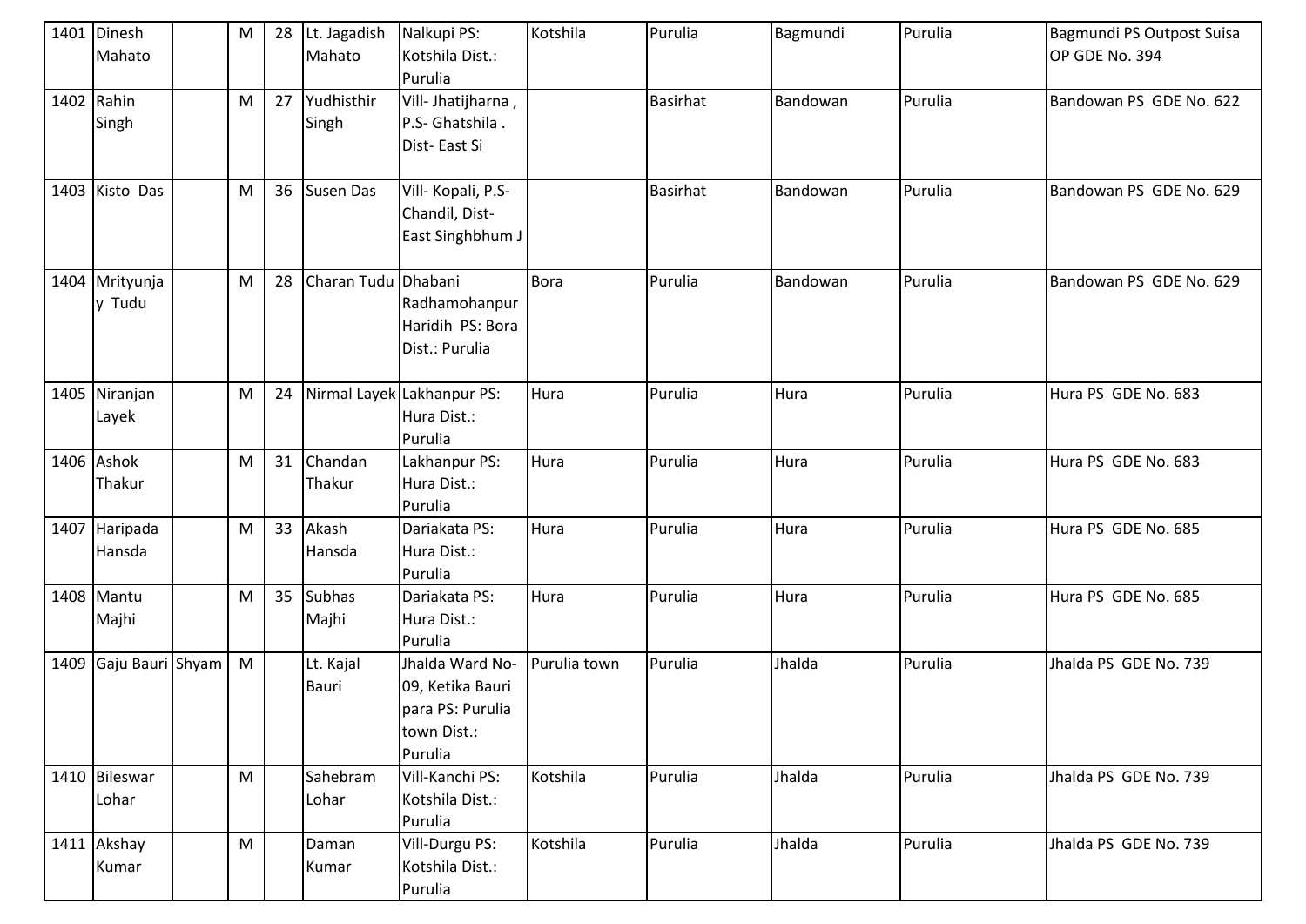| | | | | | | | | | | | |
|---|---|---|---|---|---|---|---|---|---|---|---|
| 1401 | Dinesh Mahato | | M | 28 | Lt. Jagadish Mahato | Nalkupi PS: Kotshila Dist.: Purulia | Kotshila | Purulia | Bagmundi | Purulia | Bagmundi PS Outpost Suisa OP GDE No. 394 |
| 1402 | Rahin Singh | | M | 27 | Yudhisthir Singh | Vill- Jhatijharna , P.S- Ghatshila . Dist- East Si | | Basirhat | Bandowan | Purulia | Bandowan PS GDE No. 622 |
| 1403 | Kisto Das | | M | 36 | Susen Das | Vill- Kopali, P.S- Chandil, Dist- East Singhbhum J | | Basirhat | Bandowan | Purulia | Bandowan PS GDE No. 629 |
| 1404 | Mrityunjay Tudu | | M | 28 | Charan Tudu | Dhabani Radhamohanpur Haridih PS: Bora Dist.: Purulia | Bora | Purulia | Bandowan | Purulia | Bandowan PS GDE No. 629 |
| 1405 | Niranjan Layek | | M | 24 | Nirmal Layek | Lakhanpur PS: Hura Dist.: Purulia | Hura | Purulia | Hura | Purulia | Hura PS GDE No. 683 |
| 1406 | Ashok Thakur | | M | 31 | Chandan Thakur | Lakhanpur PS: Hura Dist.: Purulia | Hura | Purulia | Hura | Purulia | Hura PS GDE No. 683 |
| 1407 | Haripada Hansda | | M | 33 | Akash Hansda | Dariakata PS: Hura Dist.: Purulia | Hura | Purulia | Hura | Purulia | Hura PS GDE No. 685 |
| 1408 | Mantu Majhi | | M | 35 | Subhas Majhi | Dariakata PS: Hura Dist.: Purulia | Hura | Purulia | Hura | Purulia | Hura PS GDE No. 685 |
| 1409 | Gaju Bauri | Shyam | M | | Lt. Kajal Bauri | Jhalda Ward No-09, Ketika Bauri para PS: Purulia town Dist.: Purulia | Purulia town | Purulia | Jhalda | Purulia | Jhalda PS GDE No. 739 |
| 1410 | Bileswar Lohar | | M | | Sahebram Lohar | Vill-Kanchi PS: Kotshila Dist.: Purulia | Kotshila | Purulia | Jhalda | Purulia | Jhalda PS GDE No. 739 |
| 1411 | Akshay Kumar | | M | | Daman Kumar | Vill-Durgu PS: Kotshila Dist.: Purulia | Kotshila | Purulia | Jhalda | Purulia | Jhalda PS GDE No. 739 |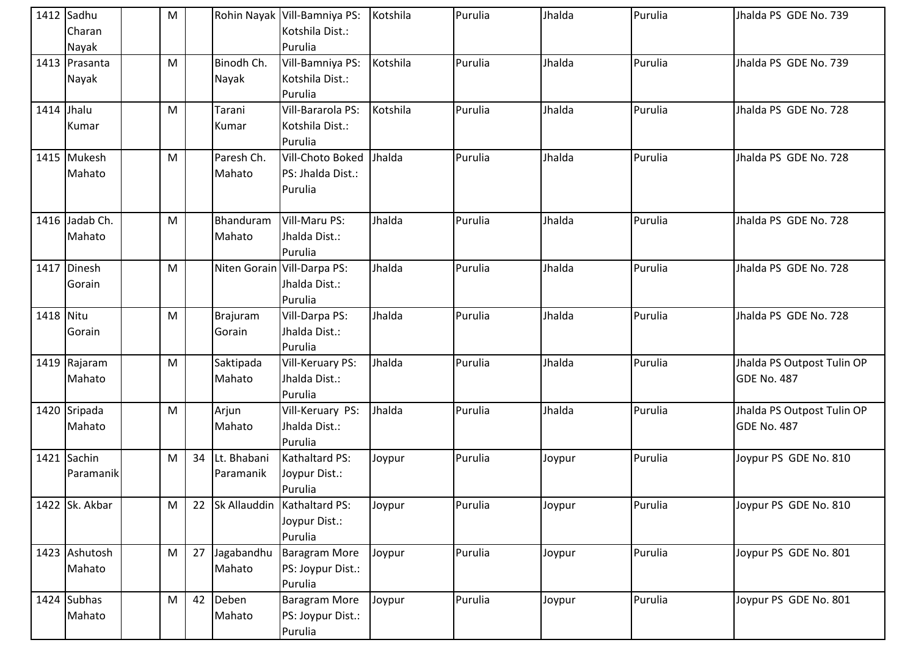| 1412 | Sadhu Charan Nayak | | M | | Rohin Nayak | Vill-Bamniya PS: Kotshila Dist.: Purulia | Kotshila | Purulia | Jhalda | Purulia | Jhalda PS GDE No. 739 |
|---|---|---|---|---|---|---|---|---|---|---|---|
| 1413 | Prasanta Nayak | | M | | Binodh Ch. Nayak | Vill-Bamniya PS: Kotshila Dist.: Purulia | Kotshila | Purulia | Jhalda | Purulia | Jhalda PS GDE No. 739 |
| 1414 | Jhalu Kumar | | M | | Tarani Kumar | Vill-Bararola PS: Kotshila Dist.: Purulia | Kotshila | Purulia | Jhalda | Purulia | Jhalda PS GDE No. 728 |
| 1415 | Mukesh Mahato | | M | | Paresh Ch. Mahato | Vill-Choto Boked PS: Jhalda Dist.: Purulia | Jhalda | Purulia | Jhalda | Purulia | Jhalda PS GDE No. 728 |
| 1416 | Jadab Ch. Mahato | | M | | Bhanduram Mahato | Vill-Maru PS: Jhalda Dist.: Purulia | Jhalda | Purulia | Jhalda | Purulia | Jhalda PS GDE No. 728 |
| 1417 | Dinesh Gorain | | M | | Niten Gorain | Vill-Darpa PS: Jhalda Dist.: Purulia | Jhalda | Purulia | Jhalda | Purulia | Jhalda PS GDE No. 728 |
| 1418 | Nitu Gorain | | M | | Brajuram Gorain | Vill-Darpa PS: Jhalda Dist.: Purulia | Jhalda | Purulia | Jhalda | Purulia | Jhalda PS GDE No. 728 |
| 1419 | Rajaram Mahato | | M | | Saktipada Mahato | Vill-Keruary PS: Jhalda Dist.: Purulia | Jhalda | Purulia | Jhalda | Purulia | Jhalda PS Outpost Tulin OP GDE No. 487 |
| 1420 | Sripada Mahato | | M | | Arjun Mahato | Vill-Keruary PS: Jhalda Dist.: Purulia | Jhalda | Purulia | Jhalda | Purulia | Jhalda PS Outpost Tulin OP GDE No. 487 |
| 1421 | Sachin Paramanik | | M | 34 | Lt. Bhabani Paramanik | Kathaltard PS: Joypur Dist.: Purulia | Joypur | Purulia | Joypur | Purulia | Joypur PS GDE No. 810 |
| 1422 | Sk. Akbar | | M | 22 | Sk Allauddin | Kathaltard PS: Joypur Dist.: Purulia | Joypur | Purulia | Joypur | Purulia | Joypur PS GDE No. 810 |
| 1423 | Ashutosh Mahato | | M | 27 | Jagabandhu Mahato | Baragram More PS: Joypur Dist.: Purulia | Joypur | Purulia | Joypur | Purulia | Joypur PS GDE No. 801 |
| 1424 | Subhas Mahato | | M | 42 | Deben Mahato | Baragram More PS: Joypur Dist.: Purulia | Joypur | Purulia | Joypur | Purulia | Joypur PS GDE No. 801 |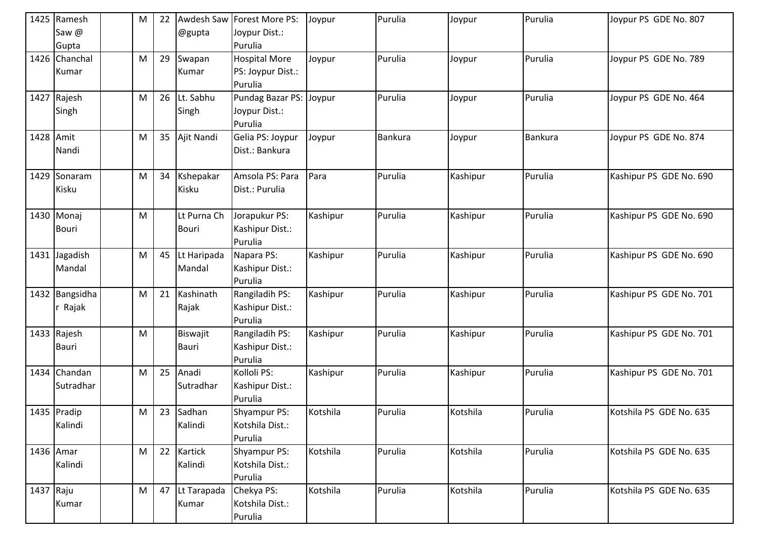| 1425 | Ramesh Saw @ Gupta | | M | 22 | Awdesh Saw @gupta | Forest More PS: Joypur Dist.: Purulia | Joypur | Purulia | Joypur | Purulia | Joypur PS GDE No. 807 |
|---|---|---|---|---|---|---|---|---|---|---|---|
| 1426 | Chanchal Kumar | | M | 29 | Swapan Kumar | Hospital More PS: Joypur Dist.: Purulia | Joypur | Purulia | Joypur | Purulia | Joypur PS GDE No. 789 |
| 1427 | Rajesh Singh | | M | 26 | Lt. Sabhu Singh | Pundag Bazar PS: Joypur Dist.: Purulia | Joypur | Purulia | Joypur | Purulia | Joypur PS GDE No. 464 |
| 1428 | Amit Nandi | | M | 35 | Ajit Nandi | Gelia PS: Joypur Dist.: Bankura | Joypur | Bankura | Joypur | Bankura | Joypur PS GDE No. 874 |
| 1429 | Sonaram Kisku | | M | 34 | Kshepakar Kisku | Amsola PS: Para Dist.: Purulia | Para | Purulia | Kashipur | Purulia | Kashipur PS GDE No. 690 |
| 1430 | Monaj Bouri | | M | | Lt Purna Ch Bouri | Jorapukur PS: Kashipur Dist.: Purulia | Kashipur | Purulia | Kashipur | Purulia | Kashipur PS GDE No. 690 |
| 1431 | Jagadish Mandal | | M | 45 | Lt Haripada Mandal | Napara PS: Kashipur Dist.: Purulia | Kashipur | Purulia | Kashipur | Purulia | Kashipur PS GDE No. 690 |
| 1432 | Bangsidhar Rajak | | M | 21 | Kashinath Rajak | Rangiladih PS: Kashipur Dist.: Purulia | Kashipur | Purulia | Kashipur | Purulia | Kashipur PS GDE No. 701 |
| 1433 | Rajesh Bauri | | M | | Biswajit Bauri | Rangiladih PS: Kashipur Dist.: Purulia | Kashipur | Purulia | Kashipur | Purulia | Kashipur PS GDE No. 701 |
| 1434 | Chandan Sutradhar | | M | 25 | Anadi Sutradhar | Kolloli PS: Kashipur Dist.: Purulia | Kashipur | Purulia | Kashipur | Purulia | Kashipur PS GDE No. 701 |
| 1435 | Pradip Kalindi | | M | 23 | Sadhan Kalindi | Shyampur PS: Kotshila Dist.: Purulia | Kotshila | Purulia | Kotshila | Purulia | Kotshila PS GDE No. 635 |
| 1436 | Amar Kalindi | | M | 22 | Kartick Kalindi | Shyampur PS: Kotshila Dist.: Purulia | Kotshila | Purulia | Kotshila | Purulia | Kotshila PS GDE No. 635 |
| 1437 | Raju Kumar | | M | 47 | Lt Tarapada Kumar | Chekya PS: Kotshila Dist.: Purulia | Kotshila | Purulia | Kotshila | Purulia | Kotshila PS GDE No. 635 |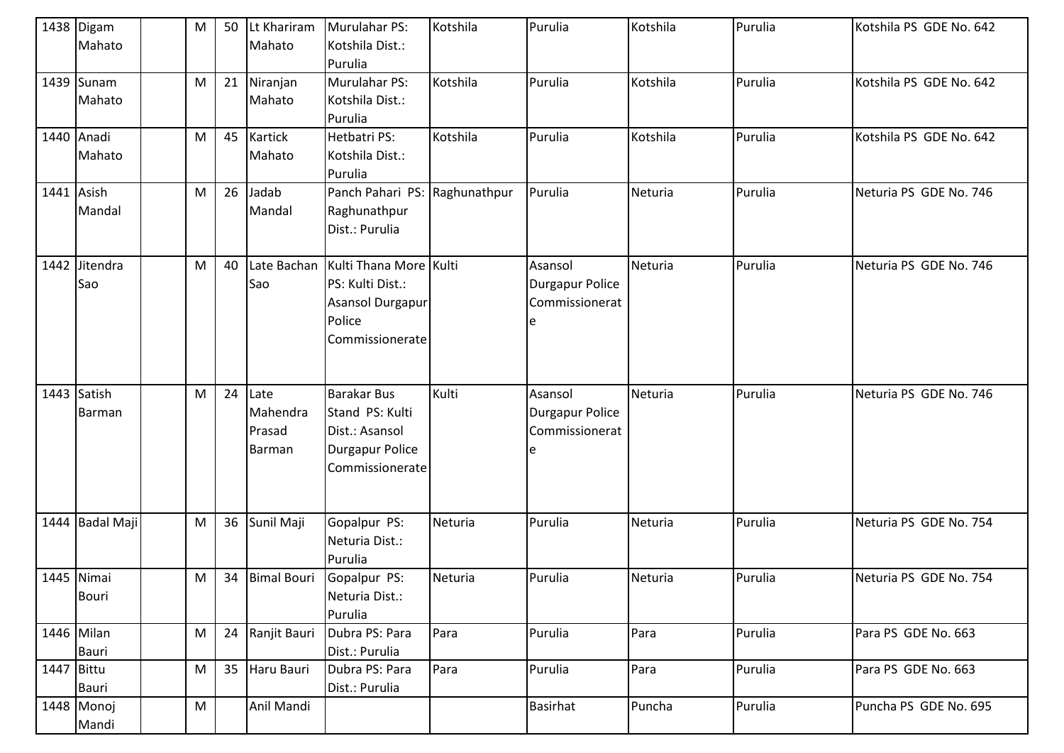| | | | | | | | | | | | |
|---|---|---|---|---|---|---|---|---|---|---|---|
| 1438 | Digam Mahato | | M | 50 | Lt Khariram Mahato | Murulahar PS: Kotshila Dist.: Purulia | Kotshila | Purulia | Kotshila | Purulia | Kotshila PS GDE No. 642 |
| 1439 | Sunam Mahato | | M | 21 | Niranjan Mahato | Murulahar PS: Kotshila Dist.: Purulia | Kotshila | Purulia | Kotshila | Purulia | Kotshila PS GDE No. 642 |
| 1440 | Anadi Mahato | | M | 45 | Kartick Mahato | Hetbatri PS: Kotshila Dist.: Purulia | Kotshila | Purulia | Kotshila | Purulia | Kotshila PS GDE No. 642 |
| 1441 | Asish Mandal | | M | 26 | Jadab Mandal | Panch Pahari PS: Raghunathpur Dist.: Purulia | Raghunathpur | Purulia | Neturia | Purulia | Neturia PS GDE No. 746 |
| 1442 | Jitendra Sao | | M | 40 | Late Bachan Sao | Kulti Thana More PS: Kulti Dist.: Asansol Durgapur Police Commissionerate | Kulti | Asansol Durgapur Police Commissionerate | Neturia | Purulia | Neturia PS GDE No. 746 |
| 1443 | Satish Barman | | M | 24 | Late Mahendra Prasad Barman | Barakar Bus Stand PS: Kulti Dist.: Asansol Durgapur Police Commissionerate | Kulti | Asansol Durgapur Police Commissionerate | Neturia | Purulia | Neturia PS GDE No. 746 |
| 1444 | Badal Maji | | M | 36 | Sunil Maji | Gopalpur PS: Neturia Dist.: Purulia | Neturia | Purulia | Neturia | Purulia | Neturia PS GDE No. 754 |
| 1445 | Nimai Bouri | | M | 34 | Bimal Bouri | Gopalpur PS: Neturia Dist.: Purulia | Neturia | Purulia | Neturia | Purulia | Neturia PS GDE No. 754 |
| 1446 | Milan Bauri | | M | 24 | Ranjit Bauri | Dubra PS: Para Dist.: Purulia | Para | Purulia | Para | Purulia | Para PS GDE No. 663 |
| 1447 | Bittu Bauri | | M | 35 | Haru Bauri | Dubra PS: Para Dist.: Purulia | Para | Purulia | Para | Purulia | Para PS GDE No. 663 |
| 1448 | Monoj Mandi | | M | | Anil Mandi | | | Basirhat | Puncha | Purulia | Puncha PS GDE No. 695 |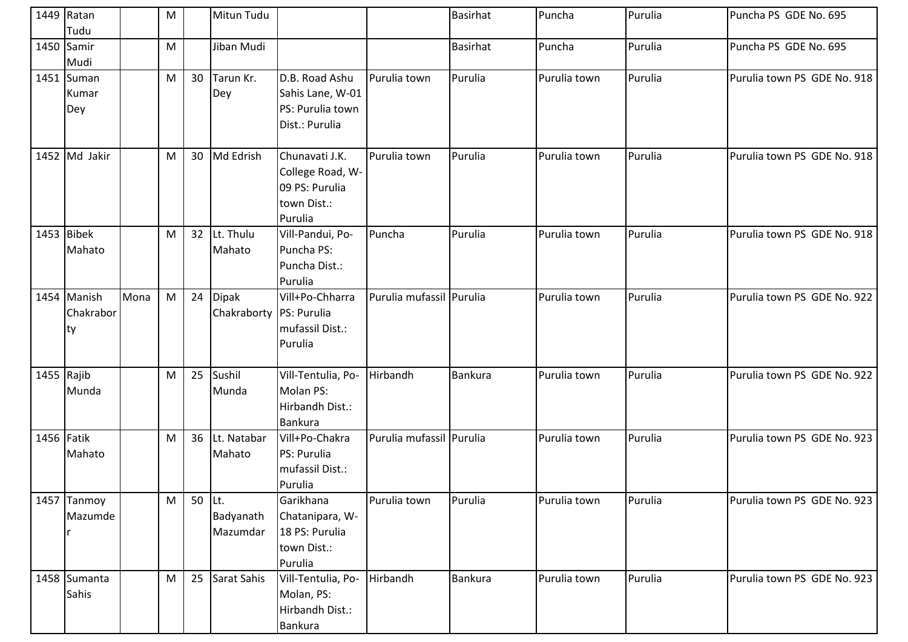| | | | | | | | | | | | |
|---|---|---|---|---|---|---|---|---|---|---|---|
| 1449 | Ratan Tudu | | M | | Mitun Tudu | | | Basirhat | Puncha | Purulia | Puncha PS GDE No. 695 |
| 1450 | Samir Mudi | | M | | Jiban Mudi | | | Basirhat | Puncha | Purulia | Puncha PS GDE No. 695 |
| 1451 | Suman Kumar Dey | | M | 30 | Tarun Kr. Dey | D.B. Road Ashu Sahis Lane, W-01 PS: Purulia town Dist.: Purulia | Purulia town | Purulia | Purulia town | Purulia | Purulia town PS GDE No. 918 |
| 1452 | Md Jakir | | M | 30 | Md Edrish | Chunavati J.K. College Road, W-09 PS: Purulia town Dist.: Purulia | Purulia town | Purulia | Purulia town | Purulia | Purulia town PS GDE No. 918 |
| 1453 | Bibek Mahato | | M | 32 | Lt. Thulu Mahato | Vill-Pandui, Po-Puncha PS: Puncha Dist.: Purulia | Puncha | Purulia | Purulia town | Purulia | Purulia town PS GDE No. 918 |
| 1454 | Manish Chakraborty | Mona | M | 24 | Dipak Chakraborty | Vill+Po-Chharra PS: Purulia mufassil Dist.: Purulia | Purulia mufassil | Purulia | Purulia town | Purulia | Purulia town PS GDE No. 922 |
| 1455 | Rajib Munda | | M | 25 | Sushil Munda | Vill-Tentulia, Po-Molan PS: Hirbandh Dist.: Bankura | Hirbandh | Bankura | Purulia town | Purulia | Purulia town PS GDE No. 922 |
| 1456 | Fatik Mahato | | M | 36 | Lt. Natabar Mahato | Vill+Po-Chakra PS: Purulia mufassil Dist.: Purulia | Purulia mufassil | Purulia | Purulia town | Purulia | Purulia town PS GDE No. 923 |
| 1457 | Tanmoy Mazumder | | M | 50 | Lt. Badyanath Mazumdar | Garikhana Chatanipara, W-18 PS: Purulia town Dist.: Purulia | Purulia town | Purulia | Purulia town | Purulia | Purulia town PS GDE No. 923 |
| 1458 | Sumanta Sahis | | M | 25 | Sarat Sahis | Vill-Tentulia, Po-Molan, PS: Hirbandh Dist.: Bankura | Hirbandh | Bankura | Purulia town | Purulia | Purulia town PS GDE No. 923 |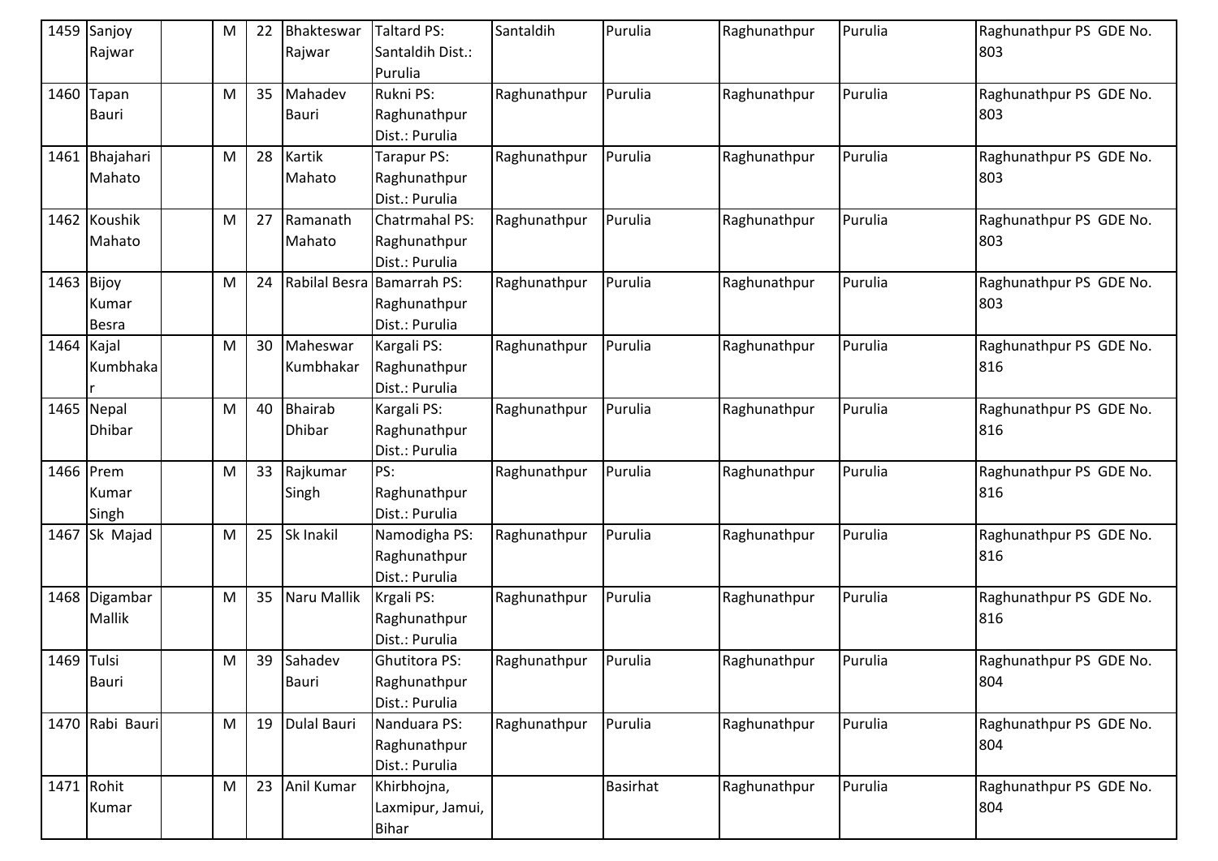| 1459 | Sanjoy Rajwar | | M | 22 | Bhakteswar Rajwar | Taltard PS: Santaldih Dist.: Purulia | Santaldih | Purulia | Raghunathpur | Purulia | Raghunathpur PS GDE No. 803 |
|---|---|---|---|---|---|---|---|---|---|---|---|
| 1460 | Tapan Bauri | | M | 35 | Mahadev Bauri | Rukni PS: Raghunathpur Dist.: Purulia | Raghunathpur | Purulia | Raghunathpur | Purulia | Raghunathpur PS GDE No. 803 |
| 1461 | Bhajahari Mahato | | M | 28 | Kartik Mahato | Tarapur PS: Raghunathpur Dist.: Purulia | Raghunathpur | Purulia | Raghunathpur | Purulia | Raghunathpur PS GDE No. 803 |
| 1462 | Koushik Mahato | | M | 27 | Ramanath Mahato | Chatrmahal PS: Raghunathpur Dist.: Purulia | Raghunathpur | Purulia | Raghunathpur | Purulia | Raghunathpur PS GDE No. 803 |
| 1463 | Bijoy Kumar Besra | | M | 24 | Rabilal Besra | Bamarrah PS: Raghunathpur Dist.: Purulia | Raghunathpur | Purulia | Raghunathpur | Purulia | Raghunathpur PS GDE No. 803 |
| 1464 | Kajal Kumbhakar | | M | 30 | Maheswar Kumbhakar | Kargali PS: Raghunathpur Dist.: Purulia | Raghunathpur | Purulia | Raghunathpur | Purulia | Raghunathpur PS GDE No. 816 |
| 1465 | Nepal Dhibar | | M | 40 | Bhairab Dhibar | Kargali PS: Raghunathpur Dist.: Purulia | Raghunathpur | Purulia | Raghunathpur | Purulia | Raghunathpur PS GDE No. 816 |
| 1466 | Prem Kumar Singh | | M | 33 | Rajkumar Singh | PS: Raghunathpur Dist.: Purulia | Raghunathpur | Purulia | Raghunathpur | Purulia | Raghunathpur PS GDE No. 816 |
| 1467 | Sk Majad | | M | 25 | Sk Inakil | Namodigha PS: Raghunathpur Dist.: Purulia | Raghunathpur | Purulia | Raghunathpur | Purulia | Raghunathpur PS GDE No. 816 |
| 1468 | Digambar Mallik | | M | 35 | Naru Mallik | Krgali PS: Raghunathpur Dist.: Purulia | Raghunathpur | Purulia | Raghunathpur | Purulia | Raghunathpur PS GDE No. 816 |
| 1469 | Tulsi Bauri | | M | 39 | Sahadev Bauri | Ghutitora PS: Raghunathpur Dist.: Purulia | Raghunathpur | Purulia | Raghunathpur | Purulia | Raghunathpur PS GDE No. 804 |
| 1470 | Rabi Bauri | | M | 19 | Dulal Bauri | Nanduara PS: Raghunathpur Dist.: Purulia | Raghunathpur | Purulia | Raghunathpur | Purulia | Raghunathpur PS GDE No. 804 |
| 1471 | Rohit Kumar | | M | 23 | Anil Kumar | Khirbhojna, Laxmipur, Jamui, Bihar | | Basirhat | Raghunathpur | Purulia | Raghunathpur PS GDE No. 804 |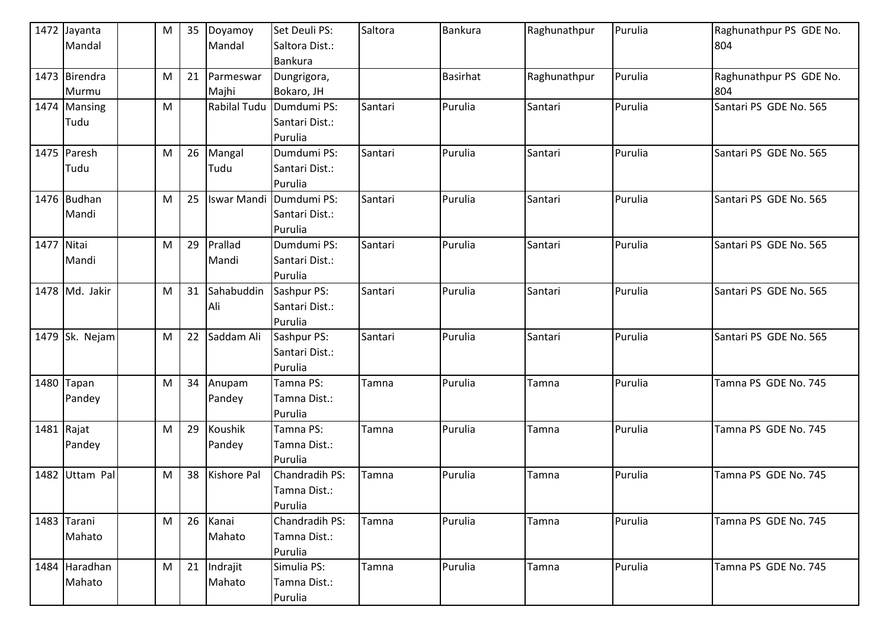| 1472 | Jayanta Mandal | | M | 35 | Doyamoy Mandal | Set Deuli PS: Saltora Dist.: Bankura | Saltora | Bankura | Raghunathpur | Purulia | Raghunathpur PS GDE No. 804 |
|---|---|---|---|---|---|---|---|---|---|---|---|
| 1473 | Birendra Murmu | | M | 21 | Parmeswar Majhi | Dungrigora, Bokaro, JH | | Basirhat | Raghunathpur | Purulia | Raghunathpur PS GDE No. 804 |
| 1474 | Mansing Tudu | | M | | Rabilal Tudu | Dumdumi PS: Santari Dist.: Purulia | Santari | Purulia | Santari | Purulia | Santari PS GDE No. 565 |
| 1475 | Paresh Tudu | | M | 26 | Mangal Tudu | Dumdumi PS: Santari Dist.: Purulia | Santari | Purulia | Santari | Purulia | Santari PS GDE No. 565 |
| 1476 | Budhan Mandi | | M | 25 | Iswar Mandi | Dumdumi PS: Santari Dist.: Purulia | Santari | Purulia | Santari | Purulia | Santari PS GDE No. 565 |
| 1477 | Nitai Mandi | | M | 29 | Prallad Mandi | Dumdumi PS: Santari Dist.: Purulia | Santari | Purulia | Santari | Purulia | Santari PS GDE No. 565 |
| 1478 | Md. Jakir | | M | 31 | Sahabuddin Ali | Sashpur PS: Santari Dist.: Purulia | Santari | Purulia | Santari | Purulia | Santari PS GDE No. 565 |
| 1479 | Sk. Nejam | | M | 22 | Saddam Ali | Sashpur PS: Santari Dist.: Purulia | Santari | Purulia | Santari | Purulia | Santari PS GDE No. 565 |
| 1480 | Tapan Pandey | | M | 34 | Anupam Pandey | Tamna PS: Tamna Dist.: Purulia | Tamna | Purulia | Tamna | Purulia | Tamna PS GDE No. 745 |
| 1481 | Rajat Pandey | | M | 29 | Koushik Pandey | Tamna PS: Tamna Dist.: Purulia | Tamna | Purulia | Tamna | Purulia | Tamna PS GDE No. 745 |
| 1482 | Uttam Pal | | M | 38 | Kishore Pal | Chandradih PS: Tamna Dist.: Purulia | Tamna | Purulia | Tamna | Purulia | Tamna PS GDE No. 745 |
| 1483 | Tarani Mahato | | M | 26 | Kanai Mahato | Chandradih PS: Tamna Dist.: Purulia | Tamna | Purulia | Tamna | Purulia | Tamna PS GDE No. 745 |
| 1484 | Haradhan Mahato | | M | 21 | Indrajit Mahato | Simulia PS: Tamna Dist.: Purulia | Tamna | Purulia | Tamna | Purulia | Tamna PS GDE No. 745 |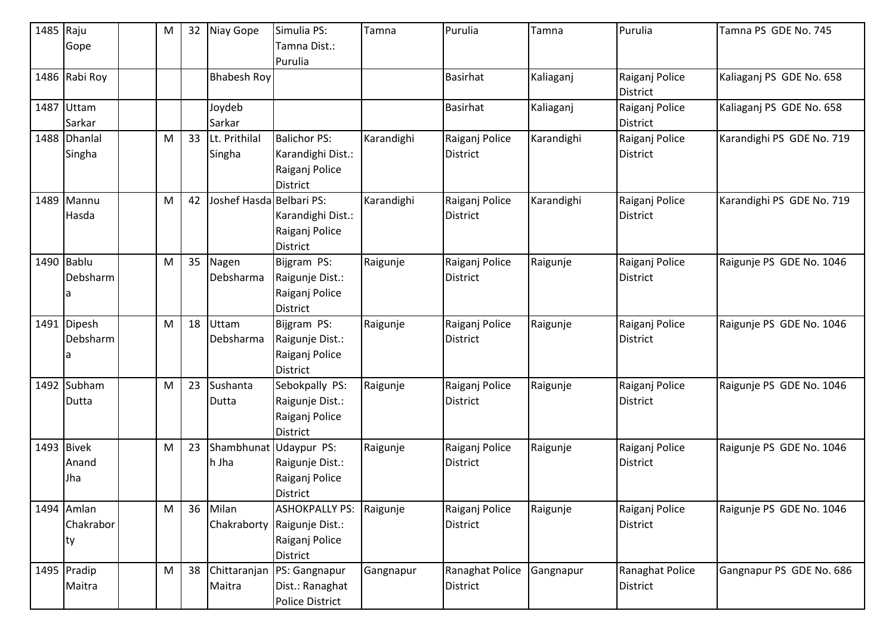| 1485 | Raju Gope | | M | 32 | Niay Gope | Simulia PS: Tamna Dist.: Purulia | Tamna | Purulia | Tamna | Purulia | Tamna PS GDE No. 745 |
|---|---|---|---|---|---|---|---|---|---|---|---|
| 1486 | Rabi Roy | | | | Bhabesh Roy | | | Basirhat | Kaliaganj | Raiganj Police District | Kaliaganj PS GDE No. 658 |
| 1487 | Uttam Sarkar | | | | Joydeb Sarkar | | | Basirhat | Kaliaganj | Raiganj Police District | Kaliaganj PS GDE No. 658 |
| 1488 | Dhanlal Singha | | M | 33 | Lt. Prithilal Singha | Balichor PS: Karandighi Dist.: Raiganj Police District | Karandighi | Raiganj Police District | Karandighi | Raiganj Police District | Karandighi PS GDE No. 719 |
| 1489 | Mannu Hasda | | M | 42 | Joshef Hasda | Belbari PS: Karandighi Dist.: Raiganj Police District | Karandighi | Raiganj Police District | Karandighi | Raiganj Police District | Karandighi PS GDE No. 719 |
| 1490 | Bablu Debsharma | | M | 35 | Nagen Debsharma | Bijgram PS: Raigunje Dist.: Raiganj Police District | Raigunje | Raiganj Police District | Raigunje | Raiganj Police District | Raigunje PS GDE No. 1046 |
| 1491 | Dipesh Debsharma | | M | 18 | Uttam Debsharma | Bijgram PS: Raigunje Dist.: Raiganj Police District | Raigunje | Raiganj Police District | Raigunje | Raiganj Police District | Raigunje PS GDE No. 1046 |
| 1492 | Subham Dutta | | M | 23 | Sushanta Dutta | Sebokpally PS: Raigunje Dist.: Raiganj Police District | Raigunje | Raiganj Police District | Raigunje | Raiganj Police District | Raigunje PS GDE No. 1046 |
| 1493 | Bivek Anand Jha | | M | 23 | Shambhunath Jha | Udaypur PS: Raigunje Dist.: Raiganj Police District | Raigunje | Raiganj Police District | Raigunje | Raiganj Police District | Raigunje PS GDE No. 1046 |
| 1494 | Amlan Chakraborty | | M | 36 | Milan Chakraborty | ASHOKPALLY PS: Raigunje Dist.: Raiganj Police District | Raigunje | Raiganj Police District | Raigunje | Raiganj Police District | Raigunje PS GDE No. 1046 |
| 1495 | Pradip Maitra | | M | 38 | Chittaranjan Maitra | PS: Gangnapur Dist.: Ranaghat Police District | Gangnapur | Ranaghat Police District | Gangnapur | Ranaghat Police District | Gangnapur PS GDE No. 686 |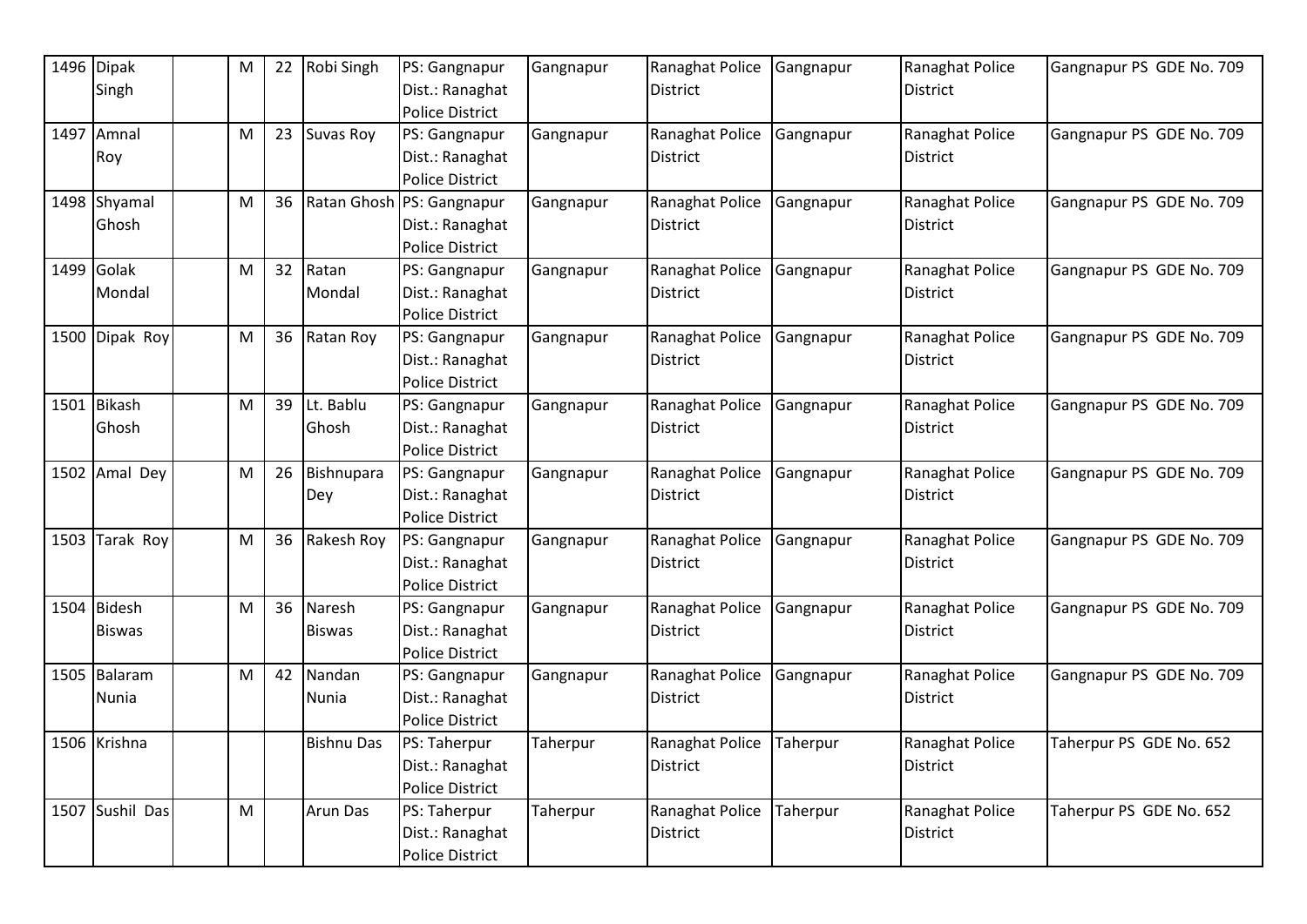| 1496 | Dipak Singh | | M | 22 | Robi Singh | PS: Gangnapur Dist.: Ranaghat Police District | Gangnapur | Ranaghat Police District | Gangnapur | Ranaghat Police District | Gangnapur PS GDE No. 709 |
|---|---|---|---|---|---|---|---|---|---|---|---|
| 1497 | Amnal Roy | | M | 23 | Suvas Roy | PS: Gangnapur Dist.: Ranaghat Police District | Gangnapur | Ranaghat Police District | Gangnapur | Ranaghat Police District | Gangnapur PS GDE No. 709 |
| 1498 | Shyamal Ghosh | | M | 36 | Ratan Ghosh | PS: Gangnapur Dist.: Ranaghat Police District | Gangnapur | Ranaghat Police District | Gangnapur | Ranaghat Police District | Gangnapur PS GDE No. 709 |
| 1499 | Golak Mondal | | M | 32 | Ratan Mondal | PS: Gangnapur Dist.: Ranaghat Police District | Gangnapur | Ranaghat Police District | Gangnapur | Ranaghat Police District | Gangnapur PS GDE No. 709 |
| 1500 | Dipak Roy | | M | 36 | Ratan Roy | PS: Gangnapur Dist.: Ranaghat Police District | Gangnapur | Ranaghat Police District | Gangnapur | Ranaghat Police District | Gangnapur PS GDE No. 709 |
| 1501 | Bikash Ghosh | | M | 39 | Lt. Bablu Ghosh | PS: Gangnapur Dist.: Ranaghat Police District | Gangnapur | Ranaghat Police District | Gangnapur | Ranaghat Police District | Gangnapur PS GDE No. 709 |
| 1502 | Amal Dey | | M | 26 | Bishnupara Dey | PS: Gangnapur Dist.: Ranaghat Police District | Gangnapur | Ranaghat Police District | Gangnapur | Ranaghat Police District | Gangnapur PS GDE No. 709 |
| 1503 | Tarak Roy | | M | 36 | Rakesh Roy | PS: Gangnapur Dist.: Ranaghat Police District | Gangnapur | Ranaghat Police District | Gangnapur | Ranaghat Police District | Gangnapur PS GDE No. 709 |
| 1504 | Bidesh Biswas | | M | 36 | Naresh Biswas | PS: Gangnapur Dist.: Ranaghat Police District | Gangnapur | Ranaghat Police District | Gangnapur | Ranaghat Police District | Gangnapur PS GDE No. 709 |
| 1505 | Balaram Nunia | | M | 42 | Nandan Nunia | PS: Gangnapur Dist.: Ranaghat Police District | Gangnapur | Ranaghat Police District | Gangnapur | Ranaghat Police District | Gangnapur PS GDE No. 709 |
| 1506 | Krishna | | | | Bishnu Das | PS: Taherpur Dist.: Ranaghat Police District | Taherpur | Ranaghat Police District | Taherpur | Ranaghat Police District | Taherpur PS GDE No. 652 |
| 1507 | Sushil Das | | M | | Arun Das | PS: Taherpur Dist.: Ranaghat Police District | Taherpur | Ranaghat Police District | Taherpur | Ranaghat Police District | Taherpur PS GDE No. 652 |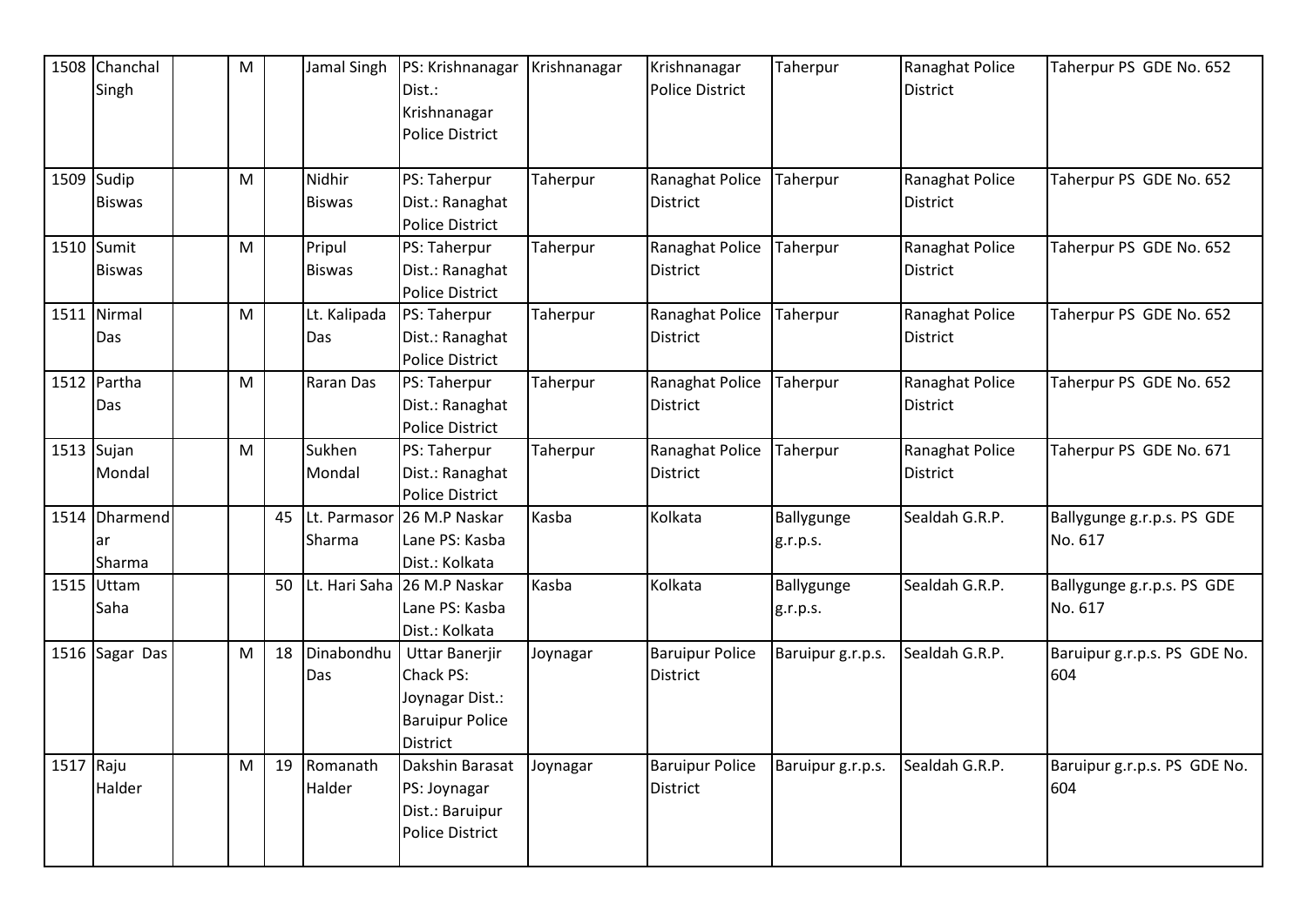| 1508 | Chanchal Singh | | M | | Jamal Singh | PS: Krishnanagar Dist.: Krishnanagar Police District | Krishnanagar | Krishnanagar Police District | Taherpur | Ranaghat Police District | Taherpur PS GDE No. 652 |
|---|---|---|---|---|---|---|---|---|---|---|---|
| 1509 | Sudip Biswas | | M | | Nidhir Biswas | PS: Taherpur Dist.: Ranaghat Police District | Taherpur | Ranaghat Police District | Taherpur | Ranaghat Police District | Taherpur PS GDE No. 652 |
| 1510 | Sumit Biswas | | M | | Pripul Biswas | PS: Taherpur Dist.: Ranaghat Police District | Taherpur | Ranaghat Police District | Taherpur | Ranaghat Police District | Taherpur PS GDE No. 652 |
| 1511 | Nirmal Das | | M | | Lt. Kalipada Das | PS: Taherpur Dist.: Ranaghat Police District | Taherpur | Ranaghat Police District | Taherpur | Ranaghat Police District | Taherpur PS GDE No. 652 |
| 1512 | Partha Das | | M | | Raran Das | PS: Taherpur Dist.: Ranaghat Police District | Taherpur | Ranaghat Police District | Taherpur | Ranaghat Police District | Taherpur PS GDE No. 652 |
| 1513 | Sujan Mondal | | M | | Sukhen Mondal | PS: Taherpur Dist.: Ranaghat Police District | Taherpur | Ranaghat Police District | Taherpur | Ranaghat Police District | Taherpur PS GDE No. 671 |
| 1514 | Dharmendar Sharma | | | 45 | Lt. Parmasor Sharma | 26 M.P Naskar Lane PS: Kasba Dist.: Kolkata | Kasba | Kolkata | Ballygunge g.r.p.s. | Sealdah G.R.P. | Ballygunge g.r.p.s. PS GDE No. 617 |
| 1515 | Uttam Saha | | | 50 | Lt. Hari Saha | 26 M.P Naskar Lane PS: Kasba Dist.: Kolkata | Kasba | Kolkata | Ballygunge g.r.p.s. | Sealdah G.R.P. | Ballygunge g.r.p.s. PS GDE No. 617 |
| 1516 | Sagar Das | | M | 18 | Dinabondhu Das | Uttar Banerjir Chack PS: Joynagar Dist.: Baruipur Police District | Joynagar | Baruipur Police District | Baruipur g.r.p.s. | Sealdah G.R.P. | Baruipur g.r.p.s. PS GDE No. 604 |
| 1517 | Raju Halder | | M | 19 | Romanath Halder | Dakshin Barasat PS: Joynagar Dist.: Baruipur Police District | Joynagar | Baruipur Police District | Baruipur g.r.p.s. | Sealdah G.R.P. | Baruipur g.r.p.s. PS GDE No. 604 |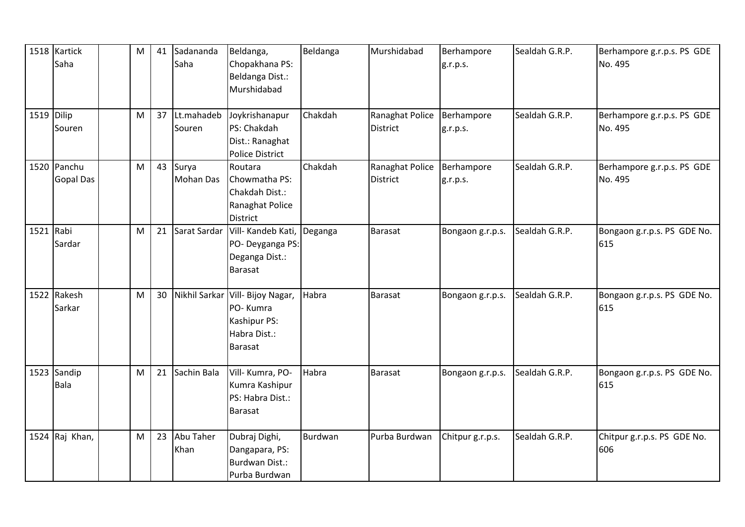| 1518 | Kartick Saha | | M | 41 | Sadananda Saha | Beldanga, Chopakhana PS: Beldanga Dist.: Murshidabad | Beldanga | Murshidabad | Berhampore g.r.p.s. | Sealdah G.R.P. | Berhampore g.r.p.s. PS GDE No. 495 |
|---|---|---|---|---|---|---|---|---|---|---|---|
| 1519 | Dilip Souren | | M | 37 | Lt.mahadeb Souren | Joykrishanapur PS: Chakdah Dist.: Ranaghat Police District | Chakdah | Ranaghat Police District | Berhampore g.r.p.s. | Sealdah G.R.P. | Berhampore g.r.p.s. PS GDE No. 495 |
| 1520 | Panchu Gopal Das | | M | 43 | Surya Mohan Das | Routara Chowmatha PS: Chakdah Dist.: Ranaghat Police District | Chakdah | Ranaghat Police District | Berhampore g.r.p.s. | Sealdah G.R.P. | Berhampore g.r.p.s. PS GDE No. 495 |
| 1521 | Rabi Sardar | | M | 21 | Sarat Sardar | Vill- Kandeb Kati, PO- Deyganga PS: Deganga Dist.: Barasat | Deganga | Barasat | Bongaon g.r.p.s. | Sealdah G.R.P. | Bongaon g.r.p.s. PS GDE No. 615 |
| 1522 | Rakesh Sarkar | | M | 30 | Nikhil Sarkar | Vill- Bijoy Nagar, PO- Kumra Kashipur PS: Habra Dist.: Barasat | Habra | Barasat | Bongaon g.r.p.s. | Sealdah G.R.P. | Bongaon g.r.p.s. PS GDE No. 615 |
| 1523 | Sandip Bala | | M | 21 | Sachin Bala | Vill- Kumra, PO- Kumra Kashipur PS: Habra Dist.: Barasat | Habra | Barasat | Bongaon g.r.p.s. | Sealdah G.R.P. | Bongaon g.r.p.s. PS GDE No. 615 |
| 1524 | Raj Khan, | | M | 23 | Abu Taher Khan | Dubraj Dighi, Dangapara, PS: Burdwan Dist.: Purba Burdwan | Burdwan | Purba Burdwan | Chitpur g.r.p.s. | Sealdah G.R.P. | Chitpur g.r.p.s. PS GDE No. 606 |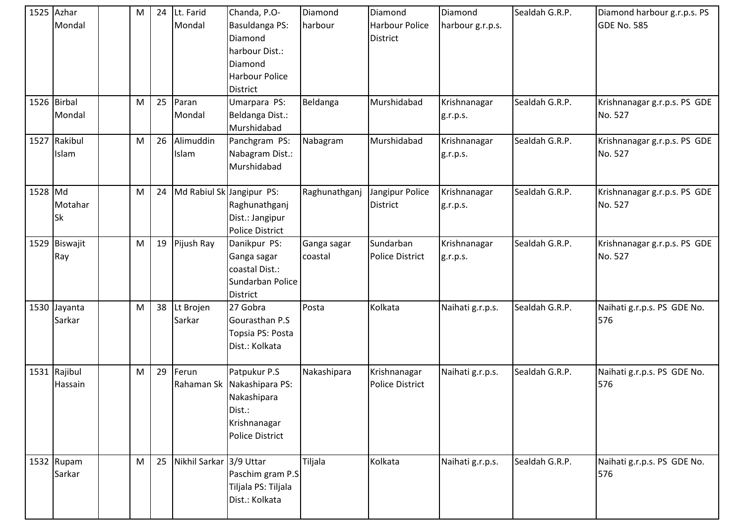| 1525 | Azhar Mondal | | M | 24 | Lt. Farid Mondal | Chanda, P.O-Basuldanga PS: Diamond harbour Dist.: Diamond Harbour Police District | Diamond harbour | Diamond Harbour Police District | Diamond harbour g.r.p.s. | Sealdah G.R.P. | Diamond harbour g.r.p.s. PS GDE No. 585 |
|---|---|---|---|---|---|---|---|---|---|---|---|
| 1526 | Birbal Mondal | | M | 25 | Paran Mondal | Umarpara PS: Beldanga Dist.: Murshidabad | Beldanga | Murshidabad | Krishnanagar g.r.p.s. | Sealdah G.R.P. | Krishnanagar g.r.p.s. PS GDE No. 527 |
| 1527 | Rakibul Islam | | M | 26 | Alimuddin Islam | Panchgram PS: Nabagram Dist.: Murshidabad | Nabagram | Murshidabad | Krishnanagar g.r.p.s. | Sealdah G.R.P. | Krishnanagar g.r.p.s. PS GDE No. 527 |
| 1528 | Md Motahar Sk | | M | 24 | Md Rabiul Sk | Jangipur PS: Raghunathganj Dist.: Jangipur Police District | Raghunathganj | Jangipur Police District | Krishnanagar g.r.p.s. | Sealdah G.R.P. | Krishnanagar g.r.p.s. PS GDE No. 527 |
| 1529 | Biswajit Ray | | M | 19 | Pijush Ray | Danikpur PS: Ganga sagar coastal Dist.: Sundarban Police District | Ganga sagar coastal | Sundarban Police District | Krishnanagar g.r.p.s. | Sealdah G.R.P. | Krishnanagar g.r.p.s. PS GDE No. 527 |
| 1530 | Jayanta Sarkar | | M | 38 | Lt Brojen Sarkar | 27 Gobra Gourasthan P.S Topsia PS: Posta Dist.: Kolkata | Posta | Kolkata | Naihati g.r.p.s. | Sealdah G.R.P. | Naihati g.r.p.s. PS GDE No. 576 |
| 1531 | Rajibul Hassain | | M | 29 | Ferun Rahaman Sk | Patpukur P.S Nakashipara PS: Nakashipara Dist.: Krishnanagar Police District | Nakashipara | Krishnanagar Police District | Naihati g.r.p.s. | Sealdah G.R.P. | Naihati g.r.p.s. PS GDE No. 576 |
| 1532 | Rupam Sarkar | | M | 25 | Nikhil Sarkar | 3/9 Uttar Paschim gram P.S Tiljala PS: Tiljala Dist.: Kolkata | Tiljala | Kolkata | Naihati g.r.p.s. | Sealdah G.R.P. | Naihati g.r.p.s. PS GDE No. 576 |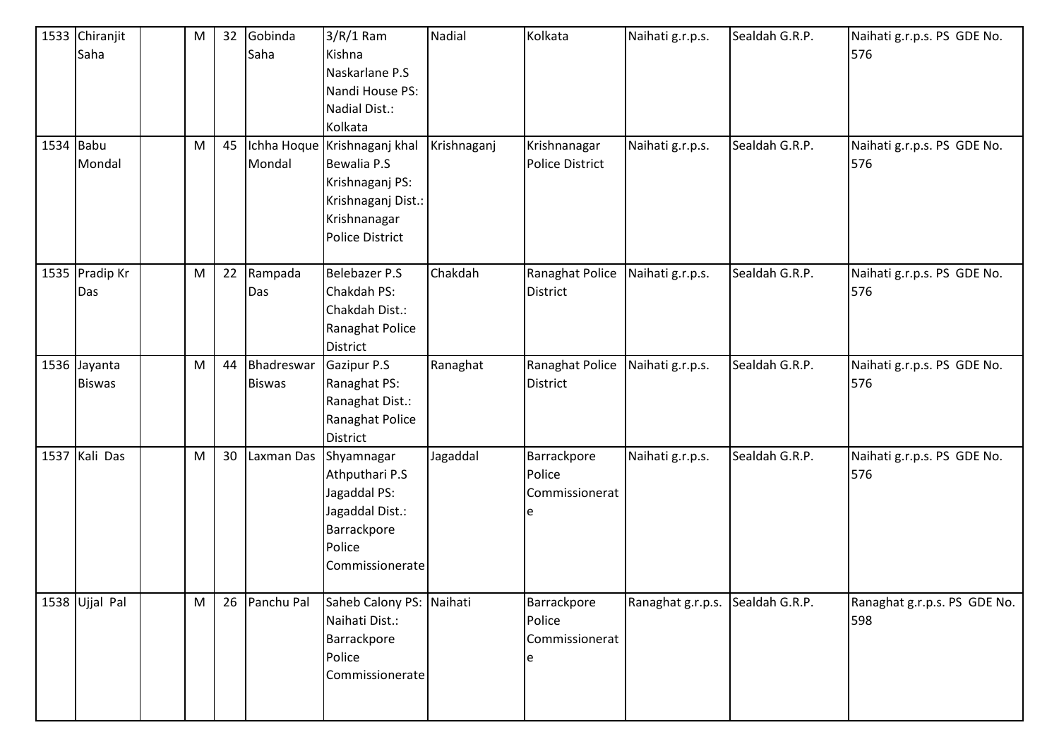| 1533 | Chiranjit Saha | | M | 32 | Gobinda Saha | 3/R/1 Ram Kishna Naskarlane P.S Nandi House PS: Nadial Dist.: Kolkata | Nadial | Kolkata | Naihati g.r.p.s. | Sealdah G.R.P. | Naihati g.r.p.s. PS GDE No. 576 |
|---|---|---|---|---|---|---|---|---|---|---|---|
| 1534 | Babu Mondal | | M | 45 | Ichha Hoque Mondal | Krishnaganj khal Bewalia P.S Krishnaganj PS: Krishnaganj Dist.: Krishnanagar Police District | Krishnaganj | Krishnanagar Police District | Naihati g.r.p.s. | Sealdah G.R.P. | Naihati g.r.p.s. PS GDE No. 576 |
| 1535 | Pradip Kr Das | | M | 22 | Rampada Das | Belebazer P.S Chakdah PS: Chakdah Dist.: Ranaghat Police District | Chakdah | Ranaghat Police District | Naihati g.r.p.s. | Sealdah G.R.P. | Naihati g.r.p.s. PS GDE No. 576 |
| 1536 | Jayanta Biswas | | M | 44 | Bhadreswar Biswas | Gazipur P.S Ranaghat PS: Ranaghat Dist.: Ranaghat Police District | Ranaghat | Ranaghat Police District | Naihati g.r.p.s. | Sealdah G.R.P. | Naihati g.r.p.s. PS GDE No. 576 |
| 1537 | Kali Das | | M | 30 | Laxman Das | Shyamnagar Athputhari P.S Jagaddal PS: Jagaddal Dist.: Barrackpore Police Commissionerate | Jagaddal | Barrackpore Police Commissionerate | Naihati g.r.p.s. | Sealdah G.R.P. | Naihati g.r.p.s. PS GDE No. 576 |
| 1538 | Ujjal Pal | | M | 26 | Panchu Pal | Saheb Calony PS: Naihati Dist.: Barrackpore Police Commissionerate | Naihati | Barrackpore Police Commissionerate | Ranaghat g.r.p.s. | Sealdah G.R.P. | Ranaghat g.r.p.s. PS GDE No. 598 |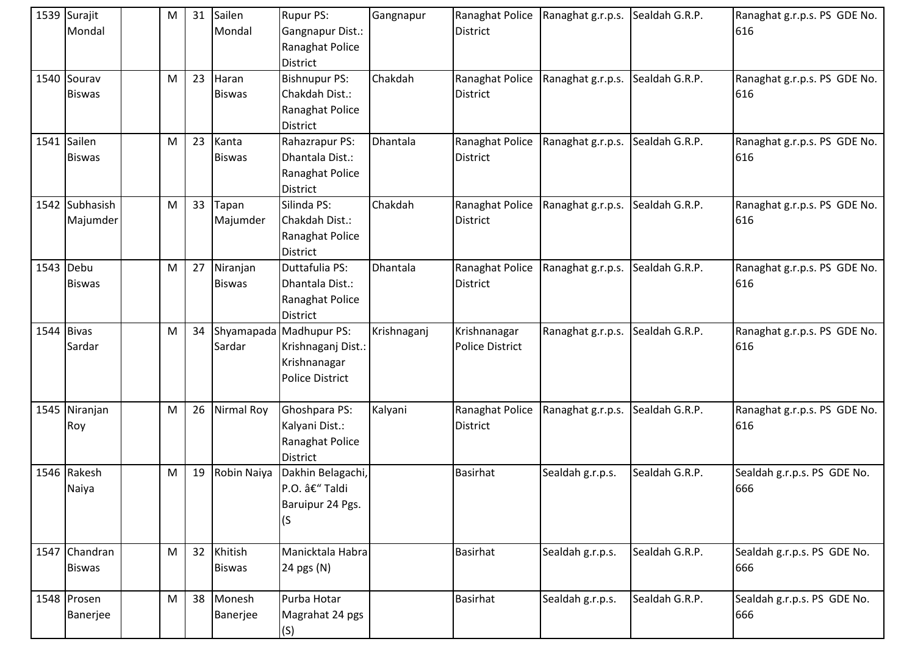| | | | | | | | | | | | |
|---|---|---|---|---|---|---|---|---|---|---|---|
| 1539 | Surajit Mondal | | M | 31 | Sailen Mondal | Rupur PS: Gangnapur Dist.: Ranaghat Police District | Gangnapur | Ranaghat Police District | Ranaghat g.r.p.s. | Sealdah G.R.P. | Ranaghat g.r.p.s. PS GDE No. 616 |
| 1540 | Sourav Biswas | | M | 23 | Haran Biswas | Bishnupur PS: Chakdah Dist.: Ranaghat Police District | Chakdah | Ranaghat Police District | Ranaghat g.r.p.s. | Sealdah G.R.P. | Ranaghat g.r.p.s. PS GDE No. 616 |
| 1541 | Sailen Biswas | | M | 23 | Kanta Biswas | Rahazrapur PS: Dhantala Dist.: Ranaghat Police District | Dhantala | Ranaghat Police District | Ranaghat g.r.p.s. | Sealdah G.R.P. | Ranaghat g.r.p.s. PS GDE No. 616 |
| 1542 | Subhasish Majumder | | M | 33 | Tapan Majumder | Silinda PS: Chakdah Dist.: Ranaghat Police District | Chakdah | Ranaghat Police District | Ranaghat g.r.p.s. | Sealdah G.R.P. | Ranaghat g.r.p.s. PS GDE No. 616 |
| 1543 | Debu Biswas | | M | 27 | Niranjan Biswas | Duttafulia PS: Dhantala Dist.: Ranaghat Police District | Dhantala | Ranaghat Police District | Ranaghat g.r.p.s. | Sealdah G.R.P. | Ranaghat g.r.p.s. PS GDE No. 616 |
| 1544 | Bivas Sardar | | M | 34 | Shyamapada Sardar | Madhupur PS: Krishnaganj Dist.: Krishnanagar Police District | Krishnaganj | Krishnanagar Police District | Ranaghat g.r.p.s. | Sealdah G.R.P. | Ranaghat g.r.p.s. PS GDE No. 616 |
| 1545 | Niranjan Roy | | M | 26 | Nirmal Roy | Ghoshpara PS: Kalyani Dist.: Ranaghat Police District | Kalyani | Ranaghat Police District | Ranaghat g.r.p.s. | Sealdah G.R.P. | Ranaghat g.r.p.s. PS GDE No. 616 |
| 1546 | Rakesh Naiya | | M | 19 | Robin Naiya | Dakhin Belagachi, P.O. â€“ Taldi Baruipur 24 Pgs. (S | | Basirhat | Sealdah g.r.p.s. | Sealdah G.R.P. | Sealdah g.r.p.s. PS GDE No. 666 |
| 1547 | Chandran Biswas | | M | 32 | Khitish Biswas | Manicktala Habra 24 pgs (N) | | Basirhat | Sealdah g.r.p.s. | Sealdah G.R.P. | Sealdah g.r.p.s. PS GDE No. 666 |
| 1548 | Prosen Banerjee | | M | 38 | Monesh Banerjee | Purba Hotar Magrahat 24 pgs (S) | | Basirhat | Sealdah g.r.p.s. | Sealdah G.R.P. | Sealdah g.r.p.s. PS GDE No. 666 |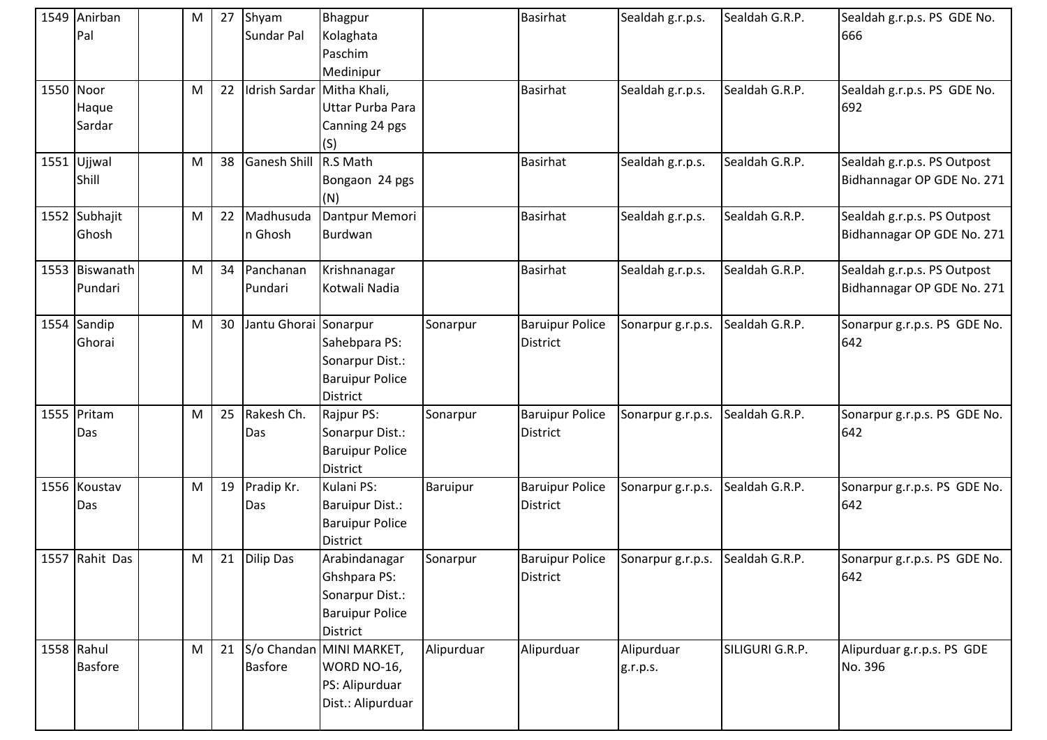| 1549 | Anirban Pal | | M | 27 | Shyam Sundar Pal | Bhagpur Kolaghata Paschim Medinipur | | Basirhat | Sealdah g.r.p.s. | Sealdah G.R.P. | Sealdah g.r.p.s. PS GDE No. 666 |
|---|---|---|---|---|---|---|---|---|---|---|---|
| 1550 | Noor Haque Sardar | | M | 22 | Idrish Sardar | Mitha Khali, Uttar Purba Para Canning 24 pgs (S) | | Basirhat | Sealdah g.r.p.s. | Sealdah G.R.P. | Sealdah g.r.p.s. PS GDE No. 692 |
| 1551 | Ujjwal Shill | | M | 38 | Ganesh Shill | R.S Math Bongaon 24 pgs (N) | | Basirhat | Sealdah g.r.p.s. | Sealdah G.R.P. | Sealdah g.r.p.s. PS Outpost Bidhannagar OP GDE No. 271 |
| 1552 | Subhajit Ghosh | | M | 22 | Madhusudan Ghosh | Dantpur Memori Burdwan | | Basirhat | Sealdah g.r.p.s. | Sealdah G.R.P. | Sealdah g.r.p.s. PS Outpost Bidhannagar OP GDE No. 271 |
| 1553 | Biswanath Pundari | | M | 34 | Panchanan Pundari | Krishnanagar Kotwali Nadia | | Basirhat | Sealdah g.r.p.s. | Sealdah G.R.P. | Sealdah g.r.p.s. PS Outpost Bidhannagar OP GDE No. 271 |
| 1554 | Sandip Ghorai | | M | 30 | Jantu Ghorai | Sonarpur Sahebpara PS: Sonarpur Dist.: Baruipur Police District | Sonarpur | Baruipur Police District | Sonarpur g.r.p.s. | Sealdah G.R.P. | Sonarpur g.r.p.s. PS GDE No. 642 |
| 1555 | Pritam Das | | M | 25 | Rakesh Ch. Das | Rajpur PS: Sonarpur Dist.: Baruipur Police District | Sonarpur | Baruipur Police District | Sonarpur g.r.p.s. | Sealdah G.R.P. | Sonarpur g.r.p.s. PS GDE No. 642 |
| 1556 | Koustav Das | | M | 19 | Pradip Kr. Das | Kulani PS: Baruipur Dist.: Baruipur Police District | Baruipur | Baruipur Police District | Sonarpur g.r.p.s. | Sealdah G.R.P. | Sonarpur g.r.p.s. PS GDE No. 642 |
| 1557 | Rahit Das | | M | 21 | Dilip Das | Arabindanagar Ghshpara PS: Sonarpur Dist.: Baruipur Police District | Sonarpur | Baruipur Police District | Sonarpur g.r.p.s. | Sealdah G.R.P. | Sonarpur g.r.p.s. PS GDE No. 642 |
| 1558 | Rahul Basfore | | M | 21 | S/o Chandan Basfore | MINI MARKET, WORD NO-16, PS: Alipurduar Dist.: Alipurduar | Alipurduar | Alipurduar | Alipurduar g.r.p.s. | SILIGURI G.R.P. | Alipurduar g.r.p.s. PS GDE No. 396 |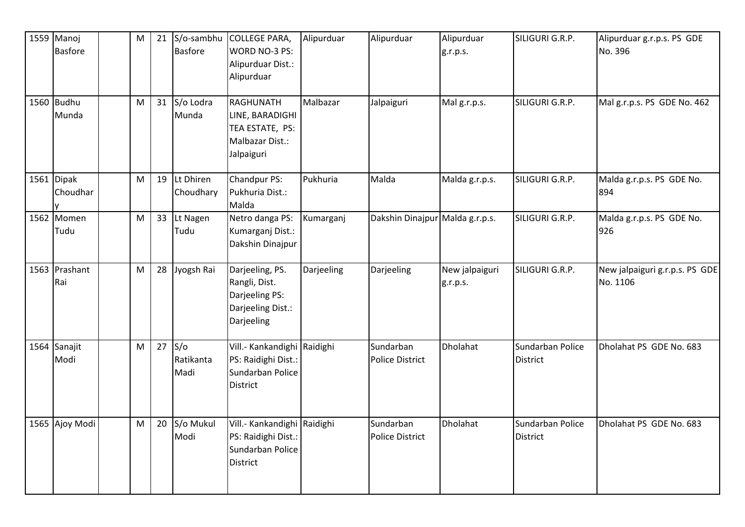| 1559 | Manoj Basfore | | M | 21 | S/o-sambhu Basfore | COLLEGE PARA, WORD NO-3 PS: Alipurduar Dist.: Alipurduar | Alipurduar | Alipurduar | Alipurduar g.r.p.s. | SILIGURI G.R.P. | Alipurduar g.r.p.s. PS GDE No. 396 |
|---|---|---|---|---|---|---|---|---|---|---|---|
| 1560 | Budhu Munda | | M | 31 | S/o Lodra Munda | RAGHUNATH LINE, BARADIGHI TEA ESTATE, PS: Malbazar Dist.: Jalpaiguri | Malbazar | Jalpaiguri | Mal g.r.p.s. | SILIGURI G.R.P. | Mal g.r.p.s. PS GDE No. 462 |
| 1561 | Dipak Choudhary | | M | 19 | Lt Dhiren Choudhary | Chandpur PS: Pukhuria Dist.: Malda | Pukhuria | Malda | Malda g.r.p.s. | SILIGURI G.R.P. | Malda g.r.p.s. PS GDE No. 894 |
| 1562 | Momen Tudu | | M | 33 | Lt Nagen Tudu | Netro danga PS: Kumarganj Dist.: Dakshin Dinajpur | Kumarganj | Dakshin Dinajpur | Malda g.r.p.s. | SILIGURI G.R.P. | Malda g.r.p.s. PS GDE No. 926 |
| 1563 | Prashant Rai | | M | 28 | Jyogsh Rai | Darjeeling, PS. Rangli, Dist. Darjeeling PS: Darjeeling Dist.: Darjeeling | Darjeeling | Darjeeling | New jalpaiguri g.r.p.s. | SILIGURI G.R.P. | New jalpaiguri g.r.p.s. PS GDE No. 1106 |
| 1564 | Sanajit Modi | | M | 27 | S/o Ratikanta Madi | Vill.- Kankandighi PS: Raidighi Dist.: Sundarban Police District | Raidighi | Sundarban Police District | Dholahat | Sundarban Police District | Dholahat PS GDE No. 683 |
| 1565 | Ajoy Modi | | M | 20 | S/o Mukul Modi | Vill.- Kankandighi PS: Raidighi Dist.: Sundarban Police District | Raidighi | Sundarban Police District | Dholahat | Sundarban Police District | Dholahat PS GDE No. 683 |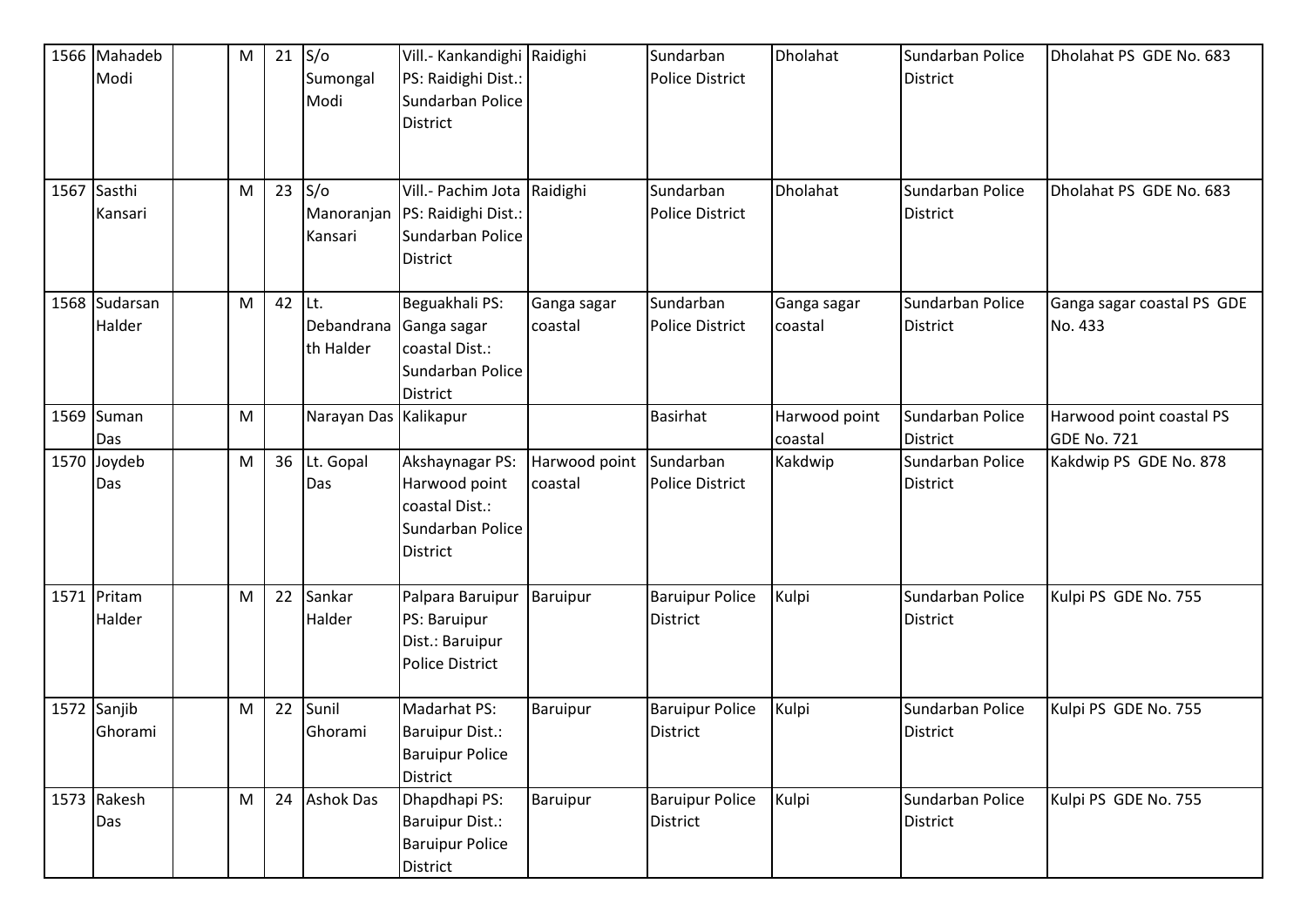| | | | | | | | | | | | |
|---|---|---|---|---|---|---|---|---|---|---|---|
| 1566 | Mahadeb Modi | | M | 21 | S/o Sumongal Modi | Vill.- Kankandighi PS: Raidighi Dist.: Sundarban Police District | Raidighi | Sundarban Police District | Dholahat | Sundarban Police District | Dholahat PS GDE No. 683 |
| 1567 | Sasthi Kansari | | M | 23 | S/o Manoranjan Kansari | Vill.- Pachim Jota PS: Raidighi Dist.: Sundarban Police District | Raidighi | Sundarban Police District | Dholahat | Sundarban Police District | Dholahat PS GDE No. 683 |
| 1568 | Sudarsan Halder | | M | 42 | Lt. Debandranath Halder | Beguakhali PS: Ganga sagar coastal Dist.: Sundarban Police District | Ganga sagar coastal | Sundarban Police District | Ganga sagar coastal | Sundarban Police District | Ganga sagar coastal PS GDE No. 433 |
| 1569 | Suman Das | | M | | Narayan Das | Kalikapur | | Basirhat | Harwood point coastal | Sundarban Police District | Harwood point coastal PS GDE No. 721 |
| 1570 | Joydeb Das | | M | 36 | Lt. Gopal Das | Akshaynagar PS: Harwood point coastal Dist.: Sundarban Police District | Harwood point coastal | Sundarban Police District | Kakdwip | Sundarban Police District | Kakdwip PS GDE No. 878 |
| 1571 | Pritam Halder | | M | 22 | Sankar Halder | Palpara Baruipur PS: Baruipur Dist.: Baruipur Police District | Baruipur | Baruipur Police District | Kulpi | Sundarban Police District | Kulpi PS GDE No. 755 |
| 1572 | Sanjib Ghorami | | M | 22 | Sunil Ghorami | Madarhat PS: Baruipur Dist.: Baruipur Police District | Baruipur | Baruipur Police District | Kulpi | Sundarban Police District | Kulpi PS GDE No. 755 |
| 1573 | Rakesh Das | | M | 24 | Ashok Das | Dhapdhapi PS: Baruipur Dist.: Baruipur Police District | Baruipur | Baruipur Police District | Kulpi | Sundarban Police District | Kulpi PS GDE No. 755 |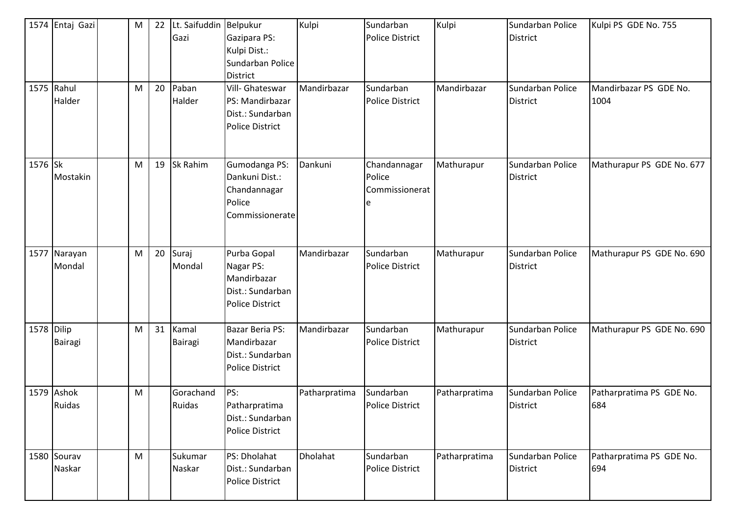| 1574 | Entaj Gazi | | M | 22 | Lt. Saifuddin Gazi | Belpukur Gazipara PS: Kulpi Dist.: Sundarban Police District | Kulpi | Sundarban Police District | Kulpi | Sundarban Police District | Kulpi PS GDE No. 755 |
|---|---|---|---|---|---|---|---|---|---|---|---|
| 1575 | Rahul Halder | | M | 20 | Paban Halder | Vill- Ghateswar PS: Mandirbazar Dist.: Sundarban Police District | Mandirbazar | Sundarban Police District | Mandirbazar | Sundarban Police District | Mandirbazar PS GDE No. 1004 |
| 1576 | Sk Mostakin | | M | 19 | Sk Rahim | Gumodanga PS: Dankuni Dist.: Chandannagar Police Commissionerate | Dankuni | Chandannagar Police Commissionerate | Mathurapur | Sundarban Police District | Mathurapur PS GDE No. 677 |
| 1577 | Narayan Mondal | | M | 20 | Suraj Mondal | Purba Gopal Nagar PS: Mandirbazar Dist.: Sundarban Police District | Mandirbazar | Sundarban Police District | Mathurapur | Sundarban Police District | Mathurapur PS GDE No. 690 |
| 1578 | Dilip Bairagi | | M | 31 | Kamal Bairagi | Bazar Beria PS: Mandirbazar Dist.: Sundarban Police District | Mandirbazar | Sundarban Police District | Mathurapur | Sundarban Police District | Mathurapur PS GDE No. 690 |
| 1579 | Ashok Ruidas | | M | | Gorachand Ruidas | PS: Patharpratima Dist.: Sundarban Police District | Patharpratima | Sundarban Police District | Patharpratima | Sundarban Police District | Patharpratima PS GDE No. 684 |
| 1580 | Sourav Naskar | | M | | Sukumar Naskar | PS: Dholahat Dist.: Sundarban Police District | Dholahat | Sundarban Police District | Patharpratima | Sundarban Police District | Patharpratima PS GDE No. 694 |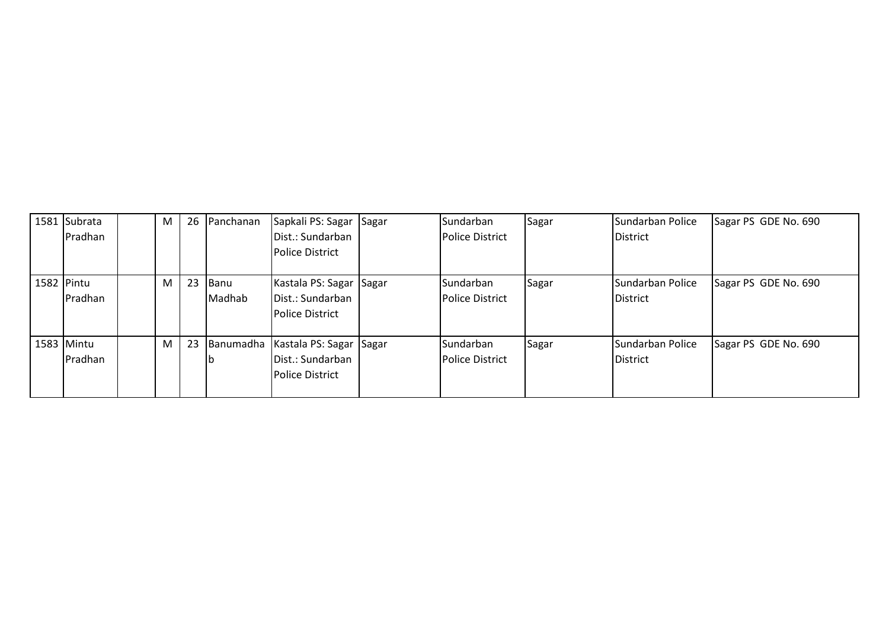| | | | | | | | | | | | |
|---|---|---|---|---|---|---|---|---|---|---|---|
| 1581 | Subrata Pradhan | | M | 26 | Panchanan | Sapkali PS: Sagar Dist.: Sundarban Police District | Sagar | Sundarban Police District | Sagar | Sundarban Police District | Sagar PS GDE No. 690 |
| 1582 | Pintu Pradhan | | M | 23 | Banu Madhab | Kastala PS: Sagar Dist.: Sundarban Police District | Sagar | Sundarban Police District | Sagar | Sundarban Police District | Sagar PS GDE No. 690 |
| 1583 | Mintu Pradhan | | M | 23 | Banumadhab | Kastala PS: Sagar Dist.: Sundarban Police District | Sagar | Sundarban Police District | Sagar | Sundarban Police District | Sagar PS GDE No. 690 |